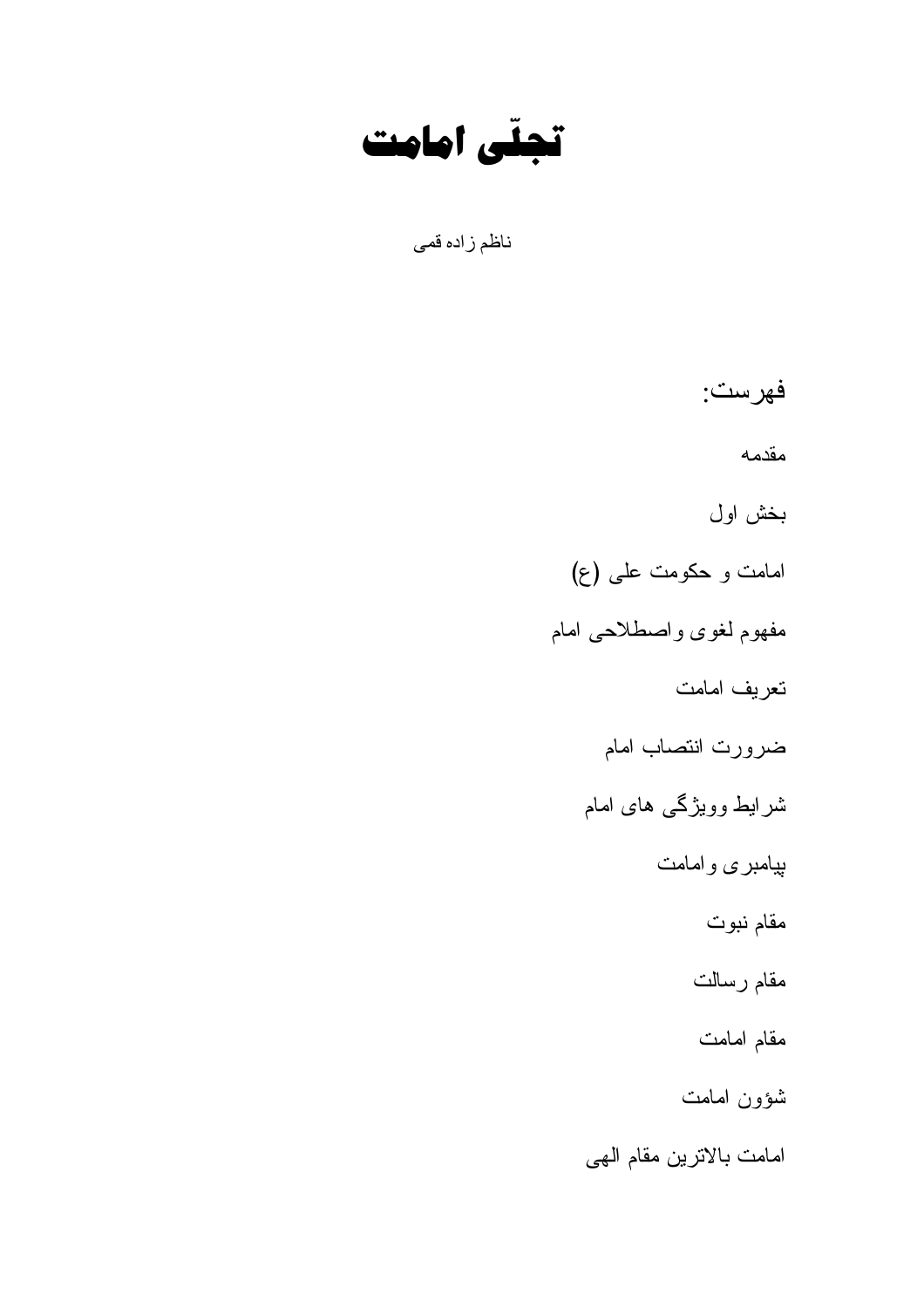# تجلّی امامت

ناظم زاده قمی

فهرست:

مقدمه

بخش اول

امامت و حکومت علی (ع)

مفهوم لغوی واصطلاحی امام

تعریف امامت

ضرورت انتصاب امام

شرایط وویژگی های امام

پیامبری وامامت

مقام نبوت

مقام رسالت

مقام امامت

شؤون امامت

امامت بالاترین مقام الهی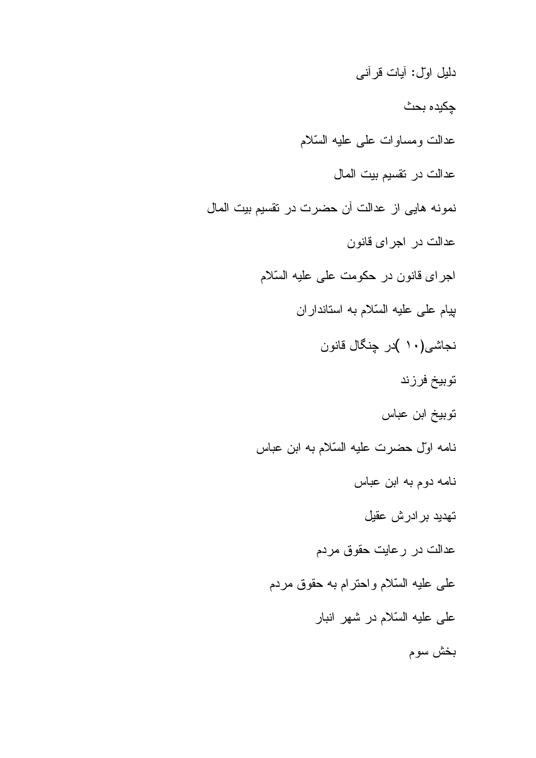دلیل اوّل: آیات قرآنی

چکیده بحث

عدالت ومساوات علی علیه السّلام

عدالت در تقسیم بیت المال

نمونه هایی از عدالت آن حضرت در تقسیم بیت المال

عدالت در اجرای قانون

اجرای قانون در حکومت علی علیه السّلام

پیام علی علیه السّلام به استانداران

نجاشی(۱۰ )در چنگال قانون

توبیخ فرزند

توبیخ ابن عباس

نامه اوّل حضرت علیه السّلام به ابن عباس

نامه دوم به ابن عباس

تهدید برادرش عقیل

عدالت در رعایت حقوق مردم

علی علیه السّلام واحترام به حقوق مردم

علی علیه السّلام در شهر انبار

بخش سوم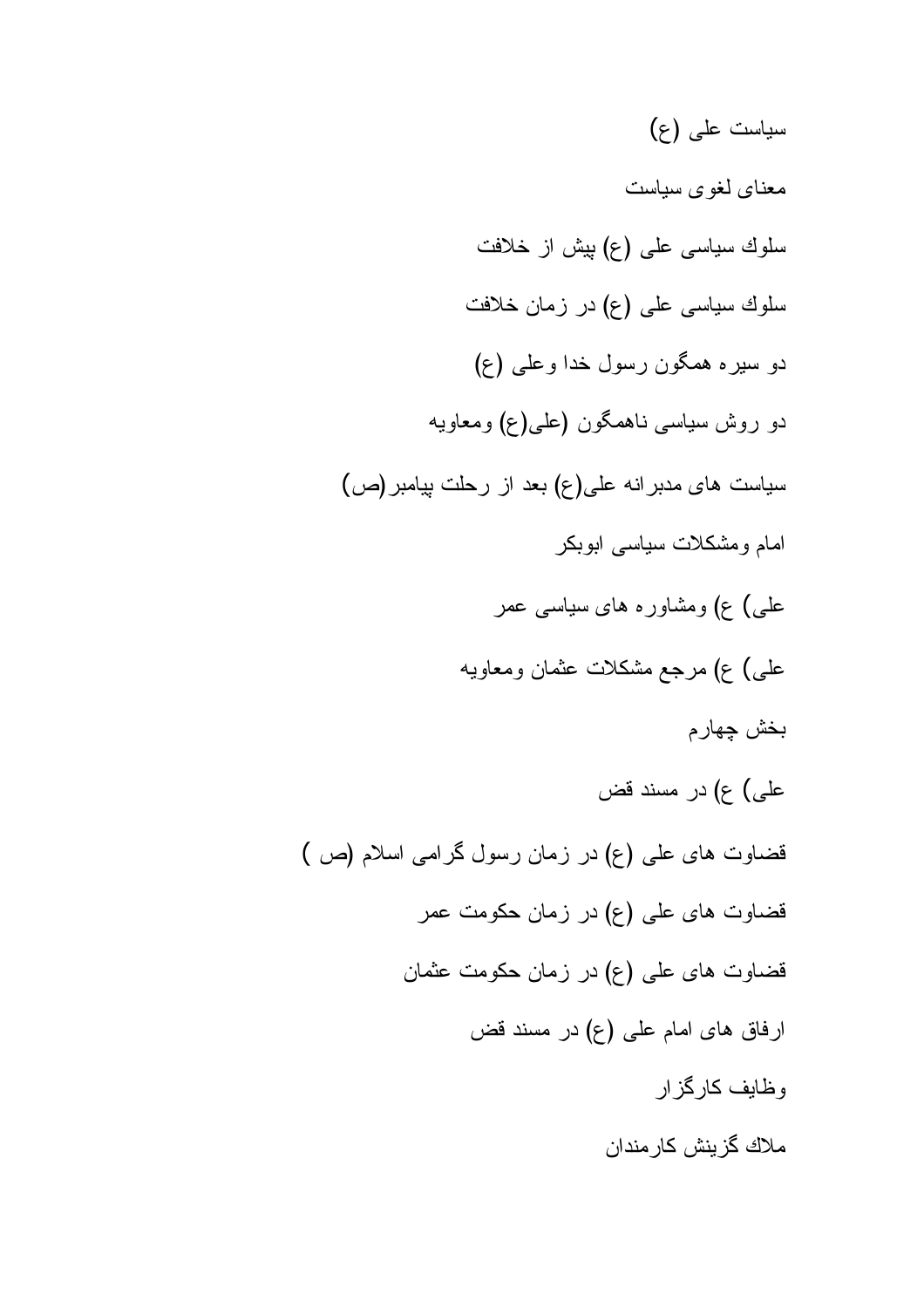سیاست علی (ع)

معنای لغوی سیاست

سلوك سیاسی علی (ع) پیش از خلافت

سلوك سیاسی علی (ع) در زمان خلافت

دو سیره همگون رسول خدا وعلی (ع)

دو روش سیاسی ناهمگون (علی(ع) ومعاویه

سیاست های مدبرانه علی(ع) بعد از رحلت پیامبر(ص)

امام ومشكلات سیاسی ابوبكر

علی) ع) ومشاوره های سیاسی عمر

علی) ع) مرجع مشكلات عثمان ومعاویه

بخش چهارم

علی) ع) در مسند قض

قضاوت های علی (ع) در زمان رسول گرامی اسلام (ص )

قضاوت های علی (ع) در زمان حكومت عمر

قضاوت های علی (ع) در زمان حكومت عثمان

ارفاق های امام علی (ع) در مسند قض

وظایف كارگزار

ملاك گزینش كارمندان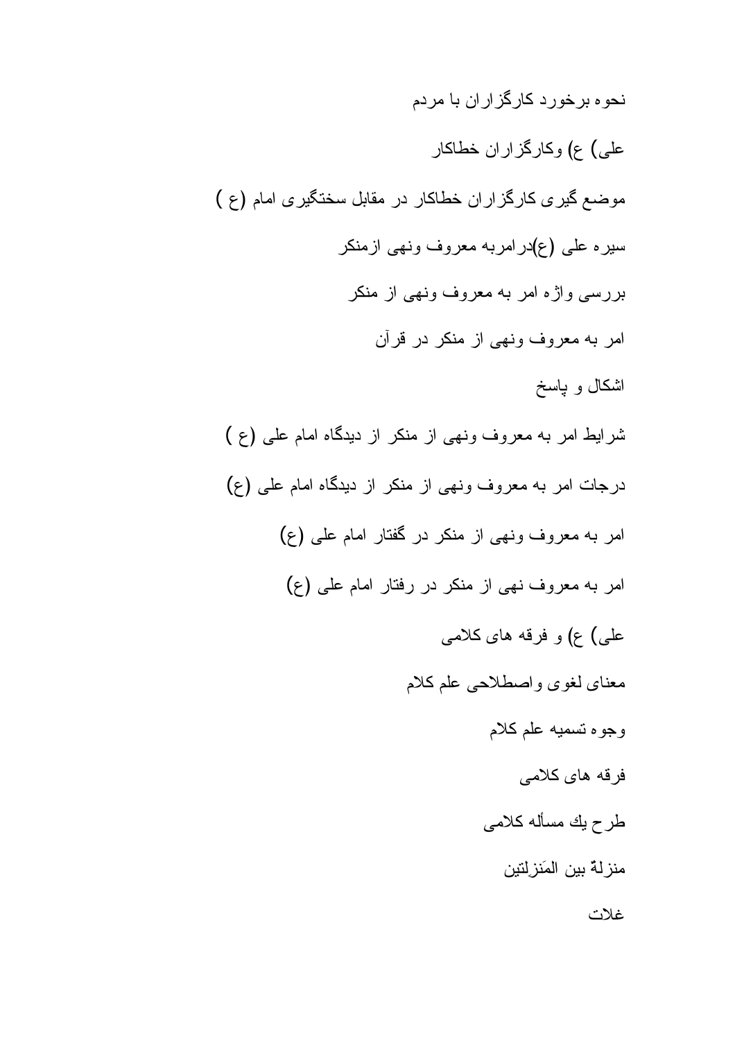نحوه برخورد كارگزاران با مردم

علی) ع) وكارگزاران خطاكار

موضع گيری كارگزاران خطاكار در مقابل سختگيری امام (ع )

سيره علی (ع)درامربه معروف ونهی ازمنكر

بررسی واژه امر به معروف ونهی از منكر

امر به معروف ونهی از منكر در قرآن

اشكال و پاسخ

شرايط امر به معروف ونهی از منكر از ديدگاه امام علی (ع )

درجات امر به معروف ونهی از منكر از ديدگاه امام علی (ع)

امر به معروف ونهی از منكر در گفتار امام علی (ع)

امر به معروف نهی از منكر در رفتار امام علی (ع)

علی) ع) و فرقه های كلامی

معنای لغوی واصطلاحی علم كلام

وجوه تسميه علم كلام

فرقه های كلامی

طرح يك مسأله كلامی

منزلة بين المَنزِلتين

غلات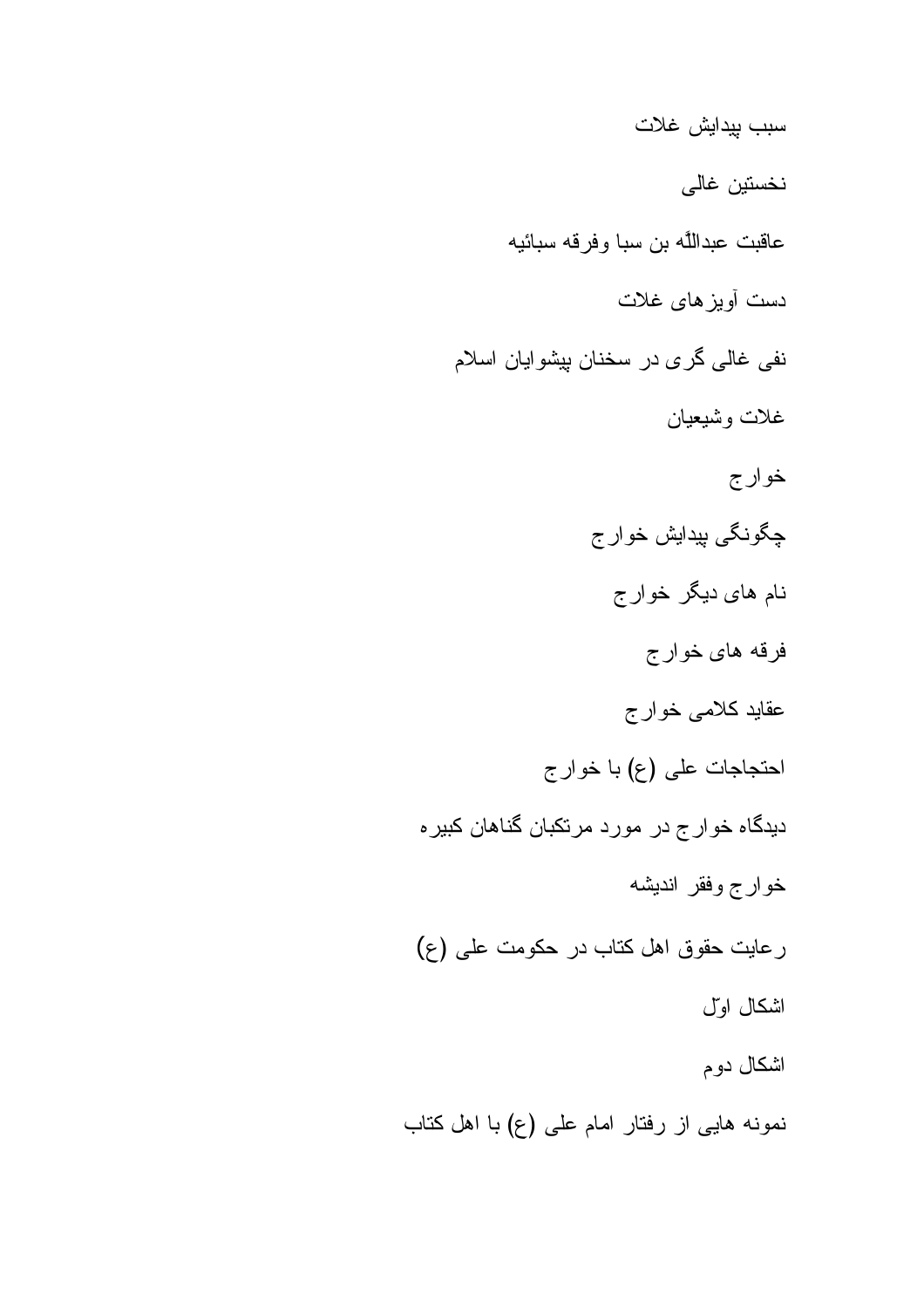سبب پیدایش غلات

نخستین غالی

عاقبت عبداللّه بن سبا وفرقه سبائیه

دست آویزهای غلات

نفی غالی گری در سخنان پیشوایان اسلام

غلات وشیعیان

خوارج

چگونگی پیدایش خوارج

نام های دیگر خوارج

فرقه های خوارج

عقاید کلامی خوارج

احتجاجات علی (ع) با خوارج

دیدگاه خوارج در مورد مرتکبان گناهان کبیره

خوارج وفقر اندیشه

رعایت حقوق اهل کتاب در حکومت علی (ع)

اشکال اوّل

اشکال دوم

نمونه هایی از رفتار امام علی (ع) با اهل کتاب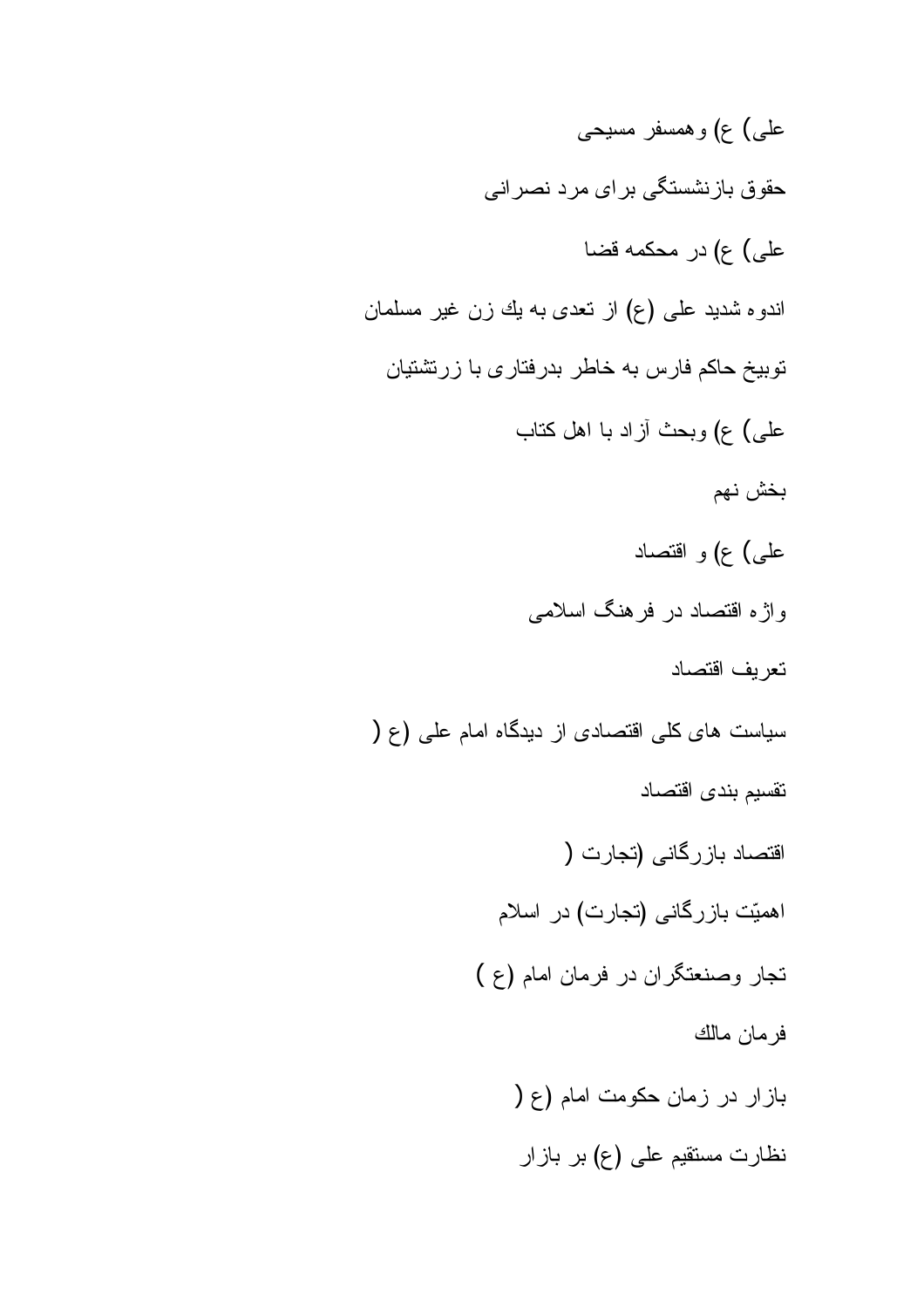علی) ع) وهمسفر مسیحی

حقوق بازنشستگی برای مرد نصرانی

علی) ع) در محکمه قضا

اندوه شدید علی (ع) از تعدی به یك زن غیر مسلمان

توبیخ حاکم فارس به خاطر بدرفتاری با زرتشتیان

علی) ع) وبحث آزاد با اهل کتاب

بخش نهم

علی) ع) و اقتصاد

واژه اقتصاد در فرهنگ اسلامی

تعریف اقتصاد

سیاست های کلی اقتصادی از دیدگاه امام علی (ع (

تقسیم بندی اقتصاد

اقتصاد بازرگانی (تجارت (

اهمیّت بازرگانی (تجارت) در اسلام

تجار وصنعتگران در فرمان امام (ع )

فرمان مالك

بازار در زمان حکومت امام (ع (

نظارت مستقیم علی (ع) بر بازار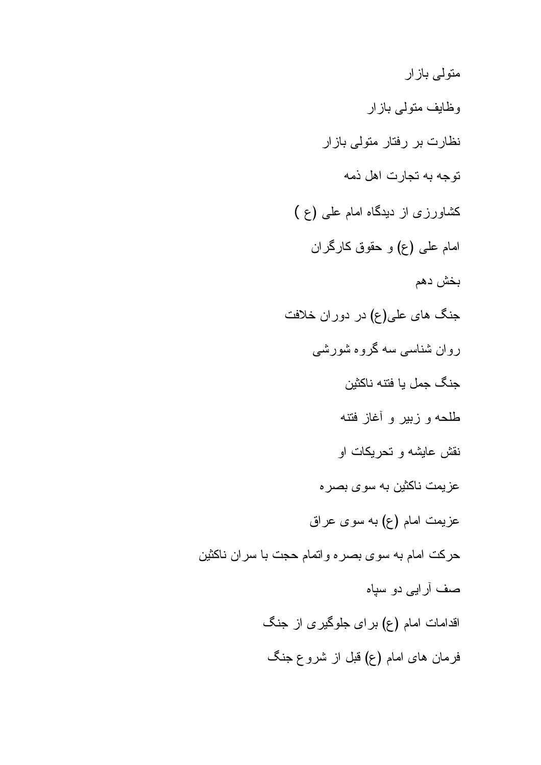متولی بازار

وظایف متولی بازار

نظارت بر رفتار متولی بازار

توجه به تجارت اهل ذمه

کشاورزی از دیدگاه امام علی (ع )

امام علی (ع) و حقوق کارگران

بخش دهم

جنگ های علی(ع) در دوران خلافت

روان شناسی سه گروه شورشی

جنگ جمل یا فتنه ناکثین

طلحه و زبیر و آغاز فتنه

نقش عایشه و تحریکات او

عزیمت ناکثین به سوی بصره

عزیمت امام (ع) به سوی عراق

حرکت امام به سوی بصره واتمام حجت با سران ناکثین

صف آرایی دو سپاه

اقدامات امام (ع) برای جلوگیری از جنگ

فرمان های امام (ع) قبل از شروع جنگ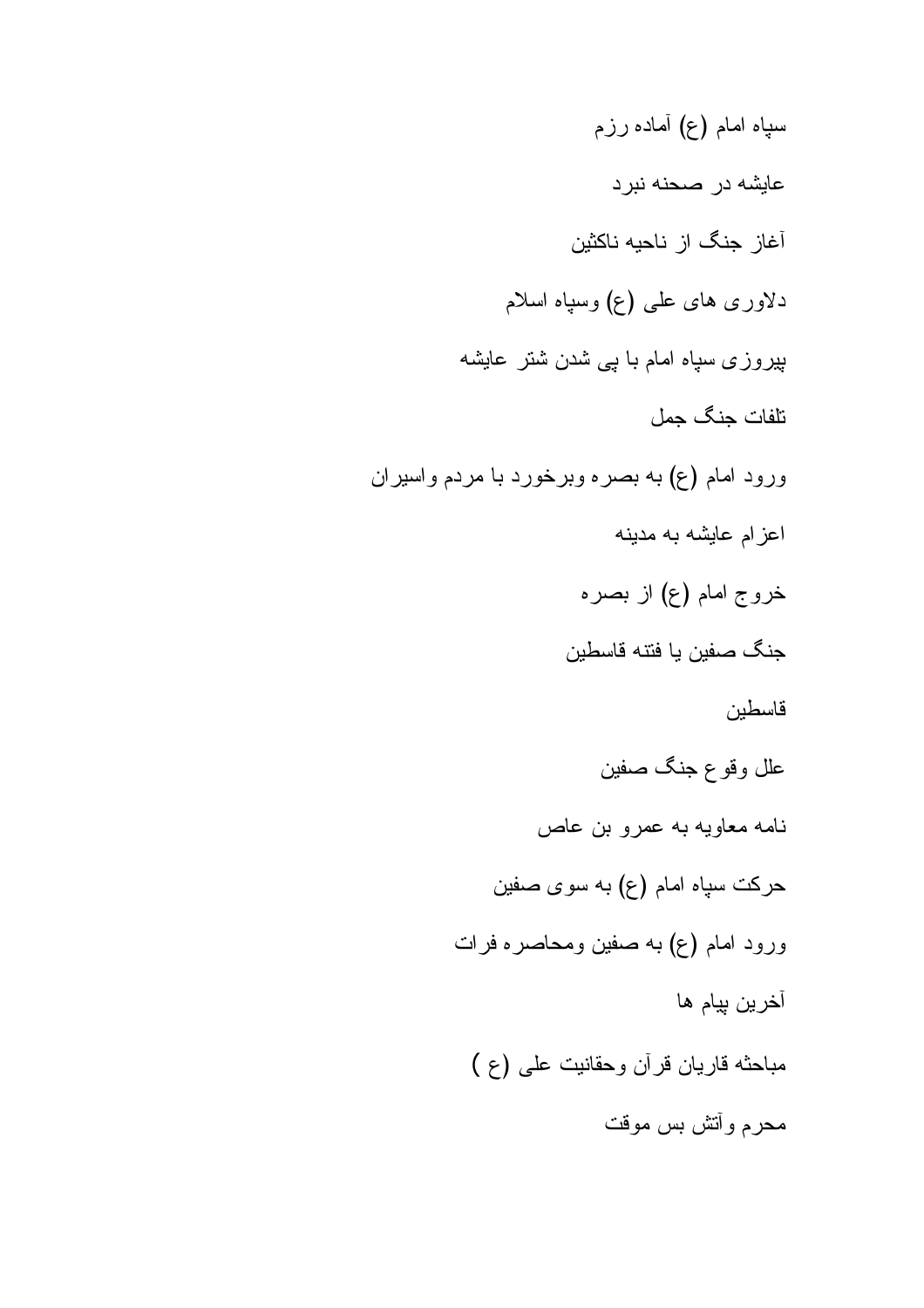سپاه امام (ع) آماده رزم

عایشه در صحنه نبرد

آغاز جنگ از ناحیه ناکثین

دلاوری های علی (ع) وسپاه اسلام

پیروزی سپاه امام با پی شدن شتر عایشه

تلفات جنگ جمل

ورود امام (ع) به بصره وبرخورد با مردم واسیران

اعزام عایشه به مدینه

خروج امام (ع) از بصره

جنگ صفین یا فتنه قاسطین

قاسطین

علل وقوع جنگ صفین

نامه معاویه به عمرو بن عاص

حرکت سپاه امام (ع) به سوی صفین

ورود امام (ع) به صفین ومحاصره فرات

آخرین پیام ها

مباحثه قاریان قرآن وحقانیت علی (ع )

محرم وآتش بس موقت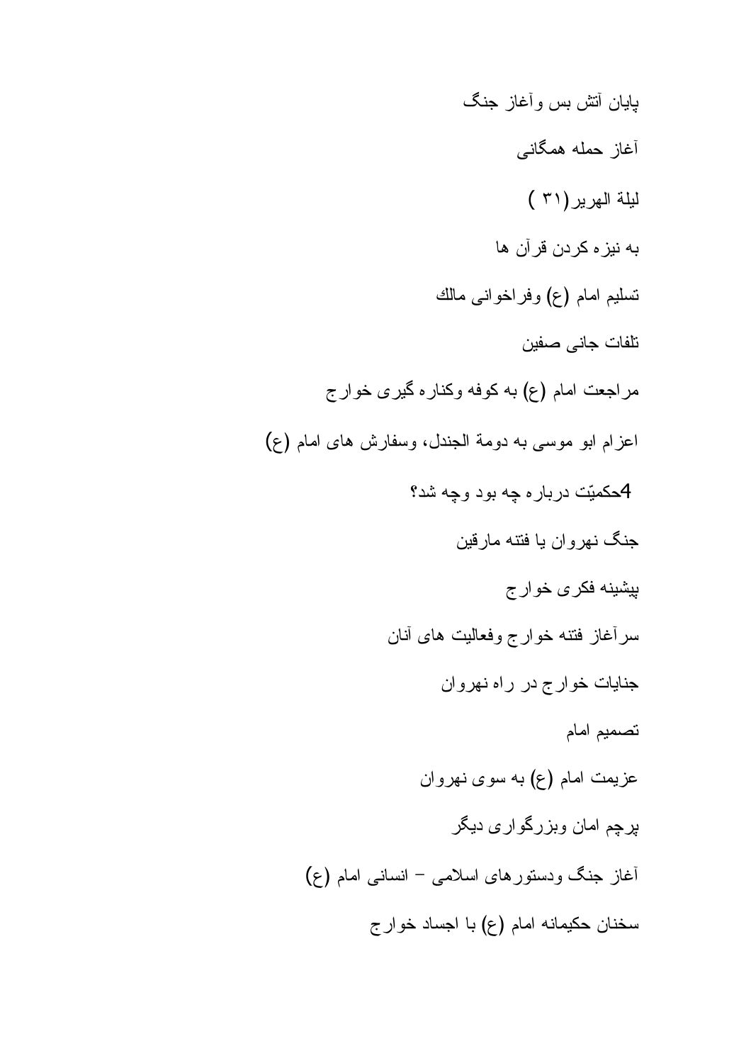پایان آتش بس وآغاز جنگ

آغاز حمله همگانی

ليلة الهرير(۳۱ )

به نیزه کردن قرآن ها

تسلیم امام (ع) وفراخوانی مالك

تلفات جانی صفین

مراجعت امام (ع) به کوفه وکناره گیری خوارج

اعزام ابو موسی به دومة الجندل، وسفارش های امام (ع)

4حکمیّت درباره چه بود وچه شد؟

جنگ نهروان یا فتنه مارقین

پیشینه فکری خوارج

سرآغاز فتنه خوارج وفعالیت های آنان

جنایات خوارج در راه نهروان

تصمیم امام

عزیمت امام (ع) به سوی نهروان

پرچم امان وبزرگواری دیگر

آغاز جنگ ودستورهای اسلامی – انسانی امام (ع)

سخنان حکیمانه امام (ع) با اجساد خوارج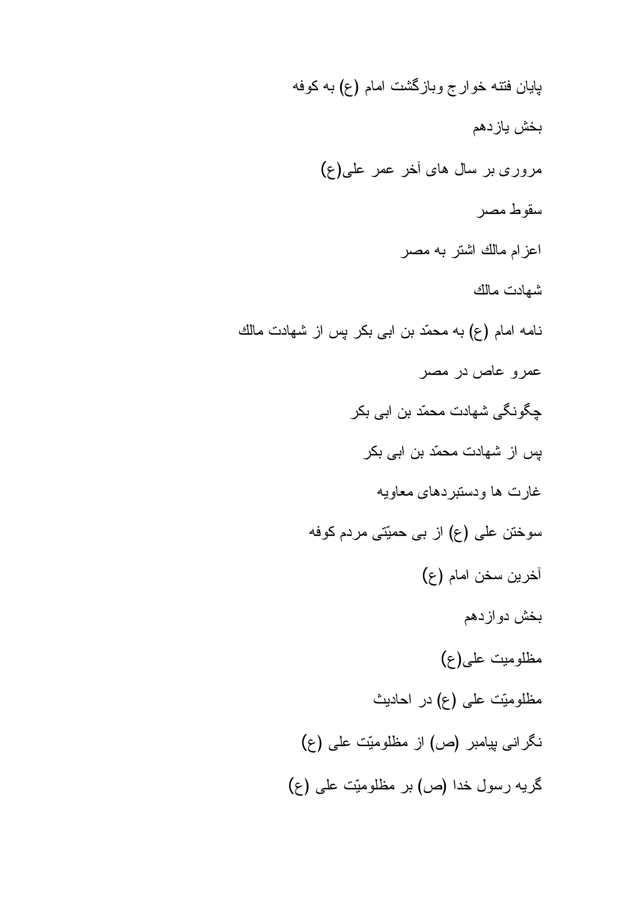پایان فتنه خوارج وبازگشت امام (ع) به کوفه

بخش یازدهم

مروری بر سال های آخر عمر علی(ع)

سقوط مصر

اعزام مالك اشتر به مصر

شهادت مالك

نامه امام (ع) به محمّد بن ابی بکر پس از شهادت مالك

عمرو عاص در مصر

چگونگی شهادت محمّد بن ابی بکر

پس از شهادت محمّد بن ابی بکر

غارت ها ودستبردهای معاویه

سوختن علی (ع) از بی حمیّتی مردم کوفه

آخرین سخن امام (ع)

بخش دوازدهم

مظلومیت علی(ع)

مظلومیّت علی (ع) در احادیث

نگرانی پیامبر (ص) از مظلومیّت علی (ع)

گریه رسول خدا (ص) بر مظلومیّت علی (ع)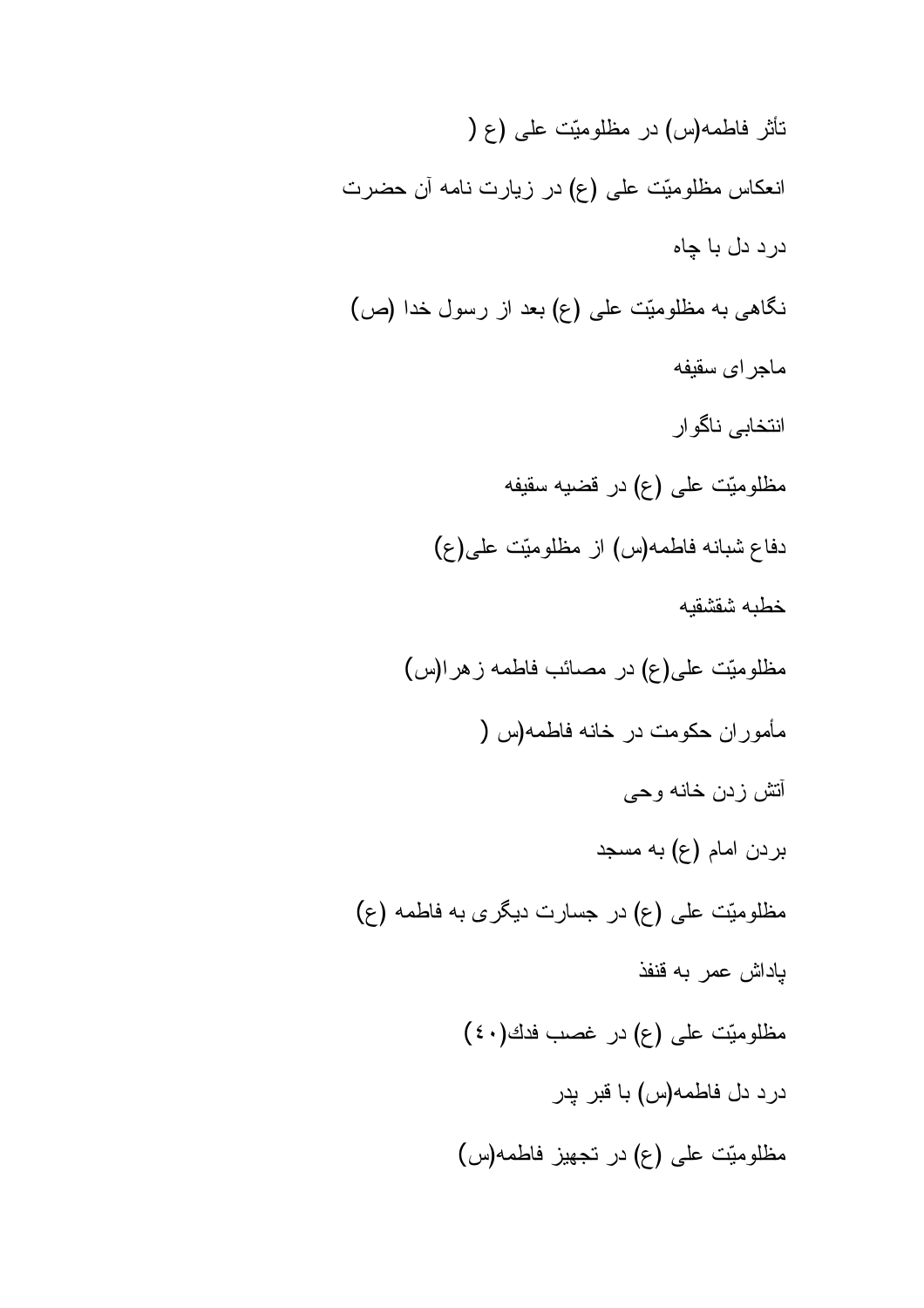تأثر فاطمه(س) در مظلوميّت على (ع (

انعكاس مظلوميّت على (ع) در زيارت نامه آن حضرت

درد دل با چاه

نگاهى به مظلوميّت على (ع) بعد از رسول خدا (ص)

ماجراى سقيفه

انتخابى ناگوار

مظلوميّت على (ع) در قضيه سقيفه

دفاع شبانه فاطمه(س) از مظلوميّت على(ع)

خطبه شقشقيه

مظلوميّت على(ع) در مصائب فاطمه زهرا(س)

مأموران حكومت در خانه فاطمه(س (

آتش زدن خانه وحى

بردن امام (ع) به مسجد

مظلوميّت على (ع) در جسارت ديگرى به فاطمه (ع)

پاداش عمر به قنفذ

مظلوميّت على (ع) در غصب فدك(٤٠)

درد دل فاطمه(س) با قبر پدر

مظلوميّت على (ع) در تجهيز فاطمه(س)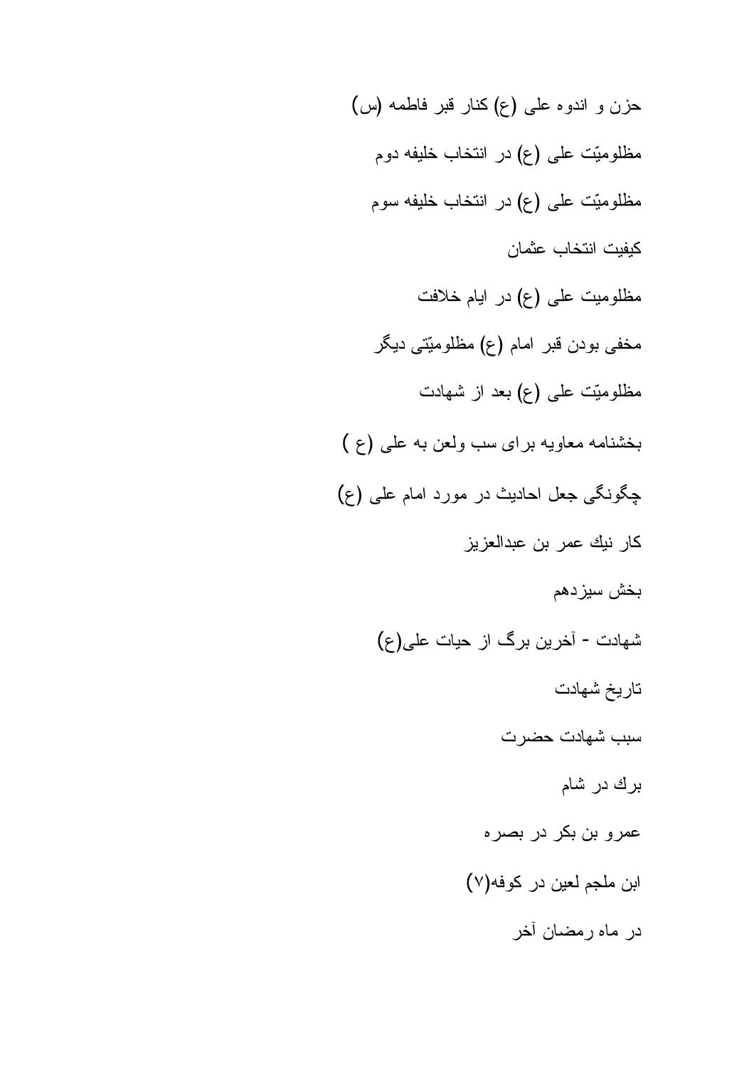حزن و اندوه على (ع) كنار قبر فاطمه (س)

مظلوميّت على (ع) در انتخاب خليفه دوم

مظلوميّت على (ع) در انتخاب خليفه سوم

كيفيت انتخاب عثمان

مظلوميت على (ع) در ايام خلافت

مخفى بودن قبر امام (ع) مظلوميّتى ديگر

مظلوميّت على (ع) بعد از شهادت

بخشنامه معاويه براى سب ولعن به على (ع )

چگونگى جعل احاديث در مورد امام على (ع)

كار نيك عمر بن عبدالعزيز

بخش سيزدهم

شهادت - آخرين برگ از حيات على(ع)

تاريخ شهادت

سبب شهادت حضرت

برك در شام

عمرو بن بكر در بصره

ابن ملجم لعين در كوفه(۷)

در ماه رمضان آخر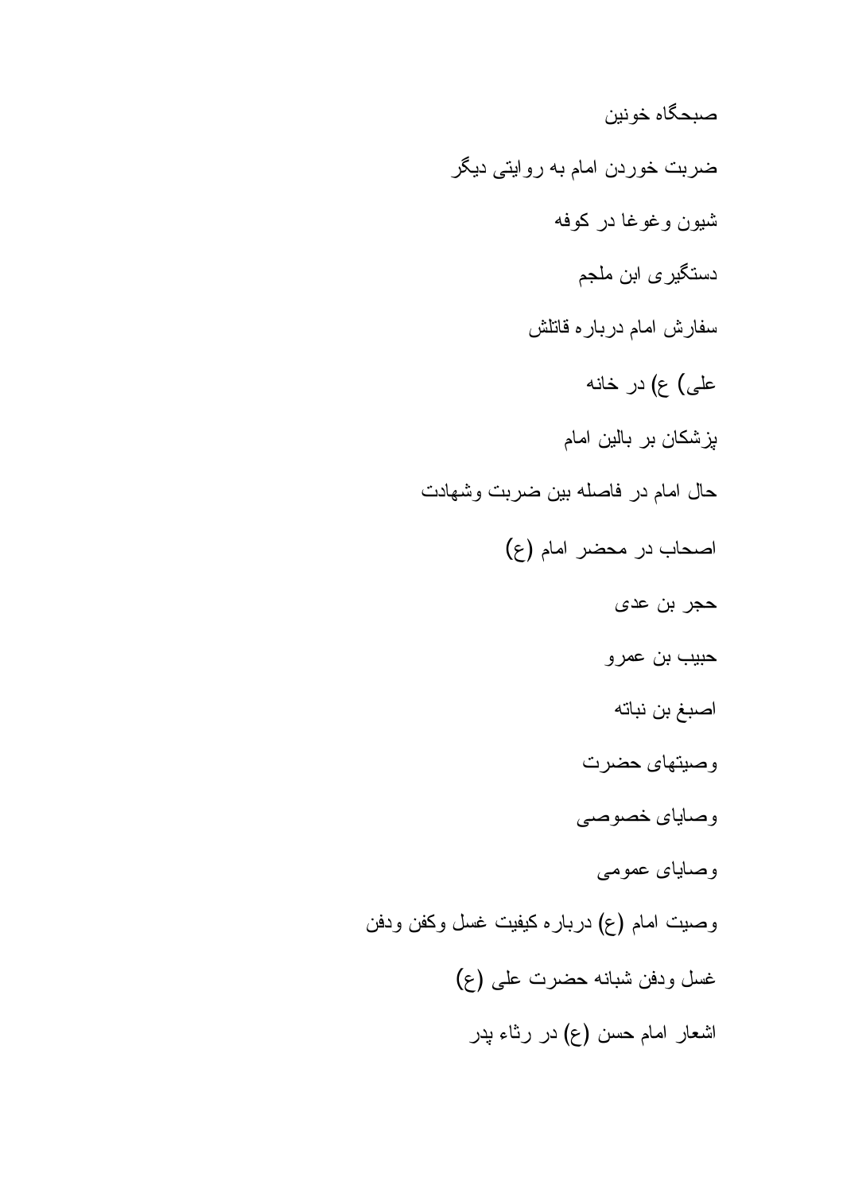صبحگاه خونین

ضربت خوردن امام به روایتی دیگر

شیون وغوغا در کوفه

دستگیری ابن ملجم

سفارش امام درباره قاتلش

علی) ع) در خانه

پزشکان بر بالین امام

حال امام در فاصله بین ضربت وشهادت

اصحاب در محضر امام (ع)

حجر بن عدی

حبیب بن عمرو

اصبغ بن نباته

وصیتهای حضرت

وصایای خصوصی

وصایای عمومی

وصیت امام (ع) درباره کیفیت غسل وکفن ودفن

غسل ودفن شبانه حضرت علی (ع)

اشعار امام حسن (ع) در رثاء پدر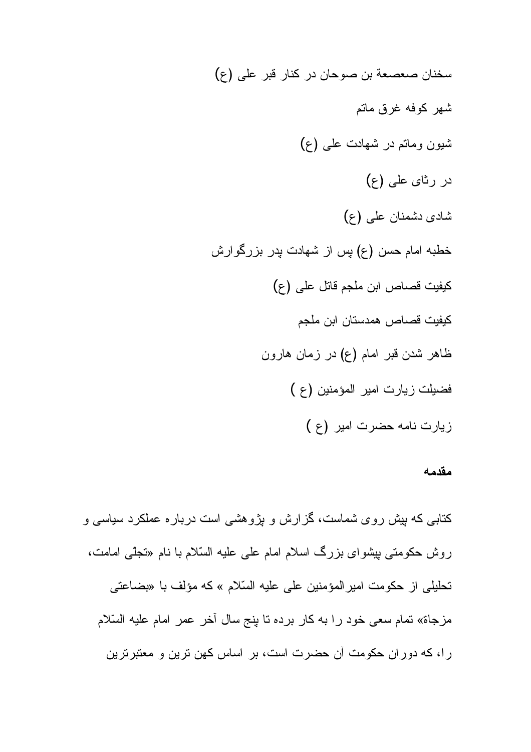سخنان صعصعة بن صوحان در کنار قبر علی (ع)

شهر کوفه غرق ماتم

شیون وماتم در شهادت علی (ع)

در رثای علی (ع)

شادی دشمنان علی (ع)

خطبه امام حسن (ع) پس از شهادت پدر بزرگوارش

کیفیت قصاص ابن ملجم قاتل علی (ع)

کیفیت قصاص همدستان ابن ملجم

ظاهر شدن قبر امام (ع) در زمان هارون

فضیلت زیارت امیر المؤمنین (ع )

زیارت نامه حضرت امیر (ع )

**مقدمه**

کتابی که پیش روی شماست، گزارش و پژوهشی است درباره عملکرد سیاسی و روش حکومتی پیشوای بزرگ اسلام امام علی علیه السّلام با نام «تجلّی امامت، تحلیلی از حکومت امیرالمؤمنین علی علیه السّلام » که مؤلف با «بضاعتی مزجاة» تمام سعی خود را به کار برده تا پنج سال آخر عمر امام علیه السّلام را، که دوران حکومت آن حضرت است، بر اساس کهن ترین و معتبرترین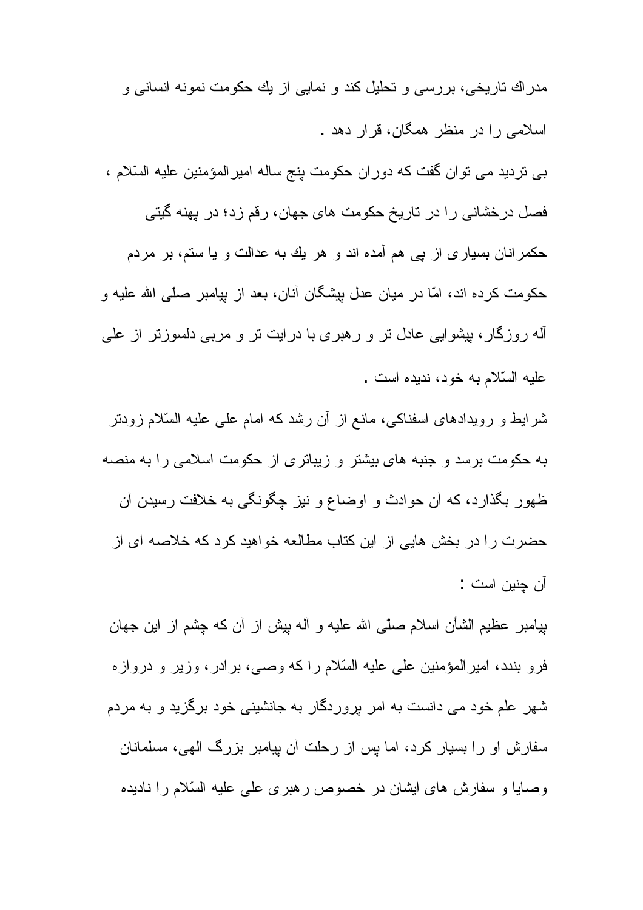مدراك تاريخى، بررسى و تحليل كند و نمايى از يك حكومت نمونه انسانى و اسلامى را در منظر همگان، قرار دهد .

بى ترديد مى توان گفت كه دوران حكومت پنج ساله اميرالمؤمنين عليه السّلام ، فصل درخشانى را در تاريخ حكومت هاى جهان، رقم زد؛ در پهنه گيتى حكمرانان بسيارى از پى هم آمده اند و هر يك به عدالت و يا ستم، بر مردم حكومت كرده اند، امّا در ميان عدل پيشگان آنان، بعد از پيامبر صلّى الله عليه و آله روزگار، پيشوايى عادل تر و رهبرى با درايت تر و مربى دلسوزتر از على عليه السّلام به خود، نديده است .

شرايط و رويدادهاى اسفناكى، مانع از آن رشد كه امام على عليه السّلام زودتر به حكومت برسد و جنبه هاى بيشتر و زيباترى از حكومت اسلامى را به منصه ظهور بگذارد، كه آن حوادث و اوضاع و نيز چگونگى به خلافت رسيدن آن حضرت را در بخش هايى از اين كتاب مطالعه خواهيد كرد كه خلاصه اى از آن چنين است :

پيامبر عظيم الشأن اسلام صلّى الله عليه و آله پيش از آن كه چشم از اين جهان فرو بندد، اميرالمؤمنين على عليه السّلام را كه وصى، برادر، وزير و دروازه شهر علم خود مى دانست به امر پروردگار به جانشينى خود برگزيد و به مردم سفارش او را بسيار كرد، اما پس از رحلت آن پيامبر بزرگ الهى، مسلمانان وصايا و سفارش هاى ايشان در خصوص رهبرى على عليه السّلام را ناديده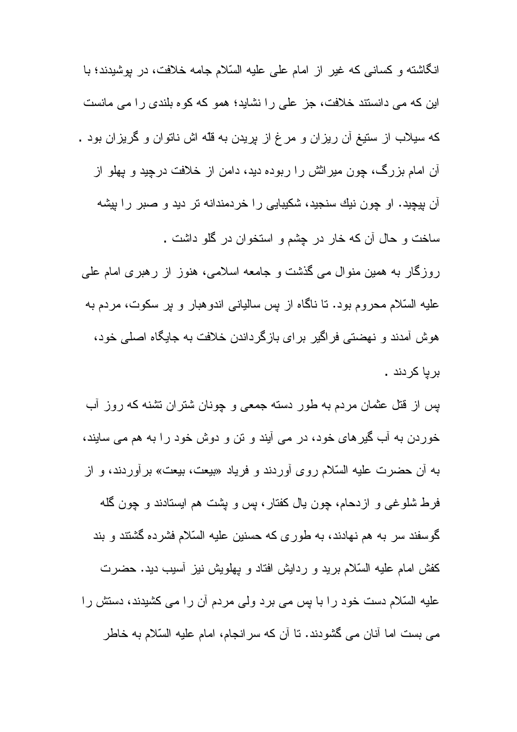انگاشته و کسانی که غیر از امام علی علیه السّلام جامه خلافت، در پوشیدند؛ با این که می دانستند خلافت، جز علی را نشاید؛ همو که کوه بلندی را می مانست که سیلاب از ستیغ آن ریزان و مرغ از پریدن به قلّه اش ناتوان و گریزان بود . آن امام بزرگ، چون میراثش را ربوده دید، دامن از خلافت درچید و پهلو از آن پیچید. او چون نیك سنجید، شکیبایی را خردمندانه تر دید و صبر را پیشه ساخت و حال آن که خار در چشم و استخوان در گلو داشت .

روزگار به همین منوال می گذشت و جامعه اسلامی، هنوز از رهبری امام علی علیه السّلام محروم بود. تا ناگاه از پس سالیانی اندوهبار و پر سکوت، مردم به هوش آمدند و نهضتی فراگیر برای بازگرداندن خلافت به جایگاه اصلی خود، برپا کردند .

پس از قتل عثمان مردم به طور دسته جمعی و چونان شتران تشنه که روز آب خوردن به آب گیرهای خود، در می آیند و تن و دوش خود را به هم می سایند، به آن حضرت علیه السّلام روی آوردند و فریاد «بیعت، بیعت» برآوردند، و از فرط شلوغی و ازدحام، چون یال کفتار، پس و پشت هم ایستادند و چون گله گوسفند سر به هم نهادند، به طوری که حسنین علیه السّلام فشرده گشتند و بند کفش امام علیه السّلام برید و ردایش افتاد و پهلویش نیز آسیب دید. حضرت علیه السّلام دست خود را با پس می برد ولی مردم آن را می کشیدند، دستش را می بست اما آنان می گشودند. تا آن که سرانجام، امام علیه السّلام به خاطر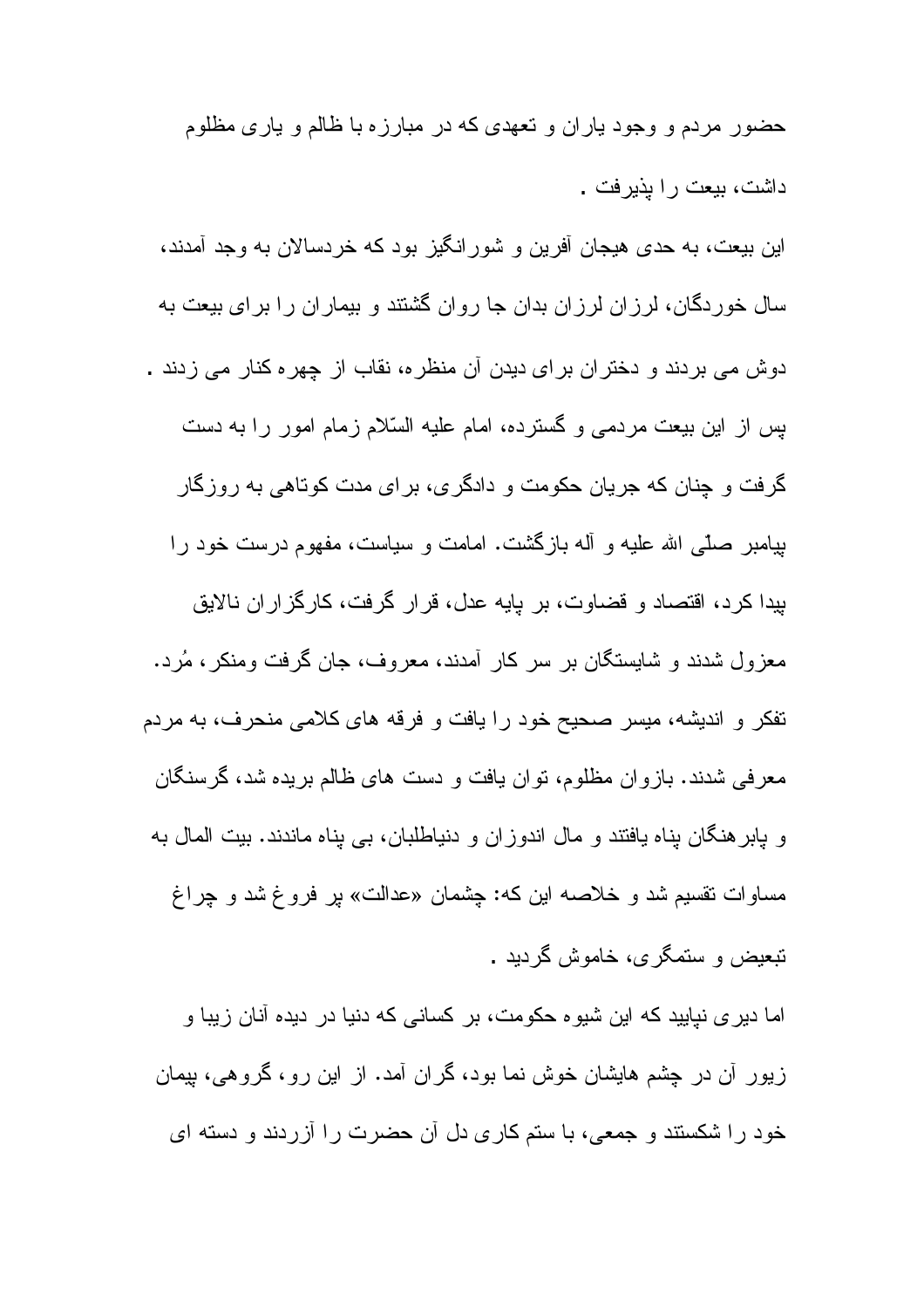حضور مردم و وجود یاران و تعهدی که در مبارزه با ظالم و یاری مظلوم داشت، بیعت را پذیرفت .

این بیعت، به حدی هیجان آفرین و شورانگیز بود که خردسالان به وجد آمدند، سال خوردگان، لرزان لرزان بدان جا روان گشتند و بیماران را برای بیعت به دوش می بردند و دختران برای دیدن آن منظره، نقاب از چهره کنار می زدند . پس از این بیعت مردمی و گسترده، امام علیه السّلام زمام امور را به دست گرفت و چنان که جریان حکومت و دادگری، برای مدت کوتاهی به روزگار پیامبر صلّی الله علیه و آله بازگشت. امامت و سیاست، مفهوم درست خود را پیدا کرد، اقتصاد و قضاوت، بر پایه عدل، قرار گرفت، کارگزاران نالایق معزول شدند و شایستگان بر سر کار آمدند، معروف، جان گرفت ومنکر، مُرد. تفکر و اندیشه، میسر صحیح خود را یافت و فرقه های کلامی منحرف، به مردم معرفی شدند. بازوان مظلوم، توان یافت و دست های ظالم بریده شد، گرسنگان و پابرهنگان پناه یافتند و مال اندوزان و دنیاطلبان، بی پناه ماندند. بیت المال به مساوات تقسیم شد و خلاصه این که: چشمان «عدالت» پر فروغ شد و چراغ تبعیض و ستمگری، خاموش گردید .

اما دیری نپایید که این شیوه حکومت، بر کسانی که دنیا در دیده آنان زیبا و زیور آن در چشم هایشان خوش نما بود، گران آمد. از این رو، گروهی، پیمان خود را شکستند و جمعی، با ستم کاری دل آن حضرت را آزردند و دسته ای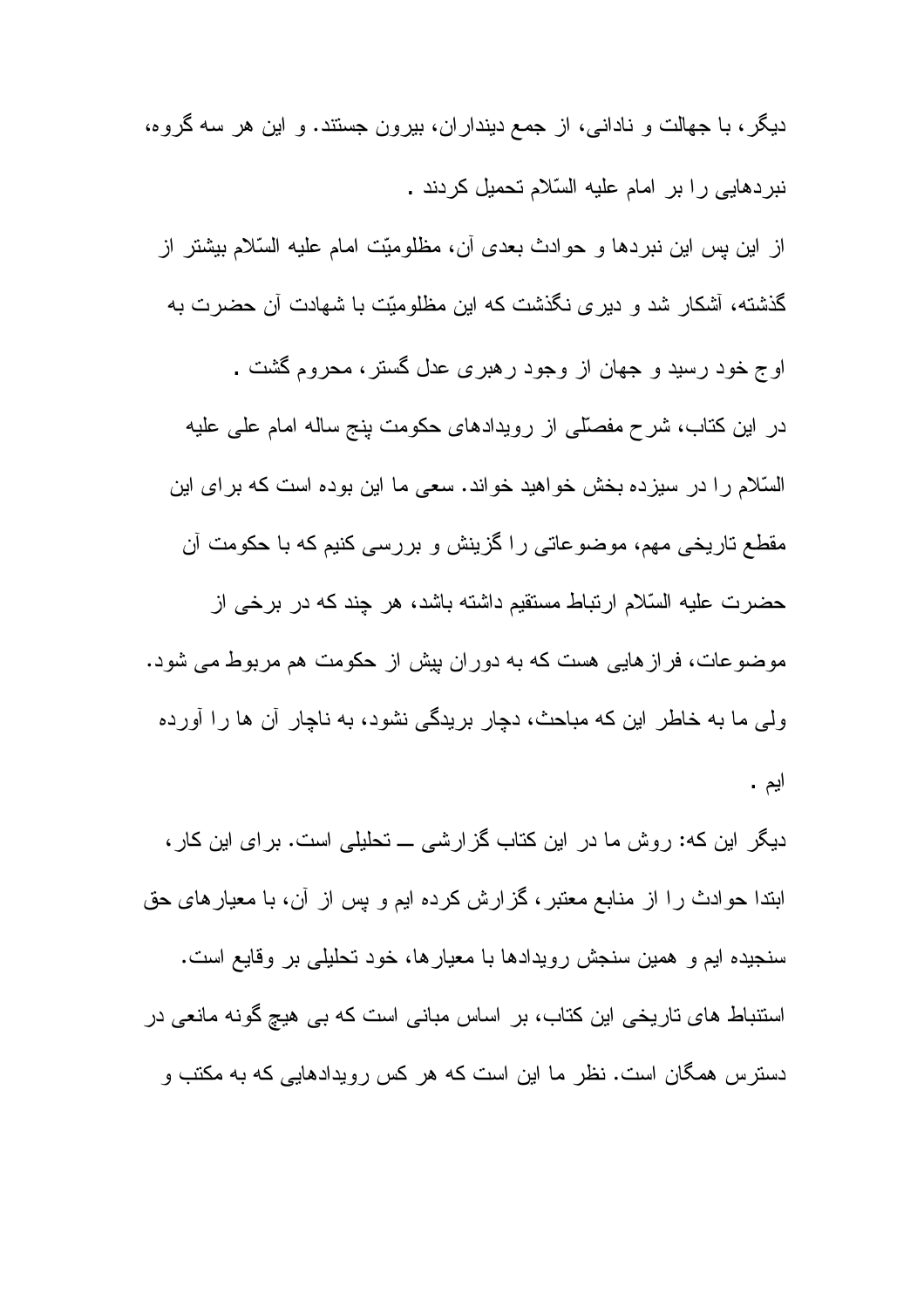دیگر، با جهالت و نادانی، از جمع دینداران، بیرون جستند. و این هر سه گروه، نبردهایی را بر امام علیه السّلام تحمیل کردند .

از این پس این نبردها و حوادث بعدی آن، مظلومیّت امام علیه السّلام بیشتر از گذشته، آشکار شد و دیری نگذشت که این مظلومیّت با شهادت آن حضرت به اوج خود رسید و جهان از وجود رهبری عدل گستر، محروم گشت .

در این کتاب، شرح مفصّلی از رویدادهای حکومت پنج ساله امام علی علیه السّلام را در سیزده بخش خواهید خواند. سعی ما این بوده است که برای این مقطع تاریخی مهم، موضوعاتی را گزینش و بررسی کنیم که با حکومت آن حضرت علیه السّلام ارتباط مستقیم داشته باشد، هر چند که در برخی از موضوعات، فرازهایی هست که به دوران پیش از حکومت هم مربوط می شود. ولی ما به خاطر این که مباحث، دچار بریدگی نشود، به ناچار آن ها را آورده ایم .

دیگر این که: روش ما در این کتاب گزارشی ــ تحلیلی است. برای این کار، ابتدا حوادث را از منابع معتبر، گزارش کرده ایم و پس از آن، با معیارهای حق سنجیده ایم و همین سنجش رویدادها با معیارها، خود تحلیلی بر وقایع است. استنباط های تاریخی این کتاب، بر اساس مبانی است که بی هیچ گونه مانعی در دسترس همگان است. نظر ما این است که هر کس رویدادهایی که به مکتب و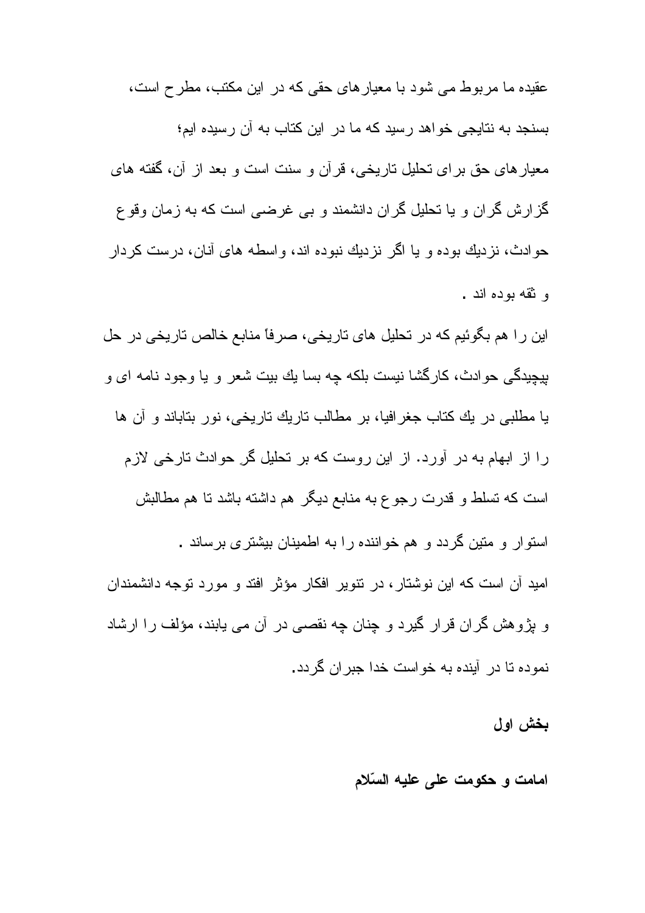عقیده ما مربوط می شود با معیارهای حقی که در این مکتب، مطرح است، بسنجد به نتایجی خواهد رسید که ما در این کتاب به آن رسیده ایم؛

معیارهای حق برای تحلیل تاریخی، قرآن و سنت است و بعد از آن، گفته های گزارش گران و یا تحلیل گران دانشمند و بی غرضی است که به زمان وقوع حوادث، نزدیك بوده و یا اگر نزدیك نبوده اند، واسطه های آنان، درست كردار و ثقه بوده اند .

این را هم بگوئیم که در تحلیل های تاریخی، صرفاً منابع خالص تاریخی در حل پیچیدگی حوادث، کارگشا نیست بلکه چه بسا یك بیت شعر و یا وجود نامه ای و یا مطلبی در یك کتاب جغرافیا، بر مطالب تاریك تاریخی، نور بتاباند و آن ها را از ابهام به در آورد. از این روست که بر تحلیل گر حوادث تارخی لازم است که تسلط و قدرت رجوع به منابع دیگر هم داشته باشد تا هم مطالبش استوار و متین گردد و هم خواننده را به اطمینان بیشتری برساند .

امید آن است که این نوشتار، در تنویر افکار مؤثر افتد و مورد توجه دانشمندان و پژوهش گران قرار گیرد و چنان چه نقصی در آن می یابند، مؤلف را ارشاد نموده تا در آینده به خواست خدا جبران گردد.

## بخش اول

### امامت و حکومت علی علیه السّلام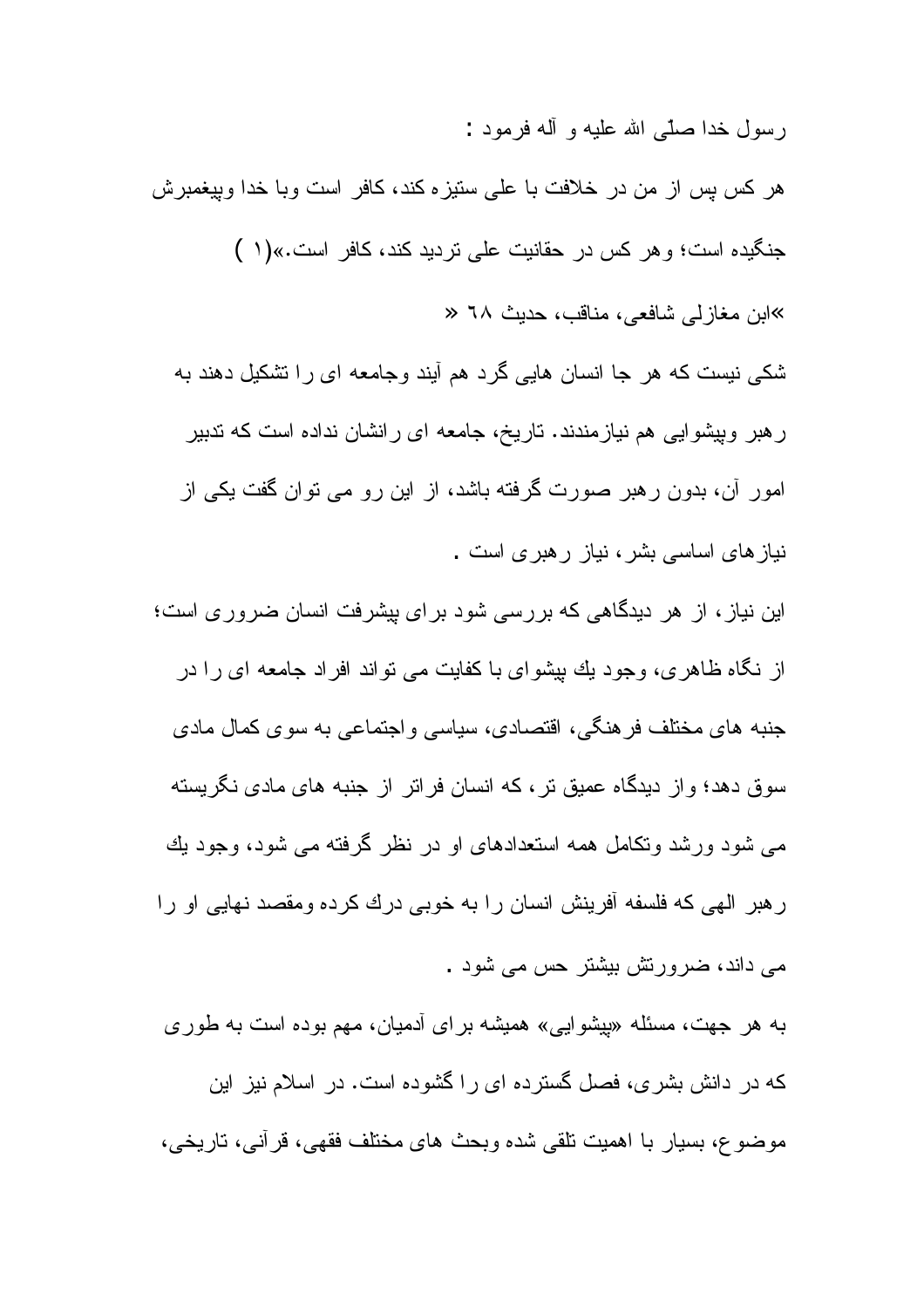رسول خدا صلّى الله عليه و آله فرمود :

هر كس پس از من در خلافت با على ستيزه كند، كافر است وبا خدا وپيغمبرش جنگيده است؛ وهر كس در حقانيت على ترديد كند، كافر است.»(۱ )

»ابن مغازلى شافعى، مناقب، حديث ٦٨ «

شكى نيست كه هر جا انسان هايى گرد هم آيند وجامعه اى را تشكيل دهند به رهبر وپيشوايى هم نيازمندند. تاريخ، جامعه اى رانشان نداده است كه تدبير امور آن، بدون رهبر صورت گرفته باشد، از اين رو مى توان گفت يكى از نيازهاى اساسى بشر، نياز رهبرى است .

اين نياز، از هر ديدگاهى كه بررسى شود براى پيشرفت انسان ضرورى است؛ از نگاه ظاهرى، وجود يك پيشواى با كفايت مى تواند افراد جامعه اى را در جنبه هاى مختلف فرهنگى، اقتصادى، سياسى واجتماعى به سوى كمال مادى سوق دهد؛ واز ديدگاه عميق تر، كه انسان فراتر از جنبه هاى مادى نگريسته مى شود ورشد وتكامل همه استعدادهاى او در نظر گرفته مى شود، وجود يك رهبر الهى كه فلسفه آفرينش انسان را به خوبى درك كرده ومقصد نهايى او را مى داند، ضرورتش بيشتر حس مى شود .

به هر جهت، مسئله «پيشوايى» هميشه براى آدميان، مهم بوده است به طورى كه در دانش بشرى، فصل گسترده اى را گشوده است. در اسلام نيز اين موضوع، بسيار با اهميت تلقى شده وبحث هاى مختلف فقهى، قرآنى، تاريخى،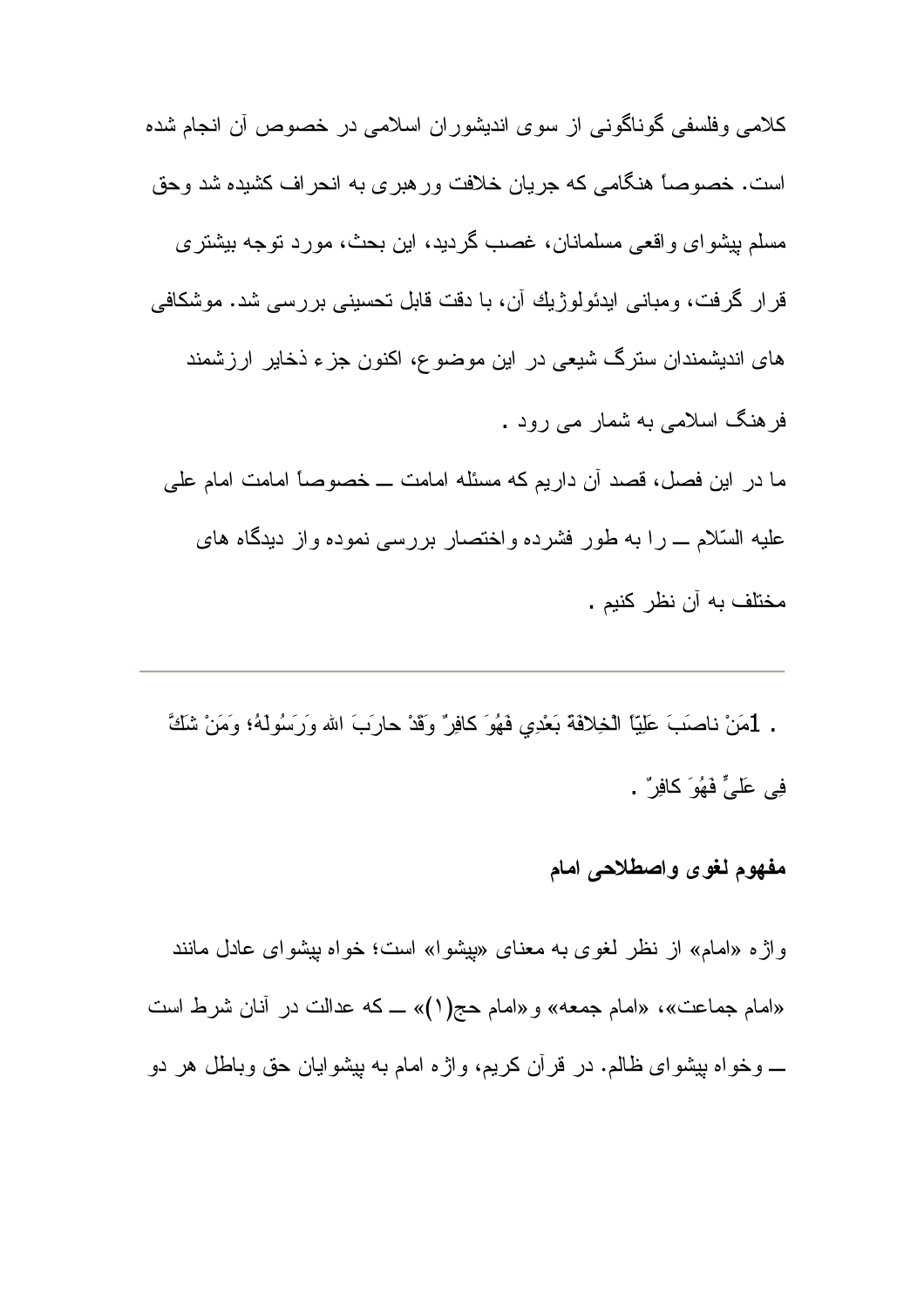کلامی وفلسفی گوناگونی از سوی اندیشوران اسلامی در خصوص آن انجام شده است. خصوصاً هنگامی که جریان خلافت ورهبری به انحراف کشیده شد وحق مسلم پیشوای واقعی مسلمانان، غصب گردید، این بحث، مورد توجه بیشتری قرار گرفت، ومبانی ایدئولوژیك آن، با دقت قابل تحسینی بررسی شد. موشکافی های اندیشمندان سترگ شیعی در این موضوع، اکنون جزء ذخایر ارزشمند فرهنگ اسلامی به شمار می رود .

ما در این فصل، قصد آن داریم که مسئله امامت ــ خصوصاً امامت امام علی علیه السّلام ــ را به طور فشرده واختصار بررسی نموده واز دیدگاه های مختلف به آن نظر کنیم .

---

. 1مَنْ ناصَبَ عَلِیّاً الْخِلافَة بَعْدِي فَهُوَ کافِرٌ وَقَدْ حارَبَ الله وَرَسُولَهُ؛ وَمَنْ شَكَّ فِی عَلیٍّ فَهُوَ کافِرٌ .

### مفهوم لغوی واصطلاحی امام

واژه «امام» از نظر لغوی به معنای «پیشوا» است؛ خواه پیشوای عادل مانند «امام جماعت»، «امام جمعه» و«امام حج(۱)» ــ که عدالت در آنان شرط است ــ وخواه پیشوای ظالم. در قرآن کریم، واژه امام به پیشوایان حق وباطل هر دو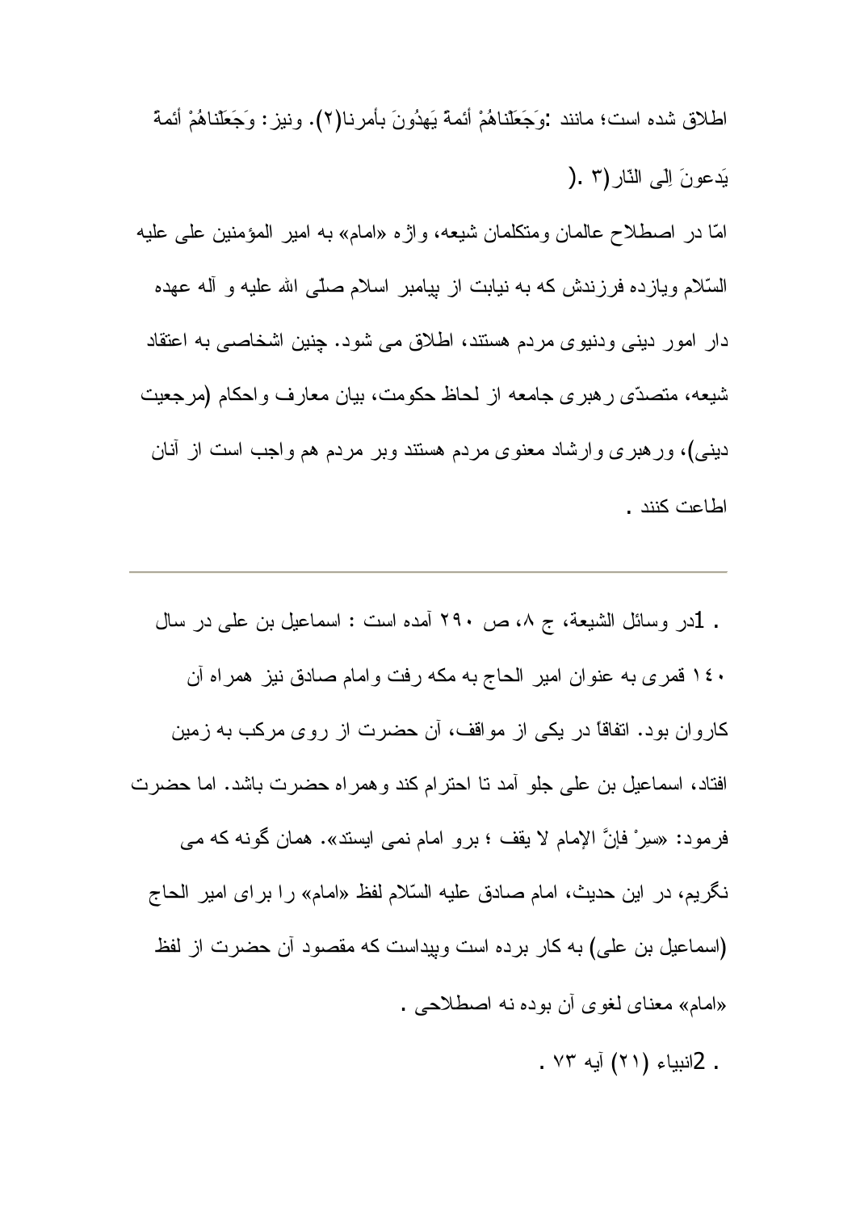اطلاق شده است؛ مانند :وَجَعَلْناهُمْ أئمة يَهدُونَ بأمرنا(۲). ونیز: وَجَعَلْناهُمْ أئمة يَدعونَ اِلى النّار(۳ .(

امّا در اصطلاح عالمان ومتکلمان شیعه، واژه «امام» به امیر المؤمنین علی علیه السّلام ویازده فرزندش که به نیابت از پیامبر اسلام صلّی الله علیه و آله عهده دار امور دینی ودنیوی مردم هستند، اطلاق می شود. چنین اشخاصی به اعتقاد شیعه، متصدّی رهبری جامعه از لحاظ حکومت، بیان معارف واحکام (مرجعیت دینی)، ورهبری وارشاد معنوی مردم هستند وبر مردم هم واجب است از آنان اطاعت کنند .

---

. 1در وسائل الشیعة، ج ۸، ص ۲۹۰ آمده است : اسماعیل بن علی در سال ۱٤۰ قمری به عنوان امیر الحاج به مکه رفت وامام صادق نیز همراه آن کاروان بود. اتفاقاً در یکی از مواقف، آن حضرت از روی مرکب به زمین افتاد، اسماعیل بن علی جلو آمد تا احترام کند وهمراه حضرت باشد. اما حضرت فرمود: «سِرْ فإنَّ الإمام لا يقف ؛ برو امام نمی ایستد». همان گونه که می نگریم، در این حدیث، امام صادق علیه السّلام لفظ «امام» را برای امیر الحاج (اسماعیل بن علی) به کار برده است وپیداست که مقصود آن حضرت از لفظ «امام» معنای لغوی آن بوده نه اصطلاحی .

. 2انبیاء (۲۱) آیه ۷۳ .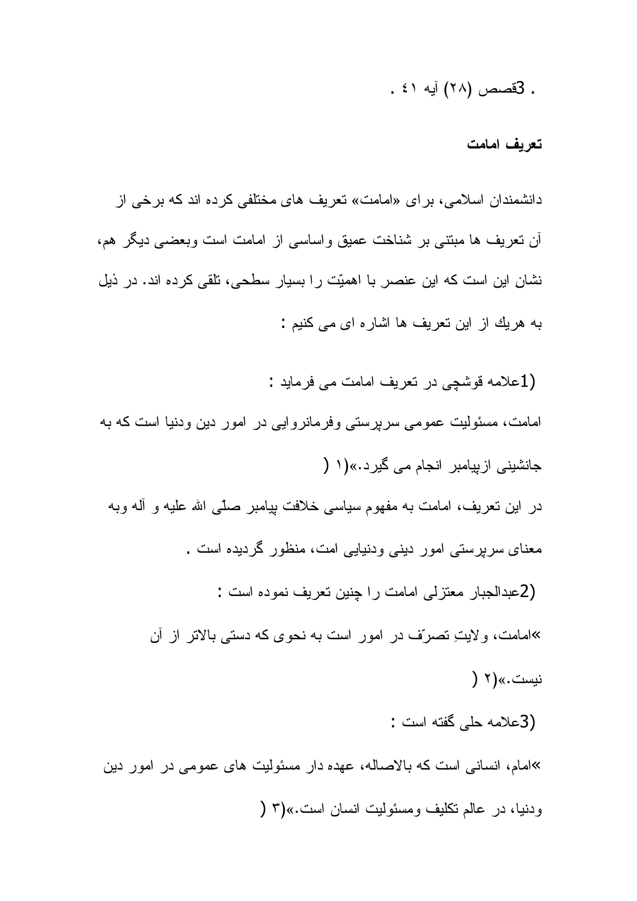. 3قصص (۲۸) آیه ٤۱ .

**تعریف امامت**

دانشمندان اسلامی، برای «امامت» تعریف های مختلفی کرده اند که برخی از آن تعریف ها مبتنی بر شناخت عمیق واساسی از امامت است وبعضی دیگر هم، نشان این است که این عنصر با اهمیّت را بسیار سطحی، تلقی کرده اند. در ذیل به هریك از این تعریف ها اشاره ای می کنیم :

(1علامه قوشچی در تعریف امامت می فرماید :

امامت، مسئولیت عمومی سرپرستی وفرمانروایی در امور دین ودنیا است که به جانشینی ازپیامبر انجام می گیرد.»(۱ )

در این تعریف، امامت به مفهوم سیاسی خلافت پیامبر صلّی الله علیه و آله وبه معنای سرپرستی امور دینی ودنیایی امت، منظور گردیده است .

(2عبدالجبار معتزلی امامت را چنین تعریف نموده است :

»امامت، ولایتِ تصرّف در امور است به نحوی که دستی بالاتر از آن نیست.»(۲ )

(3علامه حلی گفته است :

»امام، انسانی است که بالاصاله، عهده دار مسئولیت های عمومی در امور دین ودنیا، در عالم تکلیف ومسئولیت انسان است.»(۳ )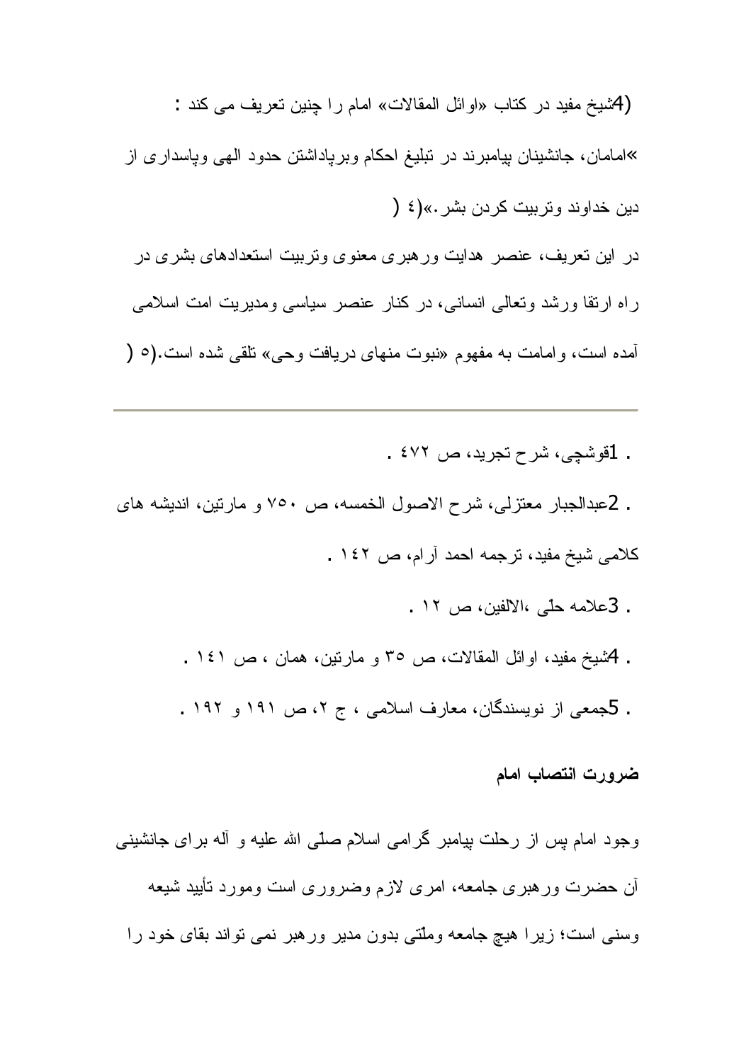(4)شیخ مفید در کتاب «اوائل المقالات» امام را چنین تعریف می کند :

»امامان، جانشینان پیامبرند در تبلیغ احکام وبرپاداشتن حدود الهی وپاسداری از دین خداوند وتربیت کردن بشر.»(٤ )

در این تعریف، عنصر هدایت ورهبری معنوی وتربیت استعدادهای بشری در راه ارتقا ورشد وتعالی انسانی، در کنار عنصر سیاسی ومدیریت امت اسلامی آمده است، وامامت به مفهوم «نبوت منهای دریافت وحی» تلقی شده است.(٥ )

---

. 1قوشچی، شرح تجرید، ص ٤٧٢ .

. 2عبدالجبار معتزلی، شرح الاصول الخمسه، ص ٧٥٠ و مارتین، اندیشه های کلامی شیخ مفید، ترجمه احمد آرام، ص ١٤٢ .

. 3علامه حلّی ،الالفین، ص ١٢ .

. 4شیخ مفید، اوائل المقالات، ص ٣٥ و مارتین، همان ، ص ١٤١ .

. 5جمعی از نویسندگان، معارف اسلامی ، ج ٢، ص ١٩١ و ١٩٢ .

**ضرورت انتصاب امام**

وجود امام پس از رحلت پیامبر گرامی اسلام صلّی الله علیه و آله برای جانشینی آن حضرت ورهبری جامعه، امری لازم وضروری است ومورد تأیید شیعه وسنی است؛ زیرا هیچ جامعه وملّتی بدون مدیر ورهبر نمی تواند بقای خود را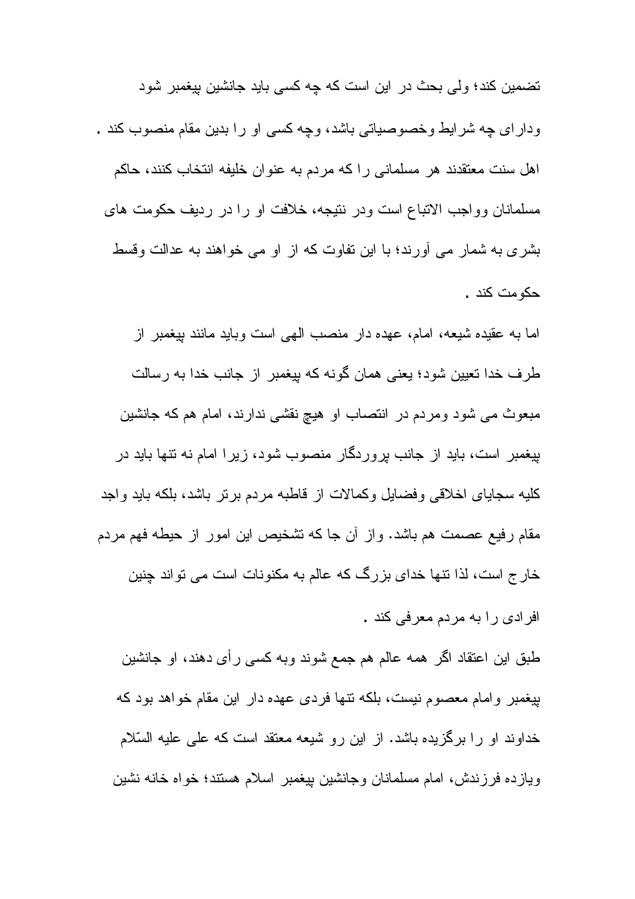تضمین کند؛ ولی بحث در این است که چه کسی باید جانشین پیغمبر شود ودارای چه شرایط وخصوصیاتی باشد، وچه کسی او را بدین مقام منصوب کند . اهل سنت معتقدند هر مسلمانی را که مردم به عنوان خلیفه انتخاب کنند، حاکم مسلمانان وواجب الاتباع است ودر نتیجه، خلافت او را در ردیف حکومت های بشری به شمار می آورند؛ با این تفاوت که از او می خواهند به عدالت وقسط حکومت کند .

اما به عقیده شیعه، امام، عهده دار منصب الهی است وباید مانند پیغمبر از طرف خدا تعیین شود؛ یعنی همان گونه که پیغمبر از جانب خدا به رسالت مبعوث می شود ومردم در انتصاب او هیچ نقشی ندارند، امام هم که جانشین پیغمبر است، باید از جانب پروردگار منصوب شود، زیرا امام نه تنها باید در کلیه سجایای اخلاقی وفضایل وکمالات از قاطبه مردم برتر باشد، بلکه باید واجد مقام رفیع عصمت هم باشد. واز آن جا که تشخیص این امور از حیطه فهم مردم خارج است، لذا تنها خدای بزرگ که عالم به مکنونات است می تواند چنین افرادی را به مردم معرفی کند .

طبق این اعتقاد اگر همه عالم هم جمع شوند وبه کسی رأی دهند، او جانشین پیغمبر وامام معصوم نیست، بلکه تنها فردی عهده دار این مقام خواهد بود که خداوند او را برگزیده باشد. از این رو شیعه معتقد است که علی علیه السّلام ویازده فرزندش، امام مسلمانان وجانشین پیغمبر اسلام هستند؛ خواه خانه نشین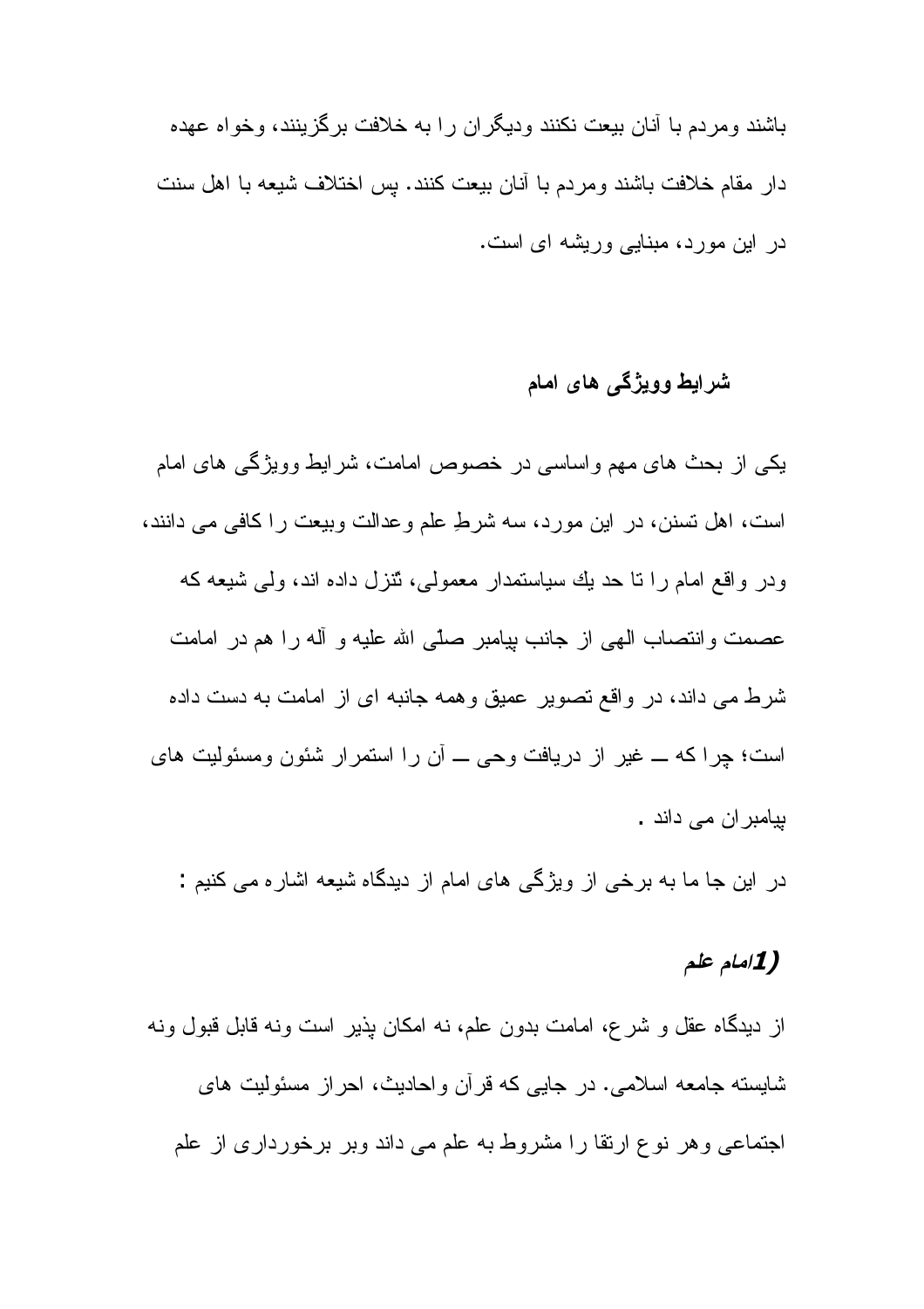باشند ومردم با آنان بیعت نکنند ودیگران را به خلافت برگزینند، وخواه عهده دار مقام خلافت باشند ومردم با آنان بیعت کنند. پس اختلاف شیعه با اهل سنت در این مورد، مبنایی وریشه ای است.

### شرایط وویژگی های امام

یکی از بحث های مهم واساسی در خصوص امامت، شرایط وویژگی های امام است، اهل تسنن، در این مورد، سه شرطِ علم وعدالت وبیعت را کافی می دانند، ودر واقع امام را تا حد یك سیاستمدار معمولی، تنزل داده اند، ولی شیعه که عصمت وانتصاب الهی از جانب پیامبر صلّی الله علیه و آله را هم در امامت شرط می داند، در واقع تصویر عمیق وهمه جانبه ای از امامت به دست داده است؛ چرا که ــ غیر از دریافت وحی ــ آن را استمرار شئون ومسئولیت های پیامبران می داند .

در این جا ما به برخی از ویژگی های امام از دیدگاه شیعه اشاره می کنیم :

#### *1) امام علم*

از دیدگاه عقل و شرع، امامت بدون علم، نه امکان پذیر است ونه قابل قبول ونه شایسته جامعه اسلامی. در جایی که قرآن واحادیث، احراز مسئولیت های اجتماعی وهر نوع ارتقا را مشروط به علم می داند وبر برخورداری از علم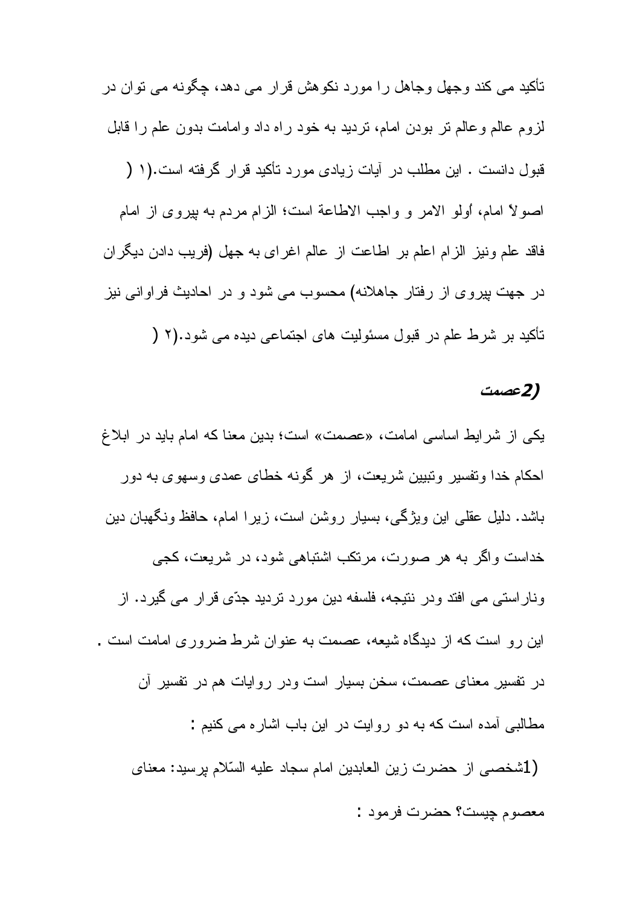تأکید می کند وجهل وجاهل را مورد نکوهش قرار می دهد، چگونه می توان در لزوم عالم وعالم تر بودن امام، تردید به خود راه داد وامامت بدون علم را قابل قبول دانست . این مطلب در آیات زیادی مورد تأکید قرار گرفته است.(۱ (

اصولاً امام، اُولو الامر و واجب الاطاعة است؛ الزام مردم به پیروی از امام فاقد علم ونیز الزام اعلم بر اطاعت از عالم اغرای به جهل (فریب دادن دیگران در جهت پیروی از رفتار جاهلانه) محسوب می شود و در احادیث فراوانی نیز تأکید بر شرط علم در قبول مسئولیت های اجتماعی دیده می شود.(۲ (

### *2)عصمت*

یکی از شرایط اساسی امامت، «عصمت» است؛ بدین معنا که امام باید در ابلاغ احکام خدا وتفسیر وتبیین شریعت، از هر گونه خطای عمدی وسهوی به دور باشد. دلیل عقلی این ویژگی، بسیار روشن است، زیرا امام، حافظ ونگهبان دین خداست واگر به هر صورت، مرتکب اشتباهی شود، در شریعت، کجی وناراستی می افتد ودر نتیجه، فلسفه دین مورد تردید جدّی قرار می گیرد. از این رو است که از دیدگاه شیعه، عصمت به عنوان شرط ضروری امامت است .

در تفسیرِ معنای عصمت، سخن بسیار است ودر روایات هم در تفسیر آن مطالبی آمده است که به دو روایت در این باب اشاره می کنیم :

(1شخصی از حضرت زین العابدین امام سجاد علیه السّلام پرسید: معنای معصوم چیست؟ حضرت فرمود :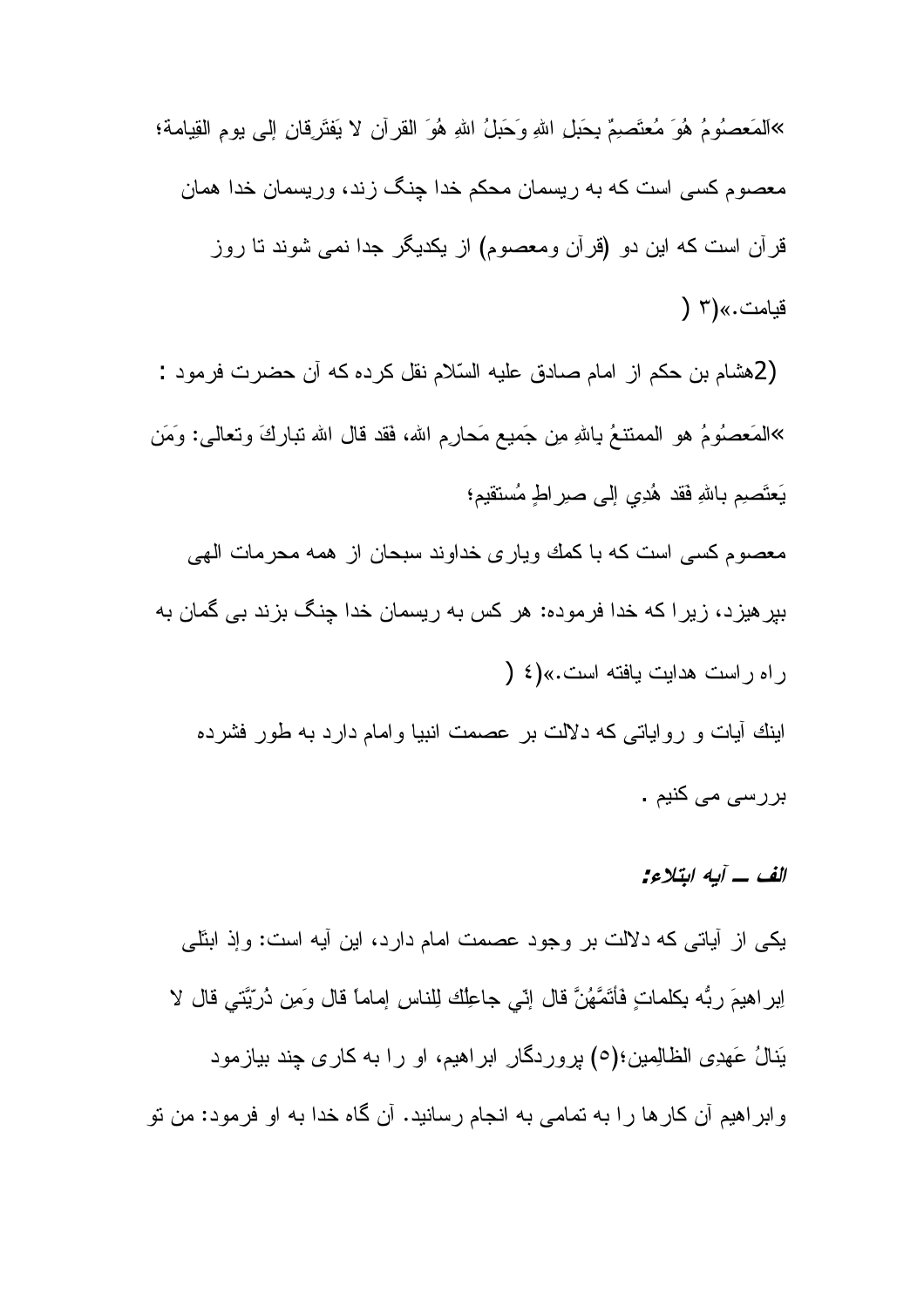«اَلمَعصُومُ هُوَ مُعتَصِمٌ بِحَبلِ اللهِ وَحَبلُ اللهِ هُوَ القرآن لا يَفتَرِقانِ إلی يومِ القِيامة؛ معصوم کسی است که به ريسمان محکم خدا چنگ زند، وريسمان خدا همان قرآن است که اين دو (قرآن ومعصوم) از يکديگر جدا نمی شوند تا روز قيامت.»(٣)

(2)هشام بن حکم از امام صادق عليه السّلام نقل کرده که آن حضرت فرمود :

«المَعصُومُ هو الممتنعُ بِاللهِ مِن جَميع مَحارِم الله، فَقد قال الله تبارکَ وتعالی: وَمَن يَعتَصِم بِاللهِ فَقد هُدِيَ إلی صِراطٍ مُستقيم؛

معصوم کسی است که با کمك وياری خداوند سبحان از همه محرمات الهی بپرهيزد، زيرا که خدا فرموده: هر کس به ريسمان خدا چنگ بزند بی گمان به راه راست هدايت يافته است.»(٤)

اينك آيات و رواياتی که دلالت بر عصمت انبيا وامام دارد به طور فشرده بررسی می کنيم .

### *الف ــ آيه ابتلاء:*

يکی از آياتی که دلالت بر وجود عصمت امام دارد، اين آيه است: وإذ ابتَلی اِبراهيمَ ربُّه بِكلماتٍ فأتَمَّهُنَّ قال إنّي جاعِلُك لِلناس إماماً قال وَمِن ذُرّيَّتي قال لا يَنالُ عَهدِي الظالِمين؛(٥) پروردگار ابراهيم، او را به کاری چند بيازمود وابراهيم آن کارها را به تمامی به انجام رسانيد. آن گاه خدا به او فرمود: من تو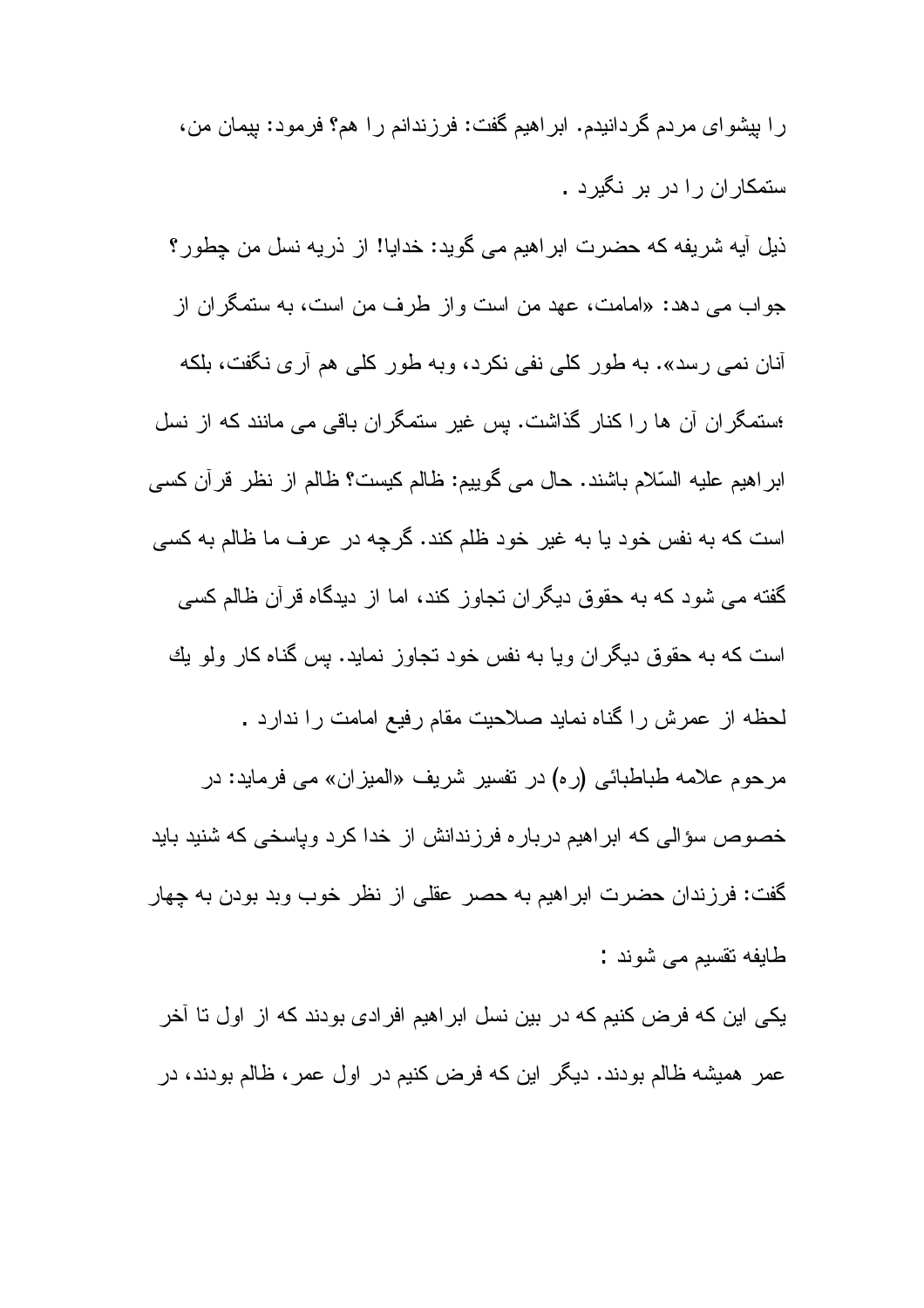را پیشوای مردم گردانیدم. ابراهیم گفت: فرزندانم را هم؟ فرمود: پیمان من، ستمکاران را در بر نگیرد .

ذیل آیه شریفه که حضرت ابراهیم می گوید: خدایا! از ذریه نسل من چطور؟ جواب می دهد: «امامت، عهد من است واز طرف من است، به ستمگران از آنان نمی رسد». به طور کلی نفی نکرد، وبه طور کلی هم آری نگفت، بلکه ؛ستمگران آن ها را کنار گذاشت. پس غیر ستمگران باقی می مانند که از نسل ابراهیم علیه السّلام باشند. حال می گوییم: ظالم کیست؟ ظالم از نظر قرآن کسی است که به نفس خود یا به غیر خود ظلم کند. گرچه در عرف ما ظالم به کسی گفته می شود که به حقوق دیگران تجاوز کند، اما از دیدگاه قرآن ظالم کسی است که به حقوق دیگران ویا به نفس خود تجاوز نماید. پس گناه کار ولو يك لحظه از عمرش را گناه نماید صلاحیت مقام رفیع امامت را ندارد .

مرحوم علامه طباطبائی (ره) در تفسیر شریف «المیزان» می فرماید: در خصوص سؤالی که ابراهیم درباره فرزندانش از خدا کرد وپاسخی که شنید باید گفت: فرزندان حضرت ابراهیم به حصر عقلی از نظر خوب وبد بودن به چهار طایفه تقسیم می شوند :

یکی این که فرض کنیم که در بین نسل ابراهیم افرادی بودند که از اول تا آخر عمر همیشه ظالم بودند. دیگر این که فرض کنیم در اول عمر، ظالم بودند، در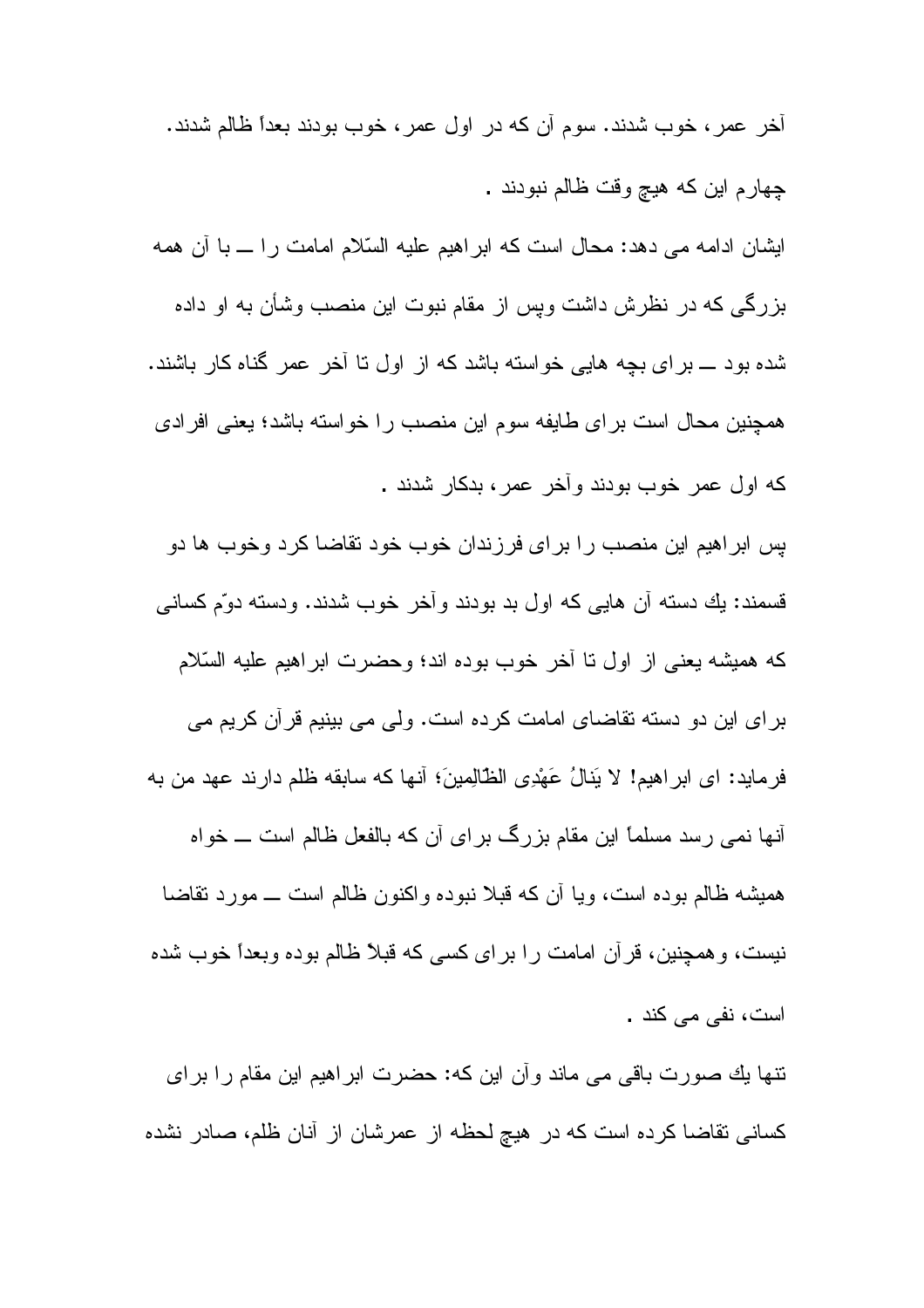آخر عمر، خوب شدند. سوم آن که در اول عمر، خوب بودند بعداً ظالم شدند. چهارم این که هیچ وقت ظالم نبودند .

ایشان ادامه می دهد: محال است که ابراهیم علیه السّلام امامت را ــ با آن همه بزرگی که در نظرش داشت وپس از مقام نبوت این منصب وشأن به او داده شده بود ــ برای بچه هایی خواسته باشد که از اول تا آخر عمر گناه کار باشند. همچنین محال است برای طایفه سوم این منصب را خواسته باشد؛ یعنی افرادی که اول عمر خوب بودند وآخر عمر، بدکار شدند .

پس ابراهیم این منصب را برای فرزندان خوب خود تقاضا کرد وخوب ها دو قسمند: یك دسته آن هایی که اول بد بودند وآخر خوب شدند. ودسته دوّم کسانی که همیشه یعنی از اول تا آخر خوب بوده اند؛ وحضرت ابراهیم علیه السّلام برای این دو دسته تقاضای امامت کرده است. ولی می بینیم قرآن کریم می فرماید: ای ابراهیم! لا یَنالُ عَهْدِی الظّالِمینَ؛ آنها که سابقه ظلم دارند عهد من به آنها نمی رسد مسلماً این مقام بزرگ برای آن که بالفعل ظالم است ــ خواه همیشه ظالم بوده است، ویا آن که قبلا نبوده واکنون ظالم است ــ مورد تقاضا نیست، وهمچنین، قرآن امامت را برای کسی که قبلاً ظالم بوده وبعداً خوب شده است، نفی می کند .

تنها یك صورت باقی می ماند وآن این که: حضرت ابراهیم این مقام را برای کسانی تقاضا کرده است که در هیچ لحظه از عمرشان از آنان ظلم، صادر نشده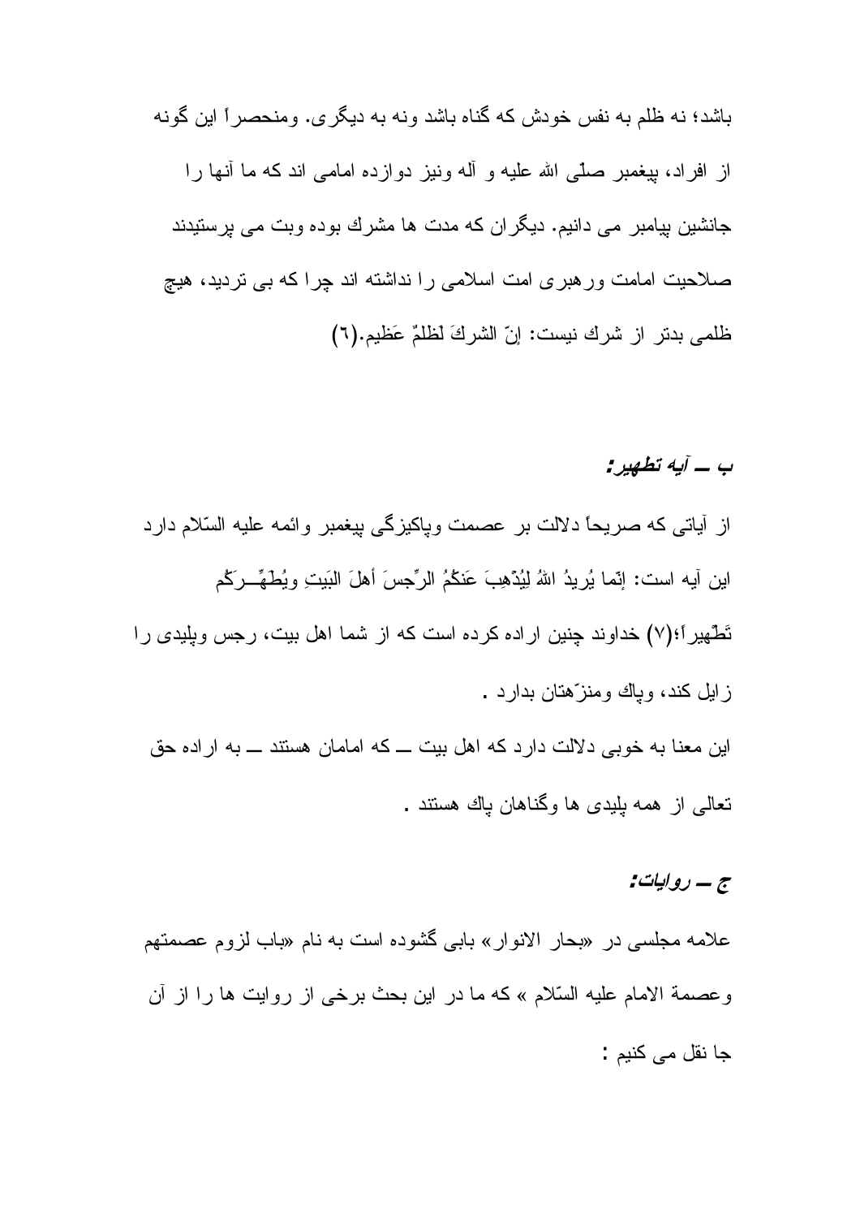باشد؛ نه ظلم به نفس خودش كه گناه باشد ونه به ديگرى. ومنحصراً اين گونه از افراد، پيغمبر صلّى الله عليه و آله ونيز دوازده امامى اند كه ما آنها را جانشين پيامبر مى دانيم. ديگران كه مدت ها مشرك بوده وبت مى پرستيدند صلاحيت امامت ورهبرى امت اسلامى را نداشته اند چرا كه بى ترديد، هيچ ظلمى بدتر از شرك نيست: إنّ الشركَ لَظلمٌ عَظيم.(٦)

### *ب ــ آيه تطهير:*

از آياتى كه صريحاً دلالت بر عصمت وپاكيزگى پيغمبر وائمه عليه السّلام دارد اين آيه است: إنّما يُريدُ اللهُ لِيُذْهِبَ عَنكُمُ الرِّجسَ أهلَ البَيتِ ويُطَهِّــرَكُم تَطْهيراً؛(٧) خداوند چنين اراده كرده است كه از شما اهل بيت، رجس وپليدى را زايل كند، وپاك ومنزّهتان بدارد .

اين معنا به خوبى دلالت دارد كه اهل بيت ــ كه امامان هستند ــ به اراده حق تعالى از همه پليدى ها وگناهان پاك هستند .

### *ج ــ روايات:*

علامه مجلسى در «بحار الانوار» بابى گشوده است به نام «باب لزوم عصمتهم وعصمة الامام عليه السّلام » كه ما در اين بحث برخى از روايت ها را از آن جا نقل مى كنيم :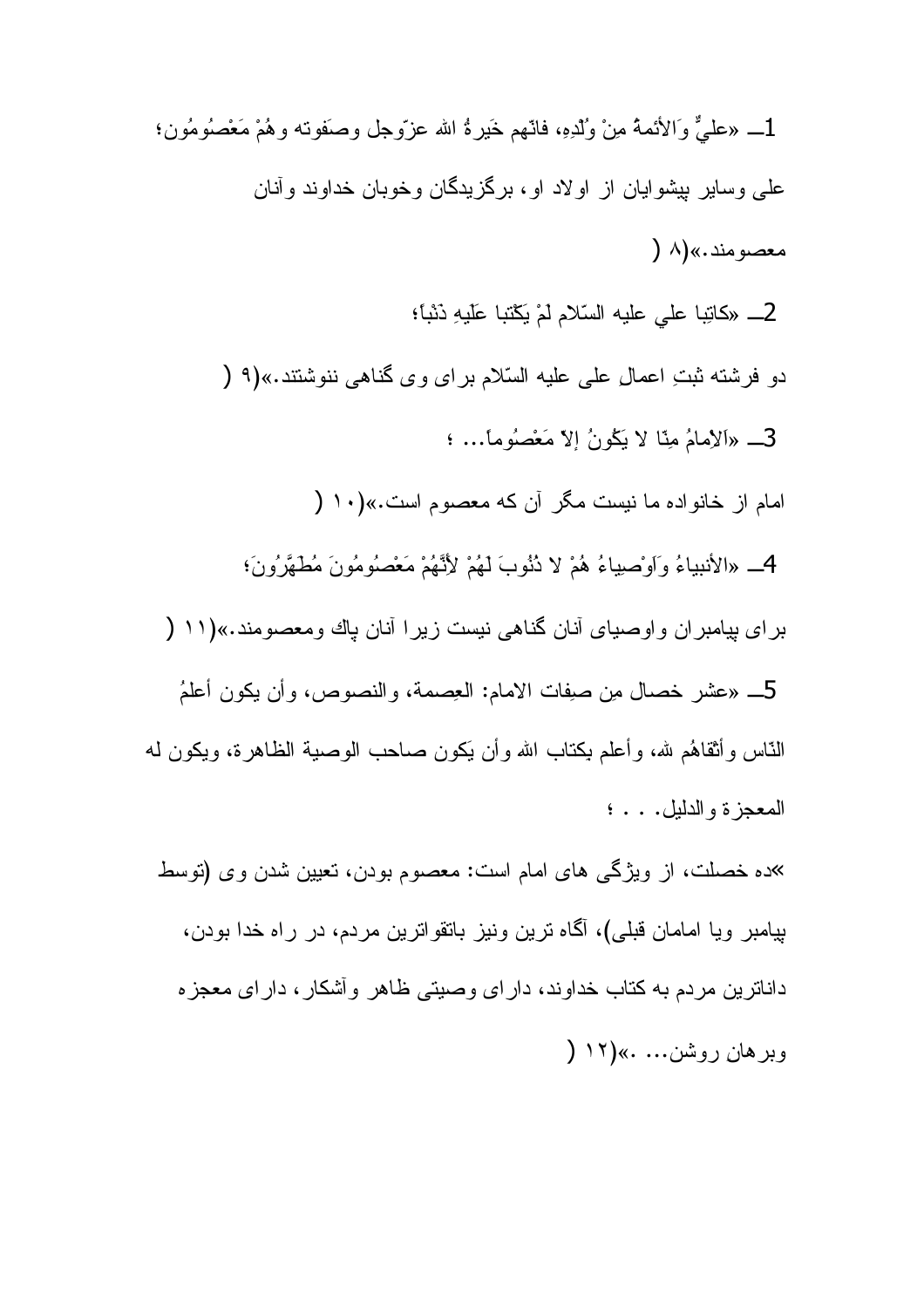1ـ «عليٌّ وَالأئمةُ مِنْ وُلْدِهِ، فانّهم خَيرةُ الله عزّوجل وصَفوته وهُمْ مَعْصُومُون؛

على وساير پيشوايان از اولاد او، برگزيدگان وخوبان خداوند وآنان معصومند.»(۸)

2ـ «كاتِبا علي عليه السّلام لَمْ يَكْتبا عَلَيهِ ذَنْباً؛

دو فرشته ثبتِ اعمالِ على عليه السّلام براى وى گناهى ننوشتند.»(۹)

3ـ «اَلاِمامُ مِنّا لا يَكُونُ إلاّ مَعْصُوماً... ؛

امام از خانواده ما نيست مگر آن كه معصوم است.»(۱۰)

4ـ «الأنبياءُ وَاَوْصِياءُ هُمْ لا ذُنُوبَ لَهُمْ لأِنَّهُمْ مَعْصُومُونَ مُطَهَّرُونَ؛

براى پيامبران واوصياى آنان گناهى نيست زيرا آنان پاك ومعصومند.»(۱۱)

5ـ «عشر خصال مِن صفِات الامام: العِصمة، والنصوص، وأن يكون أعلمُ النّاس وأتقاهُم لله، وأعلم بكتاب الله وأن يَكون صاحب الوصية الظاهرة، ويكون له المعجزة والدليل. . . ؛

»ده خصلت، از ويژگى هاى امام است: معصوم بودن، تعيين شدن وى (توسط پيامبر ويا امامان قبلى)، آگاه ترين ونيز باتقواترين مردم، در راه خدا بودن، داناترين مردم به كتاب خداوند، داراى وصيتى ظاهر وآشكار، داراى معجزه وبرهان روشن... .»(۱۲)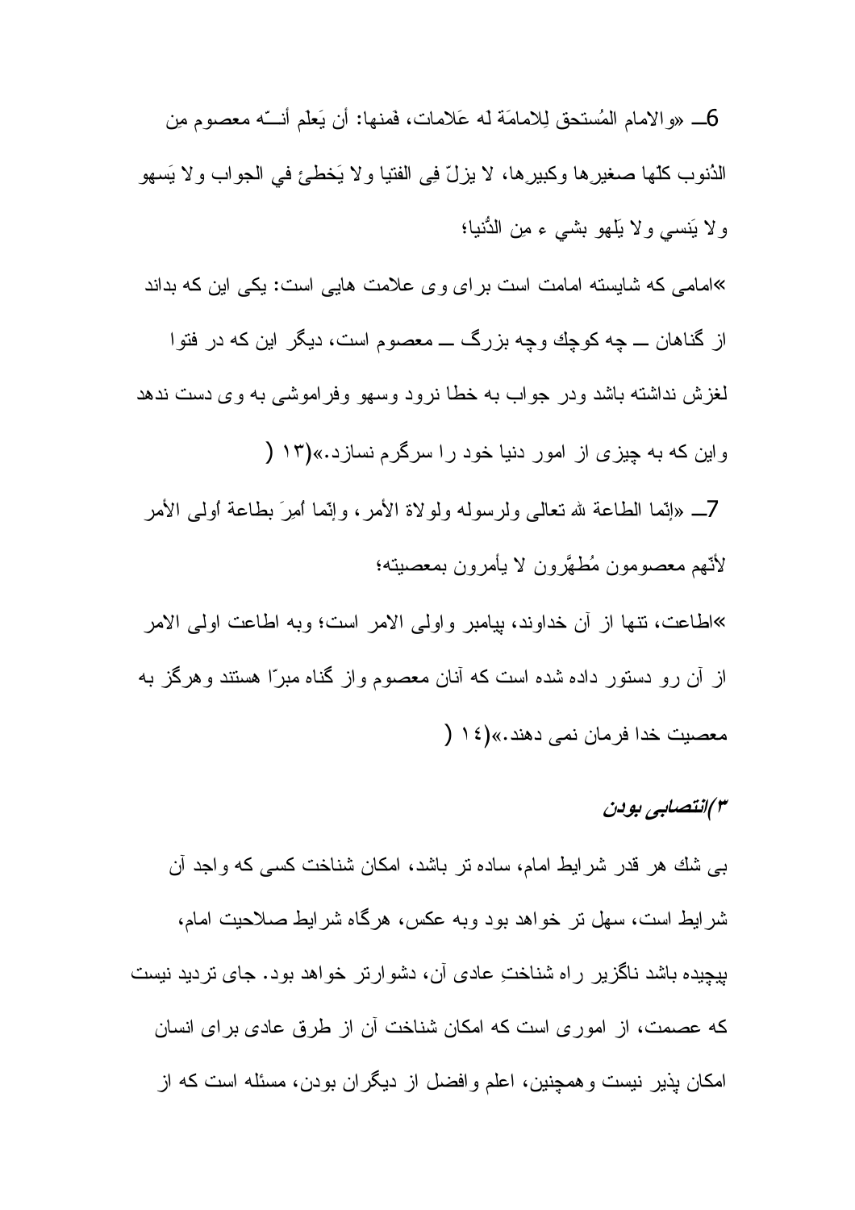6ـ «والامام المُستحق لِلامامَة له عَلامات، فَمنها: أن يَعلَم أنــّه معصوم مِن الذُنوب كلّها صغيرِها وكبيرِها، لا يزلّ فِي الفتيا ولا يَخطئ في الجواب ولا يَسهو ولا يَنسي ولا يَلهو بشي ء مِن الدُّنيا؛

»امامی که شایسته امامت است برای وی علامت هایی است: یکی این که بداند از گناهان ــ چه کوچك وچه بزرگ ــ معصوم است، دیگر این که در فتوا لغزش نداشته باشد ودر جواب به خطا نرود وسهو وفراموشی به وی دست ندهد واین که به چیزی از امور دنیا خود را سرگرم نسازد.»(۱۳ (

7ـ «إنّما الطاعة لله تعالی ولرسوله ولولاة الأمر، وإنّما اُمِرَ بطاعة اُولی الأمر لأنّهم معصومون مُطهَّرون لا يأمرون بمعصيته؛

»اطاعت، تنها از آن خداوند، پیامبر واولی الامر است؛ وبه اطاعت اولی الامر از آن رو دستور داده شده است که آنان معصوم واز گناه مبرّا هستند وهرگز به معصیت خدا فرمان نمی دهند.»(۱٤ (

### ۳) *انتصابی بودن*

بی شك هر قدر شرایط امام، ساده تر باشد، امکان شناخت کسی که واجد آن شرایط است، سهل تر خواهد بود وبه عکس، هرگاه شرایط صلاحیت امام، پیچیده باشد ناگزیر راه شناختِ عادی آن، دشوارتر خواهد بود. جای تردید نیست که عصمت، از اموری است که امکان شناخت آن از طرق عادی برای انسان امکان پذیر نیست وهمچنین، اعلم وافضل از دیگران بودن، مسئله است که از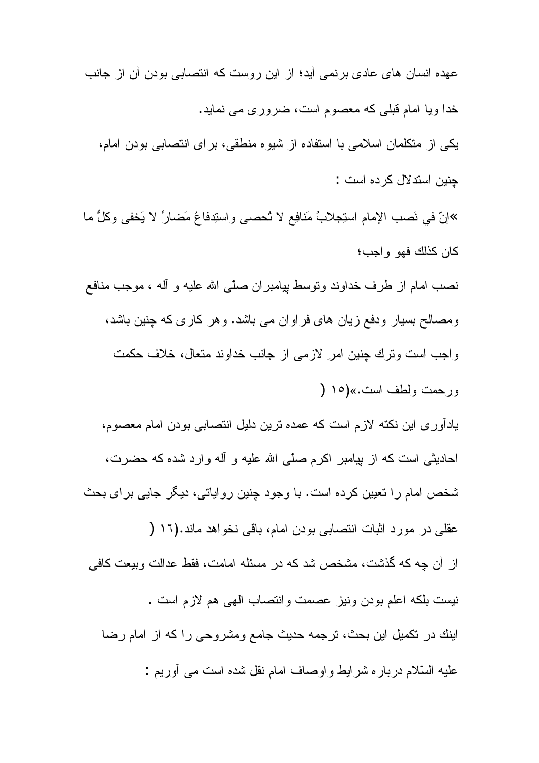عهده انسان های عادی برنمی آید؛ از این روست که انتصابی بودن آن از جانب خدا ویا امام قبلی که معصوم است، ضروری می نماید.

یکی از متکلمان اسلامی با استفاده از شیوه منطقی، برای انتصابی بودن امام، چنین استدلال کرده است :

«إنّ في نَصب الإمام استِجلابُ مَنافِع لا تُحصی واستِدفاعُ مَضارٍّ لا يَخفى وكلُّ ما كان كذلك فهو واجب؛

نصب امام از طرف خداوند وتوسط پیامبران صلّی الله علیه و آله ، موجب منافع ومصالح بسیار ودفع زیان های فراوان می باشد. وهر کاری که چنین باشد، واجب است وترك چنین امرِ لازمی از جانب خداوند متعال، خلاف حکمت ورحمت ولطف است.»(۱۵ (

یادآوری این نکته لازم است که عمده ترین دلیل انتصابی بودن امام معصوم، احادیثی است که از پیامبر اکرم صلّی الله علیه و آله وارد شده که حضرت، شخص امام را تعیین کرده است. با وجود چنین روایاتی، دیگر جایی برای بحث عقلی در مورد اثبات انتصابی بودن امام، باقی نخواهد ماند.(۱٦ (

از آن چه که گذشت، مشخص شد که در مسئله امامت، فقط عدالت وبیعت کافی نیست بلکه اعلم بودن ونیز عصمت وانتصاب الهی هم لازم است .

اینك در تکمیل این بحث، ترجمه حدیث جامع ومشروحی را که از امام رضا علیه السّلام درباره شرایط واوصاف امام نقل شده است می آوریم :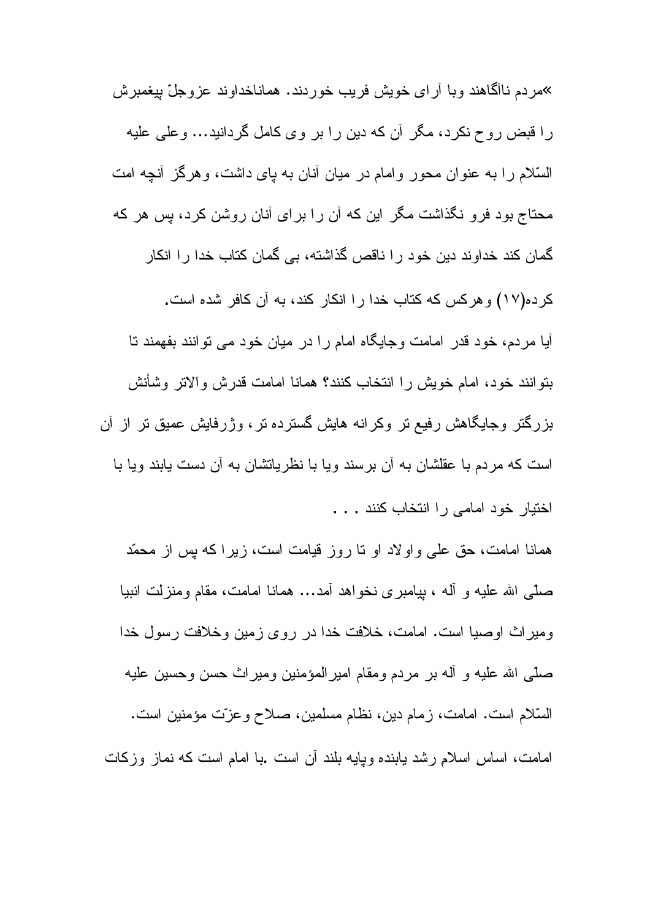»مردم ناآگاهند وبا آرای خویش فریب خوردند. هماناخداوند عزوجلّ پیغمبرش را قبض روح نکرد، مگر آن که دین را بر وی کامل گردانید... وعلی علیه السّلام را به عنوان محور وامام در میان آنان به پای داشت، وهرگز آنچه امت محتاج بود فرو نگذاشت مگر این که آن را برای آنان روشن کرد، پس هر که گمان کند خداوند دین خود را ناقص گذاشته، بی گمان کتاب خدا را انکار کرده(۱۷) وهرکس که کتاب خدا را انکار کند، به آن کافر شده است.

آیا مردم، خود قدر امامت وجایگاه امام را در میان خود می توانند بفهمند تا بتوانند خود، امام خویش را انتخاب کنند؟ همانا امامت قدرش والاتر وشأنش بزرگتر وجایگاهش رفیع تر وکرانه هایش گسترده تر، وژرفایش عمیق تر از آن است که مردم با عقلشان به آن برسند ویا با نظریاتشان به آن دست یابند ویا با اختیار خود امامی را انتخاب کنند . . .

همانا امامت، حق علی واولاد او تا روز قیامت است، زیرا که پس از محمّد صلّی الله علیه و آله ، پیامبری نخواهد آمد... همانا امامت، مقام ومنزلت انبیا ومیراث اوصیا است. امامت، خلافت خدا در روی زمین وخلافت رسول خدا صلّی الله علیه و آله بر مردم ومقام امیرالمؤمنین ومیراث حسن وحسین علیه السّلام است. امامت، زمام دین، نظام مسلمین، صلاح وعزّت مؤمنین است. امامت، اساس اسلام رشد یابنده وپایه بلند آن است .با امام است که نماز وزکات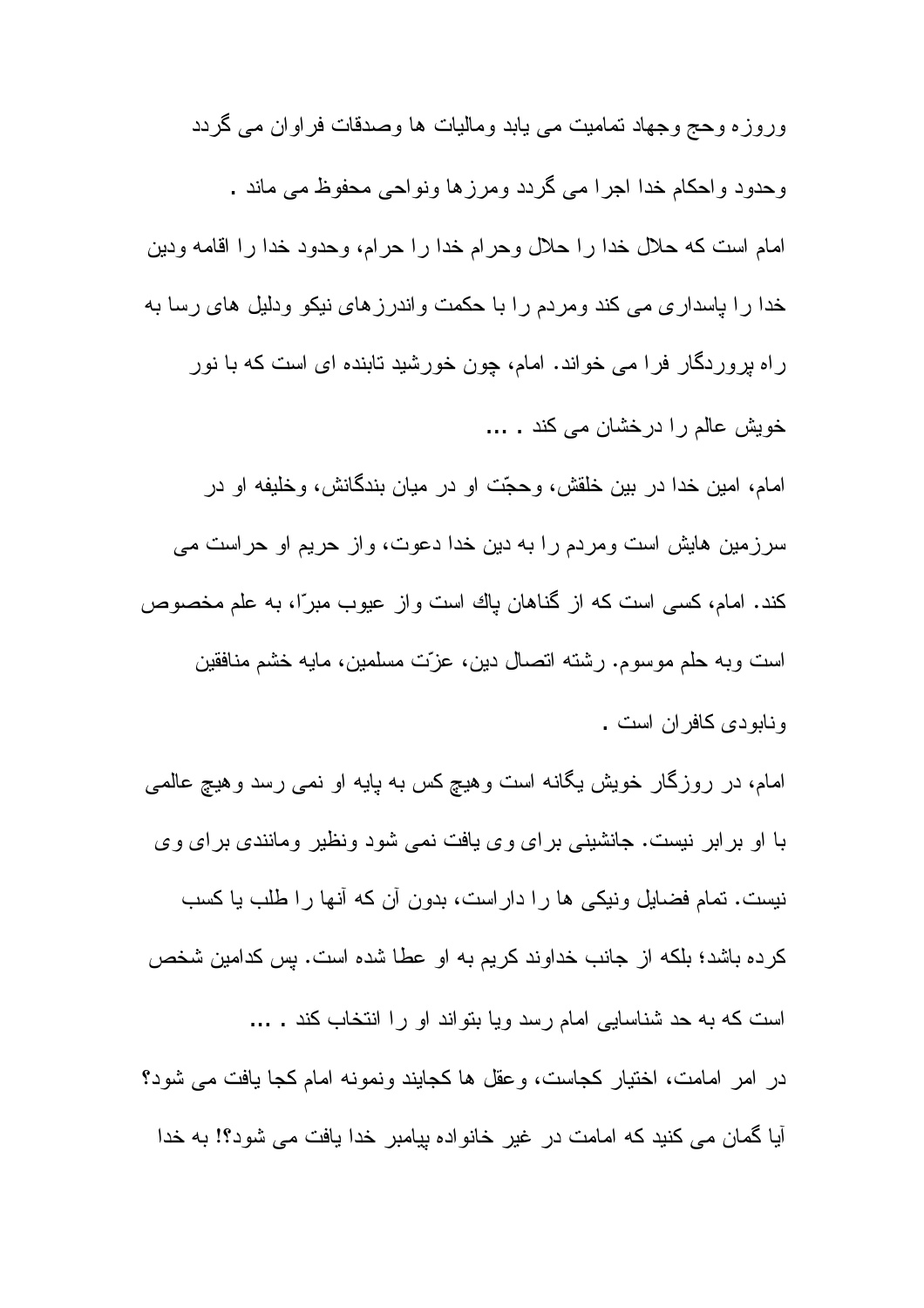وروزه وحج وجهاد تماميت می يابد وماليات ها وصدقات فراوان می گردد وحدود واحكام خدا اجرا می گردد ومرزها ونواحی محفوظ می ماند .

امام است كه حلال خدا را حلال وحرام خدا را حرام، وحدود خدا را اقامه ودين خدا را پاسداری می كند ومردم را با حكمت واندرزهای نيكو ودليل های رسا به راه پروردگار فرا می خواند. امام، چون خورشيد تابنده ای است كه با نور خويش عالم را درخشان می كند . ...

امام، امين خدا در بين خلقش، وحجّت او در ميان بندگانش، وخليفه او در سرزمين هايش است ومردم را به دين خدا دعوت، واز حريم او حراست می كند. امام، كسی است كه از گناهان پاك است واز عيوب مبرّا، به علم مخصوص است وبه حلم موسوم. رشته اتصال دين، عزّت مسلمين، مايه خشم منافقين ونابودی كافران است .

امام، در روزگار خويش يگانه است وهيچ كس به پايه او نمی رسد وهيچ عالمی با او برابر نيست. جانشينی برای وی يافت نمی شود ونظير ومانندی برای وی نيست. تمام فضايل ونيكی ها را داراست، بدون آن كه آنها را طلب يا كسب كرده باشد؛ بلكه از جانب خداوند كريم به او عطا شده است. پس كدامين شخص است كه به حد شناسايی امام رسد ويا بتواند او را انتخاب كند . ...

در امر امامت، اختيار كجاست، وعقل ها كجايند ونمونه امام كجا يافت می شود؟ آيا گمان می كنيد كه امامت در غير خانواده پيامبر خدا يافت می شود؟! به خدا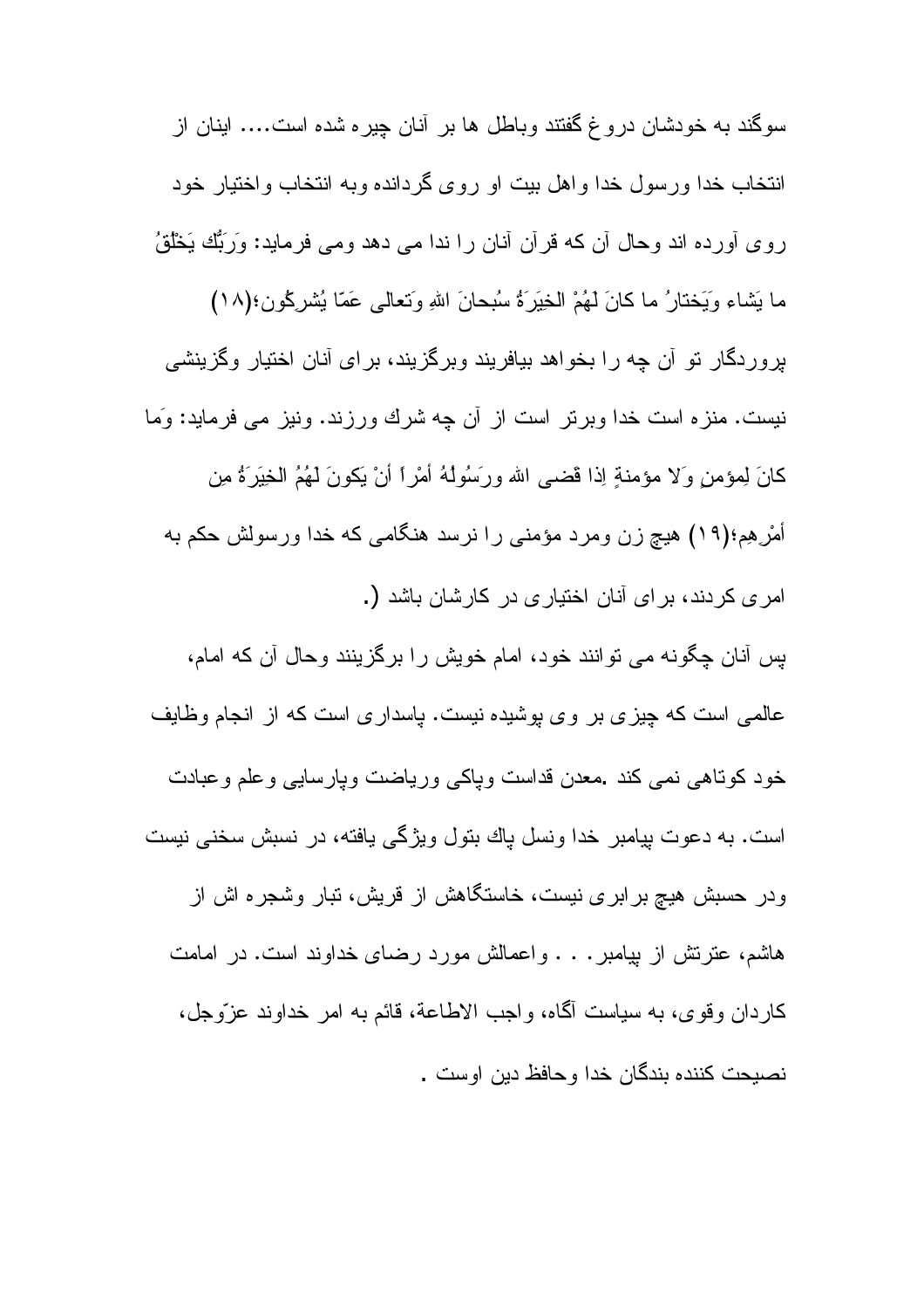سوگند به خودشان دروغ گفتند وباطل ها بر آنان چیره شده است.... اینان از انتخاب خدا ورسول خدا واهل بیت او روی گردانده وبه انتخاب واختیار خود روی آورده اند وحال آن که قرآن آنان را ندا می دهد ومی فرماید: وَرَبُّك يَخْلُقُ ما يَشاء وَيَختارُ ما كانَ لَهُمْ الخِيَرَةُ سُبحانَ اللهِ وَتعالى عَمّا يُشركُون؛(۱۸) پروردگار تو آن چه را بخواهد بیافریند وبرگزیند، برای آنان اختیار وگزینشی نیست. منزه است خدا وبرتر است از آن چه شرك ورزند. ونیز می فرماید: وَما كانَ لِمؤمنٍ وَلا مؤمنةٍ اِذا قَضى الله ورَسُولُهُ أمْراً أنْ يَكونَ لَهُمُ الخِيَرَةُ مِن أمْرِهِم؛(۱۹) هیچ زن ومرد مؤمنی را نرسد هنگامی که خدا ورسولش حکم به امری کردند، برای آنان اختیاری در کارشان باشد (.

پس آنان چگونه می توانند خود، امام خویش را برگزینند وحال آن که امام، عالمی است که چیزی بر وی پوشیده نیست. پاسداری است که از انجام وظایف خود کوتاهی نمی کند .معدن قداست وپاکی وریاضت وپارسایی وعلم وعبادت است. به دعوت پیامبر خدا ونسل پاك بتول ویژگی یافته، در نسبش سخنی نیست ودر حسبش هیچ برابری نیست، خاستگاهش از قریش، تبار وشجره اش از هاشم، عترتش از پیامبر. . . واعمالش مورد رضای خداوند است. در امامت کاردان وقوی، به سیاست آگاه، واجب الاطاعة، قائم به امر خداوند عزّوجل، نصیحت کننده بندگان خدا وحافظ دین اوست .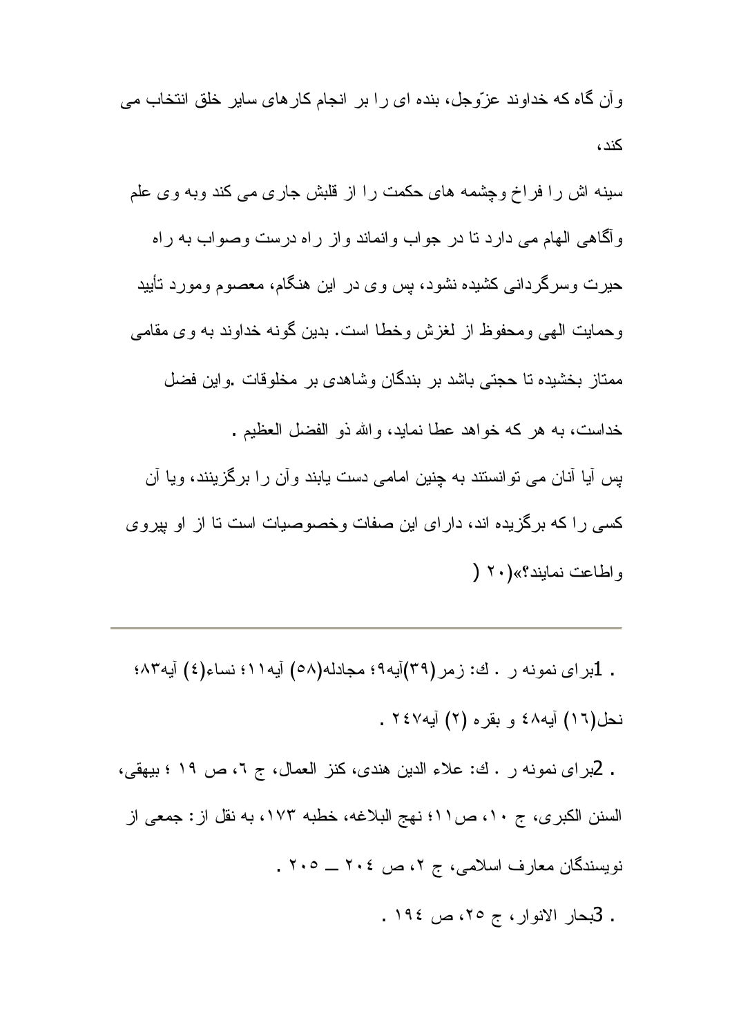وآن گاه که خداوند عزّوجل، بنده ای را بر انجام کارهای سایر خلق انتخاب می کند،

سینه اش را فراخ وچشمه های حکمت را از قلبش جاری می کند وبه وی علم وآگاهی الهام می دارد تا در جواب وانماند واز راه درست وصواب به راه حیرت وسرگردانی کشیده نشود، پس وی در این هنگام، معصوم ومورد تأیید وحمایت الهی ومحفوظ از لغزش وخطا است. بدین گونه خداوند به وی مقامی ممتاز بخشیده تا حجتی باشد بر بندگان وشاهدی بر مخلوقات .واین فضل خداست، به هر که خواهد عطا نماید، والله ذو الفضل العظیم .

پس آیا آنان می توانستند به چنین امامی دست یابند وآن را برگزینند، ویا آن کسی را که برگزیده اند، دارای این صفات وخصوصیات است تا از او پیروی واطاعت نمایند؟»(۲۰ (

---

. 1برای نمونه ر . ك: زمر(۳۹)آیه۹؛ مجادله(۵۸) آیه۱۱؛ نساء(٤) آیه۸۳؛ نحل(۱٦) آیه٤۸ و بقره (۲) آیه۲٤۷ .

. 2برای نمونه ر . ك: علاء الدین هندی، کنز العمال، ج ٦، ص ۱۹ ؛ بیهقی، السنن الکبری، ج ۱۰، ص۱۱؛ نهج البلاغه، خطبه ۱۷۳، به نقل از: جمعی از نویسندگان معارف اسلامی، ج ۲، ص ۲۰٤ ــ ۲۰۵ .

. 3بحار الانوار، ج ۲۵، ص ۱۹٤ .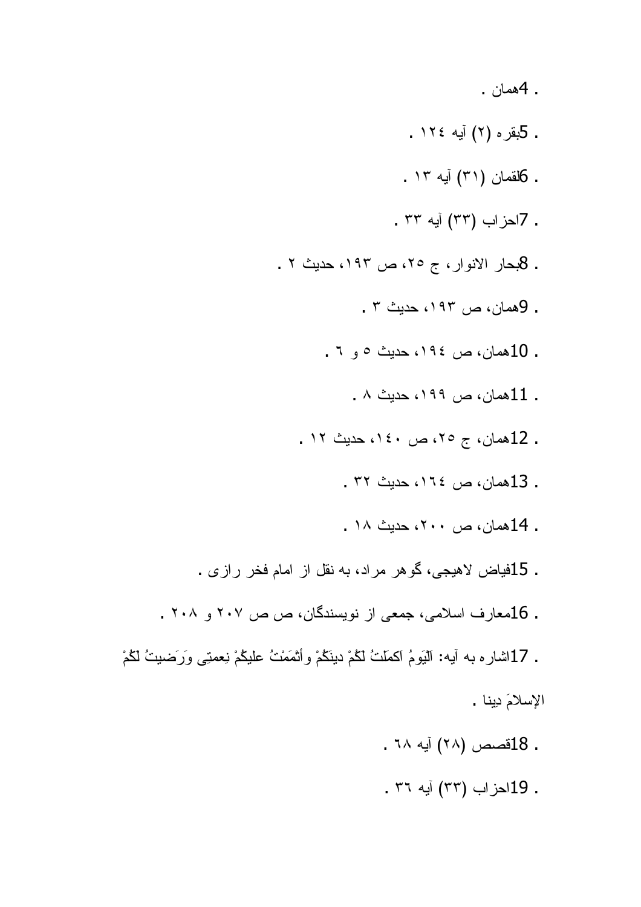4. همان .

5. بقره (۲) آیه ۱۲٤ .

6. لقمان (۳۱) آیه ۱۳ .

7. احزاب (۳۳) آیه ۳۳ .

8. بحار الانوار، ج ۲۵، ص ۱۹۳، حدیث ۲ .

9. همان، ص ۱۹۳، حدیث ۳ .

10. همان، ص ۱۹٤، حدیث ۵ و ٦ .

11. همان، ص ۱۹۹، حدیث ۸ .

12. همان، ج ۲۵، ص ۱٤۰، حدیث ۱۲ .

13. همان، ص ۱٦٤، حدیث ۳۲ .

14. همان، ص ۲۰۰، حدیث ۱۸ .

15. فیاض لاهیجی، گوهر مراد، به نقل از امام فخر رازی .

16. معارف اسلامی، جمعی از نویسندگان، ص ص ۲۰۷ و ۲۰۸ .

17. اشاره به آیه: اَلیَومُ اکمَلتُ لَکُمْ دینَکُمْ وأتْمَمْتُ علیکُمْ نِعمتِی وَرَضیتُ لَکُمْ الإسلامَ دِینا .

18. قصص (۲۸) آیه ٦۸ .

19. احزاب (۳۳) آیه ۳٦ .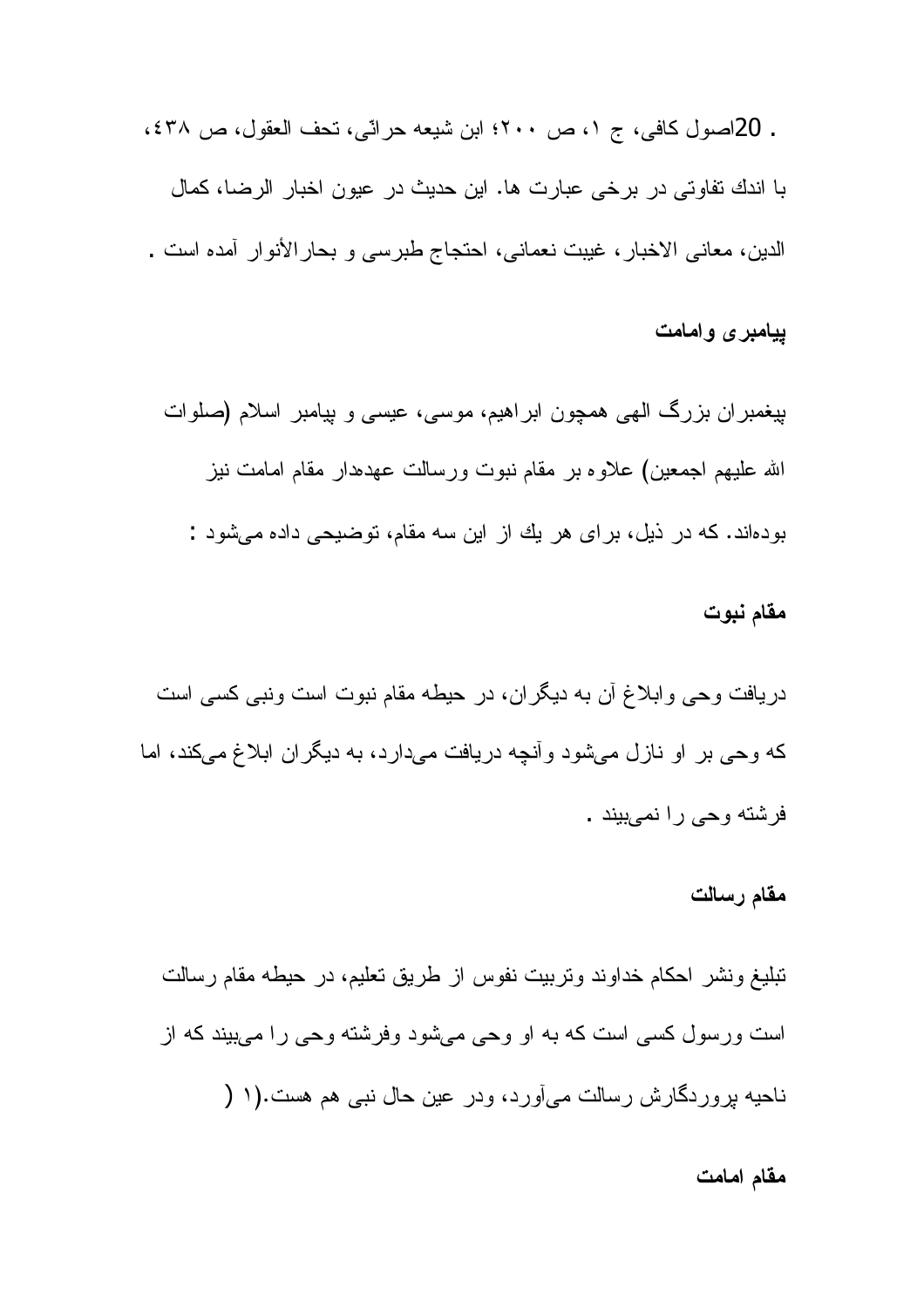. 20اصول كافی، ج ۱، ص ۲۰۰؛ ابن شیعه حرانّی، تحف العقول، ص ٤٣٨، با اندك تفاوتی در برخی عبارت ها. این حدیث در عیون اخبار الرضا، كمال الدين، معانی الاخبار، غیبت نعمانی، احتجاج طبرسی و بحارالأنوار آمده است .

**پیامبری وامامت**

پیغمبران بزرگ الهی همچون ابراهیم، موسی، عیسی و پیامبر اسلام (صلوات الله علیهم اجمعین) علاوه بر مقام نبوت ورسالت عهده‌دار مقام امامت نیز بوده‌اند. که در ذیل، برای هر یك از این سه مقام، توضیحی داده می‌شود :

**مقام نبوت**

دریافت وحی وابلاغ آن به دیگران، در حیطه مقام نبوت است ونبی كسی است كه وحی بر او نازل می‌شود وآنچه دریافت می‌دارد، به دیگران ابلاغ می‌كند، اما فرشته وحی را نمی‌بیند .

**مقام رسالت**

تبلیغ ونشر احكام خداوند وتربیت نفوس از طریق تعلیم، در حیطه مقام رسالت است ورسول كسی است كه به او وحی می‌شود وفرشته وحی را می‌بیند كه از ناحیه پروردگارش رسالت می‌آورد، ودر عین حال نبی هم هست.(۱ (

**مقام امامت**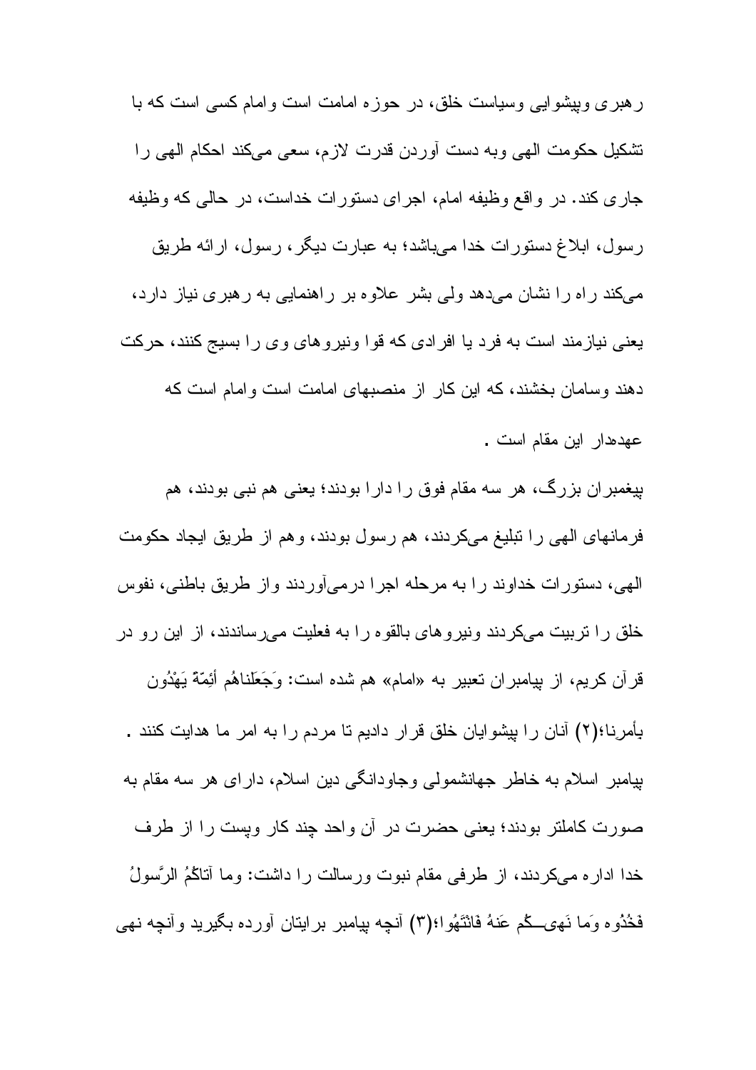رهبری وپیشوایی وسیاست خلق، در حوزه امامت است وامام کسی است که با تشکیل حکومت الهی وبه دست آوردن قدرت لازم، سعی می‌کند احکام الهی را جاری کند. در واقع وظیفه امام، اجرای دستورات خداست، در حالی که وظیفه رسول، ابلاغ دستورات خدا می‌باشد؛ به عبارت دیگر، رسول، ارائه طریق می‌کند راه را نشان می‌دهد ولی بشر علاوه بر راهنمایی به رهبری نیاز دارد، یعنی نیازمند است به فرد یا افرادی که قوا ونیروهای وی را بسیج کنند، حرکت دهند وسامان بخشند، که این کار از منصبهای امامت است وامام است که عهده‌دار این مقام است .

پیغمبران بزرگ، هر سه مقام فوق را دارا بودند؛ یعنی هم نبی بودند، هم فرمانهای الهی را تبلیغ می‌کردند، هم رسول بودند، وهم از طریق ایجاد حکومت الهی، دستورات خداوند را به مرحله اجرا درمی‌آوردند واز طریق باطنی، نفوس خلق را تربیت می‌کردند ونیروهای بالقوه را به فعلیت می‌رساندند، از این رو در قرآن کریم، از پیامبران تعبیر به «امام» هم شده است: وَجَعَلْناهُم أئِمّةً يَهْدُون بِأمرنا؛(۲) آنان را پیشوایان خلق قرار دادیم تا مردم را به امر ما هدایت کنند . پیامبر اسلام به خاطر جهانشمولی وجاودانگی دین اسلام، دارای هر سه مقام به صورت کاملتر بودند؛ یعنی حضرت در آن واحد چند کار وپست را از طرف خدا اداره می‌کردند، از طرفی مقام نبوت ورسالت را داشت: وما آتاكُمُ الرَّسولُ فَخُذُوه وَما نَهى‌كُم عَنهُ فَانْتَهُوا؛(۳) آنچه پیامبر برایتان آورده بگیرید وآنچه نهی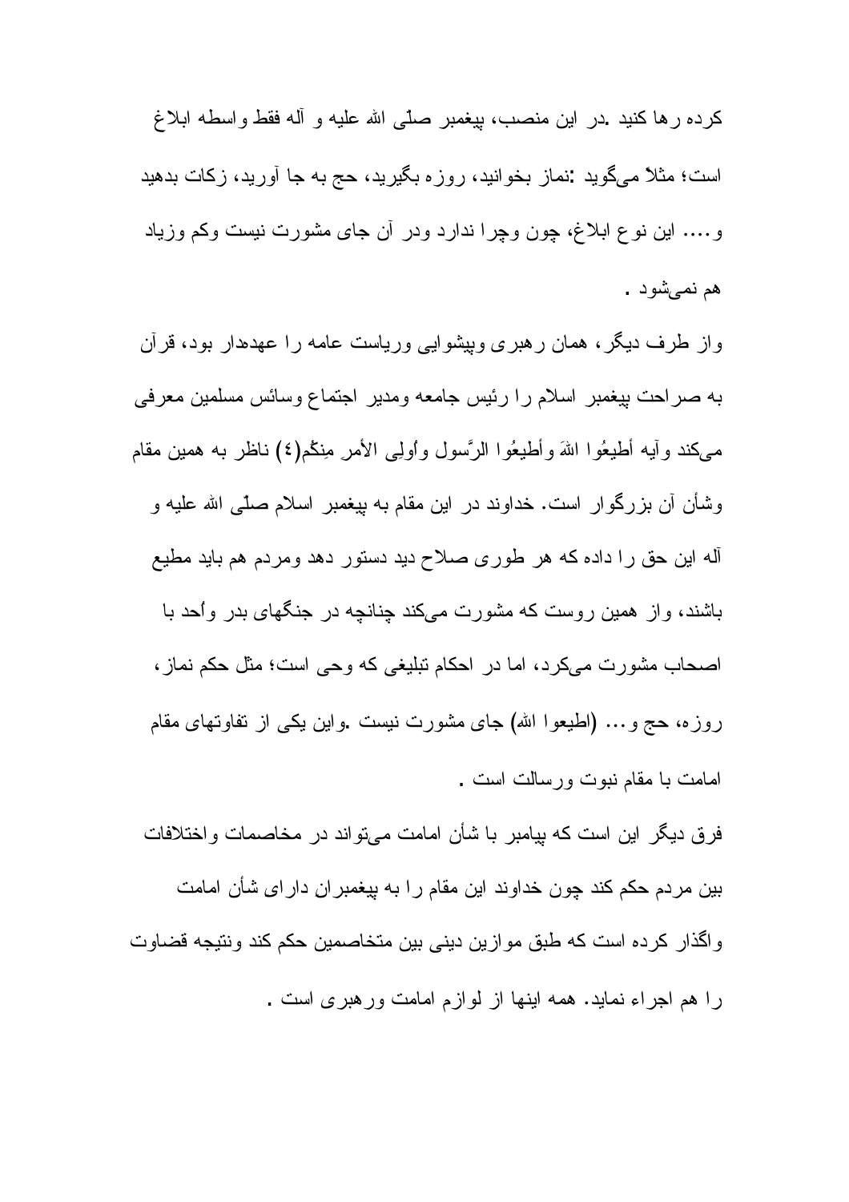کرده رها کنید .در این منصب، پیغمبر صلّی الله علیه و آله فقط واسطه ابلاغ است؛ مثلاً می‌گوید :نماز بخوانید، روزه بگیرید، حج به جا آورید، زکات بدهید و.... این نوع ابلاغ، چون وچرا ندارد ودر آن جای مشورت نیست وکم وزیاد هم نمی‌شود .

واز طرف دیگر، همان رهبری وپیشوایی وریاست عامه را عهده‌دار بود، قرآن به صراحت پیغمبر اسلام را رئیس جامعه ومدیر اجتماع وسائس مسلمین معرفی می‌کند وآیه أطیعُوا اللهَ وأطیعُوا الرَّسول واُولِی الأمرِ مِنکُم(٤) ناظر به همین مقام وشأن آن بزرگوار است. خداوند در این مقام به پیغمبر اسلام صلّی الله علیه و آله این حق را داده که هر طوری صلاح دید دستور دهد ومردم هم باید مطیع باشند، واز همین روست که مشورت می‌کند چنانچه در جنگهای بدر واُحد با اصحاب مشورت می‌کرد، اما در احکام تبلیغی که وحی است؛ مثل حکم نماز، روزه، حج و... (اطیعوا الله) جای مشورت نیست .واین یکی از تفاوتهای مقام امامت با مقام نبوت ورسالت است .

فرق دیگر این است که پیامبر با شأن امامت می‌تواند در مخاصمات واختلافات بین مردم حکم کند چون خداوند این مقام را به پیغمبران دارای شأن امامت واگذار کرده است که طبق موازین دینی بین متخاصمین حکم کند ونتیجه قضاوت را هم اجراء نماید. همه اینها از لوازم امامت ورهبری است .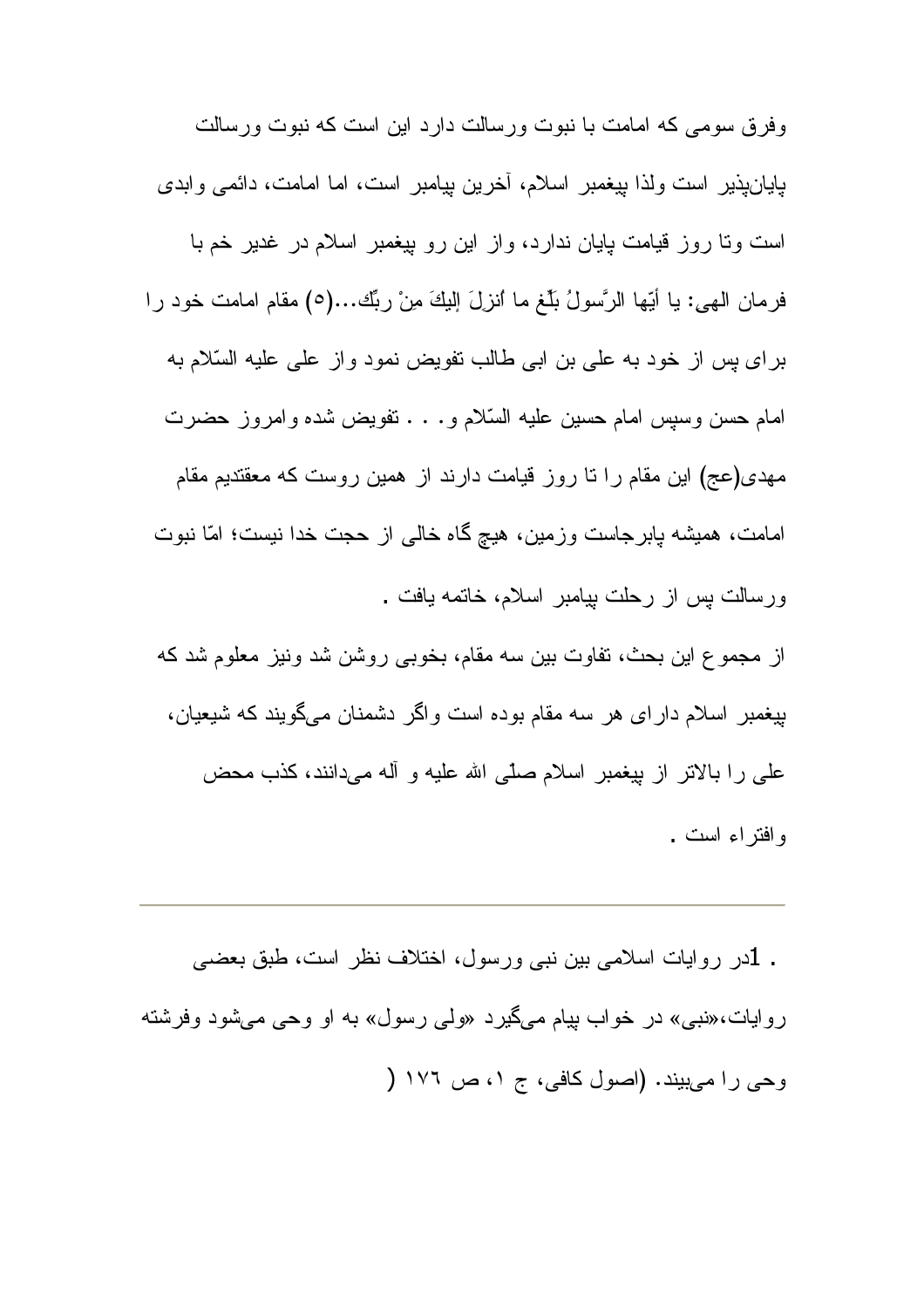وفرق سومی که امامت با نبوت ورسالت دارد این است که نبوت ورسالت پایان‌پذیر است ولذا پیغمبر اسلام، آخرین پیامبر است، اما امامت، دائمی وابدی است وتا روز قیامت پایان ندارد، واز این رو پیغمبر اسلام در غدیر خم با فرمان الهی: یا أیّها الرَّسولُ بَلِّغ ما اُنزِلَ إلیكَ مِنْ ربِّك...(٥) مقام امامت خود را برای پس از خود به علی بن ابی طالب تفویض نمود واز علی علیه السّلام به امام حسن وسپس امام حسین علیه السّلام و. . . تفویض شده وامروز حضرت مهدی(عج) این مقام را تا روز قیامت دارند از همین روست که معتقدیم مقام امامت، همیشه پابرجاست وزمین، هیچ گاه خالی از حجت خدا نیست؛ امّا نبوت ورسالت پس از رحلت پیامبر اسلام، خاتمه یافت .

از مجموع این بحث، تفاوت بین سه مقام، بخوبی روشن شد ونیز معلوم شد که پیغمبر اسلام دارای هر سه مقام بوده است واگر دشمنان می‌گویند که شیعیان، علی را بالاتر از پیغمبر اسلام صلّی الله علیه و آله می‌دانند، کذب محض وافتراء است .

---

. 1در روایات اسلامی بین نبی ورسول، اختلاف نظر است، طبق بعضی روایات،«نبی» در خواب پیام می‌گیرد «ولی رسول» به او وحی می‌شود وفرشته وحی را می‌بیند. (اصول کافی، ج ۱، ص ۱۷٦ (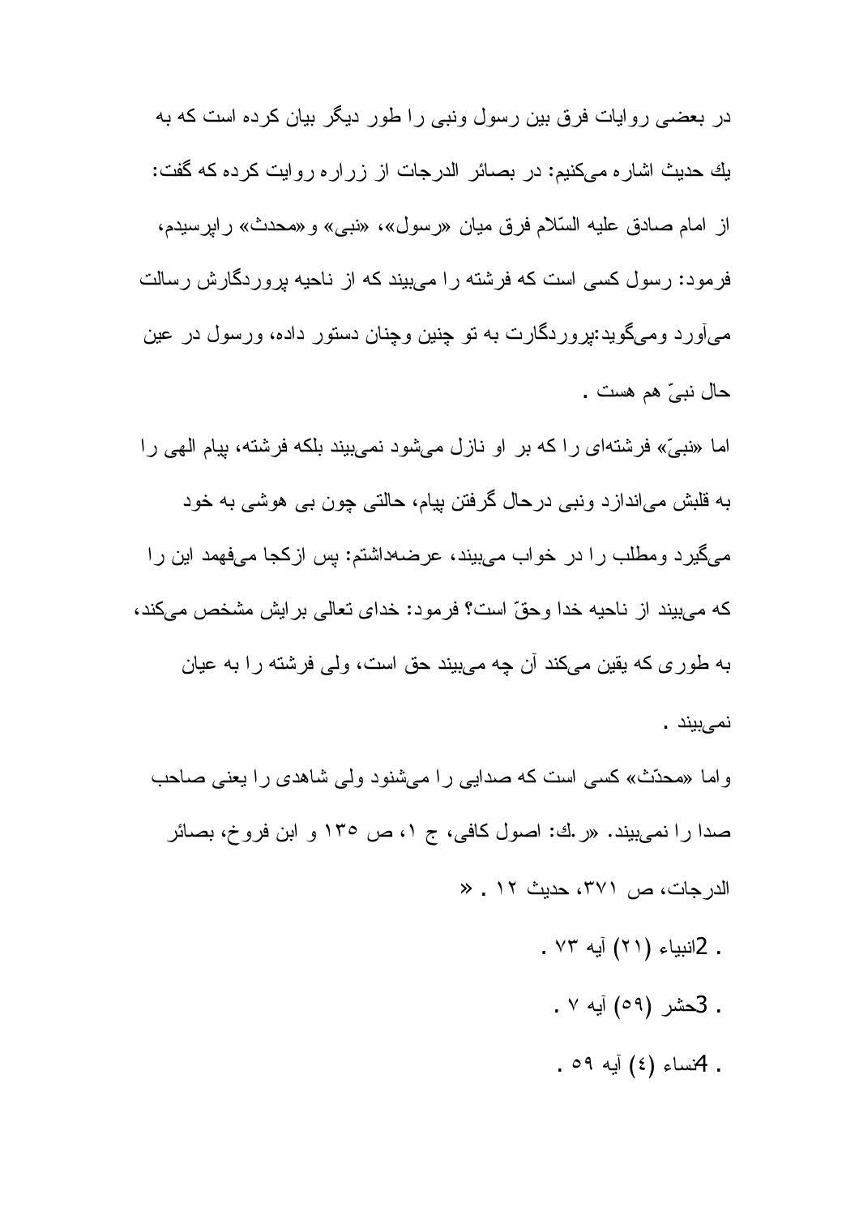در بعضی روایات فرق بین رسول ونبی را طور دیگر بیان کرده است که به يك حدیث اشاره می‌کنیم: در بصائر الدرجات از زراره روایت کرده که گفت: از امام صادق علیه السّلام فرق میان «رسول»، «نبی» و«محدث» راپرسیدم، فرمود: رسول کسی است که فرشته را می‌بیند که از ناحیه پروردگارش رسالت می‌آورد ومی‌گوید:پروردگارت به تو چنین وچنان دستور داده، ورسول در عین حال نبیّ هم هست .

اما «نبیّ» فرشته‌ای را که بر او نازل می‌شود نمی‌بیند بلکه فرشته، پیام الهی را به قلبش می‌اندازد ونبی درحال گرفتن پیام، حالتی چون بی هوشی به خود می‌گیرد ومطلب را در خواب می‌بیند، عرضه‌داشتم: پس ازکجا می‌فهمد این را که می‌بیند از ناحیه خدا وحقّ است؟ فرمود: خدای تعالی برایش مشخص می‌کند، به طوری که یقین می‌کند آن چه می‌بیند حق است، ولی فرشته را به عیان نمی‌بیند .

واما «محدّث» کسی است که صدایی را می‌شنود ولی شاهدی را یعنی صاحب صدا را نمی‌بیند. «ر.ك: اصول کافی، ج ۱، ص ۱۳۵ و ابن فروخ، بصائر الدرجات، ص ۳۷۱، حدیث ۱۲ . »

. 2انبیاء (۲۱) آیه ۷۳ .

. 3حشر (۵۹) آیه ۷ .

. 4نساء (٤) آیه ۵۹ .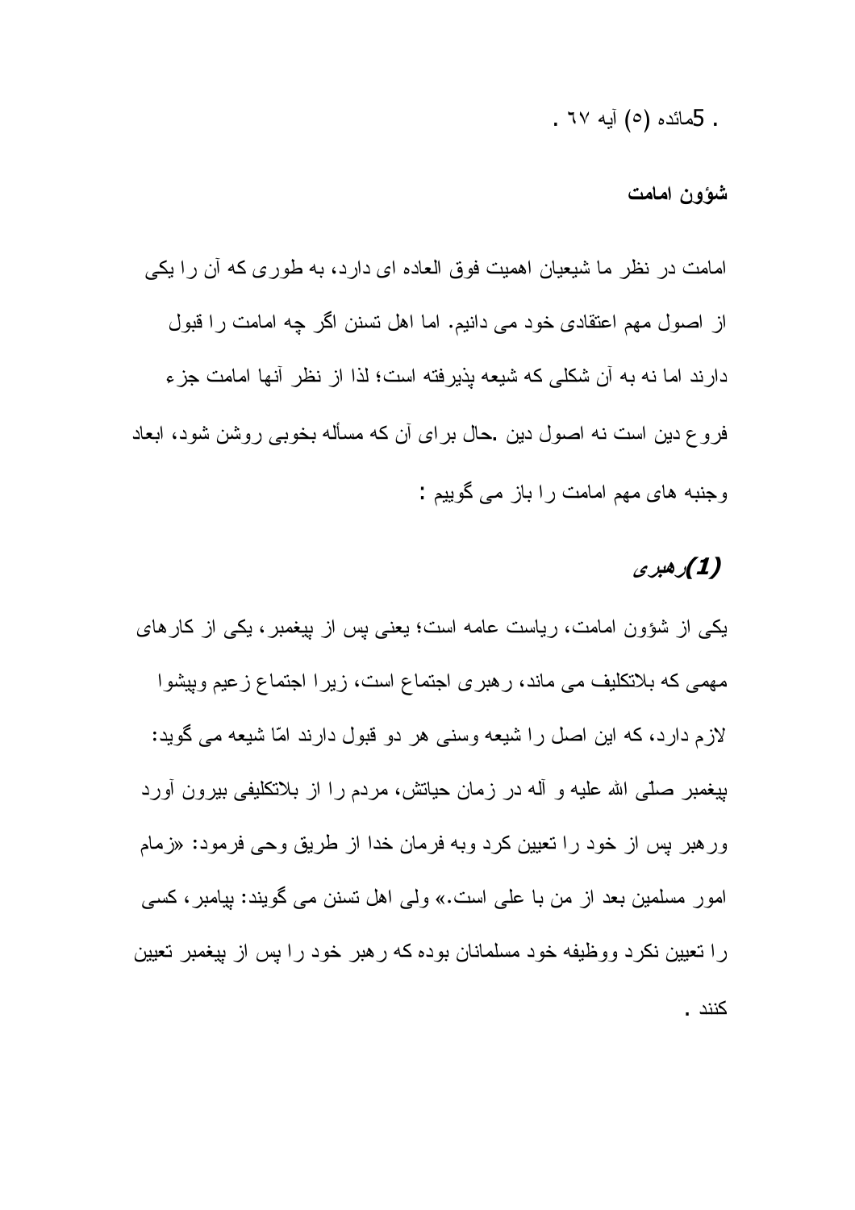. 5مائده (٥) آیه ٦٧ .

**شؤون امامت**

امامت در نظر ما شیعیان اهمیت فوق العاده ای دارد، به طوری که آن را یکی از اصول مهم اعتقادی خود می دانیم. اما اهل تسنن اگر چه امامت را قبول دارند اما نه به آن شکلی که شیعه پذیرفته است؛ لذا از نظر آنها امامت جزء فروع دین است نه اصول دین .حال برای آن که مسأله بخوبی روشن شود، ابعاد وجنبه های مهم امامت را باز می گوییم :

### (1)رهبری

یکی از شؤون امامت، ریاست عامه است؛ یعنی پس از پیغمبر، یکی از کارهای مهمی که بلاتکلیف می ماند، رهبری اجتماع است، زیرا اجتماع زعیم وپیشوا لازم دارد، که این اصل را شیعه وسنی هر دو قبول دارند امّا شیعه می گوید: پیغمبر صلّی الله علیه و آله در زمان حیاتش، مردم را از بلاتکلیفی بیرون آورد ورهبر پس از خود را تعیین کرد وبه فرمان خدا از طریق وحی فرمود: «زمام امور مسلمین بعد از من با علی است.» ولی اهل تسنن می گویند: پیامبر، کسی را تعیین نکرد ووظیفه خود مسلمانان بوده که رهبر خود را پس از پیغمبر تعیین کنند .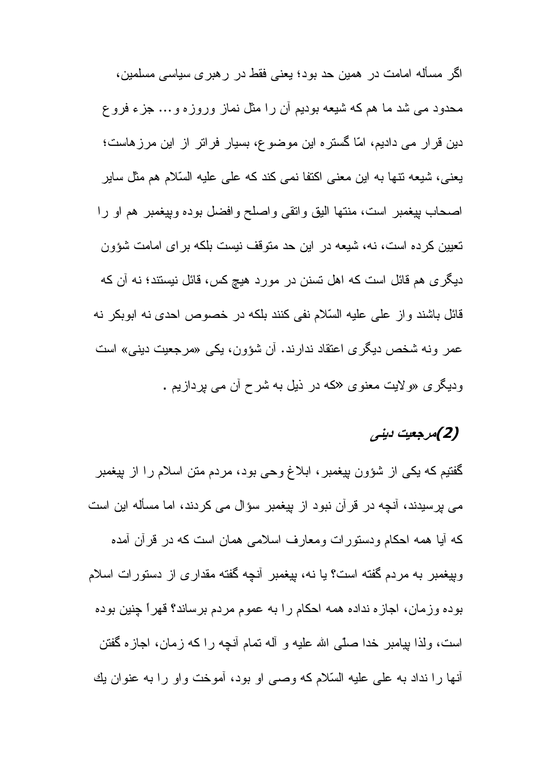اگر مسأله امامت در همین حد بود؛ یعنی فقط در رهبری سیاسی مسلمین، محدود می شد ما هم که شیعه بودیم آن را مثل نماز وروزه و... جزء فروع دین قرار می دادیم، امّا گستره این موضوع، بسیار فراتر از این مرزهاست؛ یعنی، شیعه تنها به این معنی اکتفا نمی کند که علی علیه السّلام هم مثل سایر اصحاب پیغمبر است، منتها الیق واتقی واصلح وافضل بوده وپیغمبر هم او را تعیین کرده است، نه، شیعه در این حد متوقف نیست بلکه برای امامت شؤون دیگری هم قائل است که اهل تسنن در مورد هیچ کس، قائل نیستند؛ نه آن که قائل باشند واز علی علیه السّلام نفی کنند بلکه در خصوص احدی نه ابوبکر نه عمر ونه شخص دیگری اعتقاد ندارند. آن شؤون، یکی «مرجعیت دینی» است ودیگری «ولایت معنوی «که در ذیل به شرح آن می پردازیم .

### (2)مرجعیت دینی

گفتیم که یکی از شؤون پیغمبر، ابلاغ وحی بود، مردم متن اسلام را از پیغمبر می پرسیدند، آنچه در قرآن نبود از پیغمبر سؤال می کردند، اما مسأله این است که آیا همه احکام ودستورات ومعارف اسلامی همان است که در قرآن آمده وپیغمبر به مردم گفته است؟ یا نه، پیغمبر آنچه گفته مقداری از دستورات اسلام بوده وزمان، اجازه نداده همه احکام را به عموم مردم برساند؟ قهراً چنین بوده است، ولذا پیامبر خدا صلّی الله علیه و آله تمام آنچه را که زمان، اجازه گفتن آنها را نداد به علی علیه السّلام که وصی او بود، آموخت واو را به عنوان یك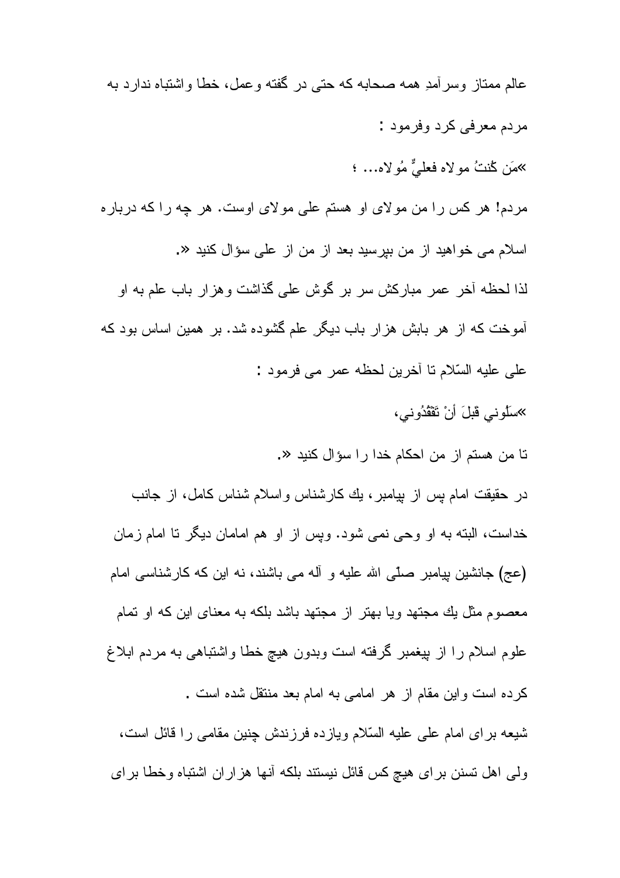عالم ممتاز وسرآمدِ همه صحابه که حتی در گفته وعمل، خطا واشتباه ندارد به مردم معرفی کرد وفرمود :

»مَن كُنتُ مولاه فعليٌّ مُولاه... ؛

مردم! هر کس را من مولای او هستم علی مولای اوست. هر چه را که درباره اسلام می خواهید از من بپرسید بعد از من از علی سؤال کنید «.

لذا لحظه آخر عمر مبارکش سر بر گوش علی گذاشت وهزار باب علم به او آموخت که از هر بابش هزار باب دیگر علم گشوده شد. بر همین اساس بود که علی علیه السّلام تا آخرین لحظه عمر می فرمود :

»سَلُوني قَبلَ أنْ تَفْقُدُوني،

تا من هستم از من احکام خدا را سؤال کنید «.

در حقیقت امام پس از پیامبر، یك کارشناس واسلام شناس کامل، از جانب خداست، البته به او وحی نمی شود. وپس از او هم امامان دیگر تا امام زمان (عج) جانشین پیامبر صلّی الله علیه و آله می باشند، نه این که کارشناسی امام معصوم مثل یك مجتهد ویا بهتر از مجتهد باشد بلکه به معنای این که او تمام علوم اسلام را از پیغمبر گرفته است وبدون هیچ خطا واشتباهی به مردم ابلاغ کرده است واین مقام از هر امامی به امام بعد منتقل شده است .

شیعه برای امام علی علیه السّلام ویازده فرزندش چنین مقامی را قائل است، ولی اهل تسنن برای هیچ کس قائل نیستند بلکه آنها هزاران اشتباه وخطا برای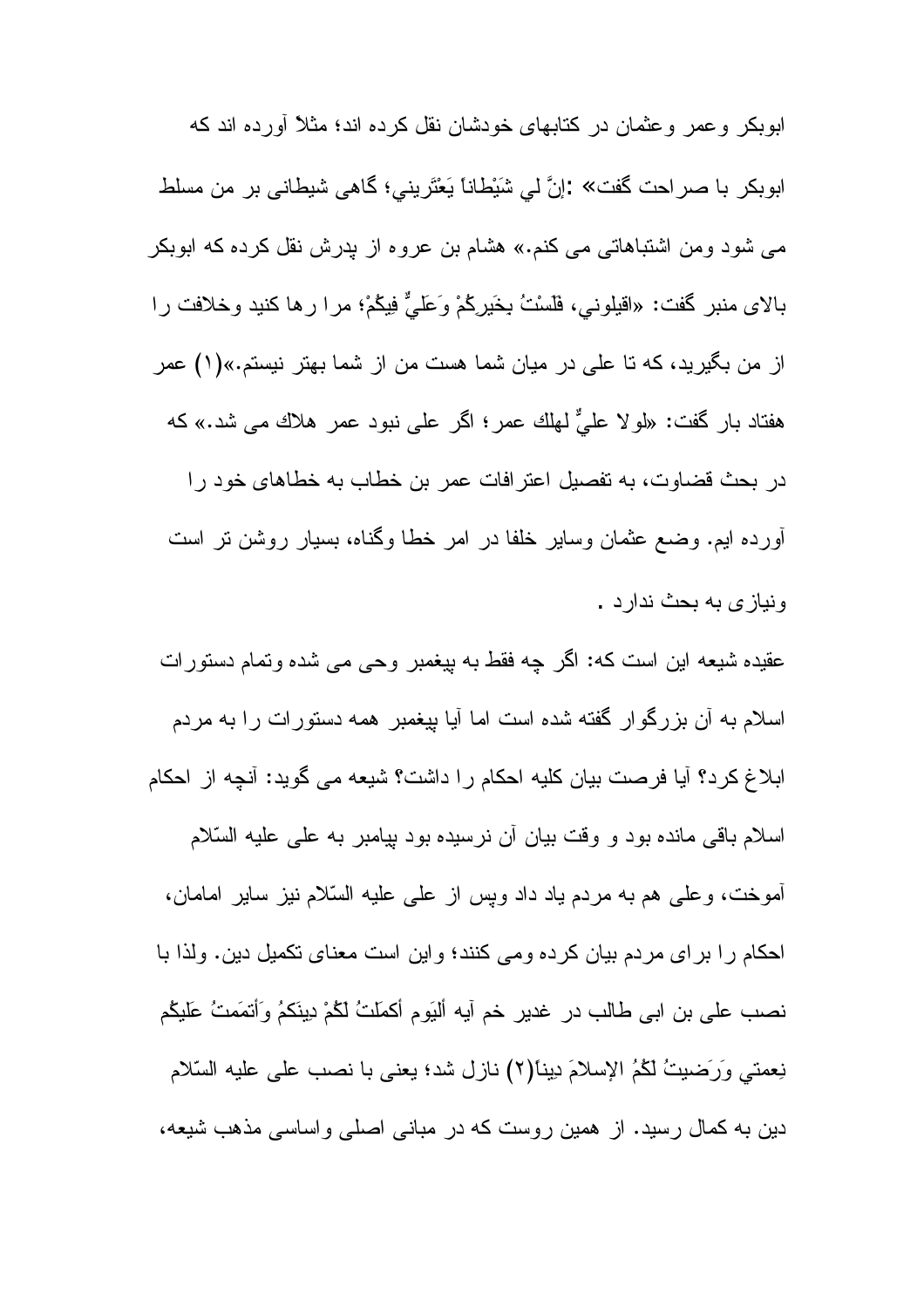ابوبکر وعمر وعثمان در کتابهای خودشان نقل کرده اند؛ مثلاً آورده اند که ابوبکر با صراحت گفت» :إنَّ لي شَيْطاناً يَعْتَريني؛ گاهی شیطانی بر من مسلط می شود ومن اشتباهاتی می کنم.» هشام بن عروه از پدرش نقل کرده که ابوبکر بالای منبر گفت: «اقيلوني، فَلَسْتُ بِخَيرِكُمْ وَعَلِيٌّ فِيكُمْ؛ مرا رها کنید وخلافت را از من بگیرید، که تا علی در میان شما هست من از شما بهتر نیستم.»(۱) عمر هفتاد بار گفت: «لولا عليٌّ لهلك عمر؛ اگر علی نبود عمر هلاك می شد.» که در بحث قضاوت، به تفصیل اعترافات عمر بن خطاب به خطاهای خود را آورده ایم. وضع عثمان وسایر خلفا در امر خطا وگناه، بسیار روشن تر است ونیازی به بحث ندارد .

عقیده شیعه این است که: اگر چه فقط به پیغمبر وحی می شده وتمام دستورات اسلام به آن بزرگوار گفته شده است اما آیا پیغمبر همه دستورات را به مردم ابلاغ کرد؟ آیا فرصت بیان کلیه احکام را داشت؟ شیعه می گوید: آنچه از احکام اسلام باقی مانده بود و وقت بیان آن نرسیده بود پیامبر به علی علیه السّلام آموخت، وعلی هم به مردم یاد داد وپس از علی علیه السّلام نیز سایر امامان، احکام را برای مردم بیان کرده ومی کنند؛ واین است معنای تکمیل دین. ولذا با نصب علی بن ابی طالب در غدیر خم آیه أليَوم أكمَلتُ لَكُمْ دِينَكُمُ وَأتمَمتُ عَلَيكُم نِعمتي وَرَضيتُ لَكُمُ الإسلامَ ديناً(۲) نازل شد؛ یعنی با نصب علی علیه السّلام دین به کمال رسید. از همین روست که در مبانی اصلی واساسی مذهب شیعه،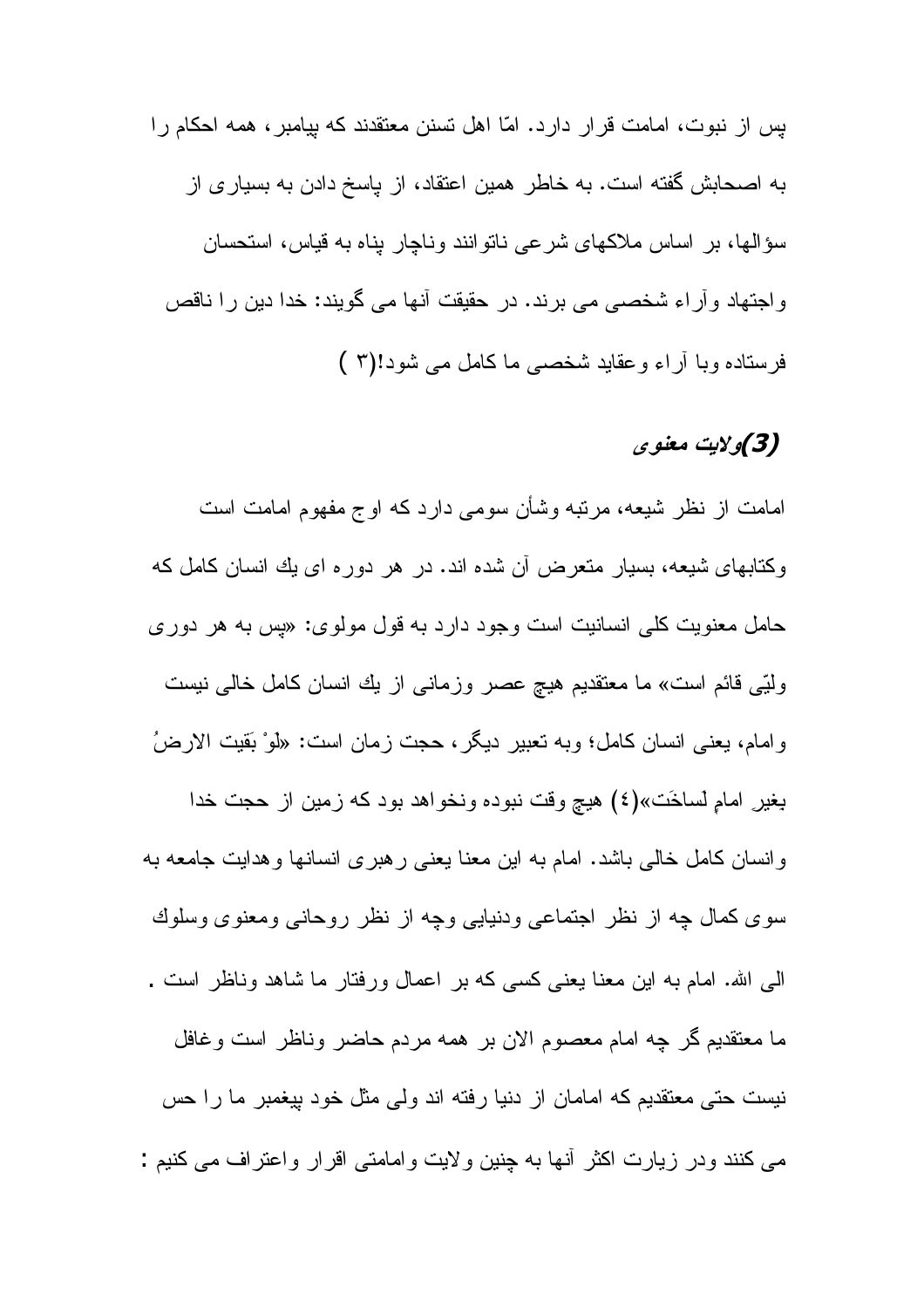پس از نبوت، امامت قرار دارد. امّا اهل تسنن معتقدند که پیامبر، همه احکام را به اصحابش گفته است. به خاطر همین اعتقاد، از پاسخ دادن به بسیاری از سؤالها، بر اساس ملاکهای شرعی ناتوانند وناچار پناه به قیاس، استحسان واجتهاد وآراء شخصی می برند. در حقیقت آنها می گویند: خدا دین را ناقص فرستاده وبا آراء وعقاید شخصی ما کامل می شود!(۳)

### *(3)ولایت معنوی*

امامت از نظر شیعه، مرتبه وشأن سومی دارد که اوج مفهوم امامت است وکتابهای شیعه، بسیار متعرض آن شده اند. در هر دوره ای یك انسان کامل که حامل معنویت کلی انسانیت است وجود دارد به قول مولوی: «پس به هر دوری ولیّی قائم است» ما معتقدیم هیچ عصر وزمانی از یك انسان کامل خالی نیست وامام، یعنی انسان کامل؛ وبه تعبیر دیگر، حجت زمان است: «لَوْ بَقِيت الارضُ بغيرِ امامٍ لَساخَت»(٤) هیچ وقت نبوده ونخواهد بود که زمین از حجت خدا وانسان کامل خالی باشد. امام به این معنا یعنی رهبری انسانها وهدایت جامعه به سوی کمال چه از نظر اجتماعی ودنیایی وچه از نظر روحانی ومعنوی وسلوك الی الله. امام به این معنا یعنی کسی که بر اعمال ورفتار ما شاهد وناظر است . ما معتقدیم گر چه امام معصوم الان بر همه مردم حاضر وناظر است وغافل نیست حتی معتقدیم که امامان از دنیا رفته اند ولی مثل خود پیغمبر ما را حس می کنند ودر زیارت اکثر آنها به چنین ولایت وامامتی اقرار واعتراف می کنیم :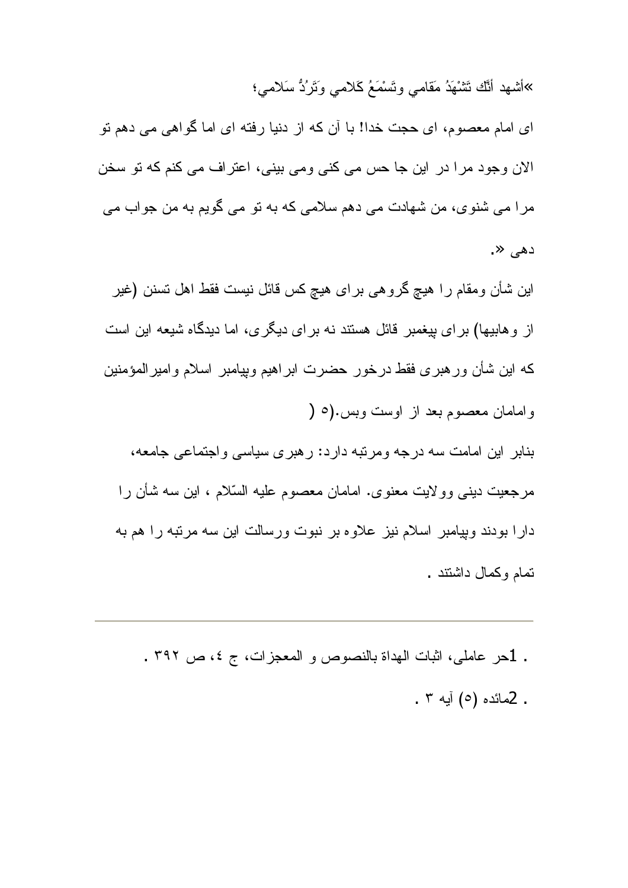»أشهد أنَّكَ تَشْهَدُ مَقامي وتَسْمَعُ كَلامي وتَرُدُّ سَلامي؛

ای امام معصوم، ای حجت خدا! با آن که از دنیا رفته ای اما گواهی می دهم تو الان وجود مرا در این جا حس می کنی ومی بینی، اعتراف می کنم که تو سخن مرا می شنوی، من شهادت می دهم سلامی که به تو می گویم به من جواب می دهی «.

این شأن ومقام را هیچ گروهی برای هیچ کس قائل نیست فقط اهل تسنن (غیر از وهابیها) برای پیغمبر قائل هستند نه برای دیگری، اما دیدگاه شیعه این است که این شأن ورهبری فقط درخور حضرت ابراهیم وپیامبر اسلام وامیرالمؤمنین وامامان معصوم بعد از اوست وبس.(٥ (

بنابر این امامت سه درجه ومرتبه دارد: رهبری سیاسی واجتماعی جامعه، مرجعیت دینی وولایت معنوی. امامان معصوم علیه السّلام ، این سه شأن را دارا بودند وپیامبر اسلام نیز علاوه بر نبوت ورسالت این سه مرتبه را هم به تمام وکمال داشتند .

---

. 1حر عاملی، اثبات الهداة بالنصوص و المعجزات، ج ٤، ص ٣٩٢ .

. 2مائده (٥) آیه ٣ .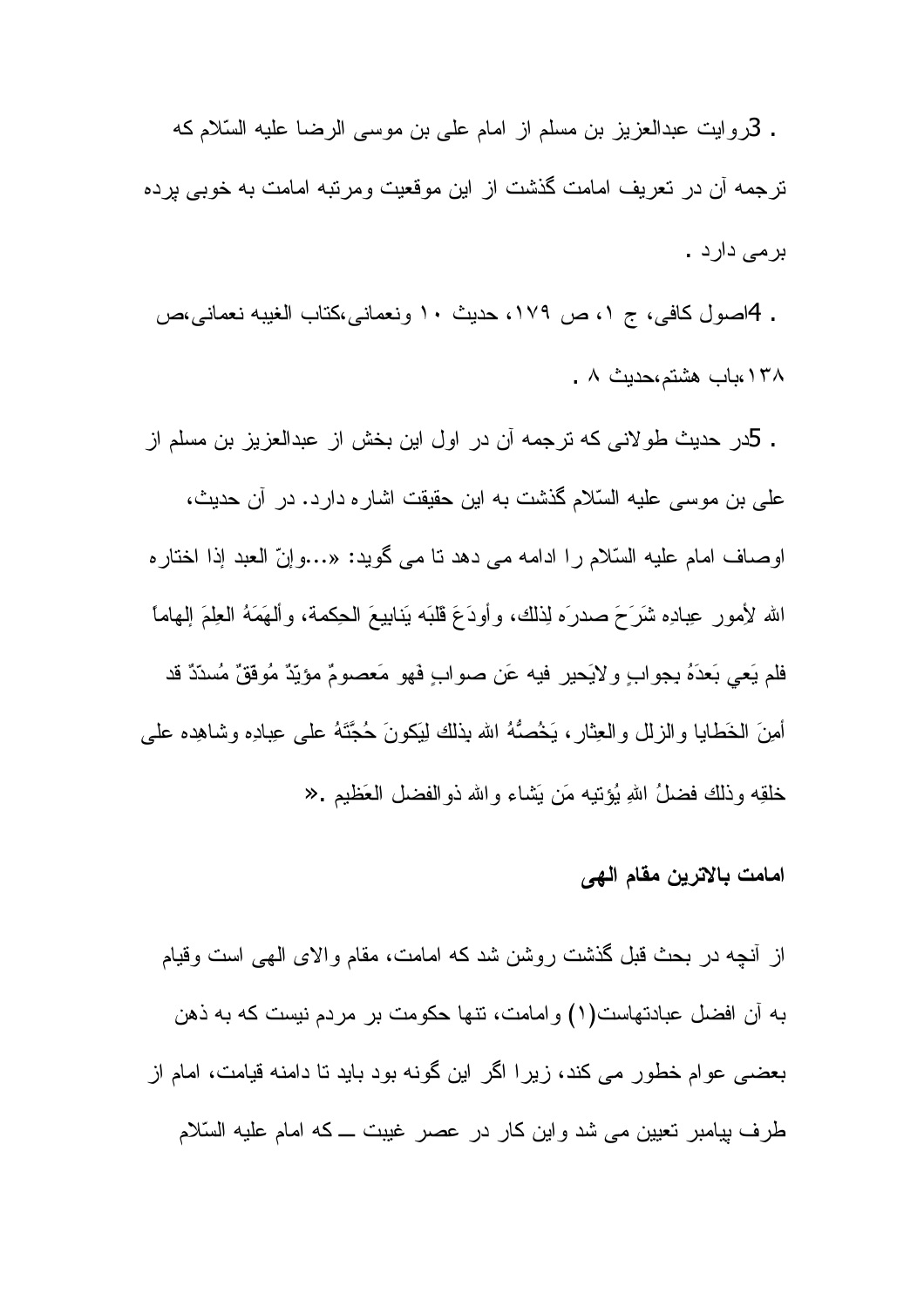. 3روایت عبدالعزیز بن مسلم از امام علی بن موسی الرضا علیه السّلام که ترجمه آن در تعریف امامت گذشت از این موقعیت ومرتبه امامت به خوبی پرده برمی دارد .

. 4اصول کافی، ج ۱، ص ۱۷۹، حدیث ۱۰ ونعمانی،کتاب الغیبه نعمانی،ص ۱۳۸،باب هشتم،حدیث ۸ .

. 5در حدیث طولانی که ترجمه آن در اول این بخش از عبدالعزیز بن مسلم از علی بن موسی علیه السّلام گذشت به این حقیقت اشاره دارد. در آن حدیث، اوصاف امام علیه السّلام را ادامه می دهد تا می گوید: «...وإنّ العبد إذا اختاره الله لأمور عِبادِه شَرَحَ صدرَه لِذلك، وأودَعَ قلبَه يَنابيعَ الحِكمة، وألهَمَهُ العِلمَ إلهاماً فلم يَعي بَعدَهُ بجوابٍ ولايَحير فيه عَن صوابٍ فَهو مَعصومٌ مؤيّدٌ مُوفقٌ مُسدّدٌ قد أمِنَ الخَطايا والزلل والعِثار، يَخُصُّهُ الله بذلك لِيَكونَ حُجَّتَهُ على عِبادِه وشاهِده على خلقِه وذلك فضلُ اللهِ يُؤتيه مَن يَشاء والله ذوالفضل العَظيم .«

### امامت بالاترین مقام الهی

از آنچه در بحث قبل گذشت روشن شد که امامت، مقام والای الهی است وقیام به آن افضل عبادتهاست(۱) وامامت، تنها حکومت بر مردم نیست که به ذهن بعضی عوام خطور می کند، زیرا اگر این گونه بود باید تا دامنه قیامت، امام از طرف پیامبر تعیین می شد واین کار در عصر غیبت ــ که امام علیه السّلام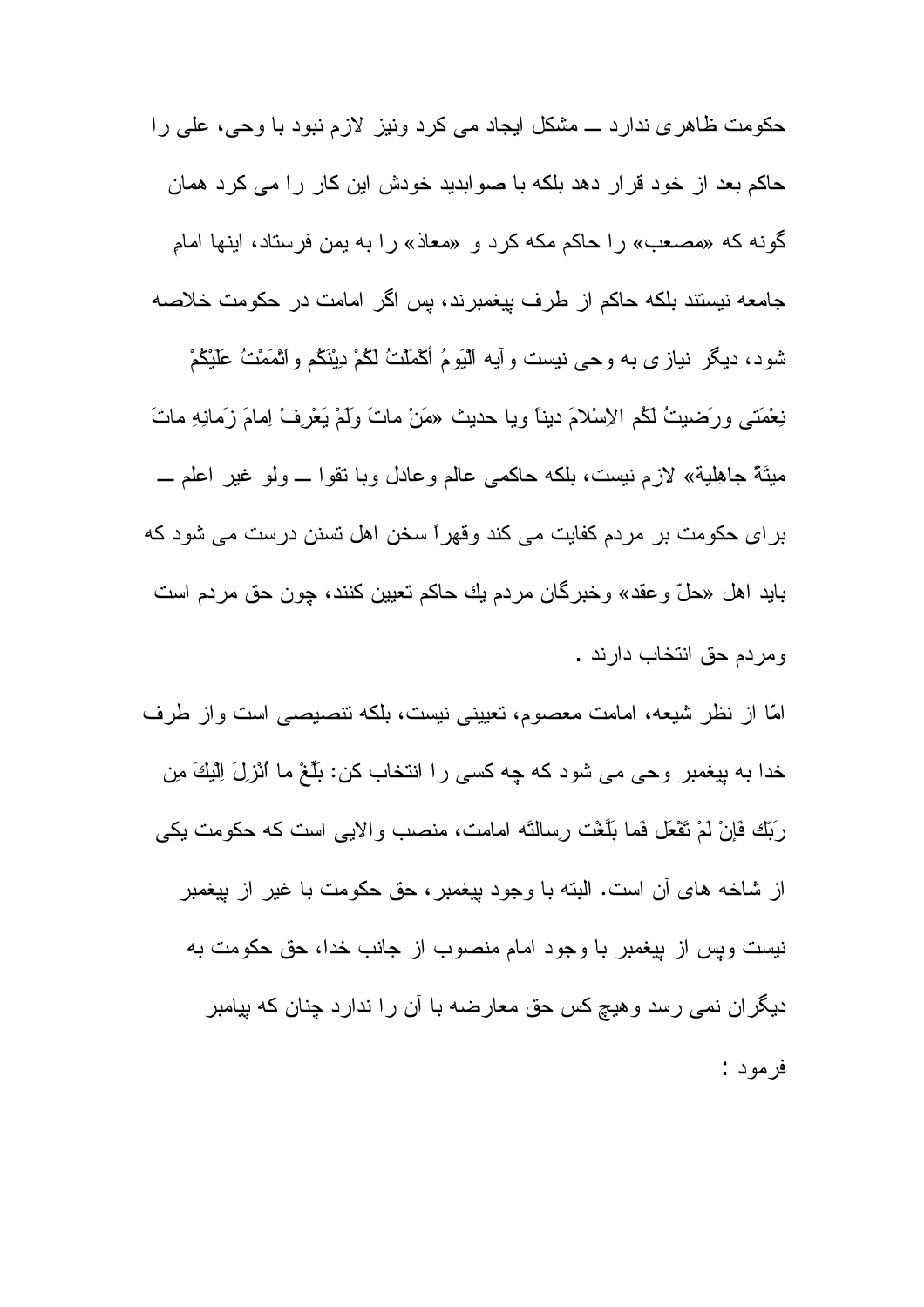حکومت ظاهری ندارد ــ مشکل ایجاد می کرد ونیز لازم نبود با وحی، علی را حاکم بعد از خود قرار دهد بلکه با صوابدید خودش این کار را می کرد همان گونه که «مصعب» را حاکم مکه کرد و «معاذ» را به یمن فرستاد، اینها امام جامعه نیستند بلکه حاکم از طرف پیغمبرند، پس اگر امامت در حکومت خلاصه شود، دیگر نیازی به وحی نیست وآیه اَلْیَومُ أَکْمَلْتُ لَکُمْ دِیْنَکُم واتْمَمْتُ عَلَیْکُمْ نِعْمَتی ورَضیتُ لَکُم الاِسْلامَ دیناً ویا حدیث «مَنْ ماتَ ولَمْ یَعْرِفْ اِمامَ زَمانِهِ ماتَ میتَةً جاهِلِیة» لازم نیست، بلکه حاکمی عالم وعادل وبا تقوا ــ ولو غیر اعلم ــ برای حکومت بر مردم کفایت می کند وقهراً سخن اهل تسنن درست می شود که باید اهل «حلّ وعقد» وخبرگان مردم یك حاکم تعیین کنند، چون حق مردم است ومردم حق انتخاب دارند .

امّا از نظر شیعه، امامت معصوم، تعیینی نیست، بلکه تنصیصی است واز طرف خدا به پیغمبر وحی می شود که چه کسی را انتخاب کن: بَلِّغْ ما اُنْزِلَ اِلَیكَ مِن رَبِّك فَإنْ لَمْ تَفْعَل فَما بَلَّغْت رِسالَتَه امامت، منصب والایی است که حکومت یکی از شاخه های آن است. البته با وجود پیغمبر، حق حکومت با غیر از پیغمبر نیست وپس از پیغمبر با وجود امام منصوب از جانب خدا، حق حکومت به دیگران نمی رسد وهیچ کس حق معارضه با آن را ندارد چنان که پیامبر فرمود :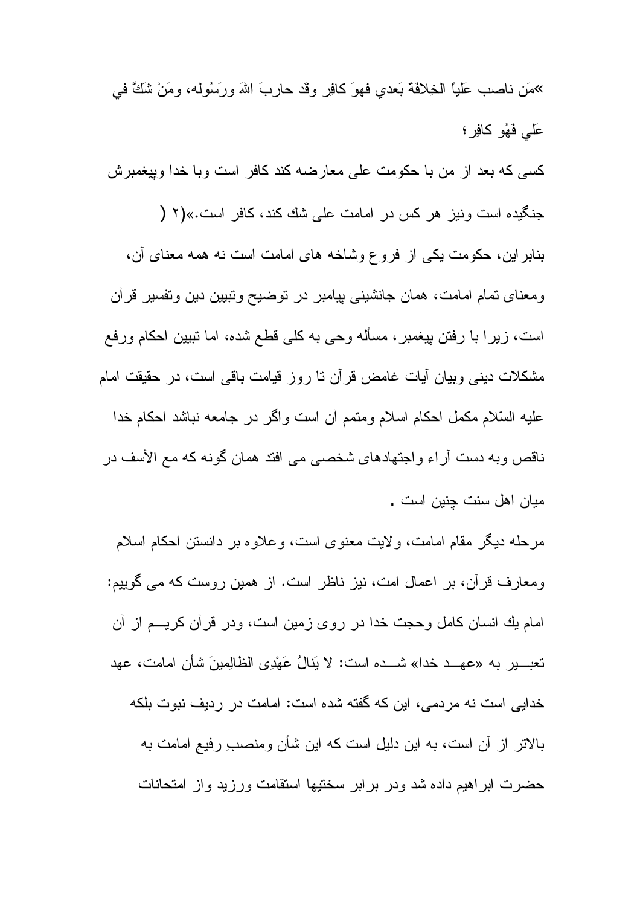«مَن ناصب عَلياً الخِلافَة بَعدي فهوَ كافِر وقَد حاربَ اللهَ ورَسُوله، ومَنْ شَكَّ في عَلي فَهُو كافِر؛

كسى كه بعد از من با حكومت على معارضه كند كافر است وبا خدا وپيغمبرش جنگيده است ونيز هر كس در امامت على شك كند، كافر است.»(۲ (

بنابراين، حكومت يكى از فروع وشاخه هاى امامت است نه همه معناى آن، ومعناى تمام امامت، همان جانشينى پيامبر در توضيح وتبيين دين وتفسير قرآن است، زيرا با رفتن پيغمبر، مسأله وحى به كلى قطع شده، اما تبيين احكام ورفع مشكلات دينى وبيان آيات غامض قرآن تا روز قيامت باقى است، در حقيقت امام عليه السّلام مكمل احكام اسلام ومتمم آن است واگر در جامعه نباشد احكام خدا ناقص وبه دست آراء واجتهادهاى شخصى مى افتد همان گونه كه مع الأسف در ميان اهل سنت چنين است .

مرحله ديگر مقام امامت، ولايت معنوى است، وعلاوه بر دانستن احكام اسلام ومعارف قرآن، بر اعمال امت، نيز ناظر است. از همين روست كه مى گوييم: امام يك انسان كامل وحجت خدا در روى زمين است، ودر قرآن كريم از آن تعبير به «عهد خدا» شده است: لا يَنالُ عَهْدِى الظالِمِينَ شأن امامت، عهد خدايى است نه مردمى، اين كه گفته شده است: امامت در رديف نبوت بلكه بالاتر از آن است، به اين دليل است كه اين شأن ومنصبِ رفيع امامت به حضرت ابراهيم داده شد ودر برابر سختيها استقامت ورزيد واز امتحانات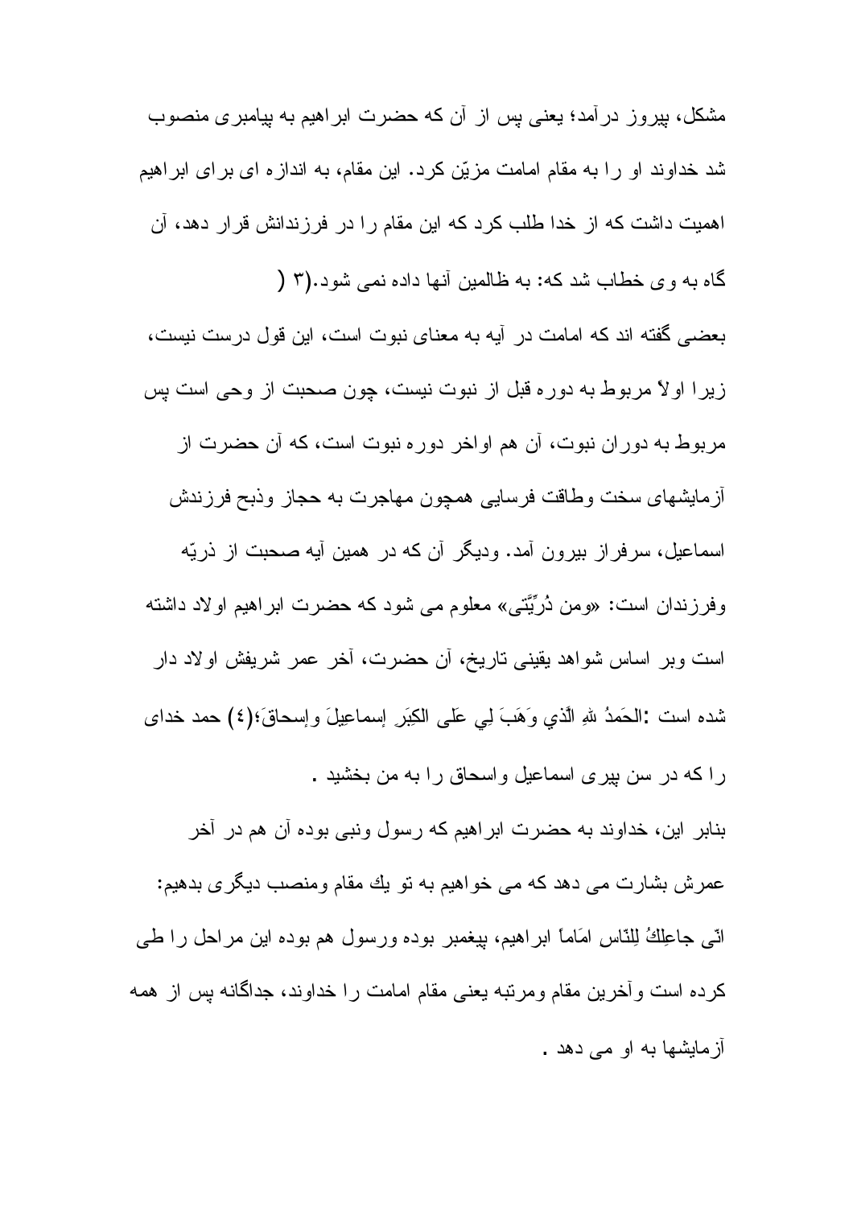مشکل، پیروز درآمد؛ یعنی پس از آن که حضرت ابراهیم به پیامبری منصوب شد خداوند او را به مقام امامت مزیّن کرد. این مقام، به اندازه ای برای ابراهیم اهمیت داشت که از خدا طلب کرد که این مقام را در فرزندانش قرار دهد، آن گاه به وی خطاب شد که: به ظالمین آنها داده نمی شود.(۳)

بعضی گفته اند که امامت در آیه به معنای نبوت است، این قول درست نیست، زیرا اولاً مربوط به دوره قبل از نبوت نیست، چون صحبت از وحی است پس مربوط به دوران نبوت، آن هم اواخر دوره نبوت است، که آن حضرت از آزمایشهای سخت وطاقت فرسایی همچون مهاجرت به حجاز وذبح فرزندش اسماعیل، سرفراز بیرون آمد. ودیگر آن که در همین آیه صحبت از ذریّه وفرزندان است: «ومن ذُرِّیَّتی» معلوم می شود که حضرت ابراهیم اولاد داشته است وبر اساس شواهد یقینی تاریخ، آن حضرت، آخر عمر شریفش اولاد دار شده است :الحَمدُ للهِ الّذي وَهَبَ لِي عَلی الکِبَرِ إسماعِیلَ وإسحاقَ؛(٤) حمد خدای را که در سن پیری اسماعیل واسحاق را به من بخشید .

بنابر این، خداوند به حضرت ابراهیم که رسول ونبی بوده آن هم در آخر عمرش بشارت می دهد که می خواهیم به تو یك مقام ومنصب دیگری بدهیم: انّی جاعِلُكَ لِلنّاس امَاماً ابراهیم، پیغمبر بوده ورسول هم بوده این مراحل را طی کرده است وآخرین مقام ومرتبه یعنی مقام امامت را خداوند، جداگانه پس از همه آزمایشها به او می دهد .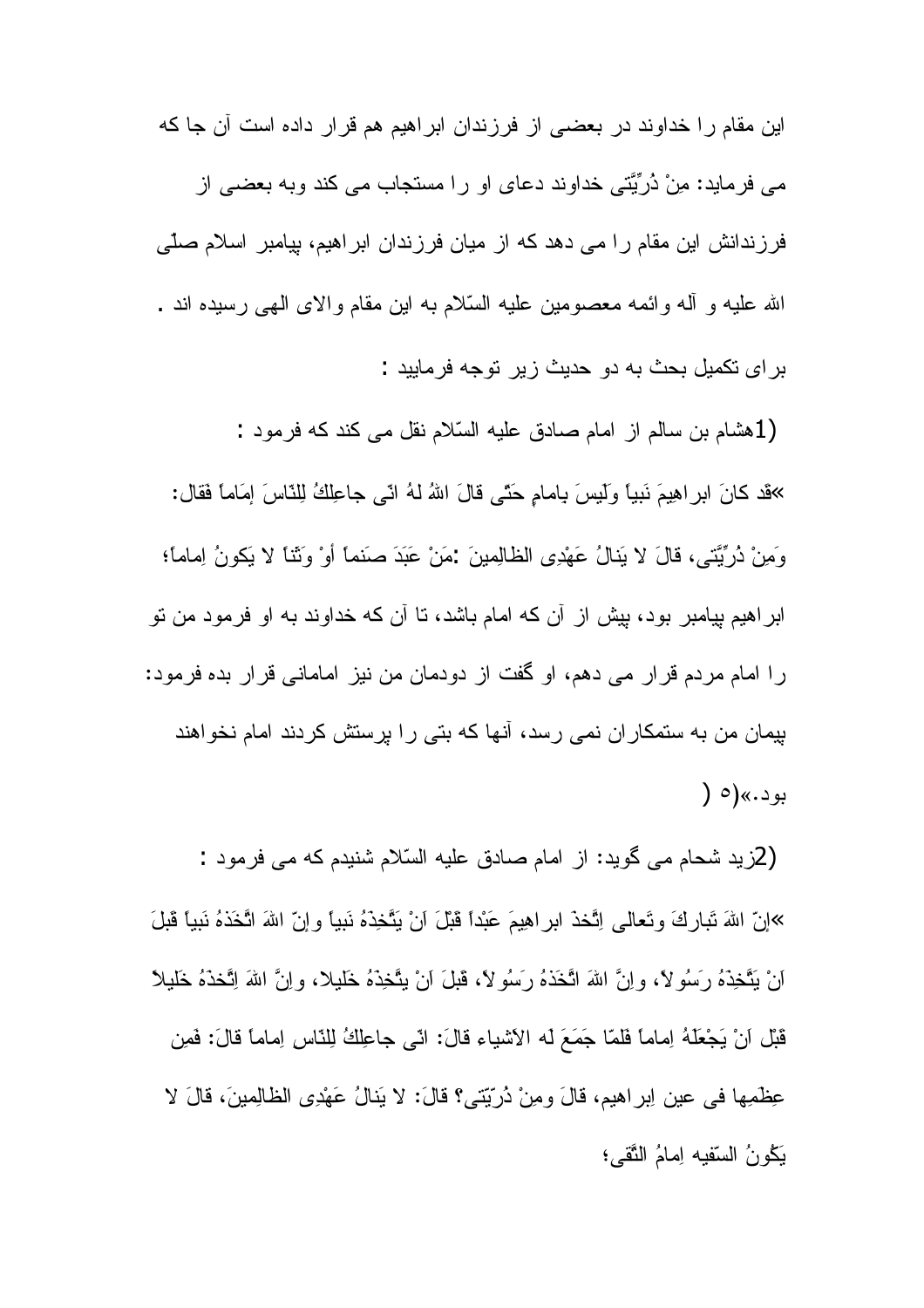این مقام را خداوند در بعضی از فرزندان ابراهیم هم قرار داده است آن جا که می فرماید: مِنْ ذُرِّیَّتی خداوند دعای او را مستجاب می کند وبه بعضی از فرزندانش این مقام را می دهد که از میان فرزندان ابراهیم، پیامبر اسلام صلّی الله علیه و آله وائمه معصومین علیه السّلام به این مقام والای الهی رسیده اند .

برای تکمیل بحث به دو حدیث زیر توجه فرمایید :

(1هشام بن سالم از امام صادق علیه السّلام نقل می کند که فرمود :

«قَد کانَ ابراهِیمَ نَبیاً ولَیسَ بِامامٍ حَتّی قالَ اللهُ لهُ انّی جاعِلِکُ لِلنّاسَ إمَاماً فَقال: وَمِنْ ذُرِّیَّتی، قالَ لا یَنالُ عَهْدِی الظالِمِینَ :مَنْ عَبَدَ صنَماً أوْ وَثَناً لا یَکونُ اِماماً؛ ابراهیم پیامبر بود، پیش از آن که امام باشد، تا آن که خداوند به او فرمود من تو را امام مردم قرار می دهم، او گفت از دودمان من نیز امامانی قرار بده فرمود: پیمان من به ستمکاران نمی رسد، آنها که بتی را پرستش کردند امام نخواهند بود.»(٥ )

(2زید شحام می گوید: از امام صادق علیه السّلام شنیدم که می فرمود :

«إنّ اللهَ تَبارکَ وتَعالی اِتَّخذَ ابراهِیمَ عَبْداً قَبْلَ اَنْ یَتَّخِذَهُ نَبیاً وإنّ اللهَ اتَّخَذَهُ نَبیاً قَبلَ اَنْ یَتَّخِذَهُ رَسُولاً، واِنَّ اللهَ اتَّخَذَهُ رَسُولاً، قَبلَ اَنْ یتَّخِذَهُ خَلیلا، واِنَّ اللهَ اِتَّخذَهُ خَلیلاً قَبْل اَنْ یَجْعَلَهُ اِماماً فَلمّا جَمَعَ لَه الأشیاء قالَ: انّی جاعِلِکُ لِلنّاس اِماماً قالَ: فَمِن عِظَمِها فی عین اِبراهیم، قالَ ومِنْ ذُرّیّتی؟ قالَ: لا یَنالُ عَهْدِی الظالِمینَ، قالَ لا یَکُونُ السّفیه اِمامُ التَّقی؛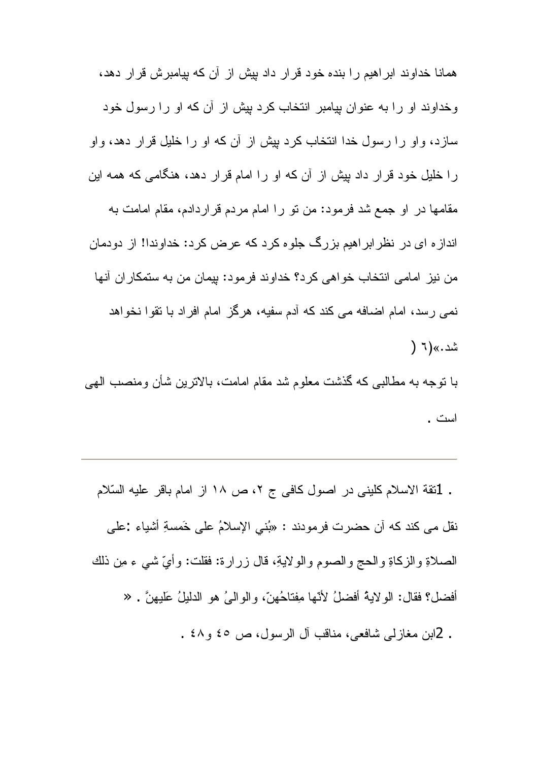همانا خداوند ابراهیم را بنده خود قرار داد پیش از آن که پیامبرش قرار دهد، وخداوند او را به عنوان پیامبر انتخاب کرد پیش از آن که او را رسول خود سازد، واو را رسول خدا انتخاب کرد پیش از آن که او را خلیل قرار دهد، واو را خلیل خود قرار داد پیش از آن که او را امام قرار دهد، هنگامی که همه این مقامها در او جمع شد فرمود: من تو را امام مردم قراردادم، مقام امامت به اندازه ای در نظرابراهیم بزرگ جلوه کرد که عرض کرد: خداوندا! از دودمان من نیز امامی انتخاب خواهی کرد؟ خداوند فرمود: پیمان من به ستمکاران آنها نمی رسد، امام اضافه می کند که آدم سفیه، هرگز امام افراد با تقوا نخواهد شد.»(٦)

با توجه به مطالبی که گذشت معلوم شد مقام امامت، بالاترین شأن ومنصب الهی است .

---

. 1ثقة الاسلام کلینی در اصول کافی ج ٢، ص ١٨ از امام باقر علیه السّلام نقل می کند که آن حضرت فرمودند : «بُنِي الإسلامُ على خَمسةِ أشياء :على الصلاةِ والزكاةِ والحجِ والصومِ والولايةِ، قال زرارة: فقلت: وأيّ شي ء مِن ذلك أفضل؟ فقال: الولايةُ أفضلُ لأنّها مِفتاحُهنّ، والوالىُ هو الدليلُ عَليهنَّ . «

. 2ابن مغازلی شافعی، مناقب آل الرسول، ص ٤٥ و٤٨ .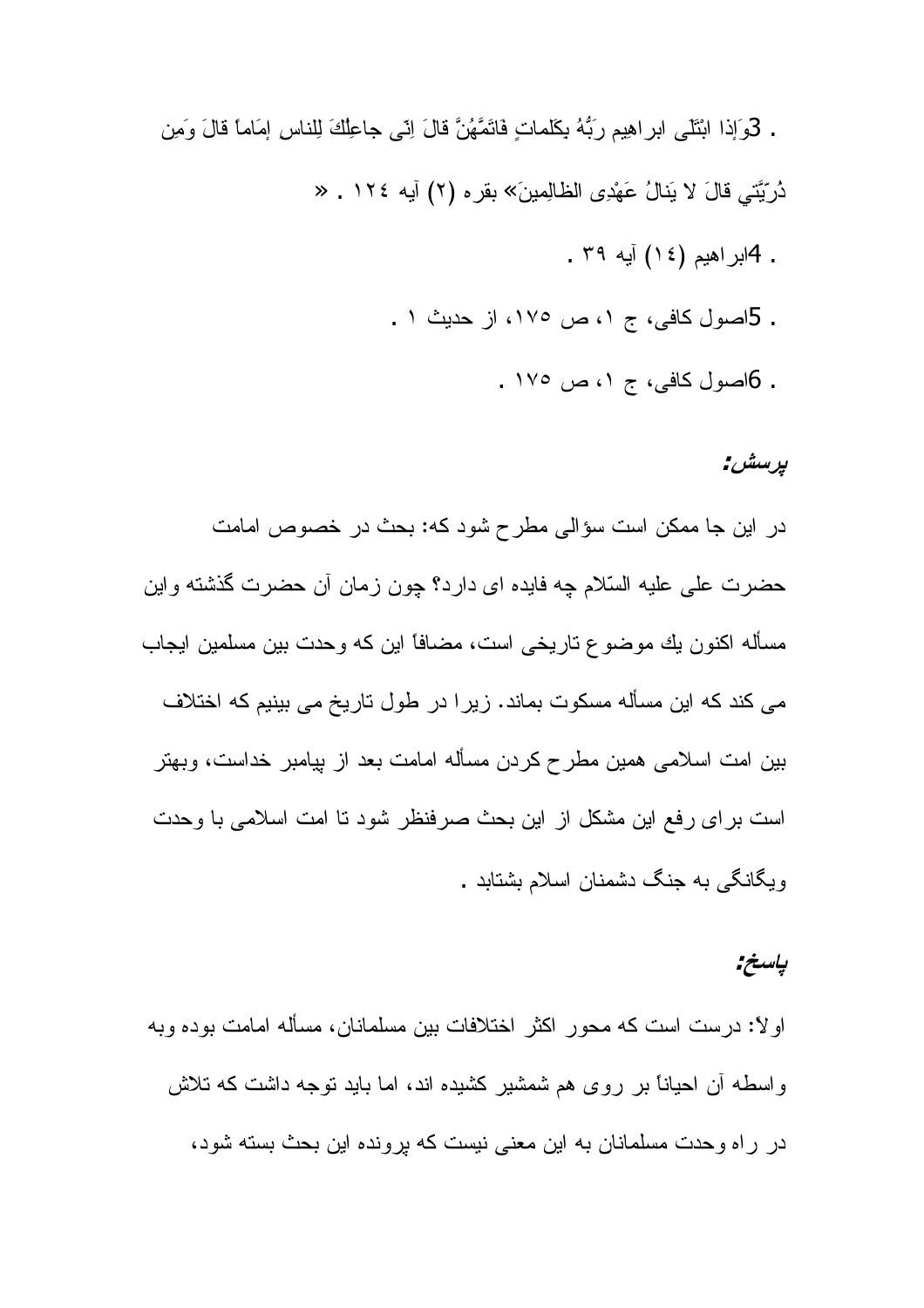. 3وَاِذا ابْتَلى ابراهيم رَبُّهُ بِكَلمات فَاَتَمَّهُنَّ قالَ اِنّى جاعِلُكَ لِلناس اِمَاماً قالَ وَمِن ذُرِّيَّتي قالَ لا يَنالُ عَهْدِى الظالِمينَ» بقره (۲) آيه ۱۲۴ . «

. 4ابراهيم (۱۴) آيه ۳۹ .

. 5اصول كافى، ج ۱، ص ۱۷۵، از حديث ۱ .

. 6اصول كافى، ج ۱، ص ۱۷۵ .

### *پرسش:*

در اين جا ممكن است سؤالى مطرح شود كه: بحث در خصوص امامت حضرت على عليه السّلام چه فايده اى دارد؟ چون زمان آن حضرت گذشته واين مسأله اكنون يك موضوع تاريخى است، مضافاً اين كه وحدت بين مسلمين ايجاب مى كند كه اين مسأله مسكوت بماند. زيرا در طول تاريخ مى بينيم كه اختلاف بين امت اسلامى همين مطرح كردن مسأله امامت بعد از پيامبر خداست، وبهتر است براى رفع اين مشكل از اين بحث صرفنظر شود تا امت اسلامى با وحدت ويگانگى به جنگ دشمنان اسلام بشتابد .

### *پاسخ:*

اولاً: درست است كه محور اكثر اختلافات بين مسلمانان، مسأله امامت بوده وبه واسطه آن احياناً بر روى هم شمشير كشيده اند، اما بايد توجه داشت كه تلاش در راه وحدت مسلمانان به اين معنى نيست كه پرونده اين بحث بسته شود،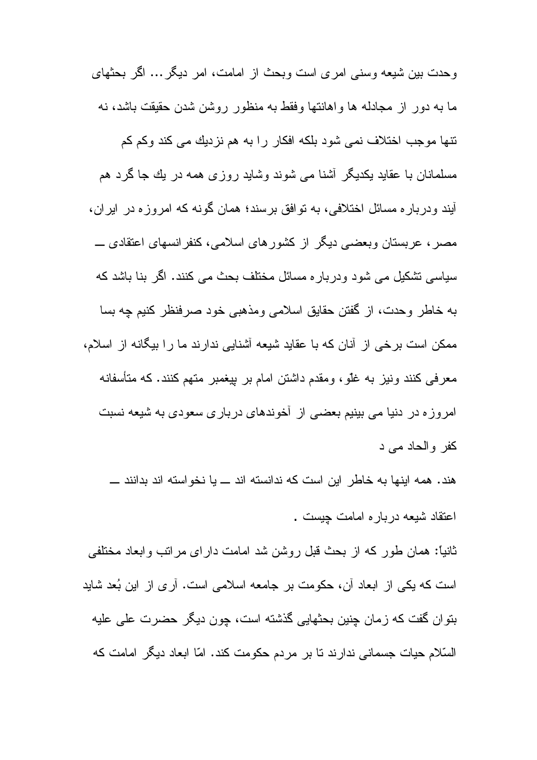وحدت بين شيعه وسنى امرى است وبحث از امامت، امر ديگر... اگر بحثهاى ما به دور از مجادله ها واهانتها وفقط به منظور روشن شدن حقيقت باشد، نه تنها موجب اختلاف نمى شود بلكه افكار را به هم نزديك مى كند وكم كم مسلمانان با عقايد يكديگر آشنا مى شوند وشايد روزى همه در يك جا گرد هم آيند ودرباره مسائل اختلافى، به توافق برسند؛ همان گونه كه امروزه در ايران، مصر، عربستان وبعضى ديگر از كشورهاى اسلامى، كنفرانسهاى اعتقادى ــ سياسى تشكيل مى شود ودرباره مسائل مختلف بحث مى كنند. اگر بنا باشد كه به خاطر وحدت، از گفتن حقايق اسلامى ومذهبى خود صرفنظر كنيم چه بسا ممكن است برخى از آنان كه با عقايد شيعه آشنايى ندارند ما را بيگانه از اسلام، معرفى كنند ونيز به غلّو، ومقدم داشتن امام بر پيغمبر متهم كنند. كه متأسفانه امروزه در دنيا مى بينيم بعضى از آخوندهاى دربارى سعودى به شيعه نسبت كفر والحاد مى د

هند. همه اينها به خاطر اين است كه ندانسته اند ــ يا نخواسته اند بدانند ــ اعتقاد شيعه درباره امامت چيست .

ثانياً: همان طور كه از بحث قبل روشن شد امامت داراى مراتب وابعاد مختلفى است كه يكى از ابعاد آن، حكومت بر جامعه اسلامى است. آرى از اين بُعد شايد بتوان گفت كه زمان چنين بحثهايى گذشته است، چون ديگر حضرت على عليه السّلام حيات جسمانى ندارند تا بر مردم حكومت كند. امّا ابعاد ديگر امامت كه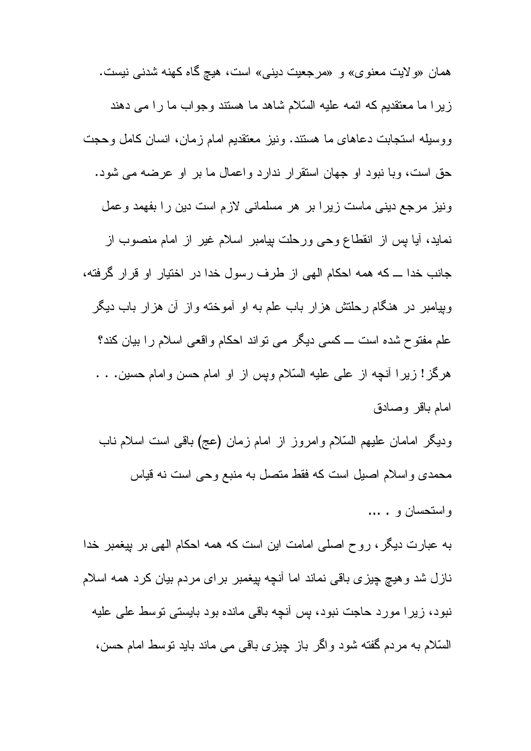همان «ولایت معنوی» و «مرجعیت دینی» است، هیچ گاه کهنه شدنی نیست. زیرا ما معتقدیم که ائمه علیه السّلام شاهد ما هستند وجواب ما را می دهند ووسیله استجابت دعاهای ما هستند. ونیز معتقدیم امام زمان، انسان کامل وحجت حق است، وبا نبود او جهان استقرار ندارد واعمال ما بر او عرضه می شود. ونیز مرجع دینی ماست زیرا بر هر مسلمانی لازم است دین را بفهمد وعمل نماید، آیا پس از انقطاع وحی ورحلت پیامبر اسلام غیر از امام منصوب از جانب خدا ــ که همه احکام الهی از طرف رسول خدا در اختیار او قرار گرفته، وپیامبر در هنگام رحلتش هزار باب علم به او آموخته واز آن هزار باب دیگر علم مفتوح شده است ــ کسی دیگر می تواند احکام واقعی اسلام را بیان کند؟ هرگز! زیرا آنچه از علی علیه السّلام وپس از او امام حسن وامام حسین. . . امام باقر وصادق

ودیگر امامان علیهم السّلام وامروز از امام زمان (عج) باقی است اسلام ناب محمدی واسلام اصیل است که فقط متصل به منبع وحی است نه قیاس واستحسان و . ...

به عبارت دیگر، روح اصلی امامت این است که همه احکام الهی بر پیغمبر خدا نازل شد وهیچ چیزی باقی نماند اما آنچه پیغمبر برای مردم بیان کرد همه اسلام نبود، زیرا مورد حاجت نبود، پس آنچه باقی مانده بود بایستی توسط علی علیه السّلام به مردم گفته شود واگر باز چیزی باقی می ماند باید توسط امام حسن،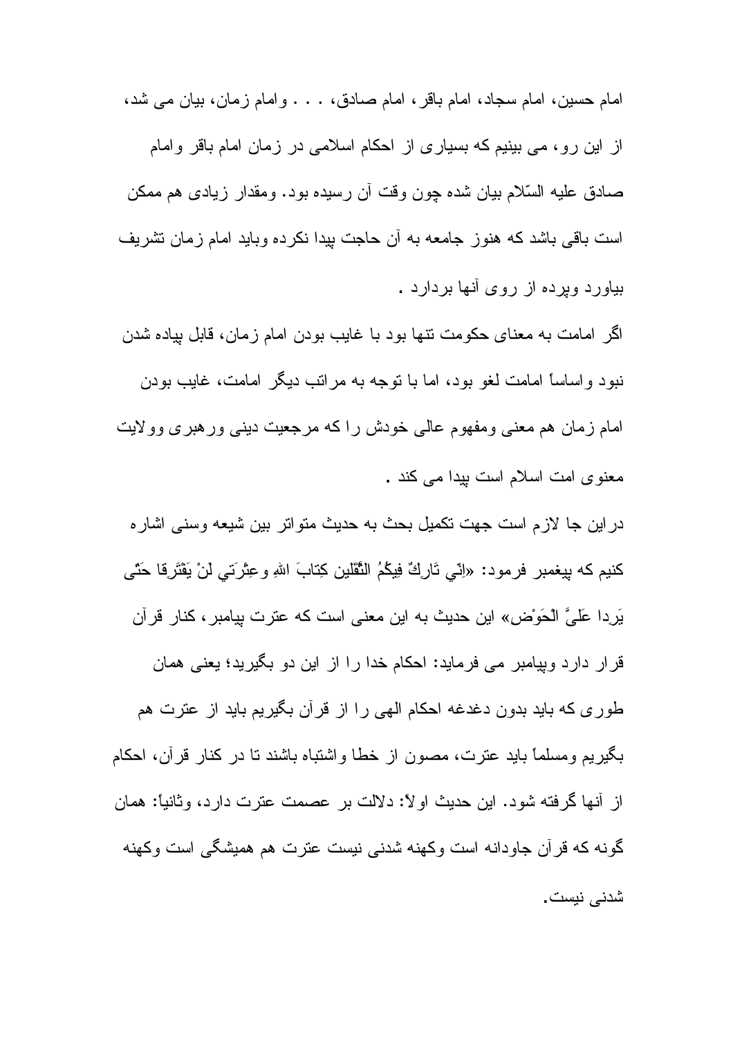امام حسین، امام سجاد، امام باقر، امام صادق، . . . وامام زمان، بیان می شد، از این رو، می بینیم که بسیاری از احکام اسلامی در زمان امام باقر وامام صادق علیه السّلام بیان شده چون وقت آن رسیده بود. ومقدار زیادی هم ممکن است باقی باشد که هنوز جامعه به آن حاجت پیدا نکرده وباید امام زمان تشریف بیاورد وپرده از روی آنها بردارد .

اگر امامت به معنای حکومت تنها بود با غایب بودن امام زمان، قابل پیاده شدن نبود واساساً امامت لغو بود، اما با توجه به مراتب دیگر امامت، غایب بودن امام زمان هم معنی ومفهوم عالی خودش را که مرجعیت دینی ورهبری وولایت معنوی امت اسلام است پیدا می کند .

در این جا لازم است جهت تکمیل بحث به حدیث متواتر بین شیعه وسنی اشاره کنیم که پیغمبر فرمود: «اِنّي تَارِكٌ فِيكُمُ الثَّقَلين كِتابَ اللهِ وعِتْرَتي لَنْ يَفْتَرِقا حَتّى يَرِدا عَلَيَّ الْحَوْض» این حدیث به این معنی است که عترت پیامبر، کنار قرآن قرار دارد وپیامبر می فرماید: احکام خدا را از این دو بگیرید؛ یعنی همان طوری که باید بدون دغدغه احکام الهی را از قرآن بگیریم باید از عترت هم بگیریم ومسلماً باید عترت، مصون از خطا واشتباه باشند تا در کنار قرآن، احکام از آنها گرفته شود. این حدیث اولاً: دلالت بر عصمت عترت دارد، وثانیاً: همان گونه که قرآن جاودانه است وکهنه شدنی نیست عترت هم همیشگی است وکهنه شدنی نیست.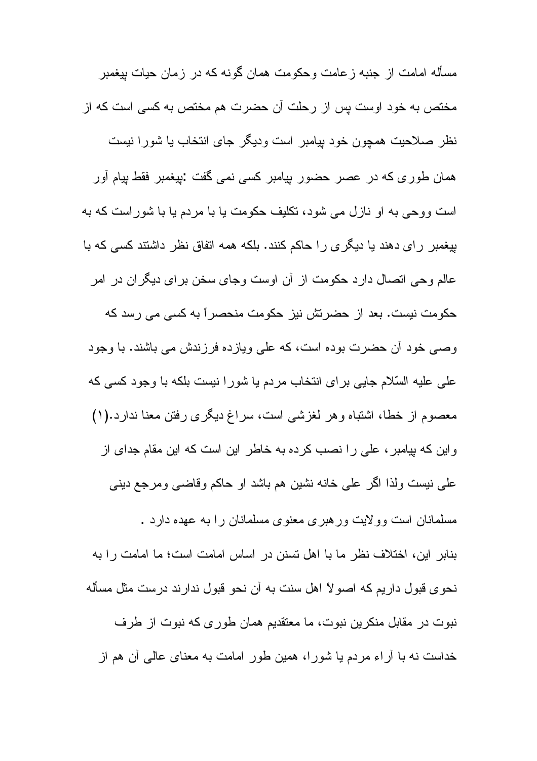مسأله امامت از جنبه زعامت وحکومت همان گونه که در زمان حیات پیغمبر مختص به خود اوست پس از رحلت آن حضرت هم مختص به کسی است که از نظر صلاحیت همچون خود پیامبر است ودیگر جای انتخاب یا شورا نیست همان طوری که در عصر حضور پیامبر کسی نمی گفت :پیغمبر فقط پیام آور است ووحی به او نازل می شود، تکلیف حکومت یا با مردم یا با شوراست که به پیغمبر رای دهند یا دیگری را حاکم کنند. بلکه همه اتفاق نظر داشتند کسی که با عالم وحی اتصال دارد حکومت از آن اوست وجای سخن برای دیگران در امر حکومت نیست. بعد از حضرتش نیز حکومت منحصراً به کسی می رسد که وصی خود آن حضرت بوده است، که علی ویازده فرزندش می باشند. با وجود علی علیه السّلام جایی برای انتخاب مردم یا شورا نیست بلکه با وجود کسی که معصوم از خطا، اشتباه وهر لغزشی است، سراغ دیگری رفتن معنا ندارد.(۱) واین که پیامبر، علی را نصب کرده به خاطر این است که این مقام جدای از علی نیست ولذا اگر علی خانه نشین هم باشد او حاکم وقاضی ومرجع دینی مسلمانان است وولایت ورهبری معنوی مسلمانان را به عهده دارد .

بنابر این، اختلاف نظر ما با اهل تسنن در اساس امامت است؛ ما امامت را به نحوی قبول داریم که اصولاً اهل سنت به آن نحو قبول ندارند درست مثل مسأله نبوت در مقابل منکرین نبوت، ما معتقدیم همان طوری که نبوت از طرف خداست نه با آراء مردم یا شورا، همین طور امامت به معنای عالی آن هم از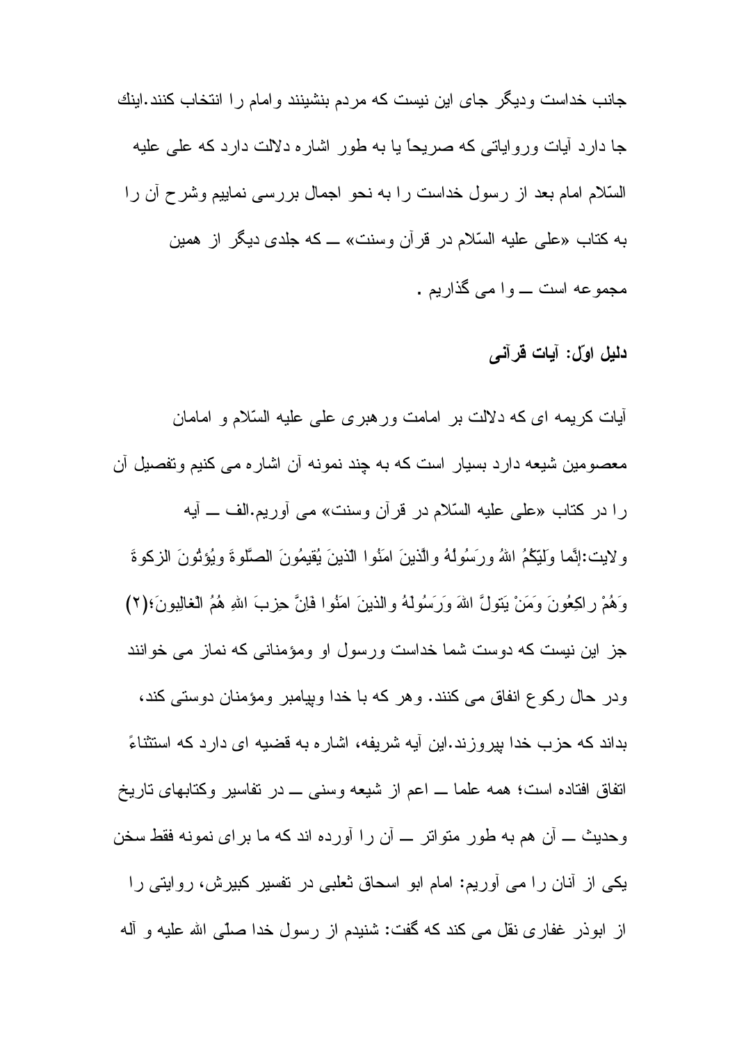جانب خداست وديگر جاى اين نيست كه مردم بنشينند وامام را انتخاب كنند.اينك جا دارد آيات وروايتى كه صريحاً يا به طور اشاره دلالت دارد كه على عليه السّلام امام بعد از رسول خداست را به نحو اجمال بررسى نماييم وشرح آن را به كتاب «على عليه السّلام در قرآن وسنت» ــ كه جلدى ديگر از همين مجموعه است ــ وا مى گذاريم .

### دليل اوّل: آيات قرآنى

آيات كريمه اى كه دلالت بر امامت ورهبرى على عليه السّلام و امامان معصومين شيعه دارد بسيار است كه به چند نمونه آن اشاره مى كنيم وتفصيل آن را در كتاب «على عليه السّلام در قرآن وسنت» مى آوريم.الف ــ آيه ولايت:إِنَّما وَلِيّكُمُ اللهُ ورَسُولُهُ والَّذينَ امَنُوا الّذينَ يُقيمُونَ الصَّلوةَ ويُؤتُونَ الزكوةَ وَهُمْ راكِعُونَ وَمَنْ يَتولَّ اللهَ وَرَسُولَهُ والذينَ امَنُوا فَاِنَّ حزبَ اللهِ هُمُ الغالِبونَ؛(٢) جز اين نيست كه دوست شما خداست ورسول او ومؤمنانى كه نماز مى خوانند ودر حال ركوع انفاق مى كنند. وهر كه با خدا وپيامبر ومؤمنان دوستى كند، بداند كه حزب خدا پيروزند.اين آيه شريفه، اشاره به قضيه اى دارد كه استثناءً اتفاق افتاده است؛ همه علما ــ اعم از شيعه وسنى ــ در تفاسير وكتابهاى تاريخ وحديث ــ آن هم به طور متواتر ــ آن را آورده اند كه ما براى نمونه فقط سخن يكى از آنان را مى آوريم: امام ابو اسحاق ثعلبى در تفسير كبيرش، روايتى را از ابوذر غفارى نقل مى كند كه گفت: شنيدم از رسول خدا صلّى الله عليه و آله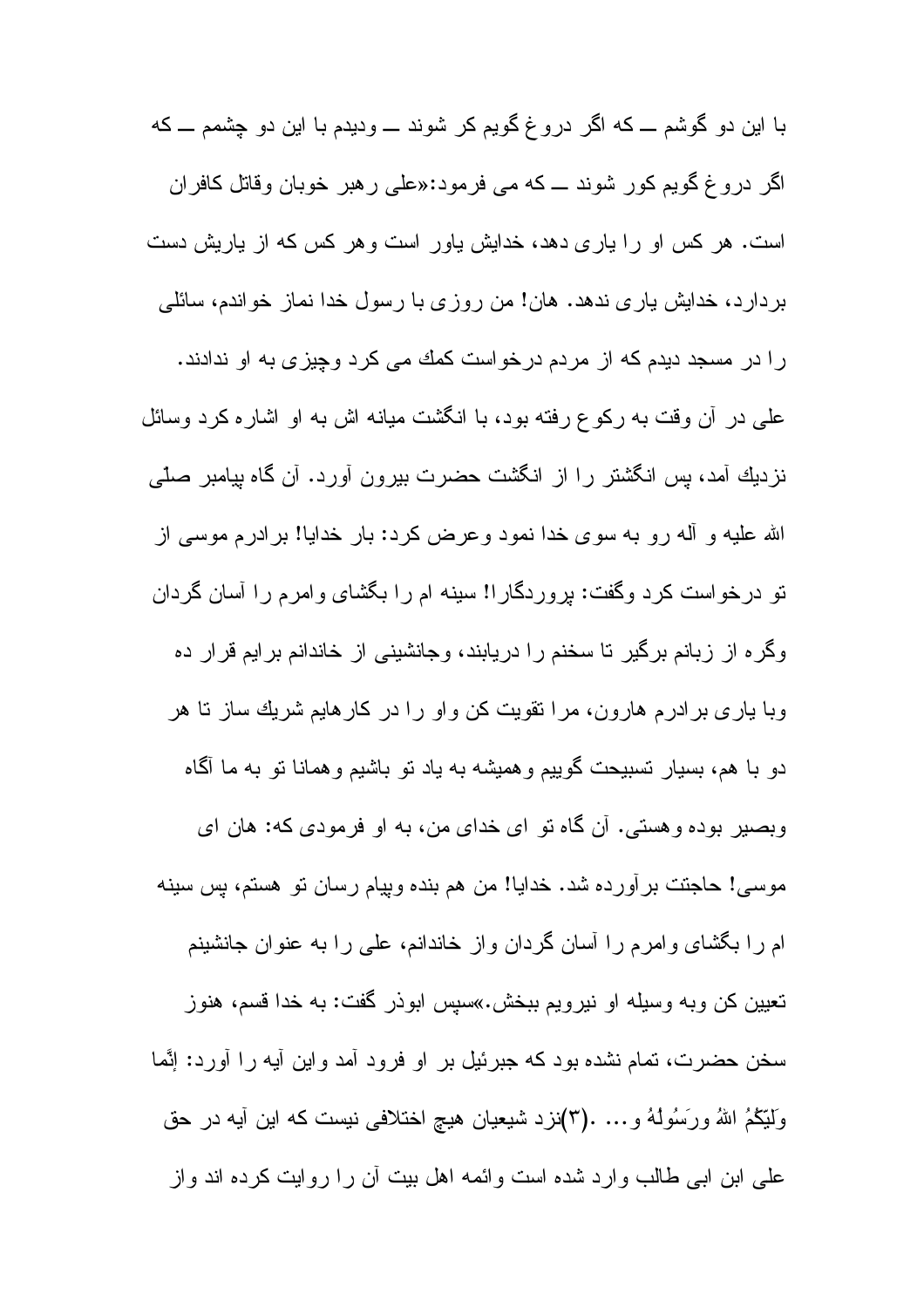با این دو گوشم ــ که اگر دروغ گویم کر شوند ــ ودیدم با این دو چشمم ــ که اگر دروغ گویم کور شوند ــ که می فرمود:«علی رهبر خوبان وقاتل کافران است. هر کس او را یاری دهد، خدایش یاور است وهر کس که از یاریش دست بردارد، خدایش یاری ندهد. هان! من روزی با رسول خدا نماز خواندم، سائلی را در مسجد دیدم که از مردم درخواست کمك می کرد وچیزی به او ندادند. علی در آن وقت به رکوع رفته بود، با انگشت میانه اش به او اشاره کرد وسائل نزدیك آمد، پس انگشتر را از انگشت حضرت بیرون آورد. آن گاه پیامبر صلّی الله علیه و آله رو به سوی خدا نمود وعرض کرد: بار خدایا! برادرم موسی از تو درخواست کرد وگفت: پروردگارا! سینه ام را بگشای وامرم را آسان گردان وگره از زبانم برگیر تا سخنم را دریابند، وجانشینی از خاندانم برایم قرار ده وبا یاری برادرم هارون، مرا تقویت کن واو را در کارهایم شریك ساز تا هر دو با هم، بسیار تسبیحت گوییم وهمیشه به یاد تو باشیم وهمانا تو به ما آگاه وبصیر بوده وهستی. آن گاه تو ای خدای من، به او فرمودی که: هان ای موسی! حاجتت برآورده شد. خدایا! من هم بنده وپیام رسان تو هستم، پس سینه ام را بگشای وامرم را آسان گردان واز خاندانم، علی را به عنوان جانشینم تعیین کن وبه وسیله او نیرویم ببخش.»سپس ابوذر گفت: به خدا قسم، هنوز سخن حضرت، تمام نشده بود که جبرئیل بر او فرود آمد واین آیه را آورد: إنَّما وَلِيّكُمُ اللهُ ورَسُولُهُ و... .(۳)نزد شیعیان هیچ اختلافی نیست که این آیه در حق علی ابن ابی طالب وارد شده است وائمه اهل بیت آن را روایت کرده اند واز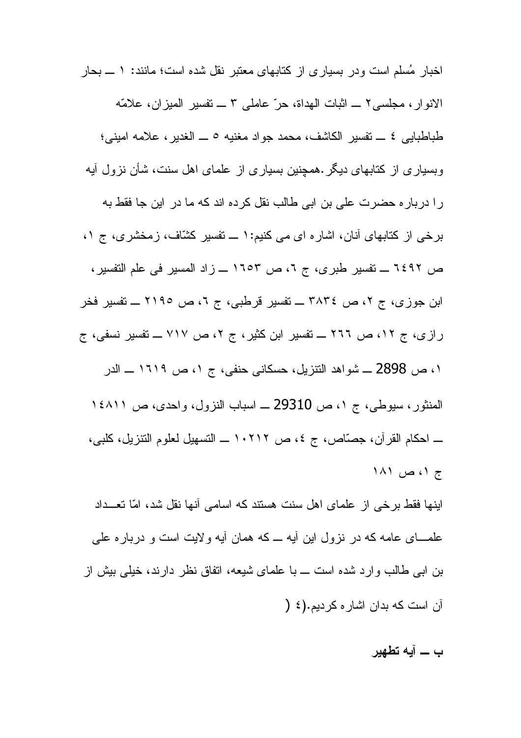اخبار مُسلم است ودر بسیاری از کتابهای معتبر نقل شده است؛ مانند: ۱ ــ بحار الانوار، مجلسی۲ ــ اثبات الهداة، حرّ عاملی ۳ ــ تفسیر المیزان، علامّه طباطبایی ٤ ــ تفسیر الکاشف، محمد جواد مغنیه ٥ ــ الغدیر، علامه امینی؛ وبسیاری از کتابهای دیگر.همچنین بسیاری از علمای اهل سنت، شأن نزول آیه را درباره حضرت علی بن ابی طالب نقل کرده اند که ما در این جا فقط به برخی از کتابهای آنان، اشاره ای می کنیم:۱ ــ تفسیر کشّاف، زمخشری، ج ۱، ص ٦٤٩٢ ــ تفسیر طبری، ج ٦، ص ١٦٥٣ ــ زاد المسیر فی علم التفسیر، ابن جوزی، ج ۲، ص ٣٨٣٤ ــ تفسیر قرطبی، ج ٦، ص ٢١٩٥ ــ تفسیر فخر رازی، ج ۱۲، ص ۲٦٦ ــ تفسیر ابن کثیر، ج ۲، ص ۷۱۷ ــ تفسیر نسفی، ج ۱، ص 2898 ــ شواهد التنزیل، حسکانی حنفی، ج ۱، ص ۱٦۱۹ ــ الدر المنثور، سیوطی، ج ۱، ص 29310 ــ اسباب النزول، واحدی، ص ١٤٨١١ ــ احکام القرآن، جصّاص، ج ٤، ص ١٠٢١٢ ــ التسهیل لعلوم التنزیل، کلبی، ج ۱، ص ۱۸۱

اینها فقط برخی از علمای اهل سنت هستند که اسامی آنها نقل شد، امّا تعــداد علمــای عامه که در نزول این آیه ــ که همان آیه ولایت است و درباره علی بن ابی طالب وارد شده است ــ با علمای شیعه، اتفاق نظر دارند، خیلی بیش از آن است که بدان اشاره کردیم.(٤ )

**ب ــ آیه تطهیر**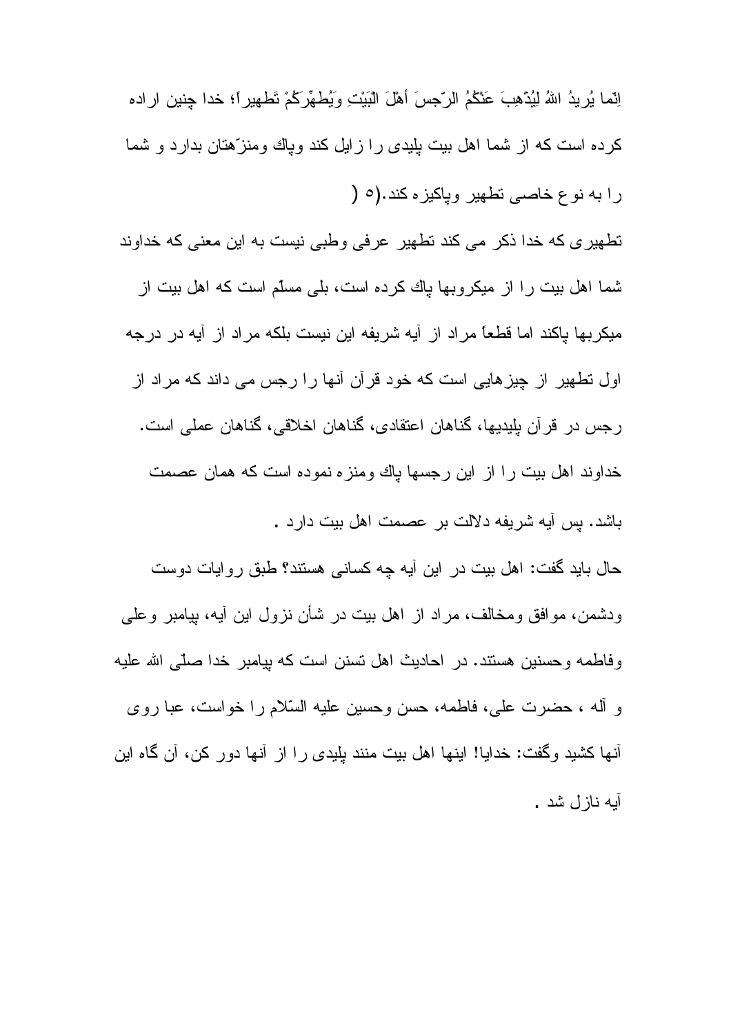اِنّما یُریدُ اللهُ لِیُذْهِبَ عَنْكُمُ الرّجسَ أهْلَ الْبَیْتِ وَیُطَهِّرَكُمْ تَطهیراً؛ خدا چنین اراده كرده است كه از شما اهل بیت پلیدی را زایل كند وپاك ومنزّهتان بدارد و شما را به نوع خاصی تطهیر وپاكیزه كند.(٥)

تطهیری كه خدا ذكر می كند تطهیر عرفی وطبی نیست به این معنی كه خداوند شما اهل بیت را از میكروبها پاك كرده است، بلی مسلّم است كه اهل بیت از میكربها پاكند اما قطعاً مراد از آیه شریفه این نیست بلكه مراد از آیه در درجه اول تطهیر از چیزهایی است كه خود قرآن آنها را رجس می داند كه مراد از رجس در قرآن پلیدیها، گناهان اعتقادی، گناهان اخلاقی، گناهان عملی است. خداوند اهل بیت را از این رجسها پاك ومنزه نموده است كه همان عصمت باشد. پس آیه شریفه دلالت بر عصمت اهل بیت دارد .

حال باید گفت: اهل بیت در این آیه چه كسانی هستند؟ طبق روایات دوست ودشمن، موافق ومخالف، مراد از اهل بیت در شأن نزول این آیه، پیامبر وعلی وفاطمه وحسنین هستند. در احادیث اهل تسنن است كه پیامبر خدا صلّی الله علیه و آله ، حضرت علی، فاطمه، حسن وحسین علیه السّلام را خواست، عبا روی آنها كشید وگفت: خدایا! اینها اهل بیت منند پلیدی را از آنها دور كن، آن گاه این آیه نازل شد .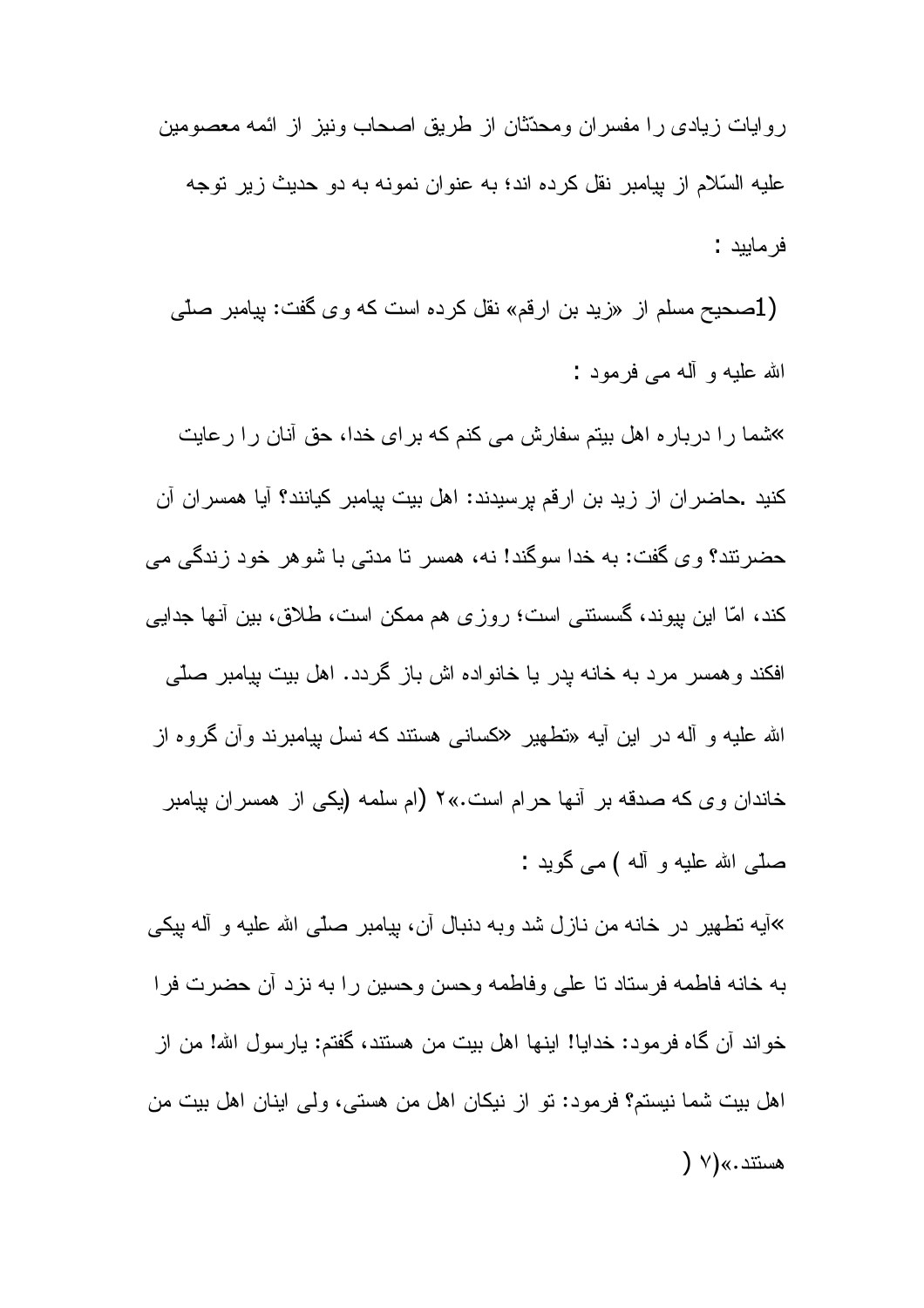روایات زیادی را مفسران ومحدّثان از طریق اصحاب ونیز از ائمه معصومین علیه السّلام از پیامبر نقل کرده اند؛ به عنوان نمونه به دو حدیث زیر توجه فرمایید :

(1صحیح مسلم از «زید بن ارقم» نقل کرده است که وی گفت: پیامبر صلّی الله علیه و آله می فرمود :

»شما را درباره اهل بیتم سفارش می کنم که برای خدا، حق آنان را رعایت کنید .حاضران از زید بن ارقم پرسیدند: اهل بیت پیامبر کیانند؟ آیا همسران آن حضرتند؟ وی گفت: به خدا سوگند! نه، همسر تا مدتی با شوهر خود زندگی می کند، امّا این پیوند، گسستنی است؛ روزی هم ممکن است، طلاق، بین آنها جدایی افکند وهمسر مرد به خانه پدر یا خانواده اش باز گردد. اهل بیت پیامبر صلّی الله علیه و آله در این آیه «تطهیر «کسانی هستند که نسل پیامبرند وآن گروه از خاندان وی که صدقه بر آنها حرام است.»۲ (ام سلمه (یکی از همسران پیامبر صلّی الله علیه و آله ) می گوید :

»آیه تطهیر در خانه من نازل شد وبه دنبال آن، پیامبر صلّی الله علیه و آله پیکی به خانه فاطمه فرستاد تا علی وفاطمه وحسن وحسین را به نزد آن حضرت فرا خواند آن گاه فرمود: خدایا! اینها اهل بیت من هستند، گفتم: یارسول الله! من از اهل بیت شما نیستم؟ فرمود: تو از نیکان اهل من هستی، ولی اینان اهل بیت من هستند.»(۷ )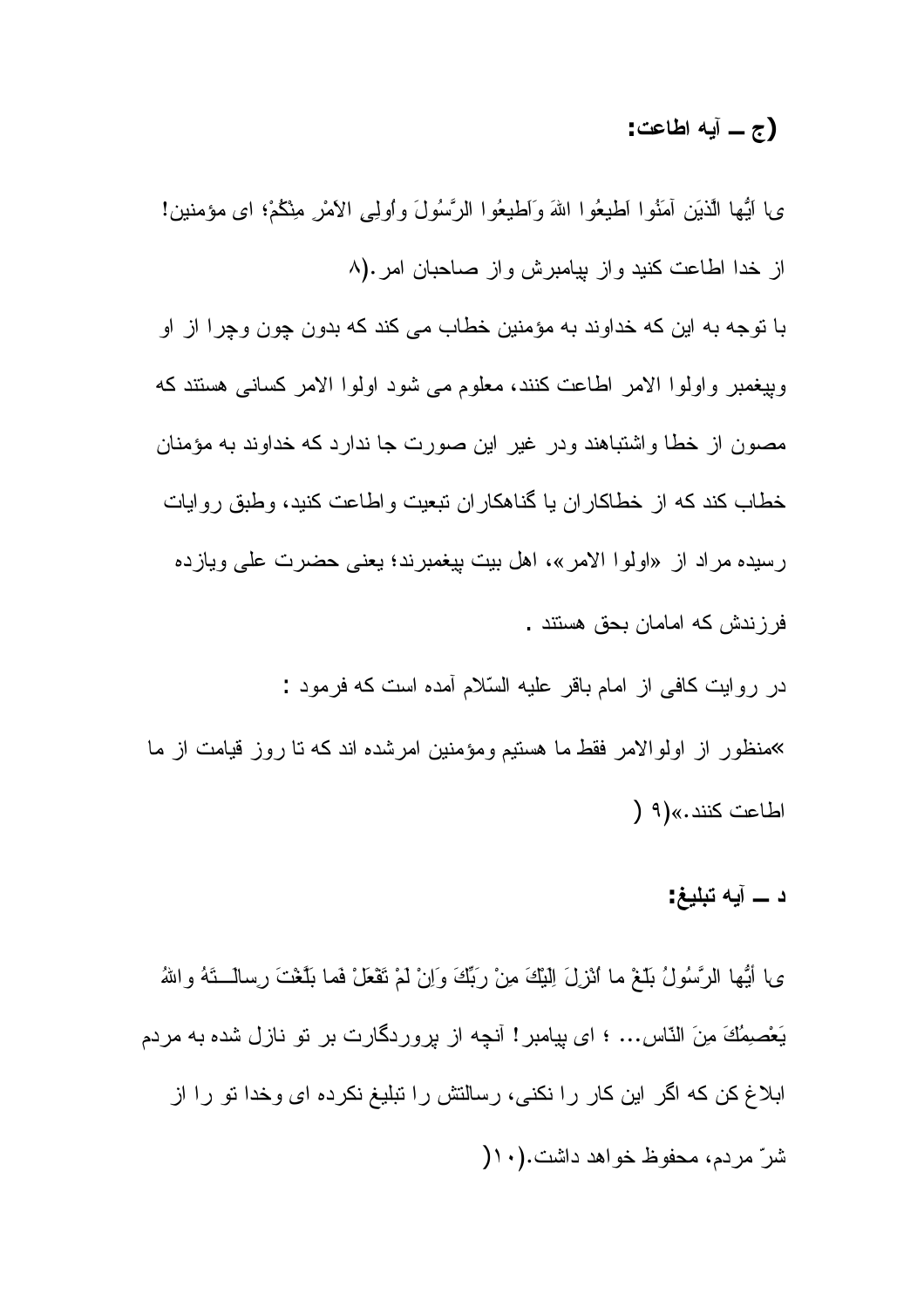### (ج ـ آیه اطاعت:

یا اَیُّها الَّذینَ آمَنُوا اَطیعُوا اللهَ وَاَطیعُوا الرَّسُولَ واُولِی الاَمْرِ مِنْکُمْ؛ ای مؤمنین! از خدا اطاعت کنید واز پیامبرش واز صاحبان امر.(۸

با توجه به این که خداوند به مؤمنین خطاب می کند که بدون چون وچرا از او وپیغمبر واولوا الامر اطاعت کنند، معلوم می شود اولوا الامر کسانی هستند که مصون از خطا واشتباهند ودر غیر این صورت جا ندارد که خداوند به مؤمنان خطاب کند که از خطاکاران یا گناهکاران تبعیت واطاعت کنید، وطبق روایات رسیده مراد از «اولوا الامر»، اهل بیت پیغمبرند؛ یعنی حضرت علی ویازده فرزندش که امامان بحق هستند .

در روایت کافی از امام باقر علیه السّلام آمده است که فرمود :

»منظور از اولوالامر فقط ما هستیم ومؤمنین امرشده اند که تا روز قیامت از ما اطاعت کنند.»(۹ )

### د ـ آیه تبلیغ:

یا أَیُّها الرَّسُولُ بَلِّغْ ما اُنْزِلَ اِلَیْکَ مِنْ رَبِّکَ وَاِنْ لَمْ تَفْعَلْ فَما بَلَّغْتَ رِسالَـتَهُ واللهُ یَعْصِمُکَ مِنَ النّاسِ... ؛ ای پیامبر! آنچه از پروردگارت بر تو نازل شده به مردم ابلاغ کن که اگر این کار را نکنی، رسالتش را تبلیغ نکرده ای وخدا تو را از شرّ مردم، محفوظ خواهد داشت.(۱۰(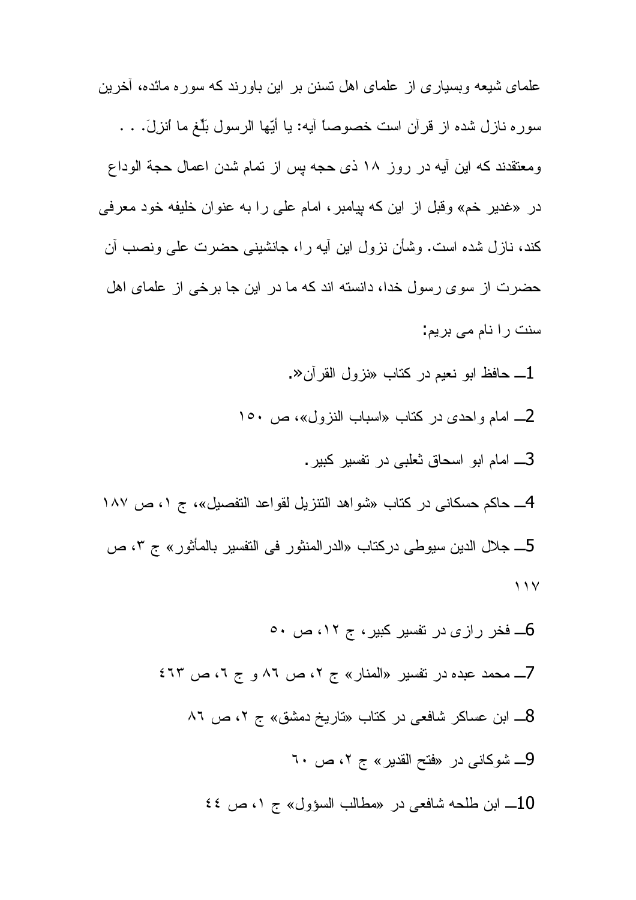علمای شیعه وبسیاری از علمای اهل تسنن بر این باورند که سوره مائده، آخرین سوره نازل شده از قرآن است خصوصاً آیه: یا أیّها الرسول بلّغ ما اُنزِلَ. . . ومعتقدند که این آیه در روز ۱۸ ذی حجه پس از تمام شدن اعمال حجة الوداع در «غدیر خم» وقبل از این که پیامبر، امام علی را به عنوان خلیفه خود معرفی کند، نازل شده است. وشأن نزول این آیه را، جانشینی حضرت علی ونصب آن حضرت از سوی رسول خدا، دانسته اند که ما در این جا برخی از علمای اهل سنت را نام می بریم:

1ـ حافظ ابو نعیم در کتاب «نزول القرآن».

2ـ امام واحدی در کتاب «اسباب النزول»، ص ۱۵۰

3ـ امام ابو اسحاق ثعلبی در تفسیر کبیر.

4ـ حاکم حسکانی در کتاب «شواهد التنزیل لقواعد التفصیل»، ج ۱، ص ۱۸۷

5ـ جلال الدین سیوطی درکتاب «الدرالمنثور فی التفسیر بالمأثور» ج ۳، ص ۱۱۷

6ـ فخر رازی در تفسیر کبیر، ج ۱۲، ص ۵۰

7ـ محمد عبده در تفسیر «المنار» ج ۲، ص ٨٦ و ج ٦، ص ٤٦٣

8ـ ابن عساکر شافعی در کتاب «تاریخ دمشق» ج ۲، ص ٨٦

9ـ شوکانی در «فتح القدیر» ج ۲، ص ٦٠

10ـ ابن طلحه شافعی در «مطالب السؤول» ج ۱، ص ٤٤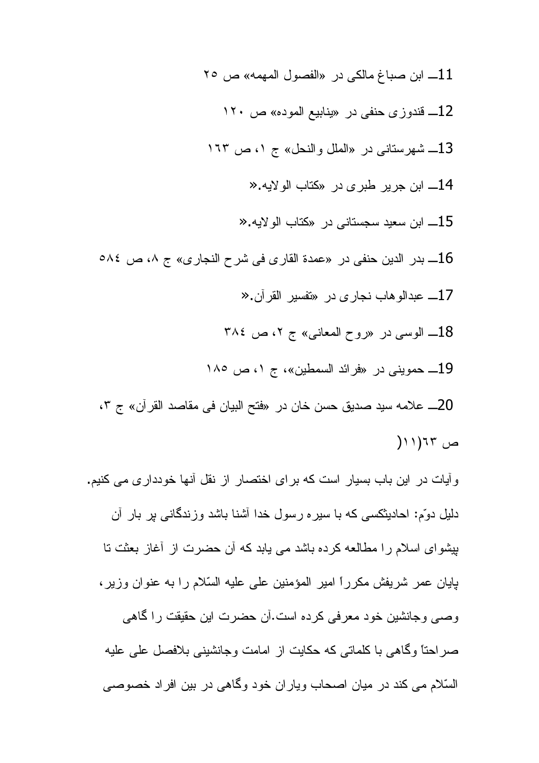11ـ ابن صباغ مالکی در «الفصول المهمه» ص ۲۵

12ـ قندوزی حنفی در «ینابیع الموده» ص ۱۲۰

13ـ شهرستانی در «الملل والنحل» ج ۱، ص ۱۶۳

14ـ ابن جریر طبری در «کتاب الولایه.»

15ـ ابن سعید سجستانی در «کتاب الولایه.»

16ـ بدر الدین حنفی در «عمدة القاری فی شرح النجاری» ج ۸، ص ۵۸٤

17ـ عبدالوهاب نجاری در «تفسیر القرآن.»

18ـ الوسی در «روح المعانی» ج ۲، ص ۳۸٤

19ـ حموینی در «فرائد السمطین»، ج ۱، ص ۱۸۵

20ـ علامه سید صدیق حسن خان در «فتح البیان فی مقاصد القرآن» ج ۳، ص ٦٣(١١)

وآیات در این باب بسیار است که برای اختصار از نقل آنها خودداری می کنیم.

دلیل دوّم: احادیثکسی که با سیره رسول خدا آشنا باشد وزندگانی پر بار آن پیشوای اسلام را مطالعه کرده باشد می یابد که آن حضرت از آغاز بعثت تا پایان عمر شریفش مکرراً امیر المؤمنین علی علیه السّلام را به عنوان وزیر، وصی وجانشین خود معرفی کرده است.آن حضرت این حقیقت را گاهی صراحتاً وگاهی با کلماتی که حکایت از امامت وجانشینی بلافصل علی علیه السّلام می کند در میان اصحاب ویاران خود وگاهی در بین افراد خصوصی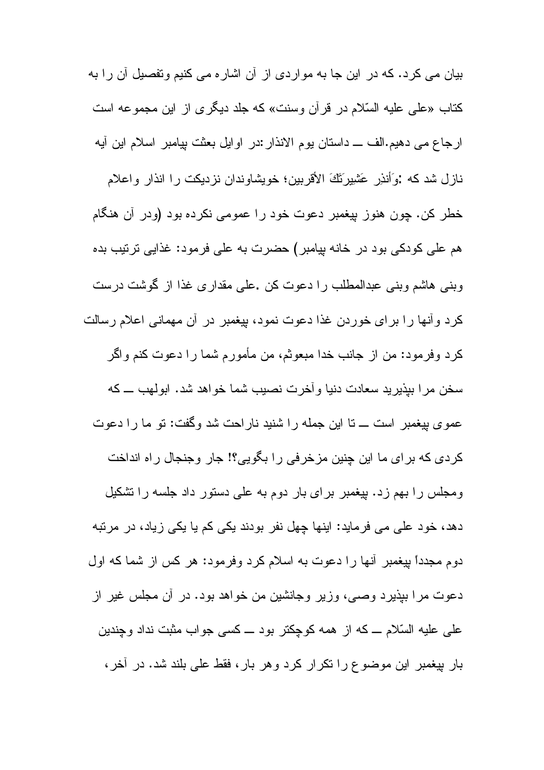بیان می کرد. که در این جا به مواردی از آن اشاره می کنیم وتفصیل آن را به کتاب «علی علیه السّلام در قرآن وسنت» که جلد دیگری از این مجموعه است ارجاع می دهیم.الف ــ داستان یوم الانذار:در اوایل بعثت پیامبر اسلام این آیه نازل شد که :وَأَنذِرِ عَشِيرَتَكَ الأقربين؛ خویشاوندان نزدیکت را انذار واعلام خطر کن. چون هنوز پیغمبر دعوت خود را عمومی نکرده بود (ودر آن هنگام هم علی کودکی بود در خانه پیامبر) حضرت به علی فرمود: غذایی ترتیب بده وبنی هاشم وبنی عبدالمطلب را دعوت کن .علی مقداری غذا از گوشت درست کرد وآنها را برای خوردن غذا دعوت نمود، پیغمبر در آن مهمانی اعلام رسالت کرد وفرمود: من از جانب خدا مبعوثم، من مأمورم شما را دعوت کنم واگر سخن مرا بپذیرید سعادت دنیا وآخرت نصیب شما خواهد شد. ابولهب ــ که عموی پیغمبر است ــ تا این جمله را شنید ناراحت شد وگفت: تو ما را دعوت کردی که برای ما این چنین مزخرفی را بگویی؟! جار وجنجال راه انداخت ومجلس را بهم زد. پیغمبر برای بار دوم به علی دستور داد جلسه را تشکیل دهد، خود علی می فرماید: اینها چهل نفر بودند یکی کم یا یکی زیاد، در مرتبه دوم مجدداً پیغمبر آنها را دعوت به اسلام کرد وفرمود: هر کس از شما که اول دعوت مرا بپذیرد وصی، وزیر وجانشین من خواهد بود. در آن مجلس غیر از علی علیه السّلام ــ که از همه کوچکتر بود ــ کسی جواب مثبت نداد وچندین بار پیغمبر این موضوع را تکرار کرد وهر بار، فقط علی بلند شد. در آخر،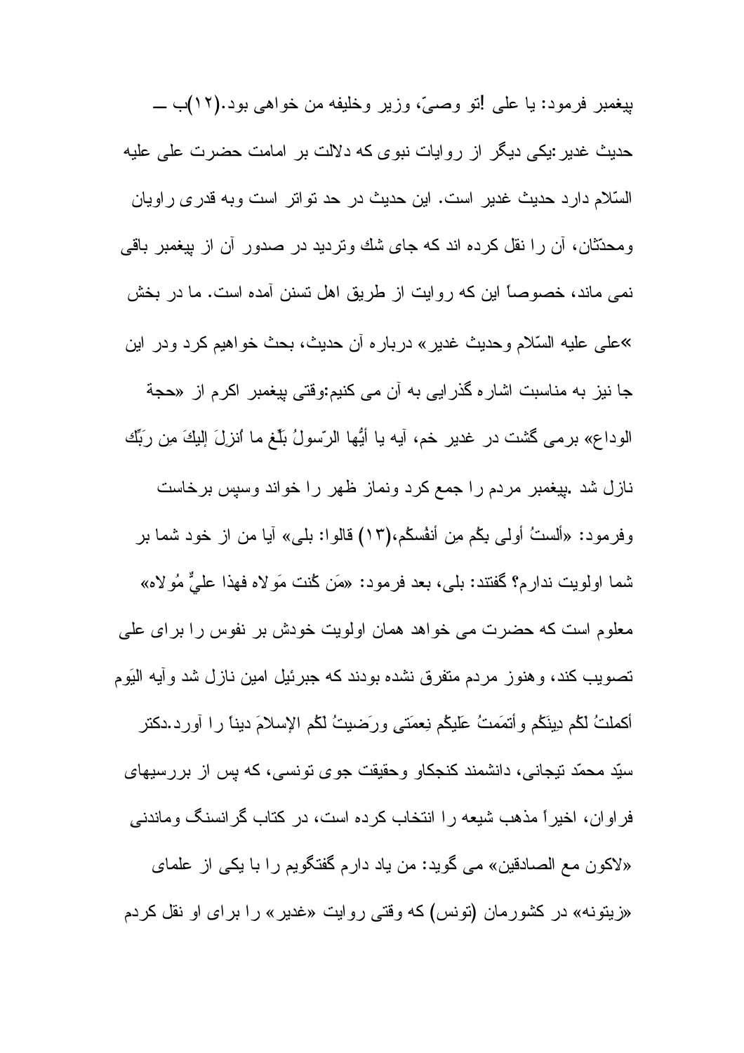پيغمبر فرمود: يا على !تو وصىّ، وزير وخليفه من خواهى بود.(۱۲)ب ــ حديث غدير:يكى ديگر از روايات نبوى كه دلالت بر امامت حضرت على عليه السّلام دارد حديث غدير است. اين حديث در حد تواتر است وبه قدرى راويان ومحدّثان، آن را نقل كرده اند كه جاى شك وترديد در صدور آن از پيغمبر باقى نمى ماند، خصوصاً اين كه روايت از طريق اهل تسنن آمده است. ما در بخش »على عليه السّلام وحديث غدير» درباره آن حديث، بحث خواهيم كرد ودر اين جا نيز به مناسبت اشاره گذرايى به آن مى كنيم:وقتى پيغمبر اكرم از «حجة الوداع» برمى گشت در غدير خم، آيه يا أيُّها الرّسولُ بَلِّغ ما اُنزلَ إليكَ مِن ربِّك نازل شد .پيغمبر مردم را جمع كرد ونماز ظهر را خواند وسپس برخاست وفرمود: «ألستُ أولى بِكُم مِن أنفُسكُم،(۱۳) قالوا: بلى» آيا من از خود شما بر شما اولويت ندارم؟ گفتند: بلى، بعد فرمود: «مَن كُنت مَولاه فهذا علىٌّ مُولاه» معلوم است كه حضرت مى خواهد همان اولويت خودش بر نفوس را براى على تصويب كند، وهنوز مردم متفرق نشده بودند كه جبرئيل امين نازل شد وآيه اليَوم أكملتُ لكُم دِينَكُم وأتمَمتُ عَليكُم نِعمَتى ورَضيتُ لكُم الإسلامَ ديناً را آورد.دكتر سيّد محمّد تيجانى، دانشمند كنجكاو وحقيقت جوى تونسى، كه پس از بررسيهاى فراوان، اخيراً مذهب شيعه را انتخاب كرده است، در كتاب گرانسنگ وماندنى «لاكون مع الصادقين» مى گويد: من ياد دارم گفتگويم را با يكى از علماى «زيتونه» در كشورمان (تونس) كه وقتى روايت «غدير» را براى او نقل كردم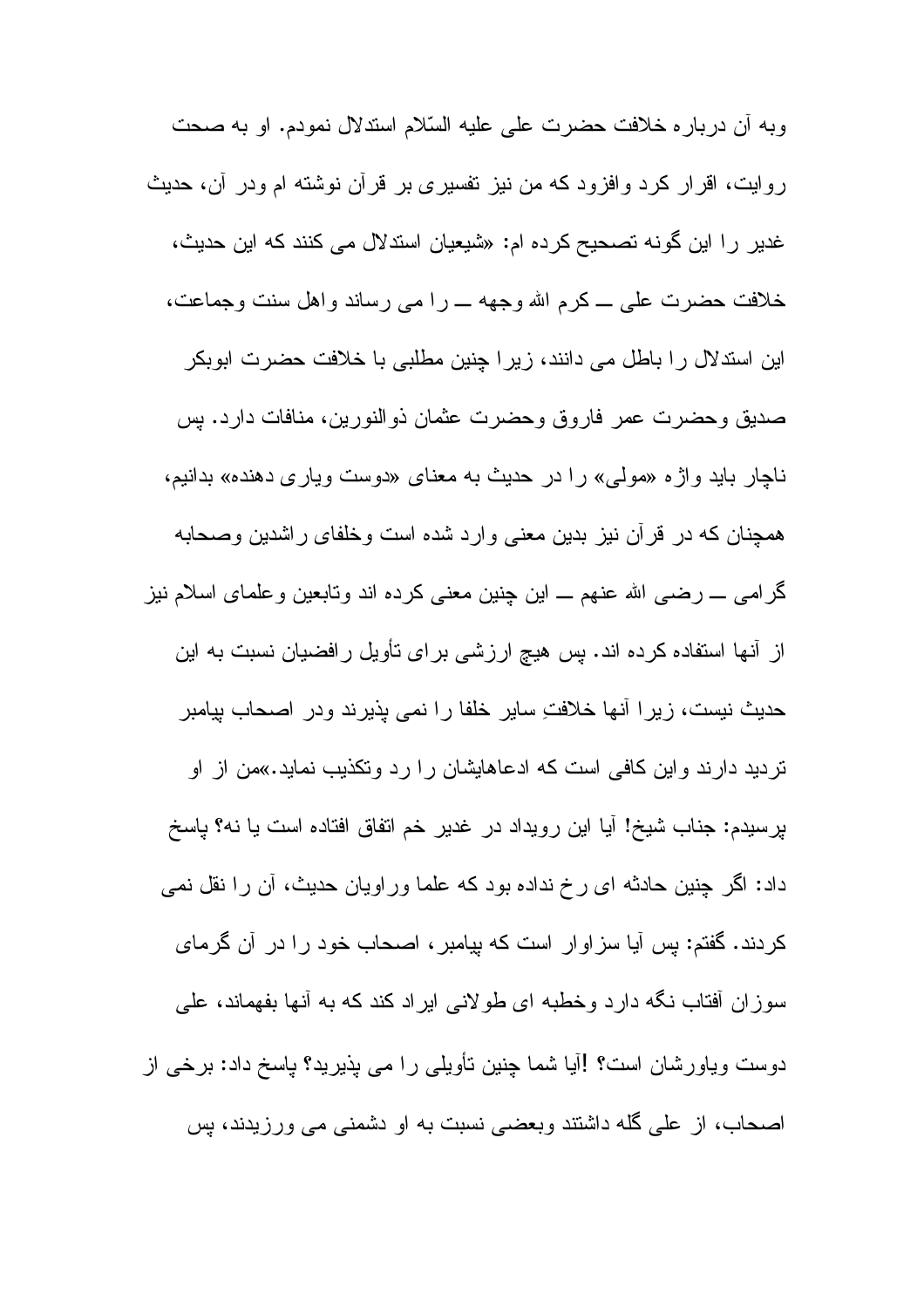وبه آن درباره خلافت حضرت علی علیه السّلام استدلال نمودم. او به صحت روایت، اقرار کرد وافزود که من نیز تفسیری بر قرآن نوشته ام ودر آن، حدیث غدیر را این گونه تصحیح کرده ام: «شیعیان استدلال می کنند که این حدیث، خلافت حضرت علی ــ کرم الله وجهه ــ را می رساند واهل سنت وجماعت، این استدلال را باطل می دانند، زیرا چنین مطلبی با خلافت حضرت ابوبکر صدیق وحضرت عمر فاروق وحضرت عثمان ذوالنورین، منافات دارد. پس ناچار باید واژه «مولی» را در حدیث به معنای «دوست ویاری دهنده» بدانیم، همچنان که در قرآن نیز بدین معنی وارد شده است وخلفای راشدین وصحابه گرامی ــ رضی الله عنهم ــ این چنین معنی کرده اند وتابعین وعلمای اسلام نیز از آنها استفاده کرده اند. پس هیچ ارزشی برای تأویل رافضیان نسبت به این حدیث نیست، زیرا آنها خلافتِ سایر خلفا را نمی پذیرند ودر اصحاب پیامبر تردید دارند واین کافی است که ادعاهایشان را رد وتکذیب نماید.»من از او پرسیدم: جناب شیخ! آیا این رویداد در غدیر خم اتفاق افتاده است یا نه؟ پاسخ داد: اگر چنین حادثه ای رخ نداده بود که علما وراویان حدیث، آن را نقل نمی کردند. گفتم: پس آیا سزاوار است که پیامبر، اصحاب خود را در آن گرمای سوزان آفتاب نگه دارد وخطبه ای طولانی ایراد کند که به آنها بفهماند، علی دوست ویاورشان است؟ !آیا شما چنین تأویلی را می پذیرید؟ پاسخ داد: برخی از اصحاب، از علی گله داشتند وبعضی نسبت به او دشمنی می ورزیدند، پس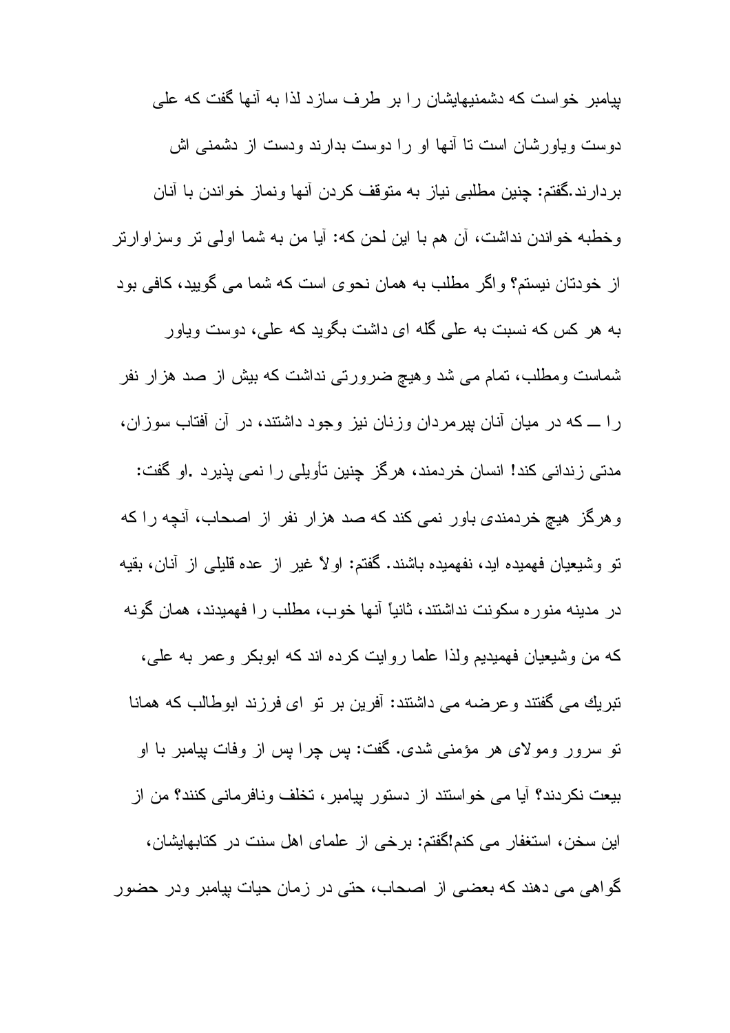پیامبر خواست که دشمنیهایشان را بر طرف سازد لذا به آنها گفت که علی دوست ویاورشان است تا آنها او را دوست بدارند ودست از دشمنی اش بردارند.گفتم: چنین مطلبی نیاز به متوقف کردن آنها ونماز خواندن با آنان وخطبه خواندن نداشت، آن هم با این لحن که: آیا من به شما اولی تر وسزاوارتر از خودتان نیستم؟ واگر مطلب به همان نحوی است که شما می گویید، کافی بود به هر کس که نسبت به علی گله ای داشت بگوید که علی، دوست ویاور شماست ومطلب، تمام می شد وهیچ ضرورتی نداشت که بیش از صد هزار نفر را ـــ که در میان آنان پیرمردان وزنان نیز وجود داشتند، در آن آفتاب سوزان، مدتی زندانی کند! انسان خردمند، هرگز چنین تأویلی را نمی پذیرد .او گفت: وهرگز هیچ خردمندی باور نمی کند که صد هزار نفر از اصحاب، آنچه را که تو وشیعیان فهمیده اید، نفهمیده باشند. گفتم: اولاً غیر از عده قلیلی از آنان، بقیه در مدینه منوره سکونت نداشتند، ثانیاً آنها خوب، مطلب را فهمیدند، همان گونه که من وشیعیان فهمیدیم ولذا علما روایت کرده اند که ابوبکر وعمر به علی، تبریك می گفتند وعرضه می داشتند: آفرین بر تو ای فرزند ابوطالب که همانا تو سرور ومولای هر مؤمنی شدی. گفت: پس چرا پس از وفات پیامبر با او بیعت نکردند؟ آیا می خواستند از دستور پیامبر، تخلف ونافرمانی کنند؟ من از این سخن، استغفار می کنم!گفتم: برخی از علمای اهل سنت در کتابهایشان، گواهی می دهند که بعضی از اصحاب، حتی در زمان حیات پیامبر ودر حضور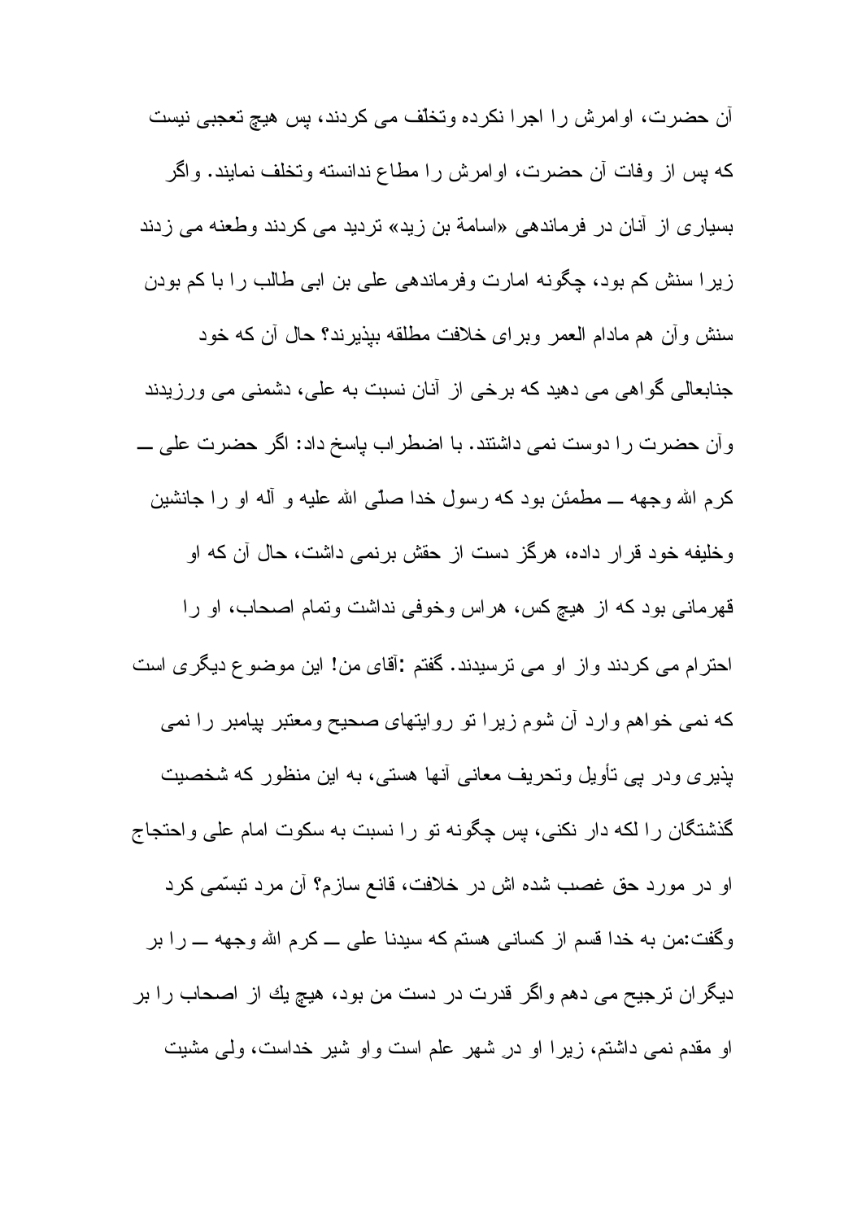آن حضرت، اوامرش را اجرا نکرده وتخلّف می کردند، پس هیچ تعجبی نیست که پس از وفات آن حضرت، اوامرش را مطاع ندانسته وتخلف نمایند. واگر بسیاری از آنان در فرماندهی «اسامة بن زید» تردید می کردند وطعنه می زدند زیرا سنش کم بود، چگونه امارت وفرماندهی علی بن ابی طالب را با کم بودن سنش وآن هم مادام العمر وبرای خلافت مطلقه بپذیرند؟ حال آن که خود جنابعالی گواهی می دهید که برخی از آنان نسبت به علی، دشمنی می ورزیدند وآن حضرت را دوست نمی داشتند. با اضطراب پاسخ داد: اگر حضرت علی ــ کرم الله وجهه ــ مطمئن بود که رسول خدا صلّی الله علیه و آله او را جانشین وخلیفه خود قرار داده، هرگز دست از حقش برنمی داشت، حال آن که او قهرمانی بود که از هیچ کس، هراس وخوفی نداشت وتمام اصحاب، او را احترام می کردند واز او می ترسیدند. گفتم :آقای من! این موضوع دیگری است که نمی خواهم وارد آن شوم زیرا تو روایتهای صحیح ومعتبر پیامبر را نمی پذیری ودر پی تأویل وتحریف معانی آنها هستی، به این منظور که شخصیت گذشتگان را لکه دار نکنی، پس چگونه تو را نسبت به سکوت امام علی واحتجاج او در مورد حق غصب شده اش در خلافت، قانع سازم؟ آن مرد تبسّمی کرد وگفت:من به خدا قسم از کسانی هستم که سیدنا علی ــ کرم الله وجهه ــ را بر دیگران ترجیح می دهم واگر قدرت در دست من بود، هیچ یك از اصحاب را بر او مقدم نمی داشتم، زیرا او در شهر علم است واو شیر خداست، ولی مشیت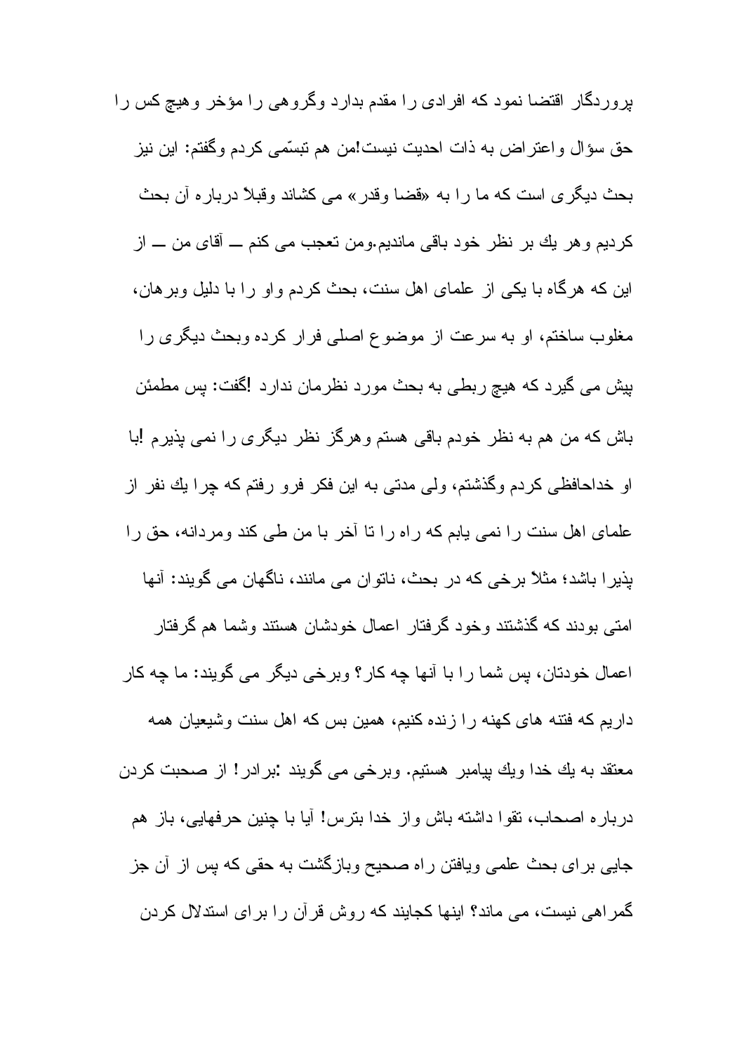پروردگار اقتضا نمود که افرادی را مقدم بدارد وگروهی را مؤخر وهیچ کس را حق سؤال واعتراض به ذات احدیت نیست!من هم تبسّمی کردم وگفتم: این نیز بحث دیگری است که ما را به «قضا وقدر» می کشاند وقبلاً درباره آن بحث کردیم وهر یك بر نظر خود باقی ماندیم.ومن تعجب می کنم ــ آقای من ــ از این که هرگاه با یکی از علمای اهل سنت، بحث کردم واو را با دلیل وبرهان، مغلوب ساختم، او به سرعت از موضوع اصلی فرار کرده وبحث دیگری را پیش می گیرد که هیچ ربطی به بحث مورد نظرمان ندارد !گفت: پس مطمئن باش که من هم به نظر خودم باقی هستم وهرگز نظر دیگری را نمی پذیرم !با او خداحافظی کردم وگذشتم، ولی مدتی به این فکر فرو رفتم که چرا یك نفر از علمای اهل سنت را نمی یابم که راه را تا آخر با من طی کند ومردانه، حق را پذیرا باشد؛ مثلاً برخی که در بحث، ناتوان می مانند، ناگهان می گویند: آنها امتی بودند که گذشتند وخود گرفتار اعمال خودشان هستند وشما هم گرفتار اعمال خودتان، پس شما را با آنها چه کار؟ وبرخی دیگر می گویند: ما چه کار داریم که فتنه های کهنه را زنده کنیم، همین بس که اهل سنت وشیعیان همه معتقد به یك خدا ویك پیامبر هستیم. وبرخی می گویند :برادر! از صحبت کردن درباره اصحاب، تقوا داشته باش واز خدا بترس! آیا با چنین حرفهایی، باز هم جایی برای بحث علمی ویافتن راه صحیح وبازگشت به حقی که پس از آن جز گمراهی نیست، می ماند؟ اینها کجایند که روش قرآن را برای استدلال کردن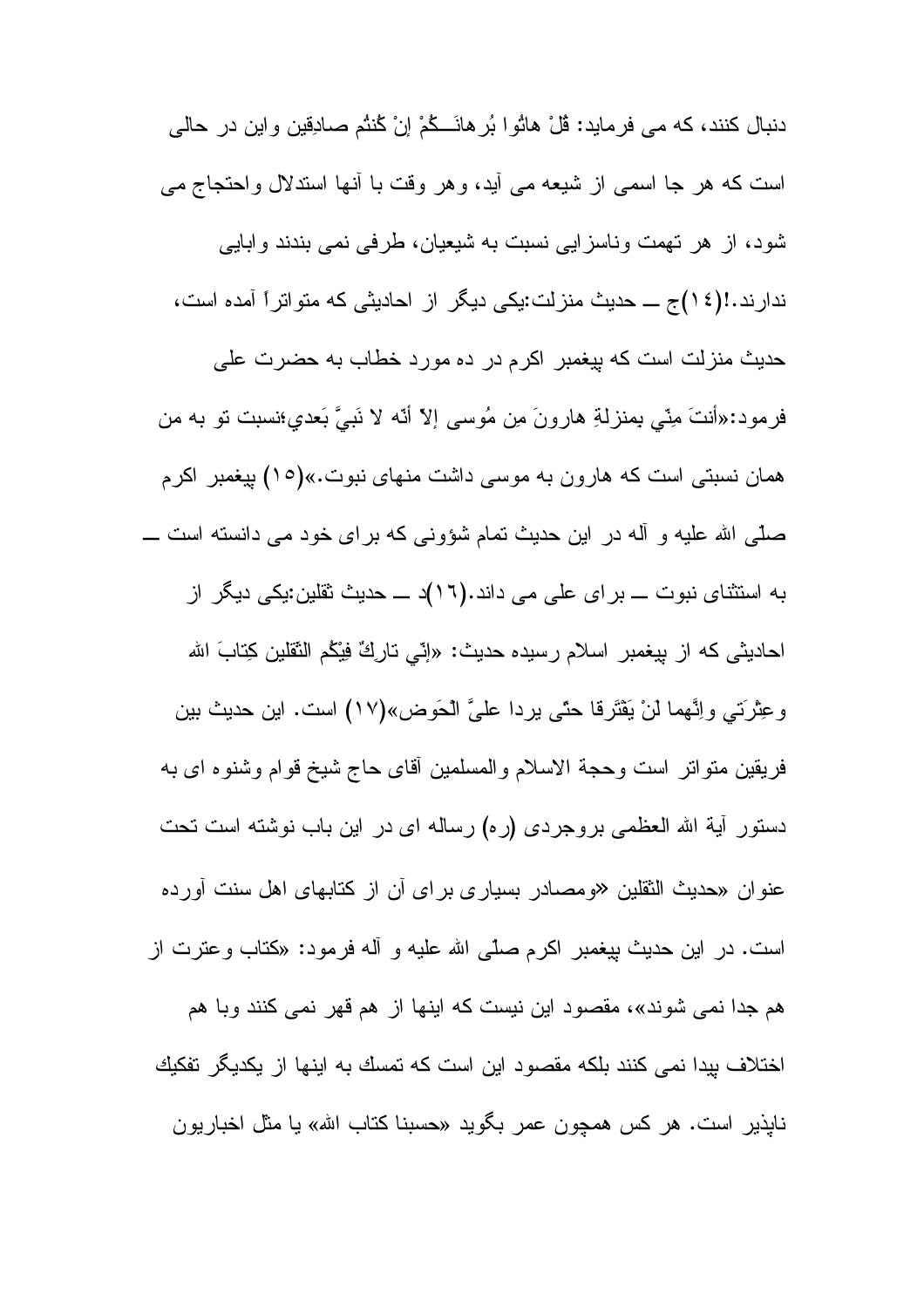دنبال کنند، که می فرماید: قُلْ هاتُوا بُرهانَـــكُمْ إنْ كُنتُم صادِقِين واین در حالی است که هر جا اسمی از شیعه می آید، وهر وقت با آنها استدلال واحتجاج می شود، از هر تهمت وناسزایی نسبت به شیعیان، طرفی نمی بندند وابایی ندارند.!(١٤)ج ــ حدیث منزلت:یکی دیگر از احادیثی که متواتراً آمده است، حدیث منزلت است که پیغمبر اکرم در ده مورد خطاب به حضرت علی فرمود:«أنتَ مِنّي بمنزلةِ هارونَ مِن مُوسى إلاّ أنّه لا نَبيَّ بَعدي؛نسبت تو به من همان نسبتی است که هارون به موسی داشت منهای نبوت.»(١٥) پیغمبر اکرم صلّی الله علیه و آله در این حدیث تمام شؤونی که برای خود می دانسته است ــ به استثنای نبوت ــ برای علی می داند.(١٦)د ــ حدیث ثقلین:یکی دیگر از احادیثی که از پیغمبر اسلام رسیده حدیث: «إنّي تارِكٌ فِيْكُم الثَقلين كِتابَ الله وعِتْرَتي وإنَّهما لَنْ يَفْتَرقا حتّى يردا عليَّ الْحَوض»(١٧) است. این حدیث بین فریقین متواتر است وحجة الاسلام والمسلمین آقای حاج شیخ قوام وشنوه ای به دستور آیة الله العظمی بروجردی (ره) رساله ای در این باب نوشته است تحت عنوان «حدیث الثقلین «ومصادر بسیاری برای آن از کتابهای اهل سنت آورده است. در این حدیث پیغمبر اکرم صلّی الله علیه و آله فرمود: «کتاب وعترت از هم جدا نمی شوند»، مقصود این نیست که اینها از هم قهر نمی کنند وبا هم اختلاف پیدا نمی کنند بلکه مقصود این است که تمسك به اینها از یکدیگر تفکیك ناپذیر است. هر کس همچون عمر بگوید «حسبنا کتاب الله» یا مثل اخباریون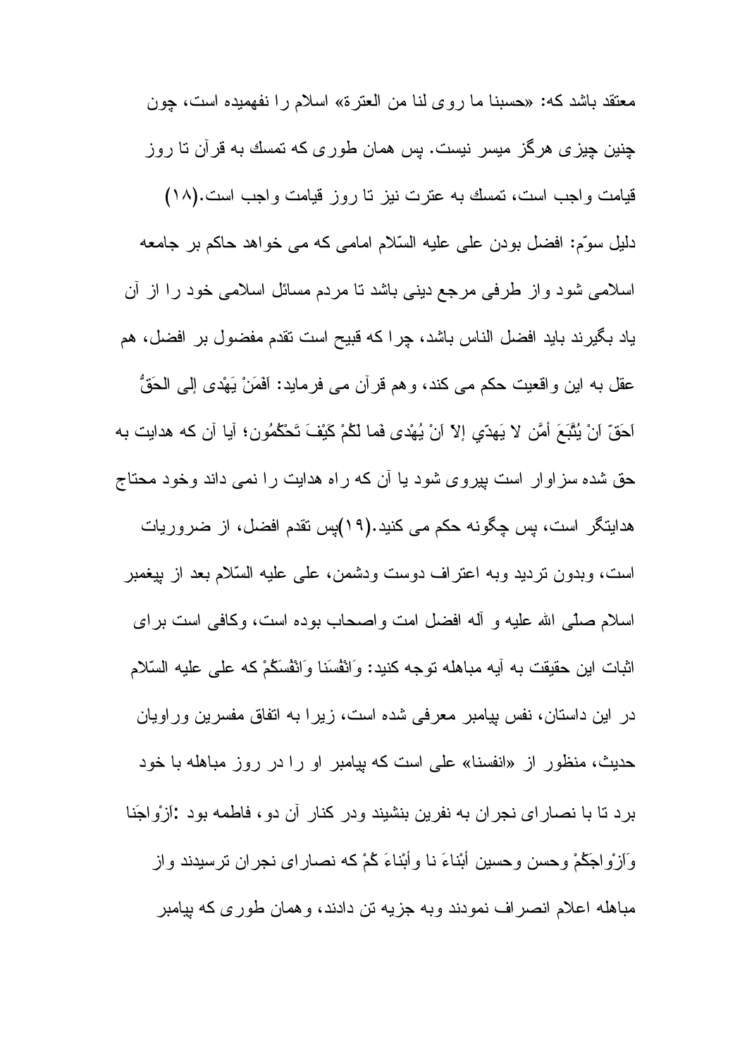معتقد باشد كه: «حسبنا ما روى لنا من العترة» اسلام را نفهميده است، چون چنين چيزى هرگز ميسر نيست. پس همان طورى كه تمسك به قرآن تا روز قيامت واجب است، تمسك به عترت نيز تا روز قيامت واجب است.(۱۸)

دليل سوّم: افضل بودن على عليه السّلام امامى كه مى خواهد حاكم بر جامعه اسلامى شود واز طرفى مرجع دينى باشد تا مردم مسائل اسلامى خود را از آن ياد بگيرند بايد افضل الناس باشد، چرا كه قبيح است تقدم مفضول بر افضل، هم عقل به اين واقعيت حكم مى كند، وهم قرآن مى فرمايد: اَفَمَنْ يَهْدى إلى الحَقُّ اَحَقّ اَنْ يُتَّبَعَ أمَّن لا يَهدّي إلاّ اَنْ يُهْدى فَما لَكُمْ كَيْفَ تَحْكُمُون؛ آيا آن كه هدايت به حق شده سزاوار است پيروى شود يا آن كه راه هدايت را نمى داند وخود محتاج هدايتگر است، پس چگونه حكم مى كنيد.(۱۹)پس تقدم افضل، از ضروريات است، وبدون ترديد وبه اعتراف دوست ودشمن، على عليه السّلام بعد از پيغمبر اسلام صلّى الله عليه و آله افضل امت واصحاب بوده است، وكافى است براى اثبات اين حقيقت به آيه مباهله توجه كنيد: وَاَنْفُسَنا وَاَنْفُسَكُمْ كه على عليه السّلام در اين داستان، نفس پيامبر معرفى شده است، زيرا به اتفاق مفسرين وراويان حديث، منظور از «انفسنا» على است كه پيامبر او را در روز مباهله با خود برد تا با نصاراى نجران به نفرين بنشيند ودر كنار آن دو، فاطمه بود :اَزْواجَنا وَاَزْواجَكُمْ وحسن وحسين أبْناءَ نا وأبْناءَ كُمْ كه نصاراى نجران ترسيدند واز مباهله اعلام انصراف نمودند وبه جزيه تن دادند، وهمان طورى كه پيامبر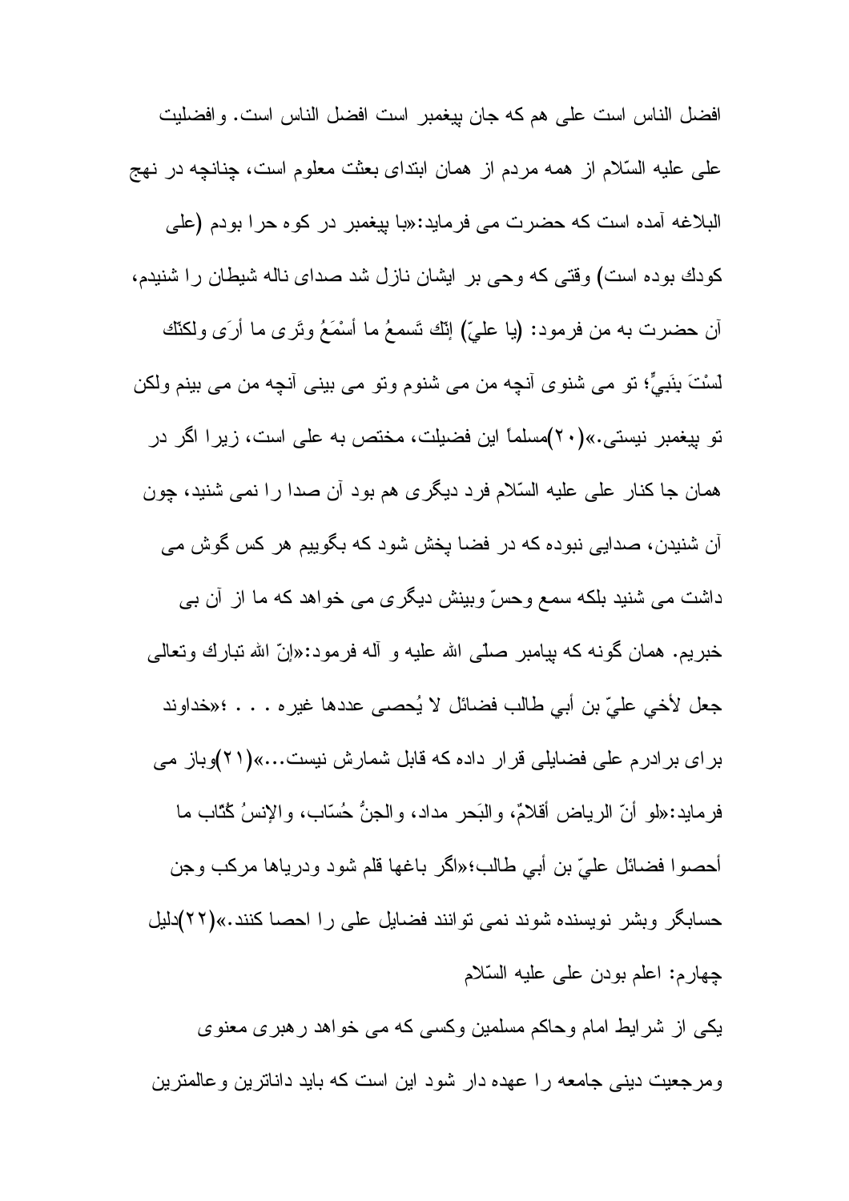افضل الناس است علی هم که جان پیغمبر است افضل الناس است. وافضلیت علی علیه السّلام از همه مردم از همان ابتدای بعثت معلوم است، چنانچه در نهج البلاغه آمده است که حضرت می فرماید:«با پیغمبر در کوه حرا بودم (علی کودك بوده است) وقتی که وحی بر ایشان نازل شد صدای ناله شیطان را شنیدم، آن حضرت به من فرمود: (یا عليّ) إنّك تَسمعُ ما أسْمَعُ وتَری ما أرَی ولكنّك لَسْتَ بنَبيٍّ؛ تو می شنوی آنچه من می شنوم وتو می بینی آنچه من می بینم ولکن تو پیغمبر نیستی.»(۲۰)مسلماً این فضیلت، مختص به علی است، زیرا اگر در همان جا کنار علی علیه السّلام فرد دیگری هم بود آن صدا را نمی شنید، چون آن شنیدن، صدایی نبوده که در فضا پخش شود که بگوییم هر کس گوش می داشت می شنید بلکه سمع وحسّ وبینش دیگری می خواهد که ما از آن بی خبریم. همان گونه که پیامبر صلّی الله علیه و آله فرمود:«إنّ الله تبارك وتعالی جعل لأخي عليّ بن أبي طالب فضائل لا يُحصى عددها غيره . . . ؛«خداوند برای برادرم علی فضایلی قرار داده که قابل شمارش نیست...»(۲۱)وباز می فرماید:«لو أنّ الرياض أقلامٌ، والبَحر مداد، والجنُّ حُسّاب، والإنسُ كُتّاب ما أحصوا فضائل عليّ بن أبي طالب؛«اگر باغها قلم شود ودریاها مرکب وجن حسابگر وبشر نویسنده شوند نمی توانند فضایل علی را احصا کنند.»(۲۲)دلیل چهارم: اعلم بودن علی علیه السّلام

یکی از شرایط امام وحاکم مسلمین وکسی که می خواهد رهبری معنوی ومرجعیت دینی جامعه را عهده دار شود این است که باید داناترین وعالمترین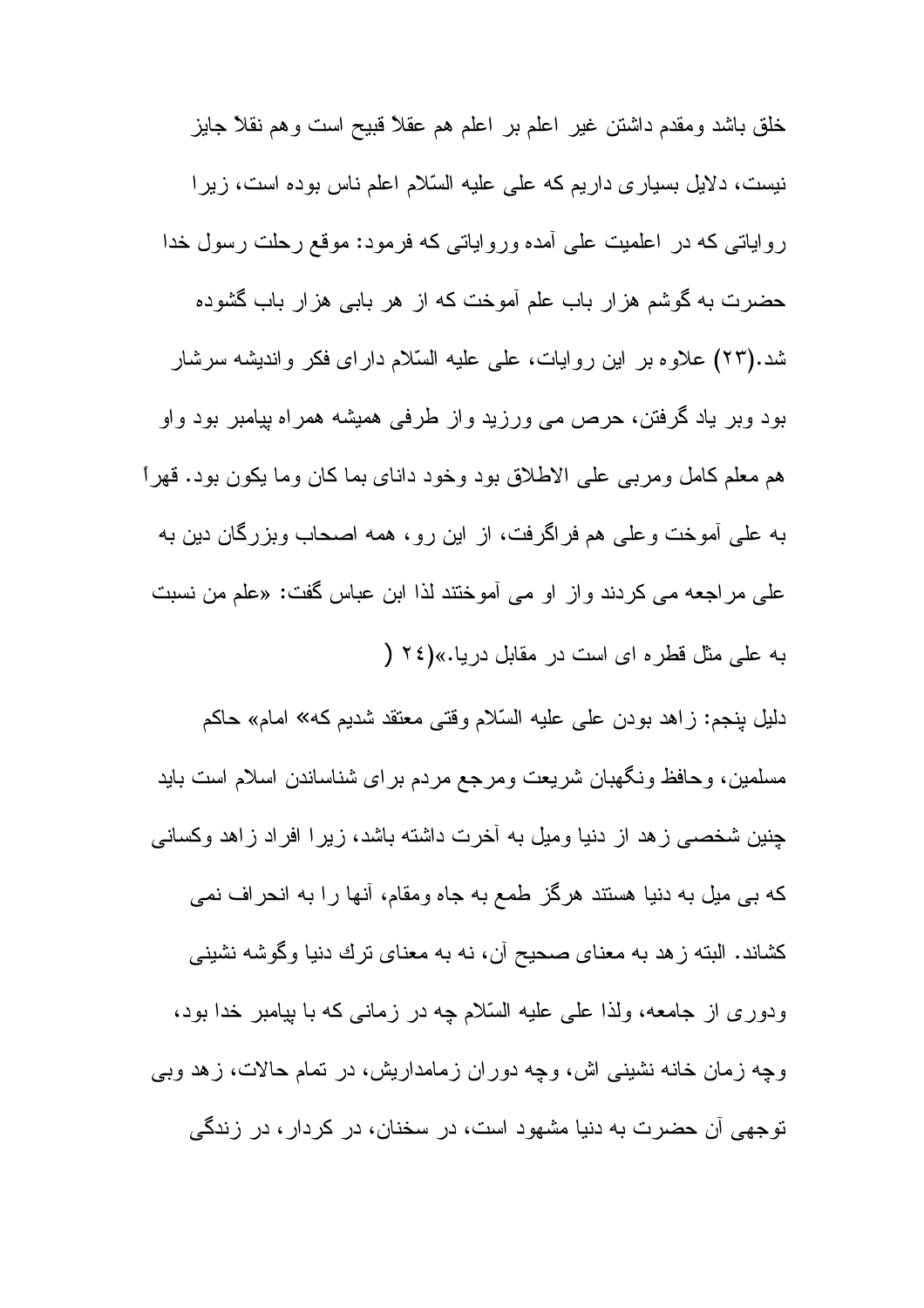خلق باشد ومقدم داشتن غير اعلم بر اعلم هم عقلاً قبيح است وهم نقلاً جايز نيست، دلايل بسيارى داريم كه على عليه السّلام اعلم ناس بوده است، زيرا رواياتى كه در اعلميت على آمده وروايتى كه فرمود: موقع رحلت رسول خدا حضرت به گوشم هزار باب علم آموخت كه از هر بابى هزار باب گشوده شد.(۲۳) علاوه بر اين روايات، على عليه السّلام داراى فكر واندیشه سرشار بود وبر ياد گرفتن، حرص مى ورزيد واز طرفى هميشه همراه پيامبر بود واو هم معلم كامل ومربى على الاطلاق بود وخود داناى بما كان وما يكون بود. قهراً به على آموخت وعلى هم فراگرفت، از اين رو، همه اصحاب وبزرگان دين به على مراجعه مى كردند واز او مى آموختند لذا ابن عباس گفت: «علم من نسبت به على مثل قطره اى است در مقابل دريا.»(۲٤)

دليل پنجم: زاهد بودن على عليه السّلام وقتى معتقد شديم كه« امام» حاكم مسلمين، وحافظ ونگهبان شريعت ومرجع مردم براى شناساندن اسلام است بايد چنين شخصى زهد از دنيا وميل به آخرت داشته باشد، زيرا افراد زاهد وكسانى كه بى ميل به دنيا هستند هرگز طمع به جاه ومقام، آنها را به انحراف نمى كشاند. البته زهد به معناى صحيح آن، نه به معناى ترك دنيا وگوشه نشينى ودورى از جامعه، ولذا على عليه السّلام چه در زمانى كه با پيامبر خدا بود، وچه زمان خانه نشينى اش، وچه دوران زمامداريش، در تمام حالات، زهد وبى توجهى آن حضرت به دنيا مشهود است، در سخنان، در كردار، در زندگى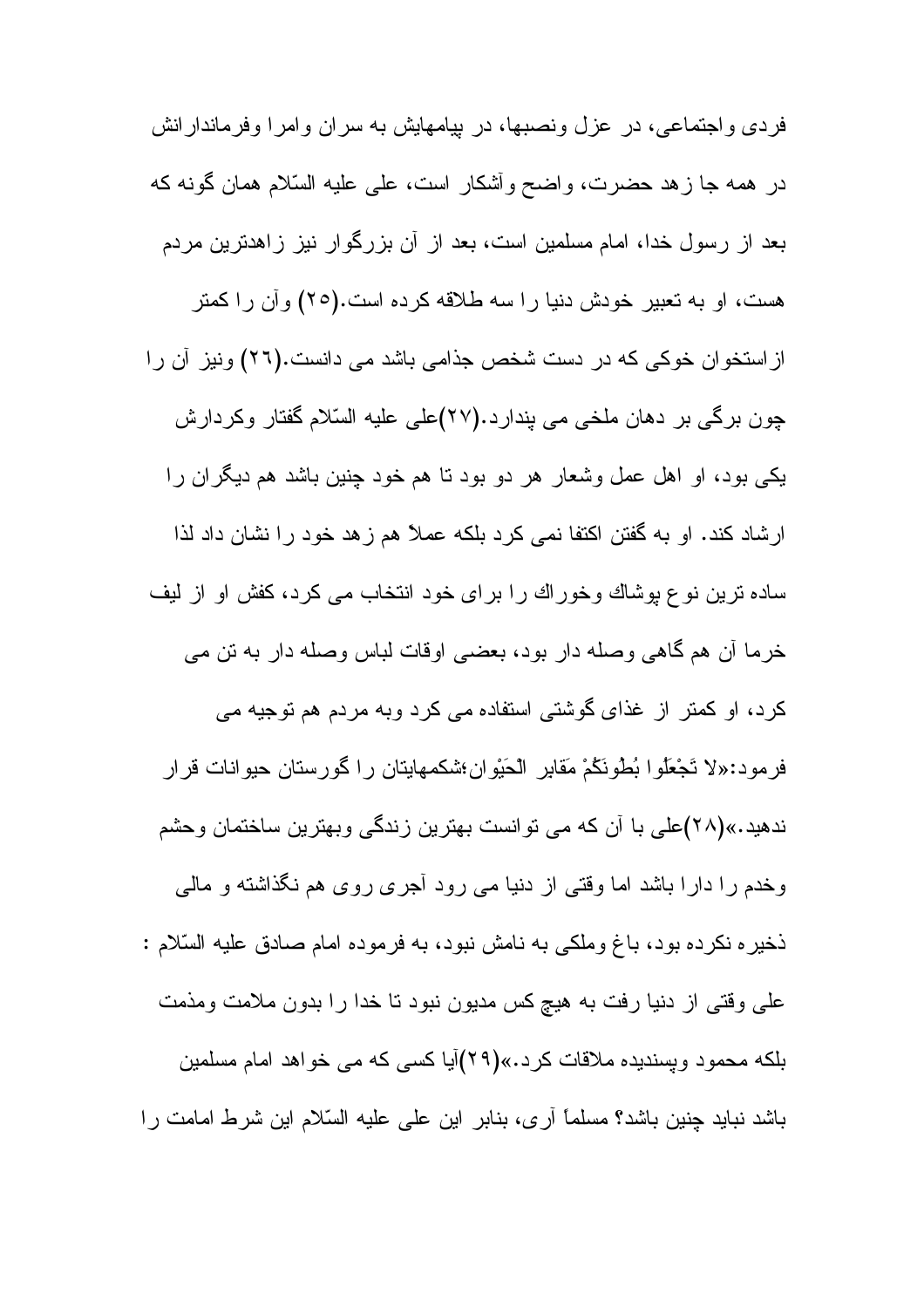فردی واجتماعی، در عزل ونصبها، در پیامهایش به سران وامرا وفرماندارانش در همه جا زهد حضرت، واضح وآشکار است، علی علیه السّلام همان گونه که بعد از رسول خدا، امام مسلمین است، بعد از آن بزرگوار نیز زاهدترین مردم هست، او به تعبیر خودش دنیا را سه طلاقه کرده است.(۲۵) وآن را کمتر از استخوان خوکی که در دست شخص جذامی باشد می دانست.(۲۶) ونیز آن را چون برگی بر دهان ملخی می پندارد.(۲۷)علی علیه السّلام گفتار وکردارش یکی بود، او اهل عمل وشعار هر دو بود تا هم خود چنین باشد هم دیگران را ارشاد کند. او به گفتن اکتفا نمی کرد بلکه عملاً هم زهد خود را نشان داد لذا ساده ترین نوع پوشاك وخوراك را برای خود انتخاب می کرد، کفش او از لیف خرما آن هم گاهی وصله دار بود، بعضی اوقات لباس وصله دار به تن می کرد، او کمتر از غذای گوشتی استفاده می کرد وبه مردم هم توجیه می فرمود:«لا تَجْعَلُوا بُطُونَكُمْ مَقابِر الْحَيْوان؛شکمهایتان را گورستان حیوانات قرار ندهید.»(۲۸)علی با آن که می توانست بهترین زندگی وبهترین ساختمان وحشم وخدم را دارا باشد اما وقتی از دنیا می رود آجری روی هم نگذاشته و مالی ذخیره نکرده بود، باغ وملکی به نامش نبود، به فرموده امام صادق علیه السّلام : علی وقتی از دنیا رفت به هیچ کس مدیون نبود تا خدا را بدون ملامت ومذمت بلکه محمود وپسندیده ملاقات کرد.»(۲۹)آیا کسی که می خواهد امام مسلمین باشد نباید چنین باشد؟ مسلماً آری، بنابر این علی علیه السّلام این شرط امامت را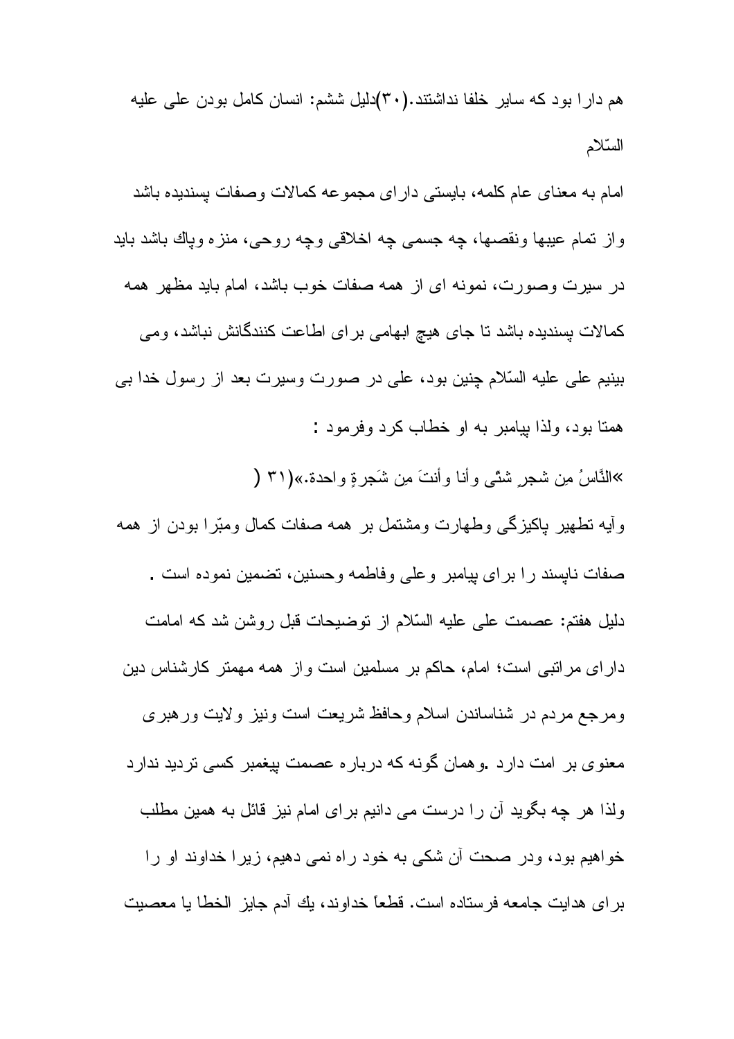هم دارا بود که سایر خلفا نداشتند.(۳۰)دلیل ششم: انسان کامل بودن علی علیه السّلام

امام به معنای عام کلمه، بایستی دارای مجموعه کمالات وصفات پسندیده باشد واز تمام عیبها ونقصها، چه جسمی چه اخلاقی وچه روحی، منزه وپاك باشد باید در سیرت وصورت، نمونه ای از همه صفات خوب باشد، امام باید مظهر همه کمالات پسندیده باشد تا جای هیچ ابهامی برای اطاعت کنندگانش نباشد، ومی بینیم علی علیه السّلام چنین بود، علی در صورت وسیرت بعد از رسول خدا بی همتا بود، ولذا پیامبر به او خطاب کرد وفرمود :

»النَّاسُ مِن شجرٍ شتّی وأنا وأنتَ مِن شَجرةٍ واحدة.»(۳۱ (

وآیه تطهیر پاکیزگی وطهارت ومشتمل بر همه صفات کمال ومبّرا بودن از همه صفات ناپسند را برای پیامبر وعلی وفاطمه وحسنین، تضمین نموده است .

دلیل هفتم: عصمت علی علیه السّلام از توضیحات قبل روشن شد که امامت دارای مراتبی است؛ امام، حاکم بر مسلمین است واز همه مهمتر کارشناس دین ومرجع مردم در شناساندن اسلام وحافظ شریعت است ونیز ولایت ورهبری معنوی بر امت دارد .وهمان گونه که درباره عصمت پیغمبر کسی تردید ندارد ولذا هر چه بگوید آن را درست می دانیم برای امام نیز قائل به همین مطلب خواهیم بود، ودر صحت آن شکی به خود راه نمی دهیم، زیرا خداوند او را برای هدایت جامعه فرستاده است. قطعاً خداوند، یك آدم جایز الخطا یا معصیت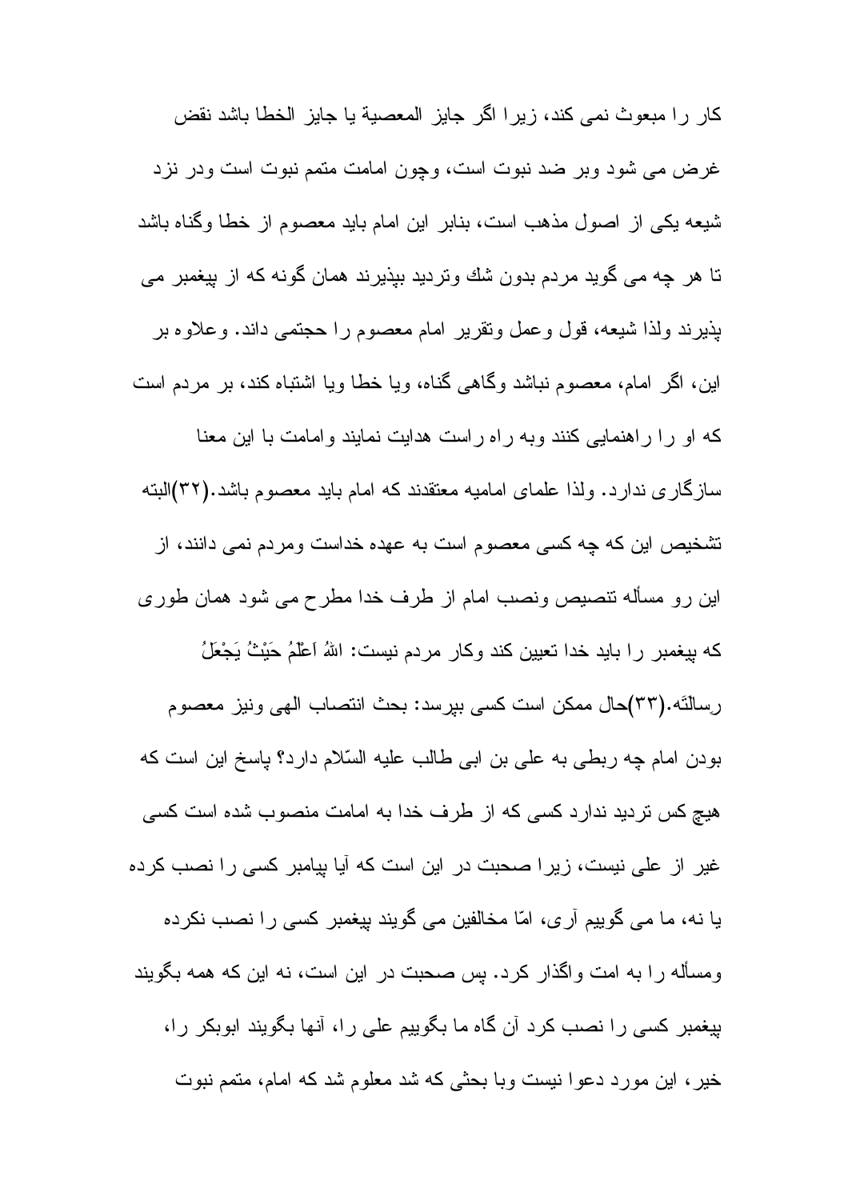کار را مبعوث نمی کند، زیرا اگر جایز المعصیة یا جایز الخطا باشد نقض غرض می شود وبر ضد نبوت است، وچون امامت متمم نبوت است ودر نزد شیعه یکی از اصول مذهب است، بنابر این امام باید معصوم از خطا وگناه باشد تا هر چه می گوید مردم بدون شك وتردید بپذیرند همان گونه که از پیغمبر می پذیرند ولذا شیعه، قول وعمل وتقریر امام معصوم را حجتمی داند. وعلاوه بر این، اگر امام، معصوم نباشد وگاهی گناه، ویا خطا ویا اشتباه کند، بر مردم است که او را راهنمایی کنند وبه راه راست هدایت نمایند وامامت با این معنا سازگاری ندارد. ولذا علمای امامیه معتقدند که امام باید معصوم باشد.(۳۲)البته تشخیص این که چه کسی معصوم است به عهده خداست ومردم نمی دانند، از این رو مسأله تنصیص ونصب امام از طرف خدا مطرح می شود همان طوری که پیغمبر را باید خدا تعیین کند وکار مردم نیست: اللهُ اَعْلَمُ حَیْثُ یَجْعَلُ رِسالَتَه.(۳۳)حال ممکن است کسی بپرسد: بحث انتصاب الهی ونیز معصوم بودن امام چه ربطی به علی بن ابی طالب علیه السّلام دارد؟ پاسخ این است که هیچ کس تردید ندارد کسی که از طرف خدا به امامت منصوب شده است کسی غیر از علی نیست، زیرا صحبت در این است که آیا پیامبر کسی را نصب کرده یا نه، ما می گوییم آری، امّا مخالفین می گویند پیغمبر کسی را نصب نکرده ومسأله را به امت واگذار کرد. پس صحبت در این است، نه این که همه بگویند پیغمبر کسی را نصب کرد آن گاه ما بگوییم علی را، آنها بگویند ابوبکر را، خیر، این مورد دعوا نیست وبا بحثی که شد معلوم شد که امام، متمم نبوت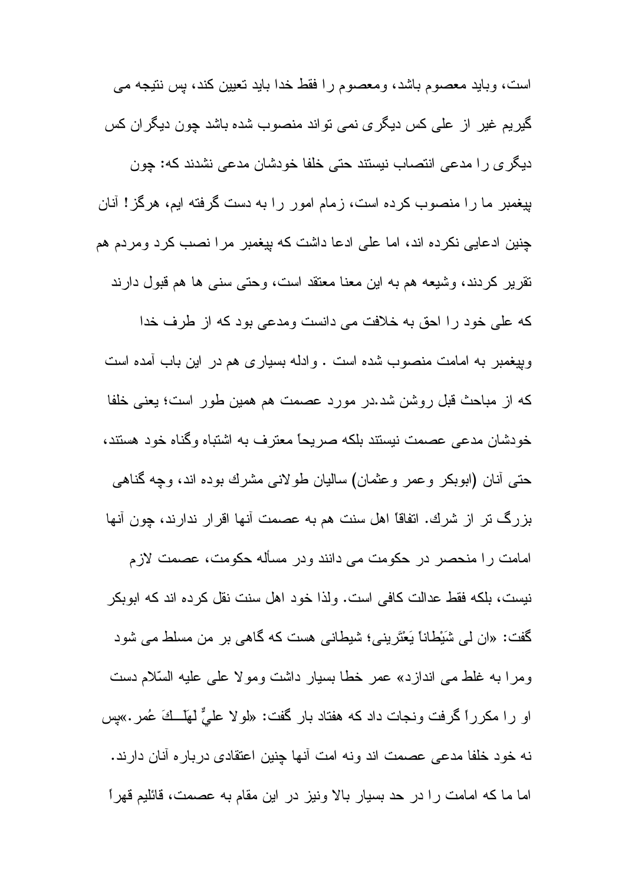است، وباید معصوم باشد، ومعصوم را فقط خدا باید تعیین کند، پس نتیجه می گیریم غیر از علی کس دیگری نمی تواند منصوب شده باشد چون دیگران کس دیگری را مدعی انتصاب نیستند حتی خلفا خودشان مدعی نشدند که: چون پیغمبر ما را منصوب کرده است، زمام امور را به دست گرفته ایم، هرگز! آنان چنین ادعایی نکرده اند، اما علی ادعا داشت که پیغمبر مرا نصب کرد ومردم هم تقریر کردند، وشیعه هم به این معنا معتقد است، وحتی سنی ها هم قبول دارند که علی خود را احق به خلافت می دانست ومدعی بود که از طرف خدا وپیغمبر به امامت منصوب شده است . وادله بسیاری هم در این باب آمده است که از مباحث قبل روشن شد.در مورد عصمت هم همین طور است؛ یعنی خلفا خودشان مدعی عصمت نیستند بلکه صریحاً معترف به اشتباه وگناه خود هستند، حتی آنان (ابوبکر وعمر وعثمان) سالیان طولانی مشرك بوده اند، وچه گناهی بزرگ تر از شرك. اتفاقاً اهل سنت هم به عصمت آنها اقرار ندارند، چون آنها امامت را منحصر در حکومت می دانند ودر مسأله حکومت، عصمت لازم نیست، بلکه فقط عدالت کافی است. ولذا خود اهل سنت نقل کرده اند که ابوبکر گفت: «ان لی شَیْطاناً یَعْتَرینی؛ شیطانی هست که گاهی بر من مسلط می شود ومرا به غلط می اندازد» عمر خطا بسیار داشت ومولا علی علیه السّلام دست او را مکرراً گرفت ونجات داد که هفتاد بار گفت: «لولا عليٌّ لهَلَــكَ عُمر.»پس نه خود خلفا مدعی عصمت اند ونه امت آنها چنین اعتقادی درباره آنان دارند. اما ما که امامت را در حد بسیار بالا ونیز در این مقام به عصمت، قائلیم قهراً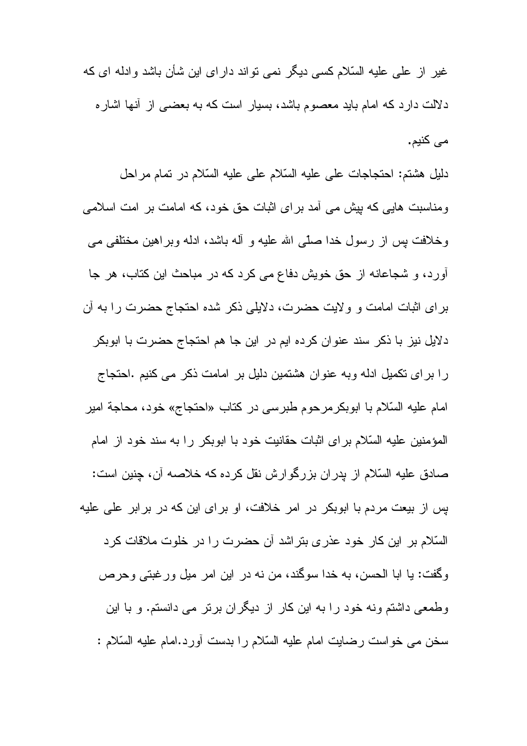غیر از علی علیه السّلام کسی دیگر نمی تواند دارای این شأن باشد وادله ای که دلالت دارد که امام باید معصوم باشد، بسیار است که به بعضی از آنها اشاره می کنیم.

دلیل هشتم: احتجاجات علی علیه السّلام علی علیه السّلام در تمام مراحل ومناسبت هایی که پیش می آمد برای اثبات حق خود، که امامت بر امت اسلامی وخلافت پس از رسول خدا صلّی الله علیه و آله باشد، ادله وبراهین مختلفی می آورد، و شجاعانه از حق خویش دفاع می کرد که در مباحث این کتاب، هر جا برای اثبات امامت و ولایت حضرت، دلایلی ذکر شده احتجاج حضرت را به آن دلایل نیز با ذکر سند عنوان کرده ایم در این جا هم احتجاج حضرت با ابوبکر را برای تکمیل ادله وبه عنوان هشتمین دلیل بر امامت ذکر می کنیم .احتجاج امام علیه السّلام با ابوبکرمرحوم طبرسی در کتاب «احتجاج» خود، محاجة امیر المؤمنین علیه السّلام برای اثبات حقانیت خود با ابوبکر را به سند خود از امام صادق علیه السّلام از پدران بزرگوارش نقل کرده که خلاصه آن، چنین است: پس از بیعت مردم با ابوبکر در امر خلافت، او برای این که در برابر علی علیه السّلام بر این کار خود عذری بتراشد آن حضرت را در خلوت ملاقات کرد وگفت: یا ابا الحسن، به خدا سوگند، من نه در این امر میل ورغبتی وحرص وطمعی داشتم ونه خود را به این کار از دیگران برتر می دانستم. و با این سخن می خواست رضایت امام علیه السّلام را بدست آورد.امام علیه السّلام :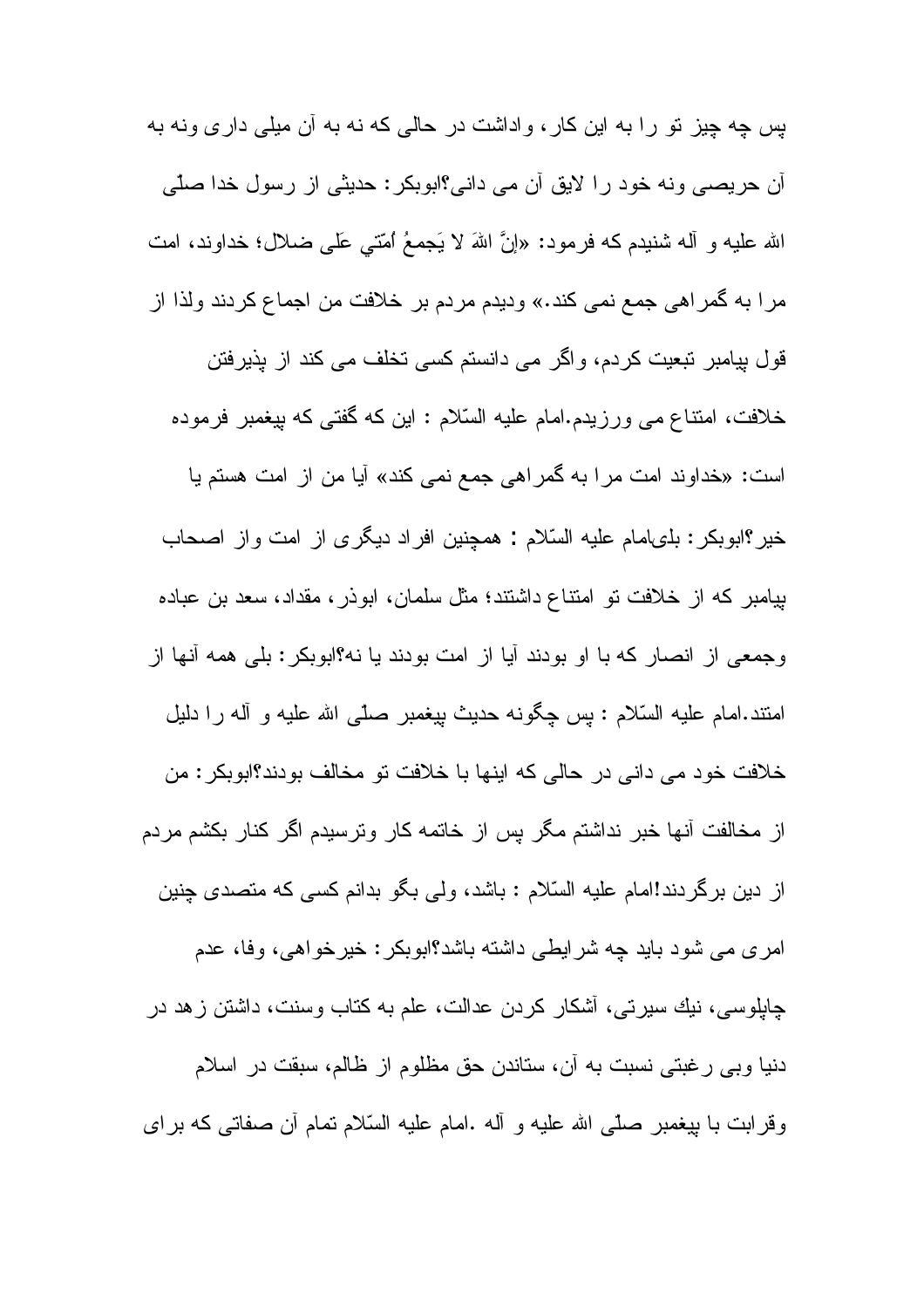پس چه چيز تو را به اين كار، واداشت در حالى كه نه به آن ميلى دارى ونه به آن حريصى ونه خود را لايق آن مى دانى؟ابوبكر: حديثى از رسول خدا صلّى الله عليه و آله شنيدم كه فرمود: «إنَّ اللهَ لا يَجمعُ اُمّتي عَلى ضلال؛ خداوند، امت مرا به گمراهى جمع نمى كند.» وديدم مردم بر خلافت من اجماع كردند ولذا از قول پيامبر تبعيت كردم، واگر مى دانستم كسى تخلف مى كند از پذيرفتن خلافت، امتناع مى ورزيدم.امام عليه السّلام : اين كه گفتى كه پيغمبر فرموده است: «خداوند امت مرا به گمراهى جمع نمى كند» آيا من از امت هستم يا خير؟ابوبكر: بلىامام عليه السّلام : همچنين افراد ديگرى از امت واز اصحاب پيامبر كه از خلافت تو امتناع داشتند؛ مثل سلمان، ابوذر، مقداد، سعد بن عباده وجمعى از انصار كه با او بودند آيا از امت بودند يا نه؟ابوبكر: بلى همه آنها از امتند.امام عليه السّلام : پس چگونه حديث پيغمبر صلّى الله عليه و آله را دليل خلافت خود مى دانى در حالى كه اينها با خلافت تو مخالف بودند؟ابوبكر: من از مخالفت آنها خبر نداشتم مگر پس از خاتمه كار وترسيدم اگر كنار بكشم مردم از دين برگردند!امام عليه السّلام : باشد، ولى بگو بدانم كسى كه متصدى چنين امرى مى شود بايد چه شرايطى داشته باشد؟ابوبكر: خيرخواهى، وفا، عدم چاپلوسى، نيك سيرتى، آشكار كردن عدالت، علم به كتاب وسنت، داشتن زهد در دنيا وبى رغبتى نسبت به آن، ستاندن حق مظلوم از ظالم، سبقت در اسلام وقرابت با پيغمبر صلّى الله عليه و آله .امام عليه السّلام تمام آن صفاتى كه براى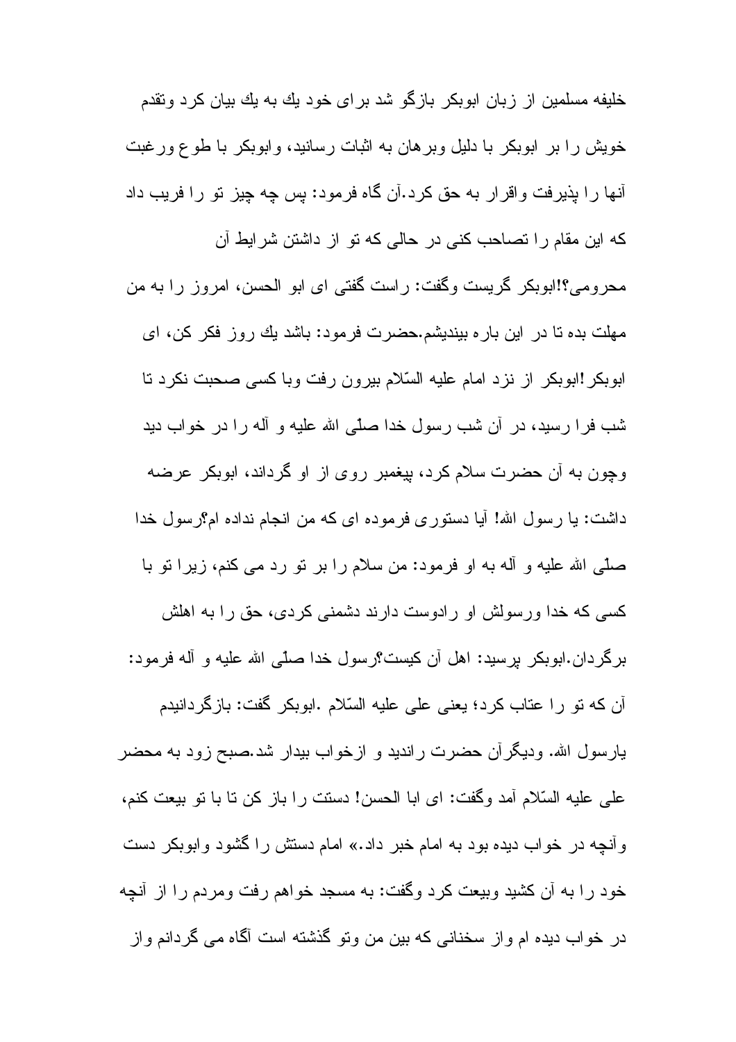خليفه مسلمين از زبان ابوبكر بازگو شد براى خود يك به يك بيان كرد وتقدم خويش را بر ابوبكر با دليل وبرهان به اثبات رسانيد، وابوبكر با طوع ورغبت آنها را پذيرفت واقرار به حق كرد.آن گاه فرمود: پس چه چيز تو را فريب داد كه اين مقام را تصاحب كنى در حالى كه تو از داشتن شرايط آن محرومى؟!ابوبكر گريست وگفت: راست گفتى اى ابو الحسن، امروز را به من مهلت بده تا در اين باره بينديشم.حضرت فرمود: باشد يك روز فكر كن، اى ابوبكر!ابوبكر از نزد امام عليه السّلام بيرون رفت وبا كسى صحبت نكرد تا شب فرا رسيد، در آن شب رسول خدا صلّى الله عليه و آله را در خواب ديد وچون به آن حضرت سلام كرد، پيغمبر روى از او گرداند، ابوبكر عرضه داشت: يا رسول الله! آيا دستورى فرموده اى كه من انجام نداده ام؟رسول خدا صلّى الله عليه و آله به او فرمود: من سلام را بر تو رد مى كنم، زيرا تو با كسى كه خدا ورسولش او رادوست دارند دشمنى كردى، حق را به اهلش برگردان.ابوبكر پرسيد: اهل آن كيست؟رسول خدا صلّى الله عليه و آله فرمود: آن كه تو را عتاب كرد؛ يعنى على عليه السّلام .ابوبكر گفت: بازگردانيدم يارسول الله. وديگرآن حضرت رانديد و ازخواب بيدار شد.صبح زود به محضر على عليه السّلام آمد وگفت: اى ابا الحسن! دستت را باز كن تا با تو بيعت كنم، وآنچه در خواب ديده بود به امام خبر داد.» امام دستش را گشود وابوبكر دست خود را به آن كشيد وبيعت كرد وگفت: به مسجد خواهم رفت ومردم را از آنچه در خواب ديده ام واز سخنانى كه بين من وتو گذشته است آگاه مى گردانم واز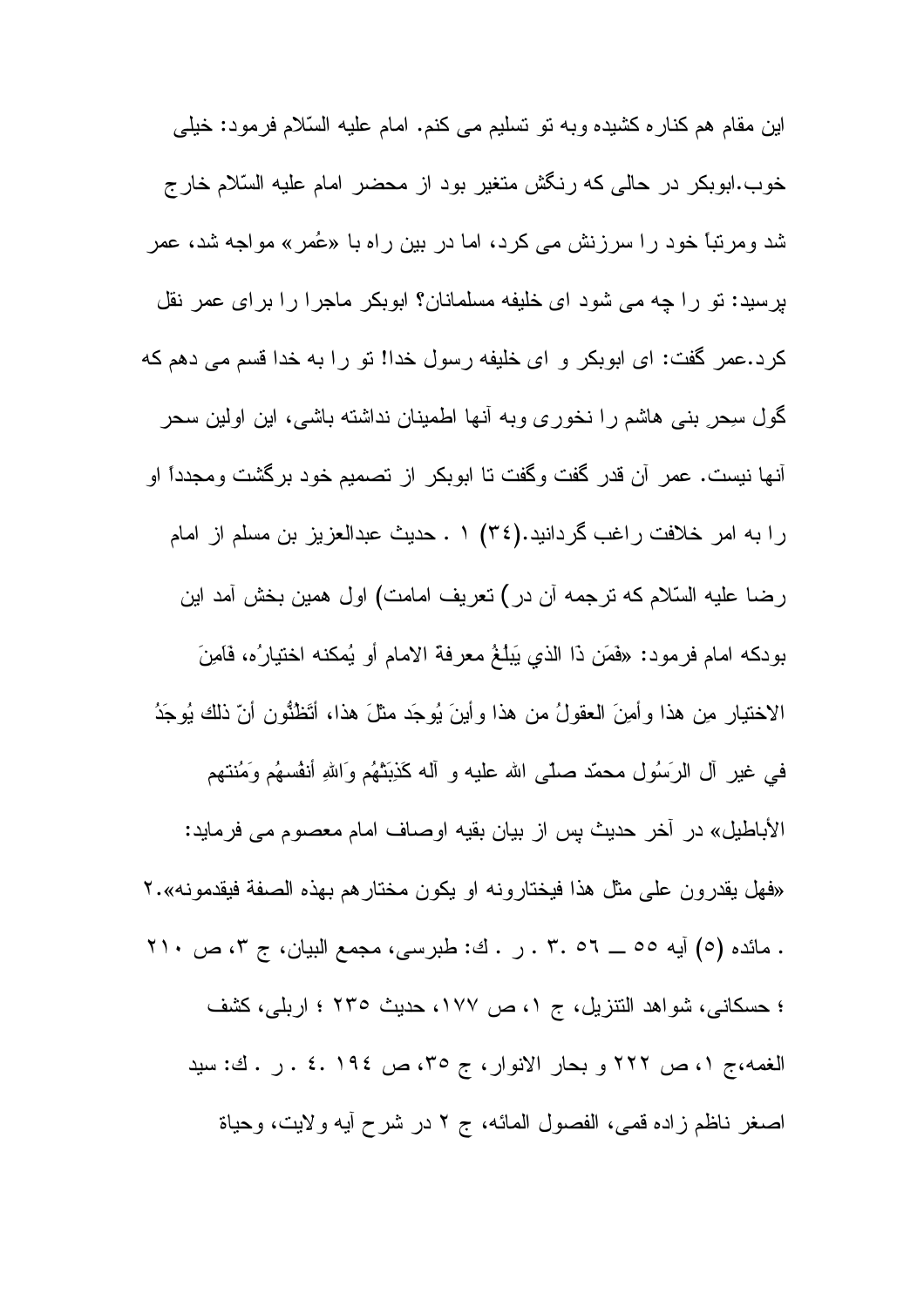این مقام هم کناره کشیده وبه تو تسلیم می کنم. امام علیه السّلام فرمود: خیلی خوب.ابوبکر در حالی که رنگش متغیر بود از محضر امام علیه السّلام خارج شد ومرتباً خود را سرزنش می کرد، اما در بین راه با «عُمر» مواجه شد، عمر پرسید: تو را چه می شود ای خلیفه مسلمانان؟ ابوبکر ماجرا را برای عمر نقل کرد.عمر گفت: ای ابوبکر و ای خلیفه رسول خدا! تو را به خدا قسم می دهم که گول سِحرِ بنی هاشم را نخوری وبه آنها اطمینان نداشته باشی، این اولین سحر آنها نیست. عمر آن قدر گفت وگفت تا ابوبکر از تصمیم خود برگشت ومجدداً او را به امر خلافت راغب گردانید.(۳٤) ۱ . حدیث عبدالعزیز بن مسلم از امام رضا علیه السّلام که ترجمه آن در) تعریف امامت) اول همین بخش آمد این بودکه امام فرمود: «فَمَن ذَا الذي يَبلُغُ معرفة الامام أو يُمكنه اختيارُه، فَامِنَ الاختيار مِن هذا وأمِنَ العقولُ من هذا وأينَ يُوجَد مثلَ هذا، أَتَظُنُّون أنّ ذلك يُوجَدُ في غير آل الرَسُول محمّد صلّى الله عليه و آله كَذِبَتْهُم وَاللهِ أنفسُهُم وَمُنتهم الأباطيل» در آخر حدیث پس از بیان بقیه اوصاف امام معصوم می فرماید: «فهل يقدرون على مثل هذا فيختارونه او يكون مختارهم بهذه الصفة فيقدمونه».۲ . مائده (٥) آیه ٥٥ ــ ٥٦ .۳ . ر . ك: طبرسی، مجمع البیان، ج ۳، ص ۲۱۰ ؛ حسکانی، شواهد التنزیل، ج ۱، ص ۱۷۷، حدیث ۲۳٥ ؛ اربلی، کشف الغمه،ج ۱، ص ۲۲۲ و بحار الانوار، ج ۳٥، ص ۱۹٤ .٤ . ر . ك: سید اصغر ناظم زاده قمی، الفصول المائه، ج ۲ در شرح آیه ولایت، وحیاة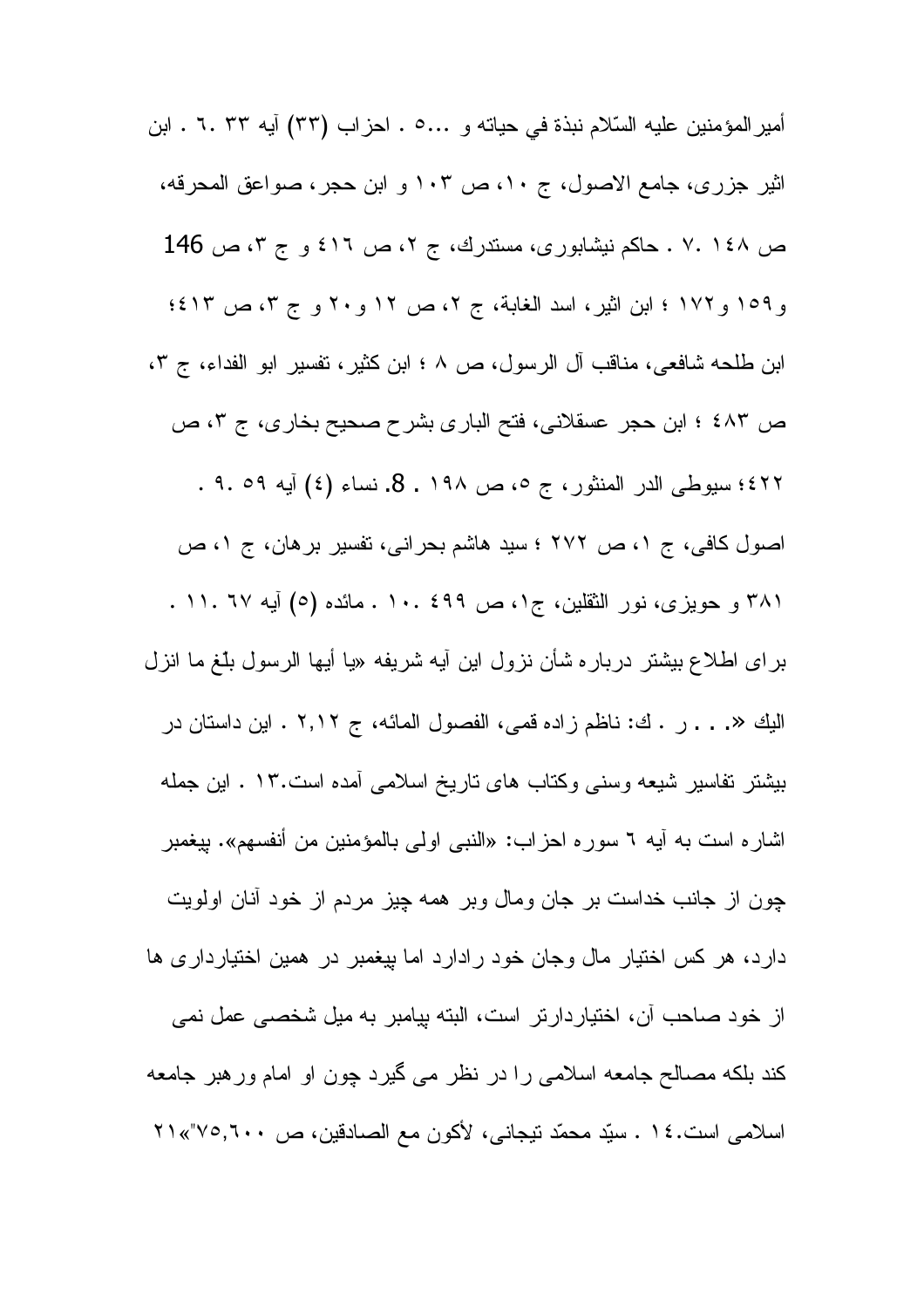أمیرالمؤمنین علیه السّلام نبذة في حیاته و ...٥ . احزاب (٣٣) آیه ٣٣ .٦ . ابن اثیر جزری، جامع الاصول، ج ١٠، ص ١٠٣ و ابن حجر، صواعق المحرقه، ص ١٤٨ .٧ . حاکم نیشابوری، مستدرك، ج ٢، ص ٤١٦ و ج ٣، ص 146 و١٥٩ و١٧٢ ؛ ابن اثیر، اسد الغابة، ج ٢، ص ١٢ و٢٠ و ج ٣، ص ٤١٣؛ ابن طلحه شافعی، مناقب آل الرسول، ص ٨ ؛ ابن کثیر، تفسیر ابو الفداء، ج ٣، ص ٤٨٣ ؛ ابن حجر عسقلانی، فتح الباری بشرح صحیح بخاری، ج ٣، ص ٤٢٢؛ سیوطی الدر المنثور، ج ٥، ص ١٩٨ . 8. نساء (٤) آیه ٥٩ .٩ . اصول کافی، ج ١، ص ٢٧٢ ؛ سید هاشم بحرانی، تفسیر برهان، ج ١، ص ٣٨١ و حویزی، نور الثقلین، ج١، ص ٤٩٩ .١٠ . مائده (٥) آیه ٦٧ .١١ . برای اطلاع بیشتر درباره شأن نزول این آیه شریفه «یا أیها الرسول بلّغ ما انزل الیك «. . . ر . ك: ناظم زاده قمی، الفصول المائه، ج ٢,١٢ . این داستان در بیشتر تفاسیر شیعه وسنی وکتاب های تاریخ اسلامی آمده است.١٣ . این جمله اشاره است به آیه ٦ سوره احزاب: «النبی اولی بالمؤمنین من أنفسهم». پیغمبر چون از جانب خداست بر جان ومال وبر همه چیز مردم از خود آنان اولویت دارد، هر کس اختیار مال وجان خود رادارد اما پیغمبر در همین اختیارداری ها از خود صاحب آن، اختیاردارتر است، البته پیامبر به میل شخصی عمل نمی کند بلکه مصالح جامعه اسلامی را در نظر می گیرد چون او امام ورهبر جامعه اسلامی است.١٤ . سیّد محمّد تیجانی، لأکون مع الصادقین، ص ٧٥,٦٠٠"»٢١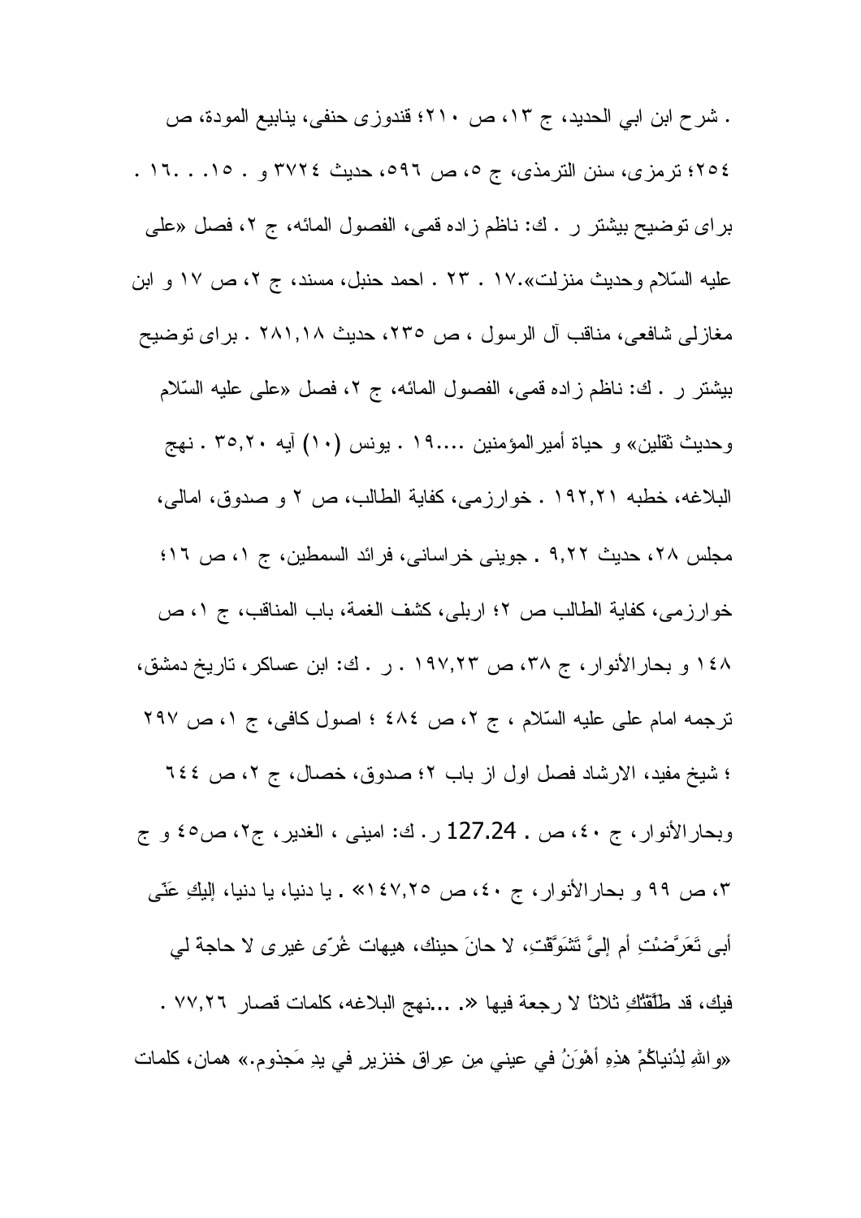. شرح ابن ابي الحديد، ج ١٣، ص ٢١٠؛ قندوزى حنفى، ينابيع المودة، ص ٢٥٤؛ ترمزى، سنن الترمذى، ج ٥، ص ٥٩٦، حديث ٣٧٢٤ و . ١٥. . ١٦. .

براى توضيح بيشتر ر . ك: ناظم زاده قمى، الفصول المائه، ج ٢، فصل «على عليه السّلام وحديث منزلت».١٧ . ٢٣ . احمد حنبل، مسند، ج ٢، ص ١٧ و ابن مغازلى شافعى، مناقب آل الرسول ، ص ٢٣٥، حديث ٢٨١,١٨ . براى توضيح بيشتر ر . ك: ناظم زاده قمى، الفصول المائه، ج ٢، فصل «على عليه السّلام وحديث ثقلين» و حياة أميرالمؤمنين ....١٩ . يونس (١٠) آيه ٣٥,٢٠ . نهج البلاغه، خطبه ١٩٢,٢١ . خوارزمى، كفاية الطالب، ص ٢ و صدوق، امالى، مجلس ٢٨، حديث ٩,٢٢ . جوينى خراسانى، فرائد السمطين، ج ١، ص ١٦؛ خوارزمى، كفاية الطالب ص ٢؛ اربلى، كشف الغمة، باب المناقب، ج ١، ص ١٤٨ و بحارالأنوار، ج ٣٨، ص ١٩٧,٢٣ . ر . ك: ابن عساكر، تاريخ دمشق، ترجمه امام على عليه السّلام ، ج ٢، ص ٤٨٤ ؛ اصول كافى، ج ١، ص ٢٩٧ ؛ شيخ مفيد، الارشاد فصل اول از باب ٢؛ صدوق، خصال، ج ٢، ص ٦٤٤ وبحارالأنوار، ج ٤٠، ص . 127.24 ر. ك: امينى ، الغدير، ج٢، ص٤٥ و ج ٣، ص ٩٩ و بحارالأنوار، ج ٤٠، ص ١٤٧,٢٥» . يا دنيا، يا دنيا، إليكِ عَنّى أبى تَعَرَّضْتِ أم إلىَّ تَشَوَّقْتِ، لا حانَ حينك، هيهات غُرّى غيرى لا حاجة لي فيك، قد طَلَّقْتُكِ ثلاثاً لا رجعة فيها «. ...نهج البلاغه، كلمات قصار ٧٧,٢٦ . «واللهِ لِدُنياكُمْ هذِهِ أهْوَنُ في عيني مِن عِراقِ خنزيرٍ في يدِ مَجذوم.» همان، كلمات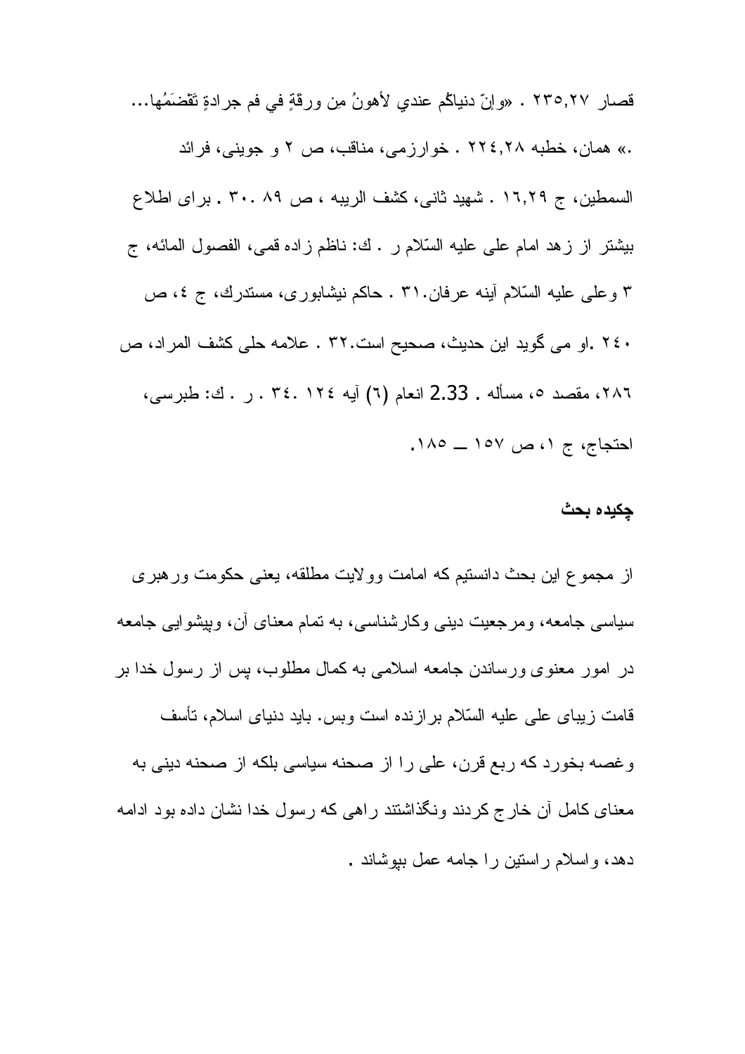قصار ۲۳۵,۲۷ . «وإنّ دنياكُم عندي لأهونُ مِن ورقةٍ في فم جرادةٍ تَقْضَمُها... .» همان، خطبه ۲۲٤,۲۸ . خوارزمی، مناقب، ص ۲ و جوینی، فرائد السمطین، ج ۱٦,۲۹ . شهید ثانی، کشف الریبه ، ص ۸۹ .۳۰ . برای اطلاع بیشتر از زهد امام علی علیه السّلام ر . ك: ناظم زاده قمی، الفصول المائه، ج ۳ وعلی علیه السّلام آینه عرفان.۳۱ . حاکم نیشابوری، مستدرك، ج ٤، ص ۲٤۰ .او می گوید این حدیث، صحیح است.۳۲ . علامه حلی کشف المراد، ص ۲۸٦، مقصد ٥، مسأله . 2.33 انعام (٦) آیه ۱۲٤ .۳٤ . ر . ك: طبرسی، احتجاج، ج ۱، ص ۱٥۷ ــ ۱۸٥.

**چکیده بحث**

از مجموع این بحث دانستیم که امامت وولایت مطلقه، یعنی حکومت ورهبری سیاسی جامعه، ومرجعیت دینی وکارشناسی، به تمام معنای آن، وپیشوایی جامعه در امور معنوی ورساندن جامعه اسلامی به کمال مطلوب، پس از رسول خدا بر قامت زیبای علی علیه السّلام برازنده است وبس. باید دنیای اسلام، تأسف وغصه بخورد که ربع قرن، علی را از صحنه سیاسی بلکه از صحنه دینی به معنای کامل آن خارج کردند ونگذاشتند راهی که رسول خدا نشان داده بود ادامه دهد، واسلام راستین را جامه عمل بپوشاند .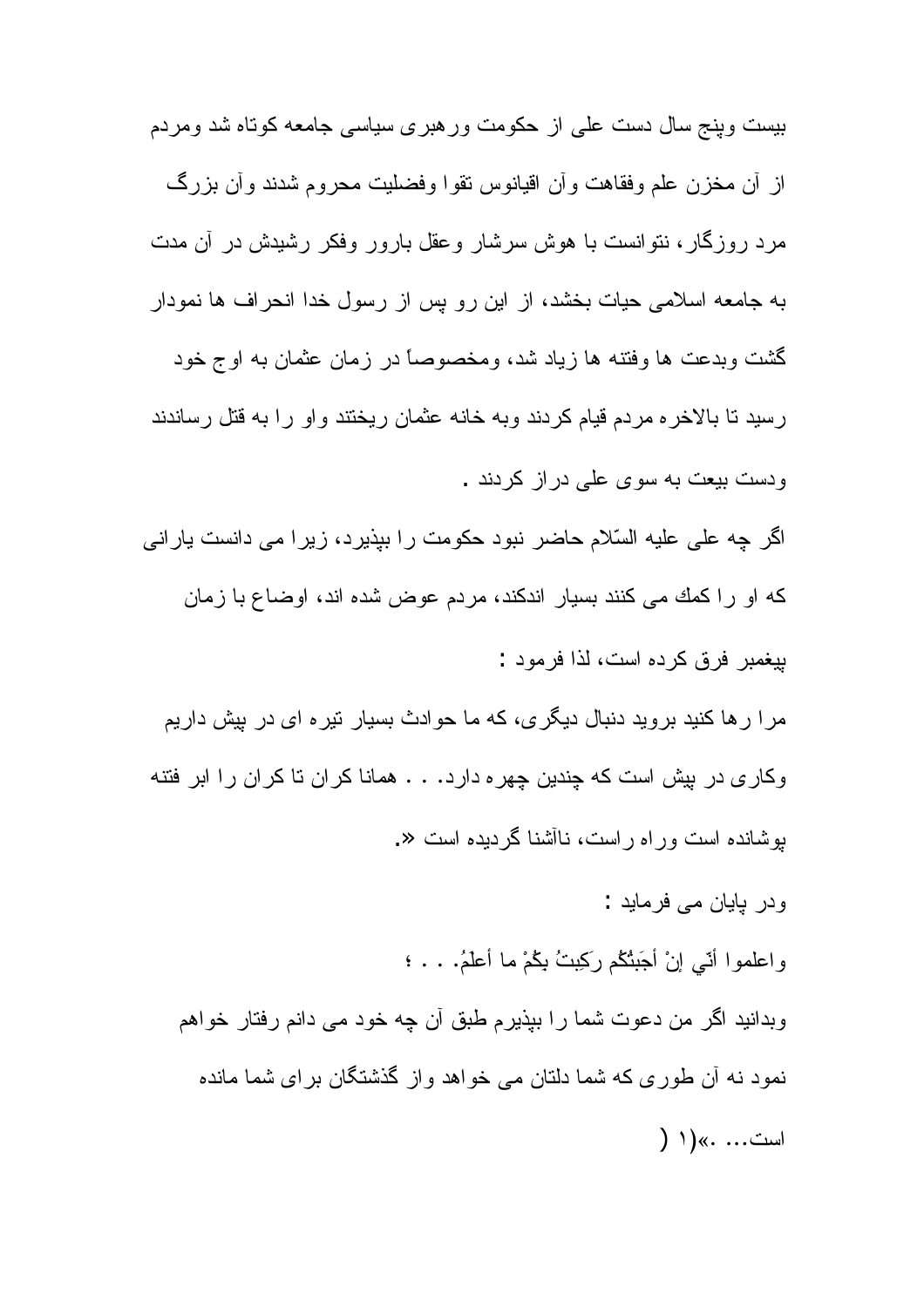بیست وپنج سال دست علی از حکومت ورهبری سیاسی جامعه کوتاه شد ومردم از آن مخزن علم وفقاهت وآن اقیانوس تقوا وفضلیت محروم شدند وآن بزرگ مرد روزگار، نتوانست با هوش سرشار وعقل بارور وفکر رشیدش در آن مدت به جامعه اسلامی حیات بخشد، از این رو پس از رسول خدا انحراف ها نمودار گشت وبدعت ها وفتنه ها زیاد شد، ومخصوصاً در زمان عثمان به اوج خود رسید تا بالاخره مردم قیام کردند وبه خانه عثمان ریختند واو را به قتل رساندند ودست بیعت به سوی علی دراز کردند .

اگر چه علی علیه السّلام حاضر نبود حکومت را بپذیرد، زیرا می دانست یارانی که او را کمك می کنند بسیار اندکند، مردم عوض شده اند، اوضاع با زمان پیغمبر فرق کرده است، لذا فرمود :

مرا رها کنید بروید دنبال دیگری، که ما حوادث بسیار تیره ای در پیش داریم وکاری در پیش است که چندین چهره دارد. . . همانا کران تا کران را ابر فتنه پوشانده است وراه راست، ناآشنا گردیده است «.

ودر پایان می فرماید :

واعلموا أنّي إنْ أجَبْتُكُم رَكِبتُ بِكُمْ ما أعلَمُ. . . ؛

وبدانید اگر من دعوت شما را بپذیرم طبق آن چه خود می دانم رفتار خواهم نمود نه آن طوری که شما دلتان می خواهد واز گذشتگان برای شما مانده است... .»( ۱ )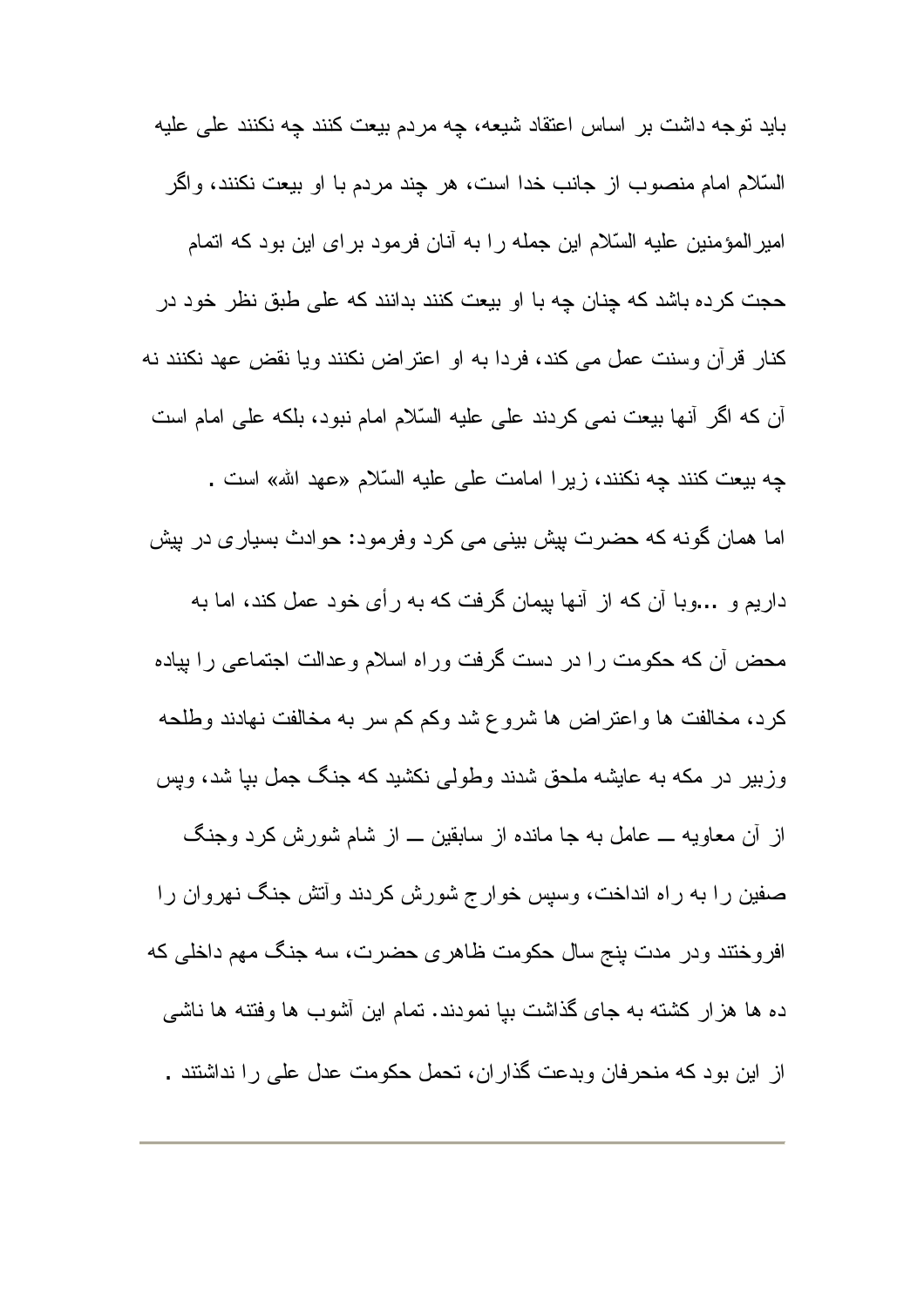باید توجه داشت بر اساس اعتقاد شیعه، چه مردم بیعت کنند چه نکنند علی علیه السّلام امام منصوب از جانب خدا است، هر چند مردم با او بیعت نکنند، واگر امیرالمؤمنین علیه السّلام این جمله را به آنان فرمود برای این بود که اتمام حجت کرده باشد که چنان چه با او بیعت کنند بدانند که علی طبق نظر خود در کنار قرآن وسنت عمل می کند، فردا به او اعتراض نکنند ویا نقض عهد نکنند نه آن که اگر آنها بیعت نمی کردند علی علیه السّلام امام نبود، بلکه علی امام است چه بیعت کنند چه نکنند، زیرا امامت علی علیه السّلام «عهد الله» است .

اما همان گونه که حضرت پیش بینی می کرد وفرمود: حوادث بسیاری در پیش داریم و ...وبا آن که از آنها پیمان گرفت که به رأی خود عمل کند، اما به محض آن که حکومت را در دست گرفت وراه اسلام وعدالت اجتماعی را پیاده کرد، مخالفت ها واعتراض ها شروع شد وکم کم سر به مخالفت نهادند وطلحه وزبیر در مکه به عایشه ملحق شدند وطولی نکشید که جنگ جمل بپا شد، وپس از آن معاویه ــ عامل به جا مانده از سابقین ــ از شام شورش کرد وجنگ صفین را به راه انداخت، وسپس خوارج شورش کردند وآتش جنگ نهروان را افروختند ودر مدت پنج سال حکومت ظاهری حضرت، سه جنگ مهم داخلی که ده ها هزار کشته به جای گذاشت بپا نمودند. تمام این آشوب ها وفتنه ها ناشی از این بود که منحرفان وبدعت گذاران، تحمل حکومت عدل علی را نداشتند .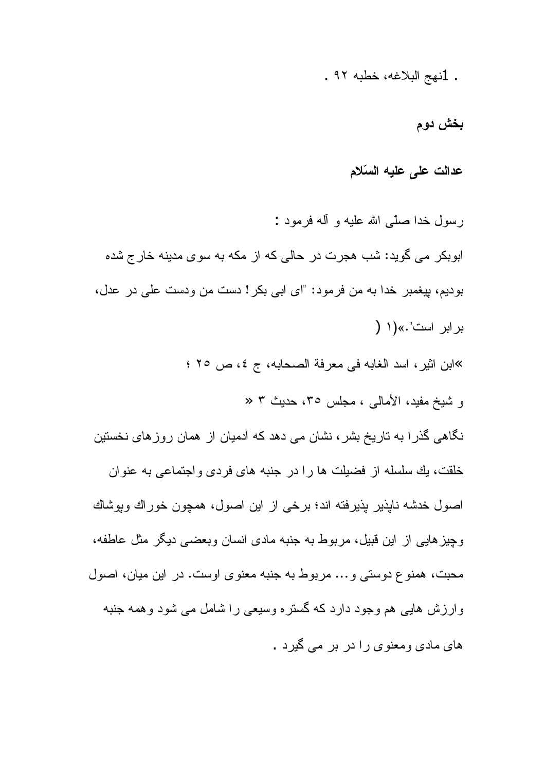1. نهج البلاغه، خطبه ۹۲ .

## بخش دوم

## عدالت علی علیه السّلام

رسول خدا صلّی الله علیه و آله فرمود :

ابوبکر می گوید: شب هجرت در حالی که از مکه به سوی مدینه خارج شده بودیم، پیغمبر خدا به من فرمود: "ای ابی بکر! دست من ودست علی در عدل، برابر است".»(۱ )

»ابن اثیر، اسد الغابه فی معرفة الصحابه، ج ٤، ص ۲۵ ؛

و شیخ مفید، الأمالی ، مجلس ۳۵، حدیث ۳ «

نگاهی گذرا به تاریخ بشر، نشان می دهد که آدمیان از همان روزهای نخستین خلقت، یك سلسله از فضیلت ها را در جنبه های فردی واجتماعی به عنوان اصول خدشه ناپذیر پذیرفته اند؛ برخی از این اصول، همچون خوراك وپوشاك وچیزهایی از این قبیل، مربوط به جنبه مادی انسان وبعضی دیگر مثل عاطفه، محبت، همنوع دوستی و... مربوط به جنبه معنوی اوست. در این میان، اصول وارزش هایی هم وجود دارد که گستره وسیعی را شامل می شود وهمه جنبه های مادی ومعنوی را در بر می گیرد .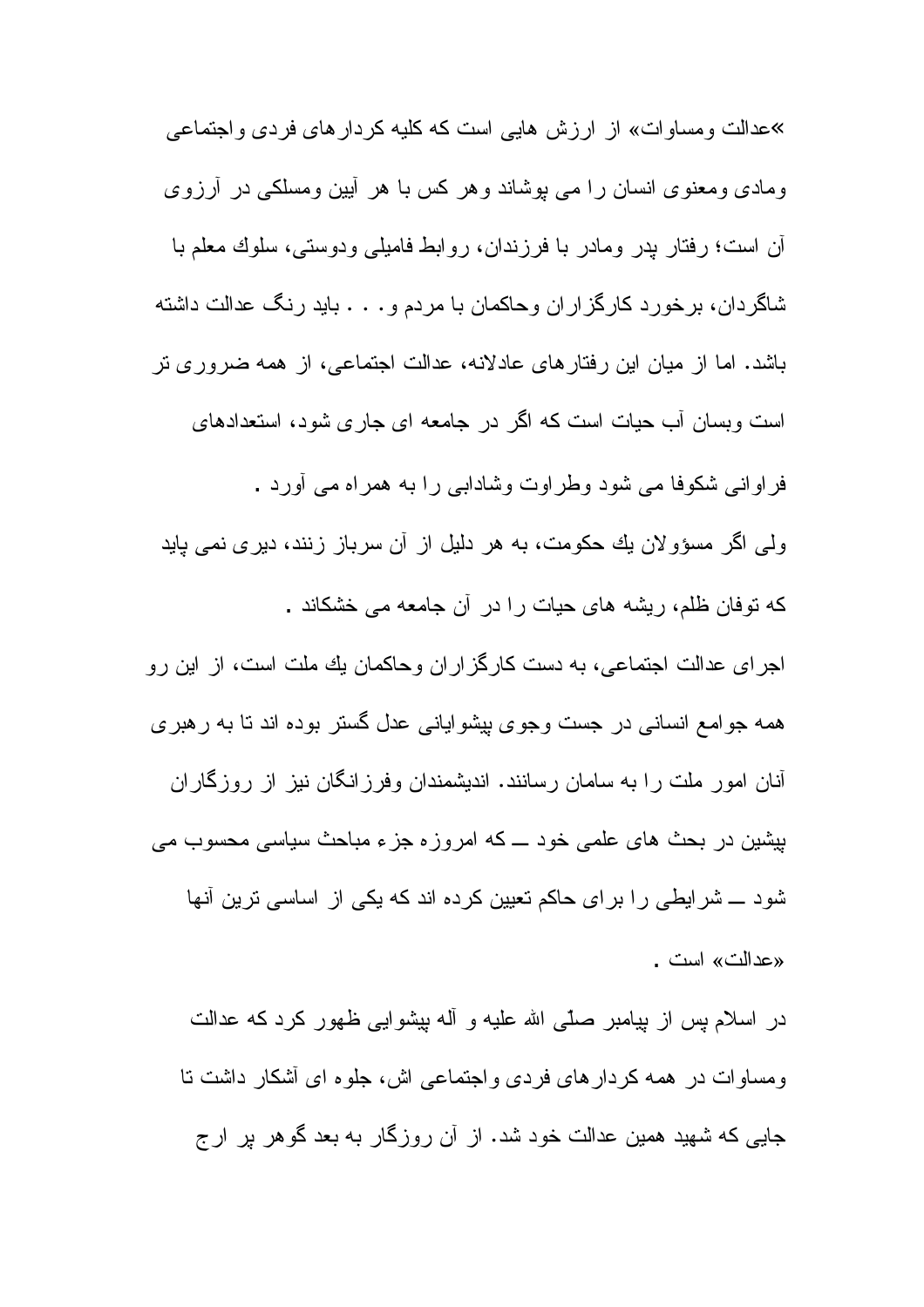«عدالت ومساوات» از ارزش هایی است که کلیه کردارهای فردی واجتماعی ومادی ومعنوی انسان را می پوشاند وهر کس با هر آیین ومسلکی در آرزوی آن است؛ رفتار پدر ومادر با فرزندان، روابط فامیلی ودوستی، سلوك معلم با شاگردان، برخورد کارگزاران وحاکمان با مردم و. . . باید رنگ عدالت داشته باشد. اما از میان این رفتارهای عادلانه، عدالت اجتماعی، از همه ضروری تر است وبسان آب حیات است که اگر در جامعه ای جاری شود، استعدادهای فراوانی شکوفا می شود وطراوت وشادابی را به همراه می آورد .

ولی اگر مسؤولان يك حکومت، به هر دلیل از آن سرباز زنند، دیری نمی پاید که توفان ظلم، ریشه های حیات را در آن جامعه می خشکاند .

اجرای عدالت اجتماعی، به دست کارگزاران وحاکمان يك ملت است، از این رو همه جوامع انسانی در جست وجوی پیشوایانی عدل گستر بوده اند تا به رهبری آنان امور ملت را به سامان رسانند. اندیشمندان وفرزانگان نیز از روزگاران پیشین در بحث های علمی خود ـــ که امروزه جزء مباحث سیاسی محسوب می شود ـــ شرایطی را برای حاکم تعیین کرده اند که یکی از اساسی ترین آنها «عدالت» است .

در اسلام پس از پیامبر صلّی الله علیه و آله پیشوایی ظهور کرد که عدالت ومساوات در همه کردارهای فردی واجتماعی اش، جلوه ای آشکار داشت تا جایی که شهید همین عدالت خود شد. از آن روزگار به بعد گوهر پر ارج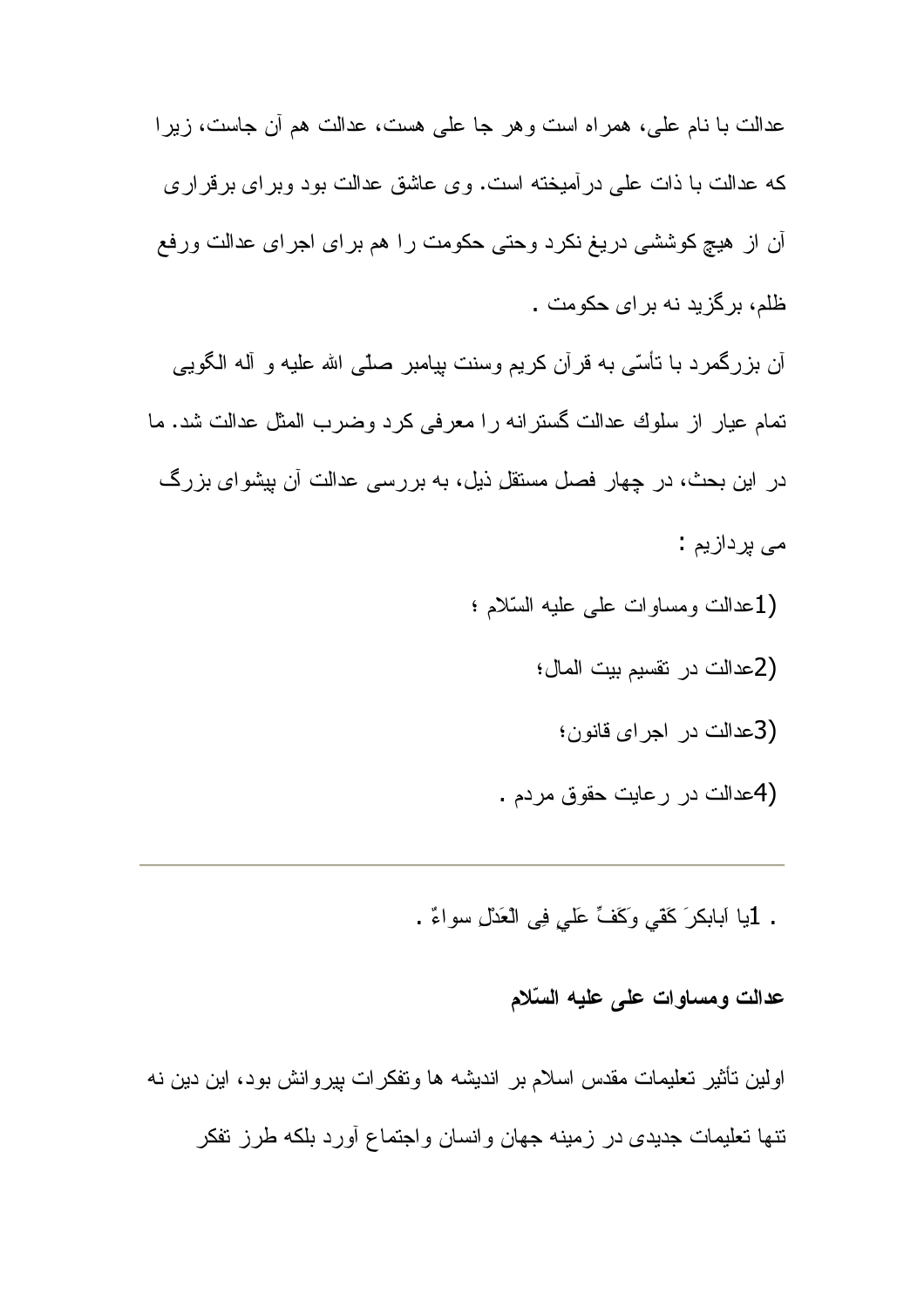عدالت با نام علی، همراه است وهر جا علی هست، عدالت هم آن جاست، زیرا که عدالت با ذات علی درآمیخته است. وی عاشق عدالت بود وبرای برقراری آن از هیچ کوششی دریغ نکرد وحتی حکومت را هم برای اجرای عدالت ورفع ظلم، برگزید نه برای حکومت .

آن بزرگمرد با تأسّی به قرآن کریم وسنت پیامبر صلّی الله علیه و آله الگویی تمام عیار از سلوك عدالت گسترانه را معرفی کرد وضرب المثل عدالت شد. ما در این بحث، در چهار فصل مستقلِ ذیل، به بررسی عدالت آن پیشوای بزرگ می پردازیم :

1) عدالت ومساوات علی علیه السّلام ؛

2) عدالت در تقسیم بیت المال؛

3) عدالت در اجرای قانون؛

4) عدالت در رعایت حقوق مردم .

---

. 1یا اَبابکرَ کَفّي وَکَفٌ عَلِيٍ فِی الْعَدْل سواءٌ .

**عدالت ومساوات علی علیه السّلام**

اولین تأثیر تعلیمات مقدس اسلام بر اندیشه ها وتفکرات پیروانش بود، این دین نه تنها تعلیمات جدیدی در زمینه جهان وانسان واجتماع آورد بلکه طرز تفکر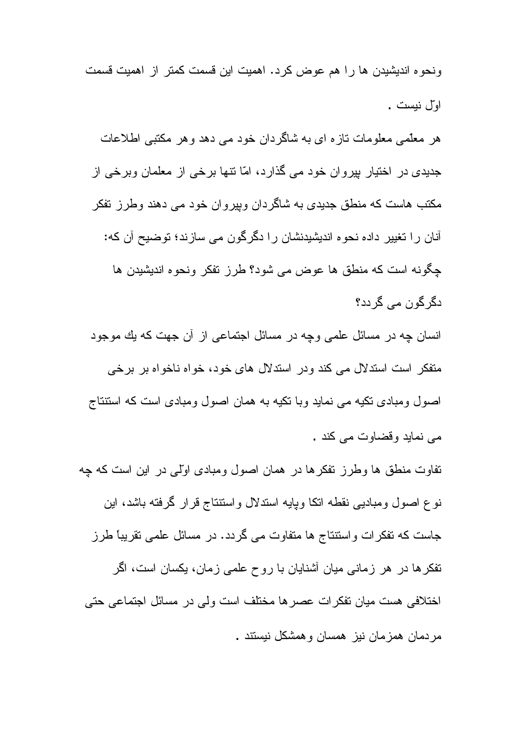ونحوه اندیشیدن ها را هم عوض کرد. اهمیت این قسمت کمتر از اهمیت قسمت اوّل نیست .

هر معلّمی معلومات تازه ای به شاگردان خود می دهد وهر مکتبی اطلاعات جدیدی در اختیار پیروان خود می گذارد، امّا تنها برخی از معلمان وبرخی از مکتب هاست که منطق جدیدی به شاگردان وپیروان خود می دهند وطرز تفکر آنان را تغییر داده نحوه اندیشیدنشان را دگرگون می سازند؛ توضیح آن که: چگونه است که منطق ها عوض می شود؟ طرز تفکر ونحوه اندیشیدن ها دگرگون می گردد؟

انسان چه در مسائل علمی وچه در مسائل اجتماعی از آن جهت که يك موجود متفكر است استدلال می كند ودر استدلال های خود، خواه ناخواه بر برخی اصول ومبادی تکیه می نماید وبا تکیه به همان اصول ومبادی است که استنتاج می نماید وقضاوت می کند .

تفاوت منطق ها وطرز تفکرها در همان اصول ومبادی اوّلی در این است که چه نوع اصول ومبادیی نقطه اتکا وپایه استدلال واستنتاج قرار گرفته باشد، این جاست که تفکرات واستنتاج ها متفاوت می گردد. در مسائل علمی تقریباً طرز تفکرها در هر زمانی میان آشنایان با روح علمی زمان، یکسان است، اگر اختلافی هست میان تفکرات عصرها مختلف است ولی در مسائل اجتماعی حتی مردمان همزمان نیز همسان وهمشکل نیستند .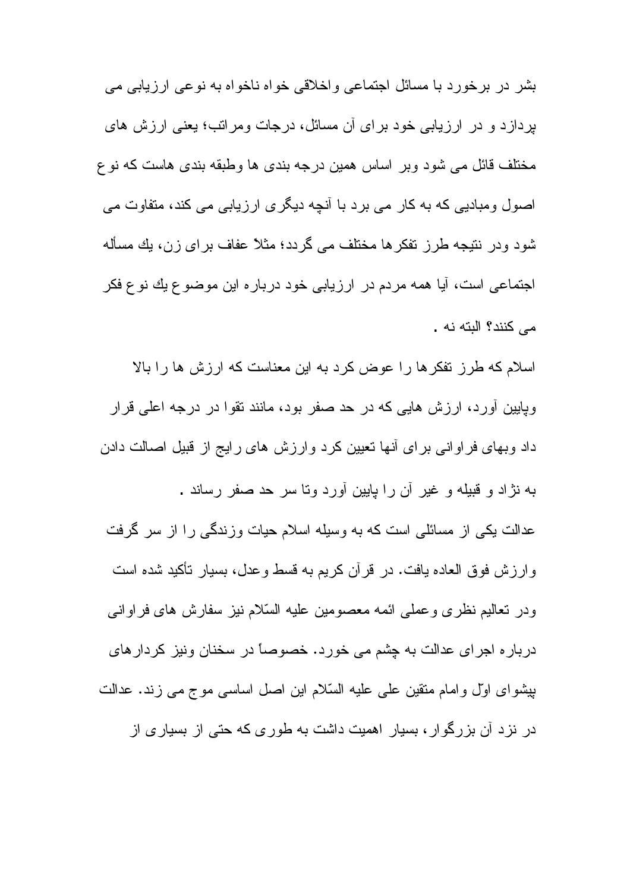بشر در برخورد با مسائل اجتماعی واخلاقی خواه ناخواه به نوعی ارزیابی می پردازد و در ارزیابی خود برای آن مسائل، درجات ومراتب؛ یعنی ارزش های مختلف قائل می شود وبر اساس همین درجه بندی ها وطبقه بندی هاست که نوع اصول ومبادیی که به کار می برد با آنچه دیگری ارزیابی می کند، متفاوت می شود ودر نتیجه طرز تفکرها مختلف می گردد؛ مثلاً عفاف برای زن، یك مسأله اجتماعی است، آیا همه مردم در ارزیابی خود درباره این موضوع یك نوع فکر می کنند؟ البته نه .

اسلام که طرز تفکرها را عوض کرد به این معناست که ارزش ها را بالا وپایین آورد، ارزش هایی که در حد صفر بود، مانند تقوا در درجه اعلی قرار داد وبهای فراوانی برای آنها تعیین کرد وارزش های رایج از قبیل اصالت دادن به نژاد و قبیله و غیر آن را پایین آورد وتا سر حد صفر رساند .

عدالت یکی از مسائلی است که به وسیله اسلام حیات وزندگی را از سر گرفت وارزش فوق العاده یافت. در قرآن کریم به قسط وعدل، بسیار تأکید شده است ودر تعالیم نظری وعملی ائمه معصومین علیه السّلام نیز سفارش های فراوانی درباره اجرای عدالت به چشم می خورد. خصوصاً در سخنان ونیز کردارهای پیشوای اوّل وامام متقین علی علیه السّلام این اصل اساسی موج می زند. عدالت در نزد آن بزرگوار، بسیار اهمیت داشت به طوری که حتی از بسیاری از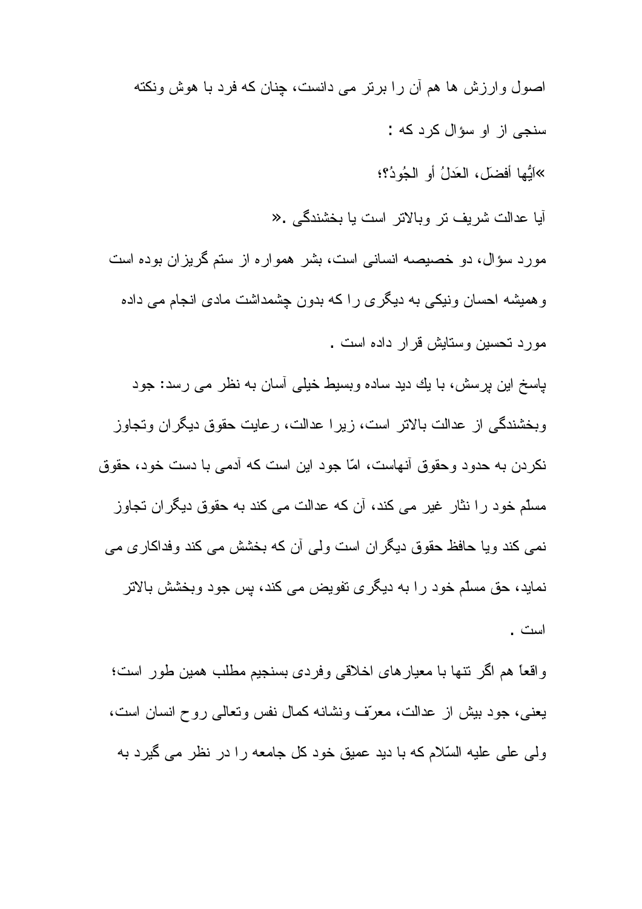اصول وارزش ها هم آن را برتر می دانست، چنان که فرد با هوش ونکته سنجی از او سؤال کرد که :

«اَيُّها أفضَل، العَدلُ أو الجُودُ؟؛

آيا عدالت شريف تر وبالاتر است يا بخشندگی.»

مورد سؤال، دو خصيصه انسانی است، بشر همواره از ستم گريزان بوده است وهميشه احسان ونيكی به ديگری را كه بدون چشمداشت مادی انجام می داده مورد تحسين وستايش قرار داده است .

پاسخ اين پرسش، با يك ديد ساده وبسيط خيلی آسان به نظر می رسد: جود وبخشندگی از عدالت بالاتر است، زيرا عدالت، رعايت حقوق ديگران وتجاوز نكردن به حدود وحقوق آنهاست، امّا جود اين است كه آدمی با دست خود، حقوق مسلّم خود را نثار غير می كند، آن كه عدالت می كند به حقوق ديگران تجاوز نمی كند ويا حافظ حقوق ديگران است ولی آن كه بخشش می كند وفداكاری می نمايد، حق مسلّم خود را به ديگری تفويض می كند، پس جود وبخشش بالاتر است .

واقعاً هم اگر تنها با معيارهای اخلاقی وفردی بسنجيم مطلب همين طور است؛ يعنی، جود بيش از عدالت، معرّف ونشانه كمال نفس وتعالی روح انسان است، ولی علی عليه السّلام كه با ديد عميق خود كل جامعه را در نظر می گيرد به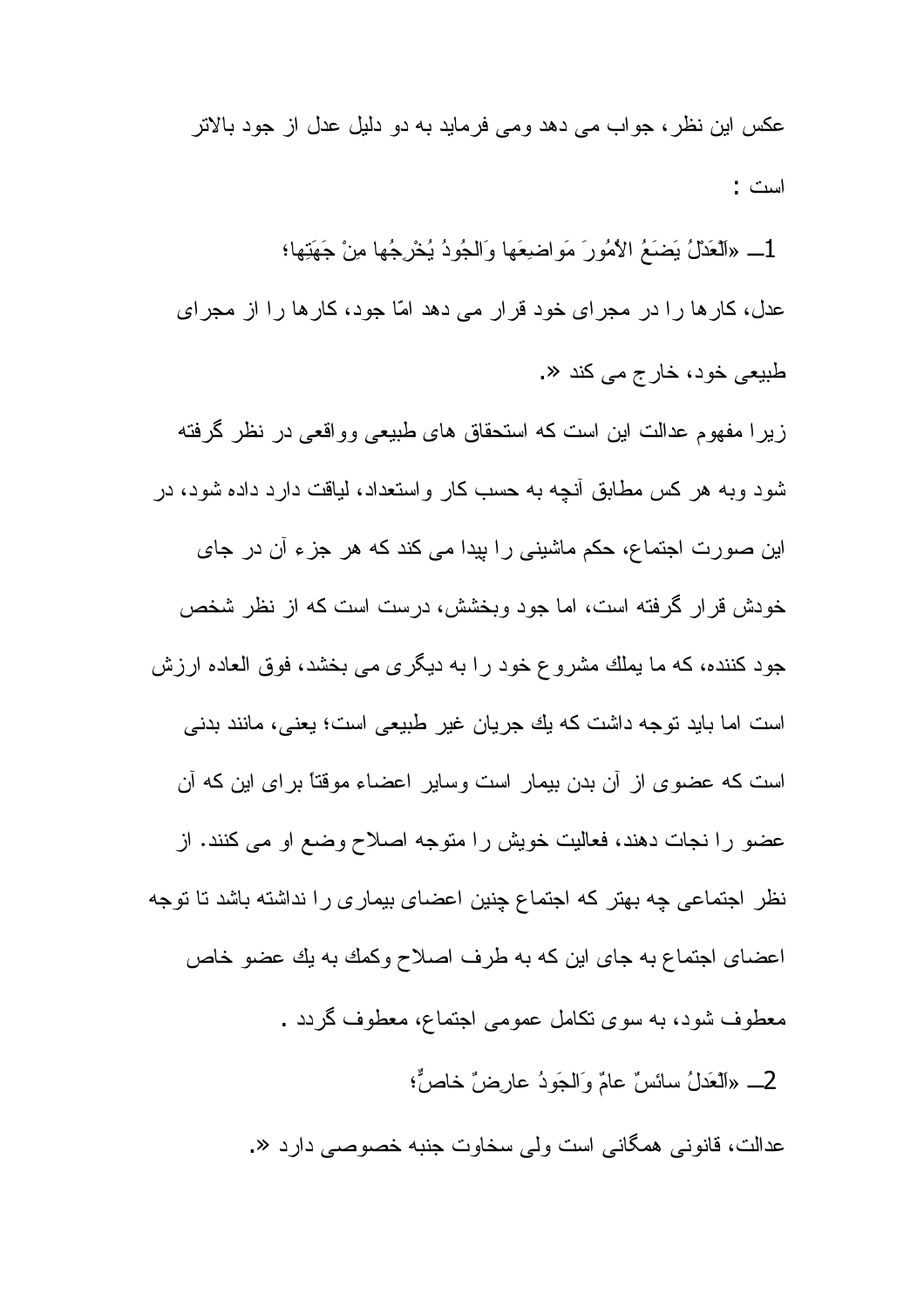عکس این نظر، جواب می دهد ومی فرماید به دو دلیل عدل از جود بالاتر است :

1ــ «اَلْعَدْلُ يَضَعُ الأُمُورَ مَواضِعَها وَالجُودُ يُخْرِجُها مِنْ جَهَتِها؛ عدل، کارها را در مجرای خود قرار می دهد امّا جود، کارها را از مجرای طبیعی خود، خارج می کند ».

زیرا مفهوم عدالت این است که استحقاق های طبیعی وواقعی در نظر گرفته شود وبه هر کس مطابق آنچه به حسب کار واستعداد، لیاقت دارد داده شود، در این صورت اجتماع، حکم ماشینی را پیدا می کند که هر جزء آن در جای خودش قرار گرفته است، اما جود وبخشش، درست است که از نظر شخص جود کننده، که ما یملك مشروع خود را به دیگری می بخشد، فوق العاده ارزش است اما باید توجه داشت که يك جریان غیر طبیعی است؛ یعنی، مانند بدنی است که عضوی از آن بدن بیمار است وسایر اعضاء موقتاً برای این که آن عضو را نجات دهند، فعالیت خویش را متوجه اصلاح وضع او می کنند. از نظر اجتماعی چه بهتر که اجتماع چنین اعضای بیماری را نداشته باشد تا توجه اعضای اجتماع به جای این که به طرف اصلاح وکمك به يك عضو خاص معطوف شود، به سوی تکامل عمومی اجتماع، معطوف گردد .

2ــ «اَلْعَدلُ سائسٌ عامٌ وَالجَودُ عارِضٌ خاصٌّ؛ عدالت، قانونی همگانی است ولی سخاوت جنبه خصوصی دارد ».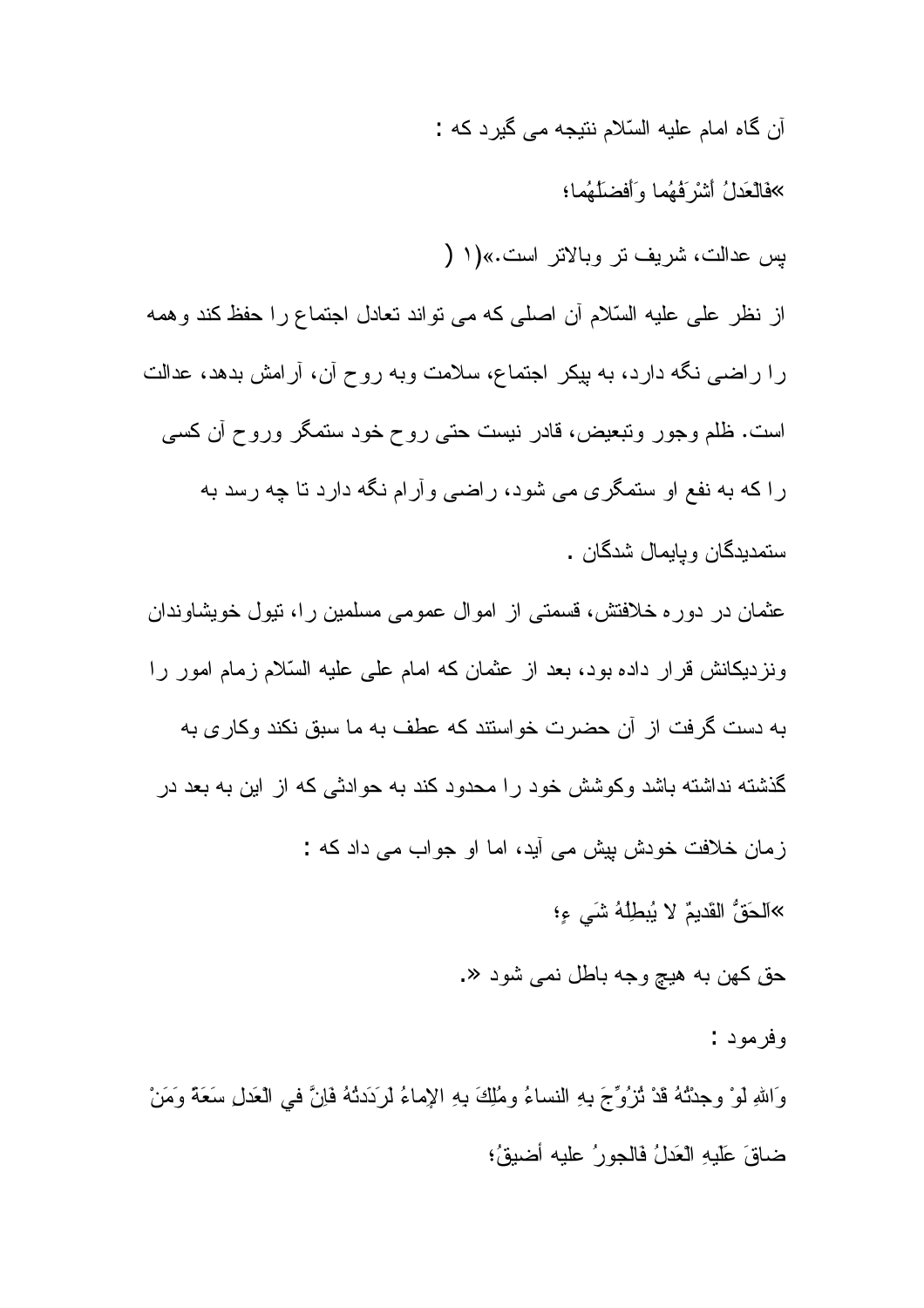آن گاه امام علیه السّلام نتیجه می گیرد که :

»فالْعَدلُ أشْرَفُهُما وَأفضَلُهُما؛

پس عدالت، شریف تر وبالاتر است.»(۱ (

از نظر علی علیه السّلام آن اصلی که می تواند تعادل اجتماع را حفظ کند وهمه را راضی نگه دارد، به پیکر اجتماع، سلامت وبه روح آن، آرامش بدهد، عدالت است. ظلم وجور وتبعیض، قادر نیست حتی روح خود ستمگر وروح آن کسی را که به نفع او ستمگری می شود، راضی وآرام نگه دارد تا چه رسد به ستمدیدگان وپایمال شدگان .

عثمان در دوره خلافتش، قسمتی از اموال عمومی مسلمین را، تیول خویشاوندان ونزدیکانش قرار داده بود، بعد از عثمان که امام علی علیه السّلام زمام امور را به دست گرفت از آن حضرت خواستند که عطف به ما سبق نکند وکاری به گذشته نداشته باشد وکوشش خود را محدود کند به حوادثی که از این به بعد در زمان خلافت خودش پیش می آید، اما او جواب می داد که :

»اَلحَقُّ القَدیمٌ لا یُبطِلُهُ شَیء؛

حق کهن به هیچ وجه باطل نمی شود «.

وفرمود :

وَاللهِ لوْ وجدْتُهُ قَدْ تُزُوِّجَ بِهِ النساءُ ومُلِكَ بِهِ الإماءُ لرَدَدتُهُ فَاِنَّ في الْعَدلِ سَعَةً وَمَنْ ضاقَ عَلَیهِ الْعَدلُ فَالجورُ علیه أضیقُ؛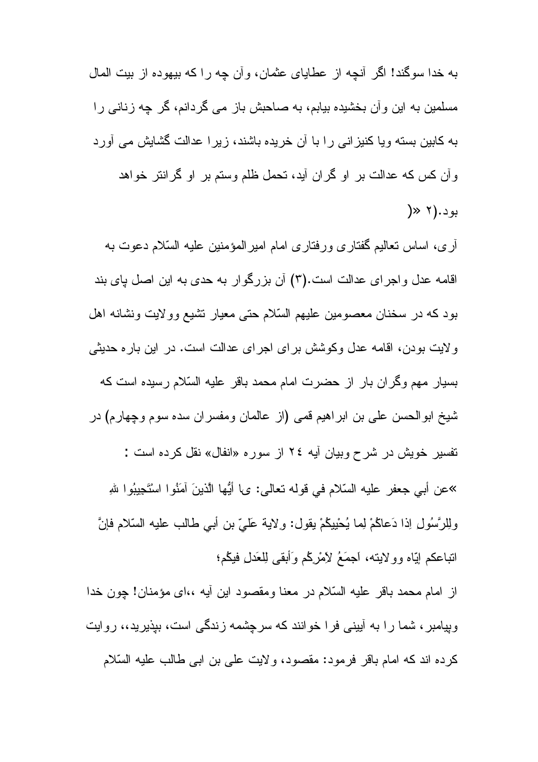به خدا سوگند! اگر آنچه از عطایای عثمان، وآن چه را كه بيهوده از بيت المال مسلمين به اين وآن بخشيده بيابم، به صاحبش باز می گردانم، گر چه زنانی را به كابين بسته ويا كنيزانی را با آن خريده باشند، زيرا عدالت گشايش می آورد وآن كس كه عدالت بر او گران آيد، تحمل ظلم وستم بر او گرانتر خواهد بود.(۲ «(

آری، اساس تعاليم گفتاری ورفتاری امام اميرالمؤمنين عليه السّلام دعوت به اقامه عدل واجرای عدالت است.(۳) آن بزرگوار به حدی به اين اصل پای بند بود كه در سخنان معصومين عليهم السّلام حتی معيار تشيع وولايت ونشانه اهل ولايت بودن، اقامه عدل وكوشش برای اجرای عدالت است. در اين باره حديثی بسيار مهم وگران بار از حضرت امام محمد باقر عليه السّلام رسيده است كه شيخ ابوالحسن علی بن ابراهيم قمی (از عالمان ومفسران سده سوم وچهارم) در تفسير خويش در شرح وبيان آيه ۲٤ از سوره «انفال» نقل كرده است :

»عن أبي جعفر عليه السّلام في قوله تعالى: يا أيُّها الّذينَ آمَنُوا اسْتَجِيبُوا للهِ ولِلرَّسُولِ اِذا دَعاكُمْ لِما يُحْيِيكُمْ يقول: وِلاية عَلِيّ بن أبي طالب عليه السّلام فإنَّ اتباعكم إيّاه وولايته، اَجمَعُ لأمْرِكُم وَأَبقى لِلعَدلِ فيكُم؛

از امام محمد باقر عليه السّلام در معنا ومقصود اين آيه ،،ای مؤمنان! چون خدا وپيامبر، شما را به آيينی فرا خوانند كه سرچشمه زندگی است، بپذيريد،، روايت كرده اند كه امام باقر فرمود: مقصود، ولايت علی بن ابی طالب عليه السّلام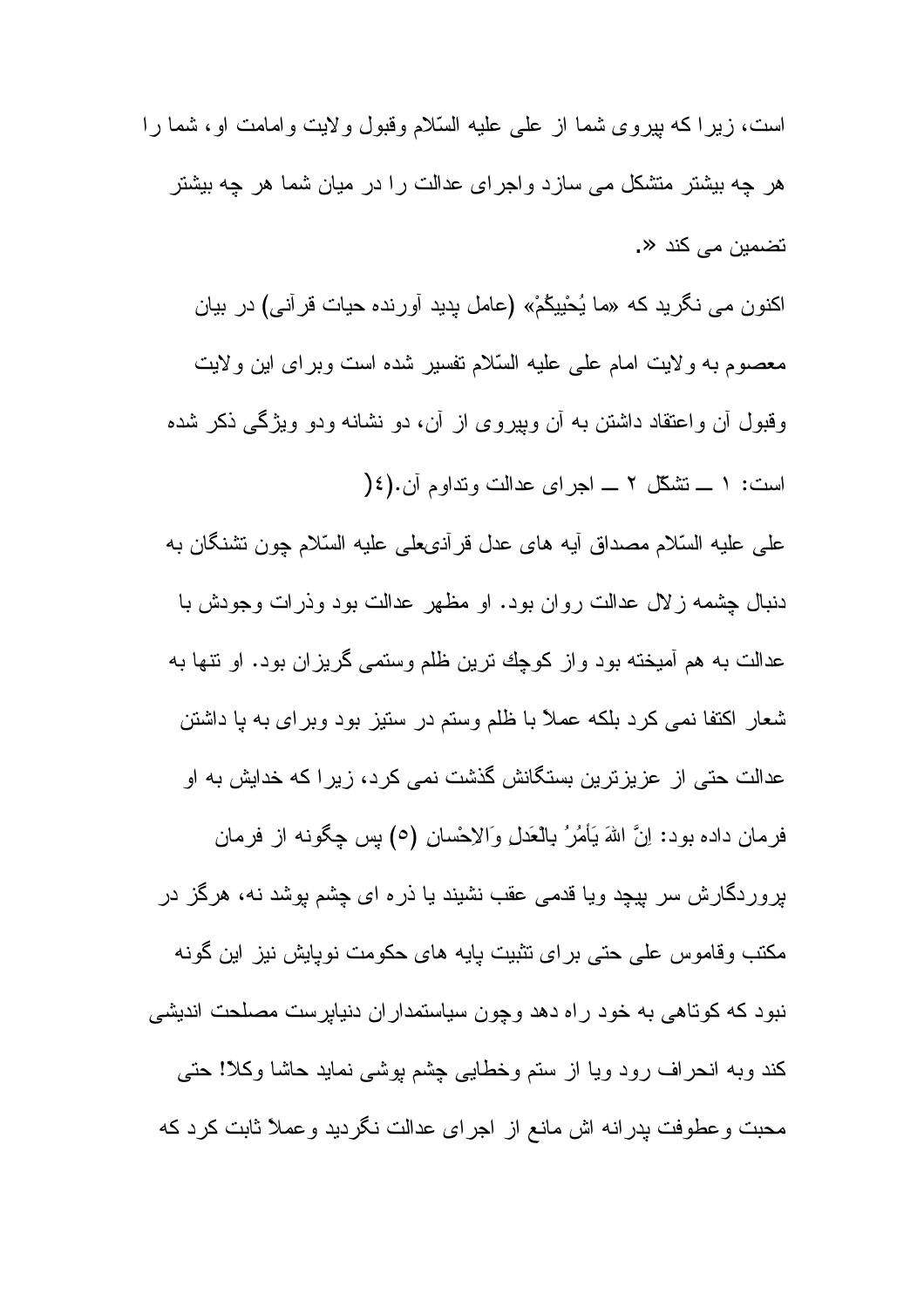است، زیرا که پیروی شما از علی علیه السّلام وقبول ولایت وامامت او، شما را هر چه بیشتر متشکل می سازد واجرای عدالت را در میان شما هر چه بیشتر تضمین می کند «.

اکنون می نگرید که «ما یُحْییکُمْ» (عامل پدید آورنده حیات قرآنی) در بیان معصوم به ولایت امام علی علیه السّلام تفسیر شده است وبرای این ولایت وقبول آن واعتقاد داشتن به آن وپیروی از آن، دو نشانه ودو ویژگی ذکر شده است: ۱ ــ تشکّل ۲ ــ اجرای عدالت وتداوم آن.(٤(

علی علیه السّلام مصداق آیه های عدل قرآنیعلی علیه السّلام چون تشنگان به دنبال چشمه زلال عدالت روان بود. او مظهر عدالت بود وذرات وجودش با عدالت به هم آمیخته بود واز کوچك ترین ظلم وستمی گریزان بود. او تنها به شعار اکتفا نمی کرد بلکه عملاً با ظلم وستم در ستیز بود وبرای به پا داشتن عدالت حتی از عزیزترین بستگانش گذشت نمی کرد، زیرا که خدایش به او فرمان داده بود: اِنَّ اللهَ یَأمُرُ بِالْعَدلِ وَالاِحْسانِ (٥) پس چگونه از فرمان پروردگارش سر پیچد ویا قدمی عقب نشیند یا ذره ای چشم پوشد نه، هرگز در مکتب وقاموس علی حتی برای تثبیت پایه های حکومت نوپایش نیز این گونه نبود که کوتاهی به خود راه دهد وچون سیاستمداران دنیاپرست مصلحت اندیشی کند وبه انحراف رود ویا از ستم وخطایی چشم پوشی نماید حاشا وکلا! حتی محبت وعطوفت پدرانه اش مانع از اجرای عدالت نگردید وعملاً ثابت کرد که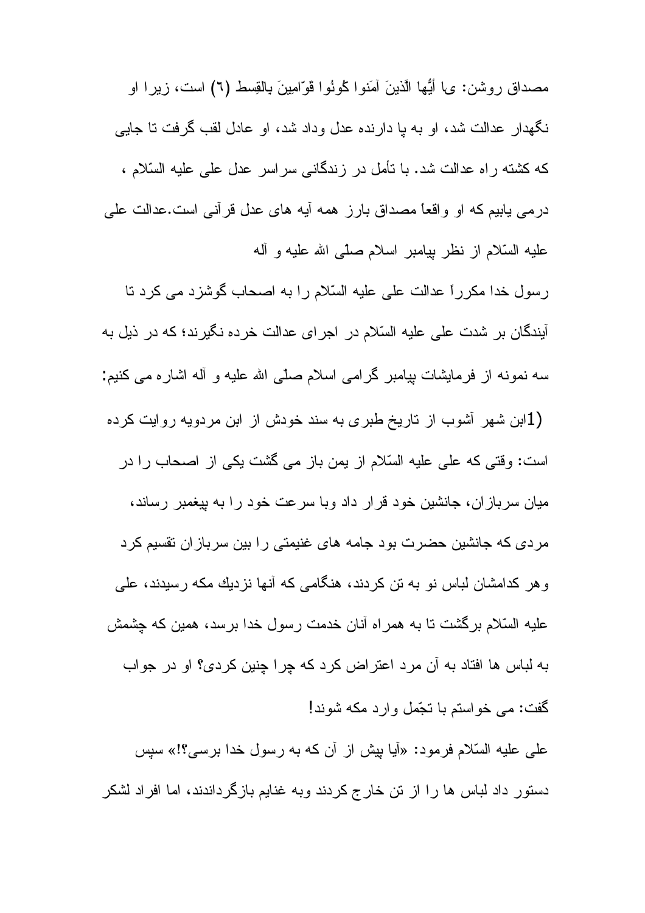مصداق روشن: يا أَيُّها الَّذينَ آمَنوا كُونُوا قَوّامينَ بِالقِسط (٦) است، زيرا او نگهدار عدالت شد، او به پا دارنده عدل وداد شد، او عادل لقب گرفت تا جایی که کشته راه عدالت شد. با تأمل در زندگانی سراسر عدل علی علیه السّلام ، درمی یابیم که او واقعاً مصداق بارز همه آیه های عدل قرآنی است.عدالت علی علیه السّلام از نظر پیامبر اسلام صلّی الله علیه و آله

رسول خدا مکرراً عدالت علی علیه السّلام را به اصحاب گوشزد می کرد تا آیندگان بر شدت علی علیه السّلام در اجرای عدالت خرده نگیرند؛ که در ذیل به سه نمونه از فرمایشات پیامبر گرامی اسلام صلّی الله علیه و آله اشاره می کنیم:

(1ابن شهر آشوب از تاریخ طبری به سند خودش از ابن مردویه روایت کرده است: وقتی که علی علیه السّلام از یمن باز می گشت یکی از اصحاب را در میان سربازان، جانشین خود قرار داد وبا سرعت خود را به پیغمبر رساند، مردی که جانشین حضرت بود جامه های غنیمتی را بین سربازان تقسیم کرد وهر کدامشان لباس نو به تن کردند، هنگامی که آنها نزدیك مکه رسیدند، علی علیه السّلام برگشت تا به همراه آنان خدمت رسول خدا برسد، همین که چشمش به لباس ها افتاد به آن مرد اعتراض کرد که چرا چنین کردی؟ او در جواب گفت: می خواستم با تجّمل وارد مکه شوند!

علی علیه السّلام فرمود: «آیا پیش از آن که به رسول خدا برسی؟!» سپس دستور داد لباس ها را از تن خارج کردند وبه غنایم بازگرداندند، اما افراد لشکر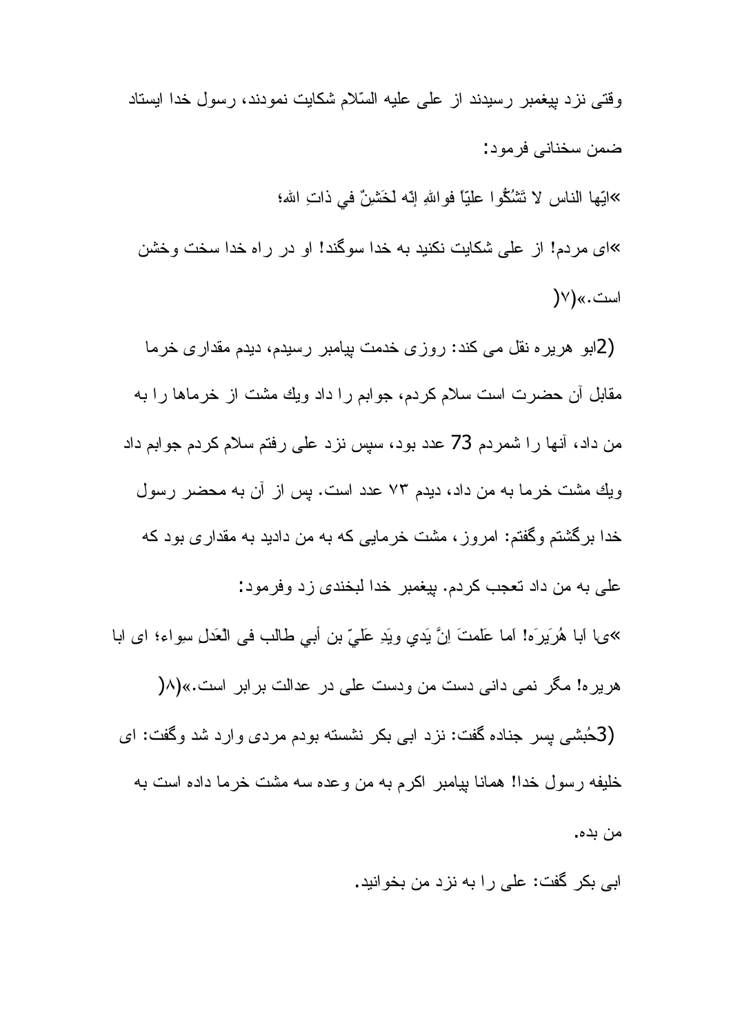وقتی نزد پیغمبر رسیدند از علی علیه السّلام شکایت نمودند، رسول خدا ایستاد ضمن سخنانی فرمود:

«ایّها الناس لا تَشْکُّوا علیّاً فواللهِ إنّه لَخَشِنٌ في ذاتِ الله؛

«ای مردم! از علی شکایت نکنید به خدا سوگند! او در راه خدا سخت وخشن است.»(۷)

(2)ابو هریره نقل می کند: روزی خدمت پیامبر رسیدم، دیدم مقداری خرما مقابل آن حضرت است سلام کردم، جوابم را داد ویك مشت از خرماها را به من داد، آنها را شمردم 73 عدد بود، سپس نزد علی رفتم سلام کردم جوابم داد ویك مشت خرما به من داد، دیدم ۷۳ عدد است. پس از آن به محضر رسول خدا برگشتم وگفتم: امروز، مشت خرمایی که به من دادید به مقداری بود که علی به من داد تعجب کردم. پیغمبر خدا لبخندی زد وفرمود:

«یا اَبا هُرَیرَه! اَما عَلمتَ اِنَّ یَدي ویَدِ عَلِيّ بن أبي طالب فی الْعَدلِ سِواء؛ ای ابا هریره! مگر نمی دانی دست من ودست علی در عدالت برابر است.»(۸)

(3)حُبشی پسر جناده گفت: نزد ابی بکر نشسته بودم مردی وارد شد وگفت: ای خلیفه رسول خدا! همانا پیامبر اکرم به من وعده سه مشت خرما داده است به من بده.

ابی بکر گفت: علی را به نزد من بخوانید.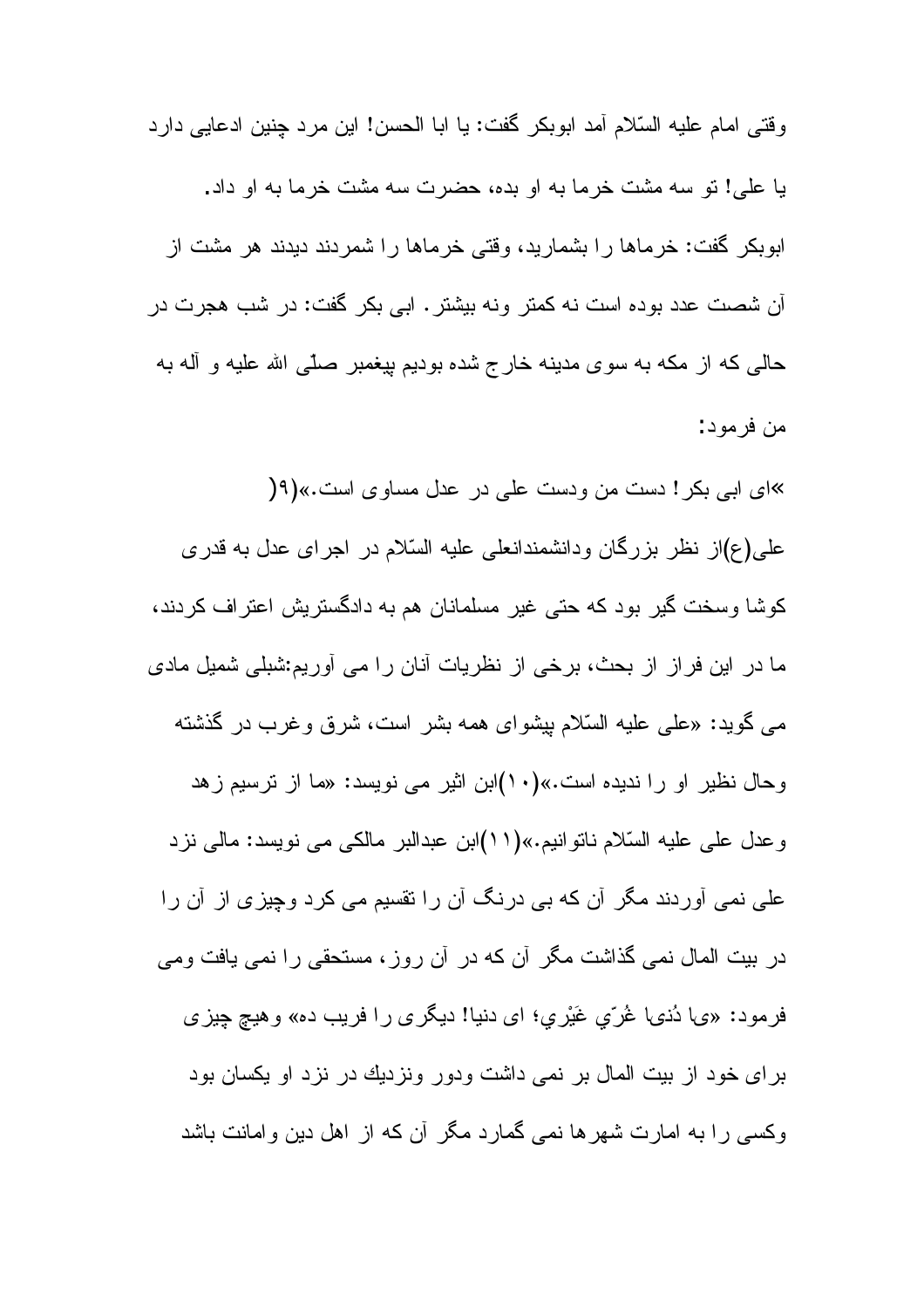وقتی امام علیه السّلام آمد ابوبکر گفت: یا ابا الحسن! این مرد چنین ادعایی دارد یا علی! تو سه مشت خرما به او بده، حضرت سه مشت خرما به او داد. ابوبکر گفت: خرماها را بشمارید، وقتی خرماها را شمردند دیدند هر مشت از آن شصت عدد بوده است نه کمتر ونه بیشتر. ابی بکر گفت: در شب هجرت در حالی که از مکه به سوی مدینه خارج شده بودیم پیغمبر صلّی الله علیه و آله به من فرمود:

»ای ابی بکر! دست من ودست علی در عدل مساوی است.»(۹(

علی(ع)از نظر بزرگان ودانشمندانعلی علیه السّلام در اجرای عدل به قدری کوشا وسخت گیر بود که حتی غیر مسلمانان هم به دادگستریش اعتراف کردند، ما در این فراز از بحث، برخی از نظریات آنان را می آوریم:شبلی شمیل مادی می گوید: «علی علیه السّلام پیشوای همه بشر است، شرق وغرب در گذشته وحال نظیر او را ندیده است.»(۱۰)ابن اثیر می نویسد: «ما از ترسیم زهد وعدل علی علیه السّلام ناتوانیم.»(۱۱)ابن عبدالبر مالکی می نویسد: مالی نزد علی نمی آوردند مگر آن که بی درنگ آن را تقسیم می کرد وچیزی از آن را در بیت المال نمی گذاشت مگر آن که در آن روز، مستحقی را نمی یافت ومی فرمود: «یا دُنیا غُرّي غَیْري؛ ای دنیا! دیگری را فریب ده» وهیچ چیزی برای خود از بیت المال بر نمی داشت ودور ونزدیك در نزد او یکسان بود وکسی را به امارت شهرها نمی گمارد مگر آن که از اهل دین وامانت باشد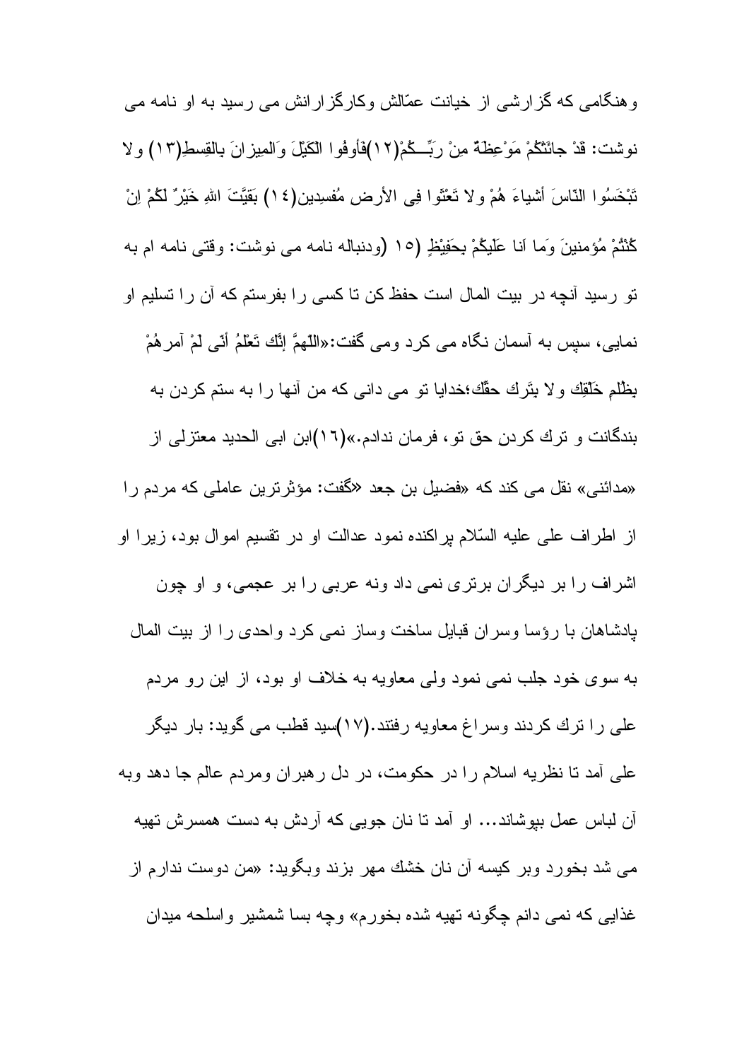وهنگامی که گزارشی از خیانت عمّالش وکارگزارانش می رسید به او نامه می نوشت: قَدْ جائَتْكُمْ مَوْعِظَةٌ مِنْ رَبِّـــكُمْ(١٢)فَأوفُوا الْكَيْلَ وَالمِيزانَ بالقِسطِ(١٣) ولا تَبْخَسُوا النّاسَ أشياءَ هُمْ ولا تَعْثَوا فِي الأرض مُفسِدين(١٤) بَقِيَّتَ اللهِ خَيْرٌ لَكُمْ اِنْ كُنْتُمْ مُؤمنينَ وَما اَنا عَلَيكُمْ بحَفِيْظٍ (١٥ (ودنباله نامه می نوشت: وقتی نامه ام به تو رسيد آنچه در بيت المال است حفظ كن تا كسی را بفرستم كه آن را تسليم او نمایی، سپس به آسمان نگاه می کرد ومی گفت:«اللّهمَّ إنَّك تَعْلَمُ أنّی لَمْ آمرهُمْ بِظُلمِ خَلْقِك ولا بِتَرك حقّك؛خدايا تو می دانی كه من آنها را به ستم كردن به بندگانت و ترك كردن حق تو، فرمان ندادم.»(١٦)ابن ابی الحديد معتزلی از «مدائنی» نقل می كند كه «فضيل بن جعد «گفت: مؤثرترين عاملی كه مردم را از اطراف علی عليه السّلام پراكنده نمود عدالت او در تقسيم اموال بود، زيرا او اشراف را بر ديگران برتری نمی داد ونه عربی را بر عجمی، و او چون پادشاهان با رؤسا وسران قبايل ساخت وساز نمی كرد واحدی را از بيت المال به سوی خود جلب نمی نمود ولی معاويه به خلاف او بود، از اين رو مردم علی را ترك كردند وسراغ معاويه رفتند.(١٧)سيد قطب می گويد: بار ديگر علی آمد تا نظريه اسلام را در حكومت، در دل رهبران ومردم عالم جا دهد وبه آن لباس عمل بپوشاند... او آمد تا نان جويی كه آردش به دست همسرش تهيه می شد بخورد وبر كيسه آن نان خشك مهر بزند وبگويد: «من دوست ندارم از غذايی كه نمی دانم چگونه تهيه شده بخورم» وچه بسا شمشير واسلحه ميدان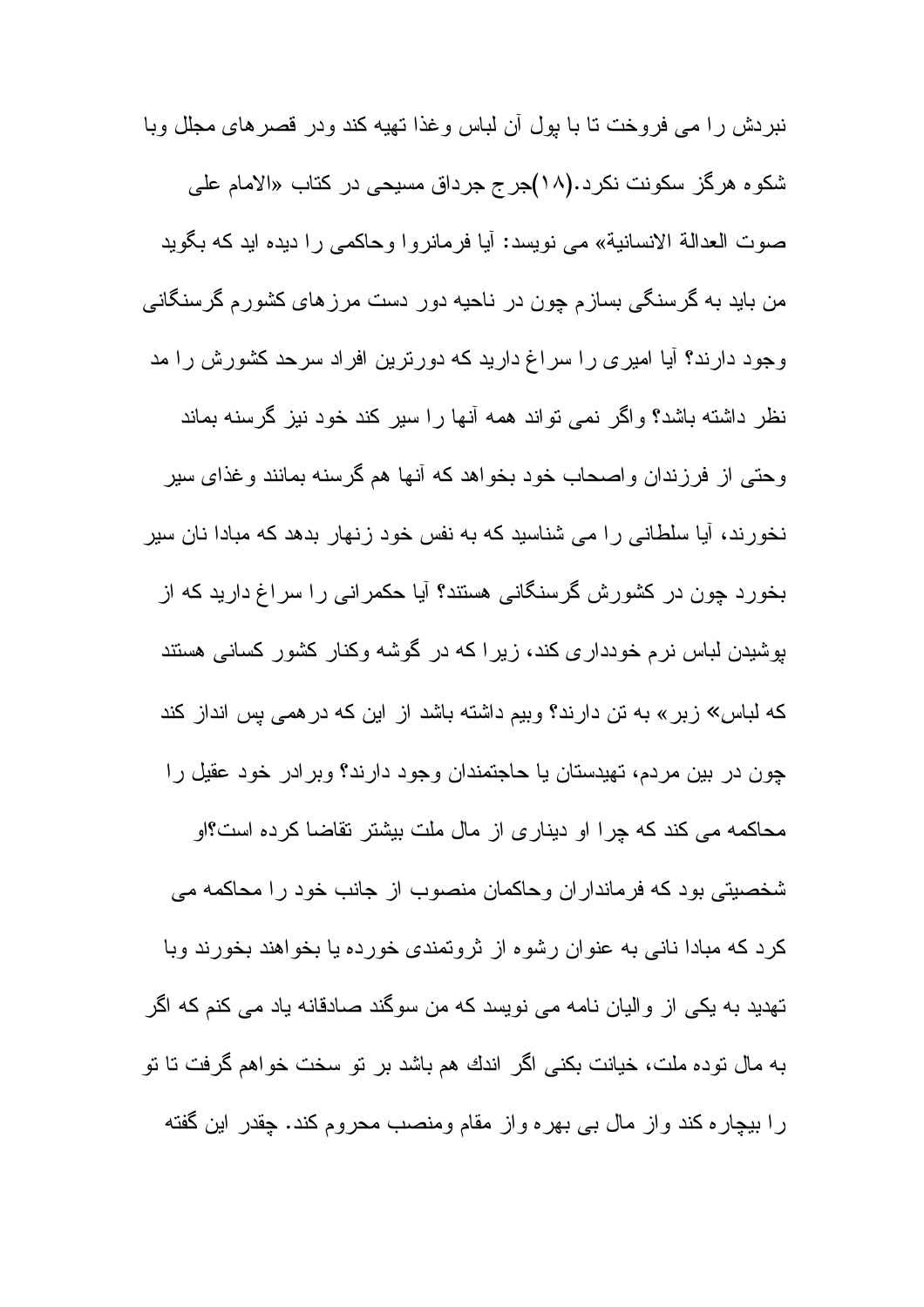نبردش را می فروخت تا با پول آن لباس وغذا تهیه کند ودر قصرهای مجلل وبا شکوه هرگز سکونت نکرد.(۱۸)جرج جرداق مسیحی در کتاب «الامام علی صوت العدالة الانسانية» می نویسد: آیا فرمانروا وحاکمی را دیده اید که بگوید من باید به گرسنگی بسازم چون در ناحیه دور دست مرزهای کشورم گرسنگانی وجود دارند؟ آیا امیری را سراغ دارید که دورترین افراد سرحد کشورش را مد نظر داشته باشد؟ واگر نمی تواند همه آنها را سیر کند خود نیز گرسنه بماند وحتی از فرزندان واصحاب خود بخواهد که آنها هم گرسنه بمانند وغذای سیر نخورند، آیا سلطانی را می شناسید که به نفس خود زنهار بدهد که مبادا نان سیر بخورد چون در کشورش گرسنگانی هستند؟ آیا حکمرانی را سراغ دارید که از پوشیدن لباس نرم خودداری کند، زیرا که در گوشه وکنار کشور کسانی هستند که لباس» زبر» به تن دارند؟ وبیم داشته باشد از این که درهمی پس انداز کند چون در بین مردم، تهیدستان یا حاجتمندان وجود دارند؟ وبرادر خود عقیل را محاکمه می کند که چرا او دیناری از مال ملت بیشتر تقاضا کرده است؟او شخصیتی بود که فرمانداران وحاکمان منصوب از جانب خود را محاکمه می کرد که مبادا نانی به عنوان رشوه از ثروتمندی خورده یا بخواهند بخورند وبا تهدید به یکی از والیان نامه می نویسد که من سوگند صادقانه یاد می کنم که اگر به مال توده ملت، خیانت بکنی اگر اندك هم باشد بر تو سخت خواهم گرفت تا تو را بیچاره کند واز مال بی بهره واز مقام ومنصب محروم کند. چقدر این گفته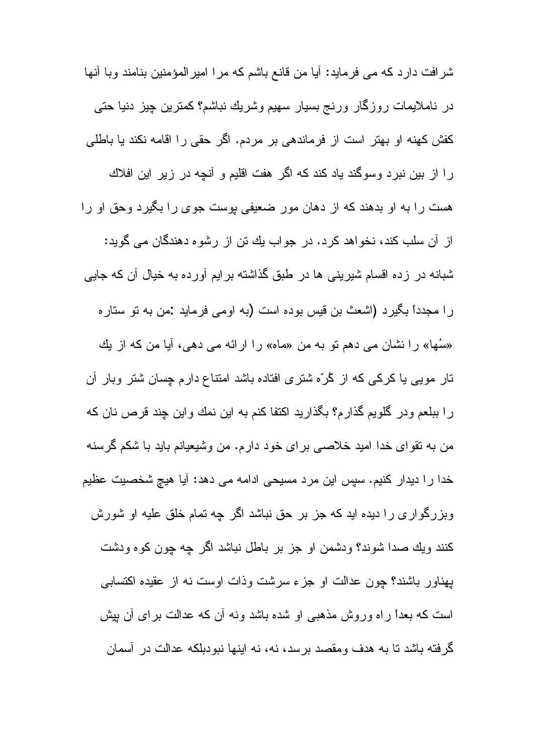شرافت دارد كه مى فرمايد: آيا من قانع باشم كه مرا اميرالمؤمنين بنامند وبا آنها در ناملايمات روزگار ورنج بسيار سهيم وشريك نباشم؟ كمترين چيز دنيا حتى كفش كهنه او بهتر است از فرماندهى بر مردم. اگر حقى را اقامه نكند يا باطلى را از بين نبرد وسوگند ياد كند كه اگر هفت اقليم و آنچه در زير اين افلاك هست را به او بدهند كه از دهان مور ضعيفى پوست جوى را بگيرد وحق او را از آن سلب كند، نخواهد كرد. در جواب يك تن از رشوه دهندگان مى گويد: شبانه در زده اقسام شيرينى ها در طبق گذاشته برايم آورده به خيال آن كه جايى را مجدداً بگيرد (اشعث بن قيس بوده است (به اومى فرمايد :من به تو ستاره «سُها» را نشان مى دهم تو به من «ماه» را ارائه مى دهى، آيا من كه از يك تار مويى يا كركى كه از كُرّه شترى افتاده باشد امتناع دارم چسان شتر وبار آن را ببلعم ودر گلويم گذارم؟ بگذاريد اكتفا كنم به اين نمك واين چند قرص نان كه من به تقواى خدا اميد خلاصى براى خود دارم. من وشيعيانم بايد با شكم گرسنه خدا را ديدار كنيم. سپس اين مرد مسيحى ادامه مى دهد: آيا هيچ شخصيت عظيم وبزرگوارى را ديده ايد كه جز بر حق نباشد اگر چه تمام خلق عليه او شورش كنند ويك صدا شوند؟ ودشمن او جز بر باطل نباشد اگر چه چون كوه ودشت پهناور باشند؟ چون عدالت او جزء سرشت وذات اوست نه از عقيده اكتسابى است كه بعداً راه وروش مذهبى او شده باشد ونه آن كه عدالت براى آن پيش گرفته باشد تا به هدف ومقصد برسد، نه، نه اينها نبودبلكه عدالت در آسمان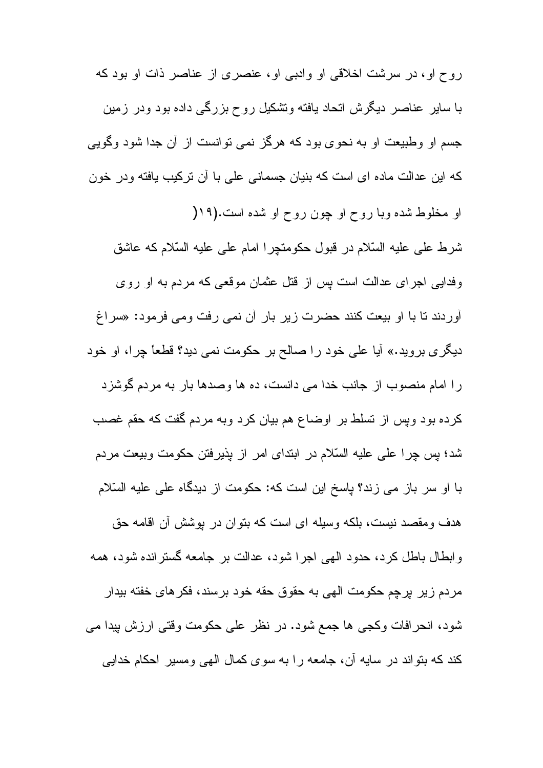روح او، در سرشت اخلاقى او وادبى او، عنصرى از عناصر ذات او بود كه با ساير عناصر ديگرش اتحاد يافته وتشكيل روح بزرگى داده بود ودر زمين جسم او وطبيعت او به نحوى بود كه هرگز نمى توانست از آن جدا شود وگويى كه اين عدالت ماده اى است كه بنيان جسمانى على با آن تركيب يافته ودر خون او مخلوط شده وبا روح او چون روح او شده است.(١٩)

شرط على عليه السّلام در قبول حكومتچرا امام على عليه السّلام كه عاشق وفدايى اجراى عدالت است پس از قتل عثمان موقعى كه مردم به او روى آوردند تا با او بيعت كنند حضرت زير بار آن نمى رفت ومى فرمود: «سراغ ديگرى برويد.» آيا على خود را صالح بر حكومت نمى ديد؟ قطعاً چرا، او خود را امام منصوب از جانب خدا مى دانست، ده ها وصدها بار به مردم گوشزد كرده بود وپس از تسلط بر اوضاع هم بيان كرد وبه مردم گفت كه حقم غصب شد؛ پس چرا على عليه السّلام در ابتداى امر از پذيرفتن حكومت وبيعت مردم با او سر باز مى زند؟ پاسخ اين است كه: حكومت از ديدگاه على عليه السّلام هدف ومقصد نيست، بلكه وسيله اى است كه بتوان در پوشش آن اقامه حق وابطال باطل كرد، حدود الهى اجرا شود، عدالت بر جامعه گسترانده شود، همه مردم زير پرچم حكومت الهى به حقوق حقه خود برسند، فكرهاى خفته بيدار شود، انحرافات وكجى ها جمع شود. در نظر على حكومت وقتى ارزش پيدا مى كند كه بتواند در سايه آن، جامعه را به سوى كمال الهى ومسير احكام خدايى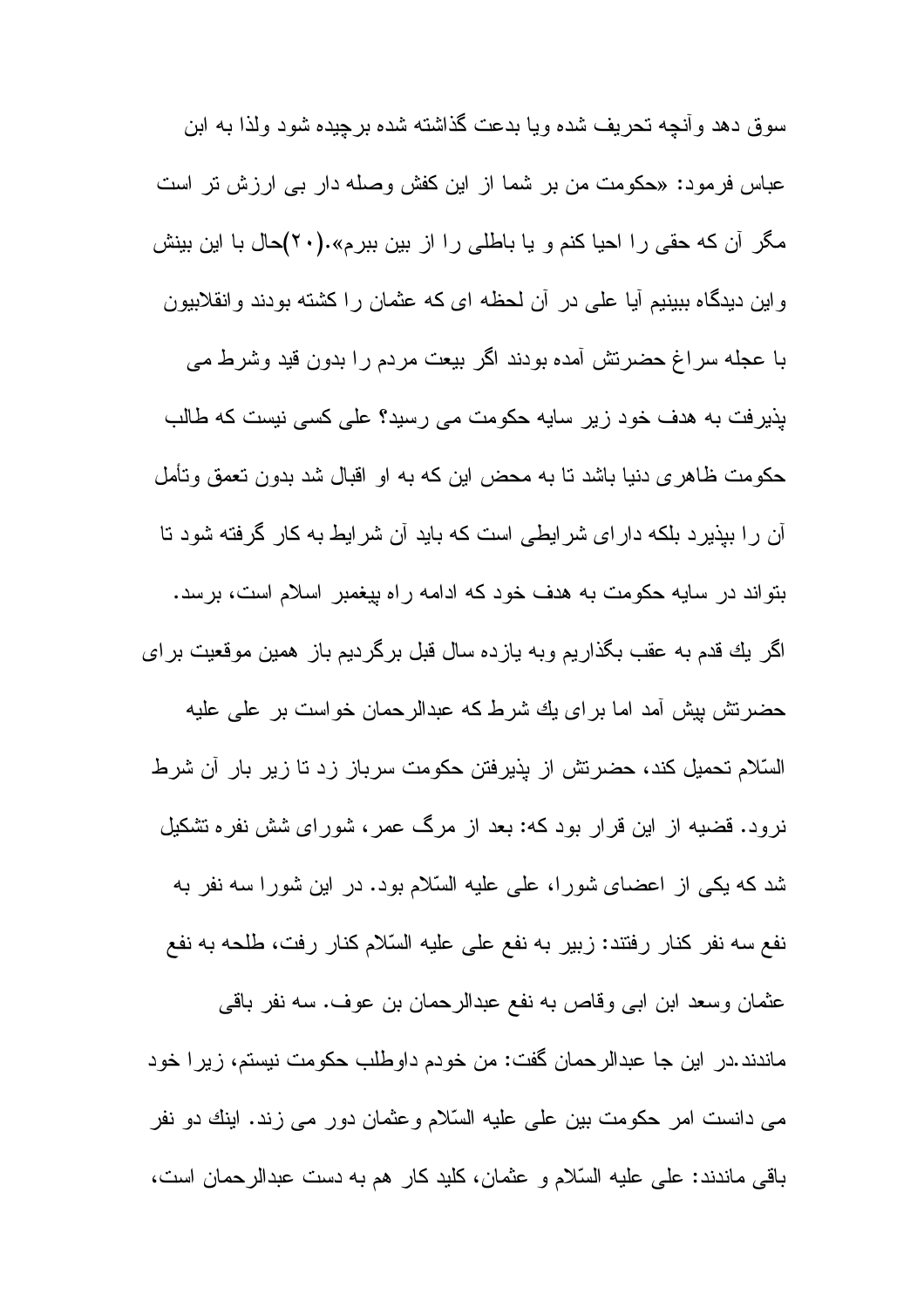سوق دهد وآنچه تحریف شده ویا بدعت گذاشته شده برچیده شود ولذا به ابن عباس فرمود: «حکومت من بر شما از این کفش وصله دار بی ارزش تر است مگر آن که حقی را احیا کنم و یا باطلی را از بین ببرم».(۲۰)حال با این بینش واین دیدگاه ببینیم آیا علی در آن لحظه ای که عثمان را کشته بودند وانقلابیون با عجله سراغ حضرتش آمده بودند اگر بیعت مردم را بدون قید وشرط می پذیرفت به هدف خود زیر سایه حکومت می رسید؟ علی کسی نیست که طالب حکومت ظاهری دنیا باشد تا به محض این که به او اقبال شد بدون تعمق وتأمل آن را بپذیرد بلکه دارای شرایطی است که باید آن شرایط به کار گرفته شود تا بتواند در سایه حکومت به هدف خود که ادامه راه پیغمبر اسلام است، برسد.

اگر یك قدم به عقب بگذاریم وبه یازده سال قبل برگردیم باز همین موقعیت برای حضرتش پیش آمد اما برای یك شرط که عبدالرحمان خواست بر علی علیه السّلام تحمیل کند، حضرتش از پذیرفتن حکومت سرباز زد تا زیر بار آن شرط نرود. قضیه از این قرار بود که: بعد از مرگ عمر، شورای شش نفره تشکیل شد که یکی از اعضای شورا، علی علیه السّلام بود. در این شورا سه نفر به نفع سه نفر کنار رفتند: زبیر به نفع علی علیه السّلام کنار رفت، طلحه به نفع عثمان وسعد ابن ابی وقاص به نفع عبدالرحمان بن عوف. سه نفر باقی ماندند.در این جا عبدالرحمان گفت: من خودم داوطلب حکومت نیستم، زیرا خود می دانست امر حکومت بین علی علیه السّلام وعثمان دور می زند. اینك دو نفر باقی ماندند: علی علیه السّلام و عثمان، کلید کار هم به دست عبدالرحمان است،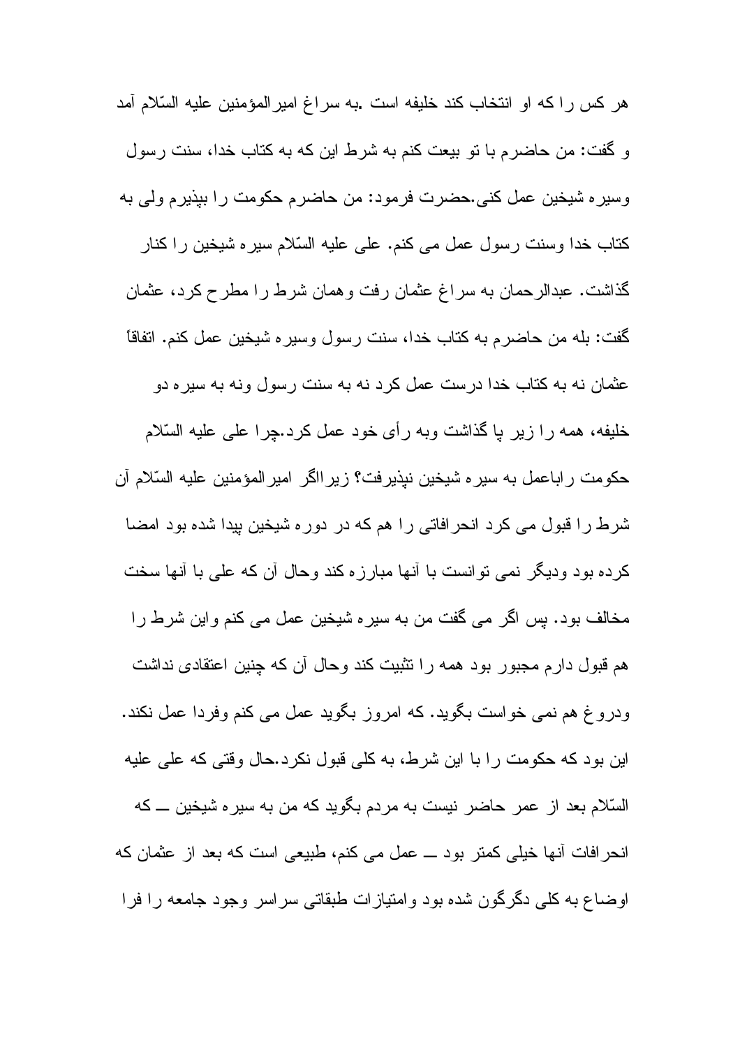هر کس را که او انتخاب کند خلیفه است .به سراغ امیرالمؤمنین علیه السّلام آمد و گفت: من حاضرم با تو بیعت کنم به شرط این که به کتاب خدا، سنت رسول وسیره شیخین عمل کنی.حضرت فرمود: من حاضرم حکومت را بپذیرم ولی به کتاب خدا وسنت رسول عمل می کنم. علی علیه السّلام سیره شیخین را کنار گذاشت. عبدالرحمان به سراغ عثمان رفت وهمان شرط را مطرح کرد، عثمان گفت: بله من حاضرم به کتاب خدا، سنت رسول وسیره شیخین عمل کنم. اتفاقاً عثمان نه به کتاب خدا درست عمل کرد نه به سنت رسول ونه به سیره دو خلیفه، همه را زیر پا گذاشت وبه رأی خود عمل کرد.چرا علی علیه السّلام حکومت راباعمل به سیره شیخین نپذیرفت؟ زیرااگر امیرالمؤمنین علیه السّلام آن شرط را قبول می کرد انحرافاتی را هم که در دوره شیخین پیدا شده بود امضا کرده بود ودیگر نمی توانست با آنها مبارزه کند وحال آن که علی با آنها سخت مخالف بود. پس اگر می گفت من به سیره شیخین عمل می کنم واین شرط را هم قبول دارم مجبور بود همه را تثبیت کند وحال آن که چنین اعتقادی نداشت ودروغ هم نمی خواست بگوید. که امروز بگوید عمل می کنم وفردا عمل نکند. این بود که حکومت را با این شرط، به کلی قبول نکرد.حال وقتی که علی علیه السّلام بعد از عمر حاضر نیست به مردم بگوید که من به سیره شیخین ــ که انحرافات آنها خیلی کمتر بود ــ عمل می کنم، طبیعی است که بعد از عثمان که اوضاع به کلی دگرگون شده بود وامتیازات طبقاتی سراسر وجود جامعه را فرا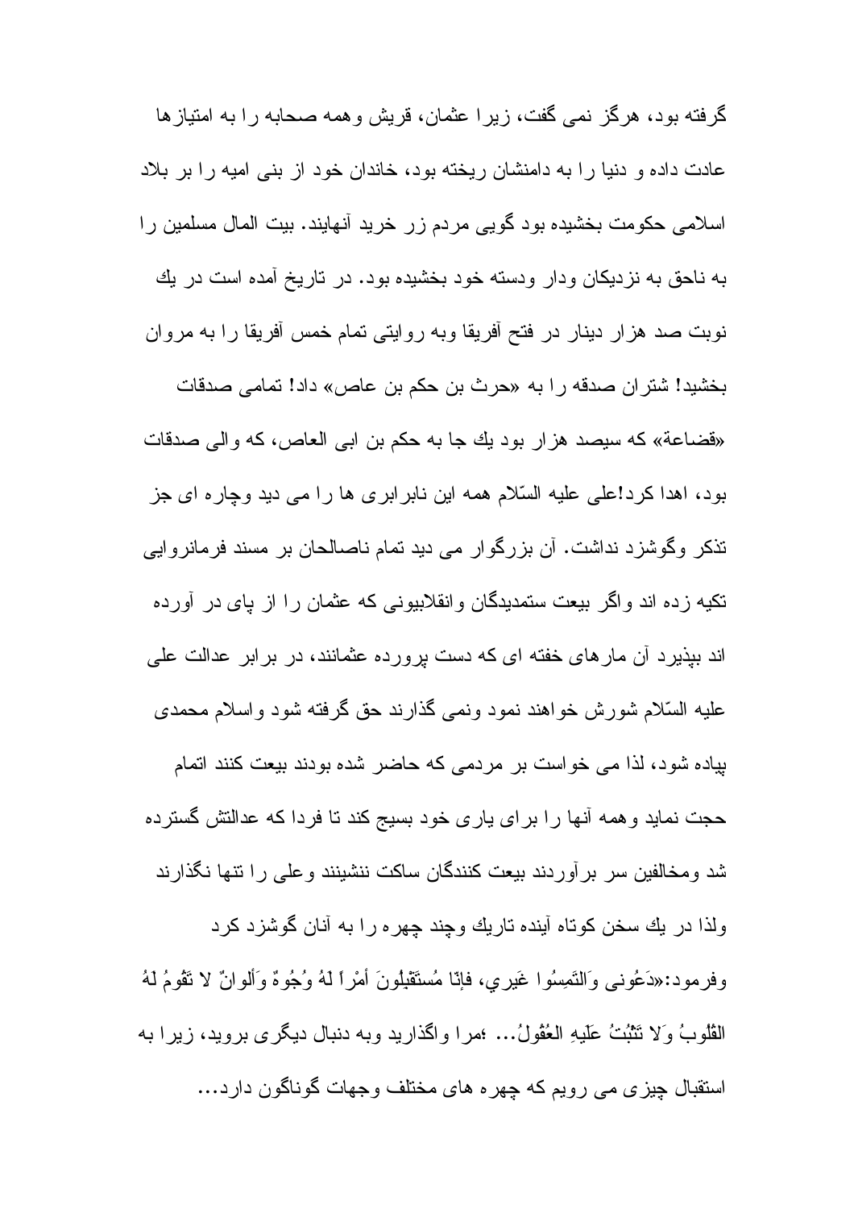گرفته بود، هرگز نمی گفت، زیرا عثمان، قریش وهمه صحابه را به امتیازها عادت داده و دنیا را به دامنشان ریخته بود، خاندان خود از بنی امیه را بر بلاد اسلامی حکومت بخشیده بود گویی مردم زر خرید آنهایند. بیت المال مسلمین را به ناحق به نزدیکان ودار ودسته خود بخشیده بود. در تاریخ آمده است در یك نوبت صد هزار دینار در فتح آفریقا وبه روایتی تمام خمس آفریقا را به مروان بخشید! شتران صدقه را به «حرث بن حکم بن عاص» داد! تمامی صدقات «قضاعة» که سیصد هزار بود یك جا به حکم بن ابی العاص، که والی صدقات بود، اهدا کرد!علی علیه السّلام همه این نابرابری ها را می دید وچاره ای جز تذکر وگوشزد نداشت. آن بزرگوار می دید تمام ناصالحان بر مسند فرمانروایی تکیه زده اند واگر بیعت ستمدیدگان وانقلابیونی که عثمان را از پای در آورده اند بپذیرد آن مارهای خفته ای که دست پرورده عثمانند، در برابر عدالت علی علیه السّلام شورش خواهند نمود ونمی گذارند حق گرفته شود واسلام محمدی پیاده شود، لذا می خواست بر مردمی که حاضر شده بودند بیعت کنند اتمام حجت نماید وهمه آنها را برای یاری خود بسیج کند تا فردا که عدالتش گسترده شد ومخالفین سر برآوردند بیعت کنندگان ساکت ننشینند وعلی را تنها نگذارند ولذا در یك سخن کوتاه آینده تاریك وچند چهره را به آنان گوشزد کرد وفرمود:«دَعُونی وَالتَمِسُوا غَیری، فإنّا مُستَقبِلُونَ أمْراً لَهُ وُجُوهٌ وَألوانٌ لا تَقُومُ لَهُ القُلُوبُ وَلا تَثْبُتُ عَلَیهِ العُقُولُ... ؛مرا واگذارید وبه دنبال دیگری بروید، زیرا به استقبال چیزی می رویم که چهره های مختلف وجهات گوناگون دارد...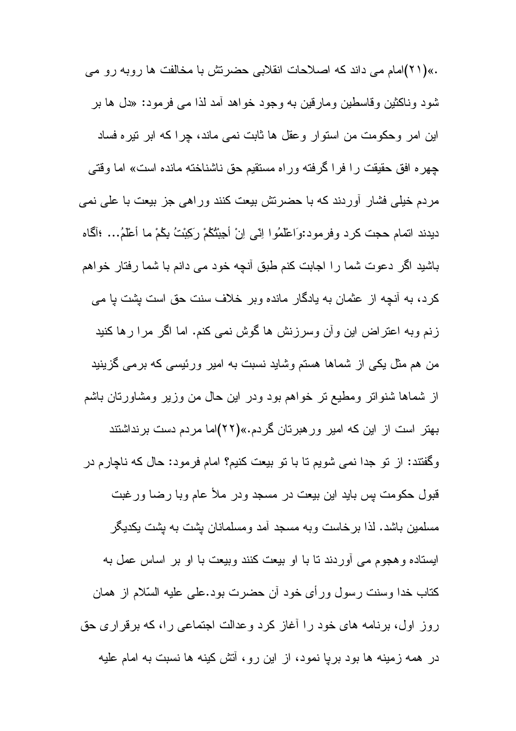.»(۲۱)امام می داند که اصلاحات انقلابی حضرتش با مخالفت ها روبه رو می شود وناکثین وقاسطین ومارقین به وجود خواهد آمد لذا می فرمود: «دل ها بر این امر وحکومت من استوار وعقل ها ثابت نمی ماند، چرا که ابر تیره فساد چهره افق حقیقت را فرا گرفته وراه مستقیم حق ناشناخته مانده است» اما وقتی مردم خیلی فشار آوردند که با حضرتش بیعت کنند وراهی جز بیعت با علی نمی دیدند اتمام حجت کرد وفرمود:وَاعْلَمُوا اِنّی اِنْ أجِبْتُکُمْ رَکِبْتُ بِکُمْ ما أعْلَمُ... ؛آگاه باشید اگر دعوت شما را اجابت کنم طبق آنچه خود می دانم با شما رفتار خواهم کرد، به آنچه از عثمان به یادگار مانده وبر خلاف سنت حق است پشت پا می زنم وبه اعتراض این وآن وسرزنش ها گوش نمی کنم. اما اگر مرا رها کنید من هم مثل یکی از شماها هستم وشاید نسبت به امیر ورئیسی که برمی گزینید از شماها شنواتر ومطیع تر خواهم بود ودر این حال من وزیر ومشاورتان باشم بهتر است از این که امیر ورهبرتان گردم.»(۲۲)اما مردم دست برنداشتند وگفتند: از تو جدا نمی شویم تا با تو بیعت کنیم؟ امام فرمود: حال که ناچارم در قبول حکومت پس باید این بیعت در مسجد ودر ملأ عام وبا رضا ورغبت مسلمین باشد. لذا برخاست وبه مسجد آمد ومسلمانان پشت به پشت یکدیگر ایستاده وهجوم می آوردند تا با او بیعت کنند وبیعت با او بر اساس عمل به کتاب خدا وسنت رسول ورأی خود آن حضرت بود.علی علیه السّلام از همان روز اول، برنامه های خود را آغاز کرد وعدالت اجتماعی را، که برقراری حق در همه زمینه ها بود برپا نمود، از این رو، آتش کینه ها نسبت به امام علیه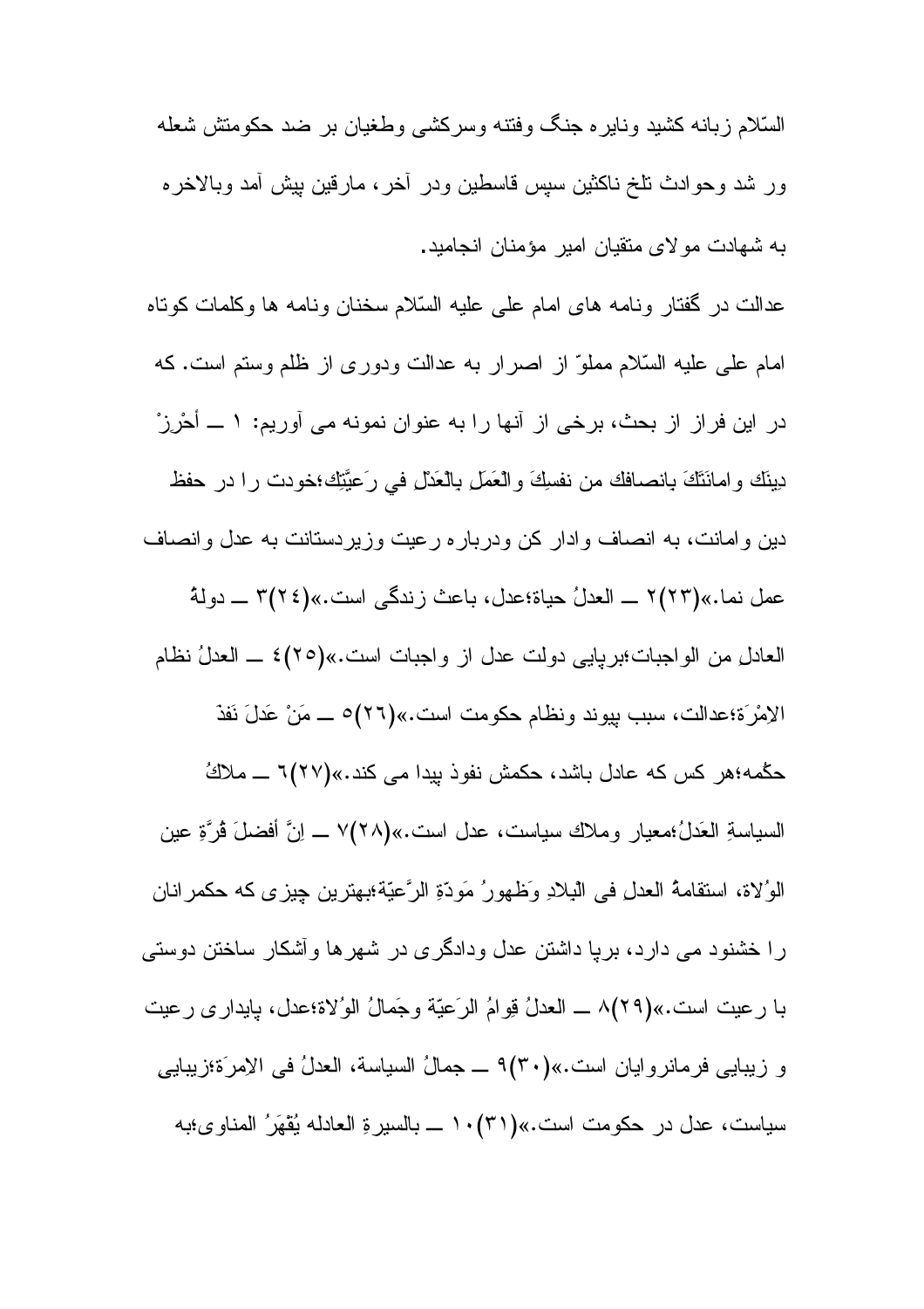السّلام زبانه كشيد ونايره جنگ وفتنه وسركشى وطغيان بر ضد حكومتش شعله ور شد وحوادث تلخ ناكثين سپس قاسطين ودر آخر، مارقين پيش آمد وبالاخره به شهادت مولاى متقيان امير مؤمنان انجاميد.

عدالت در گفتار ونامه هاى امام على عليه السّلام سخنان ونامه ها وكلمات كوتاه امام على عليه السّلام مملوّ از اصرار به عدالت ودورى از ظلم وستم است. كه در اين فراز از بحث، برخى از آنها را به عنوان نمونه مى آوريم: ١ ــ أحْرِزْ دِينَك وامانَتَكَ بِانصافك من نفسِكَ والْعَمَلِ بِالْعَدْلِ في رَعيَّتِك؛خودت را در حفظ دين وامانت، به انصاف وادار كن ودرباره رعيت وزيردستانت به عدل وانصاف عمل نما.»(٢٣)٢ ــ العدلُ حياة؛عدل، باعث زندگى است.»(٢٤)٣ ــ دولةُ العادلِ من الواجبات؛برپايى دولت عدل از واجبات است.»(٢٥)٤ ــ العدلُ نظام الامْرَة؛عدالت، سبب پيوند ونظام حكومت است.»(٢٦)٥ ــ مَنْ عَدلَ نَفذَ حكْمه؛هر كس كه عادل باشد، حكمش نفوذ پيدا مى كند.»(٢٧)٦ ــ ملاكُ السياسةِ العَدلُ؛معيار وملاك سياست، عدل است.»(٢٨)٧ ــ اِنَّ أفضلَ قُرَّةِ عين الوُلاة، استقامةُ العدلِ فى البِلادِ وَظهورُ مَودّةِ الرَّعيّة؛بهترين چيزى كه حكمرانان را خشنود مى دارد، برپا داشتن عدل ودادگرى در شهرها وآشكار ساختن دوستى با رعيت است.»(٢٩)٨ ــ العدلُ قِوامُ الرَعيّة وجَمالُ الوُلاة؛عدل، پايدارى رعيت و زيبايى فرمانروايان است.»(٣٠)٩ ــ جمالُ السياسة، العدلُ فى الاِمرَة؛زيبايى سياست، عدل در حكومت است.»(٣١)١٠ ــ بالسيرةِ العادله يُقْهَرُ المناوى؛به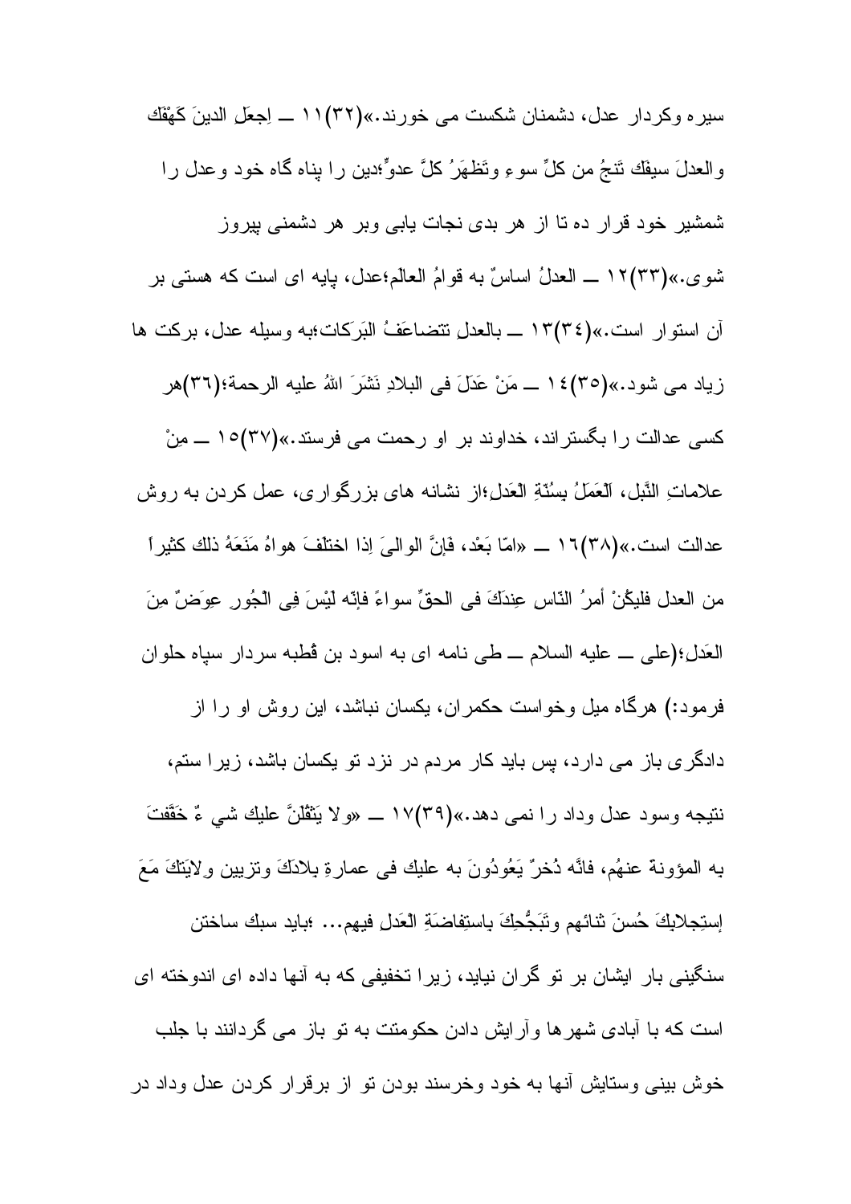سیره وکردار عدل، دشمنان شکست می خورند.»(۳۲)۱۱ ــ اِجعَلِ الدینَ کَهْفَكَ والعدلَ سیفَكَ تَنجُ من كلِّ سوءٍ وتَظهَرُ كلَّ عدوٍّ؛دین را پناه گاه خود وعدل را شمشیر خود قرار ده تا از هر بدی نجات یابی وبر هر دشمنی پیروز شوی.»(۳۳)۱۲ ــ العدلُ اساسٌ به قوامُ العالَم؛عدل، پایه ای است که هستی بر آن استوار است.»(۳٤)۱۳ ــ بالعدلِ تتضاعَفُ البَرَكات؛به وسیله عدل، برکت ها زیاد می شود.»(۳۵)۱٤ ــ مَنْ عَدَلَ فی البلادِ نَشَرَ اللهُ علیه الرحمة؛(۳٦)هر کسی عدالت را بگستراند، خداوند بر او رحمت می فرستد.»(۳۷)۱۵ ــ مِنْ علاماتِ النَّبل، اَلعَمَلُ بِسُنَّةِ الْعَدل؛از نشانه های بزرگواری، عمل کردن به روش عدالت است.»(۳۸)۱٦ ــ «امّا بَعْد، فَاِنَّ الوالیَ اِذا اختلفَ هواهُ مَنَعَهُ ذلك کثیراً من العدل فلیکُنْ أمرُ النّاس عِندَكَ فی الحقِّ سواءً فإنّه لَیْسَ فِی الْجُور عِوَضٌ مِنَ العَدل؛(علی ــ علیه السلام ــ طی نامه ای به اسود بن قُطبه سردار سپاه حلوان فرمود:) هرگاه میل وخواست حکمران، یکسان نباشد، این روش او را از دادگری باز می دارد، پس باید کار مردم در نزد تو یکسان باشد، زیرا ستم، نتیجه وسود عدل وداد را نمی دهد.»(۳۹)۱۷ ــ «ولا یَثقُلَنَّ علیك شي ءٌ خَفَّفتَ به المؤونة عنهُم، فانَّه ذُخرٌ یَعُودُونَ به علیك فی عمارةِ بلادَكَ وتزیین ولایَتِكَ مَعَ إستِجلابِكَ حُسنَ ثنائهم وتَبَجُّحِكَ باستِفاضَةِ الْعَدلِ فیهم... ؛باید سبك ساختن سنگینی بار ایشان بر تو گران نیاید، زیرا تخفیفی که به آنها داده ای اندوخته ای است که با آبادی شهرها وآرایش دادن حکومتت به تو باز می گردانند با جلب خوش بینی وستایش آنها به خود وخرسند بودن تو از برقرار کردن عدل وداد در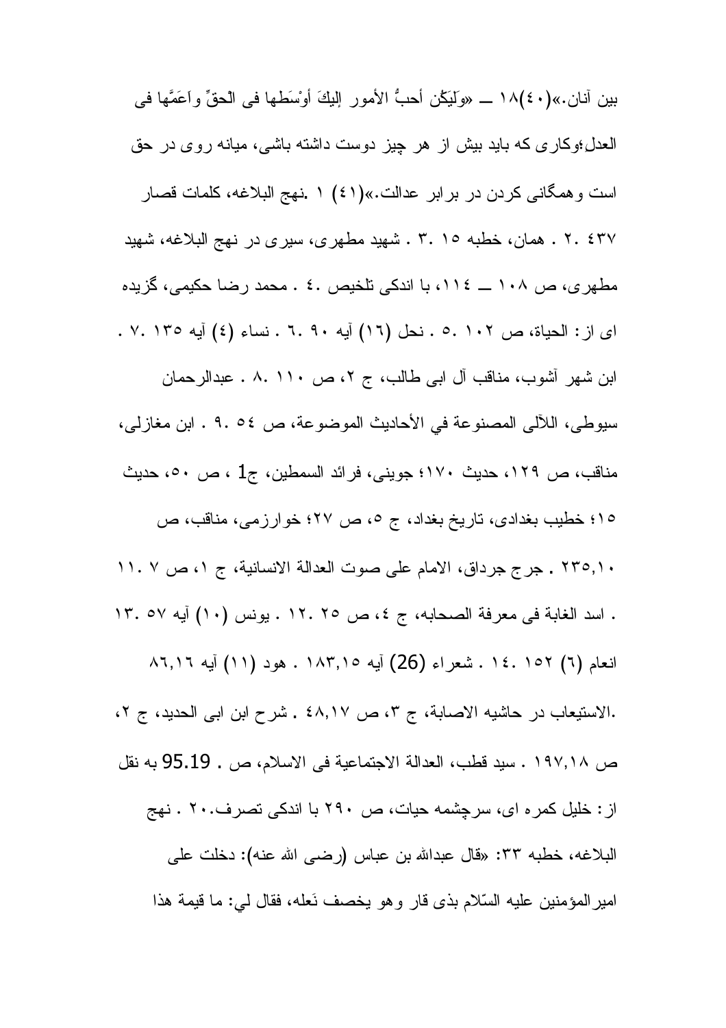بین آنان.»(٤٠)١٨ ــ «وَلْيَكُن أحبُّ الأمور إليكَ أوْسَطها فی الْحقِّ واعَمَّها فی العدل؛وکاری که باید بیش از هر چیز دوست داشته باشی، میانه روی در حق است وهمگانی کردن در برابر عدالت.»(٤١) ١ .نهج البلاغه، کلمات قصار ٤٣٧ .٢ . همان، خطبه ١٥ .٣ . شهید مطهری، سیری در نهج البلاغه، شهید مطهری، ص ١٠٨ ــ ١١٤، با اندکی تلخیص .٤ . محمد رضا حکیمی، گزیده ای از: الحیاة، ص ١٠٢ .٥ . نحل (١٦) آیه ٩٠ .٦ . نساء (٤) آیه ١٣٥ .٧ . ابن شهر آشوب، مناقب آل ابی طالب، ج ٢، ص ١١٠ .٨ . عبدالرحمان سیوطی، اللآلی المصنوعة في الأحادیث الموضوعة، ص ٥٤ .٩ . ابن مغازلی، مناقب، ص ١٢٩، حدیث ١٧٠؛ جوینی، فرائد السمطین، ج1 ، ص ٥٠، حدیث ١٥؛ خطیب بغدادی، تاریخ بغداد، ج ٥، ص ٢٧؛ خوارزمی، مناقب، ص ٢٣٥,١٠ . جرج جرداق، الامام علی صوت العدالة الانسانیة، ج ١، ص ٧ .١١ . اسد الغابة فی معرفة الصحابه، ج ٤، ص ٢٥ .١٢ . یونس (١٠) آیه ٥٧ .١٣ انعام (٦) ١٥٢ .١٤ . شعراء (26) آیه ١٨٣,١٥ . هود (١١) آیه ٨٦,١٦ .الاستیعاب در حاشیه الاصابة، ج ٣، ص ٤٨,١٧ . شرح ابن ابی الحدید، ج ٢، ص ١٩٧,١٨ . سید قطب، العدالة الاجتماعیة فی الاسلام، ص . 95.19 به نقل از: خلیل کمره ای، سرچشمه حیات، ص ٢٩٠ با اندکی تصرف.٢٠ . نهج البلاغه، خطبه ٣٣: «قال عبدالله بن عباس (رضی الله عنه): دخلت علی امیرالمؤمنین علیه السّلام بذی قار وهو یخصف نَعله، فقال لي: ما قیمة هذا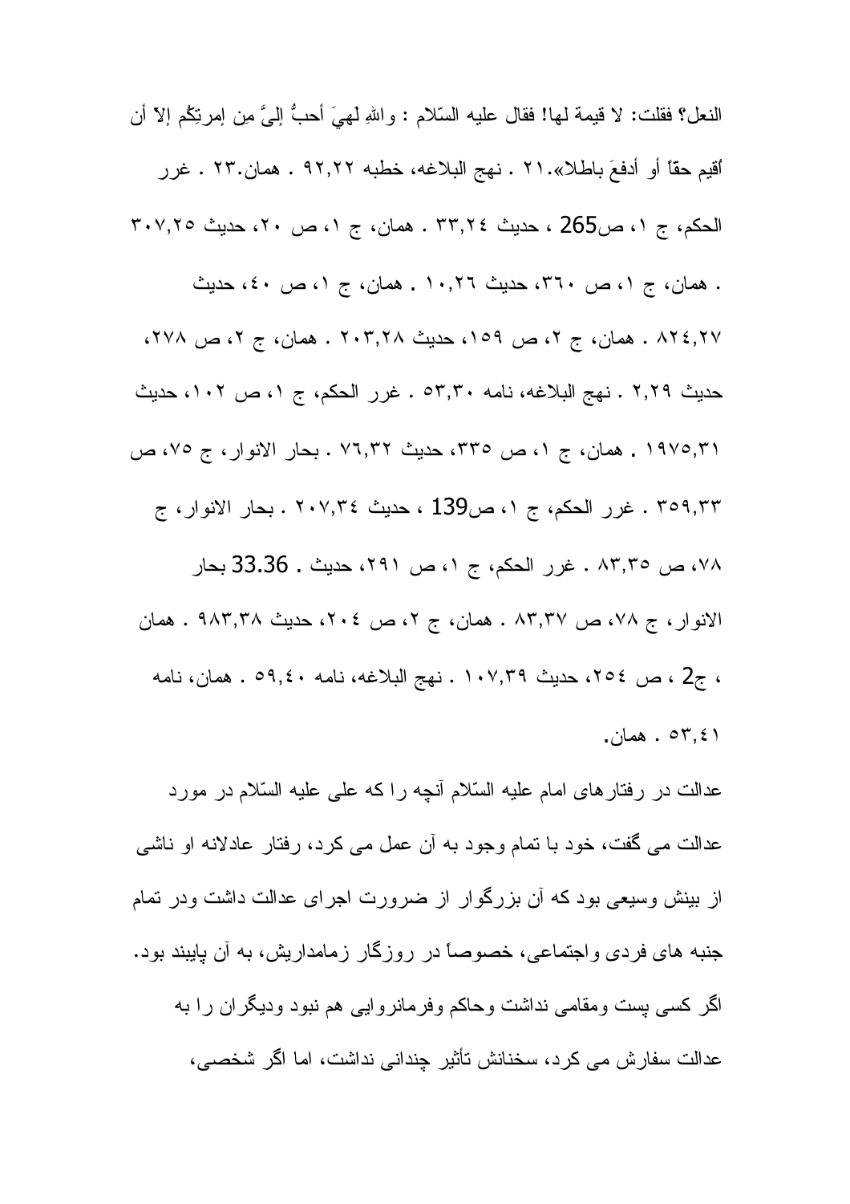النعل؟ فقلت: لا قیمة لها! فقال علیه السّلام : واللهِ لَهِيَ أحبُّ إلیَّ مِن إمرتِکُم إلاّ أن أُقیم حقّاً أو أدفعَ باطلا».۲۱ . نهج البلاغه، خطبه ۹۲,۲۲ . همان.۲۳ . غرر الحکم، ج ۱، ص265 ، حدیث ۳۳,۲٤ . همان، ج ۱، ص ۲۰، حدیث ۳۰۷,۲٥ . همان، ج ۱، ص ۳٦۰، حدیث ۱۰,۲٦ . همان، ج ۱، ص ٤۰، حدیث ۸۲٤,۲۷ . همان، ج ۲، ص ۱٥۹، حدیث ۲۰۳,۲۸ . همان، ج ۲، ص ۲۷۸، حدیث ۲,۲۹ . نهج البلاغه، نامه ٥۳,۳۰ . غرر الحکم، ج ۱، ص ۱۰۲، حدیث ۱۹۷٥,۳۱ . همان، ج ۱، ص ۳۳٥، حدیث ۷٦,۳۲ . بحار الانوار، ج ۷٥، ص ۳٥۹,۳۳ . غرر الحکم، ج ۱، ص139 ، حدیث ۲۰۷,۳٤ . بحار الانوار، ج ۷۸، ص ۸۳,۳٥ . غرر الحکم، ج ۱، ص ۲۹۱، حدیث . 33.36 بحار الانوار، ج ۷۸، ص ۸۳,۳۷ . همان، ج ۲، ص ۲۰٤، حدیث ۹۸۳,۳۸ . همان ، ج2 ، ص ۲٥٤، حدیث ۱۰۷,۳۹ . نهج البلاغه، نامه ٥۹,٤۰ . همان، نامه ٥۳,٤۱ . همان.

عدالت در رفتارهای امام علیه السّلام آنچه را که علی علیه السّلام در مورد عدالت می گفت، خود با تمام وجود به آن عمل می کرد، رفتار عادلانه او ناشی از بینش وسیعی بود که آن بزرگوار از ضرورت اجرای عدالت داشت ودر تمام جنبه های فردی واجتماعی، خصوصاً در روزگار زمامداریش، به آن پایبند بود. اگر کسی پست ومقامی نداشت وحاکم وفرمانروایی هم نبود ودیگران را به عدالت سفارش می کرد، سخنانش تأثیر چندانی نداشت، اما اگر شخصی،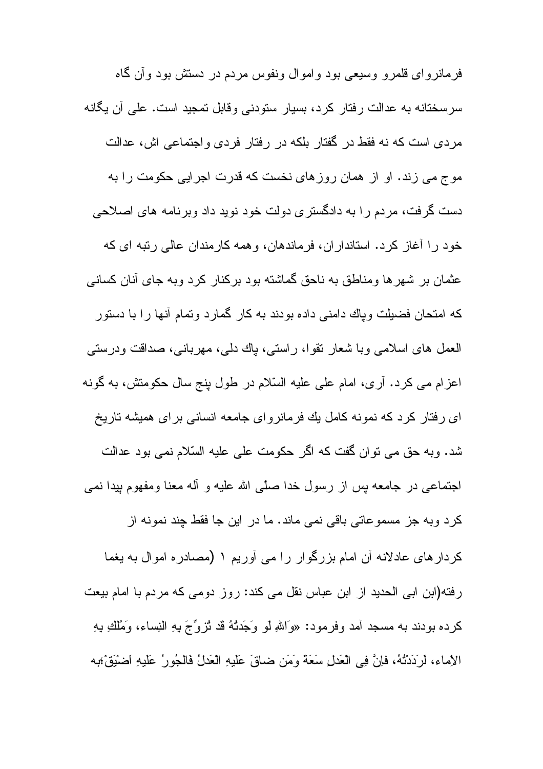فرمانرواى قلمرو وسيعى بود واموال ونفوس مردم در دستش بود وآن گاه سرسختانه به عدالت رفتار كرد، بسيار ستودنى وقابل تمجيد است. على آن يگانه مردى است كه نه فقط در گفتار بلكه در رفتار فردى واجتماعى اش، عدالت موج مى زند. او از همان روزهاى نخست كه قدرت اجرايى حكومت را به دست گرفت، مردم را به دادگسترى دولت خود نويد داد وبرنامه هاى اصلاحى خود را آغاز كرد. استانداران، فرماندهان، وهمه كارمندان عالى رتبه اى كه عثمان بر شهرها ومناطق به ناحق گماشته بود بركنار كرد وبه جاى آنان كسانى كه امتحان فضيلت وپاك دامنى داده بودند به كار گمارد وتمام آنها را با دستور العمل هاى اسلامى وبا شعار تقوا، راستى، پاك دلى، مهربانى، صداقت ودرستى اعزام مى كرد. آرى، امام على عليه السّلام در طول پنج سال حكومتش، به گونه اى رفتار كرد كه نمونه كامل يك فرمانرواى جامعه انسانى براى هميشه تاريخ شد. وبه حق مى توان گفت كه اگر حكومت على عليه السّلام نمى بود عدالت اجتماعى در جامعه پس از رسول خدا صلّى الله عليه و آله معنا ومفهوم پيدا نمى كرد وبه جز مسموعاتى باقى نمى ماند. ما در اين جا فقط چند نمونه از كردارهاى عادلانه آن امام بزرگوار را مى آوريم ۱ (مصادره اموال به يغما رفته(ابن ابى الحديد از ابن عباس نقل مى كند: روز دومى كه مردم با امام بيعت كرده بودند به مسجد آمد وفرمود: «وَاللهِ لَو وَجَدتُهُ قَد تُزوِّجَ بِهِ النِساء، وَمُلِكَ بِهِ الاِماء، لَرَدَدتُهُ، فاِنَّ فِي العَدلِ سَعَةً وَمَن ضاقَ عَلَيهِ العَدلُ فَالجُورُ عَلَيهِ اَضْيَقُ؛به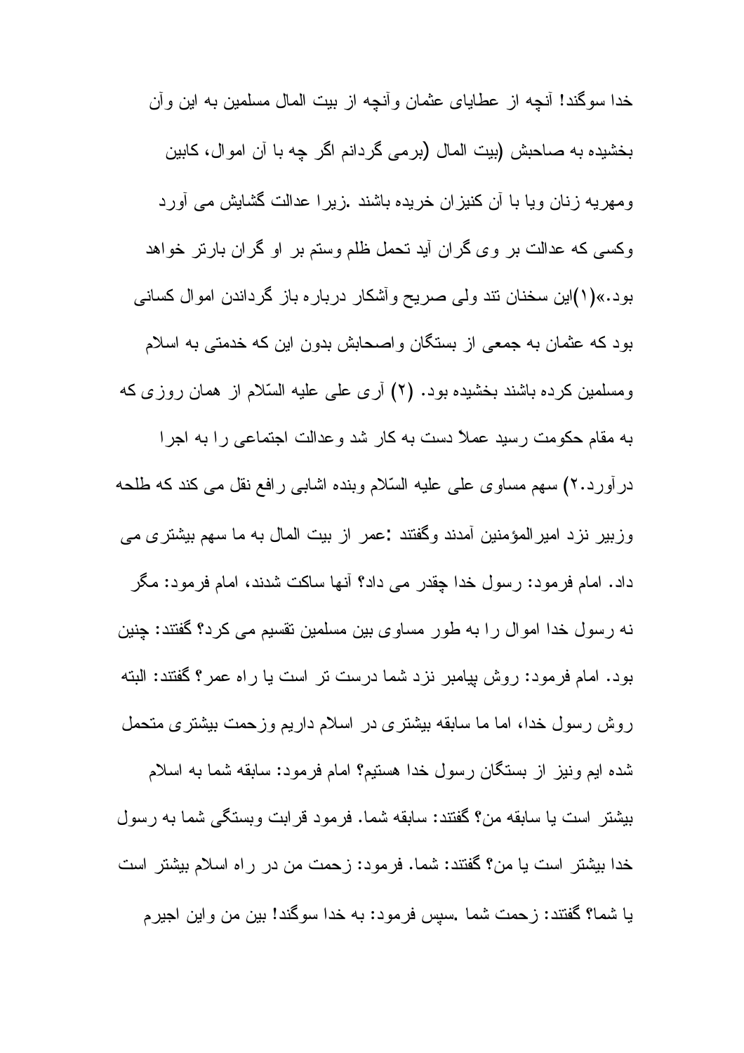خدا سوگند! آنچه از عطایای عثمان وآنچه از بیت المال مسلمین به این وآن بخشیده به صاحبش (بیت المال (برمی گردانم اگر چه با آن اموال، کابین ومهریه زنان ویا با آن کنیزان خریده باشند .زیرا عدالت گشایش می آورد وکسی که عدالت بر وی گران آید تحمل ظلم وستم بر او گران بارتر خواهد بود.»(۱)این سخنان تند ولی صریح وآشکار درباره باز گرداندن اموال کسانی بود که عثمان به جمعی از بستگان واصحابش بدون این که خدمتی به اسلام ومسلمین کرده باشند بخشیده بود. (۲) آری علی علیه السّلام از همان روزی که به مقام حکومت رسید عملاً دست به کار شد وعدالت اجتماعی را به اجرا درآورد.۲) سهم مساوی علی علیه السّلام وبنده اشابی رافع نقل می کند که طلحه وزبیر نزد امیرالمؤمنین آمدند وگفتند :عمر از بیت المال به ما سهم بیشتری می داد. امام فرمود: رسول خدا چقدر می داد؟ آنها ساکت شدند، امام فرمود: مگر نه رسول خدا اموال را به طور مساوی بین مسلمین تقسیم می کرد؟ گفتند: چنین بود. امام فرمود: روش پیامبر نزد شما درست تر است یا راه عمر؟ گفتند: البته روش رسول خدا، اما ما سابقه بیشتری در اسلام داریم وزحمت بیشتری متحمل شده ایم ونیز از بستگان رسول خدا هستیم؟ امام فرمود: سابقه شما به اسلام بیشتر است یا سابقه من؟ گفتند: سابقه شما. فرمود قرابت وبستگی شما به رسول خدا بیشتر است یا من؟ گفتند: شما. فرمود: زحمت من در راه اسلام بیشتر است یا شما؟ گفتند: زحمت شما .سپس فرمود: به خدا سوگند! بین من واین اجیرم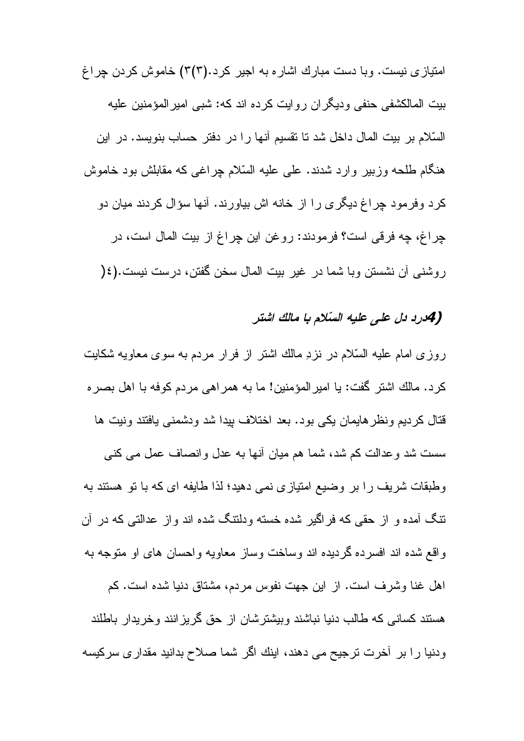امتيازی نيست. وبا دست مبارك اشاره به اجير كرد.(٣)(٣) خاموش كردن چراغ

بيت المالكشفی حنفی وديگران روايت كرده اند كه: شبی امير المؤمنين عليه السّلام بر بيت المال داخل شد تا تقسيم آنها را در دفتر حساب بنويسد. در اين هنگام طلحه وزبير وارد شدند. علی عليه السّلام چراغی كه مقابلش بود خاموش كرد وفرمود چراغ ديگری را از خانه اش بياورند. آنها سؤال كردند ميان دو چراغ، چه فرقی است؟ فرمودند: روغن اين چراغ از بيت المال است، در روشنی آن نشستن وبا شما در غير بيت المال سخن گفتن، درست نيست.(٤)

### (4درد دل علی عليه السّلام با مالك اشتر

روزی امام عليه السّلام در نزدِ مالك اشتر از فرار مردم به سوی معاويه شكايت كرد. مالك اشتر گفت: يا امير المؤمنين! ما به همراهی مردم كوفه با اهل بصره قتال كرديم ونظرهايمان يكی بود. بعد اختلاف پيدا شد ودشمنی يافتند ونيت ها سست شد وعدالت كم شد، شما هم ميان آنها به عدل وانصاف عمل می كنی وطبقات شريف را بر وضيع امتيازی نمی دهيد؛ لذا طايفه ای كه با تو هستند به تنگ آمده و از حقی كه فراگير شده خسته ودلتنگ شده اند واز عدالتی كه در آن واقع شده اند افسرده گرديده اند وساخت وساز معاويه واحسان های او متوجه به اهل غنا وشرف است. از اين جهت نفوس مردم، مشتاق دنيا شده است. كم هستند كسانی كه طالب دنيا نباشند وبيشترشان از حق گريزانند وخريدار باطلند ودنيا را بر آخرت ترجيح می دهند، اينك اگر شما صلاح بدانيد مقداری سركيسه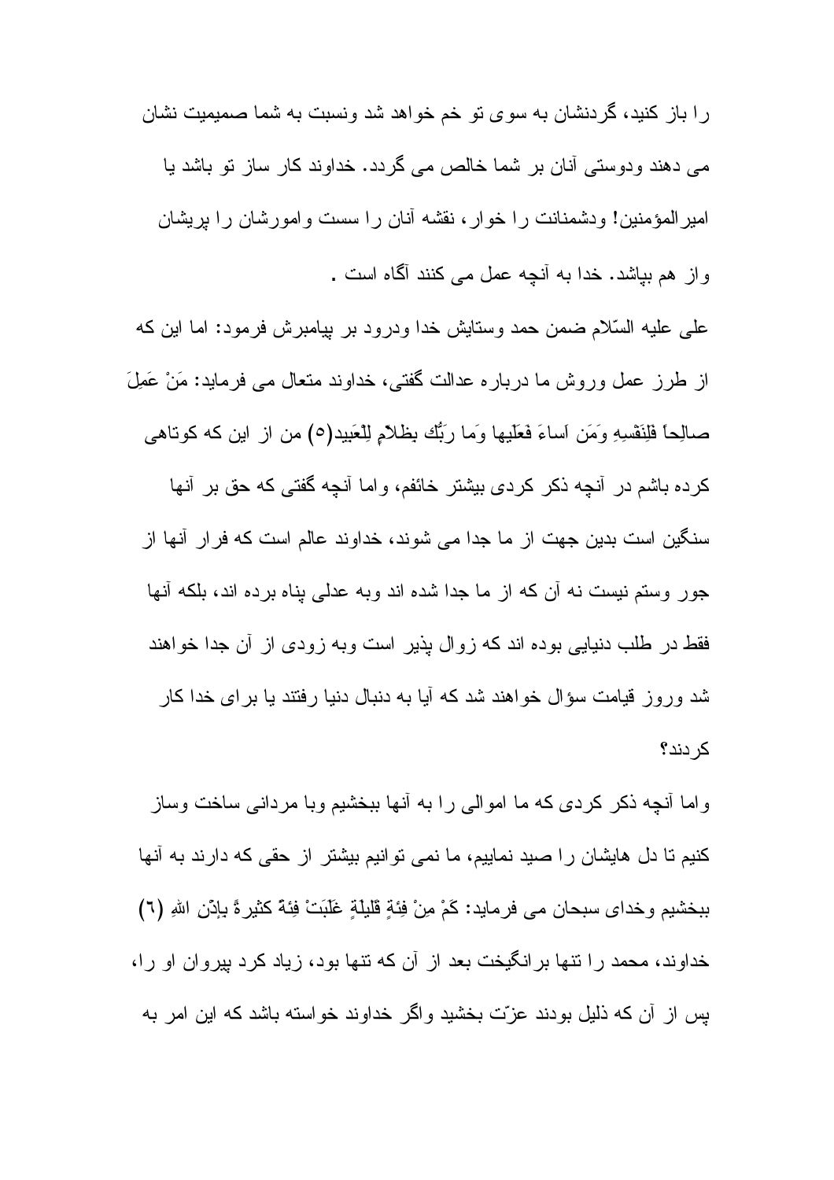را باز كنيد، گردنشان به سوى تو خم خواهد شد ونسبت به شما صميميت نشان مى دهند ودوستى آنان بر شما خالص مى گردد. خداوند كار ساز تو باشد يا امیرالمؤمنين! ودشمنانت را خوار، نقشه آنان را سست وامورشان را پريشان واز هم بپاشد. خدا به آنچه عمل مى كنند آگاه است .

على عليه السّلام ضمن حمد وستايش خدا ودرود بر پيامبرش فرمود: اما اين كه از طرز عمل وروش ما درباره عدالت گفتى، خداوند متعال مى فرمايد: مَنْ عَمِلَ صالِحاً فَلِنَفْسِهِ وَمَن اَساءَ فَعَلَيها وَما رَبُّك بِظلاّمٍ لِلْعَبيد(٥) من از اين كه كوتاهى كرده باشم در آنچه ذكر كردى بيشتر خائفم، واما آنچه گفتى كه حق بر آنها سنگين است بدين جهت از ما جدا مى شوند، خداوند عالم است كه فرار آنها از جور وستم نيست نه آن كه از ما جدا شده اند وبه عدلى پناه برده اند، بلكه آنها فقط در طلب دنيايى بوده اند كه زوال پذير است وبه زودى از آن جدا خواهند شد وروز قيامت سؤال خواهند شد كه آيا به دنبال دنيا رفتند يا براى خدا كار كردند؟

واما آنچه ذكر كردى كه ما اموالى را به آنها ببخشيم وبا مردانى ساخت وساز كنيم تا دل هايشان را صيد نماييم، ما نمى توانيم بيشتر از حقى كه دارند به آنها ببخشيم وخداى سبحان مى فرمايد: كَمْ مِنْ فِئَةٍ قَليلَةٍ غَلَبَتْ فِئَةً كثيرةً بِإذْنِ اللهِ (٦) خداوند، محمد را تنها برانگيخت بعد از آن كه تنها بود، زياد كرد پيروان او را، پس از آن كه ذليل بودند عزّت بخشيد واگر خداوند خواسته باشد كه اين امر به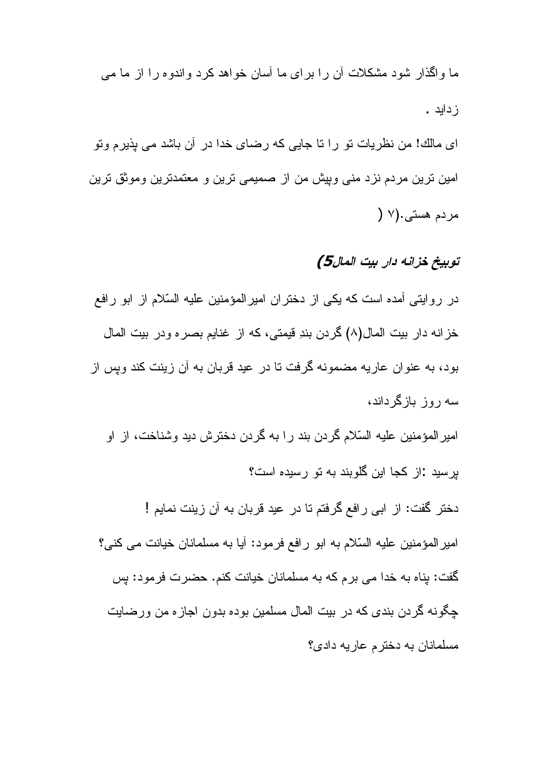ما واگذار شود مشكلات آن را براى ما آسان خواهد كرد واندوه را از ما مى زدايد .

اى مالك! من نظريات تو را تا جايى كه رضاى خدا در آن باشد مى پذيرم وتو امين ترين مردم نزد منى وپيش من از صميمى ترين و معتمدترين وموثق ترين مردم هستى.(٧ )

### *توبيخ خزانه دار بيت المال5)*

در روايتى آمده است كه يكى از دختران اميرالمؤمنين عليه السّلام از ابو رافع خزانه دار بيت المال(٨) گردن بندِ قيمتى، كه از غنايم بصره ودر بيت المال بود، به عنوان عاريه مضمونه گرفت تا در عيد قربان به آن زينت كند وپس از سه روز بازگرداند،

اميرالمؤمنين عليه السّلام گردن بند را به گردن دخترش ديد وشناخت، از او پرسيد :از كجا اين گلوبند به تو رسيده است؟

دختر گفت: از ابى رافع گرفتم تا در عيد قربان به آن زينت نمايم !

اميرالمؤمنين عليه السّلام به ابو رافع فرمود: آيا به مسلمانان خيانت مى كنى؟ گفت: پناه به خدا مى برم كه به مسلمانان خيانت كنم. حضرت فرمود: پس چگونه گردن بندى كه در بيت المال مسلمين بوده بدون اجازه من ورضايت مسلمانان به دخترم عاريه دادى؟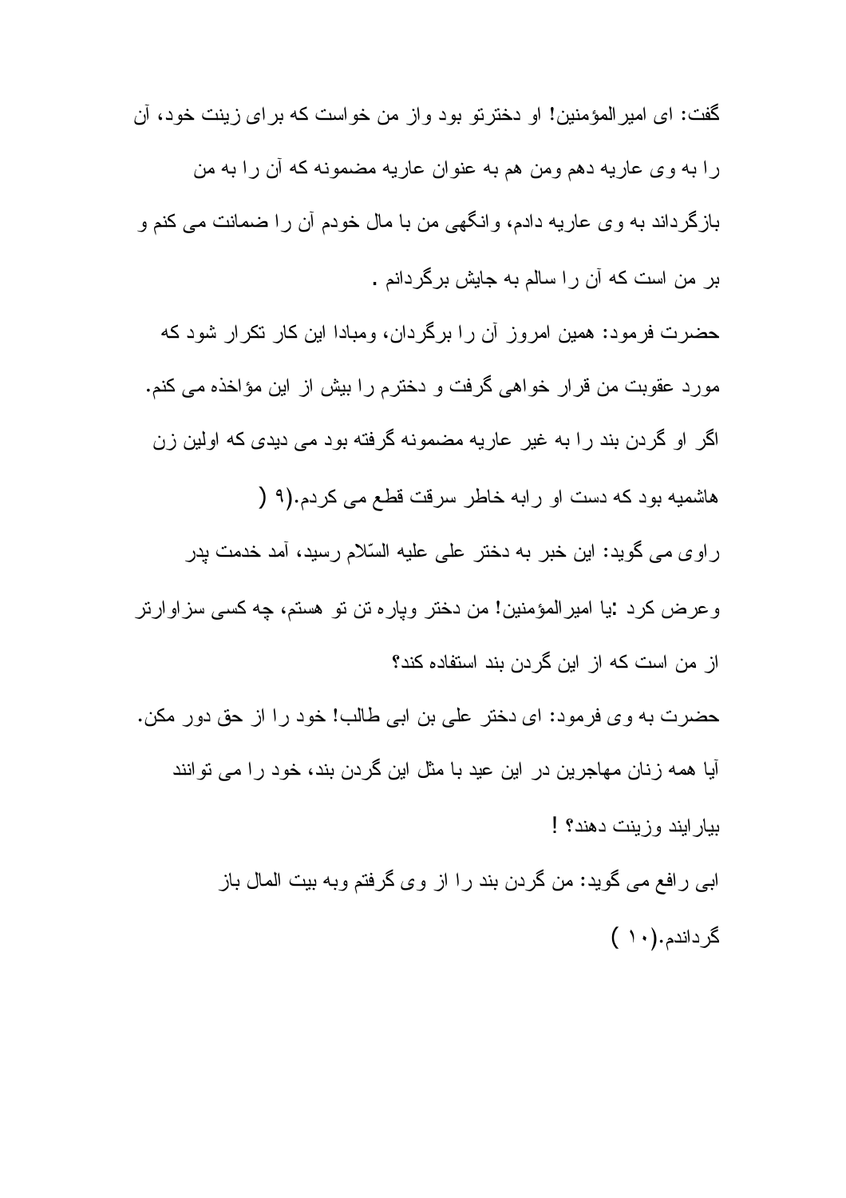گفت: ای امیرالمؤمنین! او دخترتو بود واز من خواست که برای زینت خود، آن را به وی عاریه دهم ومن هم به عنوان عاریه مضمونه که آن را به من بازگرداند به وی عاریه دادم، وانگهی من با مال خودم آن را ضمانت می کنم و بر من است که آن را سالم به جایش برگردانم .

حضرت فرمود: همین امروز آن را برگردان، ومبادا این کار تکرار شود که مورد عقوبت من قرار خواهی گرفت و دخترم را بیش از این مؤاخذه می کنم. اگر او گردن بند را به غیر عاریه مضمونه گرفته بود می دیدی که اولین زن هاشمیه بود که دست او رابه خاطر سرقت قطع می کردم.(۹ )

راوی می گوید: این خبر به دختر علی علیه السّلام رسید، آمد خدمت پدر وعرض کرد :یا امیرالمؤمنین! من دختر وپاره تن تو هستم، چه کسی سزاوارتر از من است که از این گردن بند استفاده کند؟

حضرت به وی فرمود: ای دختر علی بن ابی طالب! خود را از حق دور مکن. آیا همه زنان مهاجرین در این عید با مثل این گردن بند، خود را می توانند بیارایند وزینت دهند؟ !

ابی رافع می گوید: من گردن بند را از وی گرفتم وبه بیت المال باز گرداندم.(۱۰ )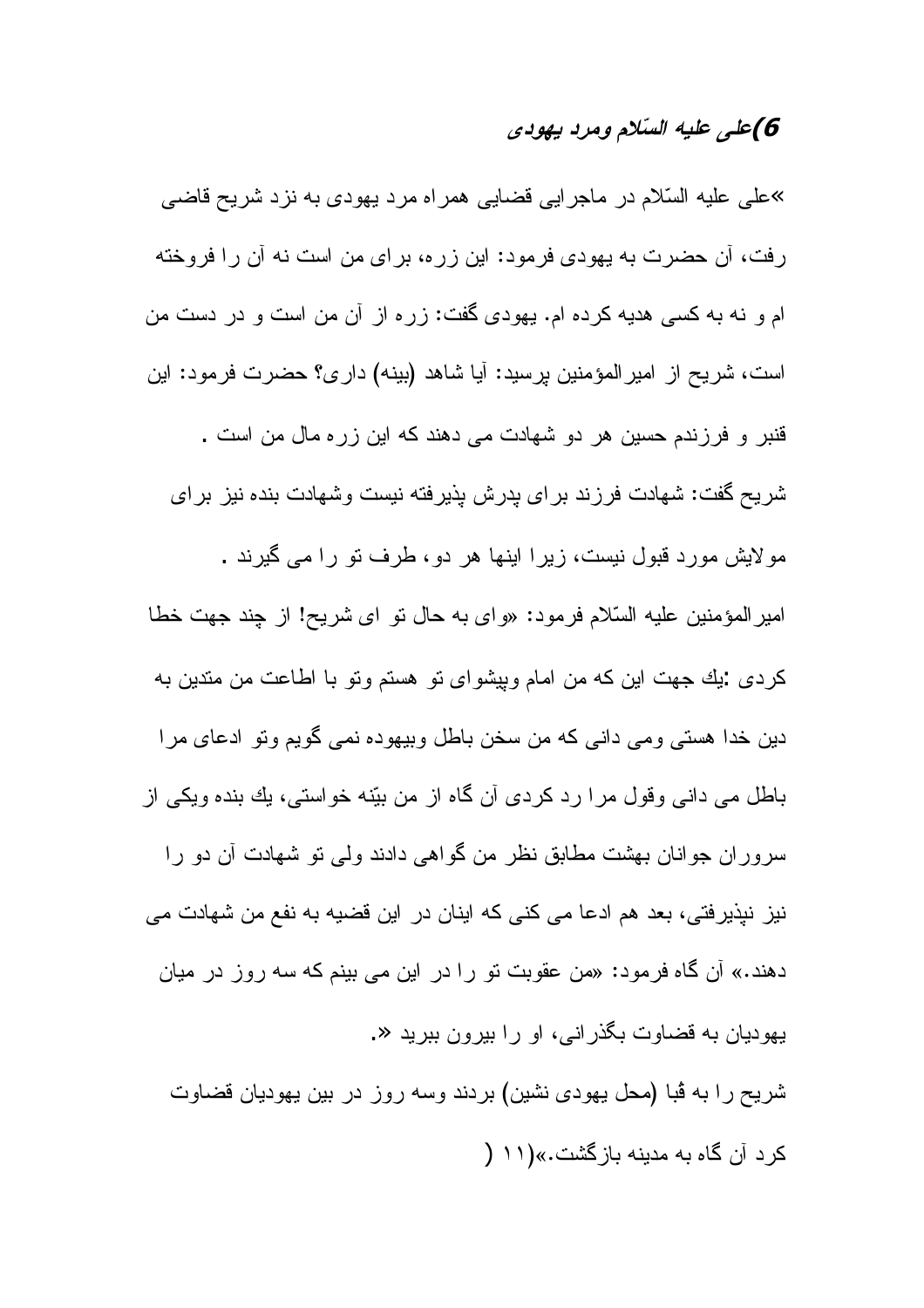### 6)علی علیه السّلام ومرد یهودی

»علی علیه السّلام در ماجرایی قضایی همراه مرد یهودی به نزد شریح قاضی رفت، آن حضرت به یهودی فرمود: این زره، برای من است نه آن را فروخته ام و نه به کسی هدیه کرده ام. یهودی گفت: زره از آن من است و در دست من است، شریح از امیرالمؤمنین پرسید: آیا شاهد (بینه) داری؟ حضرت فرمود: این قنبر و فرزندم حسین هر دو شهادت می دهند که این زره مال من است .

شریح گفت: شهادت فرزند برای پدرش پذیرفته نیست وشهادت بنده نیز برای مولایش مورد قبول نیست، زیرا اینها هر دو، طرف تو را می گیرند .

امیرالمؤمنین علیه السّلام فرمود: «وای به حال تو ای شریح! از چند جهت خطا کردی :یك جهت این که من امام وپیشوای تو هستم وتو با اطاعت من متدین به دین خدا هستی ومی دانی که من سخن باطل وبیهوده نمی گویم وتو ادعای مرا باطل می دانی وقول مرا رد کردی آن گاه از من بیّنه خواستی، یك بنده ویکی از سروران جوانان بهشت مطابق نظر من گواهی دادند ولی تو شهادت آن دو را نیز نپذیرفتی، بعد هم ادعا می کنی که اینان در این قضیه به نفع من شهادت می دهند.» آن گاه فرمود: «من عقوبت تو را در این می بینم که سه روز در میان یهودیان به قضاوت بگذرانی، او را بیرون ببرید «.

شریح را به قُبا (محل یهودی نشین) بردند وسه روز در بین یهودیان قضاوت کرد آن گاه به مدینه بازگشت.»(۱۱ (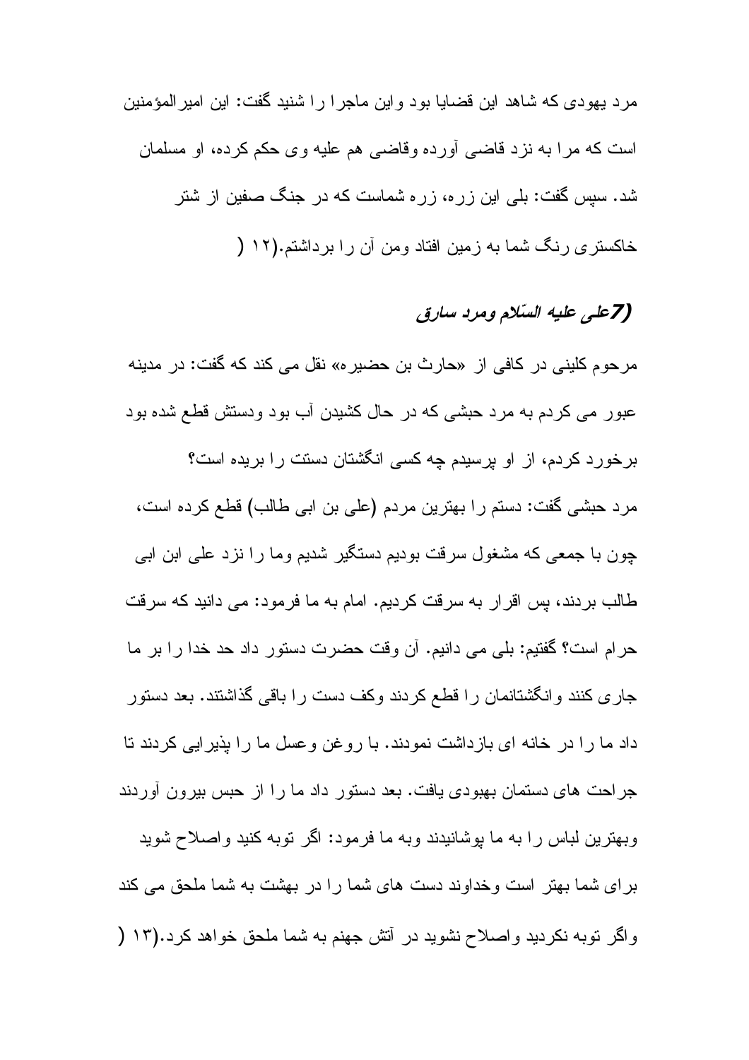مرد یهودی که شاهد این قضایا بود واین ماجرا را شنید گفت: این امیرالمؤمنین است که مرا به نزد قاضی آورده وقاضی هم علیه وی حکم کرده، او مسلمان شد. سپس گفت: بلی این زره، زره شماست که در جنگ صفین از شتر خاکستری رنگ شما به زمین افتاد ومن آن را برداشتم.(۱۲ (

### (7علی علیه السّلام ومرد سارق

مرحوم کلینی در کافی از «حارث بن حضیره» نقل می کند که گفت: در مدینه عبور می کردم به مرد حبشی که در حال کشیدن آب بود ودستش قطع شده بود برخورد کردم، از او پرسیدم چه کسی انگشتان دستت را بریده است؟

مرد حبشی گفت: دستم را بهترین مردم (علی بن ابی طالب) قطع کرده است، چون با جمعی که مشغول سرقت بودیم دستگیر شدیم وما را نزد علی ابن ابی طالب بردند، پس اقرار به سرقت کردیم. امام به ما فرمود: می دانید که سرقت حرام است؟ گفتیم: بلی می دانیم. آن وقت حضرت دستور داد حد خدا را بر ما جاری کنند وانگشتانمان را قطع کردند وکف دست را باقی گذاشتند. بعد دستور داد ما را در خانه ای بازداشت نمودند. با روغن وعسل ما را پذیرایی کردند تا جراحت های دستمان بهبودی یافت. بعد دستور داد ما را از حبس بیرون آوردند وبهترین لباس را به ما پوشانیدند وبه ما فرمود: اگر توبه کنید واصلاح شوید برای شما بهتر است وخداوند دست های شما را در بهشت به شما ملحق می کند واگر توبه نکردید واصلاح نشوید در آتش جهنم به شما ملحق خواهد کرد.(۱۳ (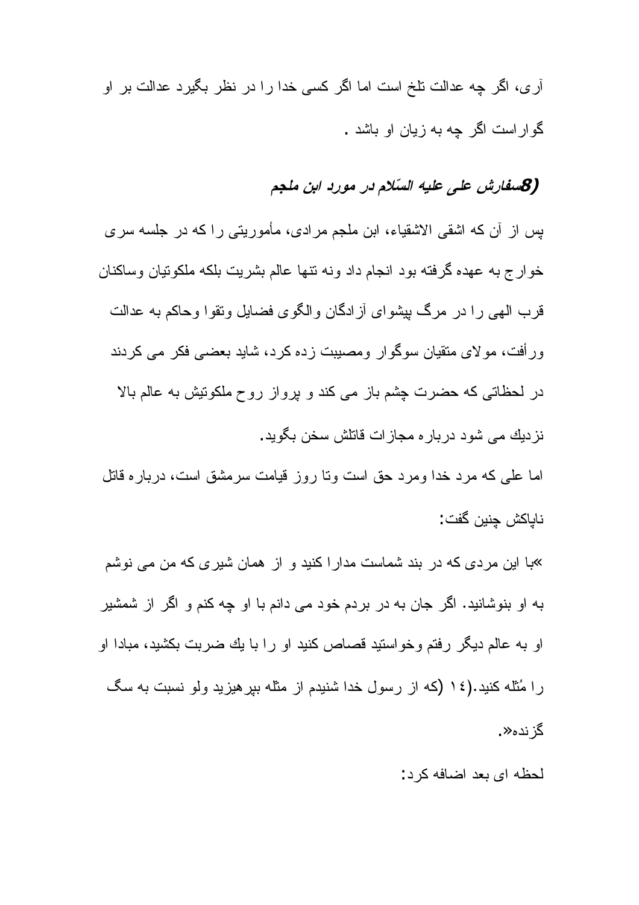آری، اگر چه عدالت تلخ است اما اگر کسی خدا را در نظر بگیرد عدالت بر او گوارا است اگر چه به زیان او باشد .

### 8) سفارش علی علیه السّلام در مورد ابن ملجم

پس از آن که اشقی الاشقیاء، ابن ملجم مرادی، مأموریتی را که در جلسه سری خوارج به عهده گرفته بود انجام داد ونه تنها عالم بشریت بلکه ملکوتیان وساکنان قرب الهی را در مرگ پیشوای آزادگان والگوی فضایل وتقوا وحاکم به عدالت ورأفت، مولای متقیان سوگوار ومصیبت زده کرد، شاید بعضی فکر می کردند در لحظاتی که حضرت چشم باز می کند و پرواز روح ملکوتیش به عالم بالا نزدیك می شود درباره مجازات قاتلش سخن بگوید.

اما علی که مرد خدا ومرد حق است وتا روز قیامت سرمشق است، درباره قاتل ناپاکش چنین گفت:

«با این مردی که در بند شماست مدارا کنید و از همان شیری که من می نوشم به او بنوشانید. اگر جان به در بردم خود می دانم با او چه کنم و اگر از شمشیر او به عالم دیگر رفتم وخواستید قصاص کنید او را با یك ضربت بکشید، مبادا او را مُثله کنید.(۱٤) (که از رسول خدا شنیدم از مثله بپرهیزید ولو نسبت به سگ گزنده».

لحظه ای بعد اضافه کرد: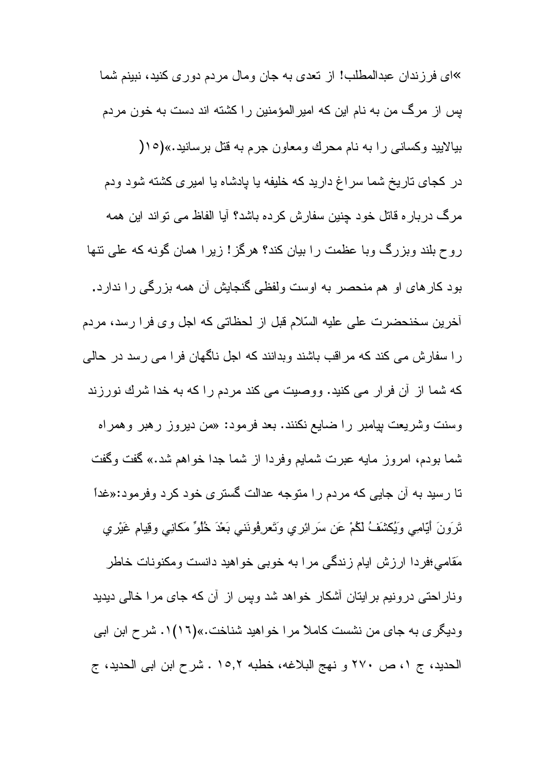»ای فرزندان عبدالمطلب! از تعدی به جان ومال مردم دوری کنید، نبینم شما پس از مرگ من به نام این که امیرالمؤمنین را کشته اند دست به خون مردم بیالایید وکسانی را به نام محرك ومعاون جرم به قتل برسانید.»(۱۵(

در کجای تاریخ شما سراغ دارید که خلیفه یا پادشاه یا امیری کشته شود ودم مرگ درباره قاتل خود چنین سفارش کرده باشد؟ آیا الفاظ می تواند این همه روح بلند وبزرگ وبا عظمت را بیان کند؟ هرگز! زیرا همان گونه که علی تنها بود کارهای او هم منحصر به اوست ولفظی گنجایش آن همه بزرگی را ندارد.

آخرین سخنحضرت علی علیه السّلام قبل از لحظاتی که اجل وی فرا رسد، مردم را سفارش می کند که مراقب باشند وبدانند که اجل ناگهان فرا می رسد در حالی که شما از آن فرار می کنید. ووصیت می کند مردم را که به خدا شرك نورزند وسنت وشریعت پیامبر را ضایع نکنند. بعد فرمود: «من دیروز رهبر وهمراه شما بودم، امروز مایه عبرت شمایم وفردا از شما جدا خواهم شد.» گفت وگفت تا رسید به آن جایی که مردم را متوجه عدالت گستری خود کرد وفرمود:«غداً تَرَونَ أَيّامِي ويُكشَفُ لَكُمْ عَن سَرائِري وتَعرفُونَني بَعْدَ خُلُوِّ مَكانِي وقِيامِ غَيْري مَقامي؛فردا ارزش ایام زندگی مرا به خوبی خواهید دانست ومکنونات خاطر وناراحتی درونیم برایتان آشکار خواهد شد وپس از آن که جای مرا خالی دیدید ودیگری به جای من نشست کاملاً مرا خواهید شناخت.»(۱۶).۱. شرح ابن ابی الحدید، ج ۱، ص ۲۷۰ و نهج البلاغه، خطبه ۱۵,۲ . شرح ابن ابی الحدید، ج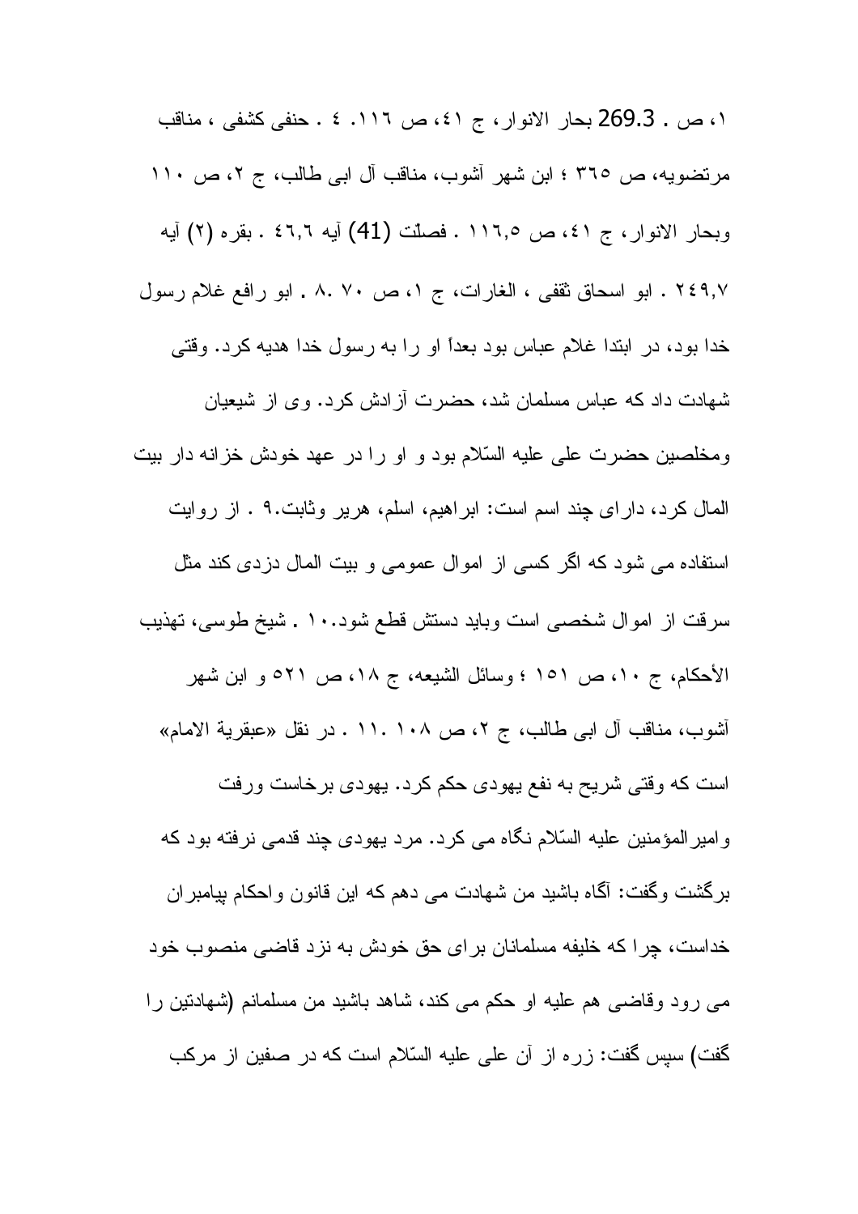۱، ص . 269.3 بحار الانوار، ج ٤١، ص ١١٦. ٤ . حنفی کشفی ، مناقب مرتضویه، ص ٣٦٥ ؛ ابن شهر آشوب، مناقب آل ابی طالب، ج ٢، ص ١١٠ وبحار الانوار، ج ٤١، ص ١١٦,٥ . فصلت (41) آیه ٤٦,٦ . بقره (٢) آیه ٢٤٩,٧ . ابو اسحاق ثقفی ، الغارات، ج ١، ص ٧٠ .٨ . ابو رافع غلام رسول خدا بود، در ابتدا غلام عباس بود بعداً او را به رسول خدا هدیه کرد. وقتی شهادت داد که عباس مسلمان شد، حضرت آزادش کرد. وی از شیعیان ومخلصین حضرت علی علیه السّلام بود و او را در عهد خودش خزانه دار بیت المال کرد، دارای چند اسم است: ابراهیم، اسلم، هریر وثابت.٩ . از روایت استفاده می شود که اگر کسی از اموال عمومی و بیت المال دزدی کند مثل سرقت از اموال شخصی است وباید دستش قطع شود.١٠ . شیخ طوسی، تهذیب الأحکام، ج ١٠، ص ١٥١ ؛ وسائل الشیعه، ج ١٨، ص ٥٢١ و ابن شهر آشوب، مناقب آل ابی طالب، ج ٢، ص ١٠٨ .١١ . در نقل «عبقریة الامام» است که وقتی شریح به نفع یهودی حکم کرد. یهودی برخاست ورفت وامیرالمؤمنین علیه السّلام نگاه می کرد. مرد یهودی چند قدمی نرفته بود که برگشت وگفت: آگاه باشید من شهادت می دهم که این قانون واحکام پیامبران خداست، چرا که خلیفه مسلمانان برای حق خودش به نزد قاضی منصوب خود می رود وقاضی هم علیه او حکم می کند، شاهد باشید من مسلمانم (شهادتین را گفت) سپس گفت: زره از آن علی علیه السّلام است که در صفین از مرکب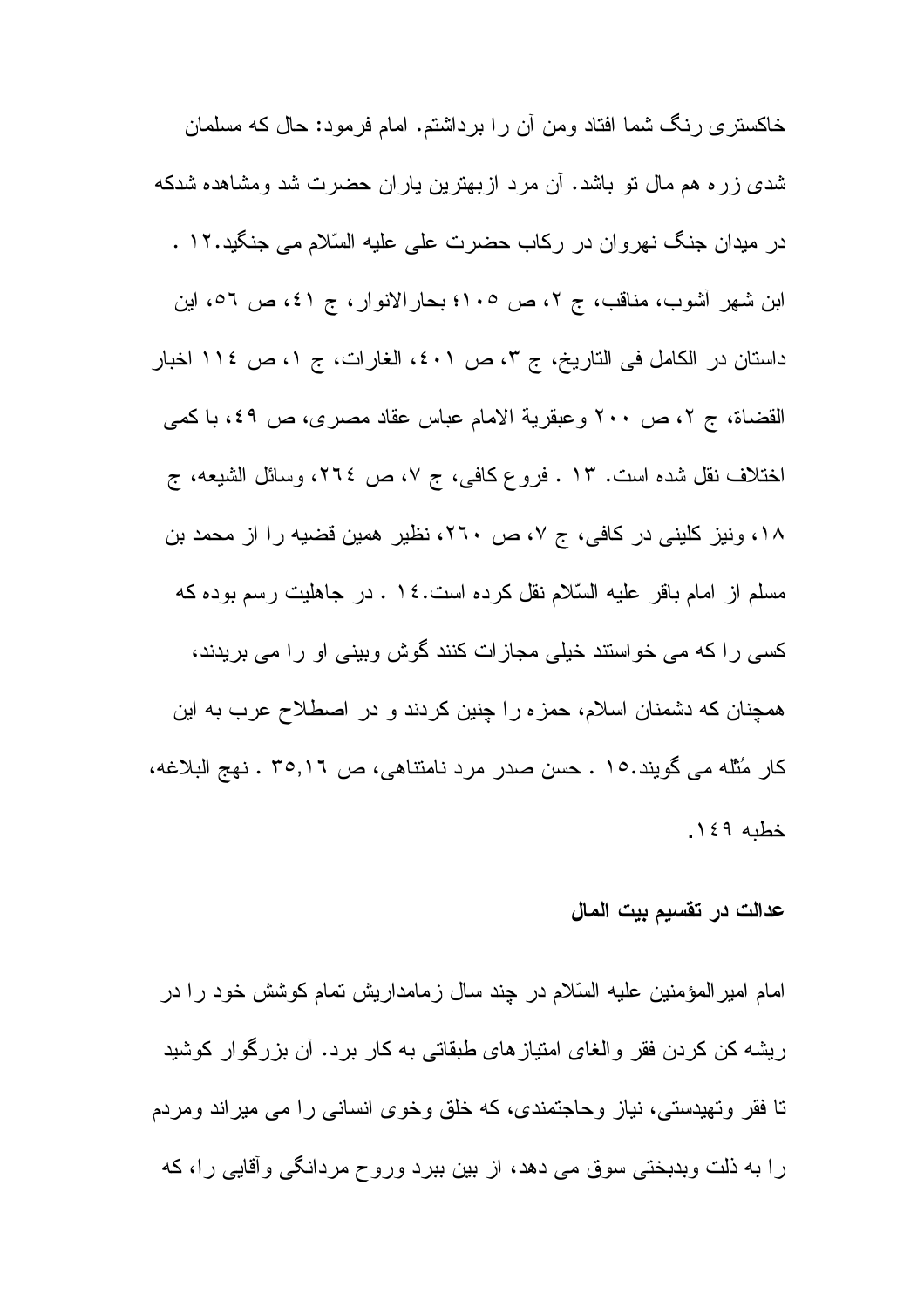خاکستری رنگ شما افتاد ومن آن را برداشتم. امام فرمود: حال که مسلمان شدی زره هم مال تو باشد. آن مرد ازبهترین یاران حضرت شد ومشاهده شدکه در میدان جنگ نهروان در رکاب حضرت علی علیه السّلام می جنگید.۱۲ . ابن شهر آشوب، مناقب، ج ۲، ص ۱۰۵؛ بحارالانوار، ج ٤۱، ص ٥٦، این داستان در الکامل فی التاریخ، ج ۳، ص ٤۰۱، الغارات، ج ۱، ص ۱۱٤ اخبار القضاة، ج ۲، ص ۲۰۰ وعبقریة الامام عباس عقاد مصری، ص ٤۹، با کمی اختلاف نقل شده است. ۱۳ . فروع کافی، ج ۷، ص ۲٦٤، وسائل الشیعه، ج ۱۸، ونیز کلینی در کافی، ج ۷، ص ۲٦۰، نظیر همین قضیه را از محمد بن مسلم از امام باقر علیه السّلام نقل کرده است.۱٤ . در جاهلیت رسم بوده که کسی را که می خواستند خیلی مجازات کنند گوش وبینی او را می بریدند، همچنان که دشمنان اسلام، حمزه را چنین کردند و در اصطلاح عرب به این کار مُثله می گویند.۱٥ . حسن صدر مرد نامتناهی، ص ۳٥,۱٦ . نهج البلاغه، خطبه ۱٤۹.

## عدالت در تقسیم بیت المال

امام امیرالمؤمنین علیه السّلام در چند سال زمامداریش تمام کوشش خود را در ریشه کن کردن فقر والغای امتیازهای طبقاتی به کار برد. آن بزرگوار کوشید تا فقر وتهیدستی، نیاز وحاجتمندی، که خلق وخوی انسانی را می میراند ومردم را به ذلت وبدبختی سوق می دهد، از بین ببرد وروح مردانگی وآقایی را، که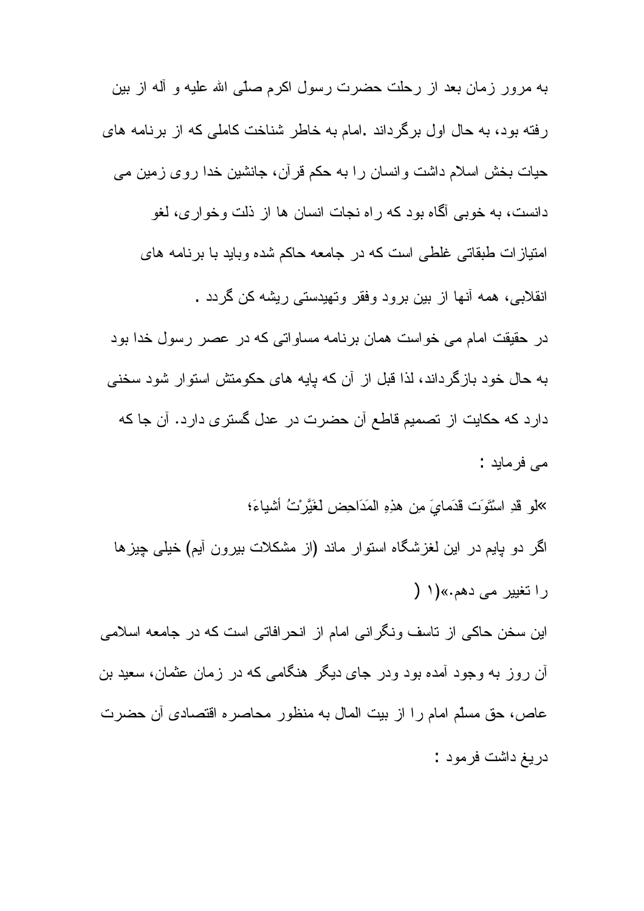به مرور زمان بعد از رحلت حضرت رسول اکرم صلّی الله علیه و آله از بین رفته بود، به حال اول برگرداند .امام به خاطر شناخت کاملی که از برنامه های حیات بخش اسلام داشت وانسان را به حکم قرآن، جانشین خدا روی زمین می دانست، به خوبی آگاه بود که راه نجات انسان ها از ذلت وخواری، لغو امتیازات طبقاتی غلطی است که در جامعه حاکم شده وباید با برنامه های انقلابی، همه آنها از بین برود وفقر وتهیدستی ریشه کن گردد .

در حقیقت امام می خواست همان برنامه مساواتی که در عصر رسول خدا بود به حال خود بازگرداند، لذا قبل از آن که پایه های حکومتش استوار شود سخنی دارد که حکایت از تصمیم قاطع آن حضرت در عدل گستری دارد. آن جا که می فرماید :

«لَو قَدِ استَوَت قَدَمايَ مِن هذِهِ المَدَاحِضِ لغَيَّرْتُ أشياءَ؛

اگر دو پایم در این لغزشگاه استوار ماند (از مشکلات بیرون آیم) خیلی چیزها را تغییر می دهم.»(۱)

این سخن حاکی از تاسف ونگرانی امام از انحرافاتی است که در جامعه اسلامی آن روز به وجود آمده بود ودر جای دیگر هنگامی که در زمان عثمان، سعید بن عاص، حق مسلّم امام را از بیت المال به منظور محاصره اقتصادی آن حضرت دریغ داشت فرمود :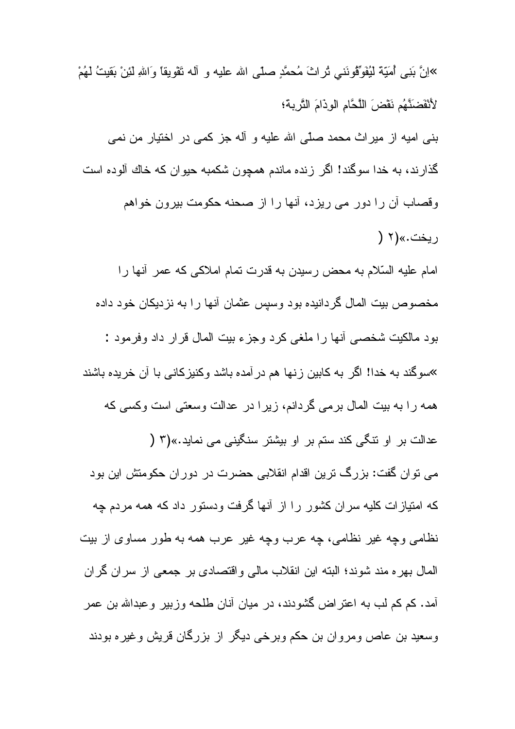«اِنَّ بَنِی اُمَیَّةَ لَیُفَوِّقُونَنِي تُراثَ مُحمَّدٍ صلّی الله علیه و آله تَفْوِیقاً وَاللهِ لَئِنْ بَقِیتُ لَهُمْ لأَنْفَضَنَّهُم نَفْضَ اللَّحَّامِ الوِذَامَ التَّرِبة؛

بنی امیه از میراث محمد صلّی الله علیه و آله جز کمی در اختیار من نمی گذارند، به خدا سوگند! اگر زنده ماندم همچون شکمبه حیوان که خاك آلوده است وقصاب آن را دور می ریزد، آنها را از صحنه حکومت بیرون خواهم ریخت.»(۲)

امام علیه السّلام به محض رسیدن به قدرت تمام املاکی که عمر آنها را مخصوص بیت المال گردانیده بود وسپس عثمان آنها را به نزدیکان خود داده بود مالکیت شخصی آنها را ملغی کرد وجزء بیت المال قرار داد وفرمود :

«سوگند به خدا! اگر به کابین زنها هم درآمده باشد وکنیزکانی با آن خریده باشند همه را به بیت المال برمی گردانم، زیرا در عدالت وسعتی است وکسی که عدالت بر او تنگی کند ستم بر او بیشتر سنگینی می نماید.»(۳)

می توان گفت: بزرگ ترین اقدام انقلابی حضرت در دوران حکومتش این بود که امتیازات کلیه سران کشور را از آنها گرفت ودستور داد که همه مردم چه نظامی وچه غیر نظامی، چه عرب وچه غیر عرب همه به طور مساوی از بیت المال بهره مند شوند؛ البته این انقلاب مالی واقتصادی بر جمعی از سران گران آمد. کم کم لب به اعتراض گشودند، در میان آنان طلحه وزبیر وعبدالله بن عمر وسعید بن عاص ومروان بن حکم وبرخی دیگر از بزرگان قریش وغیره بودند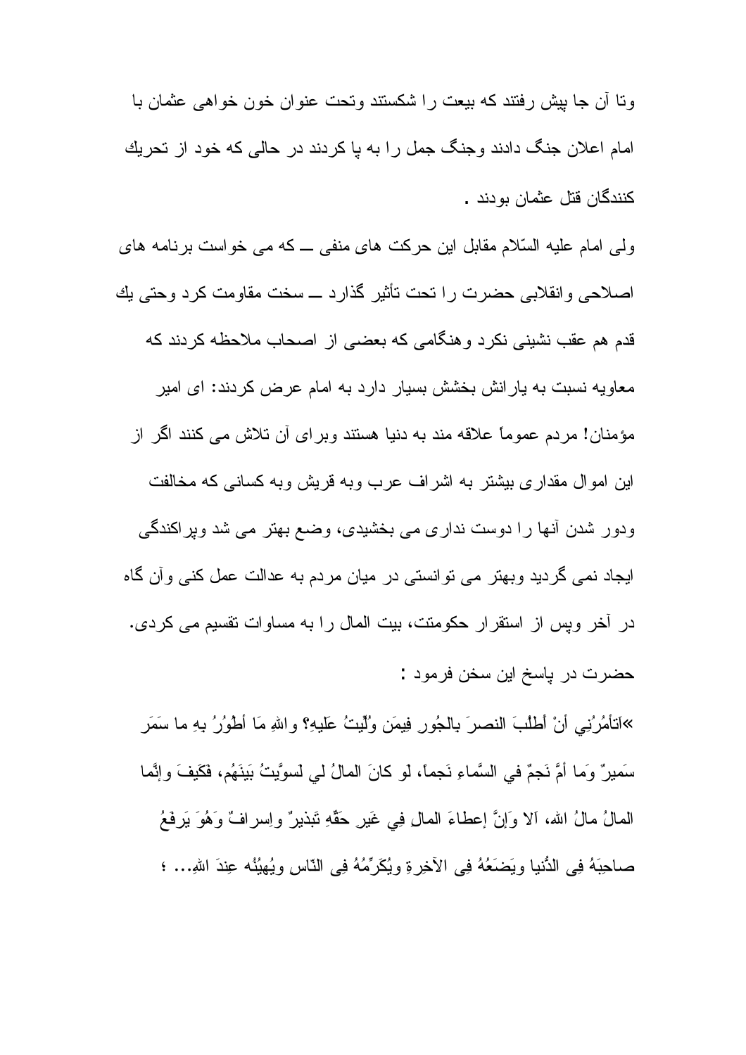وتا آن جا پیش رفتند که بیعت را شکستند وتحت عنوان خون خواهی عثمان با امام اعلان جنگ دادند وجنگ جمل را به پا کردند در حالی که خود از تحریك کنندگان قتل عثمان بودند .

ولی امام علیه السّلام مقابل این حرکت های منفی ــ که می خواست برنامه های اصلاحی وانقلابی حضرت را تحت تأثیر گذارد ــ سخت مقاومت کرد وحتی یك قدم هم عقب نشینی نکرد وهنگامی که بعضی از اصحاب ملاحظه کردند که معاویه نسبت به یارانش بخشش بسیار دارد به امام عرض کردند: ای امیر مؤمنان! مردم عموماً علاقه مند به دنیا هستند وبرای آن تلاش می کنند اگر از این اموال مقداری بیشتر به اشراف عرب وبه قریش وبه کسانی که مخالفت ودور شدن آنها را دوست نداری می بخشیدی، وضع بهتر می شد وپراکندگی ایجاد نمی گردید وبهتر می توانستی در میان مردم به عدالت عمل کنی وآن گاه در آخر وپس از استقرار حکومتت، بیت المال را به مساوات تقسیم می کردی. حضرت در پاسخ این سخن فرمود :

«اَتأمُرُنِي أنْ أطلُبَ النصرَ بالجُورِ فِيمَن وُلّيتُ عَليهِ؟ واللهِ مَا أطُورُ بهِ ما سَمَر سَمِيرٌ وَما أمَّ نَجمٌ في السَّماءِ نَجماً، لو كانَ المالُ لي لَسوَّيتُ بَينَهُم، فَكَيفَ وإنَّما المالُ مالُ الله، اَلا وَإنَّ إعطاءَ المالِ فِي غَيرِ حَقِّهِ تَبذيرٌ وإسرافٌ وَهُوَ يَرفَعُ صاحِبَهُ فِي الدُّنيا ويَضَعُهُ فِي الآخِرةِ ويُكَرِّمُهُ فِي النّاسِ ويُهِينُه عِندَ اللهِ... ؛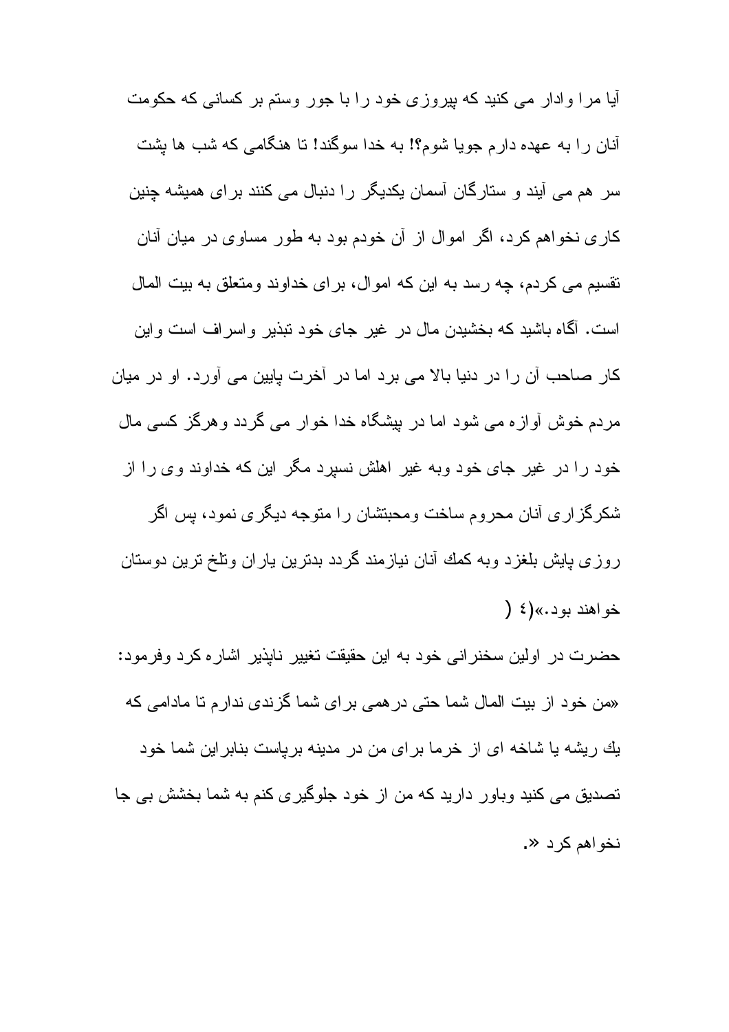آیا مرا وادار می کنید که پیروزی خود را با جور وستم بر کسانی که حکومت آنان را به عهده دارم جویا شوم؟! به خدا سوگند! تا هنگامی که شب ها پشت سر هم می آیند و ستارگان آسمان یکدیگر را دنبال می کنند برای همیشه چنین کاری نخواهم کرد، اگر اموال از آن خودم بود به طور مساوی در میان آنان تقسیم می کردم، چه رسد به این که اموال، برای خداوند ومتعلق به بیت المال است. آگاه باشید که بخشیدن مال در غیر جای خود تبذیر واسراف است واین کار صاحب آن را در دنیا بالا می برد اما در آخرت پایین می آورد. او در میان مردم خوش آوازه می شود اما در پیشگاه خدا خوار می گردد وهرگز کسی مال خود را در غیر جای خود وبه غیر اهلش نسپرد مگر این که خداوند وی را از شکرگزاری آنان محروم ساخت ومحبتشان را متوجه دیگری نمود، پس اگر روزی پایش بلغزد وبه کمك آنان نیازمند گردد بدترین یاران وتلخ ترین دوستان خواهند بود.»(٤ )

حضرت در اولین سخنرانی خود به این حقیقت تغییر ناپذیر اشاره کرد وفرمود: «من خود از بیت المال شما حتی درهمی برای شما گزندی ندارم تا مادامی که یك ریشه یا شاخه ای از خرما برای من در مدینه برپاست بنابراین شما خود تصدیق می کنید وباور دارید که من از خود جلوگیری کنم به شما بخشش بی جا نخواهم کرد «.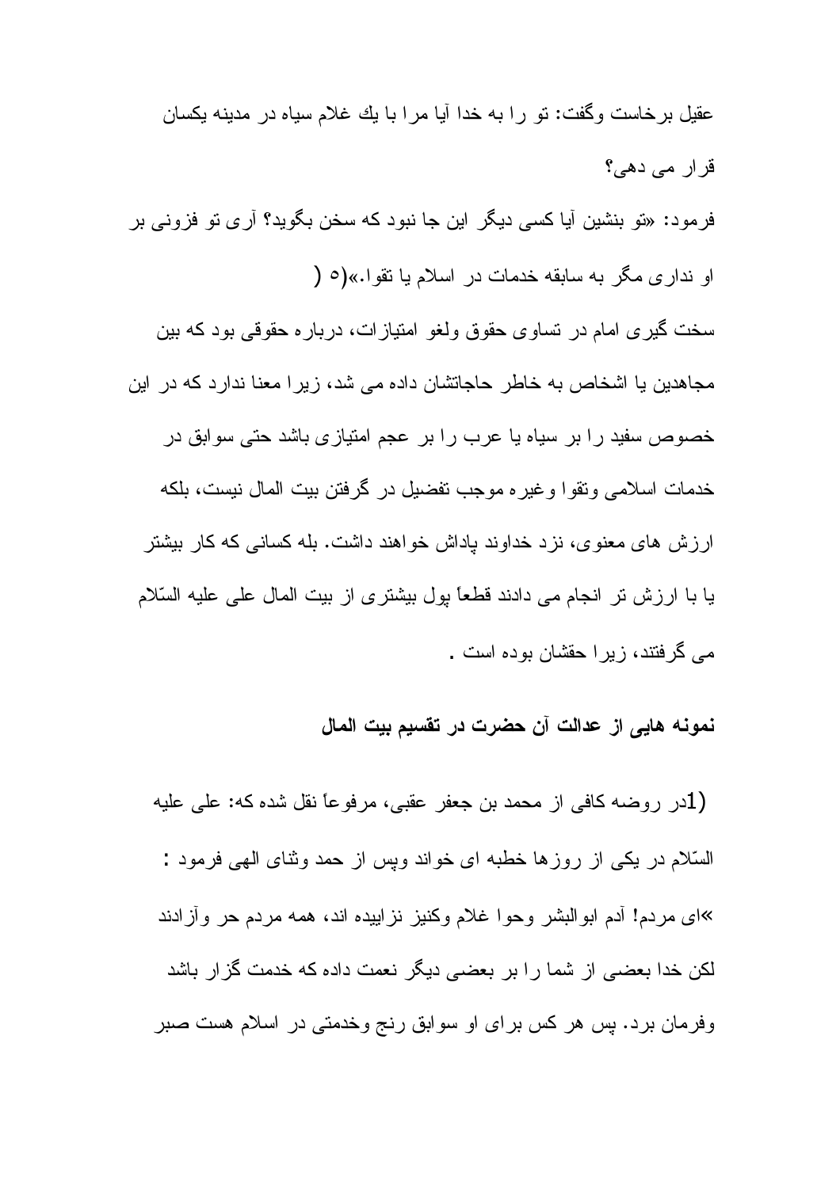عقیل برخاست وگفت: تو را به خدا آیا مرا با یك غلام سیاه در مدینه یكسان قرار می دهی؟

فرمود: «تو بنشین آیا كسی دیگر این جا نبود كه سخن بگوید؟ آری تو فزونی بر او نداری مگر به سابقه خدمات در اسلام یا تقوا.»(٥ )

سخت گیری امام در تساوی حقوق ولغو امتیازات، درباره حقوقی بود كه بین مجاهدین یا اشخاص به خاطر حاجاتشان داده می شد، زیرا معنا ندارد كه در این خصوص سفید را بر سیاه یا عرب را بر عجم امتیازی باشد حتی سوابق در خدمات اسلامی وتقوا وغیره موجب تفضیل در گرفتن بیت المال نیست، بلكه ارزش های معنوی، نزد خداوند پاداش خواهند داشت. بله كسانی كه كار بیشتر یا با ارزش تر انجام می دادند قطعاً پول بیشتری از بیت المال علی علیه السّلام می گرفتند، زیرا حقشان بوده است .

**نمونه هایی از عدالت آن حضرت در تقسیم بیت المال**

(1در روضه كافی از محمد بن جعفر عقبی، مرفوعاً نقل شده كه: علی علیه السّلام در یكی از روزها خطبه ای خواند وپس از حمد وثنای الهی فرمود : «ای مردم! آدم ابوالبشر وحوا غلام وكنیز نزاییده اند، همه مردم حر وآزادند لكن خدا بعضی از شما را بر بعضی دیگر نعمت داده كه خدمت گزار باشد وفرمان برد. پس هر كس برای او سوابق رنج وخدمتی در اسلام هست صبر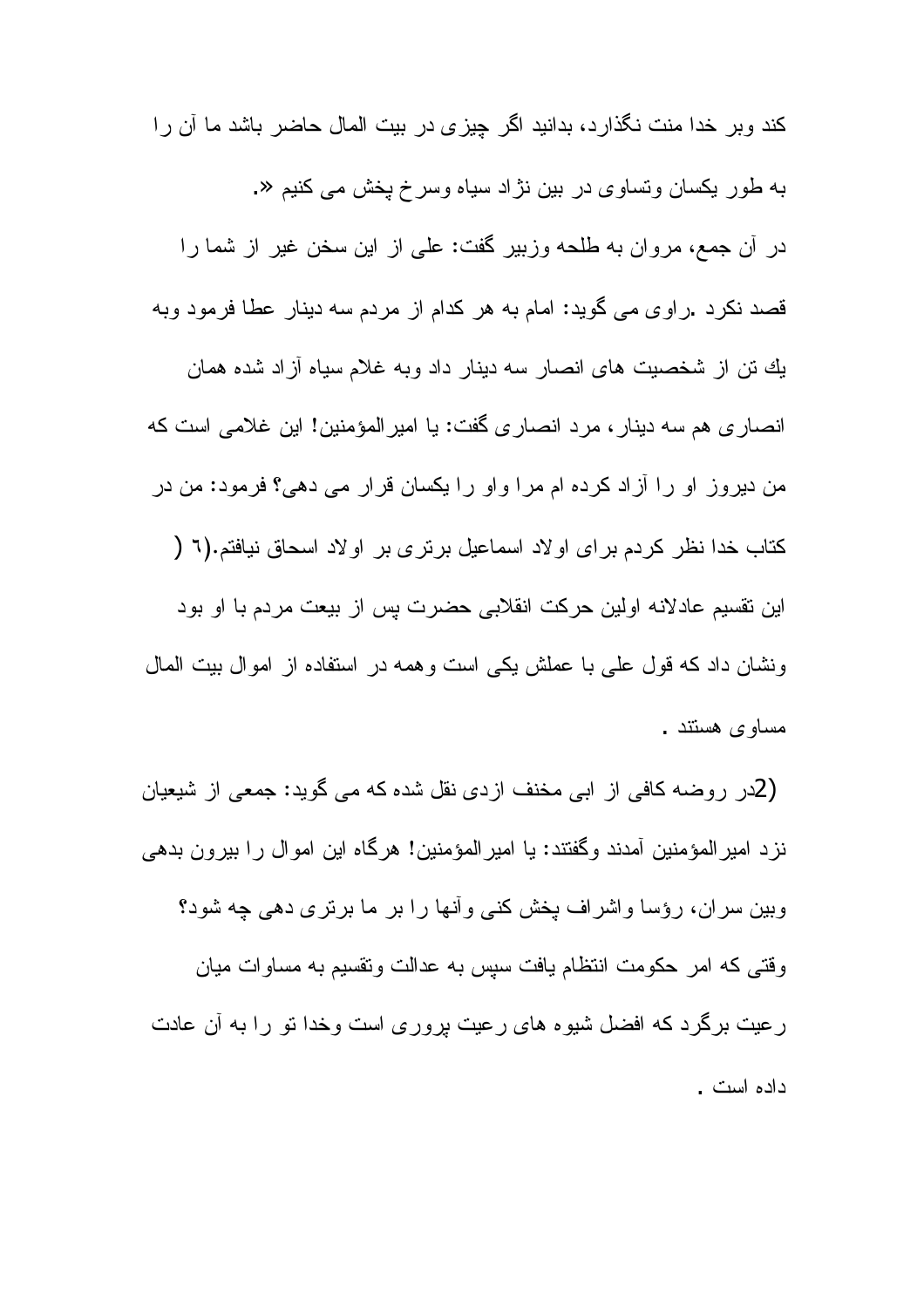کند وبر خدا منت نگذارد، بدانید اگر چیزی در بیت المال حاضر باشد ما آن را به طور یکسان وتساوی در بین نژاد سیاه وسرخ پخش می کنیم «.

در آن جمع، مروان به طلحه وزبیر گفت: علی از این سخن غیر از شما را قصد نکرد .راوی می گوید: امام به هر کدام از مردم سه دینار عطا فرمود وبه يك تن از شخصیت های انصار سه دینار داد وبه غلام سیاه آزاد شده همان انصاری هم سه دینار، مرد انصاری گفت: یا امیرالمؤمنین! این غلامی است که من دیروز او را آزاد کرده ام مرا واو را یکسان قرار می دهی؟ فرمود: من در کتاب خدا نظر کردم برای اولاد اسماعیل برتری بر اولاد اسحاق نیافتم.(٦ )

این تقسیم عادلانه اولین حرکت انقلابی حضرت پس از بیعت مردم با او بود ونشان داد که قول علی با عملش یکی است وهمه در استفاده از اموال بیت المال مساوی هستند .

(2در روضه کافی از ابی مخنف ازدی نقل شده که می گوید: جمعی از شیعیان نزد امیرالمؤمنین آمدند وگفتند: یا امیرالمؤمنین! هرگاه این اموال را بیرون بدهی وبین سران، رؤسا واشراف پخش کنی وآنها را بر ما برتری دهی چه شود؟ وقتی که امر حکومت انتظام یافت سپس به عدالت وتقسیم به مساوات میان رعیت برگرد که افضل شیوه های رعیت پروری است وخدا تو را به آن عادت داده است .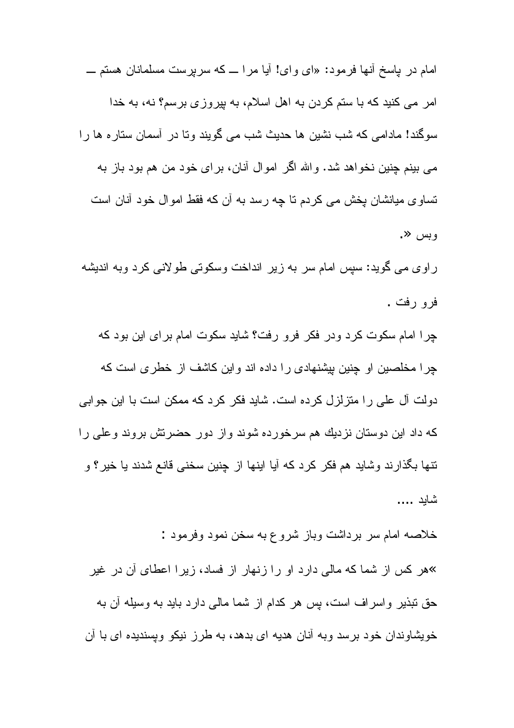امام در پاسخ آنها فرمود: «ای وای! آیا مرا ــ که سرپرست مسلمانان هستم ــ امر می کنید که با ستم کردن به اهل اسلام، به پیروزی برسم؟ نه، به خدا سوگند! مادامی که شب نشین ها حدیث شب می گویند وتا در آسمان ستاره ها را می بینم چنین نخواهد شد. والله اگر اموال آنان، برای خود من هم بود باز به تساوی میانشان پخش می کردم تا چه رسد به آن که فقط اموال خود آنان است وبس ».

راوی می گوید: سپس امام سر به زیر انداخت وسکوتی طولانی کرد وبه اندیشه فرو رفت .

چرا امام سکوت کرد ودر فکر فرو رفت؟ شاید سکوت امام برای این بود که چرا مخلصین او چنین پیشنهادی را داده اند واین کاشف از خطری است که دولت آل علی را متزلزل کرده است. شاید فکر کرد که ممکن است با این جوابی که داد این دوستان نزدیك هم سرخورده شوند واز دور حضرتش بروند وعلی را تنها بگذارند وشاید هم فکر کرد که آیا اینها از چنین سخنی قانع شدند یا خیر؟ و شاید ....

خلاصه امام سر برداشت وباز شروع به سخن نمود وفرمود :

»هر کس از شما که مالی دارد او را زنهار از فساد، زیرا اعطای آن در غیر حق تبذیر واسراف است، پس هر کدام از شما مالی دارد باید به وسیله آن به خویشاوندان خود برسد وبه آنان هدیه ای بدهد، به طرز نیکو وپسندیده ای با آن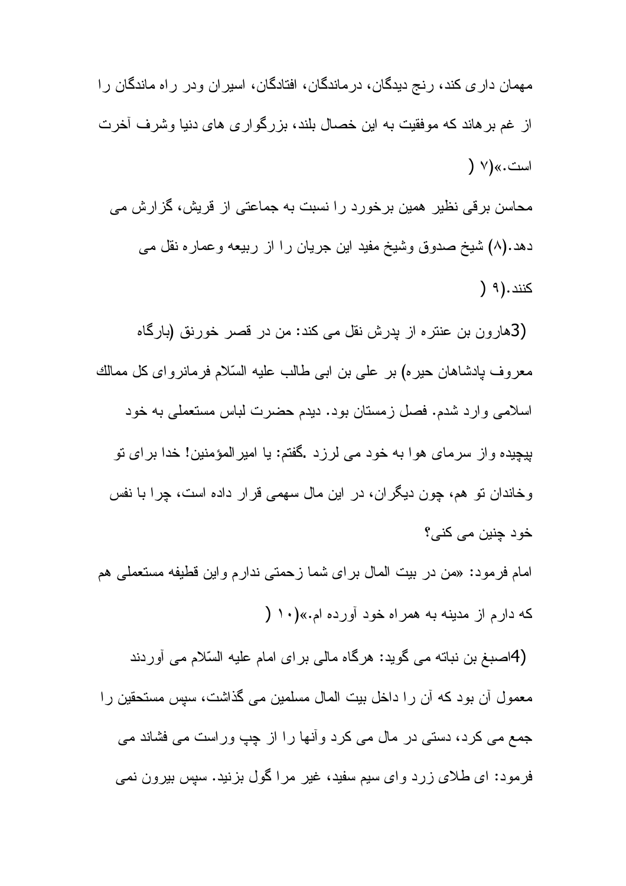مهمان داری کند، رنج دیدگان، درماندگان، افتادگان، اسیران ودر راه ماندگان را از غم برهاند که موفقیت به این خصال بلند، بزرگواری های دنیا وشرف آخرت است.»(۷)

محاسن برقی نظیر همین برخورد را نسبت به جماعتی از قریش، گزارش می دهد.(۸) شیخ صدوق وشیخ مفید این جریان را از ربیعه وعماره نقل می کنند.(۹)

3) هارون بن عنتره از پدرش نقل می کند: من در قصر خورنق (بارگاه معروف پادشاهان حیره) بر علی بن ابی طالب علیه السّلام فرمانروای کل ممالك اسلامی وارد شدم. فصل زمستان بود. دیدم حضرت لباس مستعملی به خود پیچیده واز سرمای هوا به خود می لرزد .گفتم: یا امیرالمؤمنین! خدا برای تو وخاندان تو هم، چون دیگران، در این مال سهمی قرار داده است، چرا با نفس خود چنین می کنی؟

امام فرمود: «من در بیت المال برای شما زحمتی ندارم واین قطیفه مستعملی هم که دارم از مدینه به همراه خود آورده ام.»(۱۰)

4) اصبغ بن نباته می گوید: هرگاه مالی برای امام علیه السّلام می آوردند معمول آن بود که آن را داخل بیت المال مسلمین می گذاشت، سپس مستحقین را جمع می کرد، دستی در مال می کرد وآنها را از چپ وراست می فشاند می فرمود: ای طلای زرد وای سیم سفید، غیر مرا گول بزنید. سپس بیرون نمی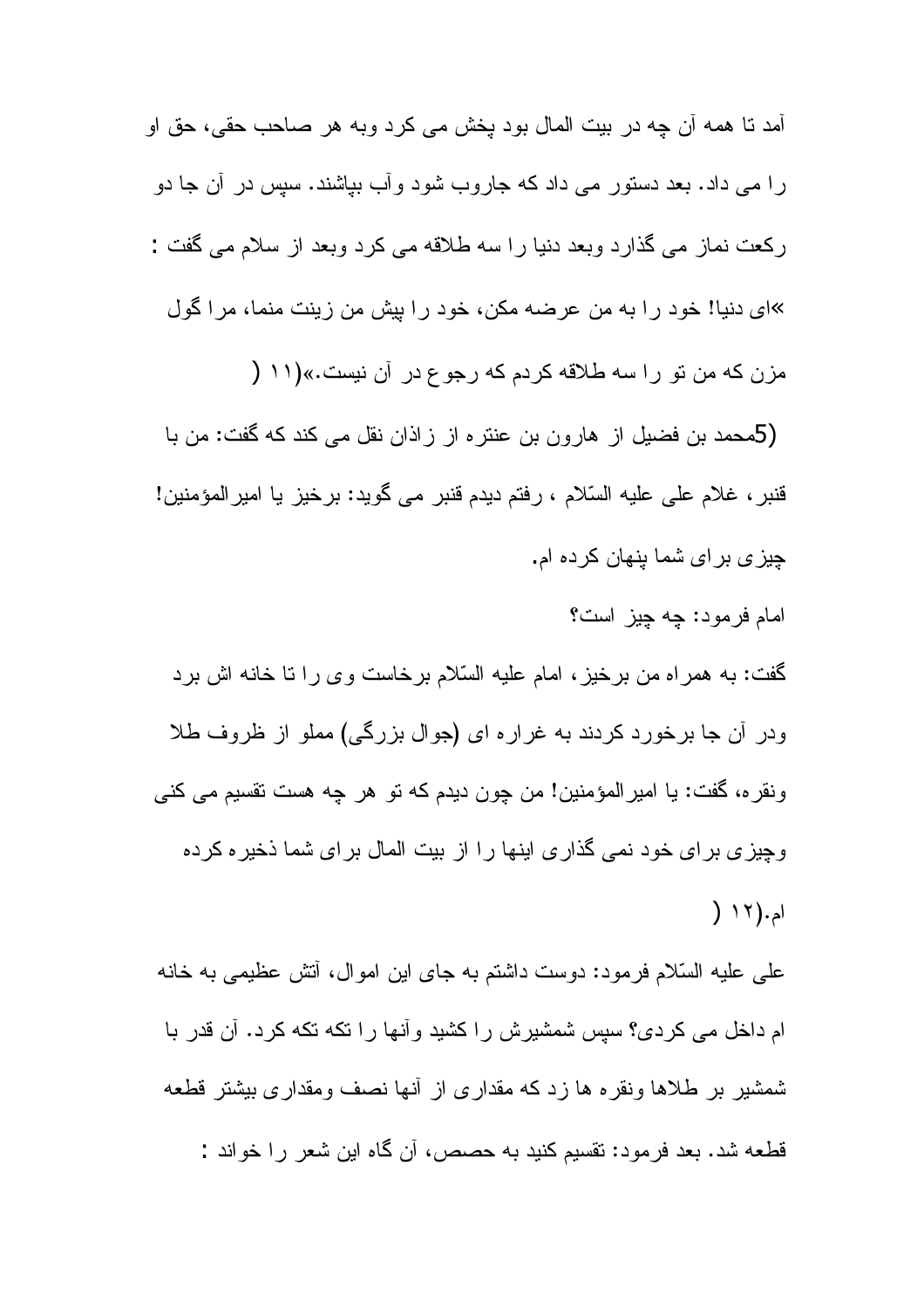آمد تا همه آن چه در بیت المال بود پخش می کرد وبه هر صاحب حقی، حق او را می داد. بعد دستور می داد که جاروب شود وآب بپاشند. سپس در آن جا دو رکعت نماز می گذارد وبعد دنیا را سه طلاقه می کرد وبعد از سلام می گفت :

«ای دنیا! خود را به من عرضه مکن، خود را پیش من زینت منما، مرا گول مزن که من تو را سه طلاقه کردم که رجوع در آن نیست.»(۱۱)

(5محمد بن فضیل از هارون بن عنتره از زاذان نقل می کند که گفت: من با قنبر، غلام علی علیه السّلام ، رفتم دیدم قنبر می گوید: برخیز یا امیرالمؤمنین! چیزی برای شما پنهان کرده ام.

امام فرمود: چه چیز است؟

گفت: به همراه من برخیز، امام علیه السّلام برخاست وی را تا خانه اش برد ودر آن جا برخورد کردند به غراره ای (جوال بزرگی) مملو از ظروف طلا ونقره، گفت: یا امیرالمؤمنین! من چون دیدم که تو هر چه هست تقسیم می کنی وچیزی برای خود نمی گذاری اینها را از بیت المال برای شما ذخیره کرده ام.(۱۲)

علی علیه السّلام فرمود: دوست داشتم به جای این اموال، آتش عظیمی به خانه ام داخل می کردی؟ سپس شمشیرش را کشید وآنها را تکه تکه کرد. آن قدر با شمشیر بر طلاها ونقره ها زد که مقداری از آنها نصف ومقداری بیشتر قطعه قطعه شد. بعد فرمود: تقسیم کنید به حصص، آن گاه این شعر را خواند :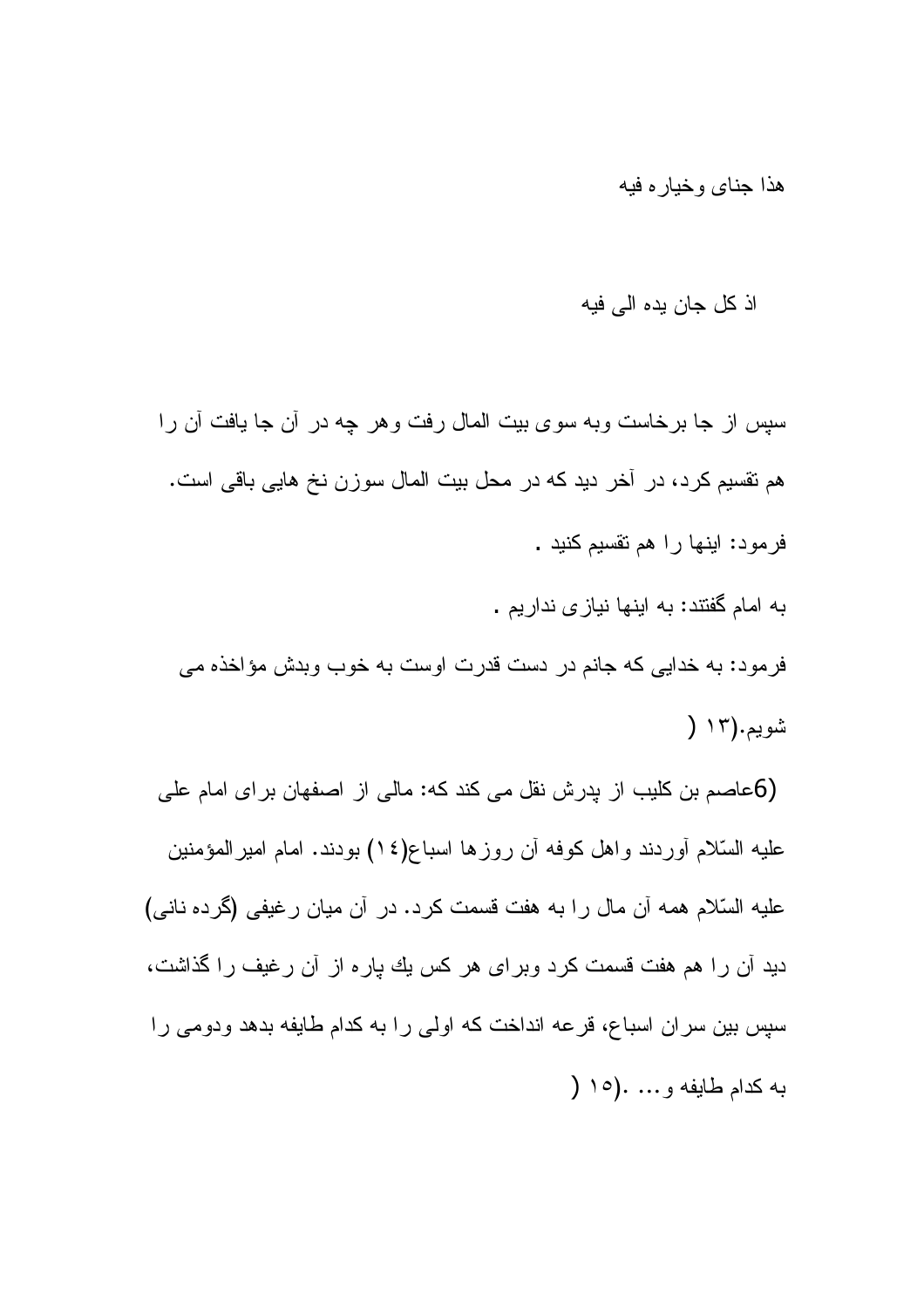هذا جناى وخياره فيه

اذ كل جان يده الى فيه

سپس از جا برخاست وبه سوى بيت المال رفت وهر چه در آن جا يافت آن را هم تقسيم كرد، در آخر ديد كه در محل بيت المال سوزن نخ هايى باقى است.

فرمود: اينها را هم تقسيم كنيد .

به امام گفتند: به اينها نيازى نداريم .

فرمود: به خدايى كه جانم در دست قدرت اوست به خوب وبدش مؤاخذه مى شويم.(١٣ )

(6عاصم بن كليب از پدرش نقل مى كند كه: مالى از اصفهان براى امام على عليه السّلام آوردند واهل كوفه آن روزها اسباع(١٤) بودند. امام اميرالمؤمنين عليه السّلام همه آن مال را به هفت قسمت كرد. در آن ميان رغيفى (گرده نانى) ديد آن را هم هفت قسمت كرد وبراى هر كس يك پاره از آن رغيف را گذاشت، سپس بين سران اسباع، قرعه انداخت كه اولى را به كدام طايفه بدهد ودومى را به كدام طايفه و... .(١٥ )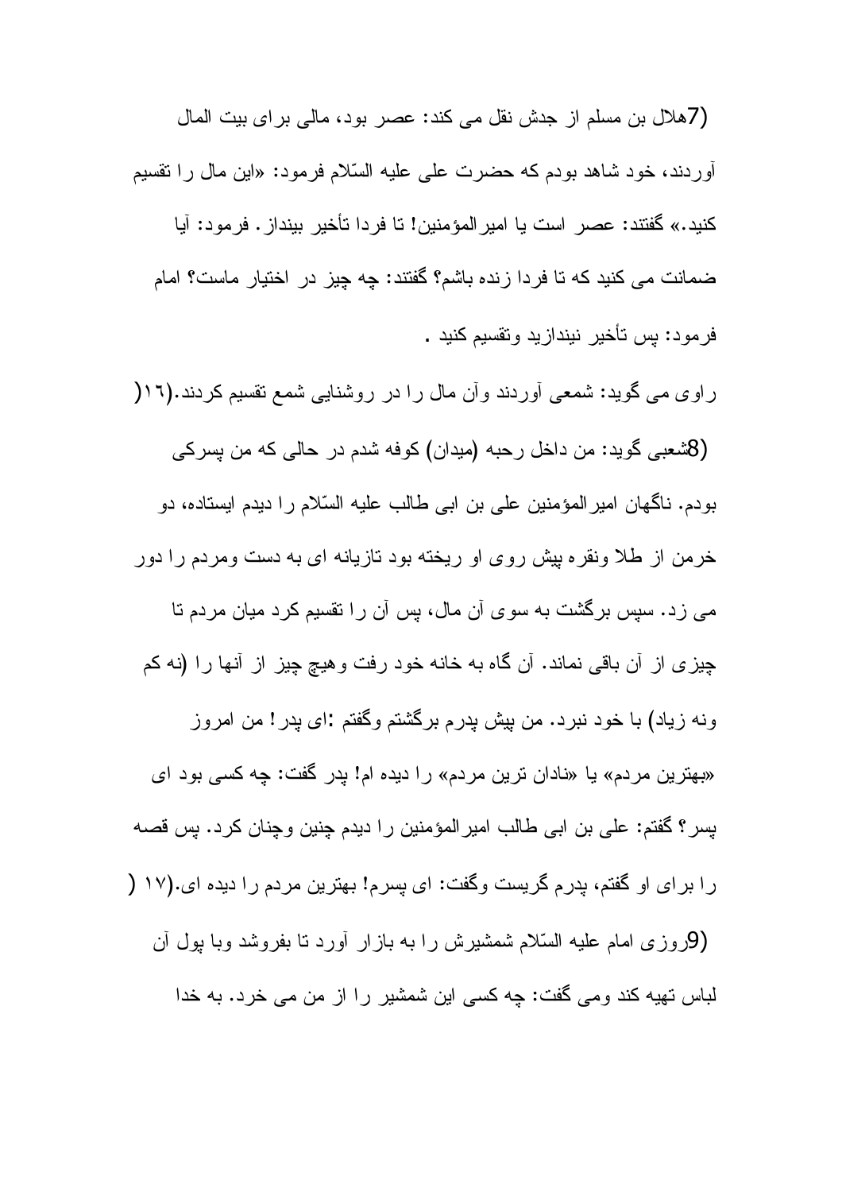(7)هلال بن مسلم از جدش نقل می کند: عصر بود، مالی برای بیت المال آوردند، خود شاهد بودم که حضرت علی علیه السّلام فرمود: «این مال را تقسیم کنید.» گفتند: عصر است یا امیرالمؤمنین! تا فردا تأخیر بینداز. فرمود: آیا ضمانت می کنید که تا فردا زنده باشم؟ گفتند: چه چیز در اختیار ماست؟ امام فرمود: پس تأخیر نیندازید وتقسیم کنید.

راوی می گوید: شمعی آوردند وآن مال را در روشنایی شمع تقسیم کردند.(١٦)

(8)شعبی گوید: من داخل رحبه (میدان) کوفه شدم در حالی که من پسرکی بودم. ناگهان امیرالمؤمنین علی بن ابی طالب علیه السّلام را دیدم ایستاده، دو خرمن از طلا ونقره پیش روی او ریخته بود تازیانه ای به دست ومردم را دور می زد. سپس برگشت به سوی آن مال، پس آن را تقسیم کرد میان مردم تا چیزی از آن باقی نماند. آن گاه به خانه خود رفت وهیچ چیز از آنها را (نه کم ونه زیاد) با خود نبرد. من پیش پدرم برگشتم وگفتم :ای پدر! من امروز «بهترین مردم» یا «نادان ترین مردم» را دیده ام! پدر گفت: چه کسی بود ای پسر؟ گفتم: علی بن ابی طالب امیرالمؤمنین را دیدم چنین وچنان کرد. پس قصه را برای او گفتم، پدرم گریست وگفت: ای پسرم! بهترین مردم را دیده ای.(١٧)

(9)روزی امام علیه السّلام شمشیرش را به بازار آورد تا بفروشد وبا پول آن لباس تهیه کند ومی گفت: چه کسی این شمشیر را از من می خرد. به خدا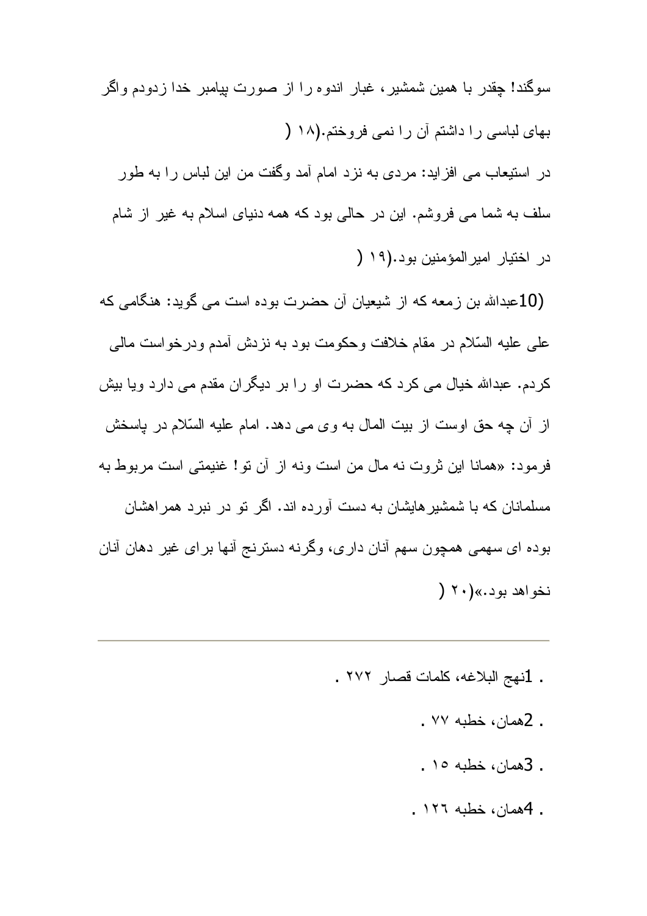سوگند! چقدر با همین شمشیر، غبار اندوه را از صورت پیامبر خدا زدودم واگر بهای لباسی را داشتم آن را نمی فروختم.(۱۸)

در استیعاب می افزاید: مردی به نزد امام آمد وگفت من این لباس را به طور سلف به شما می فروشم. این در حالی بود که همه دنیای اسلام به غیر از شام در اختیار امیرالمؤمنین بود.(۱۹)

(10)عبدالله بن زمعه که از شیعیان آن حضرت بوده است می گوید: هنگامی که علی علیه السّلام در مقام خلافت وحکومت بود به نزدش آمدم ودرخواست مالی کردم. عبدالله خیال می کرد که حضرت او را بر دیگران مقدم می دارد ویا بیش از آن چه حق اوست از بیت المال به وی می دهد. امام علیه السّلام در پاسخش فرمود: «همانا این ثروت نه مال من است ونه از آن تو! غنیمتی است مربوط به مسلمانان که با شمشیرهایشان به دست آورده اند. اگر تو در نبرد همراهشان بوده ای سهمی همچون سهم آنان داری، وگرنه دسترنج آنها برای غیر دهان آنان نخواهد بود.»(۲۰)

---

. 1نهج البلاغه، کلمات قصار ۲۷۲ .

. 2همان، خطبه ۷۷ .

. 3همان، خطبه ۱۵ .

. 4همان، خطبه ۱۲٦ .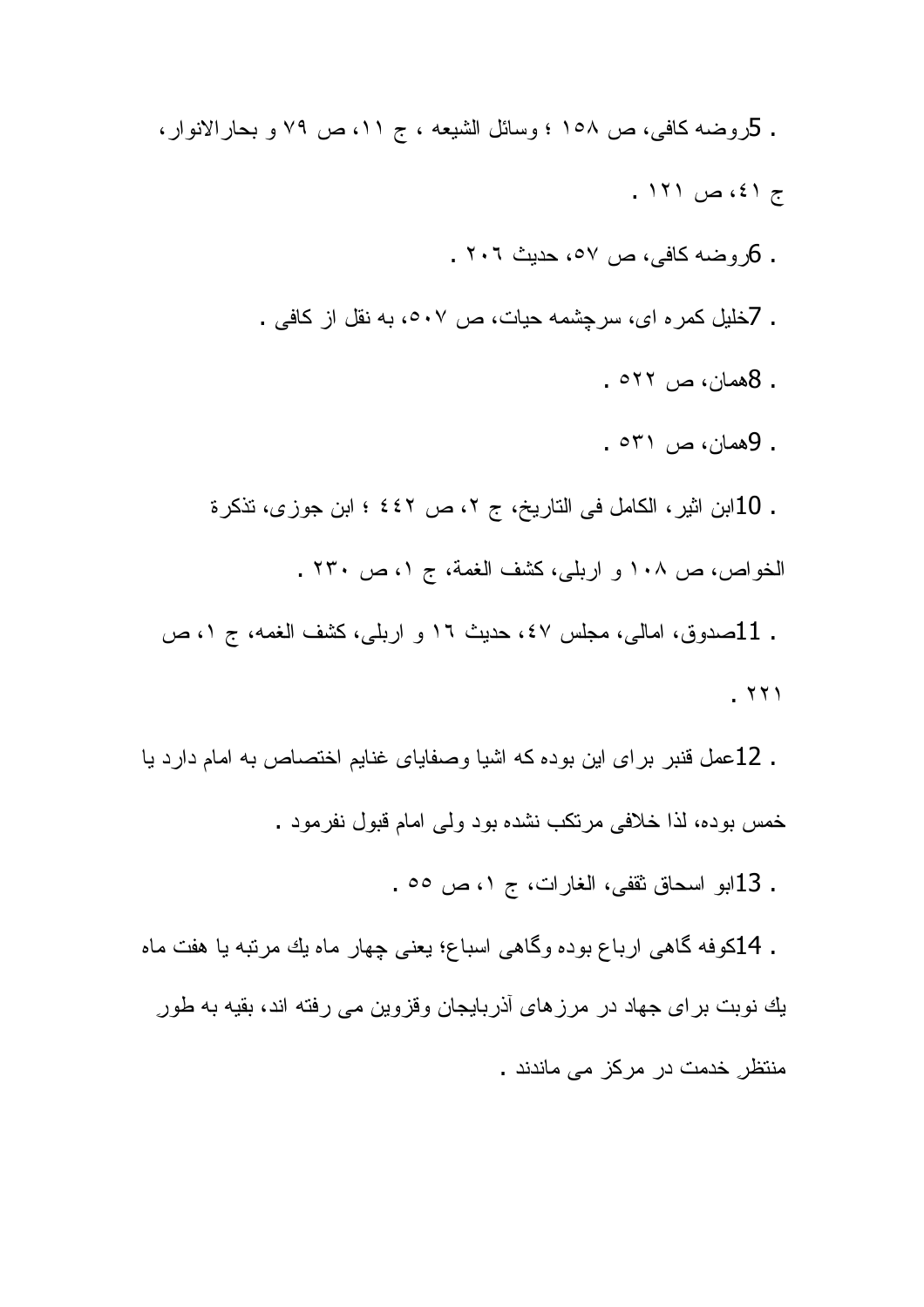. 5روضه كافى، ص ١٥٨ ؛ وسائل الشيعه ، ج ١١، ص ٧٩ و بحارالانوار، ج ٤١، ص ١٢١ .

. 6روضه كافى، ص ٥٧، حديث ٢٠٦ .

. 7خليل كمره اى، سرچشمه حيات، ص ٥٠٧، به نقل از كافى .

. 8همان، ص ٥٢٢ .

. 9همان، ص ٥٣١ .

. 10ابن اثير، الكامل فى التاريخ، ج ٢، ص ٤٤٢ ؛ ابن جوزى، تذكرة الخواص، ص ١٠٨ و اربلى، كشف الغمة، ج ١، ص ٢٣٠ .

. 11صدوق، امالى، مجلس ٤٧، حديث ١٦ و اربلى، كشف الغمه، ج ١، ص ٢٢١ .

. 12عمل قنبر براى اين بوده كه اشيا وصفاياى غنايم اختصاص به امام دارد يا خمس بوده، لذا خلافى مرتكب نشده بود ولى امام قبول نفرمود .

. 13ابو اسحاق ثقفى، الغارات، ج ١، ص ٥٥ .

. 14كوفه گاهى ارباع بوده وگاهى اسباع؛ يعنى چهار ماه يك مرتبه يا هفت ماه يك نوبت براى جهاد در مرزهاى آذربايجان وقزوين مى رفته اند، بقيه به طور منتظر خدمت در مركز مى ماندند .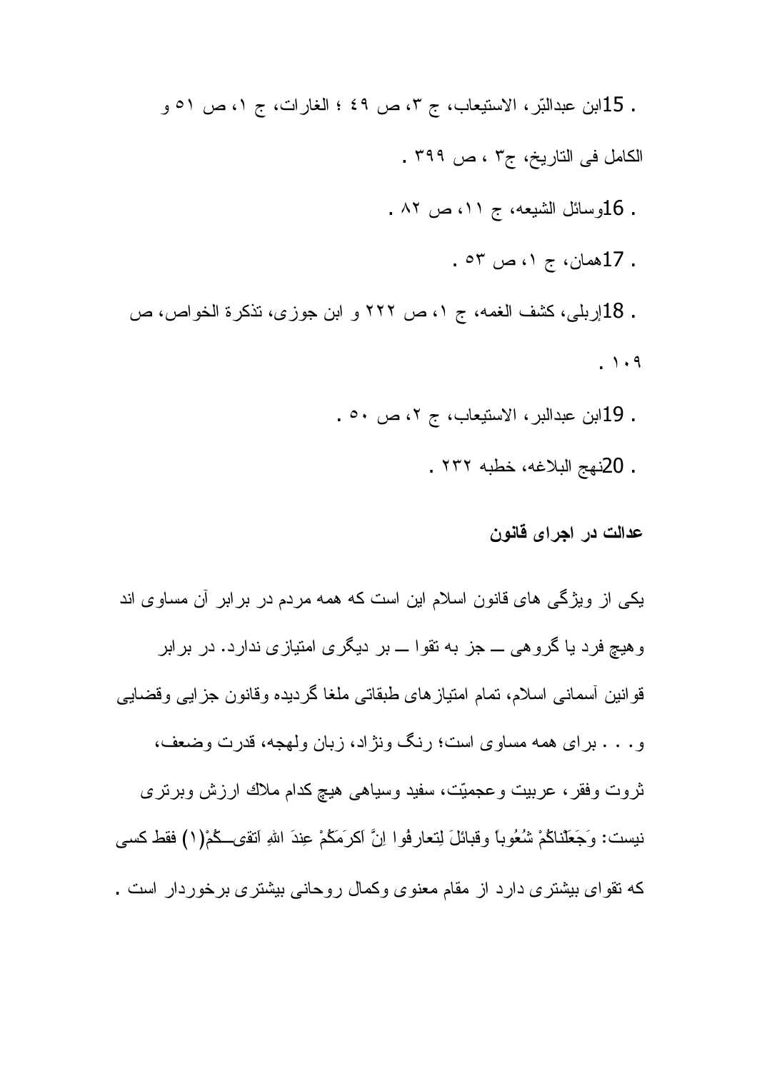15. ابن عبدالبّر، الاستیعاب، ج ۳، ص ۴۹ ؛ الغارات، ج ۱، ص ۵۱ و الکامل فی التاریخ، ج۳ ، ص ۳۹۹ .

16. وسائل الشیعه، ج ۱۱، ص ۸۲ .

17. همان، ج ۱، ص ۵۳ .

18. إربلی، کشف الغمه، ج ۱، ص ۲۲۲ و ابن جوزی، تذکرة الخواص، ص ۱۰۹ .

19. ابن عبدالبر، الاستیعاب، ج ۲، ص ۵۰ .

20. نهج البلاغه، خطبه ۲۳۲ .

## عدالت در اجرای قانون

یکی از ویژگی های قانون اسلام این است که همه مردم در برابر آن مساوی اند وهیچ فرد یا گروهی ــ جز به تقوا ــ بر دیگری امتیازی ندارد. در برابر قوانین آسمانی اسلام، تمام امتیازهای طبقاتی ملغا گردیده وقانون جزایی وقضایی و. . . برای همه مساوی است؛ رنگ ونژاد، زبان ولهجه، قدرت وضعف، ثروت وفقر، عربیت وعجمیّت، سفید وسیاهی هیچ کدام ملاك ارزش وبرتری نیست: وَجَعَلْناکُمْ شُعُوباً وقبائلَ لِتعارفُوا اِنَّ اَکرَمَکُمْ عِندَ اللهِ اَتقیــکُمْ(۱) فقط کسی که تقوای بیشتری دارد از مقام معنوی وکمال روحانی بیشتری برخوردار است .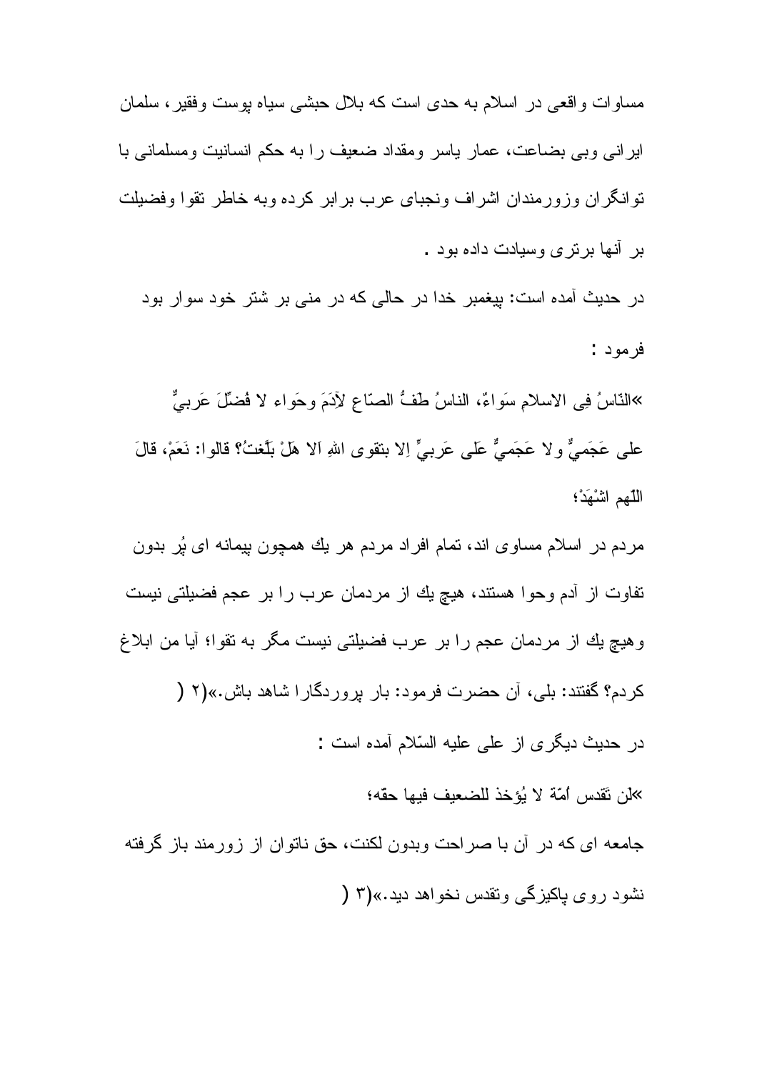مساوات واقعی در اسلام به حدی است که بلال حبشی سیاه پوست وفقیر، سلمان ایرانی وبی بضاعت، عمار یاسر ومقداد ضعیف را به حکم انسانیت ومسلمانی با توانگران وزورمندان اشراف ونجبای عرب برابر کرده وبه خاطر تقوا وفضیلت بر آنها برتری وسیادت داده بود .

در حدیث آمده است: پیغمبر خدا در حالی که در منی بر شتر خود سوار بود فرمود :

«النّاسُ فِی الاسلامِ سَواءٌ، الناسُ طَفُّ الصّاع لِآدَمَ وحَواء لا فُضِّلَ عَربیٌّ علی عَجَمیٌّ ولا عَجَمیٌّ عَلی عَربیٍّ اِلا بتقوی اللهِ اَلا هَلْ بَلَّغتُ؟ قالوا: نَعَمْ، قالَ اللّهم اشْهَدْ؛

مردم در اسلام مساوی اند، تمام افراد مردم هر یك همچون پیمانه ای پُر بدون تفاوت از آدم وحوا هستند، هیچ یك از مردمان عرب را بر عجم فضیلتی نیست وهیچ یك از مردمان عجم را بر عرب فضیلتی نیست مگر به تقوا؛ آیا من ابلاغ کردم؟ گفتند: بلی، آن حضرت فرمود: بار پروردگارا شاهد باش.»(۲)

در حدیث دیگری از علی علیه السّلام آمده است :

«لن تَقدس اُمّة لا یُؤخذ للضعیف فیها حقّه؛

جامعه ای که در آن با صراحت وبدون لکنت، حق ناتوان از زورمند باز گرفته نشود روی پاکیزگی وتقدس نخواهد دید.»(۳)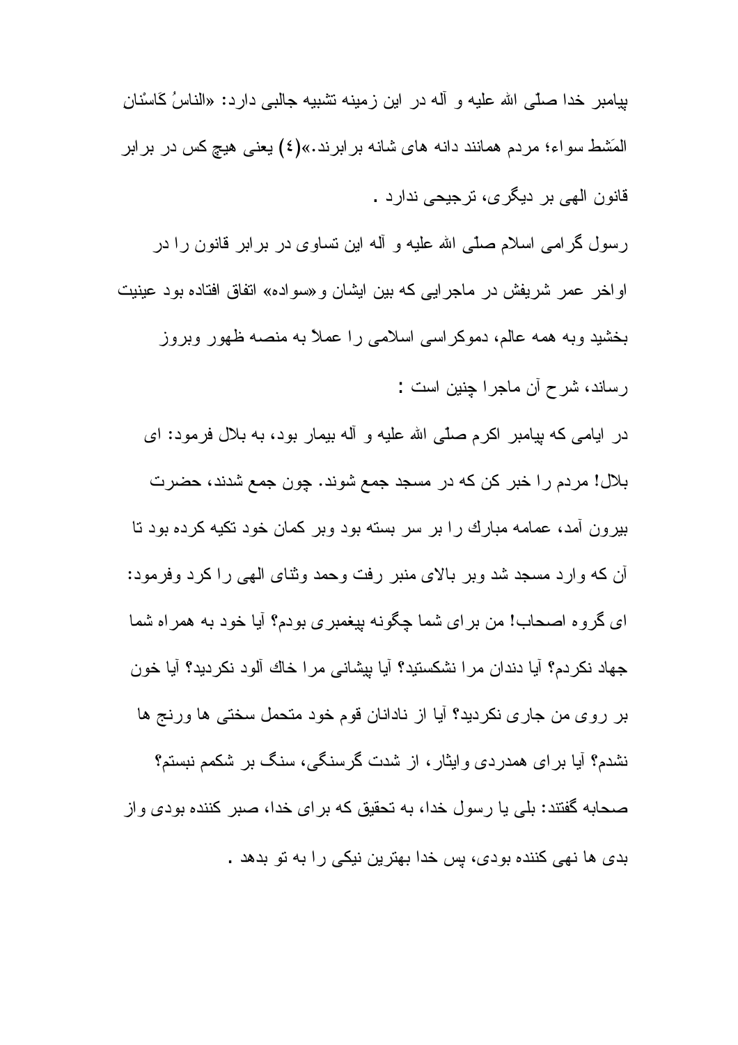پیامبر خدا صلّی الله علیه و آله در این زمینه تشبیه جالبی دارد: «النّاسُ کَاَسْنانِ المَشط سواء؛ مردم همانند دانه های شانه برابرند.»(٤) یعنی هیچ کس در برابر قانون الهی بر دیگری، ترجیحی ندارد .

رسول گرامی اسلام صلّی الله علیه و آله این تساوی در برابر قانون را در اواخر عمر شریفش در ماجرایی که بین ایشان و«سواده» اتفاق افتاده بود عینیت بخشید وبه همه عالم، دموکراسی اسلامی را عملاً به منصه ظهور وبروز رساند، شرح آن ماجرا چنین است :

در ایامی که پیامبر اکرم صلّی الله علیه و آله بیمار بود، به بلال فرمود: ای بلال! مردم را خبر کن که در مسجد جمع شوند. چون جمع شدند، حضرت بیرون آمد، عمامه مبارك را بر سر بسته بود وبر کمان خود تکیه کرده بود تا آن که وارد مسجد شد وبر بالای منبر رفت وحمد وثنای الهی را کرد وفرمود: ای گروه اصحاب! من برای شما چگونه پیغمبری بودم؟ آیا خود به همراه شما جهاد نکردم؟ آیا دندان مرا نشکستید؟ آیا پیشانی مرا خاك آلود نکردید؟ آیا خون بر روی من جاری نکردید؟ آیا از نادانان قوم خود متحمل سختی ها ورنج ها نشدم؟ آیا برای همدردی وایثار، از شدت گرسنگی، سنگ بر شکمم نبستم؟ صحابه گفتند: بلی یا رسول خدا، به تحقیق که برای خدا، صبر کننده بودی واز بدی ها نهی کننده بودی، پس خدا بهترین نیکی را به تو بدهد .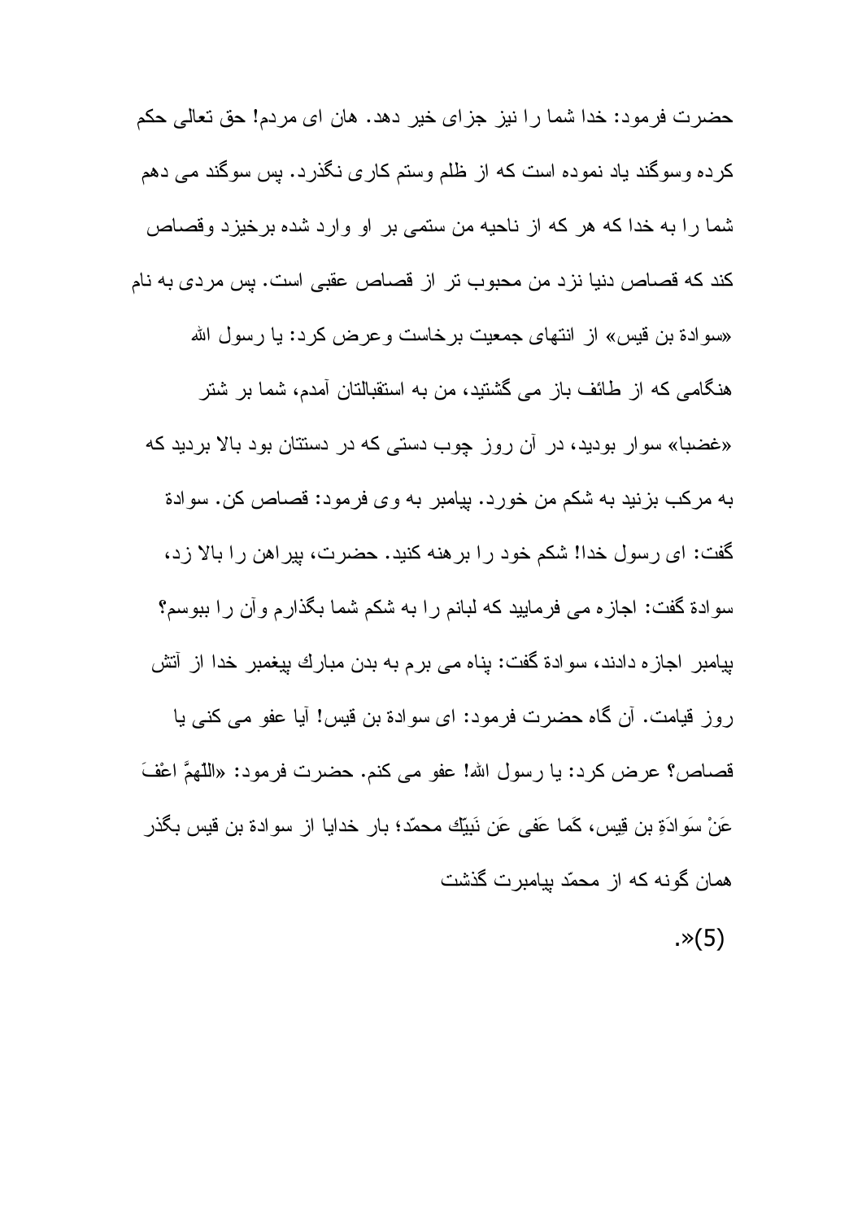حضرت فرمود: خدا شما را نیز جزای خیر دهد. هان ای مردم! حق تعالی حکم کرده وسوگند یاد نموده است که از ظلم وستم کاری نگذرد. پس سوگند می دهم شما را به خدا که هر که از ناحیه من ستمی بر او وارد شده برخیزد وقصاص کند که قصاص دنیا نزد من محبوب تر از قصاص عقبی است. پس مردی به نام «سوادة بن قیس» از انتهای جمعیت برخاست وعرض کرد: یا رسول الله هنگامی که از طائف باز می گشتید، من به استقبالتان آمدم، شما بر شتر «غضبا» سوار بودید، در آن روز چوب دستی که در دستتان بود بالا بردید که به مرکب بزنید به شکم من خورد. پیامبر به وی فرمود: قصاص کن. سوادة گفت: ای رسول خدا! شکم خود را برهنه کنید. حضرت، پیراهن را بالا زد، سوادة گفت: اجازه می فرمایید که لبانم را به شکم شما بگذارم وآن را ببوسم؟ پیامبر اجازه دادند، سوادة گفت: پناه می برم به بدن مبارك پیغمبر خدا از آتش روز قیامت. آن گاه حضرت فرمود: ای سوادة بن قیس! آیا عفو می کنی یا قصاص؟ عرض کرد: یا رسول الله! عفو می کنم. حضرت فرمود: «اللّهمَّ اعْفَ عَنْ سَوادَةِ بن قِیس، کَما عَفی عَن نَبیّك محمّد؛ بار خدایا از سوادة بن قیس بگذر همان گونه که از محمّد پیامبرت گذشت

.»(5)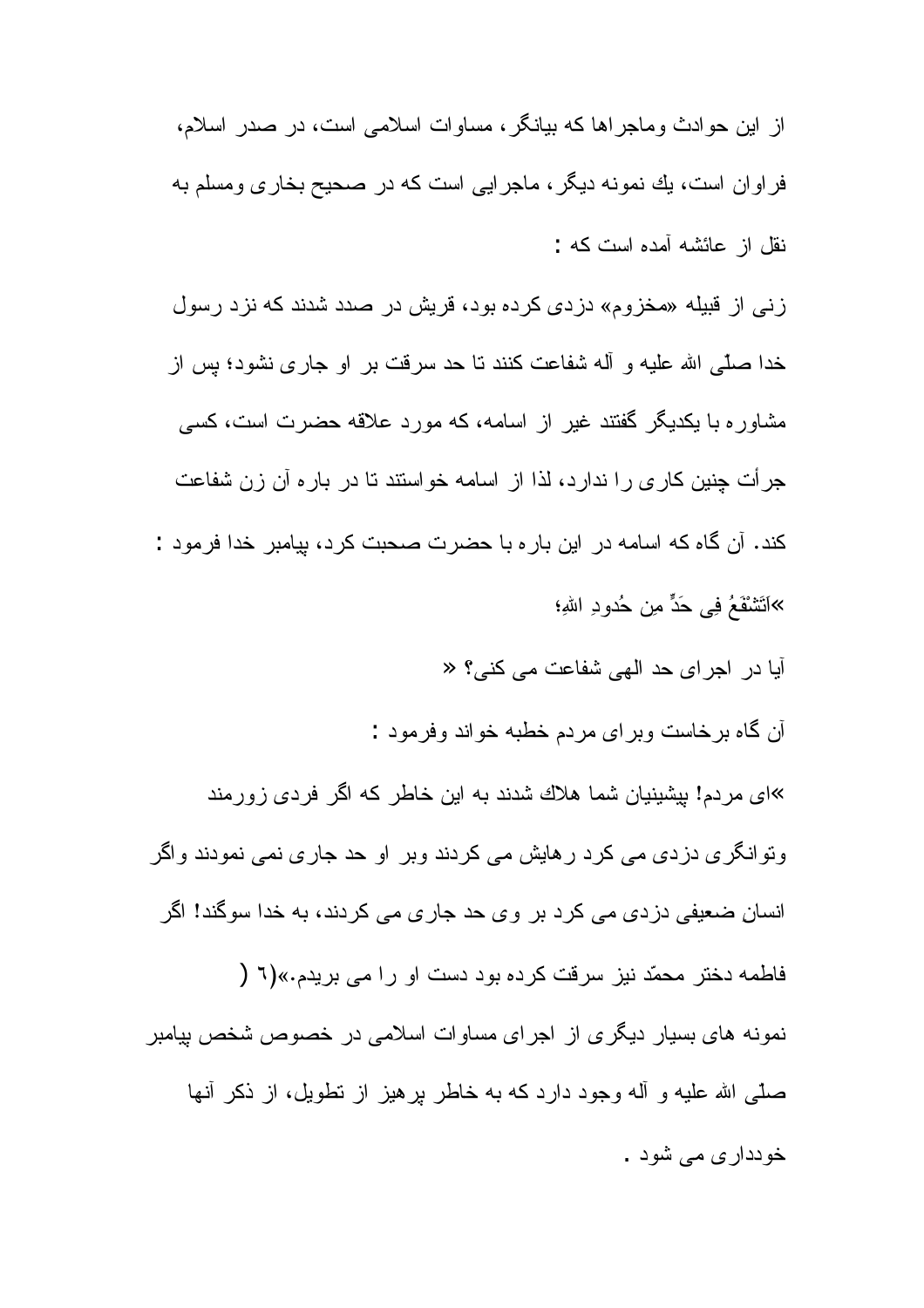از این حوادث وماجراها که بیانگر، مساوات اسلامی است، در صدر اسلام، فراوان است، يك نمونه دیگر، ماجرایی است که در صحیح بخاری ومسلم به نقل از عائشه آمده است که :

زنی از قبیله «مخزوم» دزدی کرده بود، قریش در صدد شدند که نزد رسول خدا صلّی الله علیه و آله شفاعت کنند تا حد سرقت بر او جاری نشود؛ پس از مشاوره با یکدیگر گفتند غیر از اسامه، که مورد علاقه حضرت است، کسی جرأت چنین کاری را ندارد، لذا از اسامه خواستند تا در باره آن زن شفاعت کند. آن گاه که اسامه در این باره با حضرت صحبت کرد، پیامبر خدا فرمود :

«اَتَشْفَعُ فِی حَدٍّ مِن حُدودِ اللهِ؛

آیا در اجرای حد الهی شفاعت می کنی؟ »

آن گاه برخاست وبرای مردم خطبه خواند وفرمود :

«ای مردم! پیشینیان شما هلاك شدند به این خاطر که اگر فردی زورمند وتوانگری دزدی می کرد رهایش می کردند وبر او حد جاری نمی نمودند واگر انسان ضعیفی دزدی می کرد بر وی حد جاری می کردند، به خدا سوگند! اگر فاطمه دختر محمّد نیز سرقت کرده بود دست او را می بریدم.»(٦)

نمونه های بسیار دیگری از اجرای مساوات اسلامی در خصوص شخص پیامبر صلّی الله علیه و آله وجود دارد که به خاطر پرهیز از تطویل، از ذکر آنها خودداری می شود .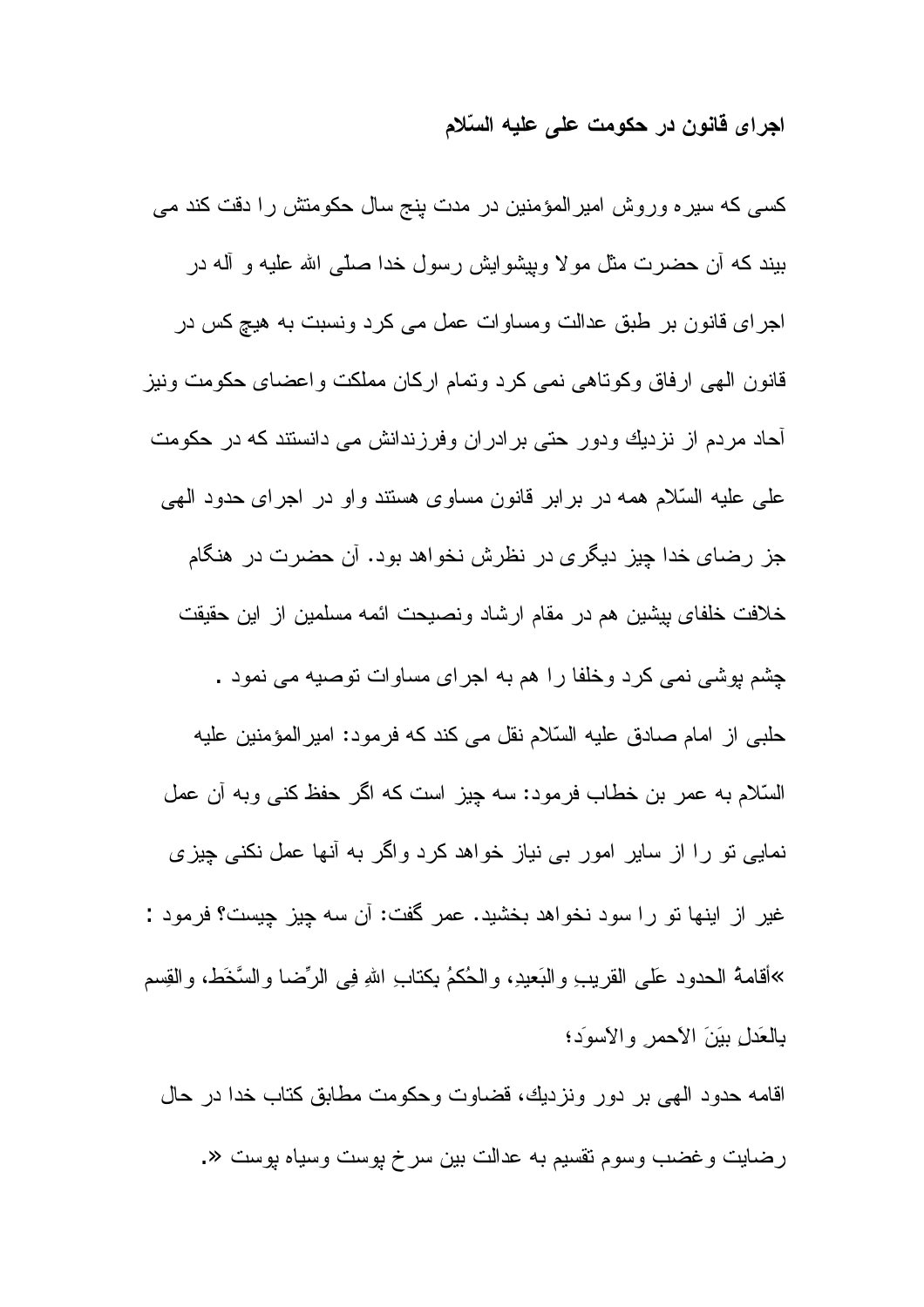### اجرای قانون در حکومت علی علیه السّلام

کسی که سیره وروش امیرالمؤمنین در مدت پنج سال حکومتش را دقت کند می بیند که آن حضرت مثل مولا وپیشوایش رسول خدا صلّی الله علیه و آله در اجرای قانون بر طبق عدالت ومساوات عمل می کرد ونسبت به هیچ کس در قانون الهی ارفاق وکوتاهی نمی کرد وتمام ارکان مملکت واعضای حکومت ونیز آحاد مردم از نزدیك ودور حتی برادران وفرزندانش می دانستند که در حکومت علی علیه السّلام همه در برابر قانون مساوی هستند واو در اجرای حدود الهی جز رضای خدا چیز دیگری در نظرش نخواهد بود. آن حضرت در هنگام خلافت خلفای پیشین هم در مقام ارشاد ونصیحت ائمه مسلمین از این حقیقت چشم پوشی نمی کرد وخلفا را هم به اجرای مساوات توصیه می نمود .

حلبی از امام صادق علیه السّلام نقل می کند که فرمود: امیرالمؤمنین علیه السّلام به عمر بن خطاب فرمود: سه چیز است که اگر حفظ کنی وبه آن عمل نمایی تو را از سایر امور بی نیاز خواهد کرد واگر به آنها عمل نکنی چیزی غیر از اینها تو را سود نخواهد بخشید. عمر گفت: آن سه چیز چیست؟ فرمود : »أقامةُ الحدود عَلى القريبِ والبَعيدِ، والحُكمُ بكتابِ اللهِ فِي الرِّضا والسَّخَط، والقِسم بالعَدلِ بيَنَ الأحمرِ والأسوَد؛

اقامه حدود الهی بر دور ونزدیك، قضاوت وحکومت مطابق کتاب خدا در حال رضایت وغضب وسوم تقسیم به عدالت بین سرخ پوست وسیاه پوست «.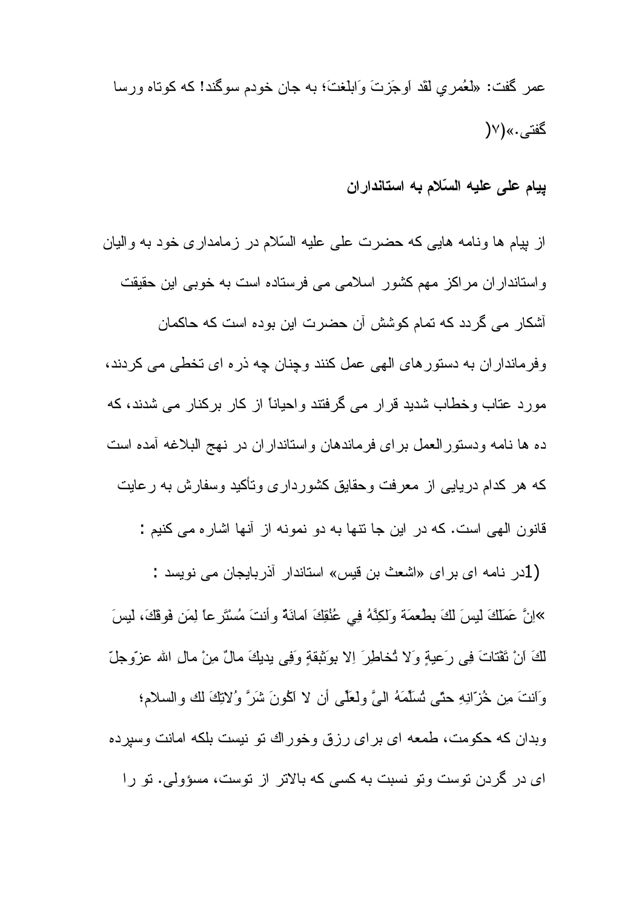عمر گفت: «لَعُمري لَقَد اَوجَزتَ وَابلَغتَ؛ به جان خودم سوگند! كه كوتاه ورسا گفتی.»(۷)

## پيام على عليه السّلام به استانداران

از پيام ها ونامه هايى كه حضرت على عليه السّلام در زمامدارى خود به واليان واستانداران مراكز مهم كشور اسلامى مى فرستاده است به خوبى اين حقيقت آشكار مى گردد كه تمام كوشش آن حضرت اين بوده است كه حاكمان وفرمانداران به دستورهاى الهى عمل كنند وچنان چه ذره اى تخطى مى كردند، مورد عتاب وخطاب شديد قرار مى گرفتند واحياناً از كار بركنار مى شدند، كه ده ها نامه ودستورالعمل براى فرماندهان واستانداران در نهج البلاغه آمده است كه هر كدام دريايى از معرفت وحقايق كشوردارى وتأكيد وسفارش به رعايت قانون الهى است. كه در اين جا تنها به دو نمونه از آنها اشاره مى كنيم :

1) در نامه اى براى «اشعث بن قيس» استاندار آذربايجان مى نويسد :

«اِنَّ عَمَلَكَ لَيسَ لَكَ بِطُعمَة وَلكِنَّهُ فِي عُنُقِكَ اَمانَةٌ وأنتَ مُسْتَرعاً لِمَن فَوقَكَ، لَيسَ لَكَ اَنْ تَفْتاتَ فِى رَعيةٍ وَلا تُخاطِرَ اِلا بوَثيقةٍ وَفِى يديكَ مالٌ مِنْ مالِ الله عزّوجلّ وَاَنتَ مِن خُزّانِهِ حتّى تُسَلِّمَهُ اِليَّ ولعَلّى أن لا اَكُونَ شَرَّ وُلاتِكَ لك والسلام؛ وبدان كه حكومت، طعمه اى براى رزق وخوراك تو نيست بلكه امانت وسپرده اى در گردن توست وتو نسبت به كسى كه بالاتر از توست، مسؤولى. تو را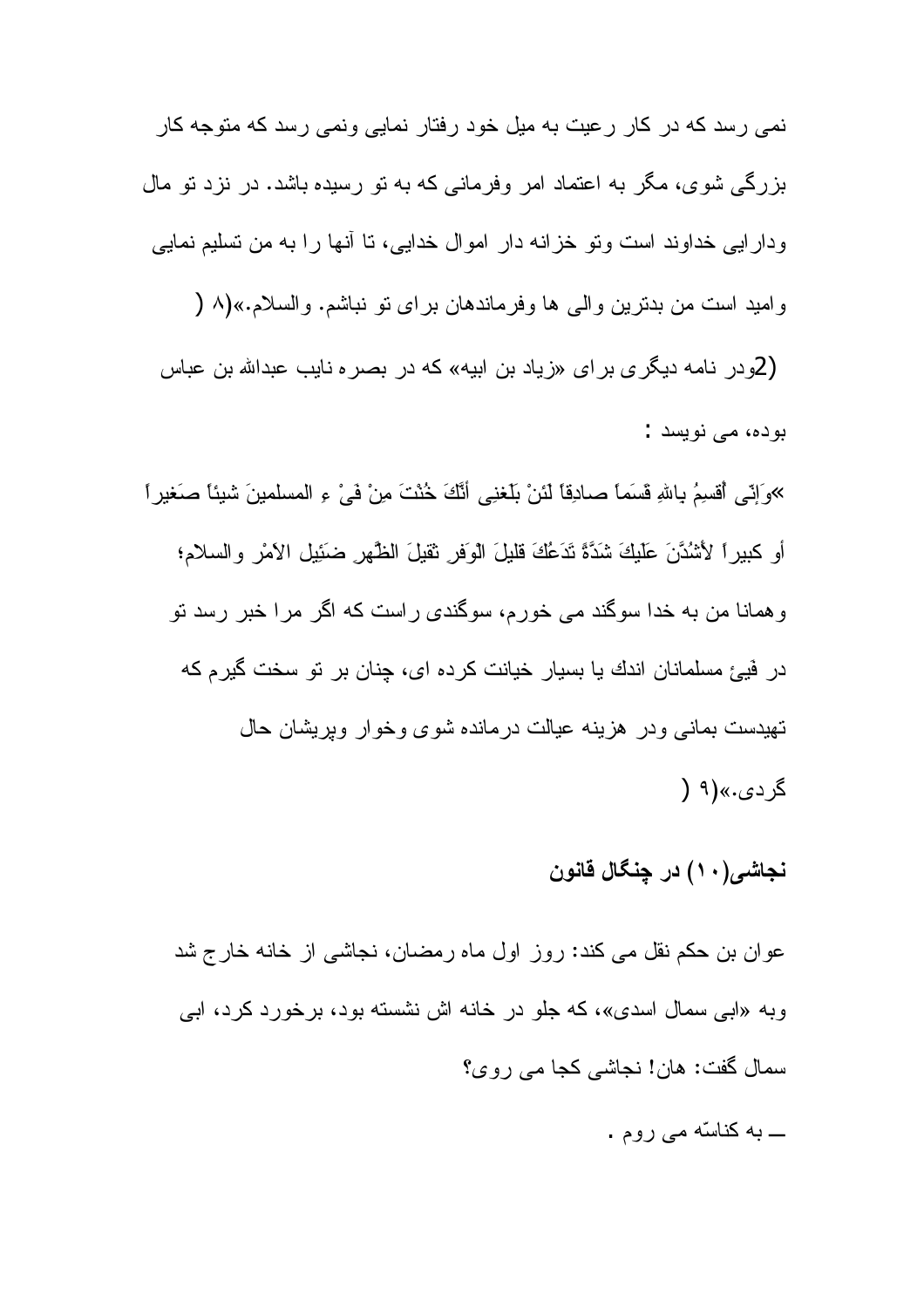نمی رسد که در کار رعیت به میل خود رفتار نمایی ونمی رسد که متوجه کار بزرگی شوی، مگر به اعتماد امر وفرمانی که به تو رسیده باشد. در نزد تو مال ودارایی خداوند است وتو خزانه دار اموال خدایی، تا آنها را به من تسلیم نمایی وامید است من بدترین والی ها وفرماندهان برای تو نباشم. والسلام.»(۸)

(2)ودر نامه دیگری برای «زیاد بن ابیه» که در بصره نایب عبدالله بن عباس بوده، می نویسد :

«وَاِنّی أُقسِمُ بِاللهِ قَسَماً صادِقاً لَئِنْ بَلَغنِی أَنَّكَ خُنْتَ مِنْ فَیْ ءِ المسلمینَ شیئاً صَغیراً أو كبیراً لأَشُدَّنَ عَلَیكَ شَدَّةً تَدَعُكَ قلیلَ الْوَفرِ ثقیلَ الظّهرِ ضَئِیلِ الأمْرِ والسلام؛ وهمانا من به خدا سوگند می خورم، سوگندی راست که اگر مرا خبر رسد تو در فَیئ مسلمانان اندك یا بسیار خیانت كرده ای، چنان بر تو سخت گیرم که تهیدست بمانی ودر هزینه عیالت درمانده شوی وخوار وپریشان حال گردی.»(۹)

## نجاشی(۱۰) در چنگال قانون

عوان بن حکم نقل می کند: روز اول ماه رمضان، نجاشی از خانه خارج شد وبه «ابی سمال اسدی»، که جلو در خانه اش نشسته بود، برخورد کرد، ابی سمال گفت: هان! نجاشی کجا می روی؟

ـــ به کناسّه می روم .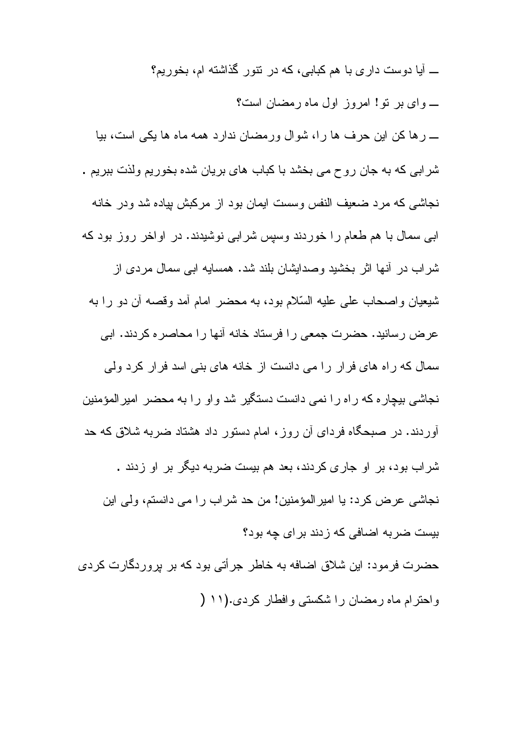ـــ آیا دوست داری با هم کبابی، که در تنور گذاشته ام، بخوریم؟

ـــ وای بر تو! امروز اول ماه رمضان است؟

ـــ رها کن این حرف ها را، شوال ورمضان ندارد همه ماه ها یکی است، بیا شرابی که به جان روح می بخشد با کباب های بریان شده بخوریم ولذت ببریم .

نجاشی که مرد ضعیف النفس وسست ایمان بود از مرکبش پیاده شد ودر خانه ابی سمال با هم طعام را خوردند وسپس شرابی نوشیدند. در اواخر روز بود که شراب در آنها اثر بخشید وصدایشان بلند شد. همسایه ابی سمال مردی از شیعیان واصحاب علی علیه السّلام بود، به محضر امام آمد وقصه آن دو را به عرض رسانید. حضرت جمعی را فرستاد خانه آنها را محاصره کردند. ابی سمال که راه های فرار را می دانست از خانه های بنی اسد فرار کرد ولی نجاشی بیچاره که راه را نمی دانست دستگیر شد واو را به محضر امیرالمؤمنین آوردند. در صبحگاه فردای آن روز، امام دستور داد هشتاد ضربه شلاق که حد شراب بود، بر او جاری کردند، بعد هم بیست ضربه دیگر بر او زدند .

نجاشی عرض کرد: یا امیرالمؤمنین! من حد شراب را می دانستم، ولی این بیست ضربه اضافی که زدند برای چه بود؟

حضرت فرمود: این شلاق اضافه به خاطر جرأتی بود که بر پروردگارت کردی واحترام ماه رمضان را شکستی وافطار کردی.(۱۱ (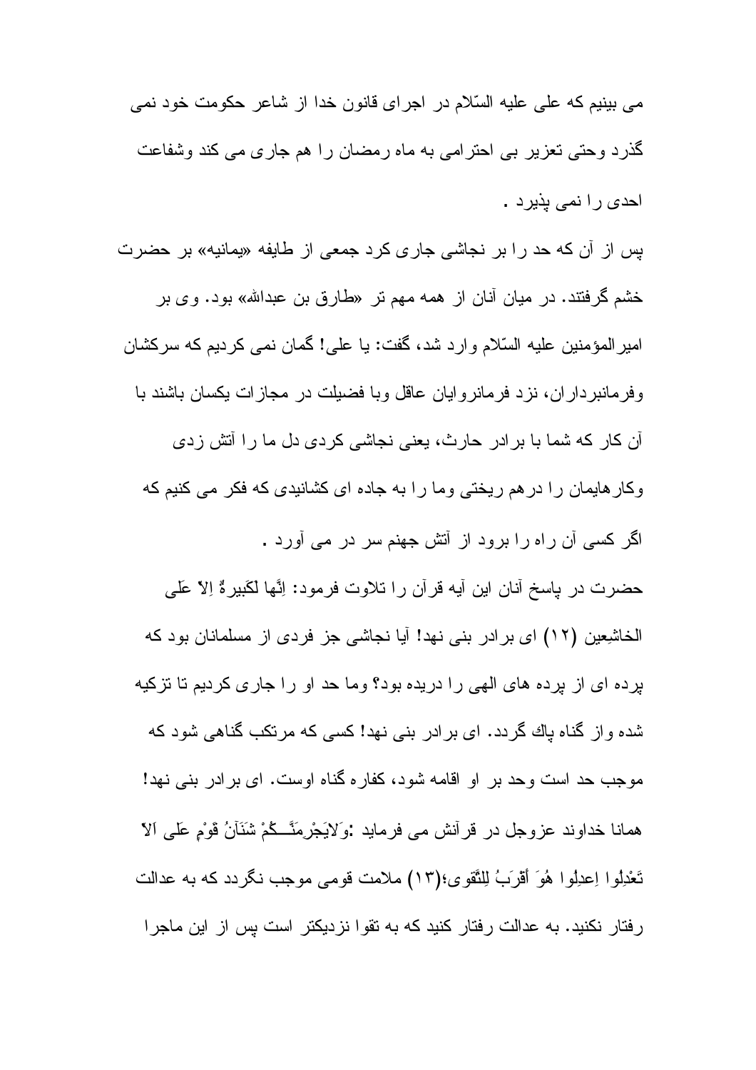می بینیم که علی علیه السّلام در اجرای قانون خدا از شاعر حکومت خود نمی گذرد وحتی تعزیر بی احترامی به ماه رمضان را هم جاری می کند وشفاعت احدی را نمی پذیرد .

پس از آن که حد را بر نجاشی جاری کرد جمعی از طایفه «یمانیه» بر حضرت خشم گرفتند. در میان آنان از همه مهم تر «طارق بن عبدالله» بود. وی بر امیرالمؤمنین علیه السّلام وارد شد، گفت: یا علی! گمان نمی کردیم که سرکشان وفرمانبرداران، نزد فرمانروایان عاقل وبا فضیلت در مجازات یکسان باشند با آن کار که شما با برادر حارث، یعنی نجاشی کردی دل ما را آتش زدی وکارهایمان را درهم ریختی وما را به جاده ای کشانیدی که فکر می کنیم که اگر کسی آن راه را برود از آتش جهنم سر در می آورد .

حضرت در پاسخ آنان این آیه قرآن را تلاوت فرمود: اِنَّها لَکَبیرةٌ اِلاّ عَلی الخاشِعین (۱۲) ای برادر بنی نهد! آیا نجاشی جز فردی از مسلمانان بود که پرده ای از پرده های الهی را دریده بود؟ وما حد او را جاری کردیم تا تزکیه شده واز گناه پاك گردد. ای برادر بنی نهد! کسی که مرتکب گناهی شود که موجب حد است وحد بر او اقامه شود، کفاره گناه اوست. ای برادر بنی نهد! همانا خداوند عزوجل در قرآنش می فرماید :وَلایَجْرِمَنَّـكُمْ شَنَآنُ قَوْمٍ عَلی اَلاّ تَعْدِلُوا اِعدِلُوا هُوَ أقرَبُ لِلتَّقوی؛(۱۳) ملامت قومی موجب نگردد که به عدالت رفتار نکنید. به عدالت رفتار کنید که به تقوا نزدیکتر است پس از این ماجرا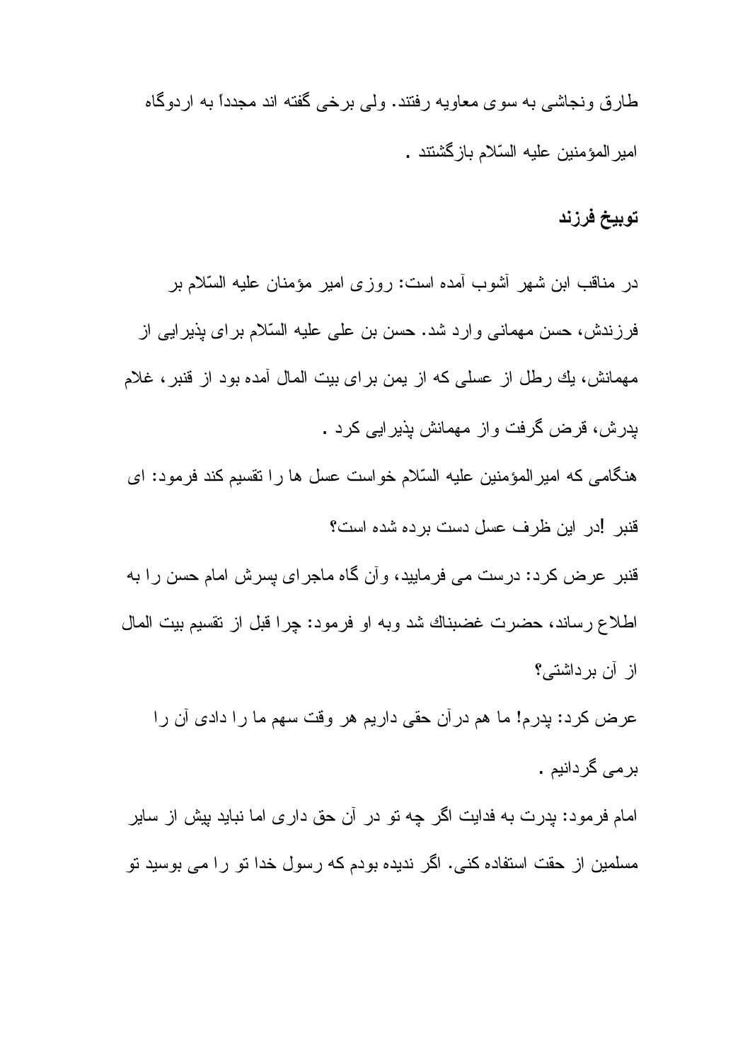طارق ونجاشی به سوی معاویه رفتند. ولی برخی گفته اند مجدداً به اردوگاه امیرالمؤمنین علیه السّلام بازگشتند .

## توبیخ فرزند

در مناقب ابن شهر آشوب آمده است: روزی امیر مؤمنان علیه السّلام بر فرزندش، حسن مهمانی وارد شد. حسن بن علی علیه السّلام برای پذیرایی از مهمانش، یك رطل از عسلی كه از یمن برای بیت المال آمده بود از قنبر، غلام پدرش، قرض گرفت واز مهمانش پذیرایی كرد .

هنگامی كه امیرالمؤمنین علیه السّلام خواست عسل ها را تقسیم كند فرمود: ای قنبر !در این ظرف عسل دست برده شده است؟

قنبر عرض كرد: درست می فرمایید، وآن گاه ماجرای پسرش امام حسن را به اطلاع رساند، حضرت غضبناك شد وبه او فرمود: چرا قبل از تقسیم بیت المال از آن برداشتی؟

عرض كرد: پدرم! ما هم درآن حقی داریم هر وقت سهم ما را دادی آن را برمی گردانیم .

امام فرمود: پدرت به فدایت اگر چه تو در آن حق داری اما نباید پیش از سایر مسلمین از حقت استفاده كنی. اگر ندیده بودم كه رسول خدا تو را می بوسید تو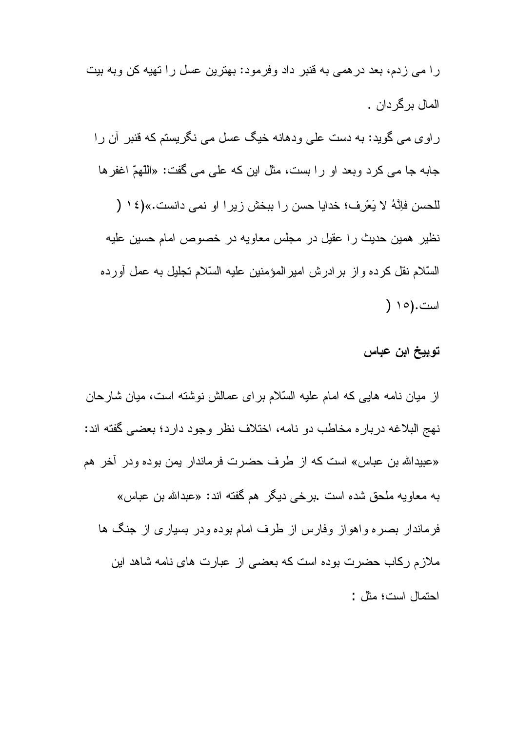را می زدم، بعد درهمی به قنبر داد وفرمود: بهترین عسل را تهیه کن وبه بیت المال برگردان .

راوی می گوید: به دست علی ودهانه خیگ عسل می نگریستم که قنبر آن را جابه جا می کرد وبعد او را بست، مثل این که علی می گفت: «اللّهمّ اغفرها للحسن فاِنَّهُ لا یَعْرِف؛ خدایا حسن را ببخش زیرا او نمی دانست.»(۱٤) نظیر همین حدیث را عقیل در مجلس معاویه در خصوص امام حسین علیه السّلام نقل کرده واز برادرش امیرالمؤمنین علیه السّلام تجلیل به عمل آورده است.(۱٥)

### توبیخ ابن عباس

از میان نامه هایی که امام علیه السّلام برای عمالش نوشته است، میان شارحان نهج البلاغه درباره مخاطب دو نامه، اختلاف نظر وجود دارد؛ بعضی گفته اند: «عبیدالله بن عباس» است که از طرف حضرت فرماندار یمن بوده ودر آخر هم به معاویه ملحق شده است .برخی دیگر هم گفته اند: «عبدالله بن عباس» فرماندار بصره واهواز وفارس از طرف امام بوده ودر بسیاری از جنگ ها ملازم رکاب حضرت بوده است که بعضی از عبارت های نامه شاهد این احتمال است؛ مثل :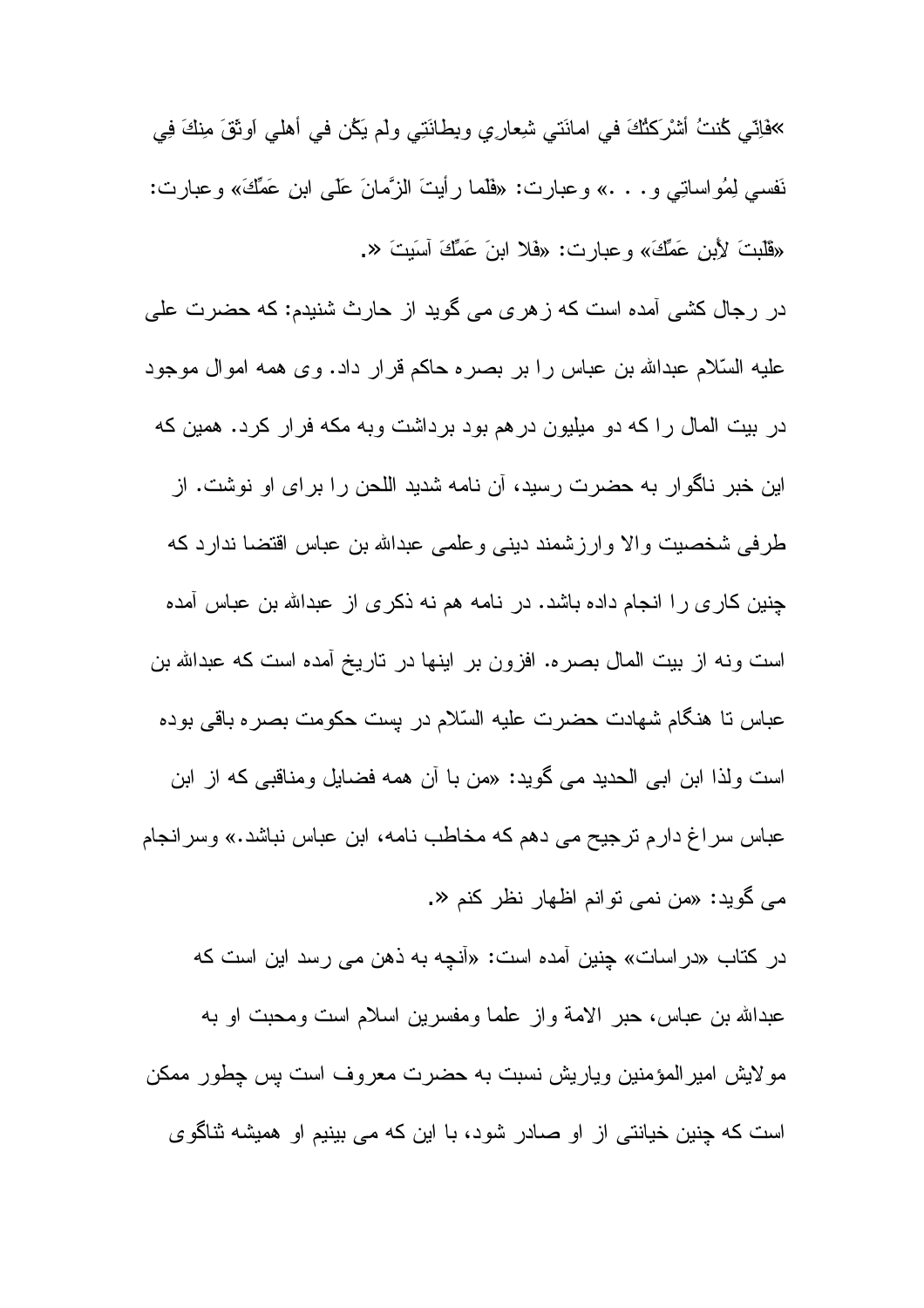»فَإنّي كُنتُ أشْرَكتُكَ في امانَتي شِعارِي وبطانَتِي ولَم يَكُن في أهلي اَوثَقَ مِنكَ فِي نَفسي لِمُواساتِي و. . .» وعبارت: «فَلَما رأيتَ الزَّمانَ عَلَى ابن عَمِّكَ» وعبارت: «قَلَبتَ لأبن عَمِّكَ» وعبارت: «فَلا ابنَ عَمِّكَ آسَيتَ «.

در رجال کشی آمده است که زهری می گوید از حارث شنیدم: که حضرت علی علیه السّلام عبدالله بن عباس را بر بصره حاکم قرار داد. وی همه اموال موجود در بیت المال را که دو میلیون درهم بود برداشت وبه مکه فرار کرد. همین که این خبر ناگوار به حضرت رسید، آن نامه شدید اللحن را برای او نوشت. از طرفی شخصیت والا وارزشمند دینی وعلمی عبدالله بن عباس اقتضا ندارد که چنین کاری را انجام داده باشد. در نامه هم نه ذکری از عبدالله بن عباس آمده است ونه از بیت المال بصره. افزون بر اینها در تاریخ آمده است که عبدالله بن عباس تا هنگام شهادت حضرت علیه السّلام در پست حکومت بصره باقی بوده است ولذا ابن ابی الحدید می گوید: «من با آن همه فضایل ومناقبی که از ابن عباس سراغ دارم ترجیح می دهم که مخاطب نامه، ابن عباس نباشد.» وسرانجام می گوید: «من نمی توانم اظهار نظر کنم «.

در کتاب «دراسات» چنین آمده است: «آنچه به ذهن می رسد این است که عبدالله بن عباس، حبر الامة واز علما ومفسرین اسلام است ومحبت او به مولایش امیرالمؤمنین ویاریش نسبت به حضرت معروف است پس چطور ممکن است که چنین خیانتی از او صادر شود، با این که می بینیم او همیشه ثناگوی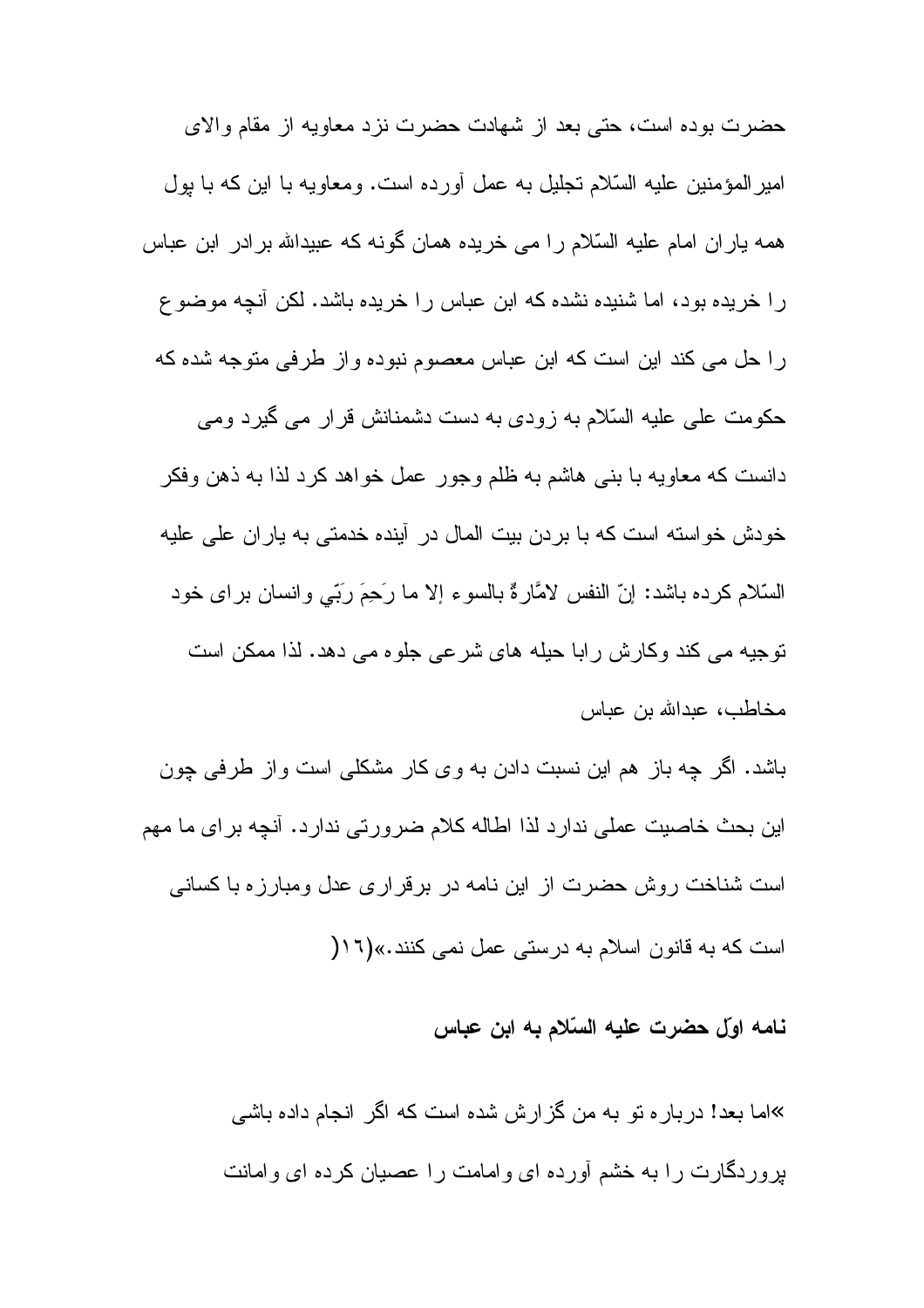حضرت بوده است، حتی بعد از شهادت حضرت نزد معاویه از مقام والای امیرالمؤمنین علیه السّلام تجلیل به عمل آورده است. ومعاویه با این که با پول همه یاران امام علیه السّلام را می خریده همان گونه که عبیدالله برادر ابن عباس را خریده بود، اما شنیده نشده که ابن عباس را خریده باشد. لکن آنچه موضوع را حل می کند این است که ابن عباس معصوم نبوده واز طرفی متوجه شده که حکومت علی علیه السّلام به زودی به دست دشمنانش قرار می گیرد ومی دانست که معاویه با بنی هاشم به ظلم وجور عمل خواهد کرد لذا به ذهن وفکر خودش خواسته است که با بردن بیت المال در آینده خدمتی به یاران علی علیه السّلام کرده باشد: إنّ النفس لامَّارةٌ بالسوء إلا ما رَحِمَ رَبّي وانسان برای خود توجیه می کند وکارش رابا حیله های شرعی جلوه می دهد. لذا ممکن است مخاطب، عبدالله بن عباس

باشد. اگر چه باز هم این نسبت دادن به وی کار مشکلی است واز طرفی چون این بحث خاصیت عملی ندارد لذا اطاله کلام ضرورتی ندارد. آنچه برای ما مهم است شناخت روش حضرت از این نامه در برقراری عدل ومبارزه با کسانی است که به قانون اسلام به درستی عمل نمی کنند.»(۱۶)

### نامه اوّل حضرت علیه السّلام به ابن عباس

«اما بعد! درباره تو به من گزارش شده است که اگر انجام داده باشی پروردگارت را به خشم آورده ای وامامت را عصیان کرده ای وامانت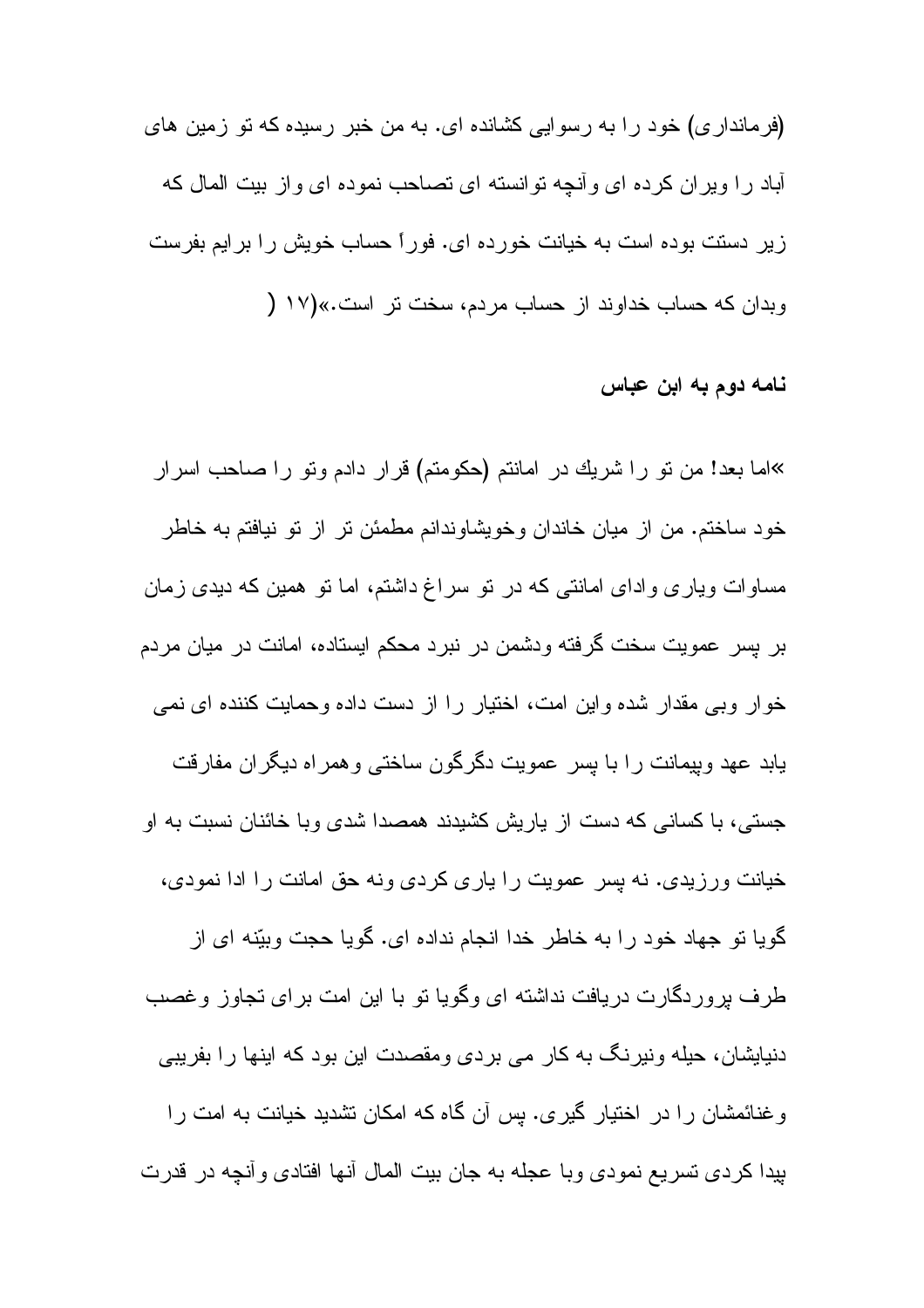(فرمانداری) خود را به رسوایی کشانده ای. به من خبر رسیده که تو زمین های آباد را ویران کرده ای وآنچه توانسته ای تصاحب نموده ای واز بیت المال که زیر دستت بوده است به خیانت خورده ای. فوراً حساب خویش را برایم بفرست وبدان که حساب خداوند از حساب مردم، سخت تر است.»(۱۷ (

**نامه دوم به ابن عباس**

»اما بعد! من تو را شریك در امانتم (حکومتم) قرار دادم وتو را صاحب اسرار خود ساختم. من از میان خاندان وخویشاوندانم مطمئن تر از تو نیافتم به خاطر مساوات ویاری وادای امانتی که در تو سراغ داشتم، اما تو همین که دیدی زمان بر پسر عمویت سخت گرفته ودشمن در نبرد محکم ایستاده، امانت در میان مردم خوار وبی مقدار شده واین امت، اختیار را از دست داده وحمایت کننده ای نمی یابد عهد وپیمانت را با پسر عمویت دگرگون ساختی وهمراه دیگران مفارقت جستی، با کسانی که دست از یاریش کشیدند همصدا شدی وبا خائنان نسبت به او خیانت ورزیدی. نه پسر عمویت را یاری کردی ونه حق امانت را ادا نمودی، گویا تو جهاد خود را به خاطر خدا انجام نداده ای. گویا حجت وبیّنه ای از طرف پروردگارت دریافت نداشته ای وگویا تو با این امت برای تجاوز وغصب دنیایشان، حیله ونیرنگ به کار می بردی ومقصدت این بود که اینها را بفریبی وغنائمشان را در اختیار گیری. پس آن گاه که امکان تشدید خیانت به امت را پیدا کردی تسریع نمودی وبا عجله به جان بیت المال آنها افتادی وآنچه در قدرت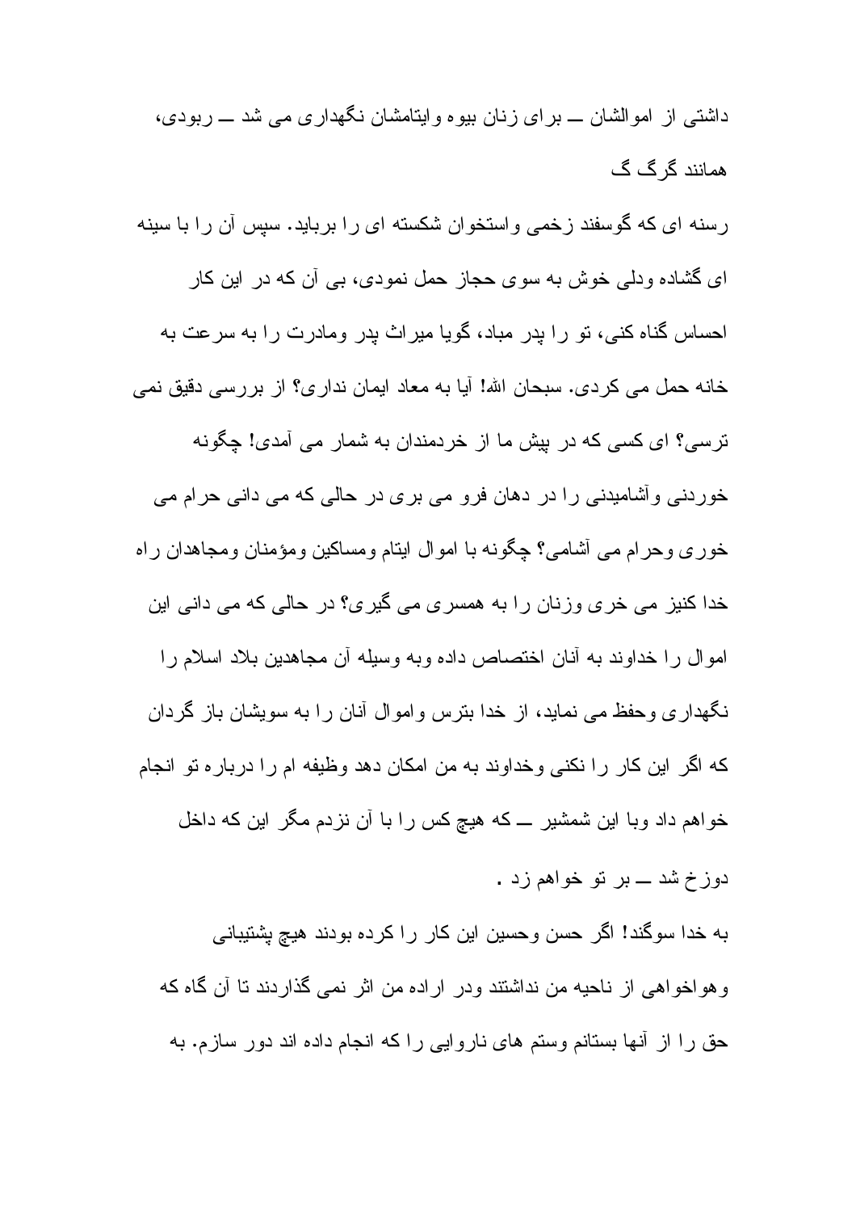داشتی از اموالشان ــ برای زنان بیوه وایتامشان نگهداری می شد ــ ربودی، همانند گرگ گ

رسنه ای که گوسفند زخمی واستخوان شکسته ای را برباید. سپس آن را با سینه ای گشاده ودلی خوش به سوی حجاز حمل نمودی، بی آن که در این کار احساس گناه کنی، تو را پدر مباد، گویا میراث پدر ومادرت را به سرعت به خانه حمل می کردی. سبحان الله! آیا به معاد ایمان نداری؟ از بررسی دقیق نمی ترسی؟ ای کسی که در پیش ما از خردمندان به شمار می آمدی! چگونه خوردنی وآشامیدنی را در دهان فرو می بری در حالی که می دانی حرام می خوری وحرام می آشامی؟ چگونه با اموال ایتام ومساکین ومؤمنان ومجاهدان راه خدا کنیز می خری وزنان را به همسری می گیری؟ در حالی که می دانی این اموال را خداوند به آنان اختصاص داده وبه وسیله آن مجاهدین بلاد اسلام را نگهداری وحفظ می نماید، از خدا بترس واموال آنان را به سویشان باز گردان که اگر این کار را نکنی وخداوند به من امکان دهد وظیفه ام را درباره تو انجام خواهم داد وبا این شمشیر ــ که هیچ کس را با آن نزدم مگر این که داخل دوزخ شد ــ بر تو خواهم زد .

به خدا سوگند! اگر حسن وحسین این کار را کرده بودند هیچ پشتیبانی وهواخواهی از ناحیه من نداشتند ودر اراده من اثر نمی گذاردند تا آن گاه که حق را از آنها بستانم وستم های ناروایی را که انجام داده اند دور سازم. به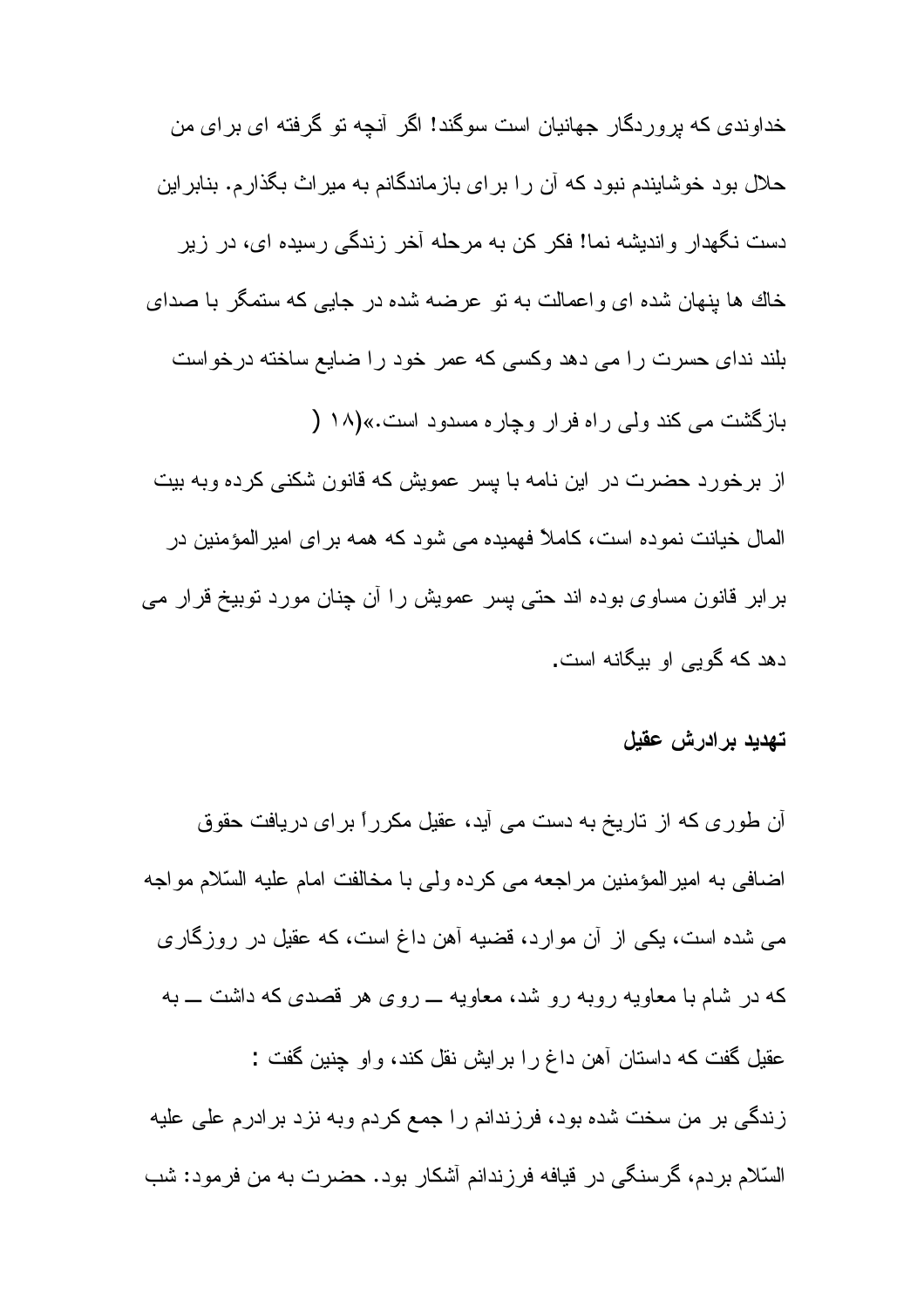خداوندی که پروردگار جهانیان است سوگند! اگر آنچه تو گرفته ای برای من حلال بود خوشایندم نبود که آن را برای بازماندگانم به میراث بگذارم. بنابراین دست نگهدار واندیشه نما! فکر کن به مرحله آخر زندگی رسیده ای، در زیر خاك ها پنهان شده ای واعمالت به تو عرضه شده در جایی که ستمگر با صدای بلند ندای حسرت را می دهد وکسی که عمر خود را ضایع ساخته درخواست بازگشت می کند ولی راه فرار وچاره مسدود است.»(۱۸)

از برخورد حضرت در این نامه با پسر عمویش که قانون شکنی کرده وبه بیت المال خیانت نموده است، کاملاً فهمیده می شود که همه برای امیرالمؤمنین در برابر قانون مساوی بوده اند حتی پسر عمویش را آن چنان مورد توبیخ قرار می دهد که گویی او بیگانه است.

### تهدید برادرش عقیل

آن طوری که از تاریخ به دست می آید، عقیل مکرراً برای دریافت حقوق اضافی به امیرالمؤمنین مراجعه می کرده ولی با مخالفت امام علیه السّلام مواجه می شده است، یکی از آن موارد، قضیه آهن داغ است، که عقیل در روزگاری که در شام با معاویه روبه رو شد، معاویه ــ روی هر قصدی که داشت ــ به عقیل گفت که داستان آهن داغ را برایش نقل کند، واو چنین گفت :

زندگی بر من سخت شده بود، فرزندانم را جمع کردم وبه نزد برادرم علی علیه السّلام بردم، گرسنگی در قیافه فرزندانم آشکار بود. حضرت به من فرمود: شب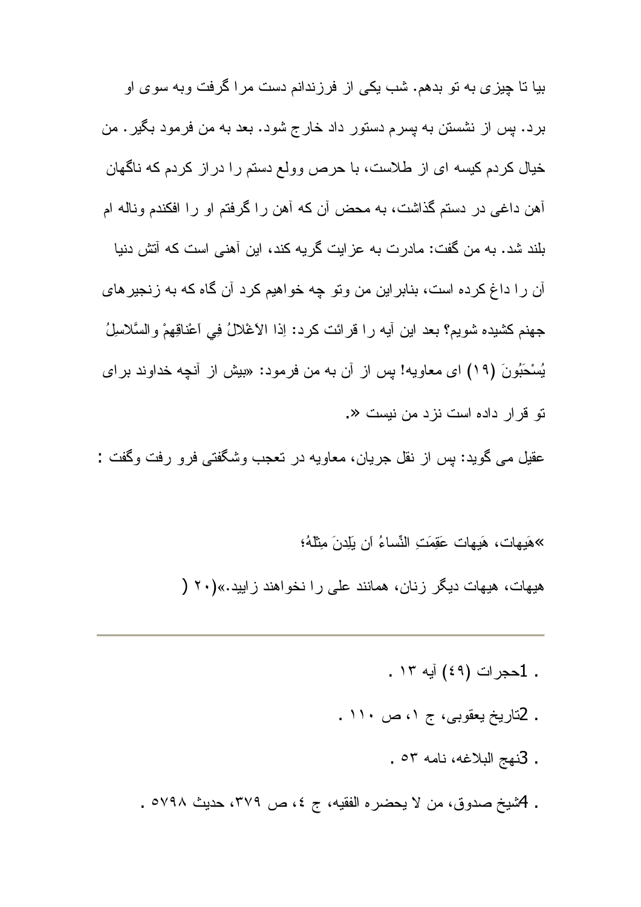بیا تا چیزی به تو بدهم. شب یکی از فرزندانم دست مرا گرفت وبه سوی او برد. پس از نشستن به پسرم دستور داد خارج شود. بعد به من فرمود بگیر. من خیال کردم کیسه ای از طلاست، با حرص وولع دستم را دراز کردم که ناگهان آهن داغی در دستم گذاشت، به محض آن که آهن را گرفتم او را افکندم وناله ام بلند شد. به من گفت: مادرت به عزایت گریه کند، این آهنی است که آتش دنیا آن را داغ کرده است، بنابراین من وتو چه خواهیم کرد آن گاه که به زنجیرهای جهنم کشیده شویم؟ بعد این آیه را قرائت کرد: اِذا الاَغْلالُ فِي اَعْناقِهِمْ والسَّلاسِلُ يُسْحَبُونَ (١٩) ای معاویه! پس از آن به من فرمود: «بیش از آنچه خداوند برای تو قرار داده است نزد من نیست ».

عقیل می گوید: پس از نقل جریان، معاویه در تعجب وشگفتی فرو رفت وگفت :

»هَيهات، هَيهات عَقِمَتِ النِّساءُ اَن يَلِدنَ مِثلَهُ؛

هیهات، هیهات دیگر زنان، همانند علی را نخواهند زایید.»(٢٠ (

---

. 1حجرات (٤٩) آیه ١٣ .

. 2تاریخ یعقوبی، ج ١، ص ١١٠ .

. 3نهج البلاغه، نامه ٥٣ .

. 4شیخ صدوق، من لا یحضره الفقیه، ج ٤، ص ٣٧٩، حدیث ٥٧٩٨ .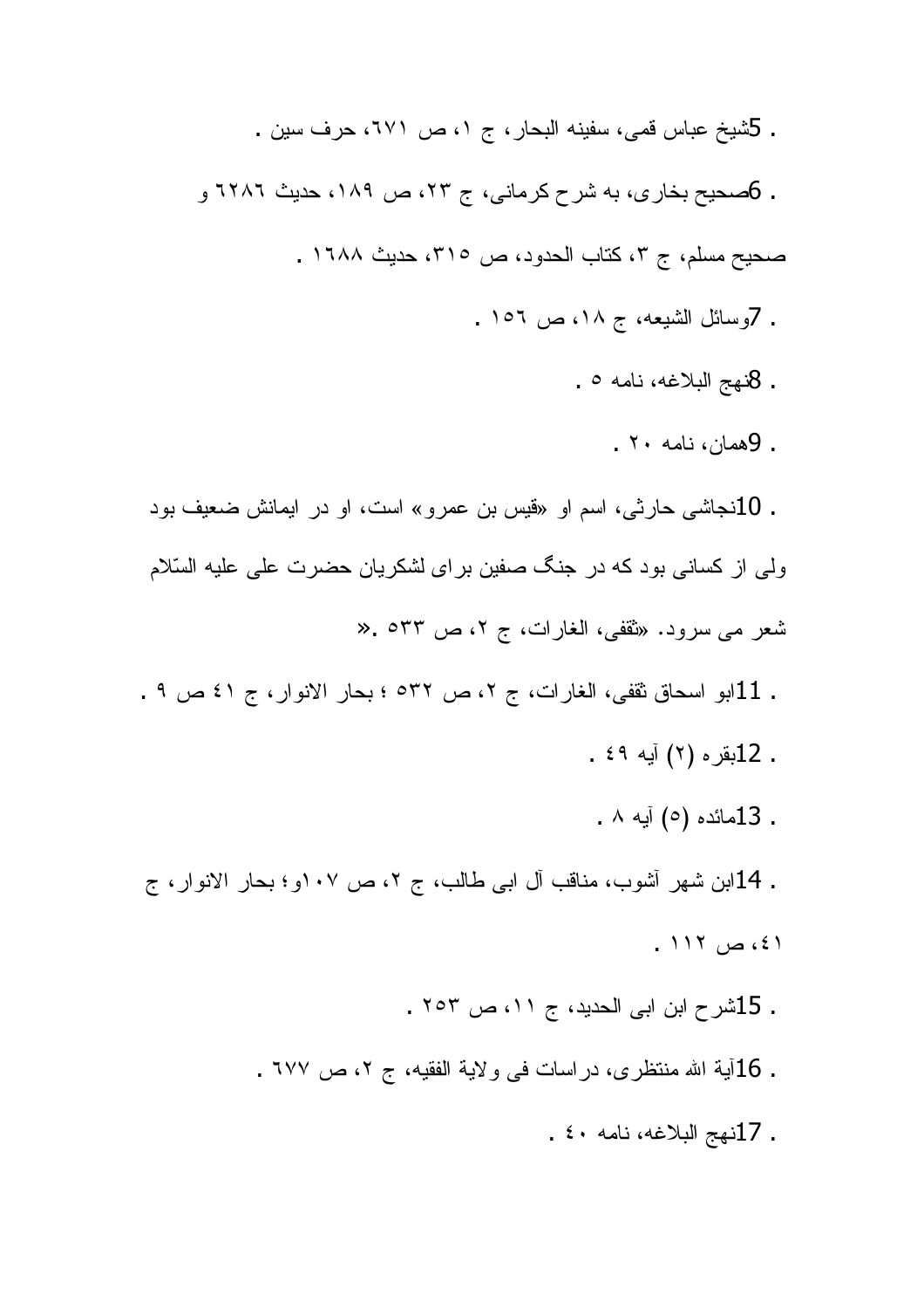5. شیخ عباس قمی، سفینه البحار، ج ۱، ص ۶۷۱، حرف سین .

6. صحیح بخاری، به شرح کرمانی، ج ۲۳، ص ۱۸۹، حدیث ۶۲۸۶ و صحیح مسلم، ج ۳، کتاب الحدود، ص ۳۱۵، حدیث ۱۶۸۸ .

7. وسائل الشیعه، ج ۱۸، ص ۱۵۶ .

8. نهج البلاغه، نامه ۵ .

9. همان، نامه ۲۰ .

10. نجاشی حارثی، اسم او «قیس بن عمرو» است، او در ایمانش ضعیف بود ولی از کسانی بود که در جنگ صفین برای لشکریان حضرت علی علیه السّلام شعر می سرود. «ثقفی، الغارات، ج ۲، ص ۵۳۳ .»

11. ابو اسحاق ثقفی، الغارات، ج ۲، ص ۵۳۲ ؛ بحار الانوار، ج ۴۱ ص ۹ .

12. بقره (۲) آیه ۴۹ .

13. مائده (۵) آیه ۸ .

14. ابن شهر آشوب، مناقب آل ابی طالب، ج ۲، ص ۱۰۷و؛ بحار الانوار، ج ۴۱، ص ۱۱۲ .

15. شرح ابن ابی الحدید، ج ۱۱، ص ۲۵۳ .

16. آیة الله منتظری، دراسات فی ولایة الفقیه، ج ۲، ص ۶۷۷ .

17. نهج البلاغه، نامه ۴۰ .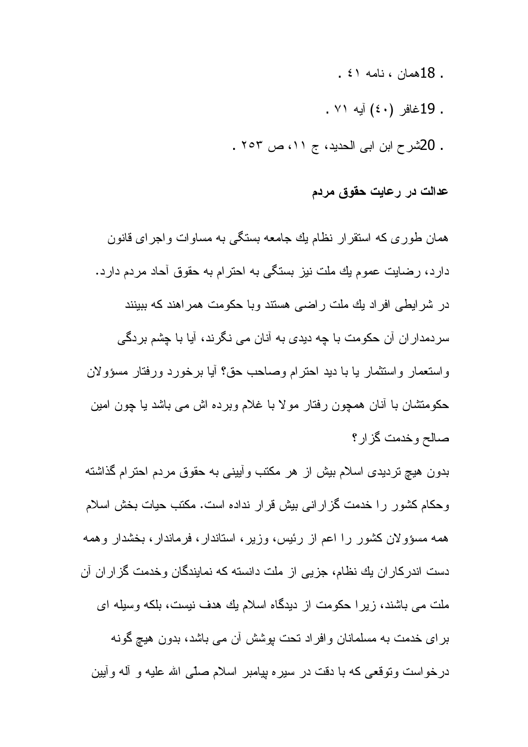18. همان ، نامه ٤١ .

19. غافر (٤٠) آیه ٧١ .

20. شرح ابن ابی الحدید، ج ١١، ص ٢٥٣ .

**عدالت در رعایت حقوق مردم**

همان طوری که استقرار نظام یك جامعه بستگی به مساوات واجرای قانون دارد، رضایت عموم یك ملت نیز بستگی به احترام به حقوق آحاد مردم دارد. در شرایطی افراد یك ملت راضی هستند وبا حکومت همراهند که ببینند سردمداران آن حکومت با چه دیدی به آنان می نگرند، آیا با چشم بردگی واستعمار واستثمار یا با دید احترام وصاحب حق؟ آیا برخورد ورفتار مسؤولان حکومتشان با آنان همچون رفتار مولا با غلام وبرده اش می باشد یا چون امین صالح وخدمت گزار؟

بدون هیچ تردیدی اسلام بیش از هر مکتب وآیینی به حقوق مردم احترام گذاشته وحکام کشور را خدمت گزارانی بیش قرار نداده است. مکتب حیات بخش اسلام همه مسؤولان کشور را اعم از رئیس، وزیر، استاندار، فرماندار، بخشدار وهمه دست اندرکاران یك نظام، جزیی از ملت دانسته که نمایندگان وخدمت گزاران آن ملت می باشند، زیرا حکومت از دیدگاه اسلام یك هدف نیست، بلکه وسیله ای برای خدمت به مسلمانان وافراد تحت پوشش آن می باشد، بدون هیچ گونه درخواست وتوقعی که با دقت در سیره پیامبر اسلام صلّی الله علیه و آله وآیین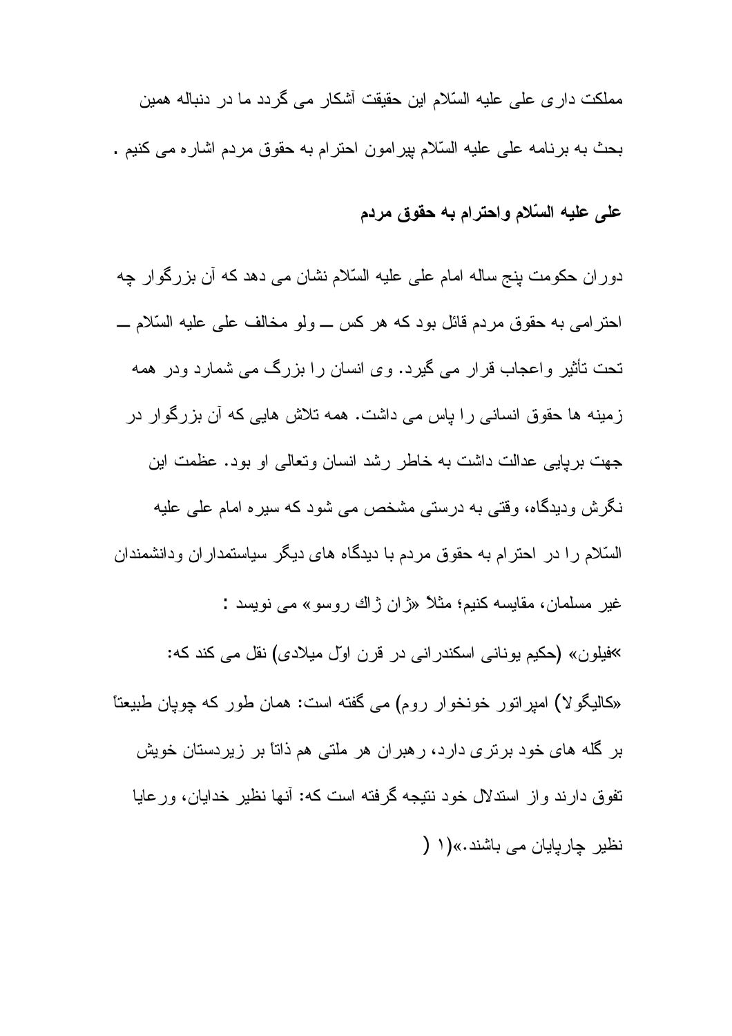مملکت داری علی علیه السّلام این حقیقت آشکار می گردد ما در دنباله همین بحث به برنامه علی علیه السّلام پیرامون احترام به حقوق مردم اشاره می کنیم .

## علی علیه السّلام واحترام به حقوق مردم

دوران حکومت پنج ساله امام علی علیه السّلام نشان می دهد که آن بزرگوار چه احترامی به حقوق مردم قائل بود که هر کس ــ ولو مخالف علی علیه السّلام ــ تحت تأثیر واعجاب قرار می گیرد. وی انسان را بزرگ می شمارد ودر همه زمینه ها حقوق انسانی را پاس می داشت. همه تلاش هایی که آن بزرگوار در جهت برپایی عدالت داشت به خاطر رشد انسان وتعالی او بود. عظمت این نگرش ودیدگاه، وقتی به درستی مشخص می شود که سیره امام علی علیه السّلام را در احترام به حقوق مردم با دیدگاه های دیگر سیاستمداران ودانشمندان غیر مسلمان، مقایسه کنیم؛ مثلاً «ژان ژاك روسو» می نویسد :

»فیلون» (حکیم یونانی اسکندرانی در قرن اوّل میلادی) نقل می کند که: «کالیگولا) امپراتور خونخوار روم) می گفته است: همان طور که چوپان طبیعتاً بر گله های خود برتری دارد، رهبران هر ملتی هم ذاتاً بر زیردستان خویش تفوق دارند واز استدلال خود نتیجه گرفته است که: آنها نظیر خدایان، ورعایا نظیر چارپایان می باشند.»(۱ (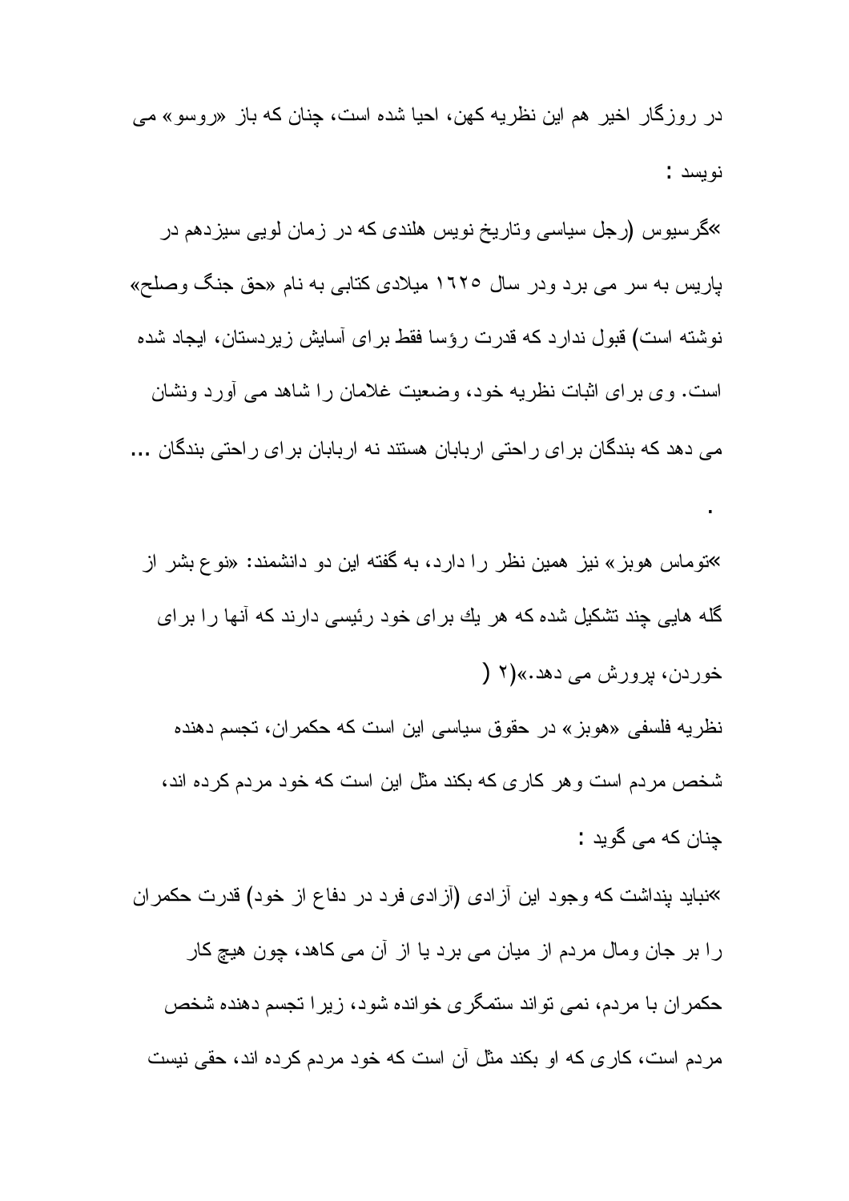در روزگار اخير هم اين نظريه كهن، احيا شده است، چنان كه باز «روسو» مى نويسد :

»گرسيوس (رجل سياسى وتاريخ نويس هلندى كه در زمان لويى سيزدهم در پاريس به سر مى برد ودر سال ١٦٢٥ ميلادى كتابى به نام «حق جنگ وصلح» نوشته است) قبول ندارد كه قدرت رؤسا فقط براى آسايش زيردستان، ايجاد شده است. وى براى اثبات نظريه خود، وضعيت غلامان را شاهد مى آورد ونشان مى دهد كه بندگان براى راحتى اربابان هستند نه اربابان براى راحتى بندگان ...

.

»توماس هوبز» نيز همين نظر را دارد، به گفته اين دو دانشمند: «نوع بشر از گله هايى چند تشكيل شده كه هر يك براى خود رئيسى دارند كه آنها را براى خوردن، پرورش مى دهد.»(٢ )

نظريه فلسفى «هوبز» در حقوق سياسى اين است كه حكمران، تجسم دهنده شخص مردم است وهر كارى كه بكند مثل اين است كه خود مردم كرده اند، چنان كه مى گويد :

»نبايد پنداشت كه وجود اين آزادى (آزادى فرد در دفاع از خود) قدرت حكمران را بر جان ومال مردم از ميان مى برد يا از آن مى كاهد، چون هيچ كار حكمران با مردم، نمى تواند ستمگرى خوانده شود، زيرا تجسم دهنده شخص مردم است، كارى كه او بكند مثل آن است كه خود مردم كرده اند، حقى نيست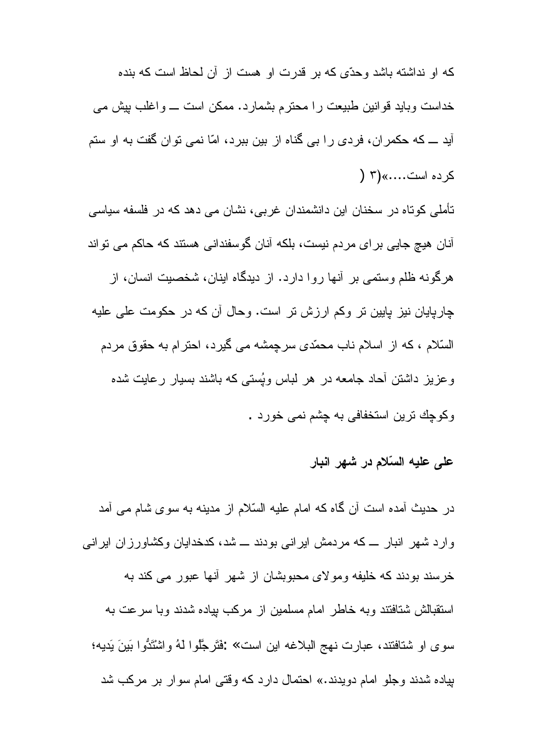که او نداشته باشد وحدّی که بر قدرت او هست از آن لحاظ است که بنده خداست وباید قوانین طبیعت را محترم بشمارد. ممکن است ــ واغلب پیش می آید ــ که حکمران، فردی را بی گناه از بین ببرد، امّا نمی توان گفت به او ستم کرده است....»(۳ )

تأملی کوتاه در سخنان این دانشمندان غربی، نشان می دهد که در فلسفه سیاسی آنان هیچ جایی برای مردم نیست، بلکه آنان گوسفندانی هستند که حاکم می تواند هرگونه ظلم وستمی بر آنها روا دارد. از دیدگاه اینان، شخصیت انسان، از چارپایان نیز پایین تر وکم ارزش تر است. وحال آن که در حکومت علی علیه السّلام ، که از اسلام ناب محمّدی سرچشمه می گیرد، احترام به حقوق مردم وعزیز داشتن آحاد جامعه در هر لباس وپُستی که باشند بسیار رعایت شده وکوچك ترین استخفافی به چشم نمی خورد .

## علی علیه السّلام در شهر انبار

در حدیث آمده است آن گاه که امام علیه السّلام از مدینه به سوی شام می آمد وارد شهر انبار ــ که مردمش ایرانی بودند ــ شد، کدخدایان وکشاورزان ایرانی خرسند بودند که خلیفه ومولای محبوبشان از شهر آنها عبور می کند به استقبالش شتافتند وبه خاطر امام مسلمین از مرکب پیاده شدند وبا سرعت به سوی او شتافتند، عبارت نهج البلاغه این است» :فَتَرجَّلوا لَهُ واشْتَدُّوا بَینَ یَدیه؛ پیاده شدند وجلو امام دویدند.» احتمال دارد که وقتی امام سوار بر مرکب شد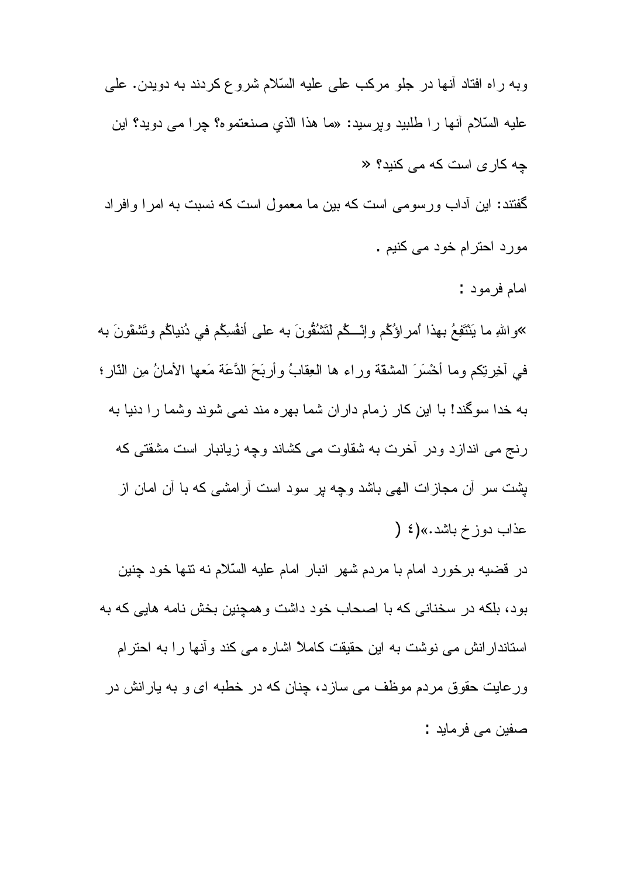وبه راه افتاد آنها در جلو مركب على عليه السّلام شروع كردند به دويدن. على عليه السّلام آنها را طلبيد وپرسيد: «ما هذا الذي صنعتموه؟ چرا مى دويد؟ اين چه كارى است كه مى كنيد؟ «

گفتند: اين آداب ورسومى است كه بين ما معمول است كه نسبت به امرا وافراد مورد احترام خود مى كنيم .

امام فرمود :

»واللهِ ما يَنْتَفِعُ بهذا اُمراؤُكُم وإنّــكُم لَتَشُقُّونَ به على أنفُسِكُم في دُنياكُم وتَشقَوْنَ به في آخِرتِكم وما أخْسَرَ المشقة وراء ها العِقابُ وأربَحَ الدَّعَةَ مَعها الأمانُ مِن النّار؛ به خدا سوگند! با اين كار زمام داران شما بهره مند نمى شوند وشما را دنيا به رنج مى اندازد ودر آخرت به شقاوت مى كشاند وچه زيانبار است مشقتى كه پشت سر آن مجازات الهى باشد وچه پر سود است آرامشى كه با آن امان از عذاب دوزخ باشد.»(٤ (

در قضيه برخورد امام با مردم شهر انبار امام عليه السّلام نه تنها خود چنين بود، بلكه در سخنانى كه با اصحاب خود داشت وهمچنين بخش نامه هايى كه به استاندارانش مى نوشت به اين حقيقت كاملاً اشاره مى كند وآنها را به احترام ورعايت حقوق مردم موظف مى سازد، چنان كه در خطبه اى و به يارانش در صفين مى فرمايد :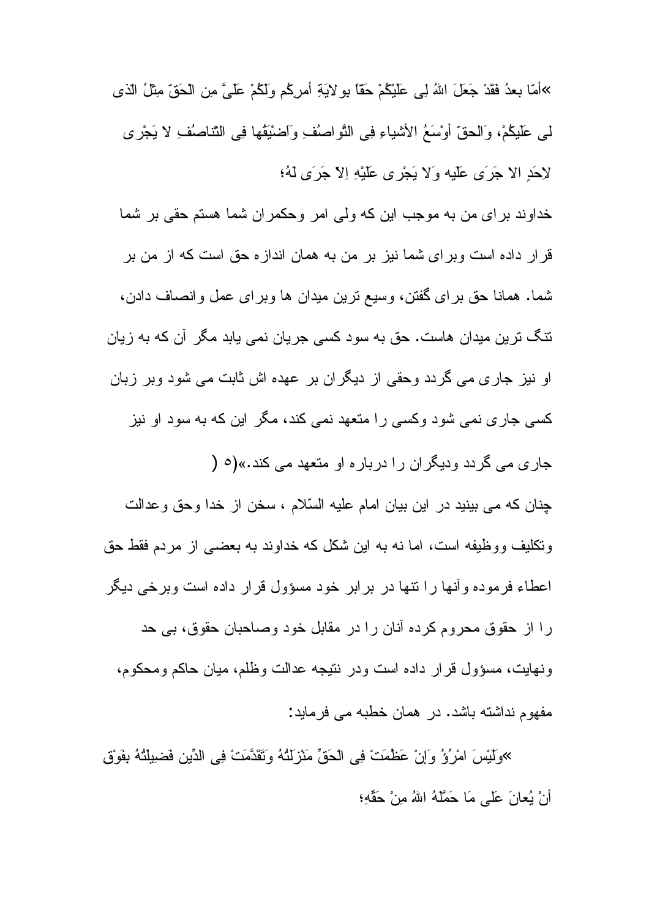«أمّا بعدُ فَقَدْ جَعَلَ اللهُ لِی عَلَیْکُمْ حقّاً بولایَةِ أمرکُم ولَکُمْ عَلَیَّ مِن الْحَقّ مِثْلُ الذی لی عَلَیکُمْ، وَالحقّ أوْسَعُ الأشیاءِ فِی التَّواصُفِ وَاَضْیَقُها فِی التّناصُفِ لا یَجْری لاِحَدٍ الا جَرَی عَلَیه وَلا یَجْری عَلَیْهِ اِلاّ جَرَی لَهُ؛

خداوند برای من به موجب این که ولی امر وحکمران شما هستم حقی بر شما قرار داده است وبرای شما نیز بر من به همان اندازه حق است که از من بر شما. همانا حق برای گفتن، وسیع ترین میدان ها وبرای عمل وانصاف دادن، تنگ ترین میدان هاست. حق به سود کسی جریان نمی یابد مگر آن که به زیان او نیز جاری می گردد وحقی از دیگران بر عهده اش ثابت می شود وبر زبان کسی جاری نمی شود وکسی را متعهد نمی کند، مگر این که به سود او نیز جاری می گردد ودیگران را درباره او متعهد می کند.»(۵)

چنان که می بینید در این بیان امام علیه السّلام ، سخن از خدا وحق وعدالت وتکلیف ووظیفه است، اما نه به این شکل که خداوند به بعضی از مردم فقط حق اعطاء فرموده وآنها را تنها در برابر خود مسؤول قرار داده است وبرخی دیگر را از حقوق محروم کرده آنان را در مقابل خود وصاحبان حقوق، بی حد ونهایت، مسؤول قرار داده است ودر نتیجه عدالت وظلم، میان حاکم ومحکوم، مفهوم نداشته باشد. در همان خطبه می فرماید:

«ولَیْسَ امْرُؤُ وَإنْ عَظُمَتْ فِی الْحَقِّ مَنْزِلَتُهُ وَتَقَدَّمَتْ فِی الدِّین فَضِیلَتُهُ بِفَوْق أنْ یُعانَ عَلی مَا حَمَّلَهُ اللهُ مِنْ حَقِّهِ؛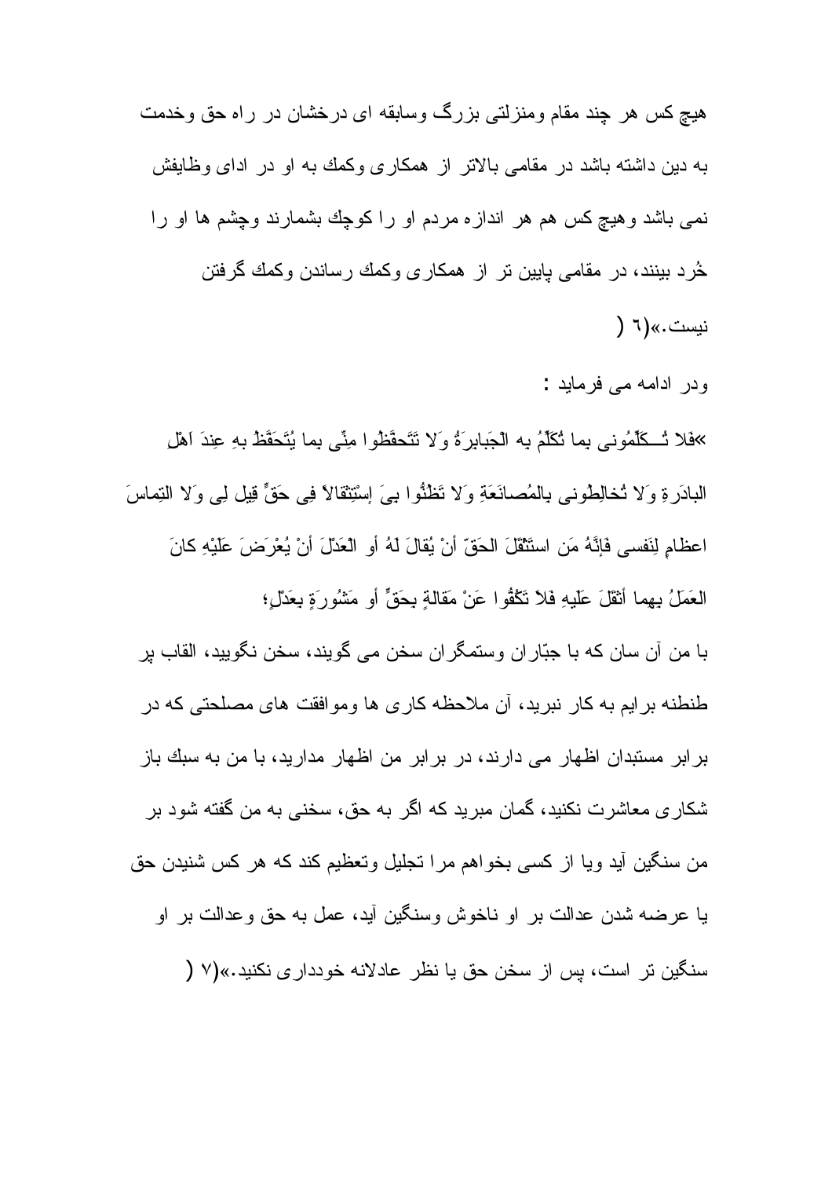هیچ کس هر چند مقام ومنزلتی بزرگ وسابقه ای درخشان در راه حق وخدمت به دین داشته باشد در مقامی بالاتر از همکاری وکمك به او در ادای وظایفش نمی باشد وهیچ کس هم هر اندازه مردم او را کوچك بشمارند وچشم ها او را خُرد بینند، در مقامی پایین تر از همکاری وکمك رساندن وکمك گرفتن نیست.»(٦ )

ودر ادامه می فرماید :

»فلا تُــكَلِّمُونی بما تُكَلِّمُ به الْجَبابِرَةُ وَلا تَتَحفَّظُوا مِنِّی بما یُتَحَفَّظُ بهِ عِندَ اَهْلِ البادَرِةِ وَلا تُخالِطُونی بالمُصانَعَةِ وَلا تَظُنُّوا بیَ إسْتِثقالاً فِی حَقٍّ قِیل لِی وَلا التِماسَ اعظامٍ لِنَفسی فَإنَّهُ مَن استَثْقَلَ الحَقّ أنْ یُقالَ لَهُ أو الْعَدْلَ أنْ یُعْرَضَ عَلَیْهِ كانَ العَمَلُ بهما أثقَلَ عَلَیهِ فَلا تَكُفُّوا عَنْ مَقالةٍ بحَقٍّ أو مَشُورَةٍ بعَدْلٍ؛

با من آن سان كه با جبّاران وستمگران سخن می گویند، سخن نگویید، القاب پر طنطنه برایم به كار نبرید، آن ملاحظه كاری ها وموافقت های مصلحتی كه در برابر مستبدان اظهار می دارند، در برابر من اظهار مدارید، با من به سبك باز شكاری معاشرت نكنید، گمان مبرید كه اگر به حق، سخنی به من گفته شود بر من سنگین آید ویا از كسی بخواهم مرا تجلیل وتعظیم كند كه هر كس شنیدن حق یا عرضه شدن عدالت بر او ناخوش وسنگین آید، عمل به حق وعدالت بر او سنگین تر است، پس از سخن حق یا نظر عادلانه خودداری نكنید.»(٧ )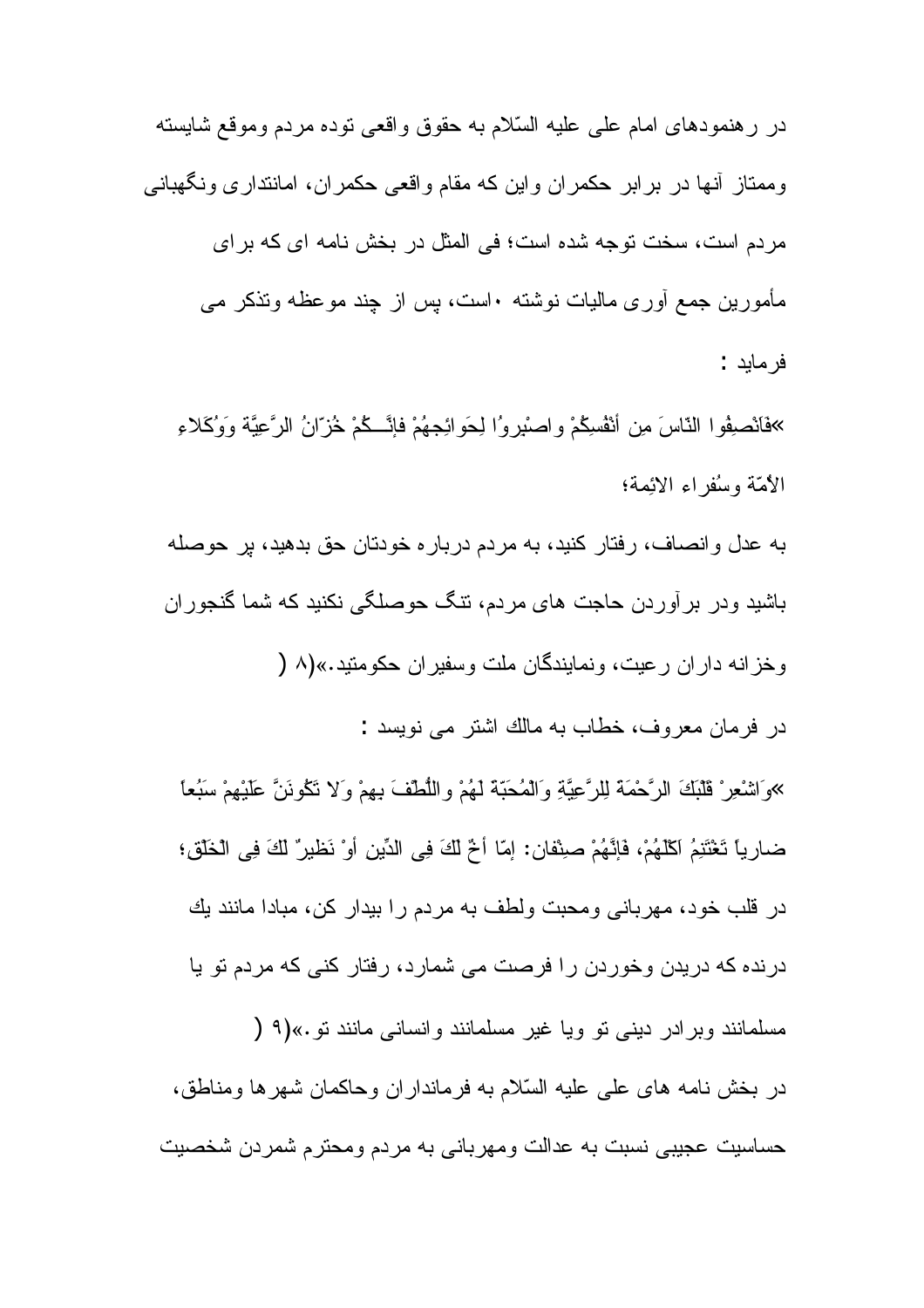در رهنمودهای امام علی علیه السّلام به حقوق واقعی توده مردم وموقع شایسته وممتاز آنها در برابر حکمران واین که مقام واقعی حکمران، امانتداری ونگهبانی مردم است، سخت توجه شده است؛ فی المثل در بخش نامه ای که برای مأمورین جمع آوری مالیات نوشته ۱۰است، پس از چند موعظه وتذکر می فرماید :

»فَأنْصِفُوا النّاسَ مِن أنْفُسِكُمْ واصْبِروُا لِحَوائِجِهُمْ فإنَّـكُمْ خُزّانُ الرَّعِيَّة وَوُكَلاءِ الأمّة وسُفراء الائِمة؛

به عدل وانصاف، رفتار کنید، به مردم درباره خودتان حق بدهید، پر حوصله باشید ودر برآوردن حاجت های مردم، تنگ حوصلگی نکنید که شما گنجوران وخزانه داران رعیت، ونمایندگان ملت وسفیران حکومتید.»(۸ (

در فرمان معروف، خطاب به مالك اشتر می نویسد :

»وَاشْعِرْ قَلْبَكَ الرَّحْمَةَ لِلرَّعِيَّةِ وَالْمُحَبّة لَهُمْ واللُّطْفَ بهمْ وَلا تَكُونَنَّ عَلَيْهِمْ سَبُعاً ضارياً تَغْتَنِمُ اكْلَهُمْ، فَإنَّهُمْ صِنْفان: إمّا أخٌ لَكَ فِي الدِّين أوْ نَظيرٌ لَكَ فِي الْخَلْق؛ در قلب خود، مهربانی ومحبت ولطف به مردم را بیدار کن، مبادا مانند یك درنده که دریدن وخوردن را فرصت می شمارد، رفتار کنی که مردم تو یا مسلمانند وبرادر دینی تو ویا غیر مسلمانند وانسانی مانند تو.»(۹ (

در بخش نامه های علی علیه السّلام به فرمانداران وحاکمان شهرها ومناطق، حساسیت عجیبی نسبت به عدالت ومهربانی به مردم ومحترم شمردن شخصیت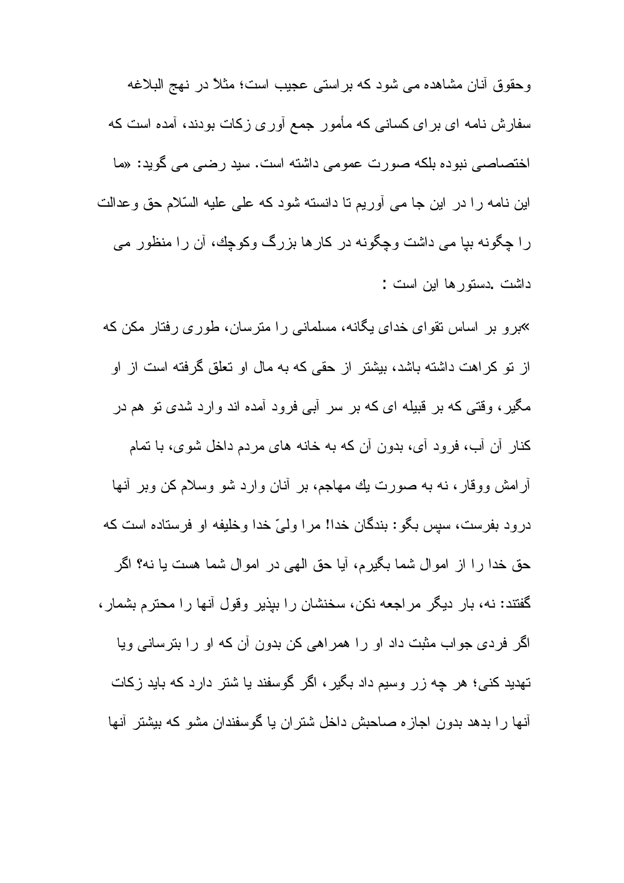وحقوق آنان مشاهده می شود که براستی عجیب است؛ مثلاً در نهج البلاغه سفارش نامه ای برای کسانی که مأمور جمع آوری زکات بودند، آمده است که اختصاصی نبوده بلکه صورت عمومی داشته است. سید رضی می گوید: «ما این نامه را در این جا می آوریم تا دانسته شود که علی علیه السّلام حق وعدالت را چگونه بپا می داشت وچگونه در کارها بزرگ وکوچك، آن را منظور می داشت .دستورها این است :

»برو بر اساس تقوای خدای یگانه، مسلمانی را مترسان، طوری رفتار مکن که از تو کراهت داشته باشد، بیشتر از حقی که به مال او تعلق گرفته است از او مگیر، وقتی که بر قبیله ای که بر سر آبی فرود آمده اند وارد شدی تو هم در کنار آن آب، فرود آی، بدون آن که به خانه های مردم داخل شوی، با تمام آرامش ووقار، نه به صورت یك مهاجم، بر آنان وارد شو وسلام کن وبر آنها درود بفرست، سپس بگو: بندگان خدا! مرا ولیّ خدا وخلیفه او فرستاده است که حق خدا را از اموال شما بگیرم، آیا حق الهی در اموال شما هست یا نه؟ اگر گفتند: نه، بار دیگر مراجعه نکن، سخنشان را بپذیر وقول آنها را محترم بشمار، اگر فردی جواب مثبت داد او را همراهی کن بدون آن که او را بترسانی ویا تهدید کنی؛ هر چه زر وسیم داد بگیر، اگر گوسفند یا شتر دارد که باید زکات آنها را بدهد بدون اجازه صاحبش داخل شتران یا گوسفندان مشو که بیشتر آنها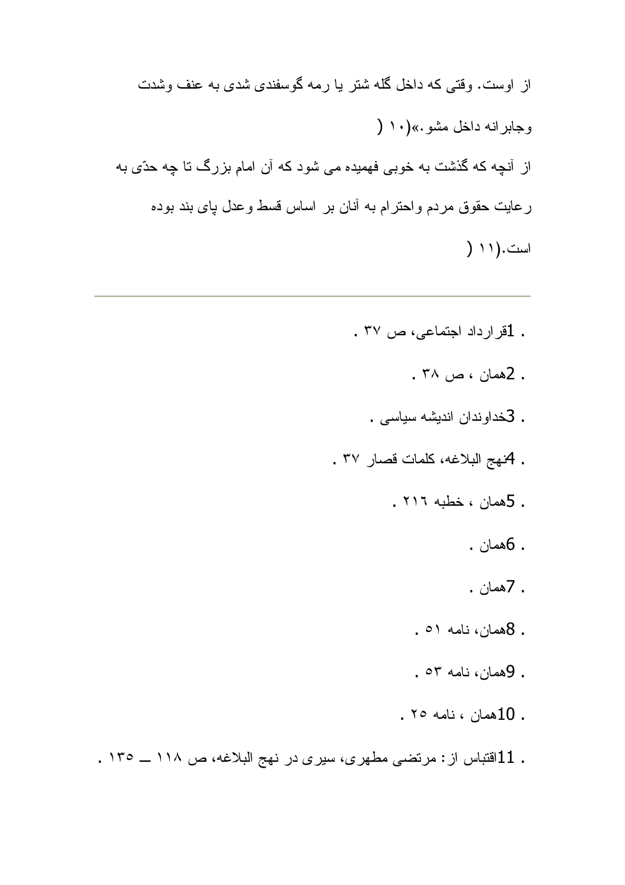از اوست. وقتی که داخل گله شتر یا رمه گوسفندی شدی به عنف وشدت وجابرانه داخل مشو.»(۱۰)

از آنچه که گذشت به خوبی فهمیده می شود که آن امام بزرگ تا چه حدّی به رعایت حقوق مردم واحترام به آنان بر اساس قسط وعدل پای بند بوده است.(۱۱)

---

1. قرارداد اجتماعی، ص ۳۷ .
2. همان ، ص ۳۸ .
3. خداوندان اندیشه سیاسی .
4. نهج البلاغه، کلمات قصار ۳۷ .
5. همان ، خطبه ۲۱٦ .
6. همان .
7. همان .
8. همان، نامه ۵۱ .
9. همان، نامه ۵۳ .
10. همان ، نامه ۲۵ .
11. اقتباس از: مرتضی مطهری، سیری در نهج البلاغه، ص ۱۱۸ ــ ۱۳۵ .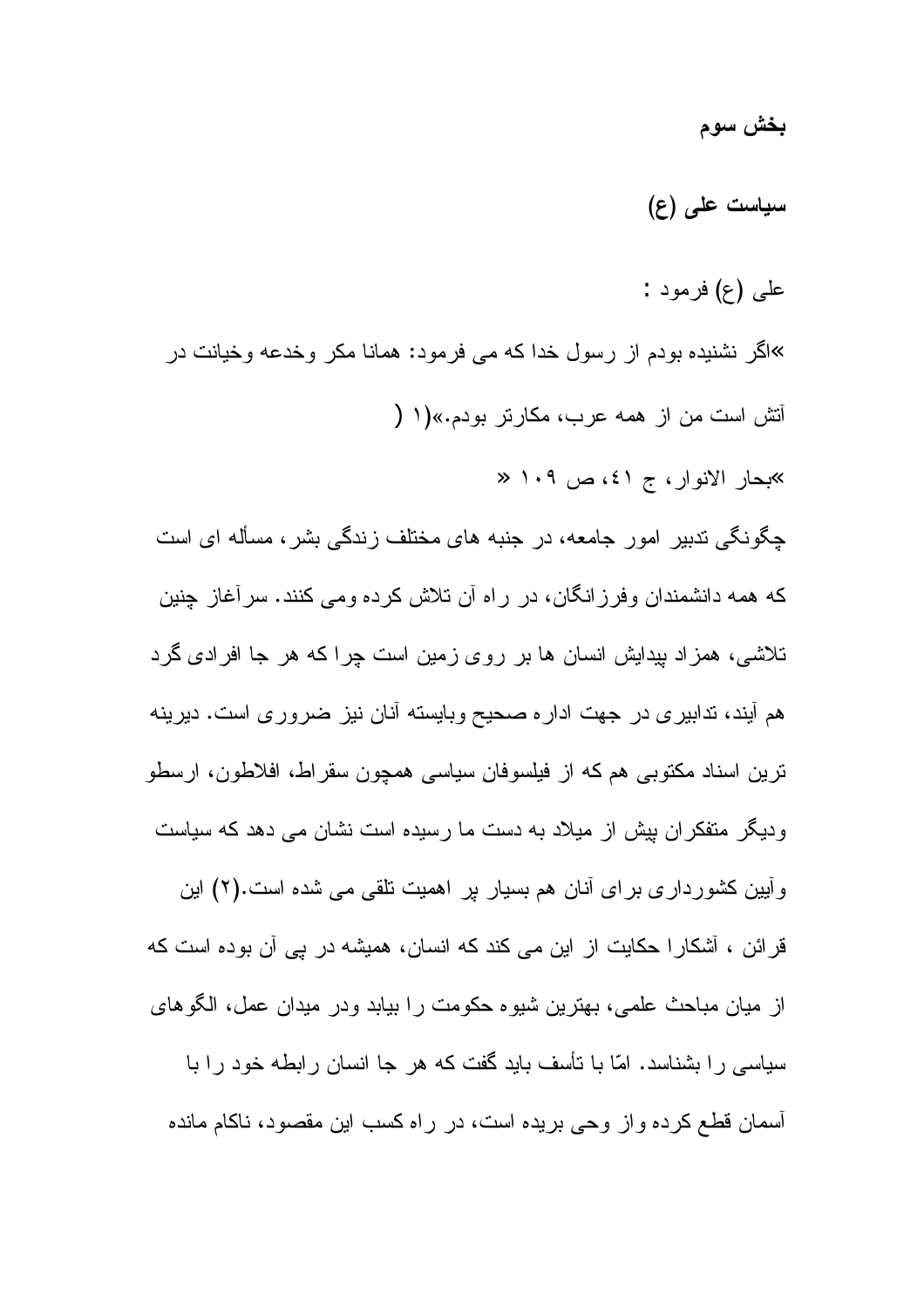**بخش سوم**

## سیاست علی (ع)

علی (ع) فرمود :

»اگر نشنیده بودم از رسول خدا که می فرمود: همانا مکر وخدعه وخیانت در آتش است من از همه عرب، مکارتر بودم.»(۱)

»بحار الانوار، ج ٤١، ص ۱۰۹ «

چگونگی تدبیر امور جامعه، در جنبه های مختلف زندگی بشر، مسأله ای است که همه دانشمندان وفرزانگان، در راه آن تلاش کرده ومی کنند. سرآغاز چنین تلاشی، همزاد پیدایش انسان ها بر روی زمین است چرا که هر جا افرادی گرد هم آیند، تدابیری در جهت اداره صحیح وبایسته آنان نیز ضروری است. دیرینه ترین اسناد مکتوبی هم که از فیلسوفان سیاسی همچون سقراط، افلاطون، ارسطو ودیگر متفکران پیش از میلاد به دست ما رسیده است نشان می دهد که سیاست وآیین کشورداری برای آنان هم بسیار پر اهمیت تلقی می شده است.(۲) این قرائن ، آشکارا حکایت از این می کند که انسان، همیشه در پی آن بوده است که از میان مباحث علمی، بهترین شیوه حکومت را بیابد ودر میدان عمل، الگوهای سیاسی را بشناسد. امّا با تأسف باید گفت که هر جا انسان رابطه خود را با آسمان قطع کرده واز وحی بریده است، در راه کسب این مقصود، ناکام مانده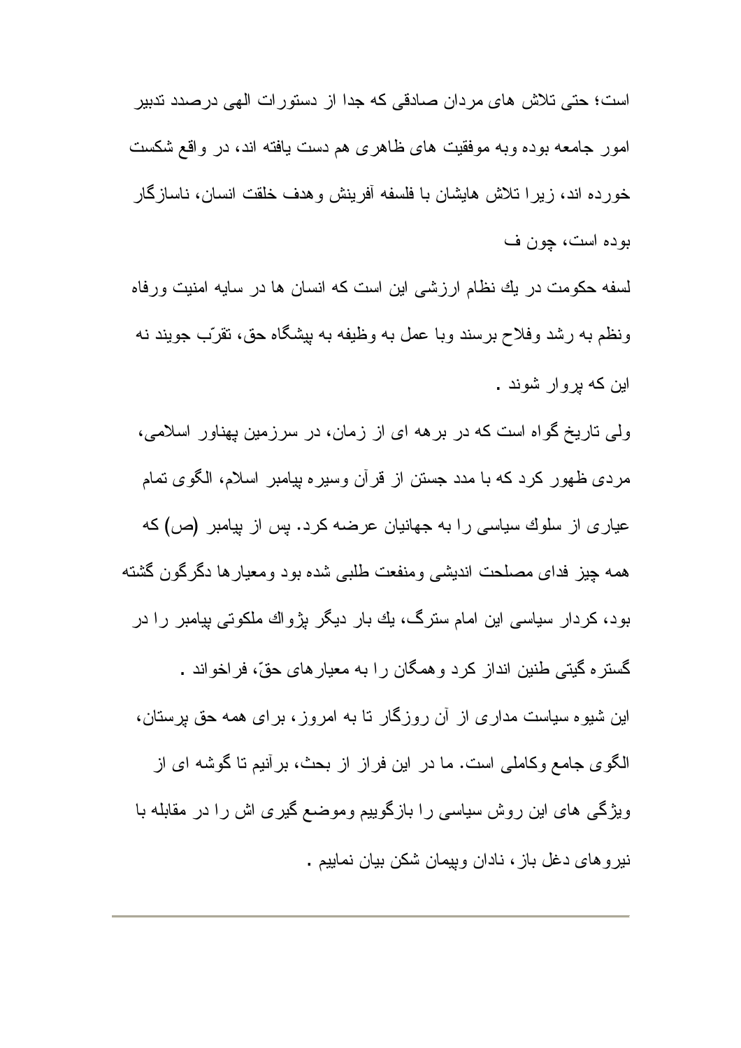است؛ حتی تلاش های مردان صادقی که جدا از دستورات الهی درصدد تدبیر امور جامعه بوده وبه موفقیت های ظاهری هم دست یافته اند، در واقع شکست خورده اند، زیرا تلاش هایشان با فلسفه آفرینش وهدف خلقت انسان، ناسازگار بوده است، چون ف

لسفه حکومت در يك نظام ارزشی این است که انسان ها در سایه امنیت ورفاه ونظم به رشد وفلاح برسند وبا عمل به وظیفه به پیشگاه حق، تقرّب جویند نه این که پروار شوند .

ولی تاریخ گواه است که در برهه ای از زمان، در سرزمین پهناور اسلامی، مردی ظهور کرد که با مدد جستن از قرآن وسیره پیامبر اسلام، الگوی تمام عیاری از سلوك سیاسی را به جهانیان عرضه کرد. پس از پیامبر (ص) که همه چیز فدای مصلحت اندیشی ومنفعت طلبی شده بود ومعیارها دگرگون گشته بود، کردار سیاسی این امام سترگ، يك بار دیگر پژواك ملکوتی پیامبر را در گستره گیتی طنین انداز کرد وهمگان را به معیارهای حقّ، فراخواند .

این شیوه سیاست مداری از آن روزگار تا به امروز، برای همه حق پرستان، الگوی جامع وکاملی است. ما در این فراز از بحث، برآنیم تا گوشه ای از ویژگی های این روش سیاسی را بازگوییم وموضع گیری اش را در مقابله با نیروهای دغل باز، نادان وپیمان شکن بیان نماییم .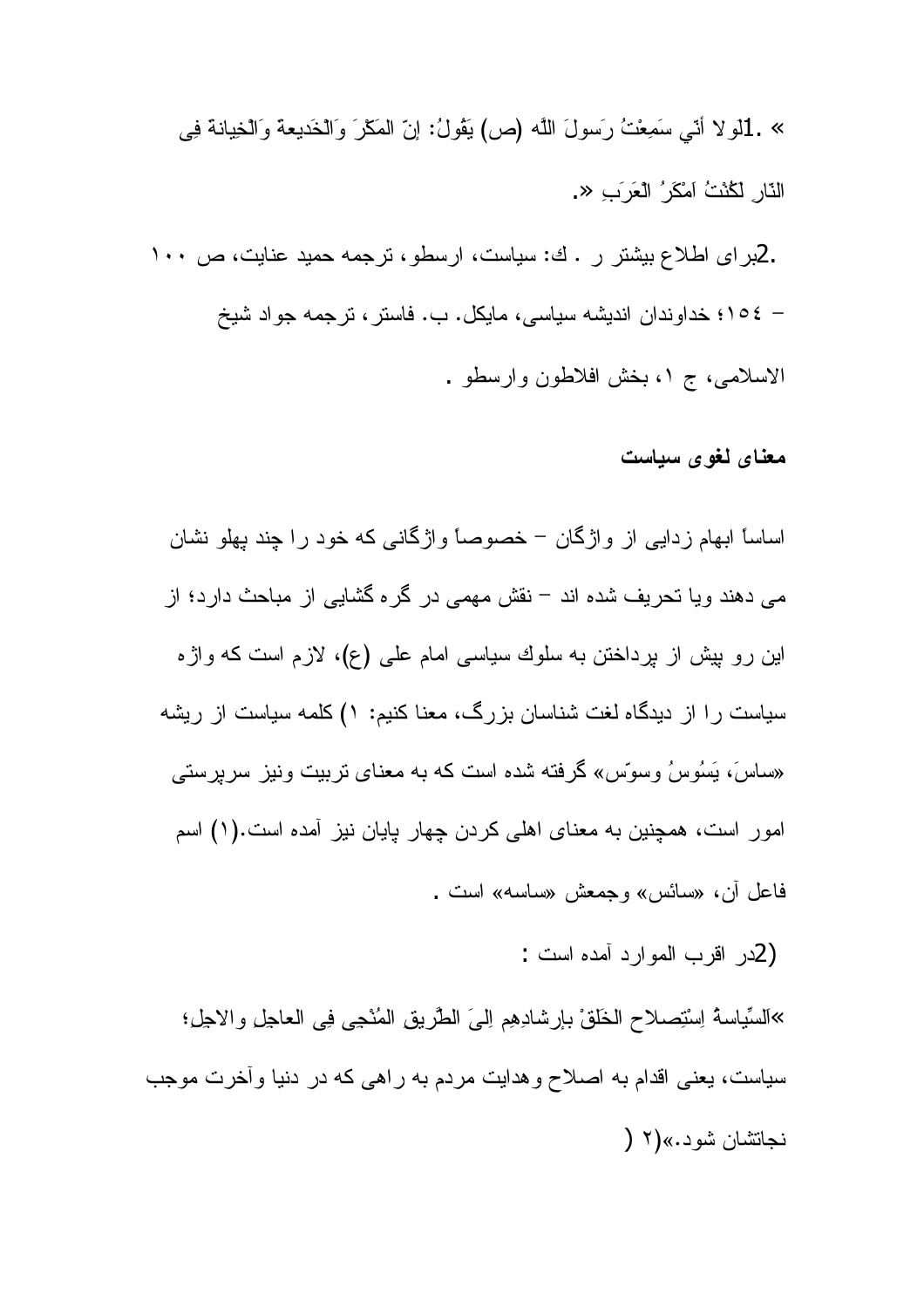1. «لولا أنّي سَمِعْتُ رَسولَ اللّه (ص) يَقُولُ: إنّ المَكْرَ وَالْخَديعةَ وَالْخِيانةَ فِي النّارِ لَكُنْتُ اَمْكَرُ الْعَرَبِ ».

2. برای اطلاع بیشتر ر . ك: سیاست، ارسطو، ترجمه حمید عنایت، ص ۱۰۰ – ۱۵٤؛ خداوندان اندیشه سیاسی، مایكل. ب. فاستر، ترجمه جواد شیخ الاسلامی، ج ۱، بخش افلاطون وارسطو .

### معنای لغوی سیاست

اساساً ابهام زدایی از واژگان – خصوصاً واژگانی كه خود را چند پهلو نشان می دهند ویا تحریف شده اند – نقش مهمی در گره گشایی از مباحث دارد؛ از این رو پیش از پرداختن به سلوك سیاسی امام علی (ع)، لازم است كه واژه سیاست را از دیدگاه لغت شناسان بزرگ، معنا كنیم: ۱) كلمه سیاست از ریشه «ساسَ، یَسُوسُ وسوّس» گرفته شده است كه به معنای تربیت ونیز سرپرستی امور است، همچنین به معنای اهلی كردن چهار پایان نیز آمده است.(۱) اسم فاعل آن، «سائس» وجمعش «ساسه» است .

2) در اقرب الموارد آمده است :

«اَلسِّیاسةُ اِسْتِصلاح الخَلَقْ بإرشادِهِم اِلیَ الطَّریق المُنْجِی فِی العاجِلِ والاجِلِ؛ سیاست، یعنی اقدام به اصلاح وهدایت مردم به راهی كه در دنیا وآخرت موجب نجاتشان شود.»(۲)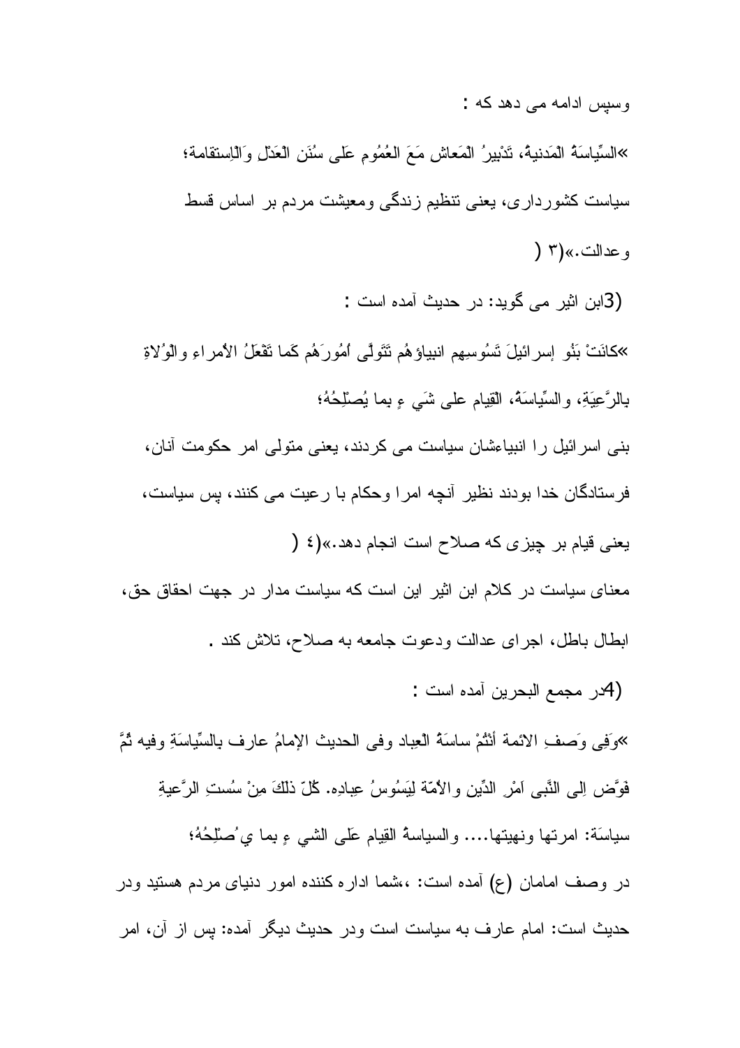وسپس ادامه می دهد که :

»السِّياسَةُ المَدنيةُ، تَدْبيرُ المَعاش مَعَ العُمُومِ عَلی سُنَنِ العَدْلِ وَالْاِستقامة؛

سياست کشورداری، يعنی تنظيم زندگی ومعيشت مردم بر اساس قسط وعدالت.»(۳ )

(3ابن اثير می گويد: در حديث آمده است :

»كانَتْ بَنُو إسرائيلَ تَسُوسِهِم انبياؤهُم تَتَوَلّی اُمُورَهُم كَما تَفْعَلُ الأمراءِ والوُلاةِ بالرَّعِيَةِ، والسِّياسَةُ، الْقِيام علی شَيءٍ بما يُصْلِحُهُ؛

بنی اسرائيل را انبياءشان سياست می كردند، يعنی متولی امر حكومت آنان، فرستادگان خدا بودند نظير آنچه امرا وحكام با رعيت می كنند، پس سياست، يعنی قيام بر چيزی كه صلاح است انجام دهد.»(٤ )

معنای سياست در كلام ابن اثير اين است كه سياست مدار در جهت احقاق حق، ابطال باطل، اجرای عدالت ودعوت جامعه به صلاح، تلاش كند .

(4در مجمع البحرين آمده است :

»وَفِی وَصفِ الائمة أنْتُمْ ساسَةُ الْعِباد وفی الحديث الإمامُ عارف بالسِّياسَةِ وفيه ثُمَّ فَوَّض اِلی النَّبی اَمْرِ الدِّينِ والأمّة لِيَسُوسُ عِبادِه. كُلّ ذلكَ مِنْ سُستِ الرَّعيةِ سياسَة: امرتها ونهيتها.... والسياسةُ القِيام عَلی الشيءِ بما يُصْلِحُهُ؛

در وصف امامان (ع) آمده است: ،،شما اداره كننده امور دنيای مردم هستيد ودر حديث است: امام عارف به سياست است ودر حديث ديگر آمده: پس از آن، امر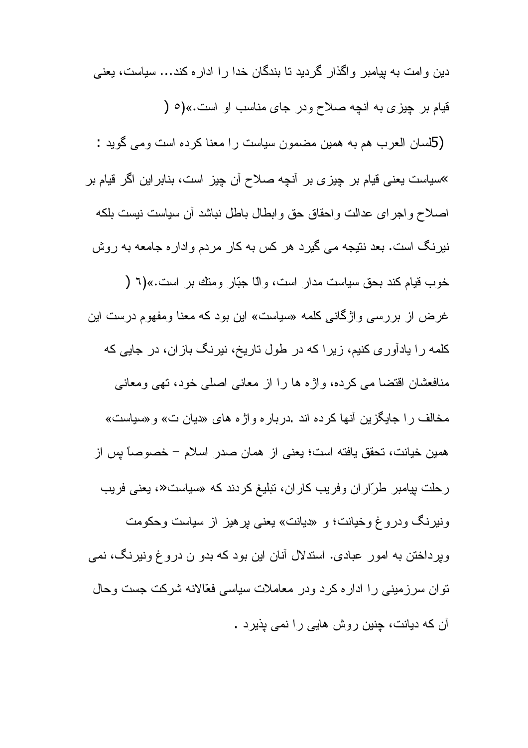دین وامت به پیامبر واگذار گردید تا بندگان خدا را اداره کند... سیاست، یعنی قیام بر چیزی به آنچه صلاح ودر جای مناسب او است.»(٥ )

(5لسان العرب هم به همین مضمون سیاست را معنا کرده است ومی گوید :

»سیاست یعنی قیام بر چیزی بر آنچه صلاح آن چیز است، بنابراین اگر قیام بر اصلاح واجرای عدالت واحقاق حق وابطال باطل نباشد آن سیاست نیست بلکه نیرنگ است. بعد نتیجه می گیرد هر کس به کار مردم واداره جامعه به روش خوب قیام کند بحق سیاست مدار است، والّا جبّار ومتك بر است.»(٦ )

غرض از بررسی واژگانی کلمه «سیاست» این بود که معنا ومفهوم درست این کلمه را یادآوری کنیم، زیرا که در طول تاریخ، نیرنگ بازان، در جایی که منافعشان اقتضا می کرده، واژه ها را از معانی اصلی خود، تهی ومعانی مخالف را جایگزین آنها کرده اند .درباره واژه های «دیان ت» و«سیاست» همین خیانت، تحقق یافته است؛ یعنی از همان صدر اسلام – خصوصاً پس از رحلت پیامبر طرّاران وفریب کاران، تبلیغ کردند که «سیاست«، یعنی فریب ونیرنگ ودروغ وخیانت؛ و «دیانت» یعنی پرهیز از سیاست وحکومت وپرداختن به امور عبادی. استدلال آنان این بود که بدو ن دروغ ونیرنگ، نمی توان سرزمینی را اداره کرد ودر معاملات سیاسی فعّالانه شرکت جست وحال آن که دیانت، چنین روش هایی را نمی پذیرد .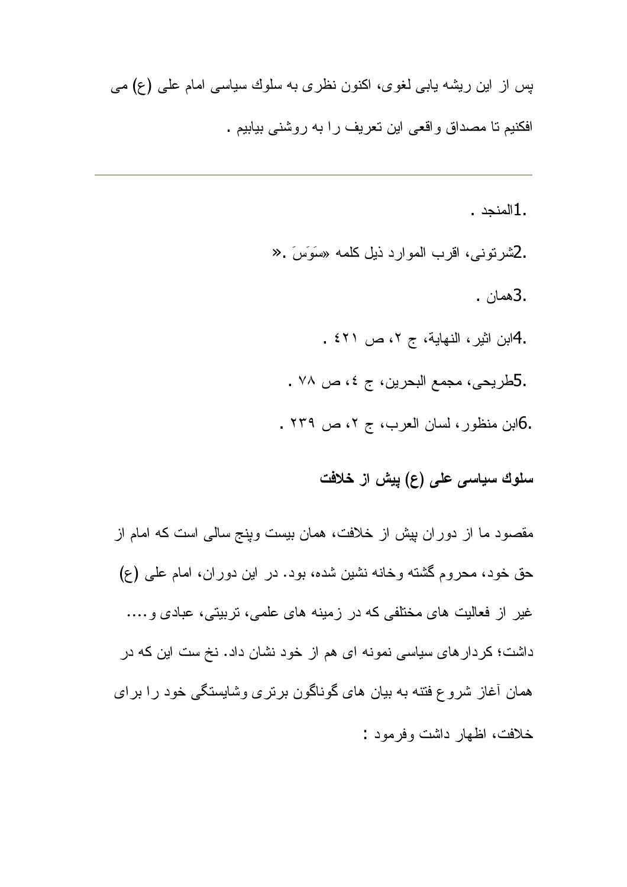پس از این ریشه یابی لغوی، اکنون نظری به سلوك سیاسی امام علی (ع) می افکنیم تا مصداق واقعی این تعریف را به روشنی بیابیم .

---

1. المنجد .
2. شرتونی، اقرب الموارد ذیل کلمه «سَوَسَ .»
3. همان .
4. ابن اثیر، النهایة، ج ۲، ص ٤٢١ .
5. طریحی، مجمع البحرین، ج ٤، ص ٧٨ .
6. ابن منظور، لسان العرب، ج ۲، ص ۲۳۹ .

**سلوك سیاسی علی (ع) پیش از خلافت**

مقصود ما از دوران پیش از خلافت، همان بیست وپنج سالی است که امام از حق خود، محروم گشته وخانه نشین شده، بود. در این دوران، امام علی (ع) غیر از فعالیت های مختلفی که در زمینه های علمی، تربیتی، عبادی و.... داشت؛ کردارهای سیاسی نمونه ای هم از خود نشان داد. نخ ست این که در همان آغاز شروع فتنه به بیان های گوناگون برتری وشایستگی خود را برای خلافت، اظهار داشت وفرمود :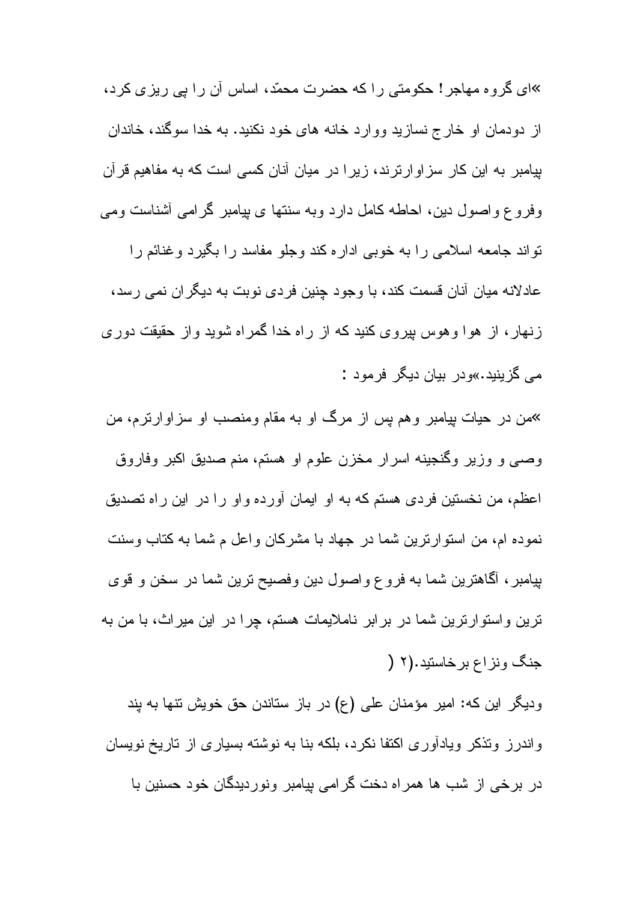«ای گروه مهاجر! حکومتی را که حضرت محمّد، اساس آن را پی ریزی کرد، از دودمان او خارج نسازید ووارد خانه های خود نکنید. به خدا سوگند، خاندان پیامبر به این کار سزاوارترند، زیرا در میان آنان کسی است که به مفاهیم قرآن وفروع واصول دین، احاطه کامل دارد وبه سنتها ی پیامبر گرامی آشناست ومی تواند جامعه اسلامی را به خوبی اداره کند وجلو مفاسد را بگیرد وغنائم را عادلانه میان آنان قسمت کند، با وجود چنین فردی نوبت به دیگران نمی رسد، زنهار، از هوا وهوس پیروی کنید که از راه خدا گمراه شوید واز حقیقت دوری می گزینید.»ودر بیان دیگر فرمود :

«من در حیات پیامبر وهم پس از مرگ او به مقام ومنصب او سزاوارترم، من وصی و وزیر وگنجینه اسرار مخزن علوم او هستم، منم صدیق اکبر وفاروق اعظم، من نخستین فردی هستم که به او ایمان آورده واو را در این راه تصدیق نموده ام، من استوارترین شما در جهاد با مشرکان واعل م شما به کتاب وسنت پیامبر، آگاهترین شما به فروع واصول دین وفصیح ترین شما در سخن و قوی ترین واستوارترین شما در برابر ناملایمات هستم، چرا در این میراث، با من به جنگ ونزاع برخاستید.(۲)

ودیگر این که: امیر مؤمنان علی (ع) در باز ستاندن حق خویش تنها به پند واندرز وتذکر ویادآوری اکتفا نکرد، بلکه بنا به نوشته بسیاری از تاریخ نویسان در برخی از شب ها همراه دخت گرامی پیامبر ونوردیدگان خود حسنین با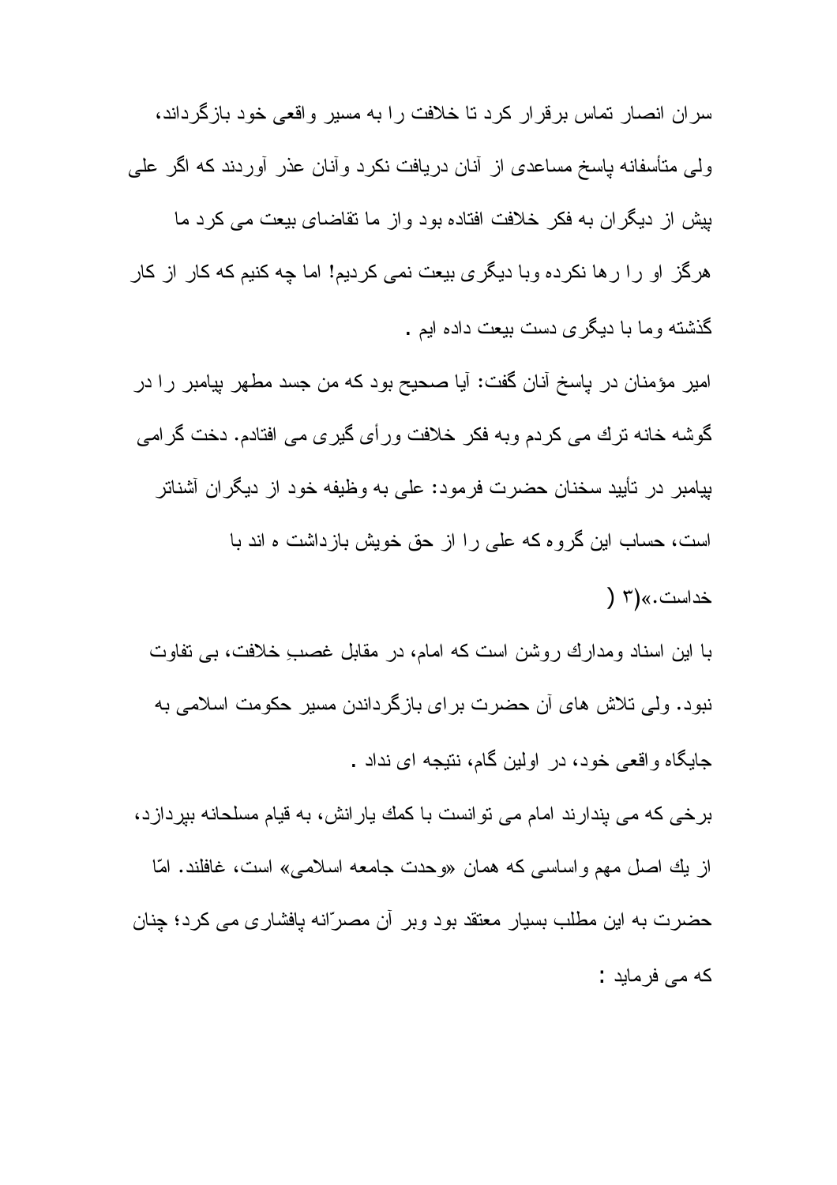سران انصار تماس برقرار كرد تا خلافت را به مسير واقعى خود بازگرداند، ولى متأسفانه پاسخ مساعدى از آنان دريافت نكرد وآنان عذر آوردند كه اگر على پيش از ديگران به فكر خلافت افتاده بود واز ما تقاضاى بيعت مى كرد ما هرگز او را رها نكرده وبا ديگرى بيعت نمى كرديم! اما چه كنيم كه كار از كار گذشته وما با ديگرى دست بيعت داده ايم .

امير مؤمنان در پاسخ آنان گفت: آيا صحيح بود كه من جسد مطهر پيامبر را در گوشه خانه ترك مى كردم وبه فكر خلافت ورأى گيرى مى افتادم. دخت گرامى پيامبر در تأييد سخنان حضرت فرمود: على به وظيفه خود از ديگران آشناتر است، حساب اين گروه كه على را از حق خويش بازداشته اند با خداست.»(٣)

با اين اسناد ومدارك روشن است كه امام، در مقابل غصبِ خلافت، بى تفاوت نبود. ولى تلاش هاى آن حضرت براى بازگرداندن مسير حكومت اسلامى به جايگاه واقعى خود، در اولين گام، نتيجه اى نداد .

برخى كه مى پندارند امام مى توانست با كمك يارانش، به قيام مسلحانه بپردازد، از يك اصل مهم واساسى كه همان «وحدت جامعه اسلامى» است، غافلند. امّا حضرت به اين مطلب بسيار معتقد بود وبر آن مصرّانه پافشارى مى كرد؛ چنان كه مى فرمايد :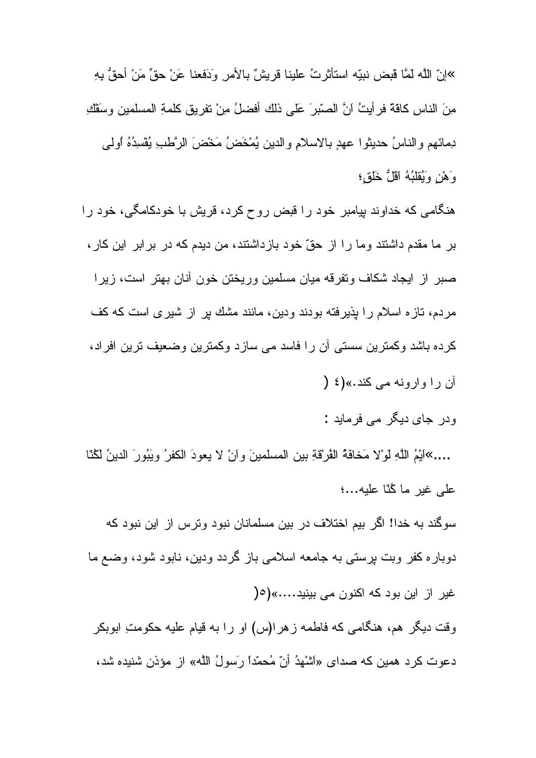»إنّ اللَّه لمَّا قَبض نبيّه استأثرتُ علينا قريشٌ بالأمرِ وَدَفعنا عَنْ حقِّ مَنْ أحقُّ بهِ مِنَ الناس كافةً فرأيتُ اَنَّ الصبّرَ عَلى ذلك أفضلُ مِنْ تفريق كلمةِ المسلمين وسَفْكِ دِمائهم والناسُ حديثوا عهدٍ بالاسلامِ والدين يُمْخَضُ مَخْضَ الرَّطبِ يُفْسِدُهُ اُولى وَهْنٍ وَيُقلبُهُ اَقلُّ خَلَقٍ؛

هنگامى كه خداوند پيامبر خود را قبض روح كرد، قريش با خودكامگى، خود را بر ما مقدم داشتند وما را از حقّ خود بازداشتند، من ديدم كه در برابر اين كار، صبر از ايجاد شكاف وتفرقه ميان مسلمين وريختن خون آنان بهتر است، زيرا مردم، تازه اسلام را پذيرفته بودند ودين، مانند مشك پر از شيرى است كه كف كرده باشد وكمترين سستى آن را فاسد مى سازد وكمترين وضعيف ترين افراد، آن را واورنه مى كند.»(٤)

ودر جاى ديگر مى فرمايد :

....»اَيْمُ اللَّهِ لَوْلا مَخافَةُ الفُرقَةِ بين المسلمينَ واَنْ لا يعودَ الكفرُ ويَبُورَ الدينُ لَكُنّا على غير ما كُنّا عليه...؛

سوگند به خدا! اگر بيم اختلاف در بين مسلمانان نبود وترس از اين نبود كه دوباره كفر وبت پرستى به جامعه اسلامى باز گردد ودين، نابود شود، وضع ما غير از اين بود كه اكنون مى بينيد....»(٥)

وقت ديگر هم، هنگامى كه فاطمه زهرا(س) او را به قيام عليه حكومتِ ابوبكر دعوت كرد همين كه صداى «اَشْهَدُ أنّ مُحمّداً رَسولُ اللَّه» از مؤذن شنيده شد،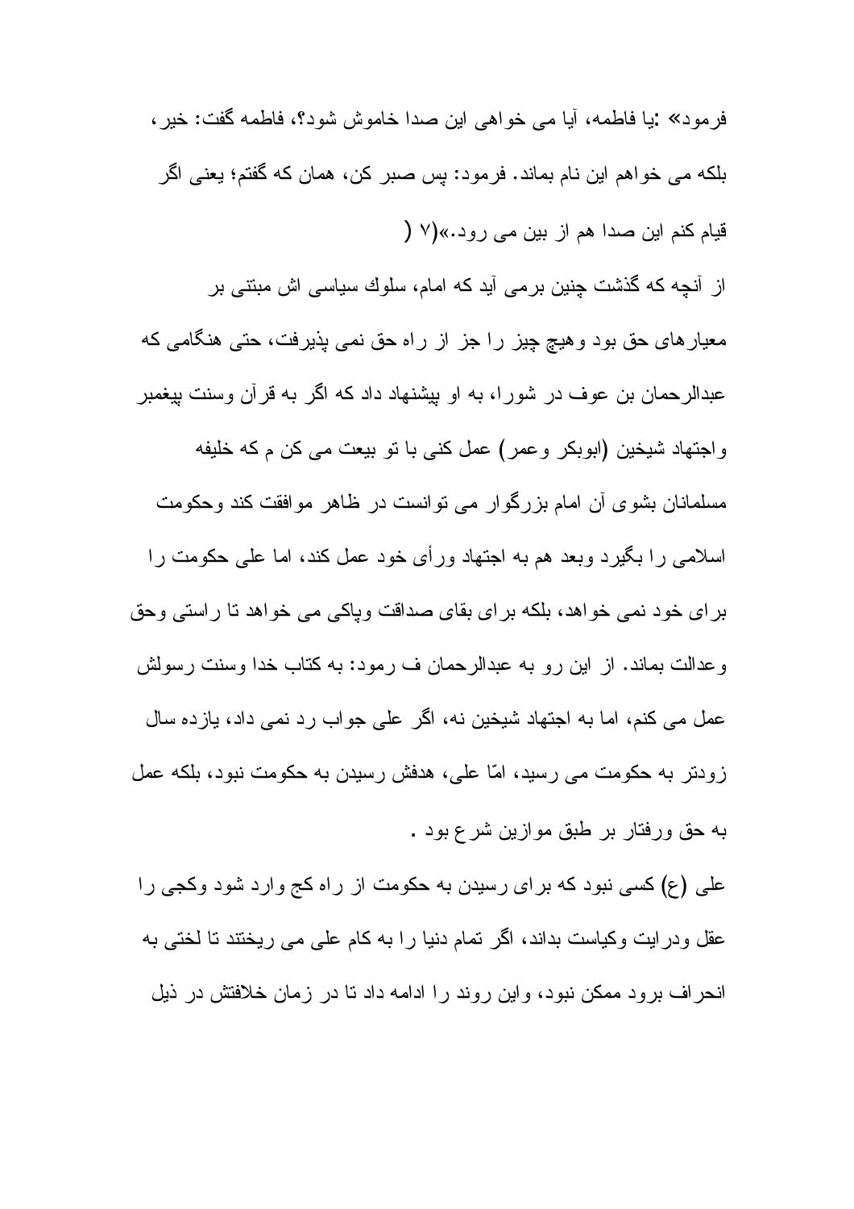فرمود» :یا فاطمه، آیا می خواهی این صدا خاموش شود؟، فاطمه گفت: خیر، بلکه می خواهم این نام بماند. فرمود: پس صبر کن، همان که گفتم؛ یعنی اگر قیام کنم این صدا هم از بین می رود.»(۷ (

از آنچه که گذشت چنین برمی آید که امام، سلوك سیاسی اش مبتنی بر معیارهای حق بود وهیچ چیز را جز از راه حق نمی پذیرفت، حتی هنگامی که عبدالرحمان بن عوف در شورا، به او پیشنهاد داد که اگر به قرآن وسنت پیغمبر واجتهاد شیخین (ابوبکر وعمر) عمل کنی با تو بیعت می کن م که خلیفه مسلمانان بشوی آن امام بزرگوار می توانست در ظاهر موافقت کند وحکومت اسلامی را بگیرد وبعد هم به اجتهاد ورأی خود عمل کند، اما علی حکومت را برای خود نمی خواهد، بلکه برای بقای صداقت وپاکی می خواهد تا راستی وحق وعدالت بماند. از این رو به عبدالرحمان ف رمود: به کتاب خدا وسنت رسولش عمل می کنم، اما به اجتهاد شیخین نه، اگر علی جواب رد نمی داد، یازده سال زودتر به حکومت می رسید، امّا علی، هدفش رسیدن به حکومت نبود، بلکه عمل به حق ورفتار بر طبق موازین شرع بود .

علی (ع) کسی نبود که برای رسیدن به حکومت از راه کج وارد شود وکجی را عقل ودرایت وکیاست بداند، اگر تمام دنیا را به کام علی می ریختند تا لختی به انحراف برود ممکن نبود، واین روند را ادامه داد تا در زمان خلافتش در ذیل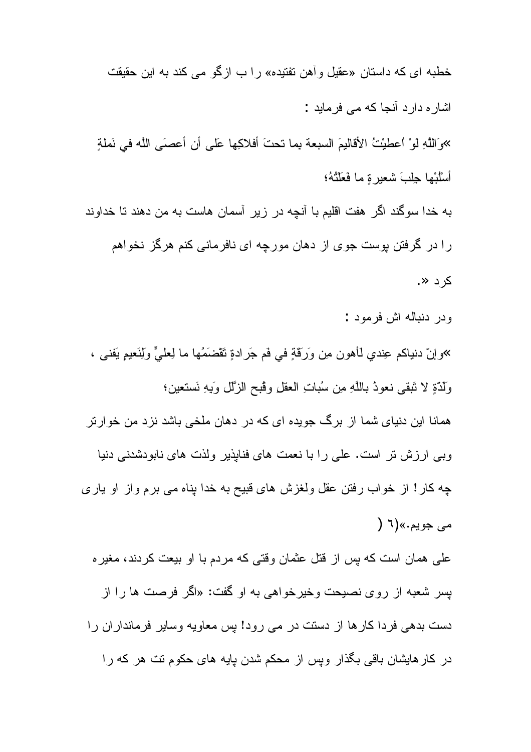خطبه ای که داستان «عقیل وآهن تفتیده» را ب ازگو می کند به این حقیقت اشاره دارد آنجا که می فرماید :

«وَاللَّهِ لَوْ اُعطِيْتُ الأقاليمَ السبعة بما تحتَ أفلاكِها علَى أن أعصَى اللَّه في نَملَةٍ أسْلُبْها جِلبَ شعيرةٍ ما فَعَلْتُهُ؛

به خدا سوگند اگر هفت اقلیم با آنچه در زیر آسمان هاست به من دهند تا خداوند را در گرفتن پوست جوی از دهان مورچه ای نافرمانی کنم هرگز نخواهم کرد ».

ودر دنباله اش فرمود :

«وإنّ دنياكم عِندي لأهون مِن وَرَقَةٍ في فَم جَرادةٍ تَقْضَمُها ما لِعليٍّ ولِنَعيمٍ يَفنى ، ولَذّةٍ لا تَبقى نعوذُ باللَّهِ مِن سُباتِ العقلِ وقُبح الزّلّل وَبِهِ نَستعين؛

همانا این دنیای شما از برگ جویده ای که در دهان ملخی باشد نزد من خوارتر وبی ارزش تر است. علی را با نعمت های فناپذیر ولذت های نابودشدنی دنیا چه کار! از خواب رفتن عقل ولغزش های قبیح به خدا پناه می برم واز او یاری می جویم.»(٦ (

علی همان است که پس از قتل عثمان وقتی که مردم با او بیعت کردند، مغیره پسر شعبه از روی نصیحت وخیرخواهی به او گفت: «اگر فرصت ها را از دست بدهی فردا کارها از دستت در می رود! پس معاویه وسایر فرمانداران را در کارهایشان باقی بگذار وپس از محکم شدن پایه های حکوم تت هر که را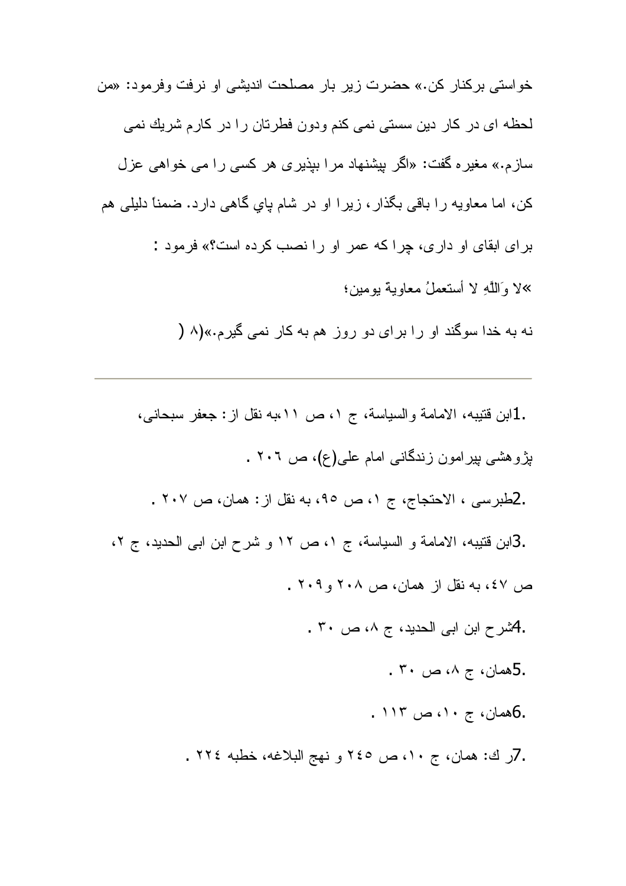خواستی برکنار کن.» حضرت زیر بار مصلحت اندیشی او نرفت وفرمود: «من لحظه ای در کار دین سستی نمی کنم ودون فطرتان را در کارم شریك نمی سازم.» مغیره گفت: «اگر پیشنهاد مرا بپذیری هر کسی را می خواهی عزل کن، اما معاویه را باقی بگذار، زیرا او در شام پاي گاهی دارد. ضمناً دلیلی هم برای ابقای او داری، چرا که عمر او را نصب کرده است؟» فرمود :

«لا وَاللَّهِ لا أستعملُ معاوية يومين؛

نه به خدا سوگند او را برای دو روز هم به کار نمی گیرم.»(۸)

---

1. ابن قتیبه، الامامة والسیاسة، ج ۱، ص ۱۱،به نقل از: جعفر سبحانی، پژوهشی پیرامون زندگانی امام علی(ع)، ص ۲۰۶ .

2. طبرسی ، الاحتجاج، ج ۱، ص ۹۵، به نقل از: همان، ص ۲۰۷ .

3. ابن قتیبه، الامامة و السیاسة، ج ۱، ص ۱۲ و شرح ابن ابی الحدید، ج ۲، ص ٤۷، به نقل از همان، ص ۲۰۸ و ۲۰۹ .

4. شرح ابن ابی الحدید، ج ۸، ص ۳۰ .

5. همان، ج ۸، ص ۳۰ .

6. همان، ج ۱۰، ص ۱۱۳ .

7. ر ك: همان، ج ۱۰، ص ۲٤۵ و نهج البلاغه، خطبه ۲۲٤ .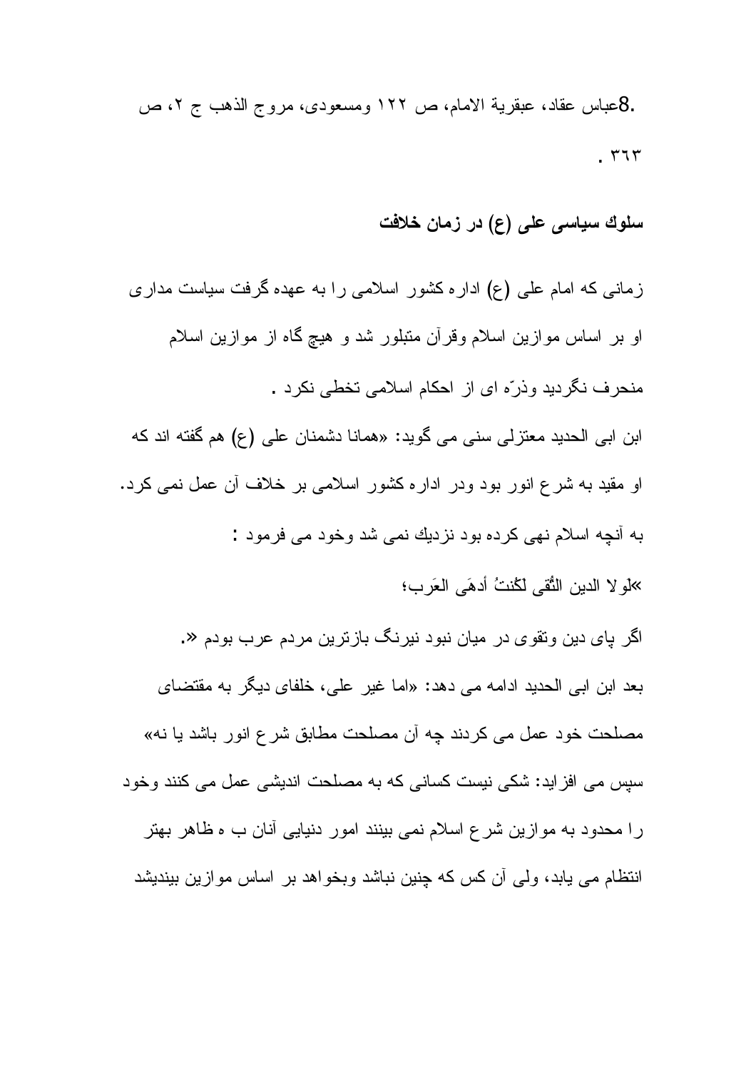.8عباس عقاد، عبقرية الامام، ص ۱۲۲ ومسعودی، مروج الذهب ج ۲، ص ۳٦۳.

**سلوك سیاسی علی (ع) در زمان خلافت**

زمانی که امام علی (ع) اداره کشور اسلامی را به عهده گرفت سیاست مداری او بر اساس موازین اسلام وقرآن متبلور شد و هیچ گاه از موازین اسلام منحرف نگردید وذرّه ای از احکام اسلامی تخطی نکرد .

ابن ابی الحدید معتزلی سنی می گوید: «همانا دشمنان علی (ع) هم گفته اند که او مقید به شرع انور بود ودر اداره کشور اسلامی بر خلاف آن عمل نمی کرد. به آنچه اسلام نهی کرده بود نزدیك نمی شد وخود می فرمود :

»لَولا الدین التُّقی لکُنتُ أدهَی العَرب؛

اگر پای دین وتقوی در میان نبود نیرنگ بازترین مردم عرب بودم «.

بعد ابن ابی الحدید ادامه می دهد: «اما غیر علی، خلفای دیگر به مقتضای مصلحت خود عمل می کردند چه آن مصلحت مطابق شرع انور باشد یا نه»

سپس می افزاید: شکی نیست کسانی که به مصلحت اندیشی عمل می کنند وخود را محدود به موازین شرع اسلام نمی بینند امور دنیایی آنان ب ه ظاهر بهتر انتظام می یابد، ولی آن کس که چنین نباشد وبخواهد بر اساس موازین بیندیشد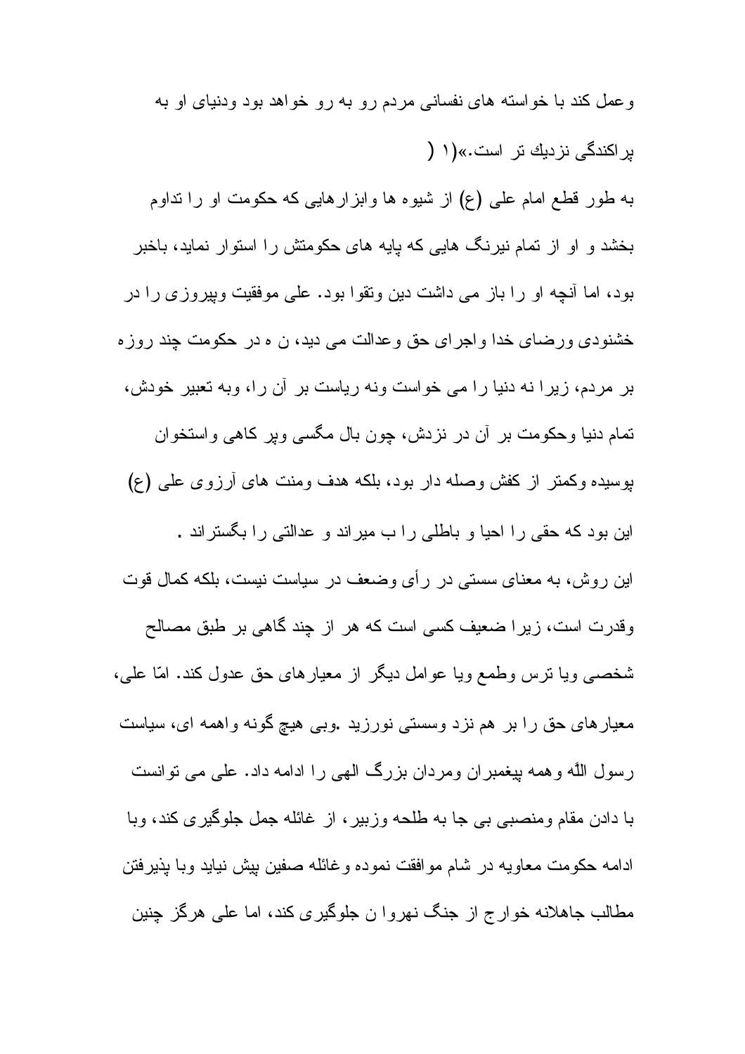وعمل كند با خواسته هاى نفسانى مردم رو به رو خواهد بود ودنياى او به پراكندگى نزديك تر است.»(١ (

به طور قطع امام على (ع) از شيوه ها وابزارهايى كه حكومت او را تداوم بخشد و او از تمام نيرنگ هايى كه پايه هاى حكومتش را استوار نمايد، باخبر بود، اما آنچه او را باز مى داشت دين وتقوا بود. على موفقيت وپيروزى را در خشنودى ورضاى خدا واجراى حق وعدالت مى ديد، ن ه در حكومت چند روزه بر مردم، زيرا نه دنيا را مى خواست ونه رياست بر آن را، وبه تعبير خودش، تمام دنيا وحكومت بر آن در نزدش، چون بال مگسى وپر كاهى واستخوان پوسيده وكمتر از كفش وصله دار بود، بلكه هدف ومنت هاى آرزوى على (ع) اين بود كه حقى را احيا و باطلى را ب ميراند و عدالتى را بگستراند .

اين روش، به معناى سستى در رأى وضعف در سياست نيست، بلكه كمال قوت وقدرت است، زيرا ضعيف كسى است كه هر از چند گاهى بر طبق مصالح شخصى ويا ترس وطمع ويا عوامل ديگر از معيارهاى حق عدول كند. امّا على، معيارهاى حق را بر هم نزد وسستى نورزيد .وبى هيچ گونه واهمه اى، سياست رسول اللّه وهمه پيغمبران ومردان بزرگ الهى را ادامه داد. على مى توانست با دادن مقام ومنصبى بى جا به طلحه وزبير، از غائله جمل جلوگيرى كند، وبا ادامه حكومت معاويه در شام موافقت نموده وغائله صفين پيش نيايد وبا پذيرفتن مطالب جاهلانه خوارج از جنگ نهروا ن جلوگيرى كند، اما على هرگز چنين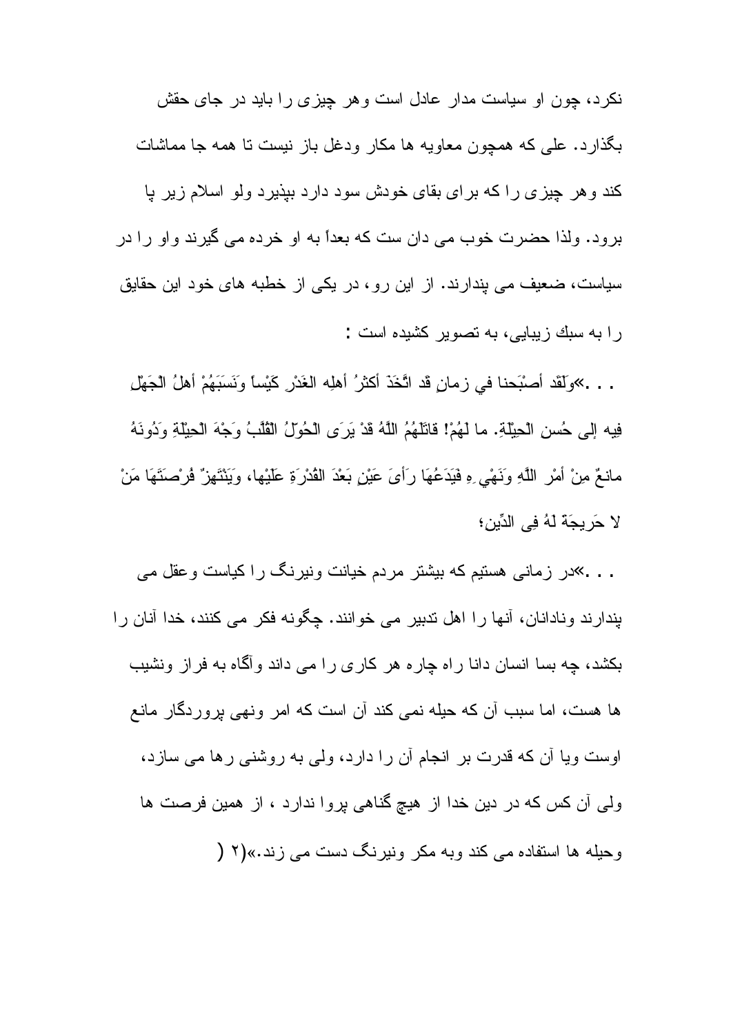نکرد، چون او سیاست مدار عادل است وهر چیزی را باید در جای حقش بگذارد. علی که همچون معاویه ها مکار ودغل باز نیست تا همه جا مماشات کند وهر چیزی را که برای بقای خودش سود دارد بپذیرد ولو اسلام زیر پا برود. ولذا حضرت خوب می دان ست که بعداً به او خرده می گیرند واو را در سیاست، ضعیف می پندارند. از این رو، در یکی از خطبه های خود این حقایق را به سبك زیبایی، به تصویر کشیده است :

. . .»وَلَقَد أَصْبَحنا في زمانٍ قد اتَّخَذَ أكثرُ أهلِه الغَدْرَ كَيْساً وَنَسَبَهُمْ أهلُ الْجَهْلِ فِيه إلى حُسن الْحِيْلَةِ. ما لَهُمْ! قاتَلَهُمُ اللَّهُ قَدْ يَرَى الْحُوَّلُ الْقُلَّبُ وَجْهَ الْحِيْلَةِ وَدُونَهُ مانعٌ مِنْ أمْرِ اللَّهِ وَنَهْيِ ِهِ فَيَدَعُهَا رَأْىَ عَيْنٍ بَعْدَ الْقُدْرَةِ عَلَيْها، وَيَنْتَهِزُ فُرْصَتَهَا مَنْ لا حَرِيجَةَ لَهُ فِي الدِّين؛

. . .»در زمانی هستیم که بیشتر مردم خیانت ونیرنگ را کیاست وعقل می پندارند ونادانان، آنها را اهل تدبیر می خوانند. چگونه فکر می کنند، خدا آنان را بکشد، چه بسا انسان دانا راه چاره هر کاری را می داند وآگاه به فراز ونشیب ها هست، اما سبب آن که حیله نمی کند آن است که امر ونهی پروردگار مانع اوست ویا آن که قدرت بر انجام آن را دارد، ولی به روشنی رها می سازد، ولی آن کس که در دین خدا از هیچ گناهی پروا ندارد ، از همین فرصت ها وحیله ها استفاده می کند وبه مکر ونیرنگ دست می زند.»(۲ )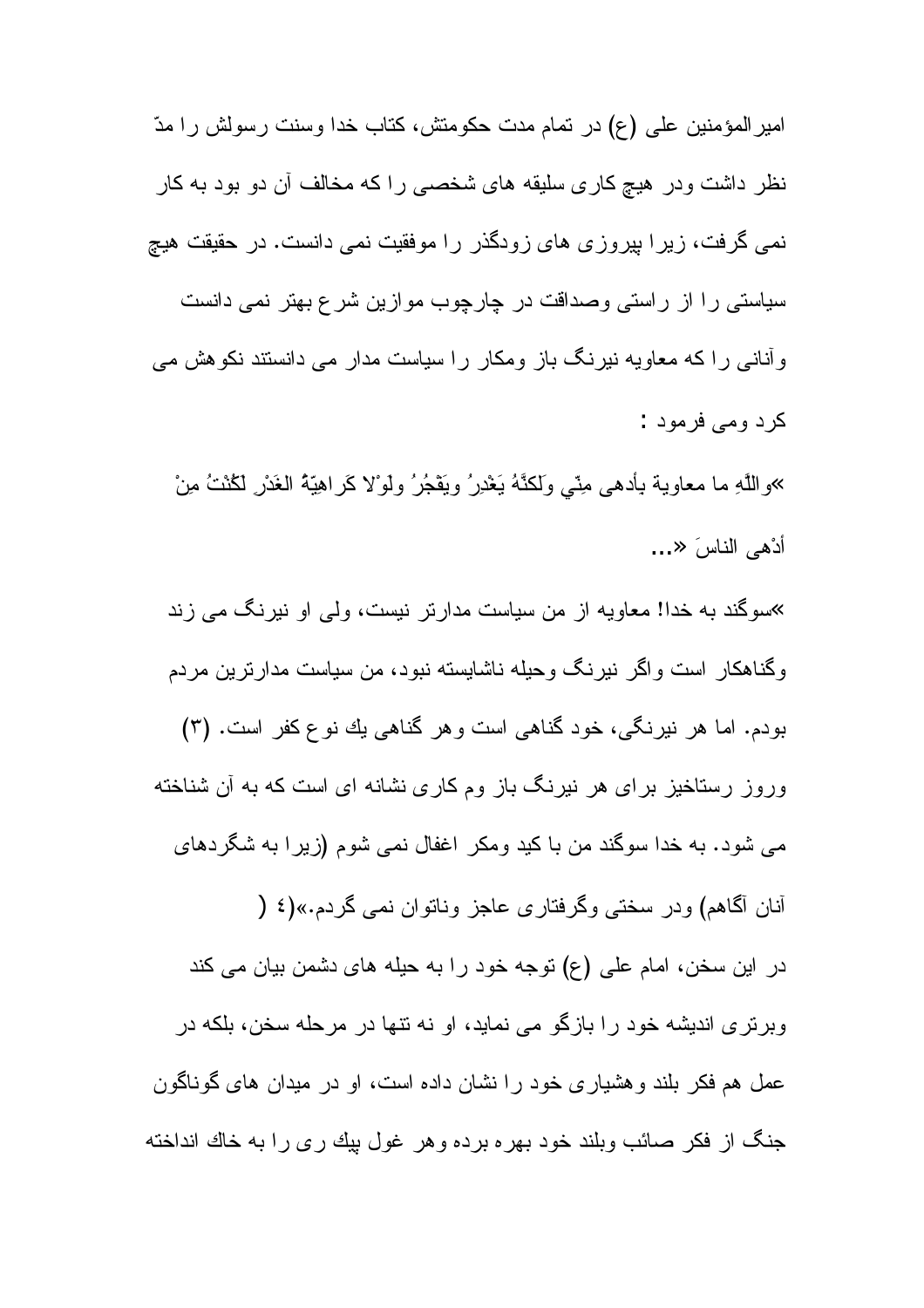امیرالمؤمنین علی (ع) در تمام مدت حکومتش، کتاب خدا وسنت رسولش را مدّ نظر داشت ودر هیچ کاری سلیقه های شخصی را که مخالف آن دو بود به کار نمی گرفت، زیرا پیروزی های زودگذر را موفقیت نمی دانست. در حقیقت هیچ سیاستی را از راستی وصداقت در چارچوب موازین شرع بهتر نمی دانست وآنانی را که معاویه نیرنگ باز ومکار را سیاست مدار می دانستند نکوهش می کرد ومی فرمود :

»واللّهِ ما معاوية بأدهى مِنّي ولَكنَّهُ يَغْدِرُ ويَفْجُرُ ولَوْلا كَراهِيَّةُ الغَدْرِ لَكُنْتُ مِنْ أدْهى الناسَ «...

»سوگند به خدا! معاویه از من سیاست مدارتر نیست، ولی او نیرنگ می زند وگناهکار است واگر نیرنگ وحیله ناشایسته نبود، من سیاست مدارترین مردم بودم. اما هر نیرنگی، خود گناهی است وهر گناهی يك نوع كفر است. (۳) وروز رستاخیز برای هر نیرنگ باز وم کاری نشانه ای است که به آن شناخته می شود. به خدا سوگند من با کید ومکر اغفال نمی شوم (زیرا به شگردهای آنان آگاهم) ودر سختی وگرفتاری عاجز وناتوان نمی گردم.»(٤ )

در این سخن، امام علی (ع) توجه خود را به حیله های دشمن بیان می کند وبرتری اندیشه خود را بازگو می نماید، او نه تنها در مرحله سخن، بلکه در عمل هم فکر بلند وهشیاری خود را نشان داده است، او در میدان های گوناگون جنگ از فکر صائب وبلند خود بهره برده وهر غول پيك رى را به خاك انداخته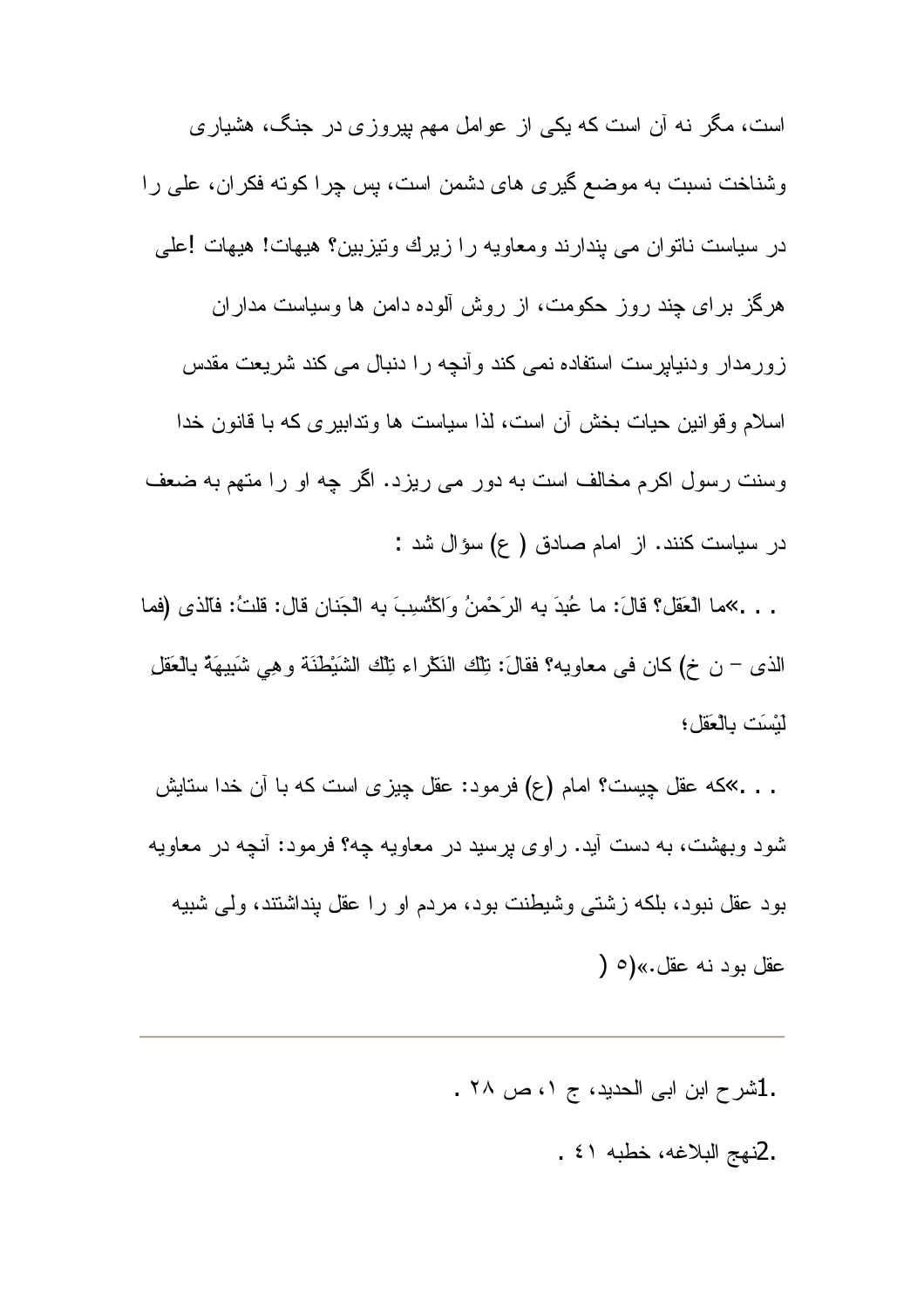است، مگر نه آن است که یکی از عوامل مهم پیروزی در جنگ، هشیاری وشناخت نسبت به موضع گیری های دشمن است، پس چرا کوته فکران، علی را در سیاست ناتوان می پندارند ومعاویه را زیرك وتیزبین؟ هیهات! هیهات !علی هرگز برای چند روز حکومت، از روش آلوده دامن ها وسیاست مداران زورمدار ودنیاپرست استفاده نمی کند وآنچه را دنبال می کند شریعت مقدس اسلام وقوانین حیات بخش آن است، لذا سیاست ها وتدابیری که با قانون خدا وسنت رسول اکرم مخالف است به دور می ریزد. اگر چه او را متهم به ضعف در سیاست کنند. از امام صادق ( ع) سؤال شد :

. . .»ما الْعَقل؟ قالَ: ما عُبِدَ به الرَحْمنُ وَاكْتُسِبَ به الْجَنان قال: قلتُ: فالّذی (فما الذی – ن خ) کان فی معاویه؟ فقالَ: تِلْك النَكْراء تِلْك الشَیْطَنَة وهِی شَبیهَةٌ بالْعَقلِ لَیْسَت بالْعَقل؛

. . .»که عقل چیست؟ امام (ع) فرمود: عقل چیزی است که با آن خدا ستایش شود وبهشت، به دست آید. راوی پرسید در معاویه چه؟ فرمود: آنچه در معاویه بود عقل نبود، بلکه زشتی وشیطنت بود، مردم او را عقل پنداشتند، ولی شبیه عقل بود نه عقل.»(٥ (

---

.1شرح ابن ابی الحدید، ج ١، ص ٢٨ .

.2نهج البلاغه، خطبه ٤١ .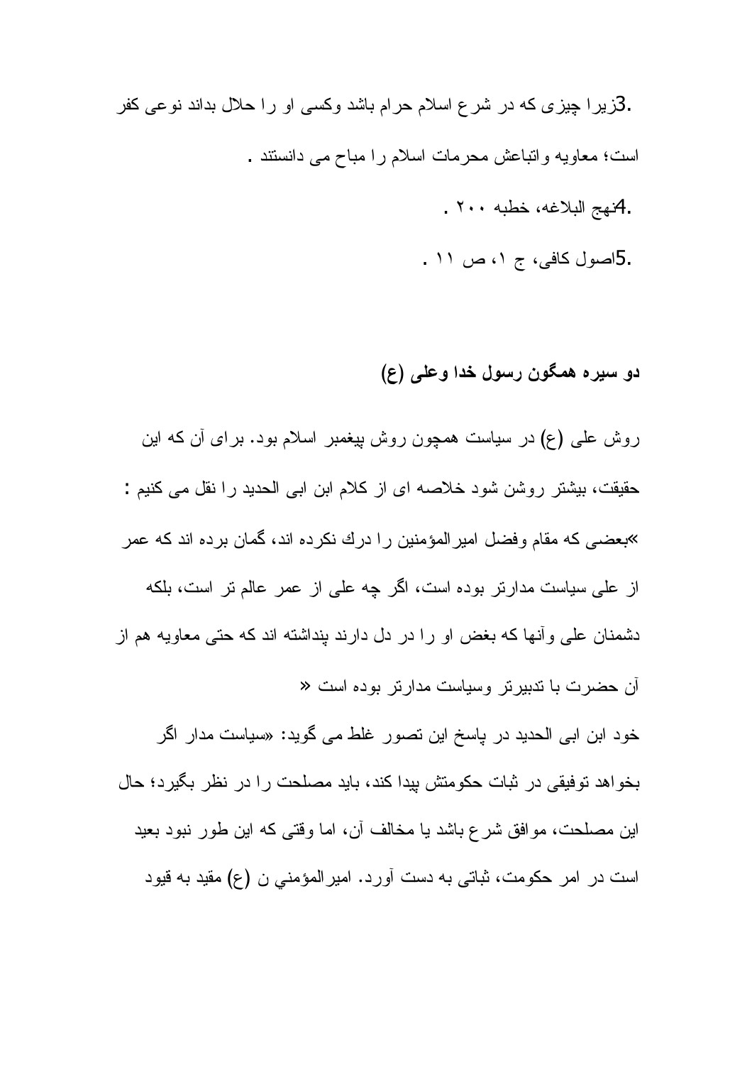.3زيرا چيزى كه در شرع اسلام حرام باشد وكسى او را حلال بداند نوعى كفر است؛ معاويه واتباعش محرمات اسلام را مباح مى دانستند .

.4نهج البلاغه، خطبه ۲۰۰ .

.5اصول كافى، ج ۱، ص ۱۱ .

**دو سيره همگون رسول خدا وعلى (ع)**

روش على (ع) در سياست همچون روش پيغمبر اسلام بود. براى آن كه اين حقيقت، بيشتر روشن شود خلاصه اى از كلام ابن ابى الحديد را نقل مى كنيم : »بعضى كه مقام وفضل اميرالمؤمنين را درك نكرده اند، گمان برده اند كه عمر از على سياست مدارتر بوده است، اگر چه على از عمر عالم تر است، بلكه دشمنان على وآنها كه بغض او را در دل دارند پنداشته اند كه حتى معاويه هم از آن حضرت با تدبيرتر وسياست مدارتر بوده است «

خود ابن ابى الحديد در پاسخ اين تصور غلط مى گويد: «سياست مدار اگر بخواهد توفيقى در ثبات حكومتش پيدا كند، بايد مصلحت را در نظر بگيرد؛ حال اين مصلحت، موافق شرع باشد يا مخالف آن، اما وقتى كه اين طور نبود بعيد است در امر حكومت، ثباتى به دست آورد. اميرالمؤمني ن (ع) مقيد به قيود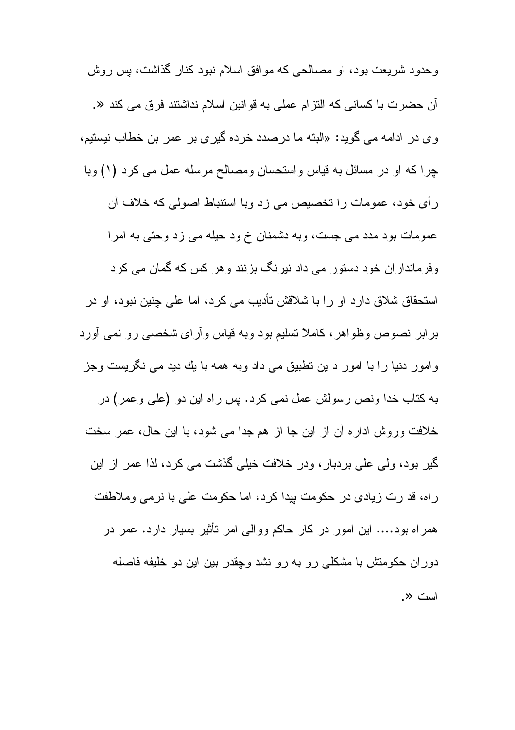وحدود شریعت بود، او مصالحی که موافق اسلام نبود کنار گذاشت، پس روش آن حضرت با کسانی که التزام عملی به قوانین اسلام نداشتند فرق می کند ».

وی در ادامه می گوید: «البته ما درصدد خرده گیری بر عمر بن خطاب نیستیم، چرا که او در مسائل به قیاس واستحسان ومصالح مرسله عمل می کرد (۱) وبا رأی خود، عمومات را تخصیص می زد وبا استنباط اصولی که خلاف آن عمومات بود مدد می جست، وبه دشمنان خ ود حیله می زد وحتی به امرا وفرمانداران خود دستور می داد نیرنگ بزنند وهر کس که گمان می کرد استحقاق شلاق دارد او را با شلاقش تأدیب می کرد، اما علی چنین نبود، او در برابر نصوص وظواهر، کاملاً تسلیم بود وبه قیاس وآرای شخصی رو نمی آورد وامور دنیا را با امور د ین تطبیق می داد وبه همه با یك دید می نگریست وجز به کتاب خدا ونص رسولش عمل نمی کرد. پس راه این دو (علی وعمر) در خلافت وروش اداره آن از این جا از هم جدا می شود، با این حال، عمر سخت گیر بود، ولی علی بردبار، ودر خلافت خیلی گذشت می کرد، لذا عمر از این راه، قد رت زیادی در حکومت پیدا کرد، اما حکومت علی با نرمی وملاطفت همراه بود.... این امور در کار حاکم ووالی امر تأثیر بسیار دارد. عمر در دوران حکومتش با مشکلی رو به رو نشد وچقدر بین این دو خلیفه فاصله است ».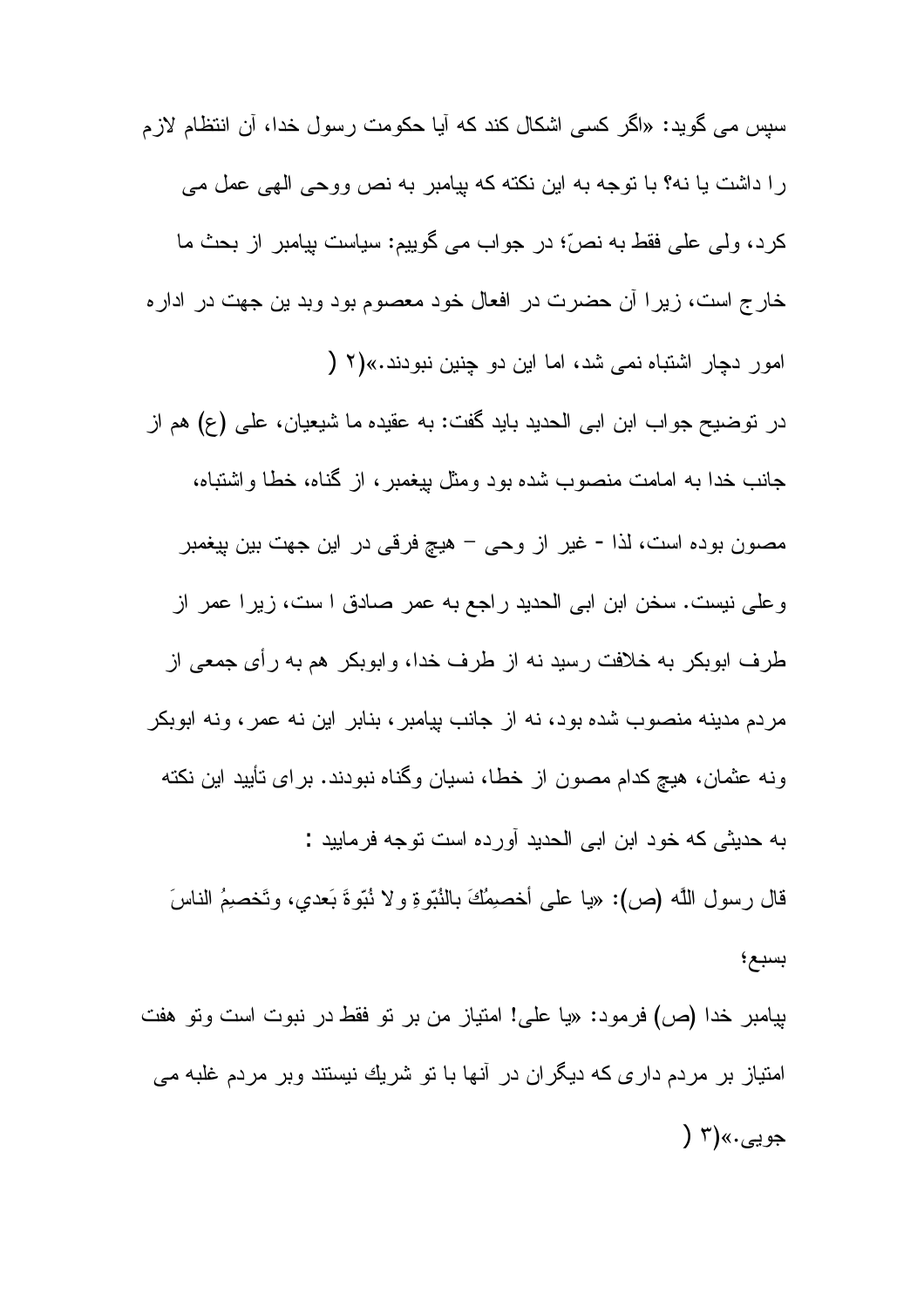سپس می گوید: «اگر کسی اشکال کند که آیا حکومت رسول خدا، آن انتظام لازم را داشت یا نه؟ با توجه به این نکته که پیامبر به نص ووحی الهی عمل می کرد، ولی علی فقط به نصّ؛ در جواب می گوییم: سیاست پیامبر از بحث ما خارج است، زیرا آن حضرت در افعال خود معصوم بود وبد ین جهت در اداره امور دچار اشتباه نمی شد، اما این دو چنین نبودند.»(۲)

در توضیح جواب ابن ابی الحدید باید گفت: به عقیده ما شیعیان، علی (ع) هم از جانب خدا به امامت منصوب شده بود ومثل پیغمبر، از گناه، خطا واشتباه، مصون بوده است، لذا - غیر از وحی – هیچ فرقی در این جهت بین پیغمبر وعلی نیست. سخن ابن ابی الحدید راجع به عمر صادق ا ست، زیرا عمر از طرف ابوبکر به خلافت رسید نه از طرف خدا، وابوبکر هم به رأی جمعی از مردم مدینه منصوب شده بود، نه از جانب پیامبر، بنابر این نه عمر، ونه ابوبکر ونه عثمان، هیچ کدام مصون از خطا، نسیان وگناه نبودند. برای تأیید این نکته به حدیثی که خود ابن ابی الحدید آورده است توجه فرمایید :

قال رسول اللّه (ص): «يا على أخصِمُكَ بالنُبّوةِ ولا نُبّوةَ بَعدي، وتَخصِمُ الناسَ بسبع؛

پیامبر خدا (ص) فرمود: «یا علی! امتیاز من بر تو فقط در نبوت است وتو هفت امتیاز بر مردم داری که دیگران در آنها با تو شریك نیستند وبر مردم غلبه می جویی.»(۳)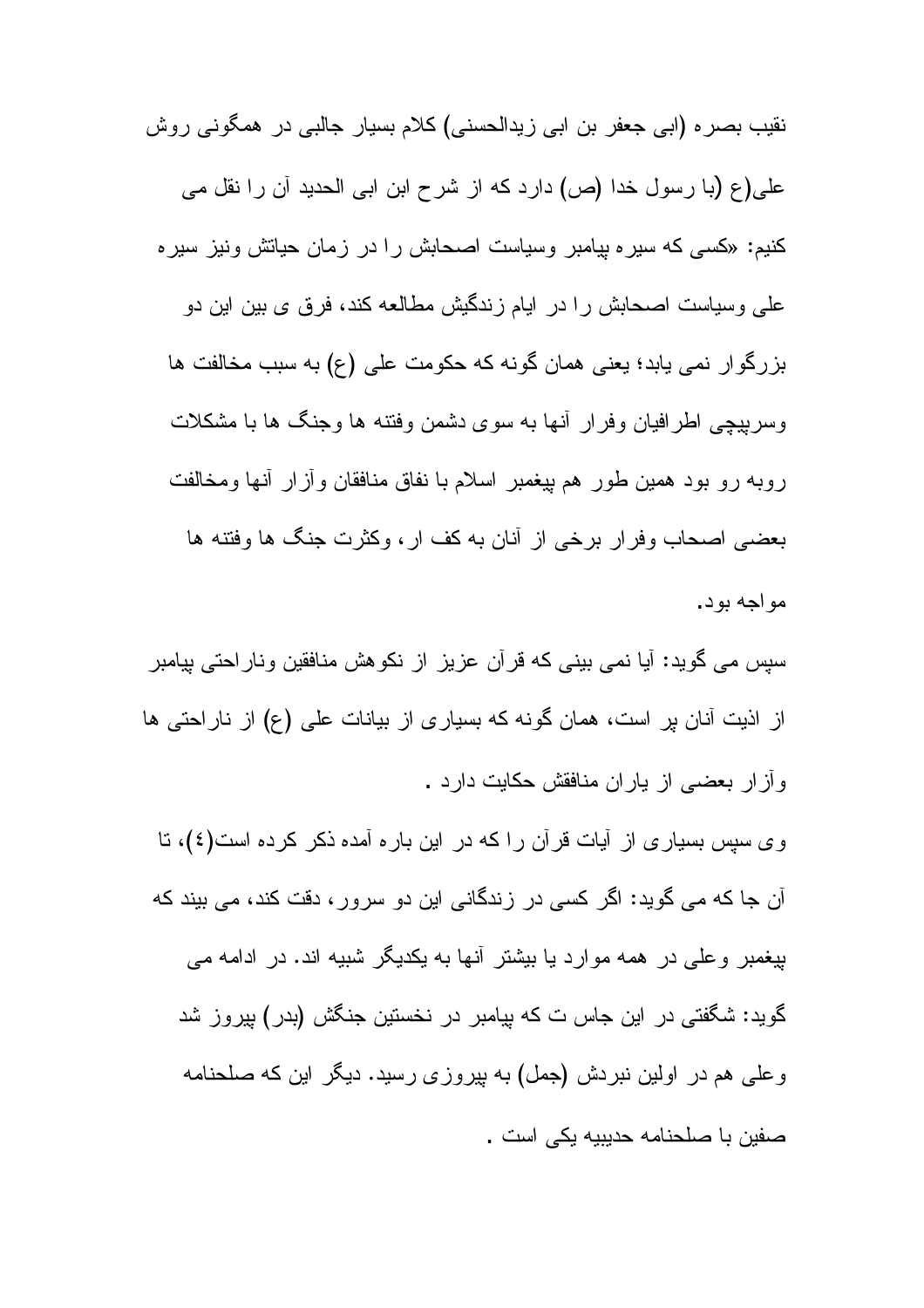نقیب بصره (ابی جعفر بن ابی زیدالحسنی) کلام بسیار جالبی در همگونی روش علی(ع (با رسول خدا (ص) دارد که از شرح ابن ابی الحدید آن را نقل می کنیم: «کسی که سیره پیامبر وسیاست اصحابش را در زمان حیاتش ونیز سیره علی وسیاست اصحابش را در ایام زندگیش مطالعه کند، فرق ی بین این دو بزرگوار نمی یابد؛ یعنی همان گونه که حکومت علی (ع) به سبب مخالفت ها وسرپیچی اطرافیان وفرار آنها به سوی دشمن وفتنه ها وجنگ ها با مشکلات روبه رو بود همین طور هم پیغمبر اسلام با نفاق منافقان وآزار آنها ومخالفت بعضی اصحاب وفرار برخی از آنان به کف ار، وکثرت جنگ ها وفتنه ها مواجه بود.

سپس می گوید: آیا نمی بینی که قرآن عزیز از نکوهش منافقین وناراحتی پیامبر از اذیت آنان پر است، همان گونه که بسیاری از بیانات علی (ع) از ناراحتی ها وآزار بعضی از یاران منافقش حکایت دارد .

وی سپس بسیاری از آیات قرآن را که در این باره آمده ذکر کرده است(٤)، تا آن جا که می گوید: اگر کسی در زندگانی این دو سرور، دقت کند، می بیند که پیغمبر وعلی در همه موارد یا بیشتر آنها به یکدیگر شبیه اند. در ادامه می گوید: شگفتی در این جاس ت که پیامبر در نخستین جنگش (بدر) پیروز شد وعلی هم در اولین نبردش (جمل) به پیروزی رسید. دیگر این که صلحنامه صفین با صلحنامه حدیبیه یکی است .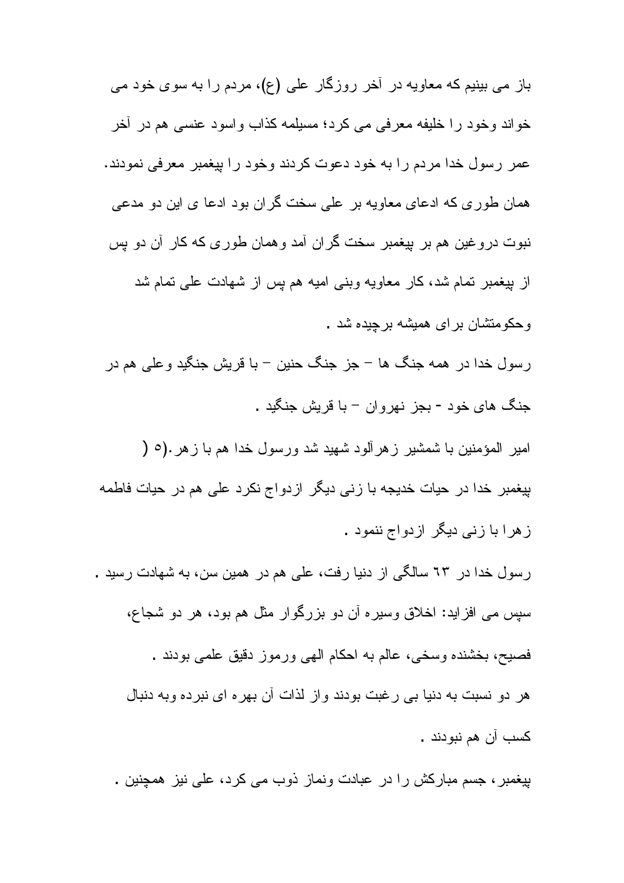باز می بینیم که معاویه در آخر روزگار علی (ع)، مردم را به سوی خود می خواند وخود را خلیفه معرفی می کرد؛ مسیلمه کذاب واسود عنسی هم در آخر عمر رسول خدا مردم را به خود دعوت کردند وخود را پیغمبر معرفی نمودند. همان طوری که ادعای معاویه بر علی سخت گران بود ادعا ی این دو مدعی نبوت دروغین هم بر پیغمبر سخت گران آمد وهمان طوری که کار آن دو پس از پیغمبر تمام شد، کار معاویه وبنی امیه هم پس از شهادت علی تمام شد وحکومتشان برای همیشه برچیده شد .

رسول خدا در همه جنگ ها – جز جنگ حنین – با قریش جنگید وعلی هم در جنگ های خود - بجز نهروان – با قریش جنگید .

امیر المؤمنین با شمشیر زهرآلود شهید شد ورسول خدا هم با زهر.(٥ )

پیغمبر خدا در حیات خدیجه با زنی دیگر ازدواج نکرد علی هم در حیات فاطمه زهرا با زنی دیگر ازدواج ننمود .

رسول خدا در ٦٣ سالگی از دنیا رفت، علی هم در همین سن، به شهادت رسید .

سپس می افزاید: اخلاق وسیره آن دو بزرگوار مثل هم بود، هر دو شجاع، فصیح، بخشنده وسخی، عالم به احکام الهی ورموز دقیق علمی بودند .

هر دو نسبت به دنیا بی رغبت بودند واز لذات آن بهره ای نبرده وبه دنبال کسب آن هم نبودند .

پیغمبر، جسم مبارکش را در عبادت ونماز ذوب می کرد، علی نیز همچنین .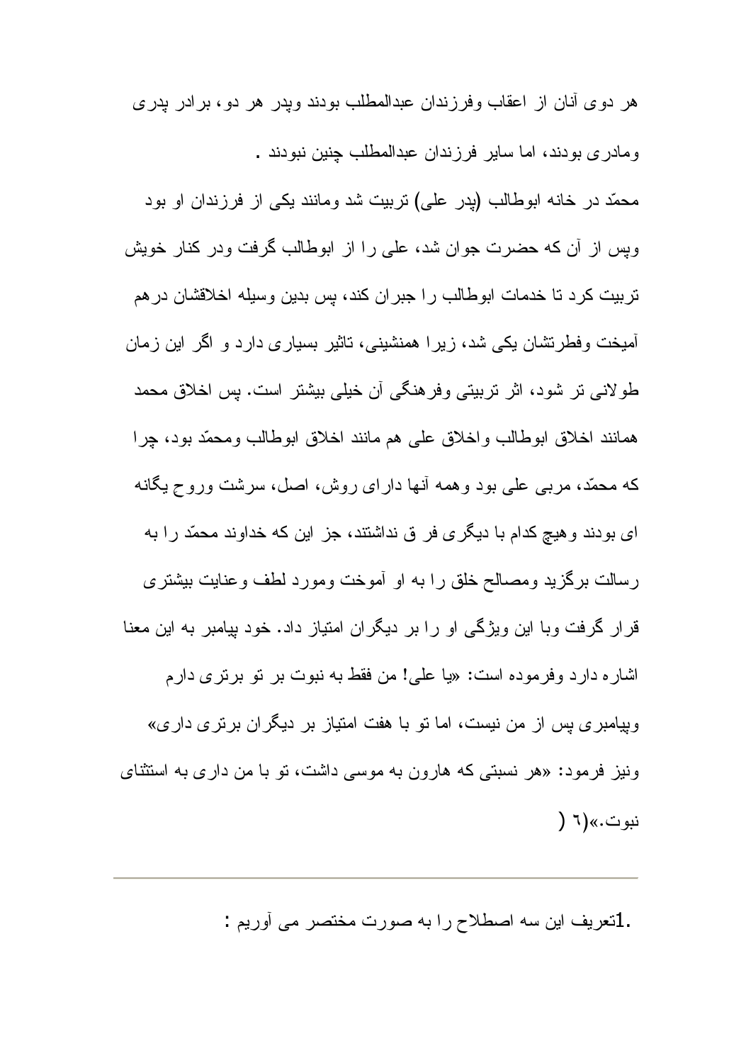هر دوی آنان از اعقاب وفرزندان عبدالمطلب بودند وپدر هر دو، برادر پدری ومادری بودند، اما سایر فرزندان عبدالمطلب چنین نبودند .

محمّد در خانه ابوطالب (پدر علی) تربیت شد ومانند یکی از فرزندان او بود وپس از آن که حضرت جوان شد، علی را از ابوطالب گرفت ودر کنار خویش تربیت کرد تا خدمات ابوطالب را جبران کند، پس بدین وسیله اخلاقشان درهم آمیخت وفطرتشان یکی شد، زیرا همنشینی، تاثیر بسیاری دارد و اگر این زمان طولانی تر شود، اثر تربیتی وفرهنگی آن خیلی بیشتر است. پس اخلاق محمد همانند اخلاق ابوطالب واخلاق علی هم مانند اخلاق ابوطالب ومحمّد بود، چرا که محمّد، مربی علی بود وهمه آنها دارای روش، اصل، سرشت وروح یگانه ای بودند وهیچ کدام با دیگری فرق نداشتند، جز این که خداوند محمّد را به رسالت برگزید ومصالح خلق را به او آموخت ومورد لطف وعنایت بیشتری قرار گرفت وبا این ویژگی او را بر دیگران امتیاز داد. خود پیامبر به این معنا اشاره دارد وفرموده است: «یا علی! من فقط به نبوت بر تو برتری دارم وپیامبری پس از من نیست، اما تو با هفت امتیاز بر دیگران برتری داری» ونیز فرمود: «هر نسبتی که هارون به موسی داشت، تو با من داری به استثنای نبوت.»(٦)

---

1.تعریف این سه اصطلاح را به صورت مختصر می آوریم :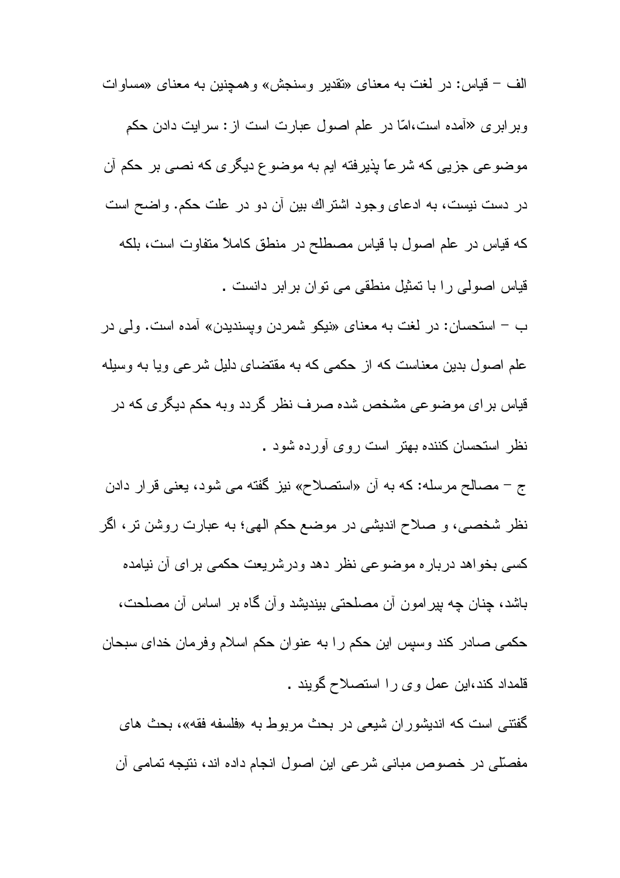الف – قیاس: در لغت به معنای «تقدیر وسنجش» وهمچنین به معنای «مساوات وبرابری «آمده است،امّا در علم اصول عبارت است از: سرایت دادن حکم موضوعی جزیی که شرعاً پذیرفته ایم به موضوع دیگری که نصی بر حکم آن در دست نیست، به ادعای وجود اشتراك بین آن دو در علت حکم. واضح است که قیاس در علم اصول با قیاس مصطلح در منطق کاملاً متفاوت است، بلکه قیاس اصولی را با تمثیل منطقی می توان برابر دانست .

ب – استحسان: در لغت به معنای «نیکو شمردن وپسندیدن» آمده است. ولی در علم اصول بدین معناست که از حکمی که به مقتضای دلیل شرعی ویا به وسیله قیاس برای موضوعی مشخص شده صرف نظر گردد وبه حکم دیگری که در نظر استحسان کننده بهتر است روی آورده شود .

ج – مصالح مرسله: که به آن «استصلاح» نیز گفته می شود، یعنی قرار دادن نظر شخصی، و صلاح اندیشی در موضع حکم الهی؛ به عبارت روشن تر، اگر کسی بخواهد درباره موضوعی نظر دهد ودرشریعت حکمی برای آن نیامده باشد، چنان چه پیرامون آن مصلحتی بیندیشد وآن گاه بر اساس آن مصلحت، حکمی صادر کند وسپس این حکم را به عنوان حکم اسلام وفرمان خدای سبحان قلمداد کند،این عمل وی را استصلاح گویند .

گفتنی است که اندیشوران شیعی در بحث مربوط به «فلسفه فقه»، بحث های مفصّلی در خصوص مبانی شرعی این اصول انجام داده اند، نتیجه تمامی آن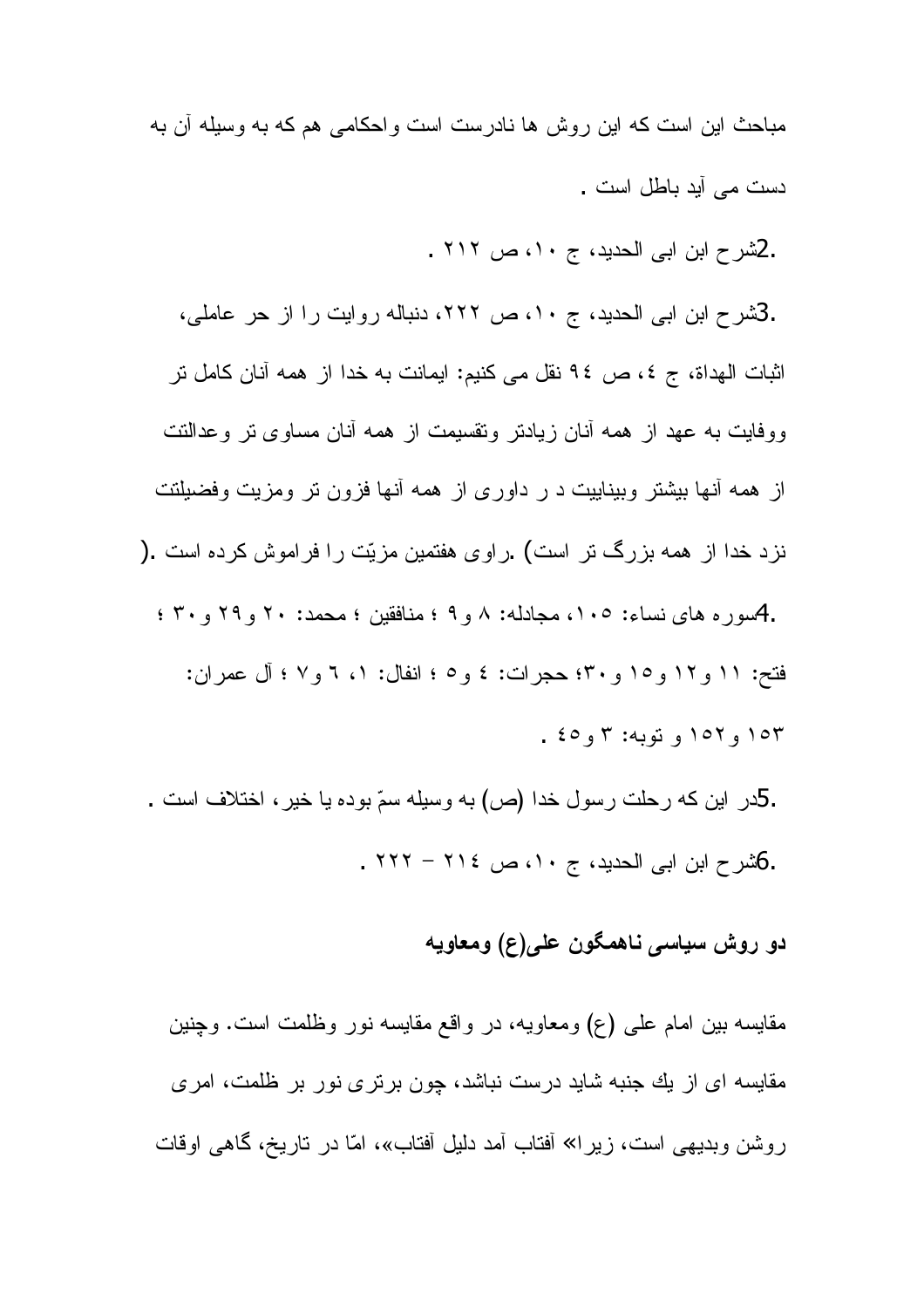مباحث این است که این روش ها نادرست است واحکامی هم که به وسیله آن به دست می آید باطل است .

.2شرح ابن ابی الحدید، ج ۱۰، ص ۲۱۲ .

.3شرح ابن ابی الحدید، ج ۱۰، ص ۲۲۲، دنباله روایت را از حر عاملی، اثبات الهداة، ج ٤، ص ۹٤ نقل می کنیم: ایمانت به خدا از همه آنان کامل تر ووفایت به عهد از همه آنان زیادتر وتقسیمت از همه آنان مساوی تر وعدالتت از همه آنها بیشتر وبیناییت د ر داوری از همه آنها فزون تر ومزیت وفضیلتت نزد خدا از همه بزرگ تر است) .راوی هفتمین مزیّت را فراموش کرده است .(

.4سوره های نساء: ۱۰۵، مجادله: ۸ و۹ ؛ منافقین ؛ محمد: ۲۰ و۲۹ و۳۰ ؛ فتح: ۱۱ و۱۲ و۱٥ و۳۰؛ حجرات: ٤ و٥ ؛ انفال: ۱، ٦ و۷ ؛ آل عمران: ۱٥۳ و۱٥۲ و توبه: ۳ و٤٥ .

.5در این که رحلت رسول خدا (ص) به وسیله سمّ بوده یا خیر، اختلاف است .

.6شرح ابن ابی الحدید، ج ۱۰، ص ۲۱٤ – ۲۲۲ .

## دو روش سیاسی ناهمگون علی(ع) ومعاویه

مقایسه بین امام علی (ع) ومعاویه، در واقع مقایسه نور وظلمت است. وچنین مقایسه ای از یك جنبه شاید درست نباشد، چون برتری نور بر ظلمت، امری روشن وبدیهی است، زیرا« آفتاب آمد دلیل آفتاب»، امّا در تاریخ، گاهی اوقات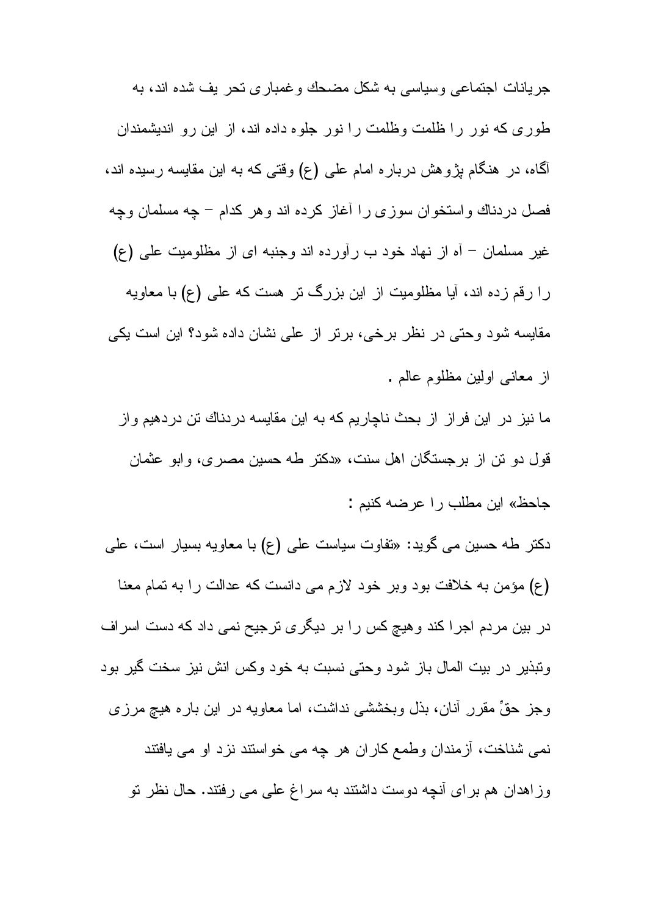جریانات اجتماعی وسیاسی به شکل مضحك وغمباری تحر یف شده اند، به طوری که نور را ظلمت وظلمت را نور جلوه داده اند، از این رو اندیشمندان آگاه، در هنگام پژوهش درباره امام علی (ع) وقتی که به این مقایسه رسیده اند، فصل دردناك واستخوان سوزی را آغاز کرده اند وهر کدام – چه مسلمان وچه غیر مسلمان – آه از نهاد خود ب رآورده اند وجنبه ای از مظلومیت علی (ع) را رقم زده اند، آیا مظلومیت از این بزرگ تر هست که علی (ع) با معاویه مقایسه شود وحتی در نظر برخی، برتر از علی نشان داده شود؟ این است یکی از معانی اولین مظلوم عالم .

ما نیز در این فراز از بحث ناچاریم که به این مقایسه دردناك تن دردهیم واز قول دو تن از برجستگان اهل سنت، «دکتر طه حسین مصری، وابو عثمان جاحظ» این مطلب را عرضه کنیم :

دکتر طه حسین می گوید: «تفاوت سیاست علی (ع) با معاویه بسیار است، علی (ع) مؤمن به خلافت بود وبر خود لازم می دانست که عدالت را به تمام معنا در بین مردم اجرا کند وهیچ کس را بر دیگری ترجیح نمی داد که دست اسراف وتبذیر در بیت المال باز شود وحتی نسبت به خود وکس انش نیز سخت گیر بود وجز حقِّ مقررِ آنان، بذل وبخششی نداشت، اما معاویه در این باره هیچ مرزی نمی شناخت، آزمندان وطمع کاران هر چه می خواستند نزد او می یافتند وزاهدان هم برای آنچه دوست داشتند به سراغ علی می رفتند. حال نظر تو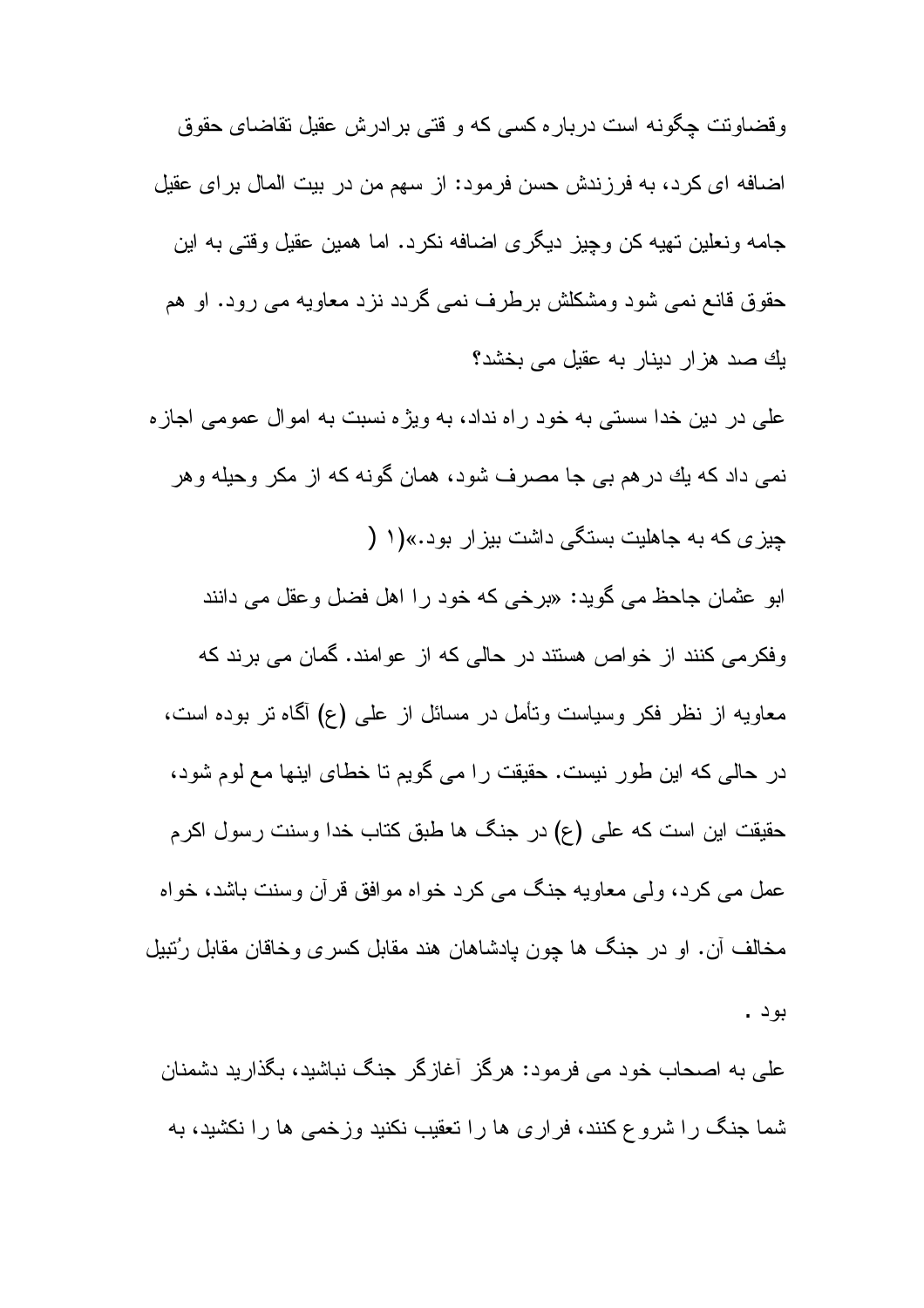وقضاوتت چگونه است درباره كسی كه و قتی برادرش عقيل تقاضای حقوق اضافه ای كرد، به فرزندش حسن فرمود: از سهم من در بيت المال برای عقيل جامه ونعلين تهيه كن وچيز ديگری اضافه نكرد. اما همين عقيل وقتی به اين حقوق قانع نمی شود ومشكلش برطرف نمی گردد نزد معاويه می رود. او هم يك صد هزار دينار به عقيل می بخشد؟

علی در دين خدا سستی به خود راه نداد، به ويژه نسبت به اموال عمومی اجازه نمی داد كه يك درهم بی جا مصرف شود، همان گونه كه از مكر وحيله وهر چيزی كه به جاهليت بستگی داشت بيزار بود.»(۱ (

ابو عثمان جاحظ می گويد: «برخی كه خود را اهل فضل وعقل می دانند وفكرمی كنند از خواص هستند در حالی كه از عوامند. گمان می برند كه معاويه از نظر فكر وسياست وتأمل در مسائل از علی (ع) آگاه تر بوده است، در حالی كه اين طور نيست. حقيقت را می گويم تا خطای اينها مع لوم شود، حقيقت اين است كه علی (ع) در جنگ ها طبق كتاب خدا وسنت رسول اكرم عمل می كرد، ولی معاويه جنگ می كرد خواه موافق قرآن وسنت باشد، خواه مخالف آن. او در جنگ ها چون پادشاهان هند مقابل كسری وخاقان مقابل رُتبيل بود .

علی به اصحاب خود می فرمود: هرگز آغازگر جنگ نباشيد، بگذاريد دشمنان شما جنگ را شروع كنند، فراری ها را تعقيب نكنيد وزخمی ها را نكشيد، به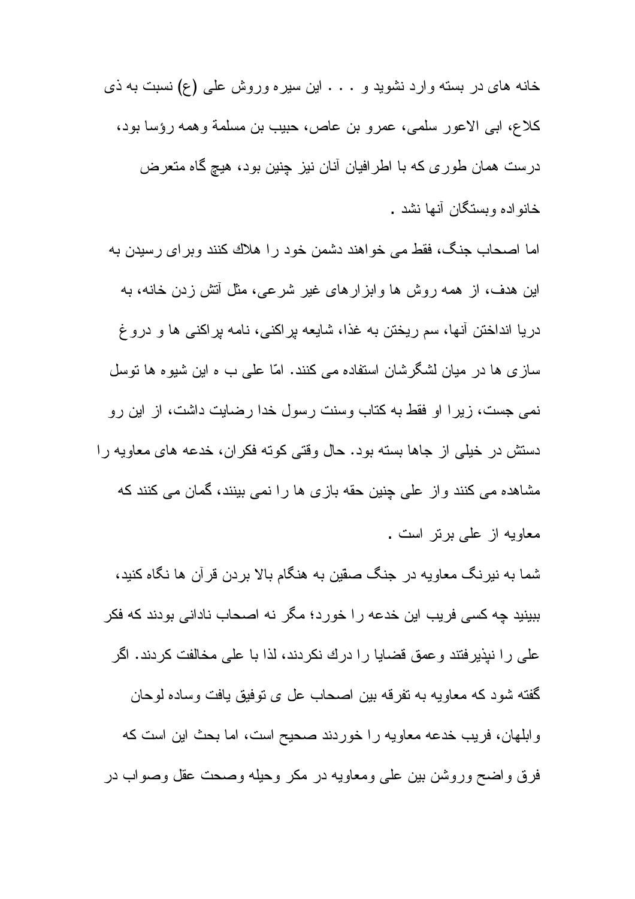خانه های در بسته وارد نشوید و . . . . این سیره وروش علی (ع) نسبت به ذی کلاع، ابی الاعور سلمی، عمرو بن عاص، حبیب بن مسلمة وهمه رؤسا بود، درست همان طوری که با اطرافیان آنان نیز چنین بود، هیچ گاه متعرض خانواده وبستگان آنها نشد .

اما اصحاب جنگ، فقط می خواهند دشمن خود را هلاك کنند وبرای رسیدن به این هدف، از همه روش ها وابزارهای غیر شرعی، مثل آتش زدن خانه، به دریا انداختن آنها، سم ریختن به غذا، شایعه پراکنی، نامه پراکنی ها و دروغ سازی ها در میان لشگرشان استفاده می کنند. امّا علی ب ه این شیوه ها توسل نمی جست، زیرا او فقط به کتاب وسنت رسول خدا رضایت داشت، از این رو دستش در خیلی از جاها بسته بود. حال وقتی کوته فکران، خدعه های معاویه را مشاهده می کنند واز علی چنین حقه بازی ها را نمی بینند، گمان می کنند که معاویه از علی برتر است .

شما به نیرنگ معاویه در جنگ صفین به هنگام بالا بردن قرآن ها نگاه کنید، ببینید چه کسی فریب این خدعه را خورد؛ مگر نه اصحاب نادانی بودند که فکر علی را نپذیرفتند وعمق قضایا را درك نکردند، لذا با علی مخالفت کردند. اگر گفته شود که معاویه به تفرقه بین اصحاب عل ی توفیق یافت وساده لوحان وابلهان، فریب خدعه معاویه را خوردند صحیح است، اما بحث این است که فرق واضح وروشن بین علی ومعاویه در مکر وحیله وصحت عقل وصواب در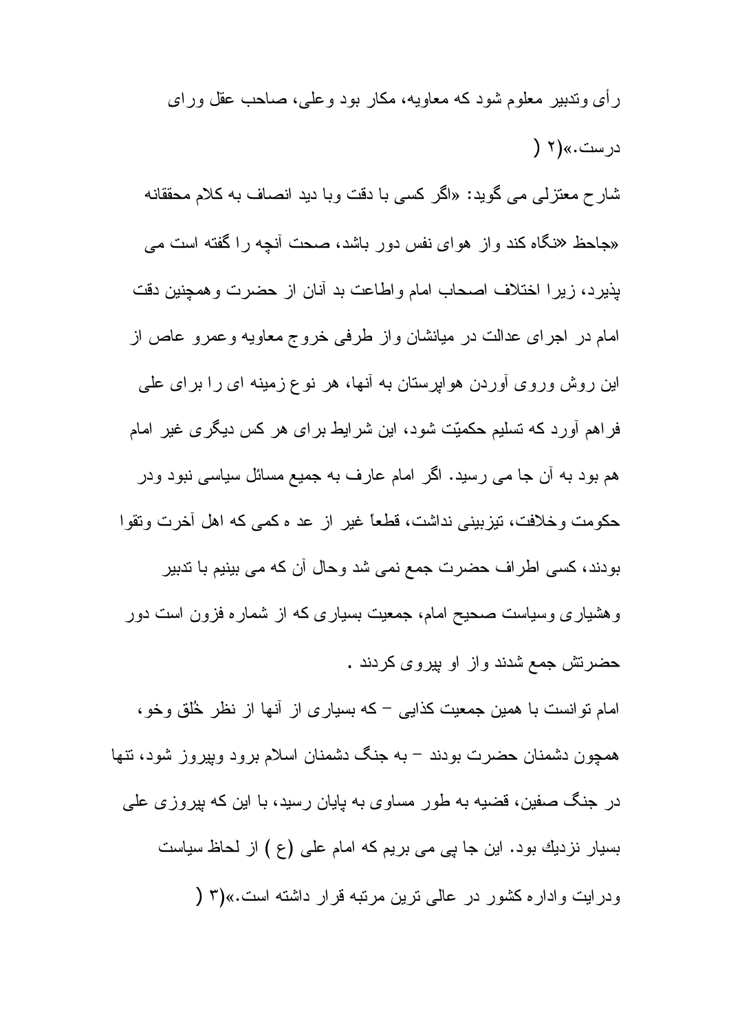رأی وتدبیر معلوم شود که معاویه، مکار بود وعلی، صاحب عقل ورای درست.»(۲ (

شارح معتزلی می گوید: «اگر کسی با دقت وبا دید انصاف به کلام محققانه «جاحظ «نگاه کند واز هوای نفس دور باشد، صحت آنچه را گفته است می پذیرد، زیرا اختلاف اصحاب امام واطاعت بد آنان از حضرت وهمچنین دقت امام در اجرای عدالت در میانشان واز طرفی خروج معاویه وعمرو عاص از این روش وروی آوردن هواپرستان به آنها، هر نوع زمینه ای را برای علی فراهم آورد که تسلیم حکمیّت شود، این شرایط برای هر کس دیگری غیر امام هم بود به آن جا می رسید. اگر امام عارف به جمیع مسائل سیاسی نبود ودر حکومت وخلافت، تیزبینی نداشت، قطعاً غیر از عد ه کمی که اهل آخرت وتقوا بودند، کسی اطراف حضرت جمع نمی شد وحال آن که می بینیم با تدبیر وهشیاری وسیاست صحیح امام، جمعیت بسیاری که از شماره فزون است دور حضرتش جمع شدند واز او پیروی کردند .

امام توانست با همین جمعیت کذایی – که بسیاری از آنها از نظر خُلق وخو، همچون دشمنان حضرت بودند – به جنگ دشمنان اسلام برود وپیروز شود، تنها در جنگ صفین، قضیه به طور مساوی به پایان رسید، با این که پیروزی علی بسیار نزدیك بود. این جا پی می بریم که امام علی (ع ) از لحاظ سیاست ودرایت واداره کشور در عالی ترین مرتبه قرار داشته است.»(۳ (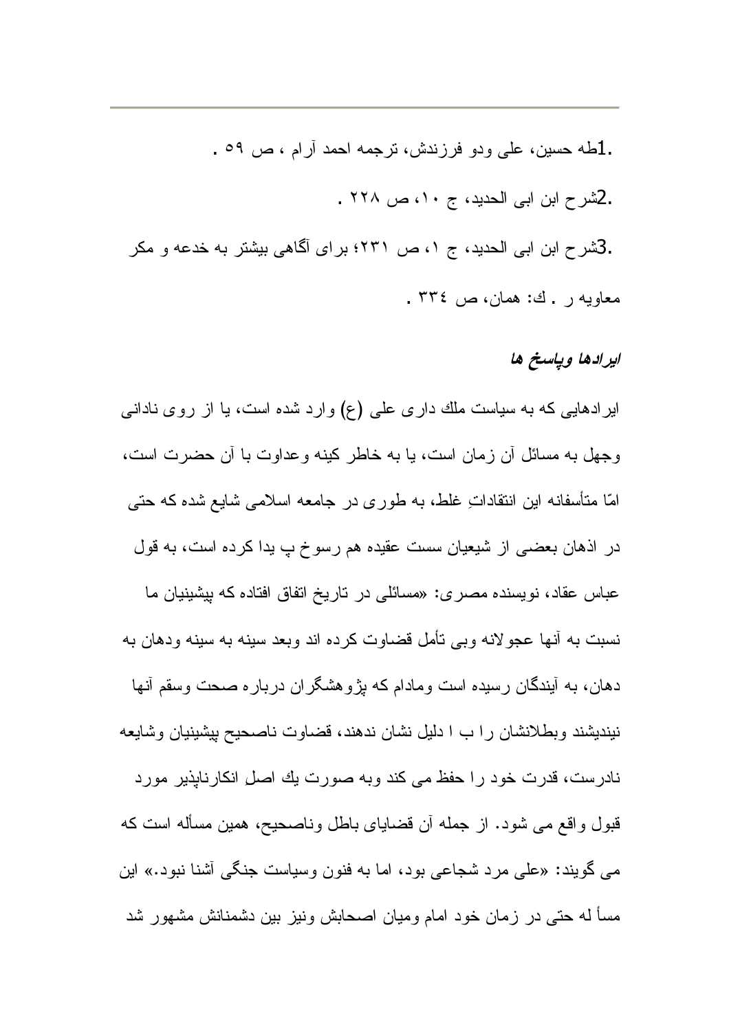1.طه حسین، علی ودو فرزندش، ترجمه احمد آرام ، ص ۵۹ .

2.شرح ابن ابی الحدید، ج ۱۰، ص ۲۲۸ .

3.شرح ابن ابی الحدید، ج ۱، ص ۲۳۱؛ برای آگاهی بیشتر به خدعه و مکر معاویه ر . ك: همان، ص ۳۳٤ .

### ایرادها وپاسخ ها

ایرادهایی که به سیاست ملك داری علی (ع) وارد شده است، یا از روی نادانی وجهل به مسائل آن زمان است، یا به خاطر کینه وعداوت با آن حضرت است، امّا متأسفانه این انتقاداتِ غلط، به طوری در جامعه اسلامی شایع شده که حتی در اذهان بعضی از شیعیانِ سست عقیده هم رسوخ پ یدا کرده است، به قول عباس عقاد، نویسنده مصری: «مسائلی در تاریخ اتفاق افتاده که پیشینیان ما نسبت به آنها عجولانه وبی تأمل قضاوت کرده اند وبعد سینه به سینه ودهان به دهان، به آیندگان رسیده است ومادام که پژوهشگران درباره صحت وسقم آنها نیندیشند وبطلانشان را ب ا دلیل نشان ندهند، قضاوت ناصحیح پیشینیان وشایعه نادرست، قدرت خود را حفظ می کند وبه صورت یك اصلِ انکارناپذیر مورد قبول واقع می شود. از جمله آن قضایای باطل وناصحیح، همین مسأله است که می گویند: «علی مرد شجاعی بود، اما به فنون وسیاست جنگی آشنا نبود.» این مسأ له حتی در زمان خود امام ومیان اصحابش ونیز بین دشمنانش مشهور شد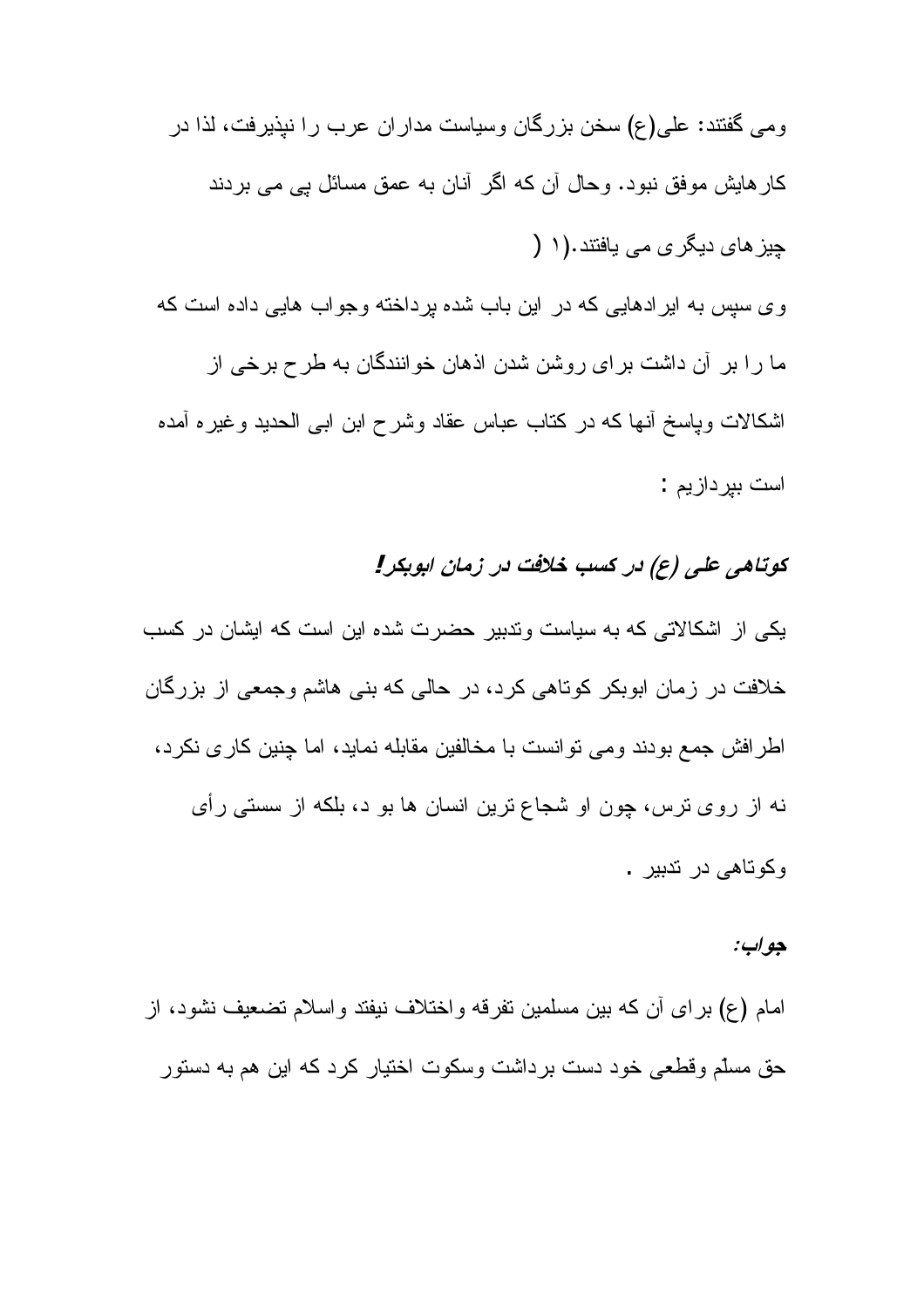ومی گفتند: علی(ع) سخن بزرگان وسیاست مداران عرب را نپذیرفت، لذا در کارهایش موفق نبود. وحال آن که اگر آنان به عمق مسائل پی می بردند چیزهای دیگری می یافتند.(۱)

وی سپس به ایرادهایی که در این باب شده پرداخته وجواب هایی داده است که ما را بر آن داشت برای روشن شدن اذهان خوانندگان به طرح برخی از اشکالات وپاسخ آنها که در کتاب عباس عقاد وشرح ابن ابی الحدید وغیره آمده است بپردازیم :

### *کوتاهی علی (ع) در کسب خلافت در زمان ابوبکر!*

یکی از اشکالاتی که به سیاست وتدبیر حضرت شده این است که ایشان در کسب خلافت در زمان ابوبکر کوتاهی کرد، در حالی که بنی هاشم وجمعی از بزرگان اطرافش جمع بودند ومی توانست با مخالفین مقابله نماید، اما چنین کاری نکرد، نه از روی ترس، چون او شجاع ترین انسان ها بو د، بلکه از سستی رأی وکوتاهی در تدبیر .

***جواب:***

امام (ع) برای آن که بین مسلمین تفرقه واختلاف نیفتد واسلام تضعیف نشود، از حق مسلّم وقطعی خود دست برداشت وسکوت اختیار کرد که این هم به دستور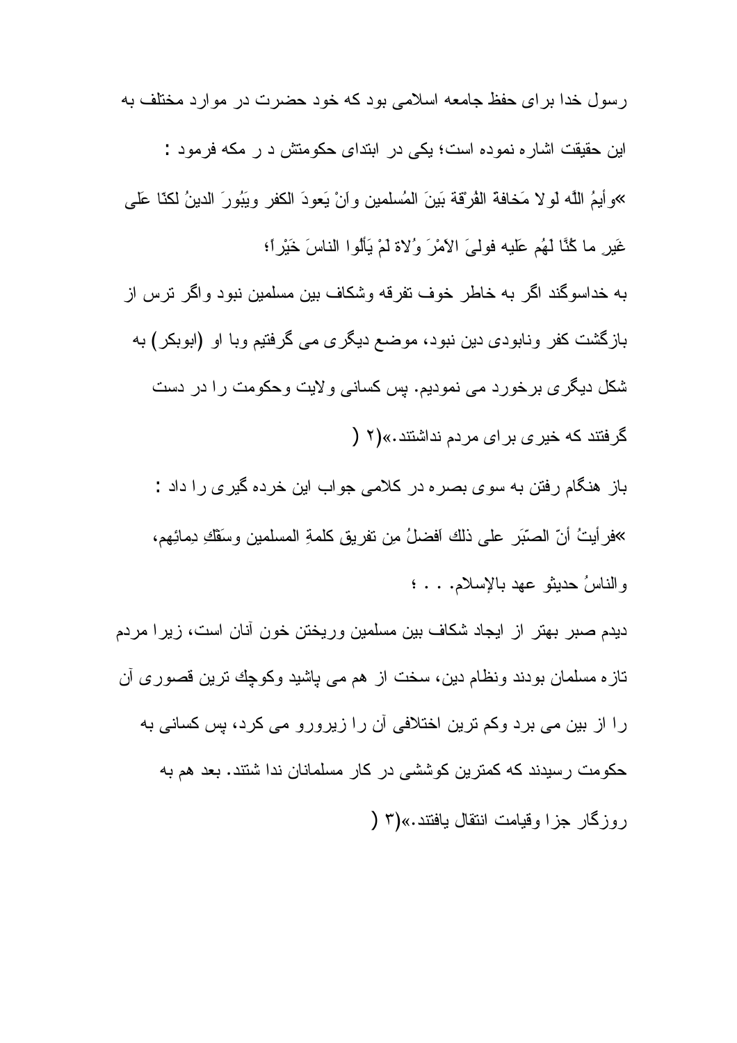رسول خدا برای حفظ جامعه اسلامی بود که خود حضرت در موارد مختلف به این حقیقت اشاره نموده است؛ یکی در ابتدای حکومتش د ر مکه فرمود :

«وأيمُ اللّه لولا مَخافة الفُرْقة بَينَ المُسلمين وأنْ يَعودَ الكفر ويَبُورَ الدينُ لكنّا عَلى غَيرِ ما كُنَّا لَهُم عَليه فولىَ الأمْرَ وُلاة لَمْ يَألُوا الناسَ خَيْراً؛

به خداسوگند اگر به خاطر خوف تفرقه وشکاف بین مسلمین نبود واگر ترس از بازگشت کفر ونابودی دین نبود، موضع دیگری می گرفتیم وبا او (ابوبکر) به شکل دیگری برخورد می نمودیم. پس کسانی ولایت وحکومت را در دست گرفتند که خیری برای مردم نداشتند.»(۲ (

باز هنگام رفتن به سوی بصره در کلامی جواب این خرده گیری را داد :

«فرأيتُ أنّ الصبّرَ على ذلك اَفضلُ مِن تفريقِ كلمةِ المسلمين وسَفْكِ دِمائِهم، والناسُ حديثو عهد بالإسلام. . . ؛

دیدم صبر بهتر از ایجاد شکاف بین مسلمین وریختن خون آنان است، زیرا مردم تازه مسلمان بودند ونظام دین، سخت از هم می پاشید وکوچك ترین قصوری آن را از بین می برد وکم ترین اختلافی آن را زیرورو می کرد، پس کسانی به حکومت رسیدند که کمترین کوششی در کار مسلمانان ندا شتند. بعد هم به روزگار جزا وقیامت انتقال یافتند.»(۳ (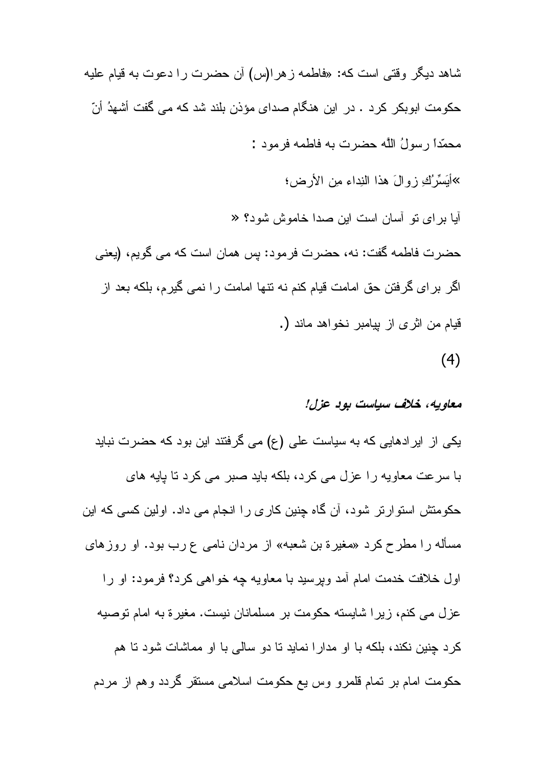شاهد دیگر وقتی است که: «فاطمه زهرا(س) آن حضرت را دعوت به قیام علیه حکومت ابوبکر کرد . در این هنگام صدای مؤذن بلند شد که می گفت أشهدُ أنّ محمّداً رسولُ اللّه حضرت به فاطمه فرمود :

»أیَسِّرُكِ زوالَ هذا النِداء مِن الأرض؛

آیا برای تو آسان است این صدا خاموش شود؟ «

حضرت فاطمه گفت: نه، حضرت فرمود: پس همان است که می گویم، (یعنی اگر برای گرفتن حق امامت قیام کنم نه تنها امامت را نمی گیرم، بلکه بعد از قیام من اثری از پیامبر نخواهد ماند (.

(4)

***معاویه، خلاف سیاست بود عزل!***

یکی از ایرادهایی که به سیاست علی (ع) می گرفتند این بود که حضرت نباید با سرعت معاویه را عزل می کرد، بلکه باید صبر می کرد تا پایه های حکومتش استوارتر شود، آن گاه چنین کاری را انجام می داد. اولین کسی که این مسأله را مطرح کرد «مغیرة بن شعبه» از مردان نامی عرب بود. او روزهای اول خلافت خدمت امام آمد وپرسید با معاویه چه خواهی کرد؟ فرمود: او را عزل می کنم، زیرا شایسته حکومت بر مسلمانان نیست. مغیرة به امام توصیه کرد چنین نکند، بلکه با او مدارا نماید تا دو سالی با او مماشات شود تا هم حکومت امام بر تمام قلمرو وس یع حکومت اسلامی مستقر گردد وهم از مردم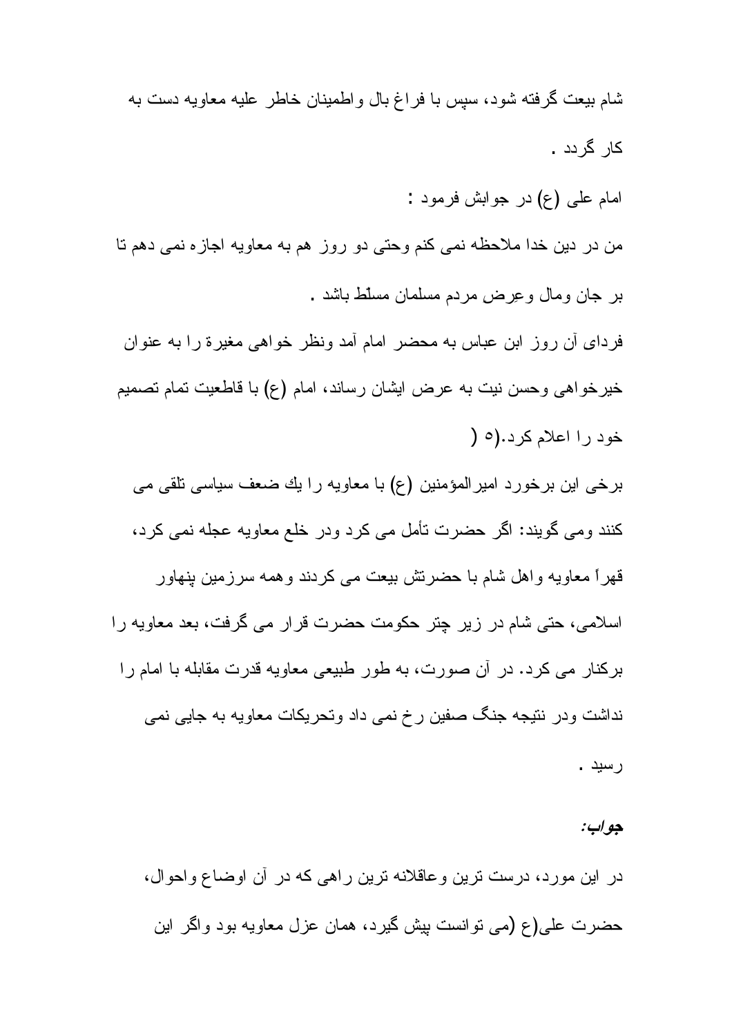شام بیعت گرفته شود، سپس با فراغ بال واطمینان خاطر علیه معاویه دست به کار گردد .

امام علی (ع) در جوابش فرمود :

من در دین خدا ملاحظه نمی کنم وحتی دو روز هم به معاویه اجازه نمی دهم تا بر جان ومال وعِرض مردم مسلمان مسلّط باشد .

فردای آن روز ابن عباس به محضر امام آمد ونظر خواهی مغیرة را به عنوان خیرخواهی وحسن نیت به عرض ایشان رساند، امام (ع) با قاطعیت تمام تصمیم خود را اعلام کرد.(٥ (

برخی این برخورد امیرالمؤمنین (ع) با معاویه را یك ضعف سیاسی تلقی می کنند ومی گویند: اگر حضرت تأمل می کرد ودر خلع معاویه عجله نمی کرد، قهراً معاویه واهل شام با حضرتش بیعت می کردند وهمه سرزمین پنهاور اسلامی، حتی شام در زیر چتر حکومت حضرت قرار می گرفت، بعد معاویه را برکنار می کرد. در آن صورت، به طور طبیعی معاویه قدرت مقابله با امام را نداشت ودر نتیجه جنگ صفین رخ نمی داد وتحریکات معاویه به جایی نمی رسید .

***جواب:***

در این مورد، درست ترین وعاقلانه ترین راهی که در آن اوضاع واحوال، حضرت علی(ع (می توانست پیش گیرد، همان عزل معاویه بود واگر این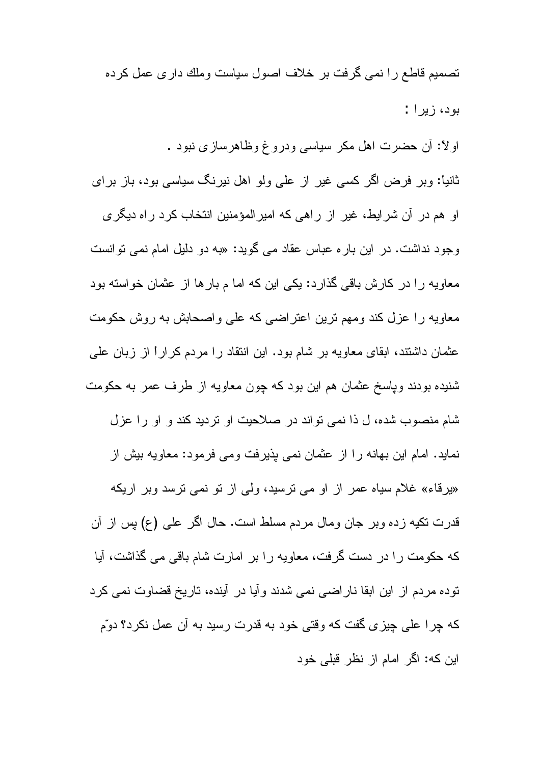تصمیم قاطع را نمی گرفت بر خلاف اصول سیاست وملك داری عمل کرده بود، زیرا :

اولاً: آن حضرت اهل مکر سیاسی ودروغ وظاهرسازی نبود .

ثانیاً: وبر فرض اگر کسی غیر از علی ولو اهل نیرنگ سیاسی بود، باز برای او هم در آن شرایط، غیر از راهی که امیرالمؤمنین انتخاب کرد راه دیگری وجود نداشت. در این باره عباس عقاد می گوید: «به دو دلیل امام نمی توانست معاویه را در کارش باقی گذارد: یکی این که اما م بارها از عثمان خواسته بود معاویه را عزل کند ومهم ترین اعتراضی که علی واصحابش به روش حکومت عثمان داشتند، ابقای معاویه بر شام بود. این انتقاد را مردم کراراً از زبان علی شنیده بودند وپاسخ عثمان هم این بود که چون معاویه از طرف عمر به حکومت شام منصوب شده، ل ذا نمی تواند در صلاحیت او تردید کند و او را عزل نماید. امام این بهانه را از عثمان نمی پذیرفت ومی فرمود: معاویه بیش از «یرقاء» غلام سیاه عمر از او می ترسید، ولی از تو نمی ترسد وبر اریکه قدرت تکیه زده وبر جان ومال مردم مسلط است. حال اگر علی (ع) پس از آن که حکومت را در دست گرفت، معاویه را بر امارت شام باقی می گذاشت، آیا توده مردم از این ابقا ناراضی نمی شدند وآیا در آینده، تاریخ قضاوت نمی کرد که چرا علی چیزی گفت که وقتی خود به قدرت رسید به آن عمل نکرد؟ دوّم این که: اگر امام از نظر قبلی خود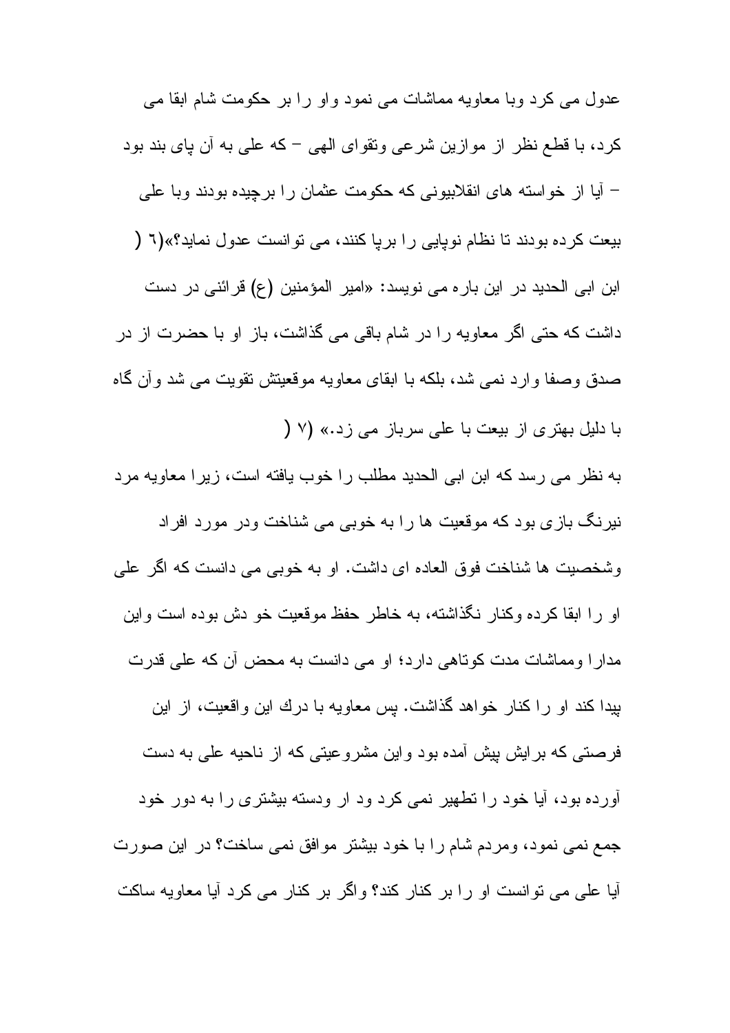عدول می کرد وبا معاویه مماشات می نمود واو را بر حکومت شام ابقا می کرد، با قطع نظر از موازین شرعی وتقوای الهی – که علی به آن پای بند بود – آیا از خواسته های انقلابیونی که حکومت عثمان را برچیده بودند وبا علی بیعت کرده بودند تا نظام نوپایی را برپا کنند، می توانست عدول نماید؟»(٦ )

ابن ابی الحدید در این باره می نویسد: «امیر المؤمنین (ع) قرائنی در دست داشت که حتی اگر معاویه را در شام باقی می گذاشت، باز او با حضرت از در صدق وصفا وارد نمی شد، بلکه با ابقای معاویه موقعیتش تقویت می شد وآن گاه با دلیل بهتری از بیعت با علی سرباز می زد.» (٧ )

به نظر می رسد که ابن ابی الحدید مطلب را خوب یافته است، زیرا معاویه مرد نیرنگ بازی بود که موقعیت ها را به خوبی می شناخت ودر مورد افراد وشخصیت ها شناخت فوق العاده ای داشت. او به خوبی می دانست که اگر علی او را ابقا کرده وکنار نگذاشته، به خاطر حفظ موقعیت خو دش بوده است واین مدارا ومماشات مدت کوتاهی دارد؛ او می دانست به محض آن که علی قدرت پیدا کند او را کنار خواهد گذاشت. پس معاویه با درك این واقعیت، از این فرصتی که برایش پیش آمده بود واین مشروعیتی که از ناحیه علی به دست آورده بود، آیا خود را تطهیر نمی کرد ود ار ودسته بیشتری را به دور خود جمع نمی نمود، ومردم شام را با خود بیشتر موافق نمی ساخت؟ در این صورت آیا علی می توانست او را بر کنار کند؟ واگر بر کنار می کرد آیا معاویه ساکت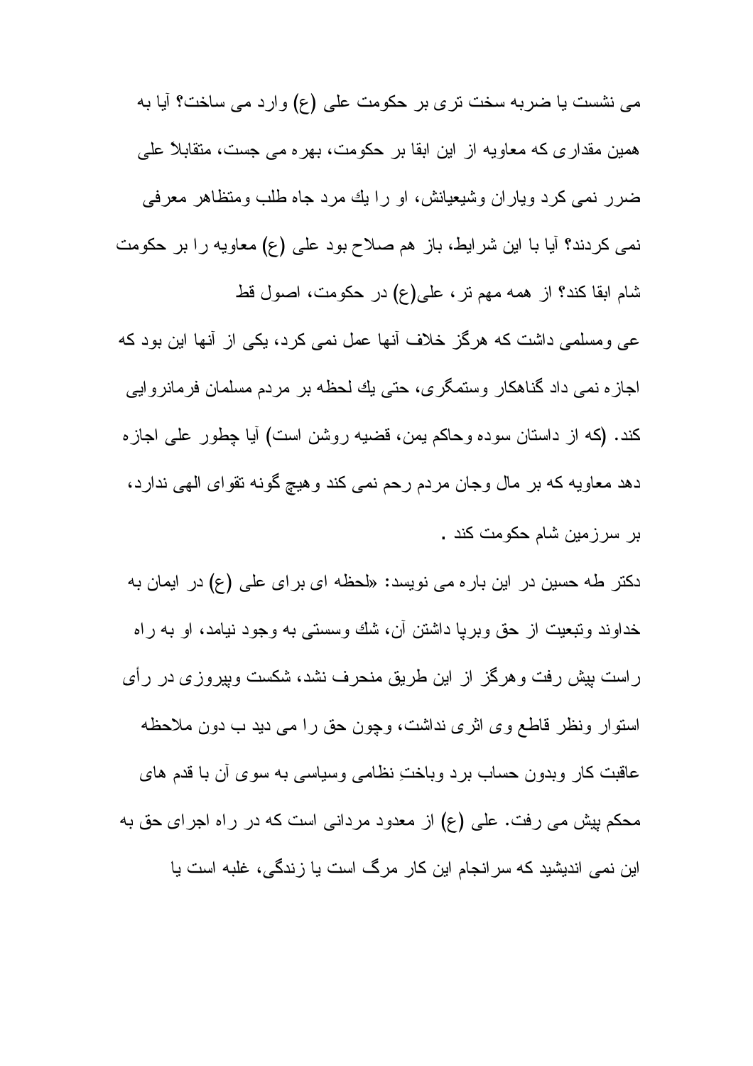می نشست یا ضربه سخت تری بر حکومت علی (ع) وارد می ساخت؟ آیا به همین مقداری که معاویه از این ابقا بر حکومت، بهره می جست، متقابلاً علی ضرر نمی کرد ویاران وشیعیانش، او را یك مرد جاه طلب ومتظاهر معرفی نمی کردند؟ آیا با این شرایط، باز هم صلاح بود علی (ع) معاویه را بر حکومت شام ابقا کند؟ از همه مهم تر، علی(ع) در حکومت، اصول قطعی ومسلمی داشت که هرگز خلاف آنها عمل نمی کرد، یکی از آنها این بود که اجازه نمی داد گناهکار وستمگری، حتی یك لحظه بر مردم مسلمان فرمانروایی کند. (که از داستان سوده وحاکم یمن، قضیه روشن است) آیا چطور علی اجازه دهد معاویه که بر مال وجان مردم رحم نمی کند وهیچ گونه تقوای الهی ندارد، بر سرزمین شام حکومت کند .

دکتر طه حسین در این باره می نویسد: «لحظه ای برای علی (ع) در ایمان به خداوند وتبعیت از حق وبرپا داشتن آن، شك وسستی به وجود نیامد، او به راه راست پیش رفت وهرگز از این طریق منحرف نشد، شکست وپیروزی در رأی استوار ونظر قاطع وی اثری نداشت، وچون حق را می دید ب دون ملاحظه عاقبت کار وبدون حساب برد وباختِ نظامی وسیاسی به سوی آن با قدم های محکم پیش می رفت. علی (ع) از معدود مردانی است که در راه اجرای حق به این نمی اندیشید که سرانجام این کار مرگ است یا زندگی، غلبه است یا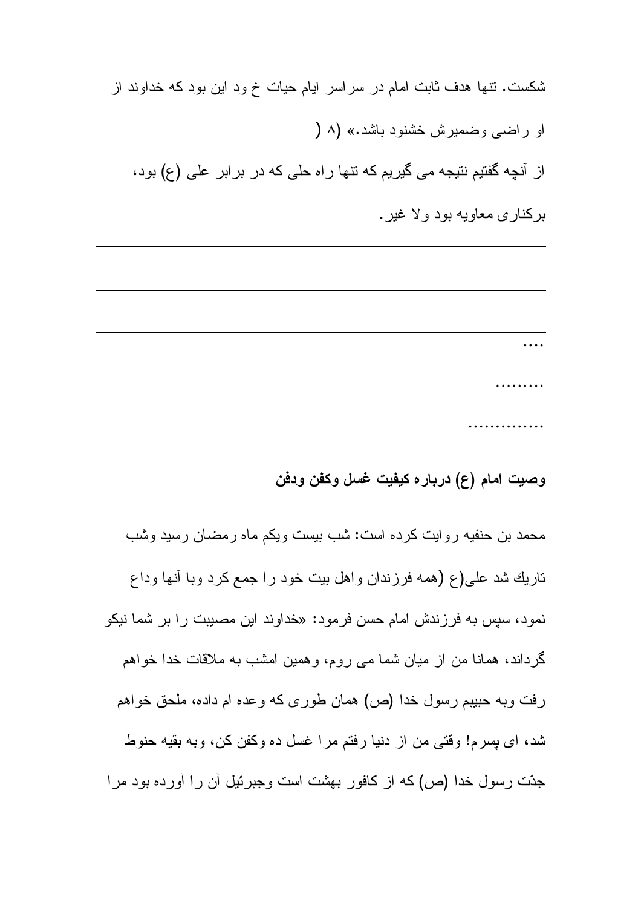شکست. تنها هدف ثابت امام در سراسر ایام حیات خ ود این بود که خداوند از او راضی وضمیرش خشنود باشد.» (۸ )

از آنچه گفتیم نتیجه می گیریم که تنها راه حلی که در برابر علی (ع) بود، برکناری معاویه بود ولا غیر.

---

---

---

....

.........

..............

**وصیت امام (ع) درباره کیفیت غسل وکفن ودفن**

محمد بن حنفیه روایت کرده است: شب بیست ویکم ماه رمضان رسید وشب تاریک شد علی(ع (همه فرزندان واهل بیت خود را جمع کرد وبا آنها وداع نمود، سپس به فرزندش امام حسن فرمود: «خداوند این مصیبت را بر شما نیکو گرداند، همانا من از میان شما می روم، وهمین امشب به ملاقات خدا خواهم رفت وبه حبیبم رسول خدا (ص) همان طوری که وعده ام داده، ملحق خواهم شد، ای پسرم! وقتی من از دنیا رفتم مرا غسل ده وکفن کن، وبه بقیه حنوط جدّت رسول خدا (ص) که از کافور بهشت است وجبرئیل آن را آورده بود مرا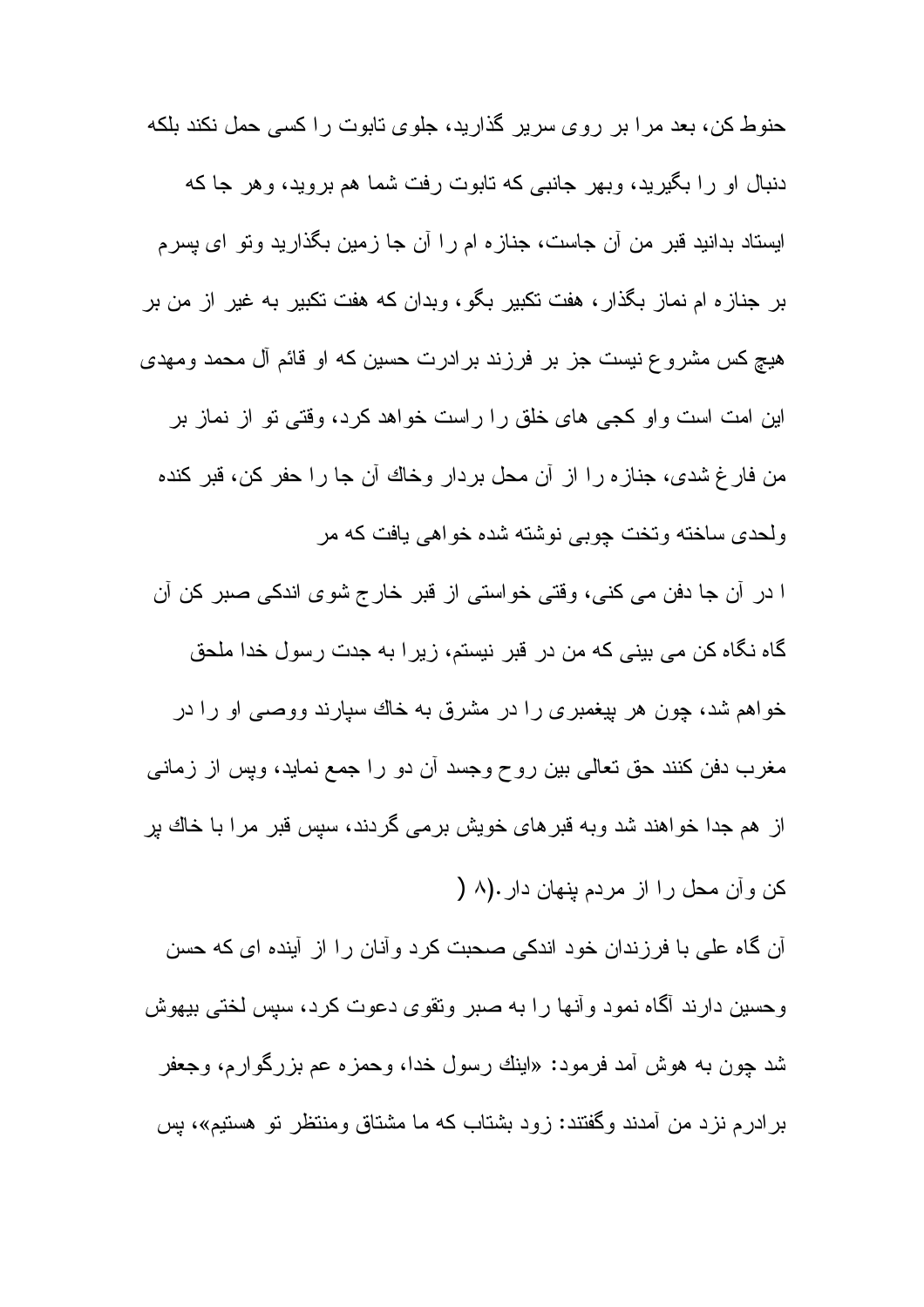حنوط كن، بعد مرا بر روى سرير گذاريد، جلوى تابوت را كسى حمل نكند بلكه دنبال او را بگيريد، وبهر جانبى كه تابوت رفت شما هم برويد، وهر جا كه ايستاد بدانيد قبر من آن جاست، جنازه ام را آن جا زمين بگذاريد وتو اى پسرم بر جنازه ام نماز بگذار، هفت تكبير بگو، وبدان كه هفت تكبير به غير از من بر هيچ كس مشروع نيست جز بر فرزند برادرت حسين كه او قائم آل محمد ومهدى اين امت است واو كجى هاى خلق را راست خواهد كرد، وقتى تو از نماز بر من فارغ شدى، جنازه را از آن محل بردار وخاك آن جا را حفر كن، قبر كنده ولحدى ساخته وتخت چوبى نوشته شده خواهى يافت كه مر ا در آن جا دفن مى كنى، وقتى خواستى از قبر خارج شوى اندكى صبر كن آن گاه نگاه كن مى بينى كه من در قبر نيستم، زيرا به جدت رسول خدا ملحق خواهم شد، چون هر پيغمبرى را در مشرق به خاك سپارند ووصى او را در مغرب دفن كنند حق تعالى بين روح وجسد آن دو را جمع نمايد، وپس از زمانى از هم جدا خواهند شد وبه قبرهاى خويش برمى گردند، سپس قبر مرا با خاك پر كن وآن محل را از مردم پنهان دار.(۸ (

آن گاه على با فرزندان خود اندكى صحبت كرد وآنان را از آينده اى كه حسن وحسين دارند آگاه نمود وآنها را به صبر وتقوى دعوت كرد، سپس لختى بيهوش شد چون به هوش آمد فرمود: «اينك رسول خدا، وحمزه عم بزرگوارم، وجعفر برادرم نزد من آمدند وگفتند: زود بشتاب كه ما مشتاق ومنتظر تو هستيم»، پس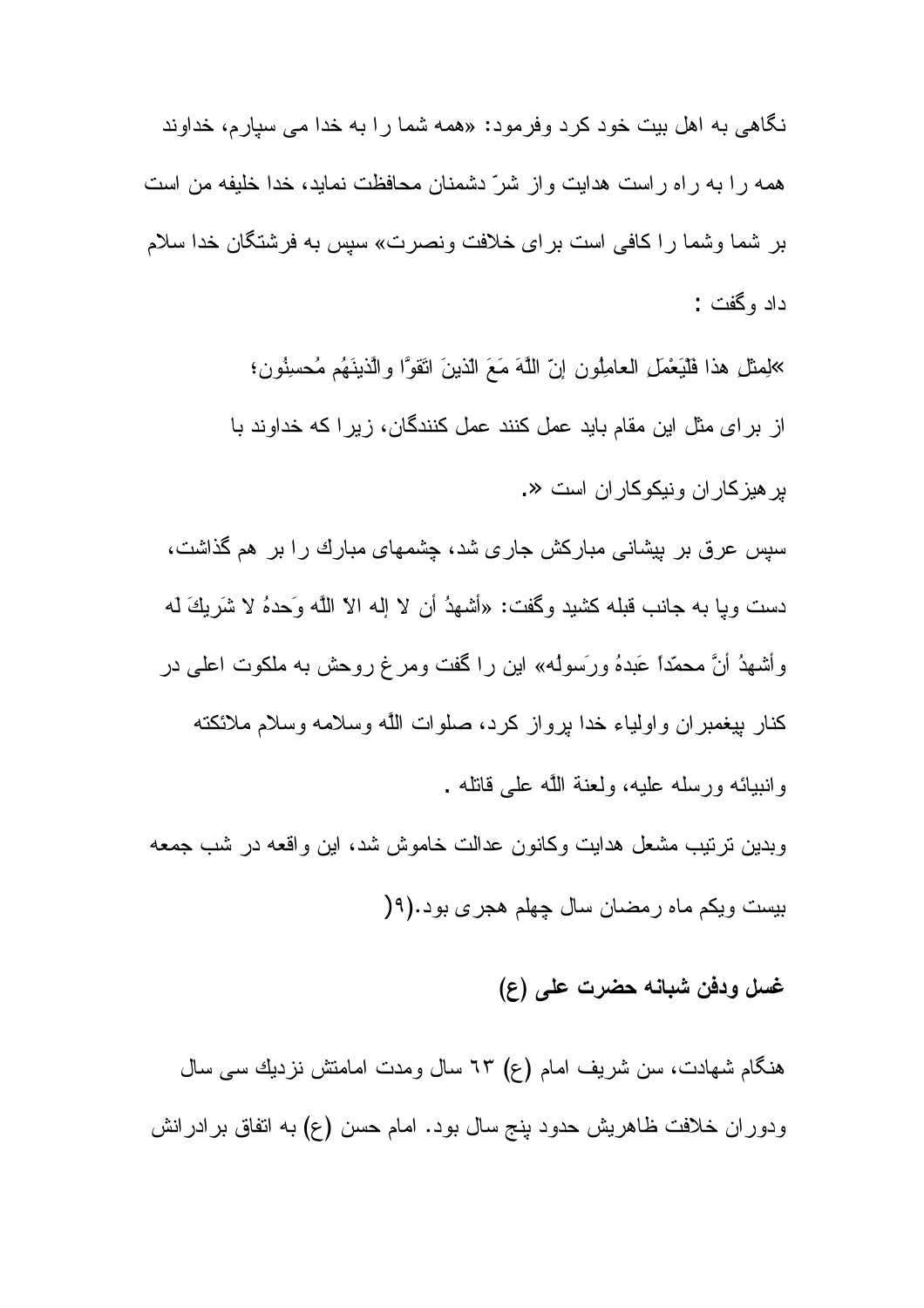نگاهی به اهل بیت خود کرد وفرمود: «همه شما را به خدا می سپارم، خداوند همه را به راه راست هدایت واز شرّ دشمنان محافظت نماید، خدا خلیفه من است بر شما وشما را کافی است برای خلافت ونصرت» سپس به فرشتگان خدا سلام داد وگفت :

»لِمِثلِ هذا فَلْيَعْمَلِ العامِلُون إنّ اللّهَ مَعَ الذينَ اتَقوًا والّذينَهُم مُحسِنُون؛

از برای مثل این مقام باید عمل کنند عمل کنندگان، زیرا که خداوند با پرهیزکاران ونیکوکاران است «.

سپس عرق بر پیشانی مبارکش جاری شد، چشمهای مبارك را بر هم گذاشت، دست وپا به جانب قبله کشید وگفت: «أشهدُ أن لا إله الاّ اللّه وَحدهُ لا شَرِيكَ له وأشهدُ أنَّ محمّداً عَبدهُ ورَسولُه» این را گفت ومرغ روحش به ملکوت اعلی در کنار پیغمبران واولیاء خدا پرواز کرد، صلوات اللّه وسلامه وسلام ملائکته وانبیائه ورسله علیه، ولعنة اللّه علی قاتله .

وبدین ترتیب مشعل هدایت وکانون عدالت خاموش شد، این واقعه در شب جمعه بیست ویکم ماه رمضان سال چهلم هجری بود.(۹(

## غسل ودفن شبانه حضرت علی (ع)

هنگام شهادت، سن شریف امام (ع) ۶۳ سال ومدت امامتش نزدیك سی سال ودوران خلافت ظاهریش حدود پنج سال بود. امام حسن (ع) به اتفاق برادرانش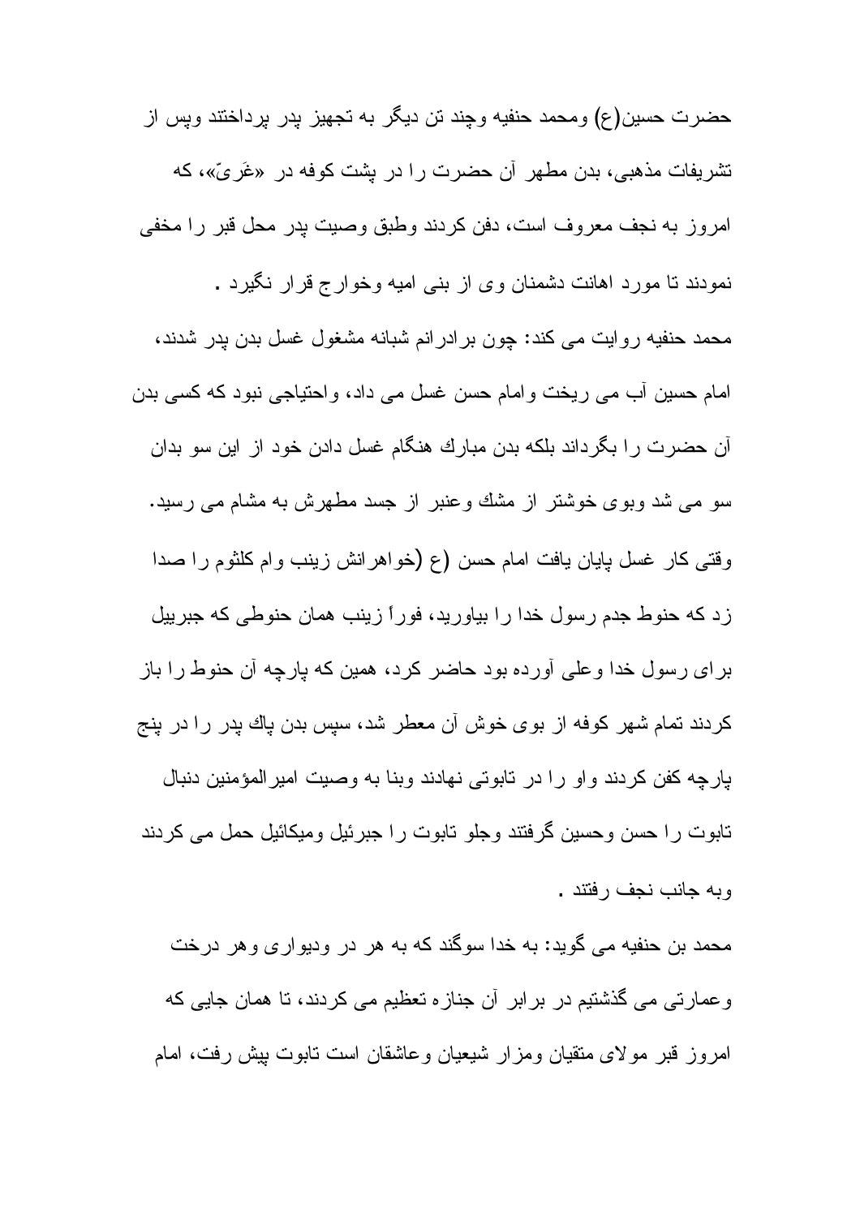حضرت حسین(ع) ومحمد حنفیه وچند تن دیگر به تجهیز پدر پرداختند وپس از تشریفات مذهبی، بدن مطهر آن حضرت را در پشت کوفه در «غَریّ»، که امروز به نجف معروف است، دفن کردند وطبق وصیت پدر محل قبر را مخفی نمودند تا مورد اهانت دشمنان وی از بنی امیه وخوارج قرار نگیرد .

محمد حنفیه روایت می کند: چون برادرانم شبانه مشغول غسل بدن پدر شدند، امام حسین آب می ریخت وامام حسن غسل می داد، واحتیاجی نبود که کسی بدن آن حضرت را بگرداند بلکه بدن مبارك هنگام غسل دادن خود از این سو بدان سو می شد وبوی خوشتر از مشك وعنبر از جسد مطهرش به مشام می رسید. وقتی کار غسل پایان یافت امام حسن (ع (خواهرانش زینب وام کلثوم را صدا زد که حنوط جدم رسول خدا را بیاورید، فوراً زینب همان حنوطی که جبرییل برای رسول خدا وعلی آورده بود حاضر کرد، همین که پارچه آن حنوط را باز کردند تمام شهر کوفه از بوی خوش آن معطر شد، سپس بدن پاك پدر را در پنج پارچه کفن کردند واو را در تابوتی نهادند وبنا به وصیت امیرالمؤمنین دنبال تابوت را حسن وحسین گرفتند وجلو تابوت را جبرئیل ومیکائیل حمل می کردند وبه جانب نجف رفتند .

محمد بن حنفیه می گوید: به خدا سوگند که به هر در ودیواری وهر درخت وعمارتی می گذشتیم در برابر آن جنازه تعظیم می کردند، تا همان جایی که امروز قبر مولای متقیان ومزار شیعیان وعاشقان است تابوت پیش رفت، امام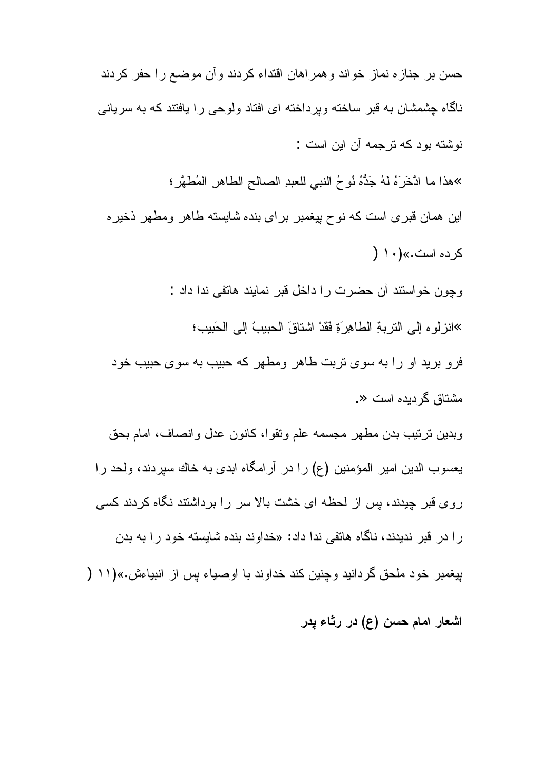حسن بر جنازه نماز خواند وهمراهان اقتداء کردند وآن موضع را حفر کردند ناگاه چشمشان به قبر ساخته وپرداخته ای افتاد ولوحی را یافتند که به سریانی نوشته بود که ترجمه آن این است :

»هذا ما ادَّخَرَهُ لَهُ جَدُّهُ نُوحُ النبي للعبدِ الصالح الطاهر المُطَهَّر؛

این همان قبری است که نوح پیغمبر برای بنده شایسته طاهر ومطهر ذخیره کرده است.»(۱۰ )

وچون خواستند آن حضرت را داخل قبر نمایند هاتفی ندا داد :

»انزلوه إلی التربةِ الطاهِرَةِ فَقَدْ اشتاقَ الحبيبُ إلی الحَبيب؛

فرو برید او را به سوی تربت طاهر ومطهر که حبیب به سوی حبیب خود مشتاق گردیده است «.

وبدین ترتیب بدن مطهر مجسمه علم وتقوا، کانون عدل وانصاف، امام بحق یعسوب الدین امیر المؤمنین (ع) را در آرامگاه ابدی به خاك سپردند، ولحد را روی قبر چیدند، پس از لحظه ای خشت بالا سر را برداشتند نگاه کردند کسی را در قبر ندیدند، ناگاه هاتفی ندا داد: «خداوند بنده شایسته خود را به بدن پیغمبر خود ملحق گردانید وچنین کند خداوند با اوصیاء پس از انبیاءش.»(۱۱ )

**اشعار امام حسن (ع) در رثاء پدر**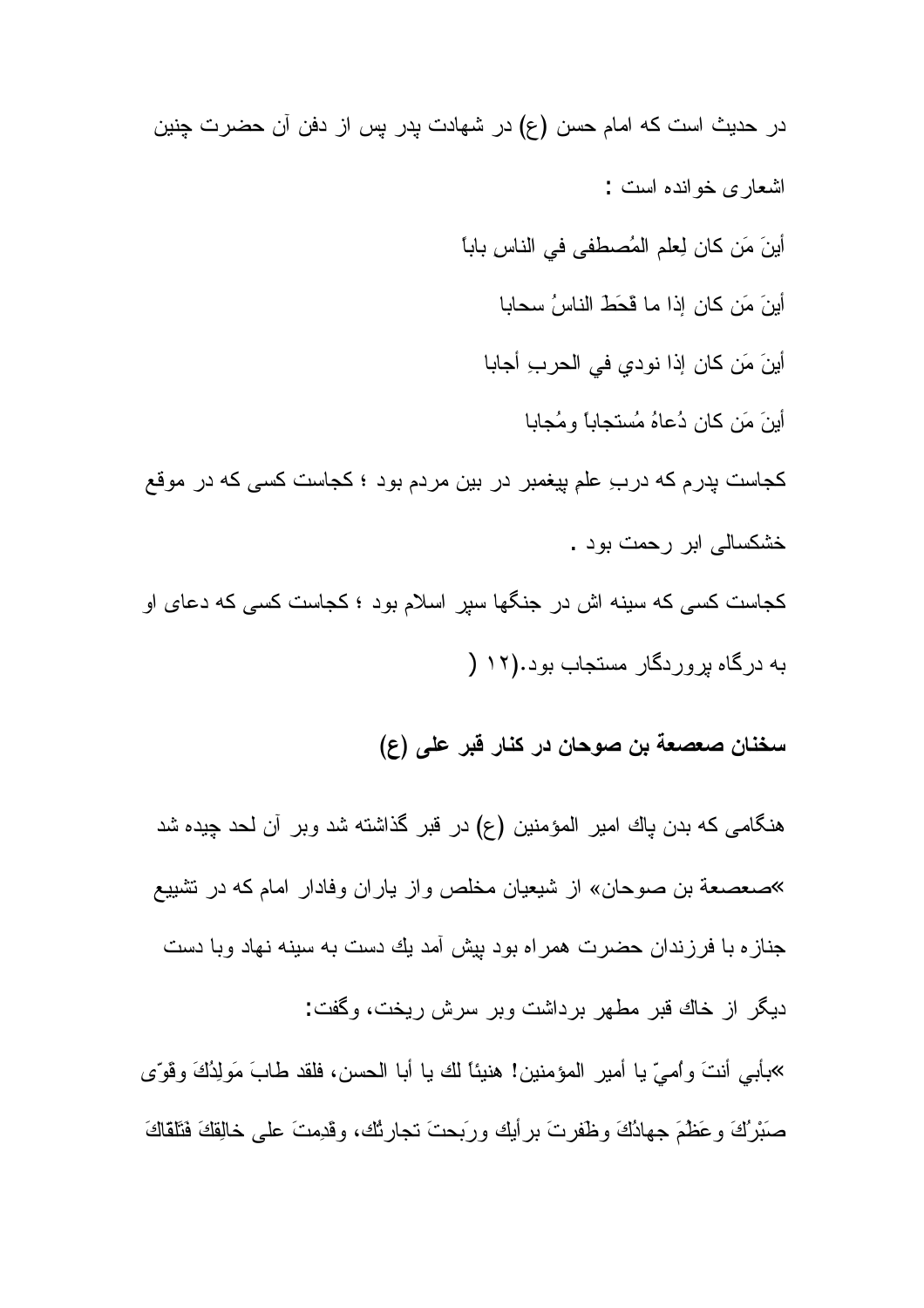در حديث است كه امام حسن (ع) در شهادت پدر پس از دفن آن حضرت چنين اشعارى خوانده است :

أينَ مَن كان لِعلم المُصطفى في الناس باباً

أينَ مَن كان إذا ما قَحَطَ الناسُ سحابا

أينَ مَن كان إذا نودي في الحربِ أجابا

أينَ مَن كان دُعاهُ مُستجاباً ومُجابا

كجاست پدرم كه دربِ علم پيغمبر در بين مردم بود ؛ كجاست كسى كه در موقع خشكسالى ابر رحمت بود .

كجاست كسى كه سينه اش در جنگها سپر اسلام بود ؛ كجاست كسى كه دعاى او به درگاه پروردگار مستجاب بود.(۱۲ (

## سخنان صعصعة بن صوحان در كنار قبر على (ع)

هنگامى كه بدن پاك امير المؤمنين (ع) در قبر گذاشته شد وبر آن لحد چيده شد «صعصعة بن صوحان» از شيعيان مخلص واز ياران وفادار امام كه در تشييع جنازه با فرزندان حضرت همراه بود پيش آمد يك دست به سينه نهاد وبا دست ديگر از خاك قبر مطهر برداشت وبر سرش ريخت، وگفت:

«بأبي أنتَ وأُميّ يا أمير المؤمنين! هنيئاً لك يا أبا الحسن، فلقد طابَ مَولِدُكَ وقوّى صَبْرُكَ وعَظُمَ جهادُكَ وظَفرتَ برأيك وربَحتَ تجارتُك، وقَدِمتَ على خالِقِكَ فَتَلَقاكَ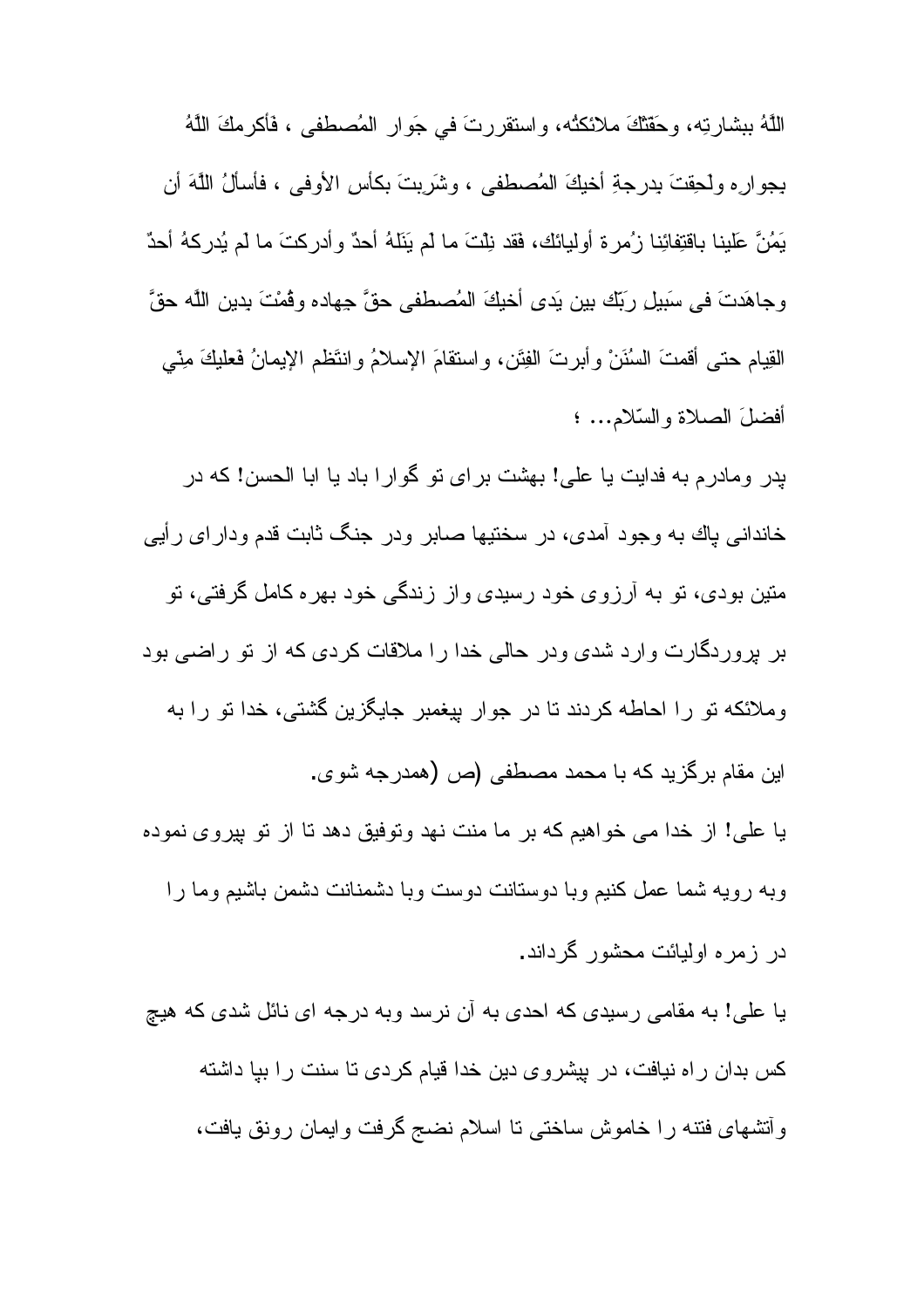اللّهُ ببشارتِهِ، وحَفّتْكَ ملائكتُه، واستقررتَ في جَوار المُصطفى ، فَأكرمكَ اللّهُ بجواره ولَحِقتَ بدرجةِ أخيكَ المُصطفى ، وشَرِبتَ بكأس الأوفى ، فأسألُ اللّهَ أن يَمُنَّ عَلينا باقتِفائِنا زُمرة أوليائك، فقد نِلْتَ ما لَم يَنَلهُ أحدٌ وأدركتَ ما لَم يُدركهُ أحدٌ وجاهَدتَ في سَبيلِ رَبّك بين يَدي أخيكَ المُصطفى حقَّ جِهاده وقُمْتَ بدين اللّه حقَّ القِيام حتى أقمتَ السُنَنْ وأبرتَ الفِتَن، واستقامَ الإسلامُ وانتَظَم الإيمانُ فَعليكَ مِنّي أفضلَ الصلاة والسّلام... ؛

پدر ومادرم به فدايت يا على! بهشت براى تو گوارا باد يا ابا الحسن! كه در خاندانى پاك به وجود آمدى، در سختيها صابر ودر جنگ ثابت قدم وداراى رأيى متين بودى، تو به آرزوى خود رسيدى واز زندگى خود بهره كامل گرفتى، تو بر پروردگارت وارد شدى ودر حالى خدا را ملاقات كردى كه از تو راضى بود وملائكه تو را احاطه كردند تا در جوار پيغمبر جايگزين گشتى، خدا تو را به اين مقام برگزيد كه با محمد مصطفى (ص (همدرجه شوى.

يا على! از خدا مى خواهيم كه بر ما منت نهد وتوفيق دهد تا از تو پيروى نموده وبه رويه شما عمل كنيم وبا دوستانت دوست وبا دشمنانت دشمن باشيم وما را در زمره اوليائت محشور گرداند.

يا على! به مقامى رسيدى كه احدى به آن نرسد وبه درجه اى نائل شدى كه هيچ كس بدان راه نيافت، در پيشروى دين خدا قيام كردى تا سنت را بپا داشته وآتشهاى فتنه را خاموش ساختى تا اسلام نضج گرفت وايمان رونق يافت،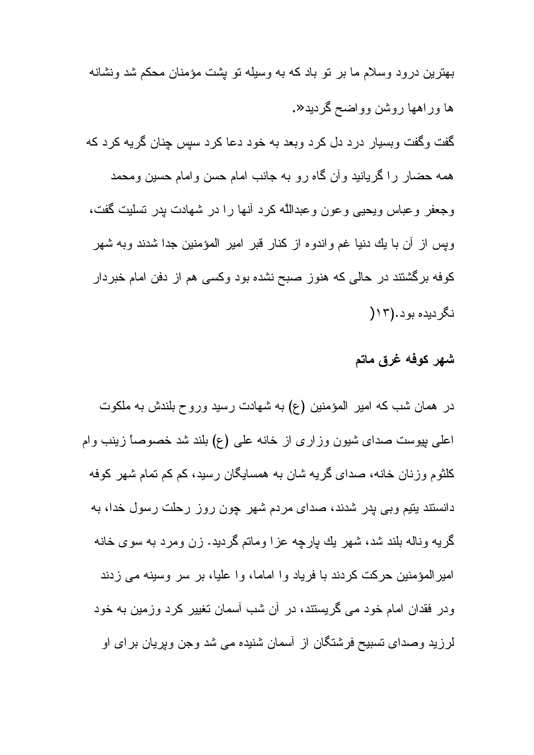بهترین درود وسلام ما بر تو باد که به وسیله تو پشت مؤمنان محکم شد ونشانه ها وراهها روشن وواضح گردید».

گفت وگفت وبسیار درد دل کرد وبعد به خود دعا کرد سپس چنان گریه کرد که همه حضار را گریانید وآن گاه رو به جانب امام حسن وامام حسین ومحمد وجعفر وعباس ویحیی وعون وعبداللّه کرد آنها را در شهادت پدر تسلیت گفت، وپس از آن با یك دنیا غم واندوه از کنار قبر امیر المؤمنین جدا شدند وبه شهر کوفه برگشتند در حالی که هنوز صبح نشده بود وکسی هم از دفن امام خبردار نگردیده بود.(۱۳)

### شهر کوفه غرق ماتم

در همان شب که امیر المؤمنین (ع) به شهادت رسید وروح بلندش به ملکوت اعلی پیوست صدای شیون وزاری از خانه علی (ع) بلند شد خصوصاً زینب وام کلثوم وزنان خانه، صدای گریه شان به همسایگان رسید، کم کم تمام شهر کوفه دانستند یتیم وبی پدر شدند، صدای مردم شهر چون روز رحلت رسول خدا، به گریه وناله بلند شد، شهر یك پارچه عزا وماتم گردید. زن ومرد به سوی خانه امیرالمؤمنین حرکت کردند با فریاد وا اماما، وا علیا، بر سر وسینه می زدند ودر فقدان امام خود می گریستند، در آن شب آسمان تغییر کرد وزمین به خود لرزید وصدای تسبیح فرشتگان از آسمان شنیده می شد وجن وپریان برای او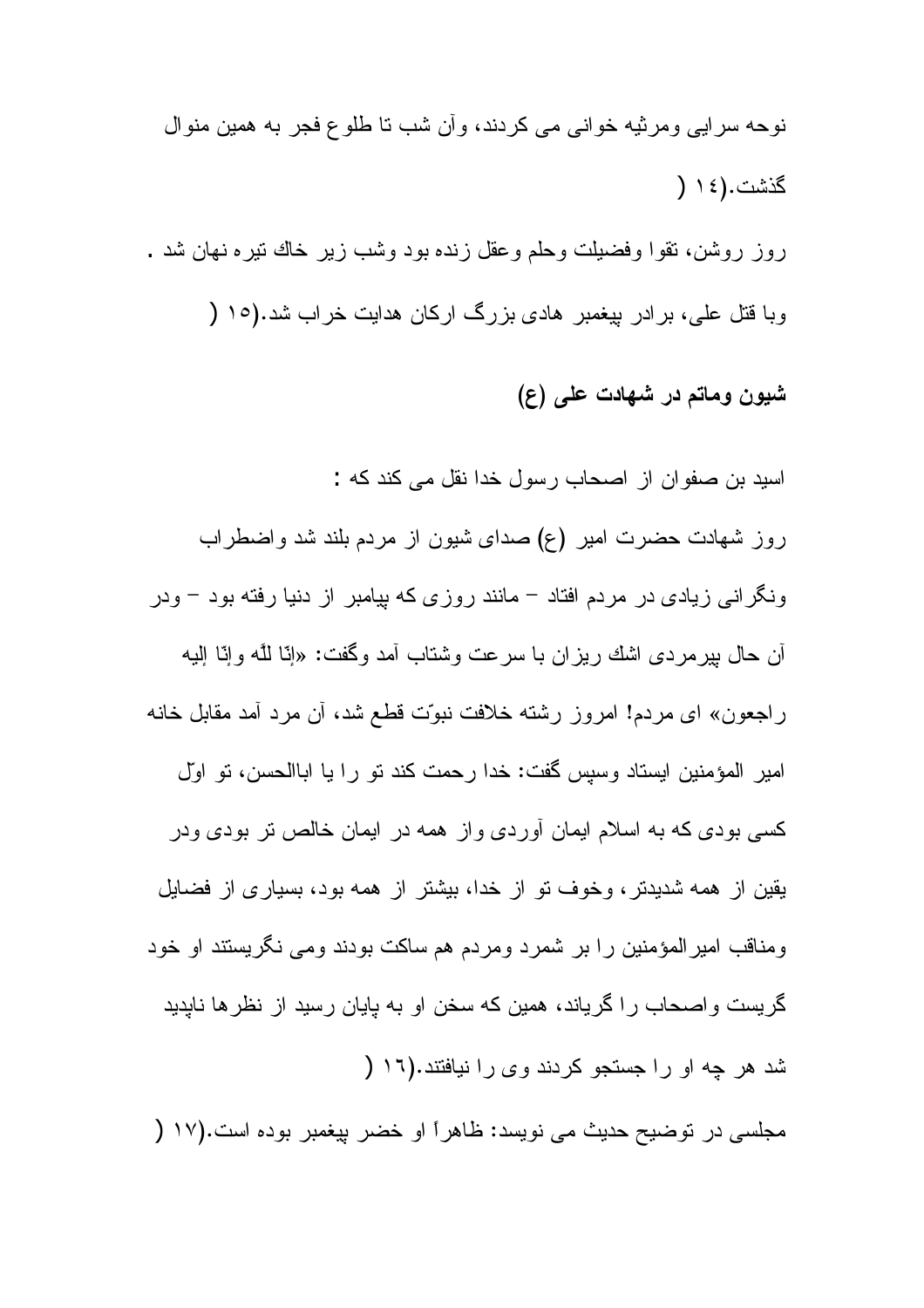نوحه سرایی ومرثیه خوانی می کردند، وآن شب تا طلوع فجر به همین منوال گذشت.(١٤ )

روز روشن، تقوا وفضیلت وحلم وعقل زنده بود وشب زیر خاك تیره نهان شد . وبا قتل علی، برادر پیغمبر هادی بزرگ ارکان هدایت خراب شد.(١٥ )

### شیون وماتم در شهادت علی (ع)

اسید بن صفوان از اصحاب رسول خدا نقل می کند که :

روز شهادت حضرت امیر (ع) صدای شیون از مردم بلند شد واضطراب ونگرانی زیادی در مردم افتاد – مانند روزی که پیامبر از دنیا رفته بود – ودر آن حال پیرمردی اشك ریزان با سرعت وشتاب آمد وگفت: «إنّا للّه وإنّا إلیه راجعون» ای مردم! امروز رشته خلافت نبوّت قطع شد، آن مرد آمد مقابل خانه امیر المؤمنین ایستاد وسپس گفت: خدا رحمت كند تو را یا اباالحسن، تو اوّل کسی بودی که به اسلام ایمان آوردی واز همه در ایمان خالص تر بودی ودر یقین از همه شدیدتر، وخوف تو از خدا، بیشتر از همه بود، بسیاری از فضایل ومناقب امیرالمؤمنین را بر شمرد ومردم هم ساکت بودند ومی نگریستند او خود گریست واصحاب را گریاند، همین که سخن او به پایان رسید از نظرها ناپدید شد هر چه او را جستجو کردند وی را نیافتند.(١٦ )

مجلسی در توضیح حدیث می نویسد: ظاهراً او خضر پیغمبر بوده است.(١٧ )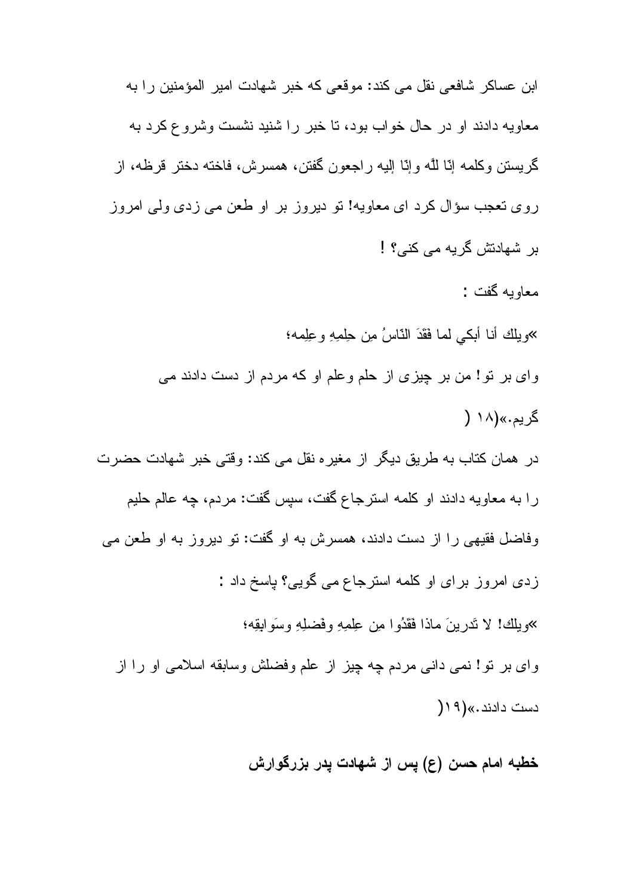ابن عساکر شافعی نقل می کند: موقعی که خبر شهادت امیر المؤمنین را به معاویه دادند او در حال خواب بود، تا خبر را شنید نشست وشروع کرد به گریستن وکلمه إنّا للّه وإنّا إلیه راجعون گفتن، همسرش، فاخته دختر قرظه، از روی تعجب سؤال کرد ای معاویه! تو دیروز بر او طعن می زدی ولی امروز بر شهادتش گریه می کنی؟ !

معاویه گفت :

«ویلك أنا أبکي لما فَقَدَ النّاسُ مِن حِلمِهِ وعِلمِه؛

وای بر تو! من بر چیزی از حلم وعلم او که مردم از دست دادند می گریم.»(۱۸ )

در همان کتاب به طریق دیگر از مغیره نقل می کند: وقتی خبر شهادت حضرت را به معاویه دادند او کلمه استرجاع گفت، سپس گفت: مردم، چه عالم حلیم وفاضل فقیهی را از دست دادند، همسرش به او گفت: تو دیروز به او طعن می زدی امروز برای او کلمه استرجاع می گویی؟ پاسخ داد :

«ویلك! لا تَدرینَ ماذا فَقَدُوا مِن عِلمِهِ وفَضلِهِ وسَوابِقِه؛

وای بر تو! نمی دانی مردم چه چیز از علم وفضلش وسابقه اسلامی او را از دست دادند.»(۱۹)

**خطبه امام حسن (ع) پس از شهادت پدر بزرگوارش**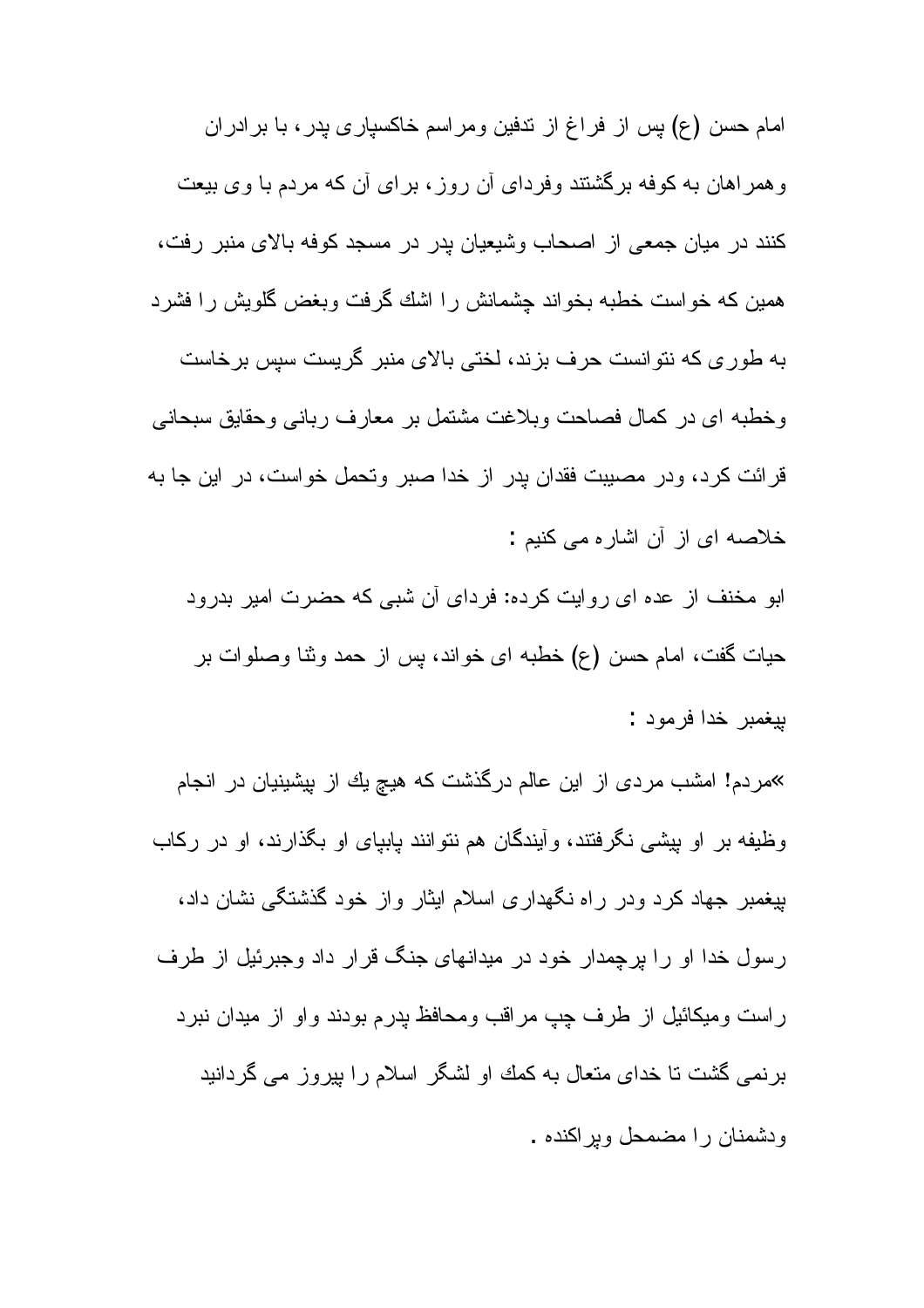امام حسن (ع) پس از فراغ از تدفين ومراسم خاكسپارى پدر، با برادران وهمراهان به كوفه برگشتند وفرداى آن روز، براى آن كه مردم با وى بيعت كنند در ميان جمعى از اصحاب وشيعيان پدر در مسجد كوفه بالاى منبر رفت، همين كه خواست خطبه بخواند چشمانش را اشك گرفت وبغض گلويش را فشرد به طورى كه نتوانست حرف بزند، لختى بالاى منبر گريست سپس برخاست وخطبه اى در كمال فصاحت وبلاغت مشتمل بر معارف ربانى وحقايق سبحانى قرائت كرد، ودر مصيبت فقدان پدر از خدا صبر وتحمل خواست، در اين جا به خلاصه اى از آن اشاره مى كنيم :

ابو مخنف از عده اى روايت كرده: فرداى آن شبى كه حضرت امير بدرود حيات گفت، امام حسن (ع) خطبه اى خواند، پس از حمد وثنا وصلوات بر پيغمبر خدا فرمود :

»مردم! امشب مردى از اين عالم درگذشت كه هيچ يك از پيشينيان در انجام وظيفه بر او پيشى نگرفتند، وآيندگان هم نتوانند پابپاى او بگذارند، او در ركاب پيغمبر جهاد كرد ودر راه نگهدارى اسلام ايثار واز خود گذشتگى نشان داد، رسول خدا او را پرچمدار خود در ميدانهاى جنگ قرار داد وجبرئيل از طرف راست وميكائيل از طرف چپ مراقب ومحافظ پدرم بودند واو از ميدان نبرد برنمى گشت تا خداى متعال به كمك او لشگر اسلام را پيروز مى گردانيد ودشمنان را مضمحل وپراكنده .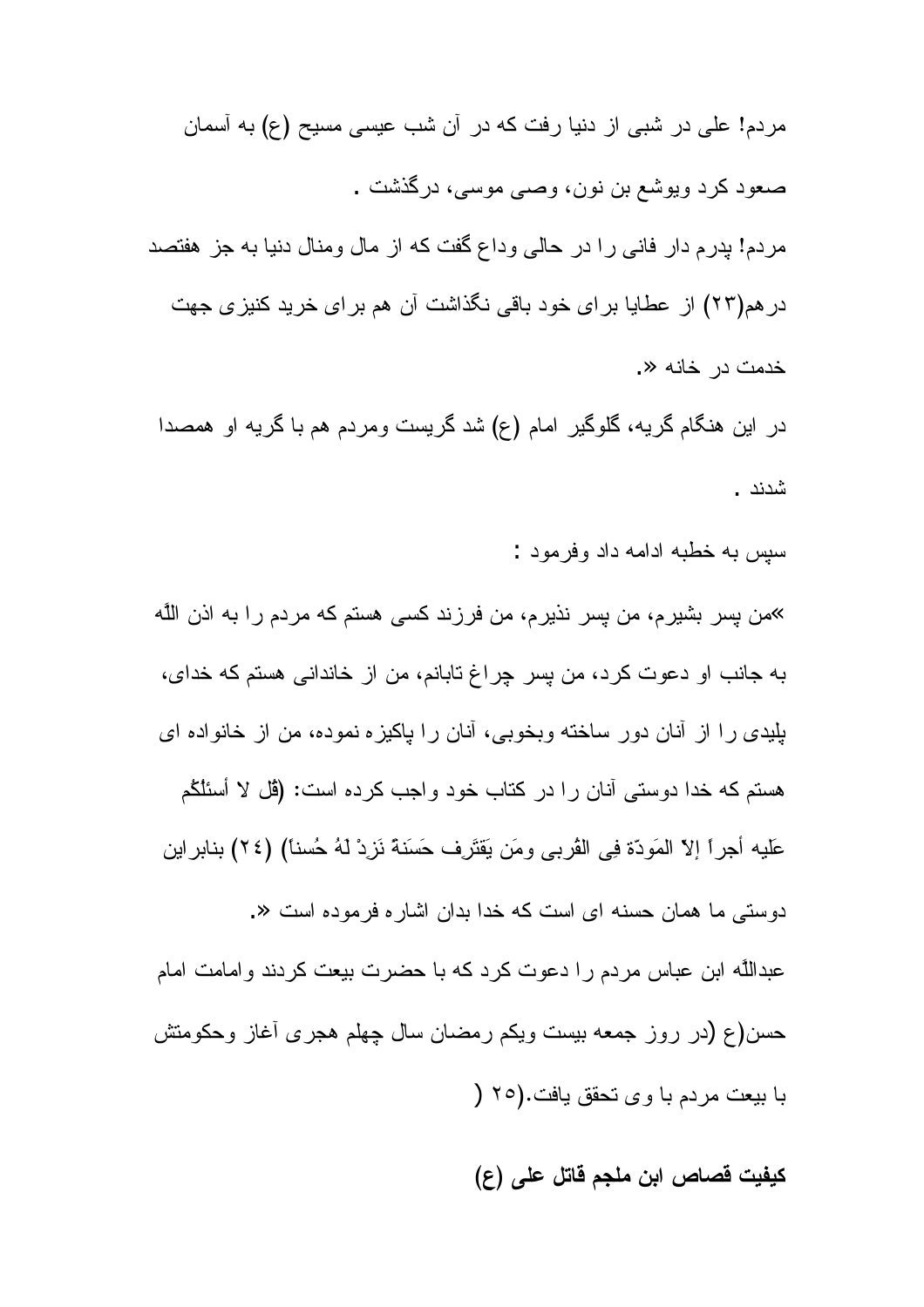مردم! علی در شبی از دنیا رفت که در آن شب عیسی مسیح (ع) به آسمان صعود کرد ویوشع بن نون، وصی موسی، درگذشت .

مردم! پدرم دار فانی را در حالی وداع گفت که از مال ومنال دنیا به جز هفتصد درهم(۲۳) از عطایا برای خود باقی نگذاشت آن هم برای خرید کنیزی جهت خدمت در خانه «.

در این هنگام گریه، گلوگیر امام (ع) شد گریست ومردم هم با گریه او همصدا شدند .

سپس به خطبه ادامه داد وفرمود :

»من پسر بشیرم، من پسر نذیرم، من فرزند کسی هستم که مردم را به اذن اللّه به جانب او دعوت کرد، من پسر چراغ تابانم، من از خاندانی هستم که خدای، پلیدی را از آنان دور ساخته وبخوبی، آنان را پاکیزه نموده، من از خانواده ای هستم که خدا دوستی آنان را در کتاب خود واجب کرده است: (قُل لا أسئلُکُم عَلَیه أجراً إلاّ المَودّة فِی القُربی ومَن یَقتَرِف حَسَنَةً نَزِدْ لَهُ حُسناً) (۲٤) بنابراین دوستی ما همان حسنه ای است که خدا بدان اشاره فرموده است «.

عبداللّه ابن عباس مردم را دعوت کرد که با حضرت بیعت کردند وامامت امام حسن(ع (در روز جمعه بیست ویکم رمضان سال چهلم هجری آغاز وحکومتش با بیعت مردم با وی تحقق یافت.(۲۵ (

## کیفیت قصاص ابن ملجم قاتل علی (ع)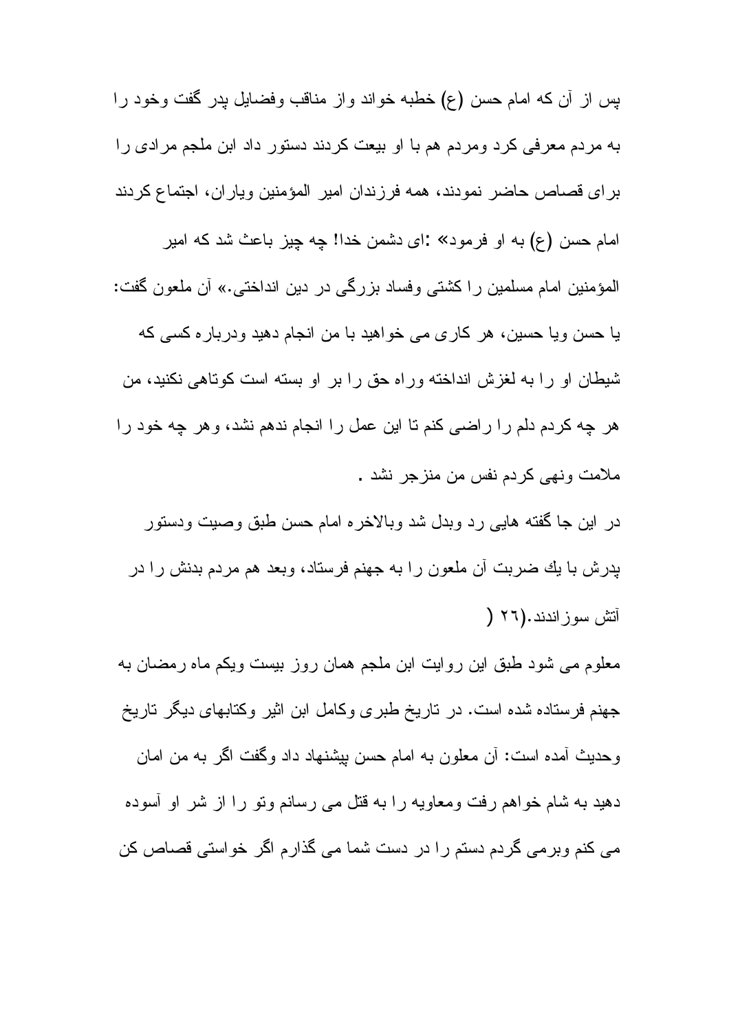پس از آن که امام حسن (ع) خطبه خواند واز مناقب وفضایل پدر گفت وخود را به مردم معرفی کرد ومردم هم با او بیعت کردند دستور داد ابن ملجم مرادی را برای قصاص حاضر نمودند، همه فرزندان امیر المؤمنین ویاران، اجتماع کردند امام حسن (ع) به او فرمود» :ای دشمن خدا! چه چیز باعث شد که امیر المؤمنین امام مسلمین را کشتی وفساد بزرگی در دین انداختی.» آن ملعون گفت: یا حسن ویا حسین، هر کاری می خواهید با من انجام دهید ودرباره کسی که شیطان او را به لغزش انداخته وراه حق را بر او بسته است کوتاهی نکنید، من هر چه کردم دلم را راضی کنم تا این عمل را انجام ندهم نشد، وهر چه خود را ملامت ونهی کردم نفس من منزجر نشد .

در این جا گفته هایی رد وبدل شد وبالاخره امام حسن طبق وصیت ودستور پدرش با يك ضربت آن ملعون را به جهنم فرستاد، وبعد هم مردم بدنش را در آتش سوزاندند.(٢٦ (

معلوم می شود طبق این روایت ابن ملجم همان روز بیست ویکم ماه رمضان به جهنم فرستاده شده است. در تاریخ طبری وکامل ابن اثیر وکتابهای دیگر تاریخ وحدیث آمده است: آن معلون به امام حسن پیشنهاد داد وگفت اگر به من امان دهید به شام خواهم رفت ومعاویه را به قتل می رسانم وتو را از شر او آسوده می کنم وبرمی گردم دستم را در دست شما می گذارم اگر خواستی قصاص کن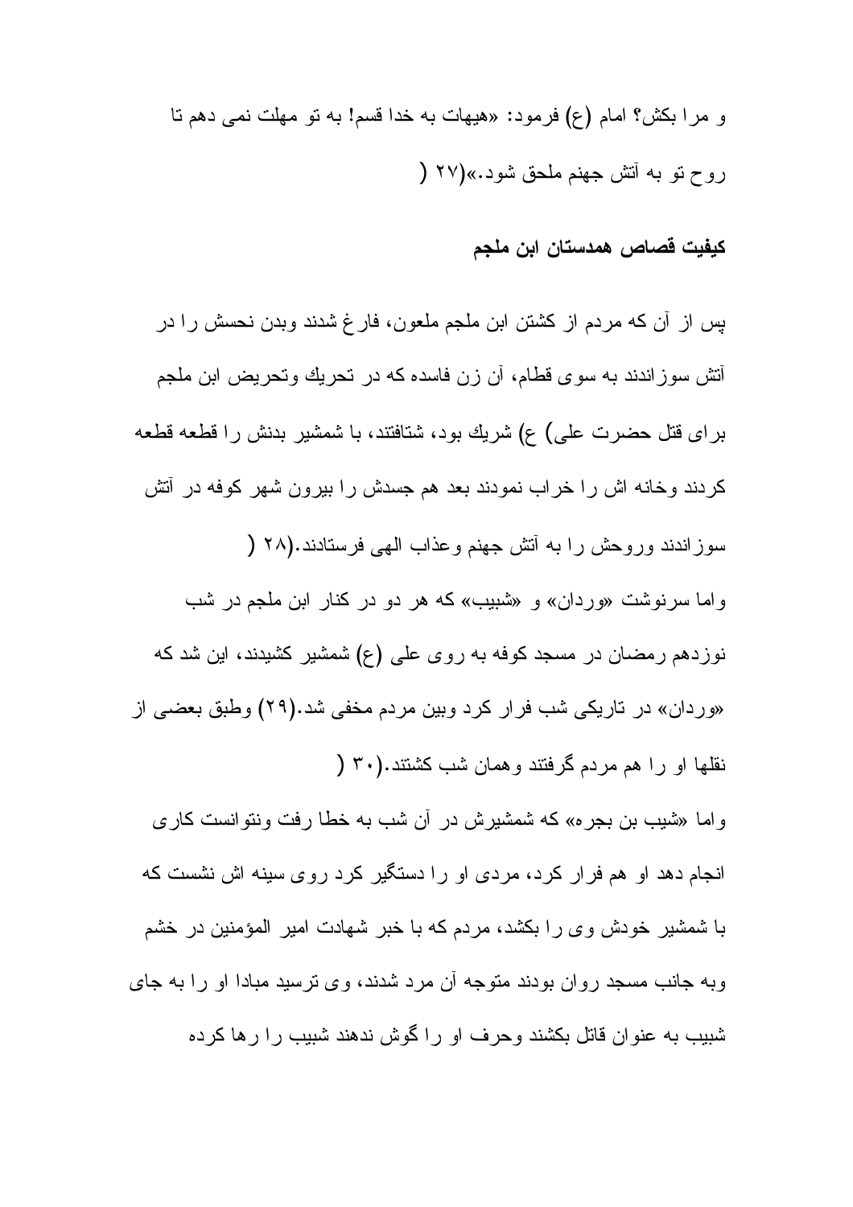و مرا بکش؟ امام (ع) فرمود: «هیهات به خدا قسم! به تو مهلت نمی دهم تا روح تو به آتش جهنم ملحق شود.»(۲۷ (

### کیفیت قصاص همدستان ابن ملجم

پس از آن که مردم از کشتن ابن ملجم ملعون، فارغ شدند وبدن نحسش را در آتش سوزاندند به سوی قطام، آن زن فاسده که در تحریك وتحریض ابن ملجم برای قتل حضرت علی) ع) شریك بود، شتافتند، با شمشیر بدنش را قطعه قطعه کردند وخانه اش را خراب نمودند بعد هم جسدش را بیرون شهر کوفه در آتش سوزاندند وروحش را به آتش جهنم وعذاب الهی فرستادند.(۲۸ (

واما سرنوشت «وردان» و «شبیب» که هر دو در کنار ابن ملجم در شب نوزدهم رمضان در مسجد کوفه به روی علی (ع) شمشیر کشیدند، این شد که «وردان» در تاریکی شب فرار کرد وبین مردم مخفی شد.(۲۹) وطبق بعضی از نقلها او را هم مردم گرفتند وهمان شب کشتند.(۳۰ (

واما «شیب بن بجره» که شمشیرش در آن شب به خطا رفت ونتوانست کاری انجام دهد او هم فرار کرد، مردی او را دستگیر کرد روی سینه اش نشست که با شمشیر خودش وی را بکشد، مردم که با خبر شهادت امیر المؤمنین در خشم وبه جانب مسجد روان بودند متوجه آن مرد شدند، وی ترسید مبادا او را به جای شبیب به عنوان قاتل بکشند وحرف او را گوش ندهند شبیب را رها کرده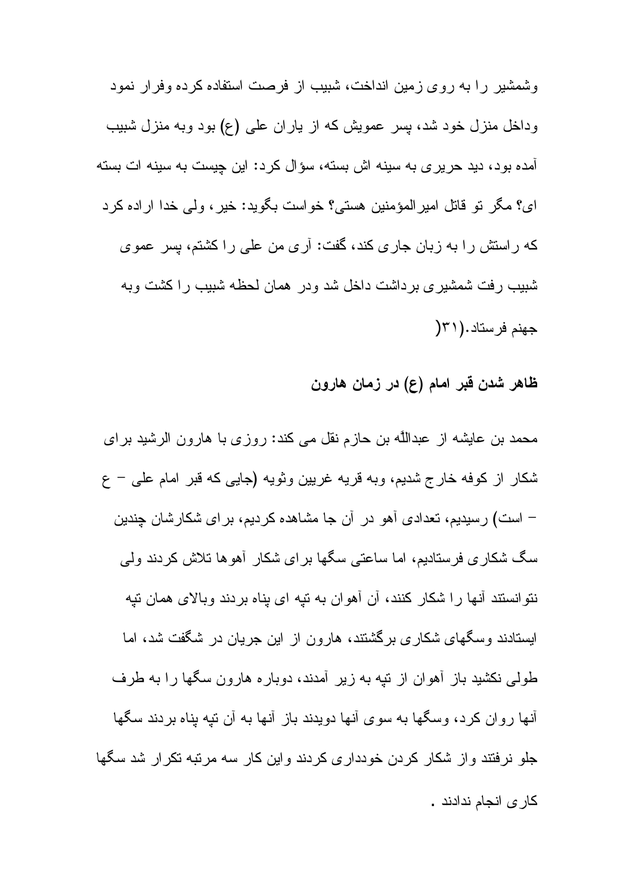وشمشیر را به روی زمین انداخت، شبیب از فرصت استفاده کرده وفرار نمود وداخل منزل خود شد، پسر عمویش که از یاران علی (ع) بود وبه منزل شبیب آمده بود، دید حریری به سینه اش بسته، سؤال کرد: این چیست به سینه ات بسته ای؟ مگر تو قاتل امیرالمؤمنین هستی؟ خواست بگوید: خیر، ولی خدا اراده کرد که راستش را به زبان جاری کند، گفت: آری من علی را کشتم، پسر عموی شبیب رفت شمشیری برداشت داخل شد ودر همان لحظه شبیب را کشت وبه جهنم فرستاد.(۳۱)

## ظاهر شدن قبر امام (ع) در زمان هارون

محمد بن عایشه از عبداللّه بن حازم نقل می کند: روزی با هارون الرشید برای شکار از کوفه خارج شدیم، وبه قریه غریین وثویه (جایی که قبر امام علی – ع – است) رسیدیم، تعدادی آهو در آن جا مشاهده کردیم، برای شکارشان چندین سگ شکاری فرستادیم، اما ساعتی سگها برای شکار آهوها تلاش کردند ولی نتوانستند آنها را شکار کنند، آن آهوان به تپه ای پناه بردند وبالای همان تپه ایستادند وسگهای شکاری برگشتند، هارون از این جریان در شگفت شد، اما طولی نکشید باز آهوان از تپه به زیر آمدند، دوباره هارون سگها را به طرف آنها روان کرد، وسگها به سوی آنها دویدند باز آنها به آن تپه پناه بردند سگها جلو نرفتند واز شکار کردن خودداری کردند واین کار سه مرتبه تکرار شد سگها کاری انجام ندادند .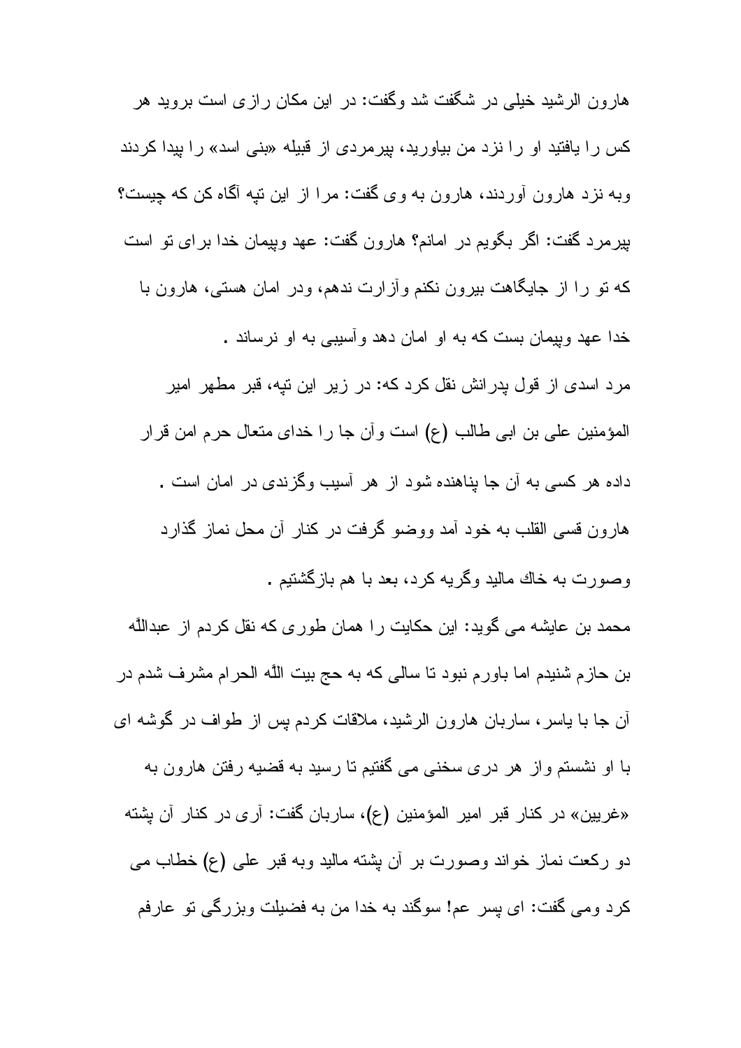هارون الرشيد خيلى در شگفت شد وگفت: در اين مكان رازى است برويد هر كس را يافتيد او را نزد من بياوريد، پيرمردى از قبيله «بنى اسد» را پيدا كردند وبه نزد هارون آوردند، هارون به وى گفت: مرا از اين تپه آگاه كن كه چيست؟ پيرمرد گفت: اگر بگويم در امانم؟ هارون گفت: عهد وپيمان خدا براى تو است كه تو را از جايگاهت بيرون نكنم وآزارت ندهم، ودر امان هستى، هارون با خدا عهد وپيمان بست كه به او امان دهد وآسيبى به او نرساند .

مرد اسدى از قول پدرانش نقل كرد كه: در زير اين تپه، قبر مطهر امير المؤمنين على بن ابى طالب (ع) است وآن جا را خداى متعال حرم امن قرار داده هر كسى به آن جا پناهنده شود از هر آسيب وگزندى در امان است .

هارون قسى القلب به خود آمد ووضو گرفت در كنار آن محل نماز گذارد وصورت به خاك ماليد وگريه كرد، بعد با هم بازگشتيم .

محمد بن عايشه مى گويد: اين حكايت را همان طورى كه نقل كردم از عبداللّه بن حازم شنيدم اما باورم نبود تا سالى كه به حج بيت اللّه الحرام مشرف شدم در آن جا با ياسر، ساربان هارون الرشيد، ملاقات كردم پس از طواف در گوشه اى با او نشستم واز هر درى سخنى مى گفتيم تا رسيد به قضيه رفتن هارون به «غريين» در كنار قبر امير المؤمنين (ع)، ساربان گفت: آرى در كنار آن پشته دو ركعت نماز خواند وصورت بر آن پشته ماليد وبه قبر على (ع) خطاب مى كرد ومى گفت: اى پسر عم! سوگند به خدا من به فضيلت وبزرگى تو عارفم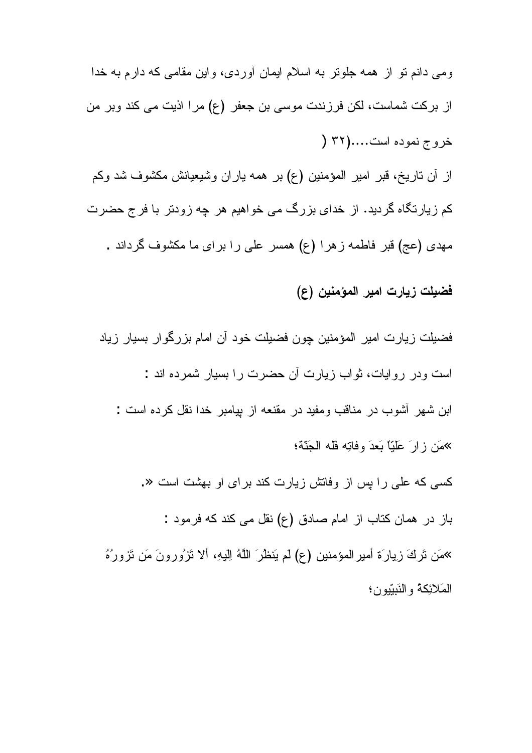ومی دانم تو از همه جلوتر به اسلام ایمان آوردی، واین مقامی که دارم به خدا از برکت شماست، لکن فرزندت موسی بن جعفر (ع) مرا اذیت می کند وبر من خروج نموده است....(۳۲ (

از آن تاریخ، قبر امیر المؤمنین (ع) بر همه یاران وشیعیانش مکشوف شد وکم کم زیارتگاه گردید. از خدای بزرگ می خواهیم هر چه زودتر با فرج حضرت مهدی (عج) قبر فاطمه زهرا (ع) همسر علی را برای ما مکشوف گرداند .

### فضیلت زیارت امیر المؤمنین (ع)

فضیلت زیارت امیر المؤمنین چون فضیلت خود آن امام بزرگوار بسیار زیاد است ودر روایات، ثواب زیارت آن حضرت را بسیار شمرده اند :

ابن شهر آشوب در مناقب ومفید در مقنعه از پیامبر خدا نقل کرده است :

«مَن زارَ عَلیّاً بَعدَ وفاتِهِ فَله الجَنّة؛

کسی که علی را پس از وفاتش زیارت کند برای او بهشت است ».

باز در همان کتاب از امام صادق (ع) نقل می کند که فرمود :

«مَن تَرکَ زیارَةَ أمیرالمؤمنین (ع) لم یَنظُرَ اللّهُ اِلیهِ، ألا تَزُورونَ مَن تَزورُهُ المَلائِکهُ والنَبیّیون؛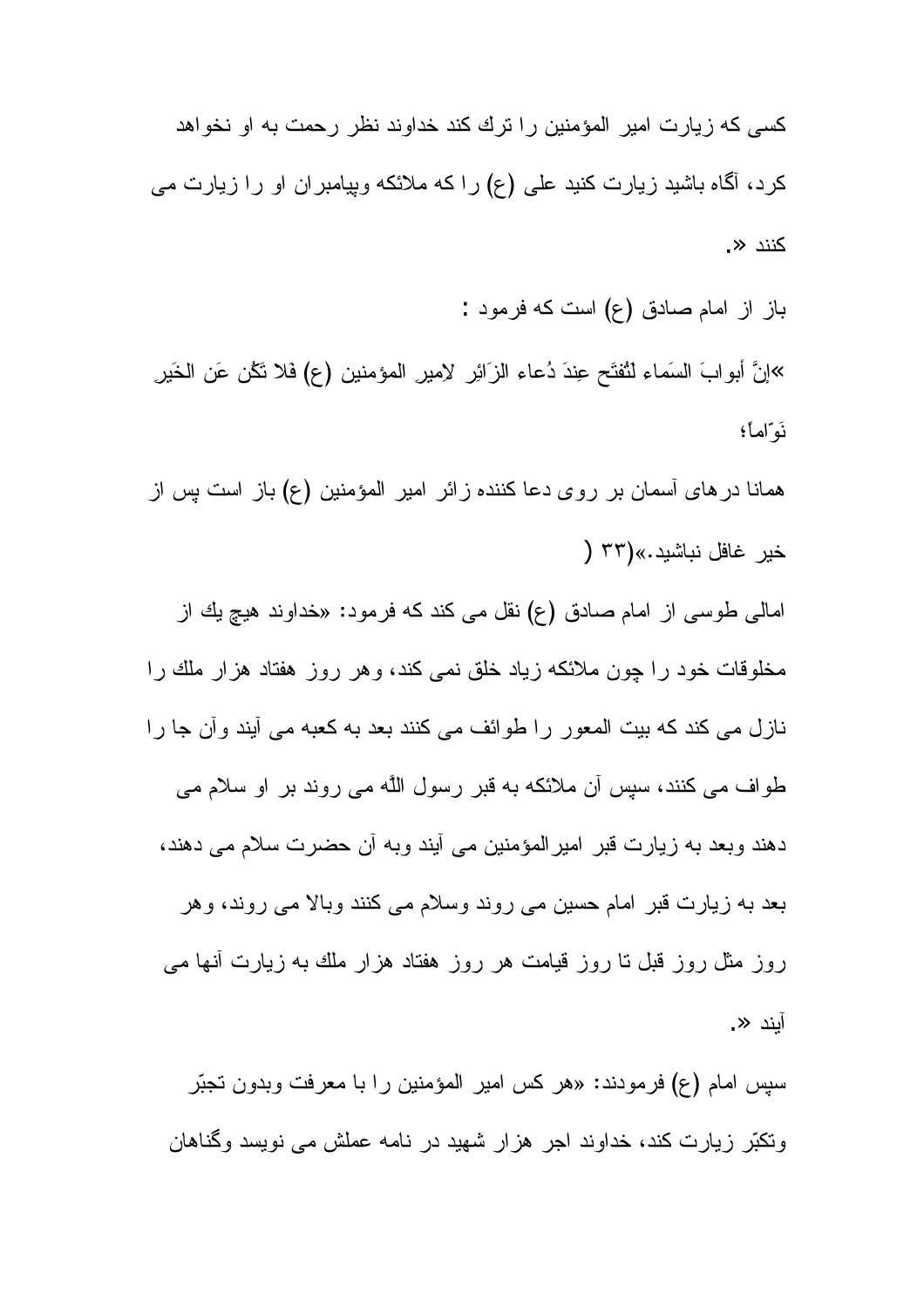کسی که زیارت امیر المؤمنین را ترك کند خداوند نظر رحمت به او نخواهد کرد، آگاه باشید زیارت کنید علی (ع) را که ملائکه وپیامبران او را زیارت می کنند «.

باز از امام صادق (ع) است که فرمود :

»إنَّ أبوابَ السَماء لتُفتَح عِندَ دُعاء الزَائِر لامِیرِ المؤمنین (ع) فَلا تَکُن عَن الخَیرِ نَوّاماً؛

همانا درهای آسمان بر روی دعا کننده زائر امیر المؤمنین (ع) باز است پس از خیر غافل نباشید.»(۳۳ (

امالی طوسی از امام صادق (ع) نقل می کند که فرمود: «خداوند هیچ یك از مخلوقات خود را چون ملائکه زیاد خلق نمی کند، وهر روز هفتاد هزار ملك را نازل می کند که بیت المعور را طوائف می کنند بعد به کعبه می آیند وآن جا را طواف می کنند، سپس آن ملائکه به قبر رسول اللّه می روند بر او سلام می دهند وبعد به زیارت قبر امیرالمؤمنین می آیند وبه آن حضرت سلام می دهند، بعد به زیارت قبر امام حسین می روند وسلام می کنند وبالا می روند، وهر روز مثل روز قبل تا روز قیامت هر روز هفتاد هزار ملك به زیارت آنها می آیند «.

سپس امام (ع) فرمودند: «هر کس امیر المؤمنین را با معرفت وبدون تجبّر وتکبّر زیارت کند، خداوند اجر هزار شهید در نامه عملش می نویسد وگناهان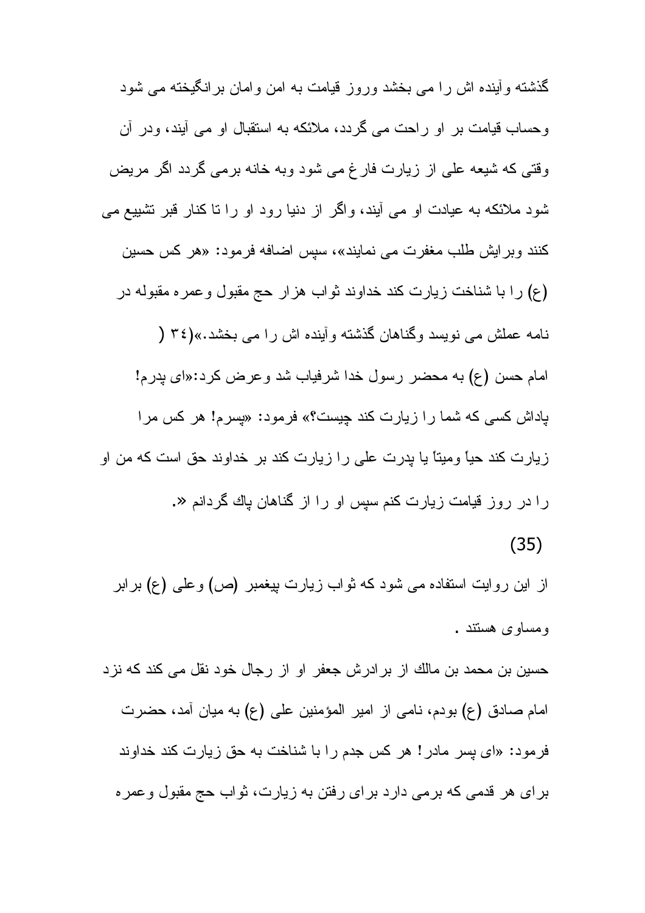گذشته وآینده اش را می بخشد وروز قیامت به امن وامان برانگیخته می شود وحساب قیامت بر او راحت می گردد، ملائکه به استقبال او می آیند، ودر آن وقتی که شیعه علی از زیارت فارغ می شود وبه خانه برمی گردد اگر مریض شود ملائکه به عیادت او می آیند، واگر از دنیا رود او را تا کنار قبر تشییع می کنند وبرایش طلب مغفرت می نمایند»، سپس اضافه فرمود: «هر کس حسین (ع) را با شناخت زیارت کند خداوند ثواب هزار حج مقبول وعمره مقبوله در نامه عملش می نویسد وگناهان گذشته وآینده اش را می بخشد.»(٣٤ (

امام حسن (ع) به محضر رسول خدا شرفیاب شد وعرض کرد:«ای پدرم! پاداش کسی که شما را زیارت کند چیست؟» فرمود: «پسرم! هر کس مرا زیارت کند حیاً ومیتاً یا پدرت علی را زیارت کند بر خداوند حق است که من او را در روز قیامت زیارت کنم سپس او را از گناهان پاك گردانم «.

(35)

از این روایت استفاده می شود که ثواب زیارت پیغمبر (ص) وعلی (ع) برابر ومساوی هستند .

حسین بن محمد بن مالك از برادرش جعفر او از رجال خود نقل می کند که نزد امام صادق (ع) بودم، نامی از امیر المؤمنین علی (ع) به میان آمد، حضرت فرمود: «ای پسر مادر! هر کس جدم را با شناخت به حق زیارت کند خداوند برای هر قدمی که برمی دارد برای رفتن به زیارت، ثواب حج مقبول وعمره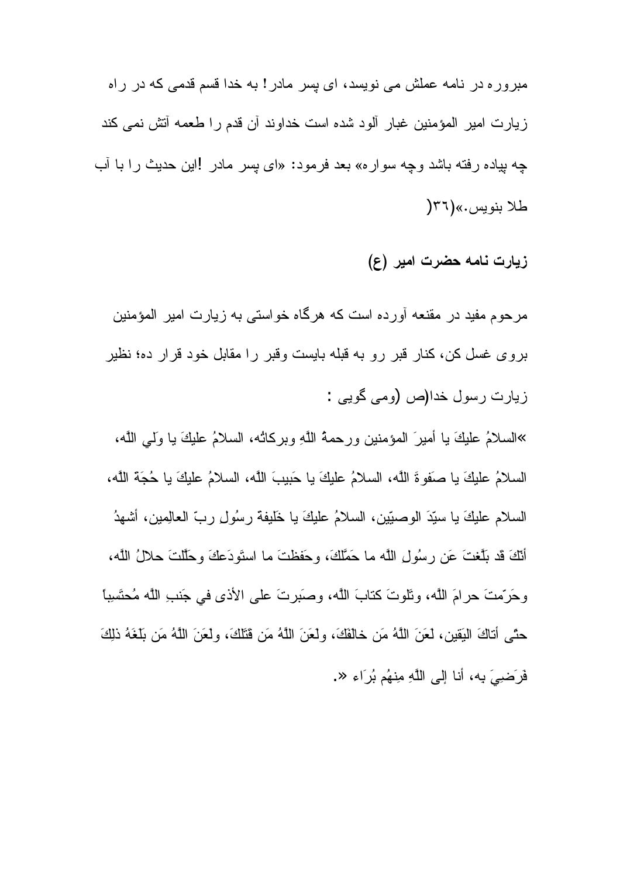مبروره در نامه عملش می نویسد، ای پسر مادر! به خدا قسم قدمی که در راه زیارت امیر المؤمنین غبار آلود شده است خداوند آن قدم را طعمه آتش نمی کند چه پیاده رفته باشد وچه سواره» بعد فرمود: «ای پسر مادر !این حدیث را با آب طلا بنویس.»(۳۶(

## زیارت نامه حضرت امیر (ع)

مرحوم مفید در مقنعه آورده است که هرگاه خواستی به زیارت امیر المؤمنین بروی غسل کن، کنار قبر رو به قبله بایست وقبر را مقابل خود قرار ده؛ نظیر زیارت رسول خدا(ص (ومی گویی :

»السلامُ عليكَ يا أميرَ المؤمنين ورحمةُ اللّهِ وبركاتُه، السلامُ عليكَ يا وَلي اللّه، السلامُ عليكَ يا صَفوةَ اللّه، السلامُ عليكَ يا حَبيبَ اللّه، السلامُ عليكَ يا حُجَةَ اللّه، السلام عليكَ يا سيّدَ الوصيّين، السلامُ عليكَ يا خَليفة رسُولِ ربّ العالِمين، أشهدُ أنّكَ قَد بَلّغتَ عَن رسُولِ اللّه ما حَمَّلكَ، وحَفظتَ ما استَودَعكَ وحَلّلتَ حلالُ اللّه، وحَرّمتَ حرامَ اللّه، وتَلوتَ كتابَ اللّه، وصَبَرتَ على الأذى في جَنبِ اللّه مُحتَسِباً حتّى أتاكَ اليَقين، لعَنَ اللّهُ مَن خالَفَكَ، ولعَنَ اللّهُ مَن قَتَلكَ، ولعَنَ اللّهُ مَن بَلَغَهُ ذلِكَ فرَضِيَ به، أنا إلى اللّهِ مِنهُم بُرَاء «.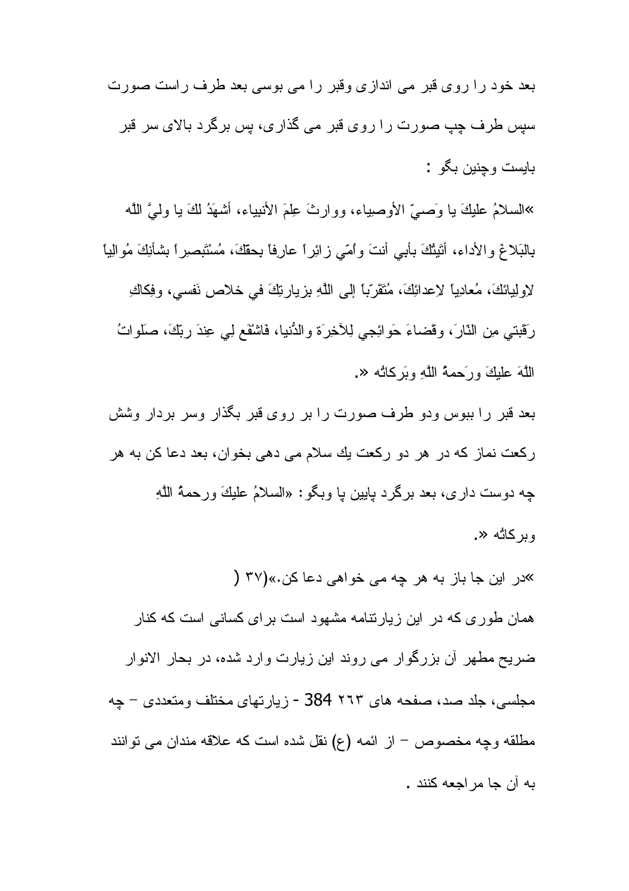بعد خود را روی قبر می اندازی وقبر را می بوسی بعد طرف راست صورت سپس طرف چپ صورت را روی قبر می گذاری، پس برگرد بالای سر قبر بایست وچنین بگو :

«السلامُ عليكَ يا وَصيّ الأوصياء، ووارثَ عِلمَ الأنبياء، أشهَدُ لكَ يا وليَّ اللّه بالبَلاغ والأداء، أتَيتُكَ بأبي أنتَ واُمّي زائراً عارفاً بحقكَ، مُستَبصِراً بشأنِكَ مُوالياً لاِوليائكَ، مُعادِياً لاِعدائِكَ، مُتَقَرّباً إلى اللّهِ بزيارتِكَ في خلاص نَفسي، وفِكاكِ رَقَبتي مِن النّارَ، وقَضاءَ حَوائِجي لِلآخِرَة والدُّنيا، فَاشْفَع لِي عِندَ ربّكَ، صَلَواتُ اللّهَ عليكَ ورَحمةُ اللّهِ وبَركاتُه ».

بعد قبر را ببوس ودو طرف صورت را بر روی قبر بگذار وسر بردار وشش رکعت نماز که در هر دو رکعت یك سلام می دهی بخوان، بعد دعا کن به هر چه دوست داری، بعد برگرد پایین پا وبگو: «السلامُ عليكَ ورحمةُ اللّهِ وبركاتُه ».

«در این جا باز به هر چه می خواهی دعا کن.»(۳۷)

همان طوری که در این زیارتنامه مشهود است برای کسانی است که کنار ضریح مطهر آن بزرگوار می روند این زیارت وارد شده، در بحار الانوار مجلسی، جلد صد، صفحه های ۲٦۳ 384 - زیارتهای مختلف ومتعددی – چه مطلقه وچه مخصوص – از ائمه (ع) نقل شده است که علاقه مندان می توانند به آن جا مراجعه کنند .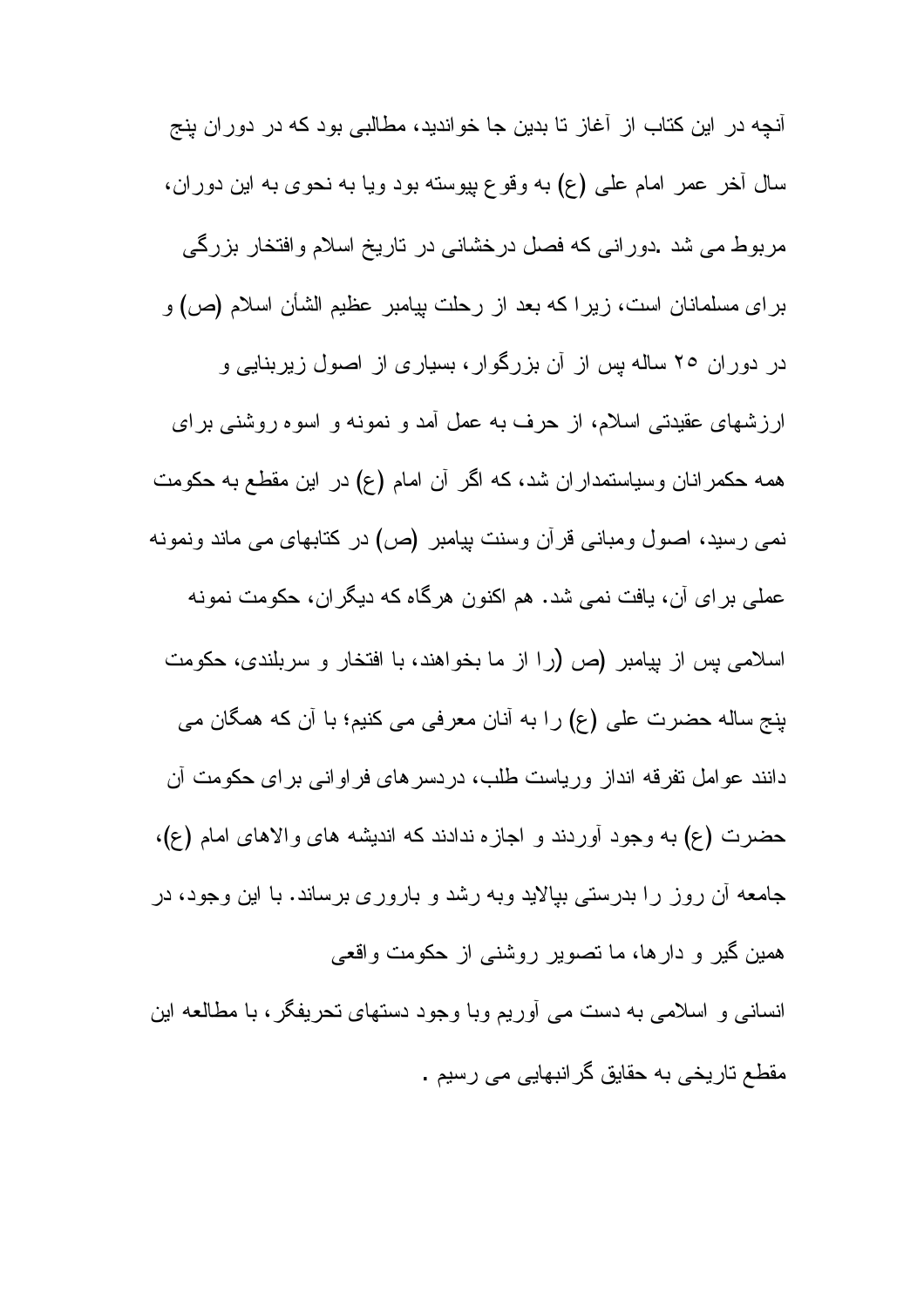آنچه در این کتاب از آغاز تا بدین جا خواندید، مطالبی بود که در دوران پنج سال آخر عمر امام علی (ع) به وقوع پیوسته بود ویا به نحوی به این دوران، مربوط می شد .دورانی که فصل درخشانی در تاریخ اسلام وافتخار بزرگی برای مسلمانان است، زیرا که بعد از رحلت پیامبر عظیم الشأن اسلام (ص) و در دوران ۲۵ ساله پس از آن بزرگوار، بسیاری از اصول زیربنایی و ارزشهای عقیدتی اسلام، از حرف به عمل آمد و نمونه و اسوه روشنی برای همه حکمرانان وسیاستمداران شد، که اگر آن امام (ع) در این مقطع به حکومت نمی رسید، اصول ومبانی قرآن وسنت پیامبر (ص) در کتابهای می ماند ونمونه عملی برای آن، یافت نمی شد. هم اکنون هرگاه که دیگران، حکومت نمونه اسلامی پس از پیامبر (ص (را از ما بخواهند، با افتخار و سربلندی، حکومت پنج ساله حضرت علی (ع) را به آنان معرفی می کنیم؛ با آن که همگان می دانند عوامل تفرقه انداز وریاست طلب، دردسرهای فراوانی برای حکومت آن حضرت (ع) به وجود آوردند و اجازه ندادند که اندیشه های والاهای امام (ع)، جامعه آن روز را بدرستی بپالاید وبه رشد و باروری برساند. با این وجود، در همین گیر و دارها، ما تصویر روشنی از حکومت واقعی انسانی و اسلامی به دست می آوریم وبا وجود دستهای تحریفگر، با مطالعه این مقطع تاریخی به حقایق گرانبهایی می رسیم .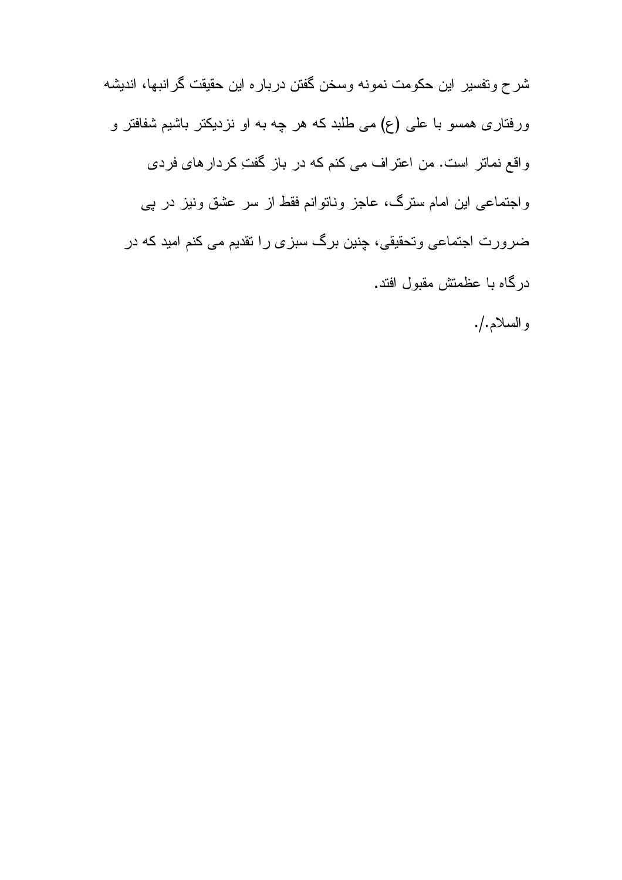شرح وتفسير این حکومت نمونه وسخن گفتن درباره این حقیقت گرانبها، اندیشه ورفتاری همسو با علی (ع) می طلبد که هر چه به او نزدیکتر باشیم شفافتر و واقع نماتر است. من اعتراف می کنم که در باز گفتِ کردارهای فردی واجتماعی این امام سترگ، عاجز وناتوانم فقط از سر عشق ونیز در پی ضرورت اجتماعی وتحقیقی، چنین برگ سبزی را تقدیم می کنم امید که در درگاه با عظمتش مقبول افتد.

والسلام./.